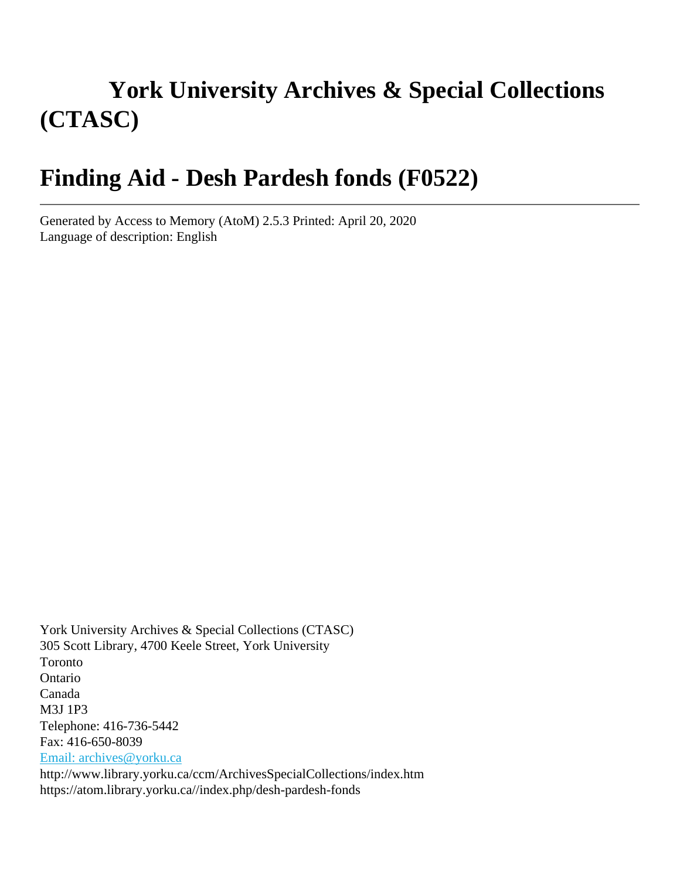# York University Archives & Special Collections (CTASC)

# Finding Aid - Desh Pardesh fonds (F0522)

---

Generated by Access to Memory (AtoM) 2.5.3 Printed: April 20, 2020
Language of description: English

York University Archives & Special Collections (CTASC)
305 Scott Library, 4700 Keele Street, York University
Toronto
Ontario
Canada
M3J 1P3
Telephone: 416-736-5442
Fax: 416-650-8039
Email: archives@yorku.ca
http://www.library.yorku.ca/ccm/ArchivesSpecialCollections/index.htm
https://atom.library.yorku.ca//index.php/desh-pardesh-fonds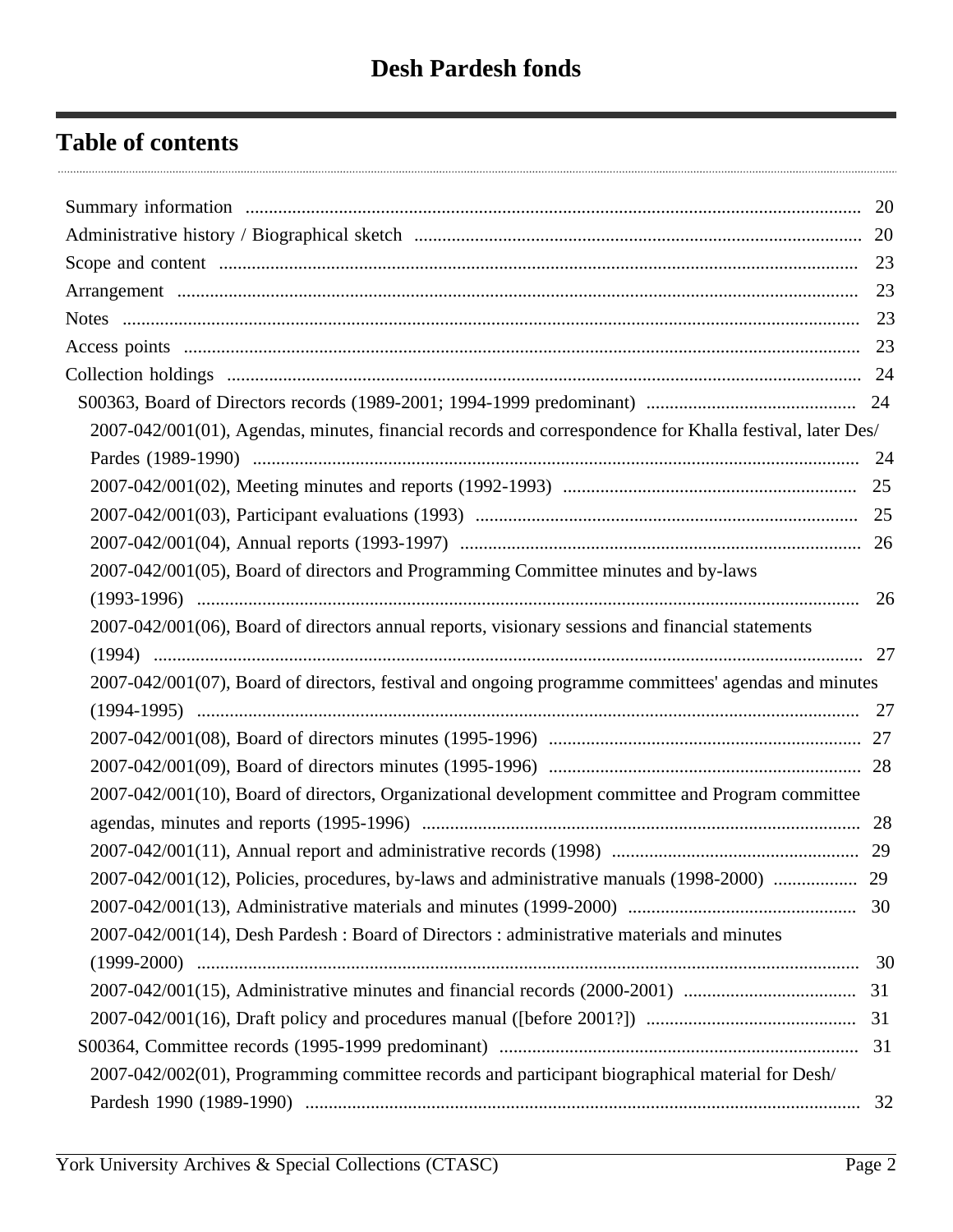# Desh Pardesh fonds

## Table of contents

- Summary information ..... 20
- Administrative history / Biographical sketch ..... 20
- Scope and content ..... 23
- Arrangement ..... 23
- Notes ..... 23
- Access points ..... 23
- Collection holdings ..... 24
  - S00363, Board of Directors records (1989-2001; 1994-1999 predominant) ..... 24
    - 2007-042/001(01), Agendas, minutes, financial records and correspondence for Khalla festival, later Des/Pardes (1989-1990) ..... 24
    - 2007-042/001(02), Meeting minutes and reports (1992-1993) ..... 25
    - 2007-042/001(03), Participant evaluations (1993) ..... 25
    - 2007-042/001(04), Annual reports (1993-1997) ..... 26
    - 2007-042/001(05), Board of directors and Programming Committee minutes and by-laws (1993-1996) ..... 26
    - 2007-042/001(06), Board of directors annual reports, visionary sessions and financial statements (1994) ..... 27
    - 2007-042/001(07), Board of directors, festival and ongoing programme committees' agendas and minutes (1994-1995) ..... 27
    - 2007-042/001(08), Board of directors minutes (1995-1996) ..... 27
    - 2007-042/001(09), Board of directors minutes (1995-1996) ..... 28
    - 2007-042/001(10), Board of directors, Organizational development committee and Program committee agendas, minutes and reports (1995-1996) ..... 28
    - 2007-042/001(11), Annual report and administrative records (1998) ..... 29
    - 2007-042/001(12), Policies, procedures, by-laws and administrative manuals (1998-2000) ..... 29
    - 2007-042/001(13), Administrative materials and minutes (1999-2000) ..... 30
    - 2007-042/001(14), Desh Pardesh : Board of Directors : administrative materials and minutes (1999-2000) ..... 30
    - 2007-042/001(15), Administrative minutes and financial records (2000-2001) ..... 31
    - 2007-042/001(16), Draft policy and procedures manual ([before 2001?]) ..... 31
  - S00364, Committee records (1995-1999 predominant) ..... 31
    - 2007-042/002(01), Programming committee records and participant biographical material for Desh/Pardesh 1990 (1989-1990) ..... 32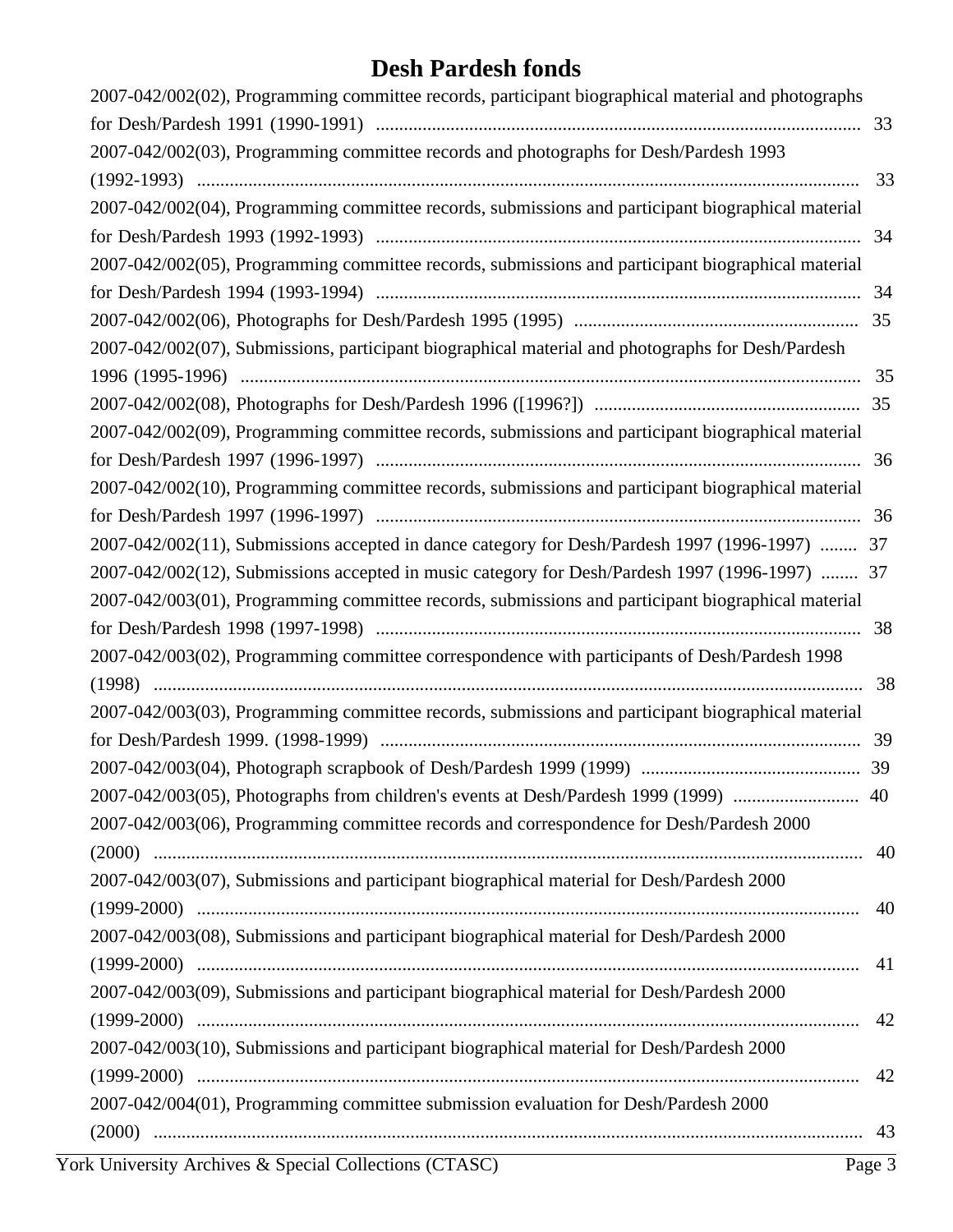# Desh Pardesh fonds

2007-042/002(02), Programming committee records, participant biographical material and photographs for Desh/Pardesh 1991 (1990-1991) ........ 33

2007-042/002(03), Programming committee records and photographs for Desh/Pardesh 1993 (1992-1993) ........ 33

2007-042/002(04), Programming committee records, submissions and participant biographical material for Desh/Pardesh 1993 (1992-1993) ........ 34

2007-042/002(05), Programming committee records, submissions and participant biographical material for Desh/Pardesh 1994 (1993-1994) ........ 34

2007-042/002(06), Photographs for Desh/Pardesh 1995 (1995) ........ 35

2007-042/002(07), Submissions, participant biographical material and photographs for Desh/Pardesh 1996 (1995-1996) ........ 35

2007-042/002(08), Photographs for Desh/Pardesh 1996 ([1996?]) ........ 35

2007-042/002(09), Programming committee records, submissions and participant biographical material for Desh/Pardesh 1997 (1996-1997) ........ 36

2007-042/002(10), Programming committee records, submissions and participant biographical material for Desh/Pardesh 1997 (1996-1997) ........ 36

2007-042/002(11), Submissions accepted in dance category for Desh/Pardesh 1997 (1996-1997) ........ 37

2007-042/002(12), Submissions accepted in music category for Desh/Pardesh 1997 (1996-1997) ........ 37

2007-042/003(01), Programming committee records, submissions and participant biographical material for Desh/Pardesh 1998 (1997-1998) ........ 38

2007-042/003(02), Programming committee correspondence with participants of Desh/Pardesh 1998 (1998) ........ 38

2007-042/003(03), Programming committee records, submissions and participant biographical material for Desh/Pardesh 1999. (1998-1999) ........ 39

2007-042/003(04), Photograph scrapbook of Desh/Pardesh 1999 (1999) ........ 39

2007-042/003(05), Photographs from children's events at Desh/Pardesh 1999 (1999) ........ 40

2007-042/003(06), Programming committee records and correspondence for Desh/Pardesh 2000 (2000) ........ 40

2007-042/003(07), Submissions and participant biographical material for Desh/Pardesh 2000 (1999-2000) ........ 40

2007-042/003(08), Submissions and participant biographical material for Desh/Pardesh 2000 (1999-2000) ........ 41

2007-042/003(09), Submissions and participant biographical material for Desh/Pardesh 2000 (1999-2000) ........ 42

2007-042/003(10), Submissions and participant biographical material for Desh/Pardesh 2000 (1999-2000) ........ 42

2007-042/004(01), Programming committee submission evaluation for Desh/Pardesh 2000 (2000) ........ 43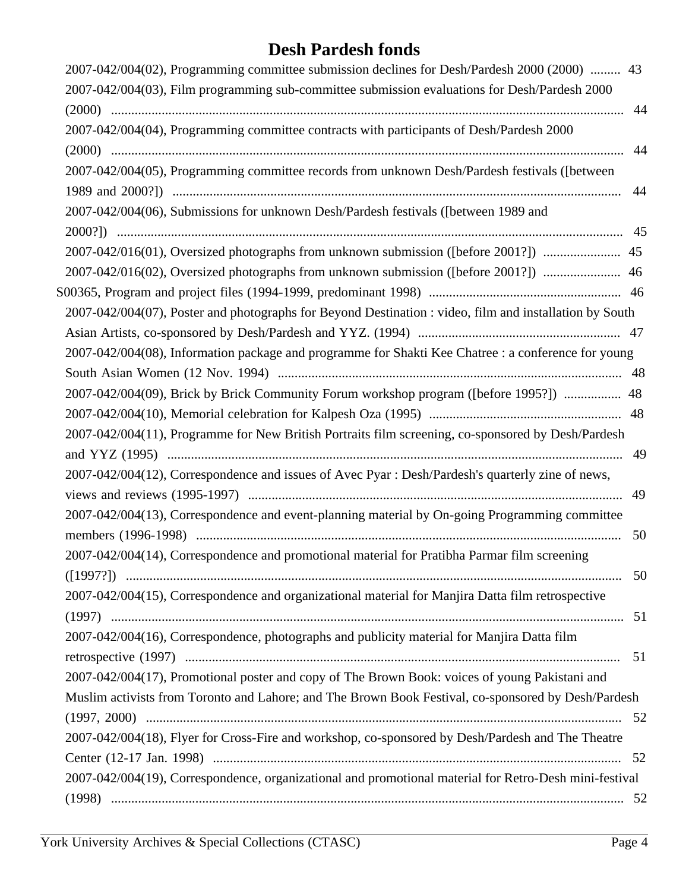# Desh Pardesh fonds

- 2007-042/004(02), Programming committee submission declines for Desh/Pardesh 2000 (2000) ......... 43
- 2007-042/004(03), Film programming sub-committee submission evaluations for Desh/Pardesh 2000 (2000) ........ 44
- 2007-042/004(04), Programming committee contracts with participants of Desh/Pardesh 2000 (2000) ........ 44
- 2007-042/004(05), Programming committee records from unknown Desh/Pardesh festivals ([between 1989 and 2000?]) ........ 44
- 2007-042/004(06), Submissions for unknown Desh/Pardesh festivals ([between 1989 and 2000?]) ........ 45
- 2007-042/016(01), Oversized photographs from unknown submission ([before 2001?]) ....................... 45
- 2007-042/016(02), Oversized photographs from unknown submission ([before 2001?]) ....................... 46

S00365, Program and project files (1994-1999, predominant 1998) ........ 46

- 2007-042/004(07), Poster and photographs for Beyond Destination : video, film and installation by South Asian Artists, co-sponsored by Desh/Pardesh and YYZ. (1994) ........ 47
- 2007-042/004(08), Information package and programme for Shakti Kee Chatree : a conference for young South Asian Women (12 Nov. 1994) ........ 48
- 2007-042/004(09), Brick by Brick Community Forum workshop program ([before 1995?]) ................. 48
- 2007-042/004(10), Memorial celebration for Kalpesh Oza (1995) ........ 48
- 2007-042/004(11), Programme for New British Portraits film screening, co-sponsored by Desh/Pardesh and YYZ (1995) ........ 49
- 2007-042/004(12), Correspondence and issues of Avec Pyar : Desh/Pardesh's quarterly zine of news, views and reviews (1995-1997) ........ 49
- 2007-042/004(13), Correspondence and event-planning material by On-going Programming committee members (1996-1998) ........ 50
- 2007-042/004(14), Correspondence and promotional material for Pratibha Parmar film screening ([1997?]) ........ 50
- 2007-042/004(15), Correspondence and organizational material for Manjira Datta film retrospective (1997) ........ 51
- 2007-042/004(16), Correspondence, photographs and publicity material for Manjira Datta film retrospective (1997) ........ 51
- 2007-042/004(17), Promotional poster and copy of The Brown Book: voices of young Pakistani and Muslim activists from Toronto and Lahore; and The Brown Book Festival, co-sponsored by Desh/Pardesh (1997, 2000) ........ 52
- 2007-042/004(18), Flyer for Cross-Fire and workshop, co-sponsored by Desh/Pardesh and The Theatre Center (12-17 Jan. 1998) ........ 52
- 2007-042/004(19), Correspondence, organizational and promotional material for Retro-Desh mini-festival (1998) ........ 52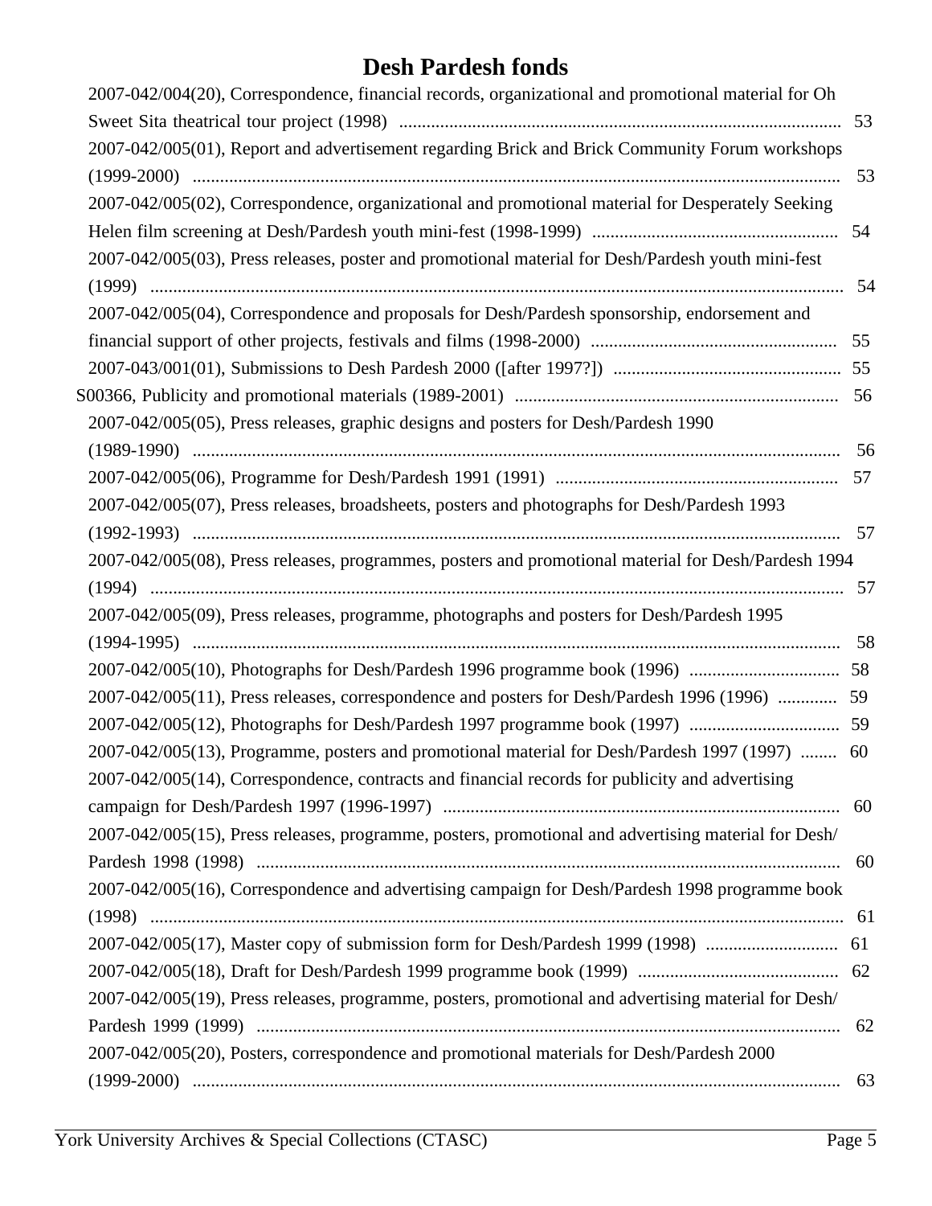# Desh Pardesh fonds

2007-042/004(20), Correspondence, financial records, organizational and promotional material for Oh Sweet Sita theatrical tour project (1998) ........ 53

2007-042/005(01), Report and advertisement regarding Brick and Brick Community Forum workshops (1999-2000) ........ 53

2007-042/005(02), Correspondence, organizational and promotional material for Desperately Seeking Helen film screening at Desh/Pardesh youth mini-fest (1998-1999) ........ 54

2007-042/005(03), Press releases, poster and promotional material for Desh/Pardesh youth mini-fest (1999) ........ 54

2007-042/005(04), Correspondence and proposals for Desh/Pardesh sponsorship, endorsement and financial support of other projects, festivals and films (1998-2000) ........ 55

2007-043/001(01), Submissions to Desh Pardesh 2000 ([after 1997?]) ........ 55

S00366, Publicity and promotional materials (1989-2001) ........ 56

2007-042/005(05), Press releases, graphic designs and posters for Desh/Pardesh 1990 (1989-1990) ........ 56

2007-042/005(06), Programme for Desh/Pardesh 1991 (1991) ........ 57

2007-042/005(07), Press releases, broadsheets, posters and photographs for Desh/Pardesh 1993 (1992-1993) ........ 57

2007-042/005(08), Press releases, programmes, posters and promotional material for Desh/Pardesh 1994 (1994) ........ 57

2007-042/005(09), Press releases, programme, photographs and posters for Desh/Pardesh 1995 (1994-1995) ........ 58

2007-042/005(10), Photographs for Desh/Pardesh 1996 programme book (1996) ........ 58

2007-042/005(11), Press releases, correspondence and posters for Desh/Pardesh 1996 (1996) ........ 59

2007-042/005(12), Photographs for Desh/Pardesh 1997 programme book (1997) ........ 59

2007-042/005(13), Programme, posters and promotional material for Desh/Pardesh 1997 (1997) ........ 60

2007-042/005(14), Correspondence, contracts and financial records for publicity and advertising campaign for Desh/Pardesh 1997 (1996-1997) ........ 60

2007-042/005(15), Press releases, programme, posters, promotional and advertising material for Desh/Pardesh 1998 (1998) ........ 60

2007-042/005(16), Correspondence and advertising campaign for Desh/Pardesh 1998 programme book (1998) ........ 61

2007-042/005(17), Master copy of submission form for Desh/Pardesh 1999 (1998) ........ 61

2007-042/005(18), Draft for Desh/Pardesh 1999 programme book (1999) ........ 62

2007-042/005(19), Press releases, programme, posters, promotional and advertising material for Desh/Pardesh 1999 (1999) ........ 62

2007-042/005(20), Posters, correspondence and promotional materials for Desh/Pardesh 2000 (1999-2000) ........ 63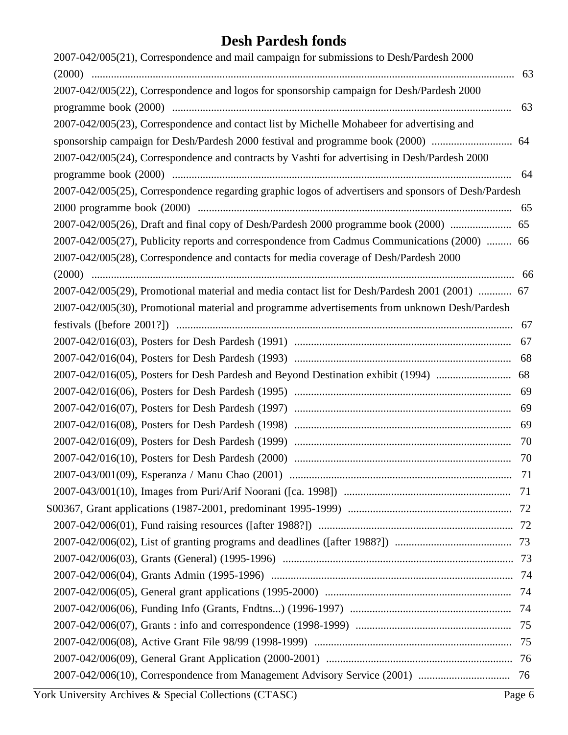# Desh Pardesh fonds

- 2007-042/005(21), Correspondence and mail campaign for submissions to Desh/Pardesh 2000 (2000) ..... 63
- 2007-042/005(22), Correspondence and logos for sponsorship campaign for Desh/Pardesh 2000 programme book (2000) ..... 63
- 2007-042/005(23), Correspondence and contact list by Michelle Mohabeer for advertising and sponsorship campaign for Desh/Pardesh 2000 festival and programme book (2000) ..... 64
- 2007-042/005(24), Correspondence and contracts by Vashti for advertising in Desh/Pardesh 2000 programme book (2000) ..... 64
- 2007-042/005(25), Correspondence regarding graphic logos of advertisers and sponsors of Desh/Pardesh 2000 programme book (2000) ..... 65
- 2007-042/005(26), Draft and final copy of Desh/Pardesh 2000 programme book (2000) ..... 65
- 2007-042/005(27), Publicity reports and correspondence from Cadmus Communications (2000) ..... 66
- 2007-042/005(28), Correspondence and contacts for media coverage of Desh/Pardesh 2000 (2000) ..... 66
- 2007-042/005(29), Promotional material and media contact list for Desh/Pardesh 2001 (2001) ..... 67
- 2007-042/005(30), Promotional material and programme advertisements from unknown Desh/Pardesh festivals ([before 2001?]) ..... 67
- 2007-042/016(03), Posters for Desh Pardesh (1991) ..... 67
- 2007-042/016(04), Posters for Desh Pardesh (1993) ..... 68
- 2007-042/016(05), Posters for Desh Pardesh and Beyond Destination exhibit (1994) ..... 68
- 2007-042/016(06), Posters for Desh Pardesh (1995) ..... 69
- 2007-042/016(07), Posters for Desh Pardesh (1997) ..... 69
- 2007-042/016(08), Posters for Desh Pardesh (1998) ..... 69
- 2007-042/016(09), Posters for Desh Pardesh (1999) ..... 70
- 2007-042/016(10), Posters for Desh Pardesh (2000) ..... 70
- 2007-043/001(09), Esperanza / Manu Chao (2001) ..... 71
- 2007-043/001(10), Images from Puri/Arif Noorani ([ca. 1998]) ..... 71

S00367, Grant applications (1987-2001, predominant 1995-1999) ..... 72

- 2007-042/006(01), Fund raising resources ([after 1988?]) ..... 72
- 2007-042/006(02), List of granting programs and deadlines ([after 1988?]) ..... 73
- 2007-042/006(03), Grants (General) (1995-1996) ..... 73
- 2007-042/006(04), Grants Admin (1995-1996) ..... 74
- 2007-042/006(05), General grant applications (1995-2000) ..... 74
- 2007-042/006(06), Funding Info (Grants, Fndtns...) (1996-1997) ..... 74
- 2007-042/006(07), Grants : info and correspondence (1998-1999) ..... 75
- 2007-042/006(08), Active Grant File 98/99 (1998-1999) ..... 75
- 2007-042/006(09), General Grant Application (2000-2001) ..... 76
- 2007-042/006(10), Correspondence from Management Advisory Service (2001) ..... 76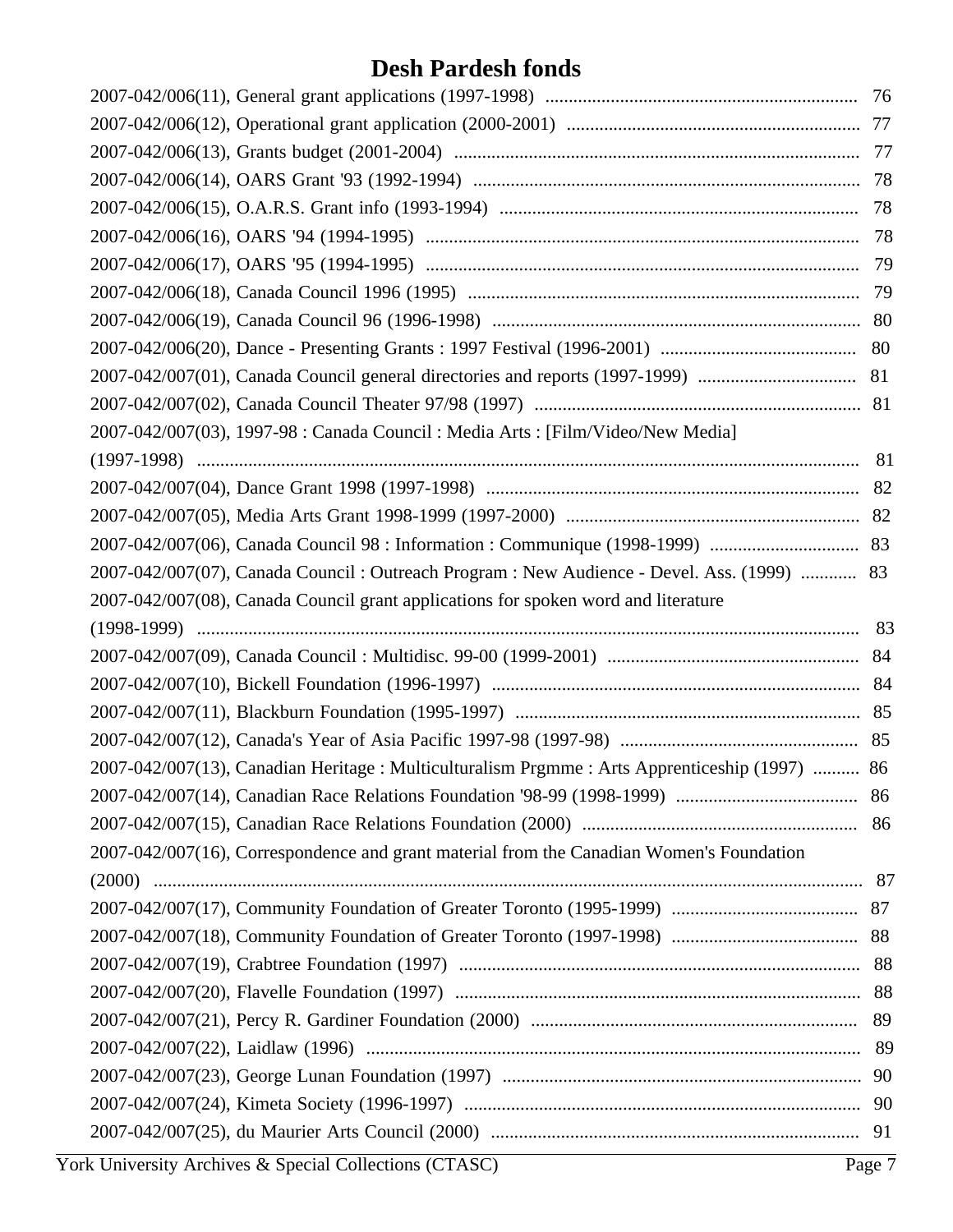# Desh Pardesh fonds

2007-042/006(11), General grant applications (1997-1998) .................................................................. 76
2007-042/006(12), Operational grant application (2000-2001) .............................................................. 77
2007-042/006(13), Grants budget (2001-2004) ....................................................................................... 77
2007-042/006(14), OARS Grant '93 (1992-1994) ................................................................................... 78
2007-042/006(15), O.A.R.S. Grant info (1993-1994) ............................................................................ 78
2007-042/006(16), OARS '94 (1994-1995) ............................................................................................. 78
2007-042/006(17), OARS '95 (1994-1995) ............................................................................................. 79
2007-042/006(18), Canada Council 1996 (1995) .................................................................................... 79
2007-042/006(19), Canada Council 96 (1996-1998) ............................................................................... 80
2007-042/006(20), Dance - Presenting Grants : 1997 Festival (1996-2001) .......................................... 80
2007-042/007(01), Canada Council general directories and reports (1997-1999) .................................. 81
2007-042/007(02), Canada Council Theater 97/98 (1997) ..................................................................... 81
2007-042/007(03), 1997-98 : Canada Council : Media Arts : [Film/Video/New Media] (1997-1998) ............................................................................................................................................ 81
2007-042/007(04), Dance Grant 1998 (1997-1998) ................................................................................ 82
2007-042/007(05), Media Arts Grant 1998-1999 (1997-2000) .............................................................. 82
2007-042/007(06), Canada Council 98 : Information : Communique (1998-1999) ................................ 83
2007-042/007(07), Canada Council : Outreach Program : New Audience - Devel. Ass. (1999) ............ 83
2007-042/007(08), Canada Council grant applications for spoken word and literature (1998-1999) ............................................................................................................................................ 83
2007-042/007(09), Canada Council : Multidisc. 99-00 (1999-2001) ..................................................... 84
2007-042/007(10), Bickell Foundation (1996-1997) ............................................................................... 84
2007-042/007(11), Blackburn Foundation (1995-1997) .......................................................................... 85
2007-042/007(12), Canada's Year of Asia Pacific 1997-98 (1997-98) ................................................... 85
2007-042/007(13), Canadian Heritage : Multiculturalism Prgmme : Arts Apprenticeship (1997) .......... 86
2007-042/007(14), Canadian Race Relations Foundation '98-99 (1998-1999) ....................................... 86
2007-042/007(15), Canadian Race Relations Foundation (2000) ........................................................... 86
2007-042/007(16), Correspondence and grant material from the Canadian Women's Foundation (2000) ........................................................................................................................................................ 87
2007-042/007(17), Community Foundation of Greater Toronto (1995-1999) ........................................ 87
2007-042/007(18), Community Foundation of Greater Toronto (1997-1998) ........................................ 88
2007-042/007(19), Crabtree Foundation (1997) ...................................................................................... 88
2007-042/007(20), Flavelle Foundation (1997) ....................................................................................... 88
2007-042/007(21), Percy R. Gardiner Foundation (2000) ...................................................................... 89
2007-042/007(22), Laidlaw (1996) ......................................................................................................... 89
2007-042/007(23), George Lunan Foundation (1997) ............................................................................. 90
2007-042/007(24), Kimeta Society (1996-1997) ..................................................................................... 90
2007-042/007(25), du Maurier Arts Council (2000) ............................................................................... 91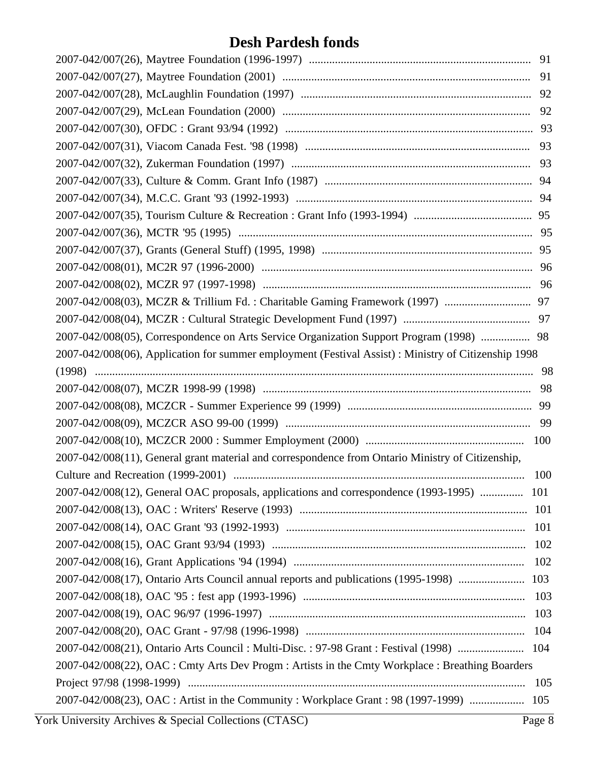# Desh Pardesh fonds

2007-042/007(26), Maytree Foundation (1996-1997) ............................................................................ 91
2007-042/007(27), Maytree Foundation (2001) ..................................................................................... 91
2007-042/007(28), McLaughlin Foundation (1997) ............................................................................... 92
2007-042/007(29), McLean Foundation (2000) ...................................................................................... 92
2007-042/007(30), OFDC : Grant 93/94 (1992) ..................................................................................... 93
2007-042/007(31), Viacom Canada Fest. '98 (1998) .............................................................................. 93
2007-042/007(32), Zukerman Foundation (1997) .................................................................................. 93
2007-042/007(33), Culture & Comm. Grant Info (1987) ........................................................................ 94
2007-042/007(34), M.C.C. Grant '93 (1992-1993) ................................................................................. 94
2007-042/007(35), Tourism Culture & Recreation : Grant Info (1993-1994) ......................................... 95
2007-042/007(36), MCTR '95 (1995) ..................................................................................................... 95
2007-042/007(37), Grants (General Stuff) (1995, 1998) ........................................................................ 95
2007-042/008(01), MC2R 97 (1996-2000) .............................................................................................. 96
2007-042/008(02), MCZR 97 (1997-1998) ............................................................................................. 96
2007-042/008(03), MCZR & Trillium Fd. : Charitable Gaming Framework (1997) .............................. 97
2007-042/008(04), MCZR : Cultural Strategic Development Fund (1997) ............................................ 97
2007-042/008(05), Correspondence on Arts Service Organization Support Program (1998) ................. 98
2007-042/008(06), Application for summer employment (Festival Assist) : Ministry of Citizenship 1998 (1998) ........................................................................................................................................ 98
2007-042/008(07), MCZR 1998-99 (1998) ............................................................................................ 98
2007-042/008(08), MCZCR - Summer Experience 99 (1999) ............................................................... 99
2007-042/008(09), MCZCR ASO 99-00 (1999) .................................................................................... 99
2007-042/008(10), MCZCR 2000 : Summer Employment (2000) ....................................................... 100
2007-042/008(11), General grant material and correspondence from Ontario Ministry of Citizenship, Culture and Recreation (1999-2001) .................................................................................................... 100
2007-042/008(12), General OAC proposals, applications and correspondence (1993-1995) ............... 101
2007-042/008(13), OAC : Writers' Reserve (1993) .............................................................................. 101
2007-042/008(14), OAC Grant '93 (1992-1993) .................................................................................. 101
2007-042/008(15), OAC Grant 93/94 (1993) ........................................................................................ 102
2007-042/008(16), Grant Applications '94 (1994) ................................................................................ 102
2007-042/008(17), Ontario Arts Council annual reports and publications (1995-1998) ....................... 103
2007-042/008(18), OAC '95 : fest app (1993-1996) ............................................................................. 103
2007-042/008(19), OAC 96/97 (1996-1997) ......................................................................................... 103
2007-042/008(20), OAC Grant - 97/98 (1996-1998) ............................................................................ 104
2007-042/008(21), Ontario Arts Council : Multi-Disc. : 97-98 Grant : Festival (1998) ....................... 104
2007-042/008(22), OAC : Cmty Arts Dev Progm : Artists in the Cmty Workplace : Breathing Boarders Project 97/98 (1998-1999) .................................................................................................................... 105
2007-042/008(23), OAC : Artist in the Community : Workplace Grant : 98 (1997-1999) ................... 105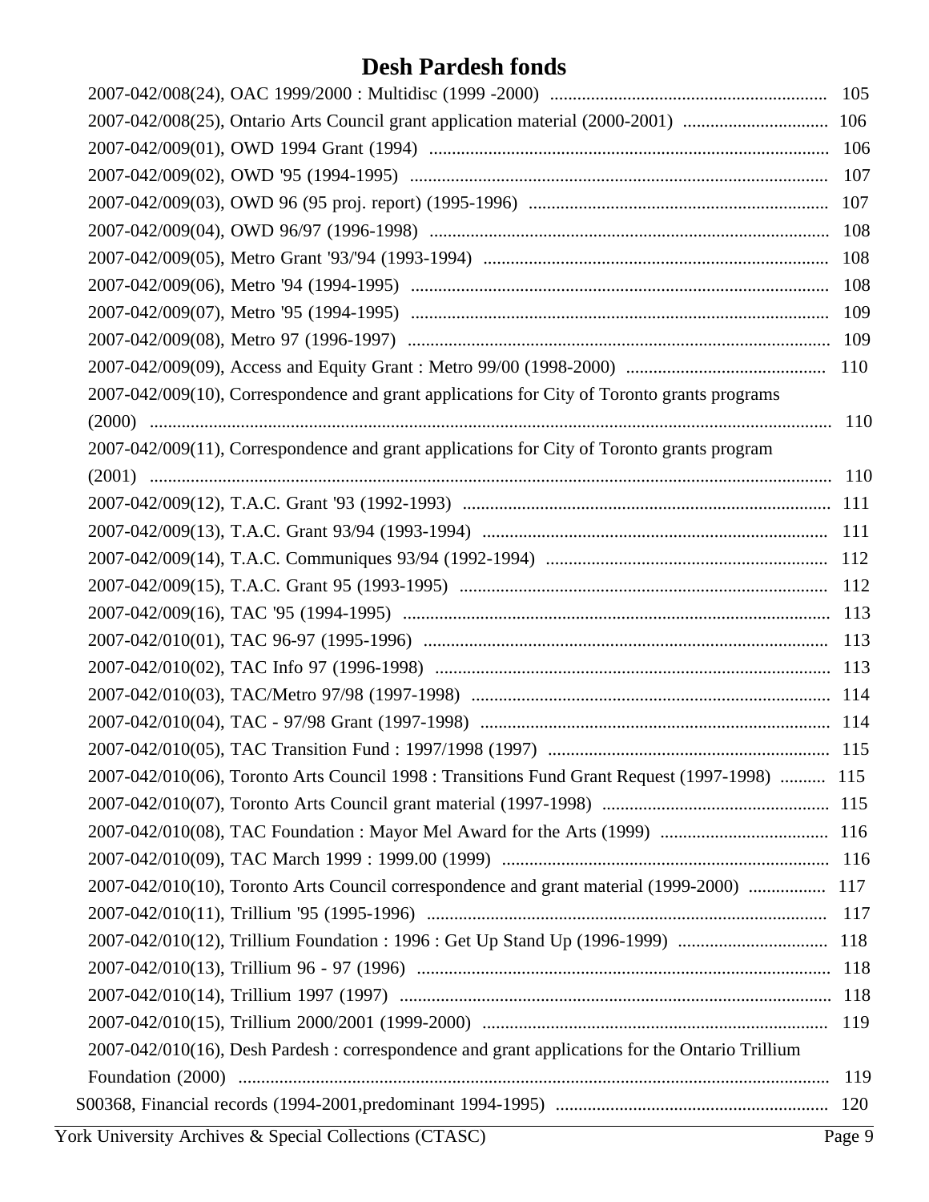# Desh Pardesh fonds

2007-042/008(24), OAC 1999/2000 : Multidisc (1999 -2000) ............................................................ 105
2007-042/008(25), Ontario Arts Council grant application material (2000-2001) ................................ 106
2007-042/009(01), OWD 1994 Grant (1994) ........................................................................................ 106
2007-042/009(02), OWD '95 (1994-1995) ............................................................................................ 107
2007-042/009(03), OWD 96 (95 proj. report) (1995-1996) ................................................................. 107
2007-042/009(04), OWD 96/97 (1996-1998) ........................................................................................ 108
2007-042/009(05), Metro Grant '93/'94 (1993-1994) ........................................................................... 108
2007-042/009(06), Metro '94 (1994-1995) ............................................................................................ 108
2007-042/009(07), Metro '95 (1994-1995) ............................................................................................ 109
2007-042/009(08), Metro 97 (1996-1997) ............................................................................................. 109
2007-042/009(09), Access and Equity Grant : Metro 99/00 (1998-2000) ........................................... 110
2007-042/009(10), Correspondence and grant applications for City of Toronto grants programs (2000) ...................................................................................................................................................... 110
2007-042/009(11), Correspondence and grant applications for City of Toronto grants program (2001) ...................................................................................................................................................... 110
2007-042/009(12), T.A.C. Grant '93 (1992-1993) ................................................................................ 111
2007-042/009(13), T.A.C. Grant 93/94 (1993-1994) ............................................................................ 111
2007-042/009(14), T.A.C. Communiques 93/94 (1992-1994) ............................................................. 112
2007-042/009(15), T.A.C. Grant 95 (1993-1995) ................................................................................. 112
2007-042/009(16), TAC '95 (1994-1995) .............................................................................................. 113
2007-042/010(01), TAC 96-97 (1995-1996) ......................................................................................... 113
2007-042/010(02), TAC Info 97 (1996-1998) ....................................................................................... 113
2007-042/010(03), TAC/Metro 97/98 (1997-1998) ............................................................................... 114
2007-042/010(04), TAC - 97/98 Grant (1997-1998) ............................................................................. 114
2007-042/010(05), TAC Transition Fund : 1997/1998 (1997) ............................................................. 115
2007-042/010(06), Toronto Arts Council 1998 : Transitions Fund Grant Request (1997-1998) .......... 115
2007-042/010(07), Toronto Arts Council grant material (1997-1998) .................................................. 115
2007-042/010(08), TAC Foundation : Mayor Mel Award for the Arts (1999) ..................................... 116
2007-042/010(09), TAC March 1999 : 1999.00 (1999) ........................................................................ 116
2007-042/010(10), Toronto Arts Council correspondence and grant material (1999-2000) ................. 117
2007-042/010(11), Trillium '95 (1995-1996) ........................................................................................ 117
2007-042/010(12), Trillium Foundation : 1996 : Get Up Stand Up (1996-1999) ................................. 118
2007-042/010(13), Trillium 96 - 97 (1996) ........................................................................................... 118
2007-042/010(14), Trillium 1997 (1997) .............................................................................................. 118
2007-042/010(15), Trillium 2000/2001 (1999-2000) ............................................................................ 119
2007-042/010(16), Desh Pardesh : correspondence and grant applications for the Ontario Trillium Foundation (2000) ................................................................................................................................. 119

S00368, Financial records (1994-2001,predominant 1994-1995) ........................................................... 120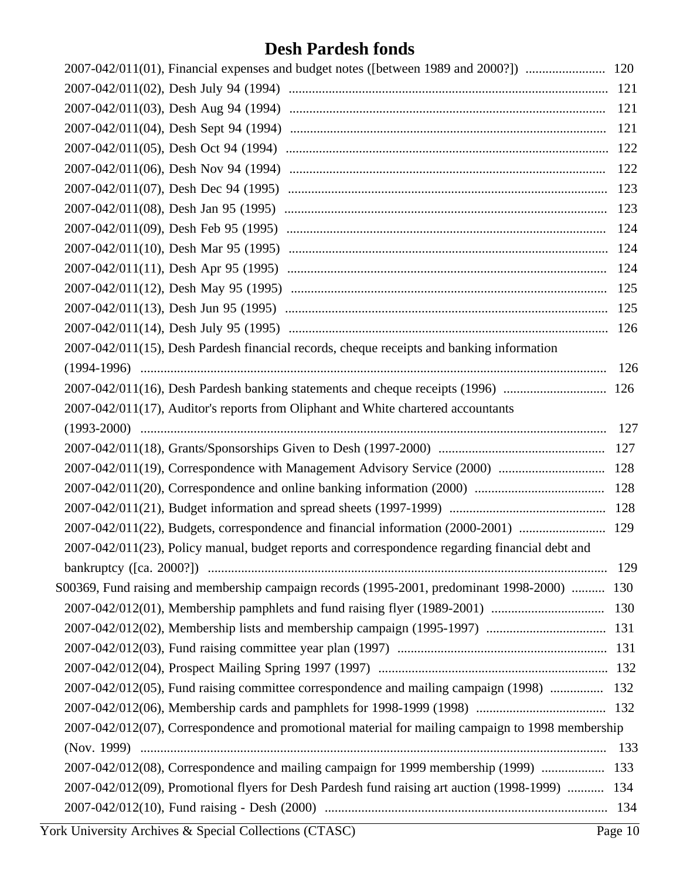# Desh Pardesh fonds

- 2007-042/011(01), Financial expenses and budget notes ([between 1989 and 2000?]) ........................ 120
- 2007-042/011(02), Desh July 94 (1994) ........................ 121
- 2007-042/011(03), Desh Aug 94 (1994) ........................ 121
- 2007-042/011(04), Desh Sept 94 (1994) ........................ 121
- 2007-042/011(05), Desh Oct 94 (1994) ........................ 122
- 2007-042/011(06), Desh Nov 94 (1994) ........................ 122
- 2007-042/011(07), Desh Dec 94 (1995) ........................ 123
- 2007-042/011(08), Desh Jan 95 (1995) ........................ 123
- 2007-042/011(09), Desh Feb 95 (1995) ........................ 124
- 2007-042/011(10), Desh Mar 95 (1995) ........................ 124
- 2007-042/011(11), Desh Apr 95 (1995) ........................ 124
- 2007-042/011(12), Desh May 95 (1995) ........................ 125
- 2007-042/011(13), Desh Jun 95 (1995) ........................ 125
- 2007-042/011(14), Desh July 95 (1995) ........................ 126
- 2007-042/011(15), Desh Pardesh financial records, cheque receipts and banking information (1994-1996) ........................ 126
- 2007-042/011(16), Desh Pardesh banking statements and cheque receipts (1996) ........................ 126
- 2007-042/011(17), Auditor's reports from Oliphant and White chartered accountants (1993-2000) ........................ 127
- 2007-042/011(18), Grants/Sponsorships Given to Desh (1997-2000) ........................ 127
- 2007-042/011(19), Correspondence with Management Advisory Service (2000) ........................ 128
- 2007-042/011(20), Correspondence and online banking information (2000) ........................ 128
- 2007-042/011(21), Budget information and spread sheets (1997-1999) ........................ 128
- 2007-042/011(22), Budgets, correspondence and financial information (2000-2001) ........................ 129
- 2007-042/011(23), Policy manual, budget reports and correspondence regarding financial debt and bankruptcy ([ca. 2000?]) ........................ 129

S00369, Fund raising and membership campaign records (1995-2001, predominant 1998-2000) .......... 130

- 2007-042/012(01), Membership pamphlets and fund raising flyer (1989-2001) ........................ 130
- 2007-042/012(02), Membership lists and membership campaign (1995-1997) ........................ 131
- 2007-042/012(03), Fund raising committee year plan (1997) ........................ 131
- 2007-042/012(04), Prospect Mailing Spring 1997 (1997) ........................ 132
- 2007-042/012(05), Fund raising committee correspondence and mailing campaign (1998) ................ 132
- 2007-042/012(06), Membership cards and pamphlets for 1998-1999 (1998) ........................ 132
- 2007-042/012(07), Correspondence and promotional material for mailing campaign to 1998 membership (Nov. 1999) ........................ 133
- 2007-042/012(08), Correspondence and mailing campaign for 1999 membership (1999) ................... 133
- 2007-042/012(09), Promotional flyers for Desh Pardesh fund raising art auction (1998-1999) ........... 134
- 2007-042/012(10), Fund raising - Desh (2000) ........................ 134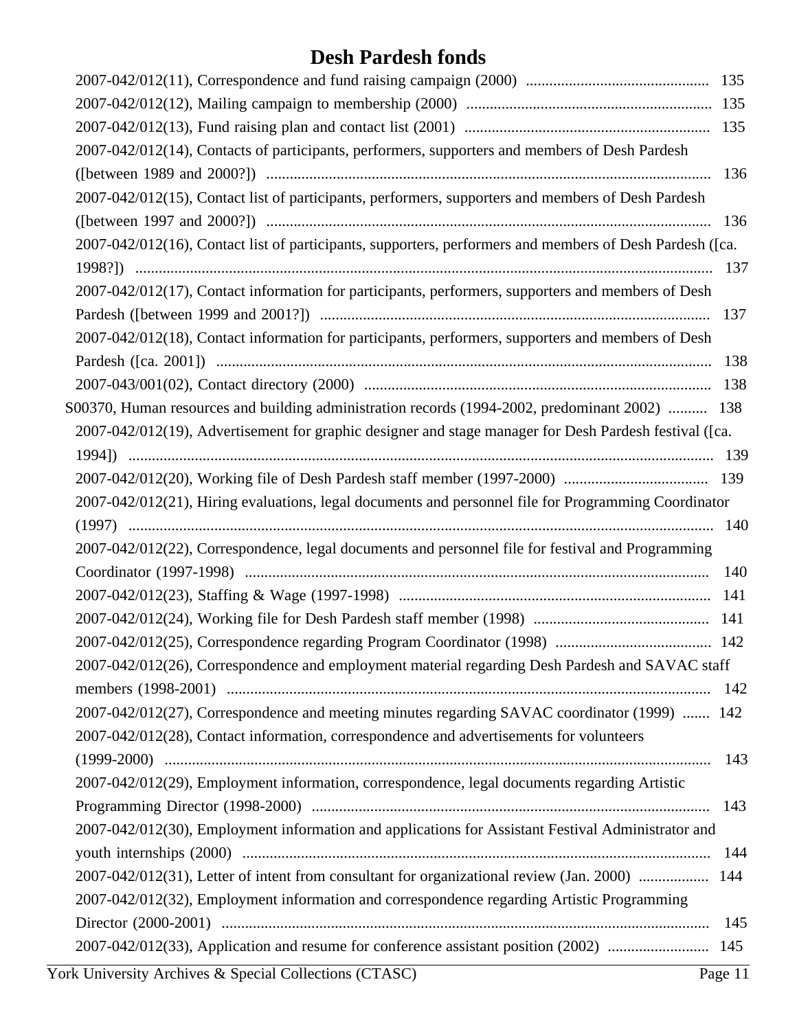# Desh Pardesh fonds

2007-042/012(11), Correspondence and fund raising campaign (2000) .............................................. 135

2007-042/012(12), Mailing campaign to membership (2000) .............................................................. 135

2007-042/012(13), Fund raising plan and contact list (2001) .............................................................. 135

2007-042/012(14), Contacts of participants, performers, supporters and members of Desh Pardesh ([between 1989 and 2000?]) ................................................................................................................. 136

2007-042/012(15), Contact list of participants, performers, supporters and members of Desh Pardesh ([between 1997 and 2000?]) ................................................................................................................. 136

2007-042/012(16), Contact list of participants, supporters, performers and members of Desh Pardesh ([ca. 1998?]) .................................................................................................................................... 137

2007-042/012(17), Contact information for participants, performers, supporters and members of Desh Pardesh ([between 1999 and 2001?]) ................................................................................................... 137

2007-042/012(18), Contact information for participants, performers, supporters and members of Desh Pardesh ([ca. 2001]) ............................................................................................................................... 138

2007-043/001(02), Contact directory (2000) ......................................................................................... 138

S00370, Human resources and building administration records (1994-2002, predominant 2002) .......... 138

2007-042/012(19), Advertisement for graphic designer and stage manager for Desh Pardesh festival ([ca. 1994]) .................................................................................................................................... 139

2007-042/012(20), Working file of Desh Pardesh staff member (1997-2000) .................................... 139

2007-042/012(21), Hiring evaluations, legal documents and personnel file for Programming Coordinator (1997) ..................................................................................................................................... 140

2007-042/012(22), Correspondence, legal documents and personnel file for festival and Programming Coordinator (1997-1998) ....................................................................................................... 140

2007-042/012(23), Staffing & Wage (1997-1998) ................................................................................ 141

2007-042/012(24), Working file for Desh Pardesh staff member (1998) ............................................ 141

2007-042/012(25), Correspondence regarding Program Coordinator (1998) ....................................... 142

2007-042/012(26), Correspondence and employment material regarding Desh Pardesh and SAVAC staff members (1998-2001) ............................................................................................................ 142

2007-042/012(27), Correspondence and meeting minutes regarding SAVAC coordinator (1999) ....... 142

2007-042/012(28), Contact information, correspondence and advertisements for volunteers (1999-2000) ........................................................................................................................................... 143

2007-042/012(29), Employment information, correspondence, legal documents regarding Artistic Programming Director (1998-2000) ...................................................................................................... 143

2007-042/012(30), Employment information and applications for Assistant Festival Administrator and youth internships (2000) ....................................................................................................................... 144

2007-042/012(31), Letter of intent from consultant for organizational review (Jan. 2000) .................. 144

2007-042/012(32), Employment information and correspondence regarding Artistic Programming Director (2000-2001) ............................................................................................................................ 145

2007-042/012(33), Application and resume for conference assistant position (2002) .......................... 145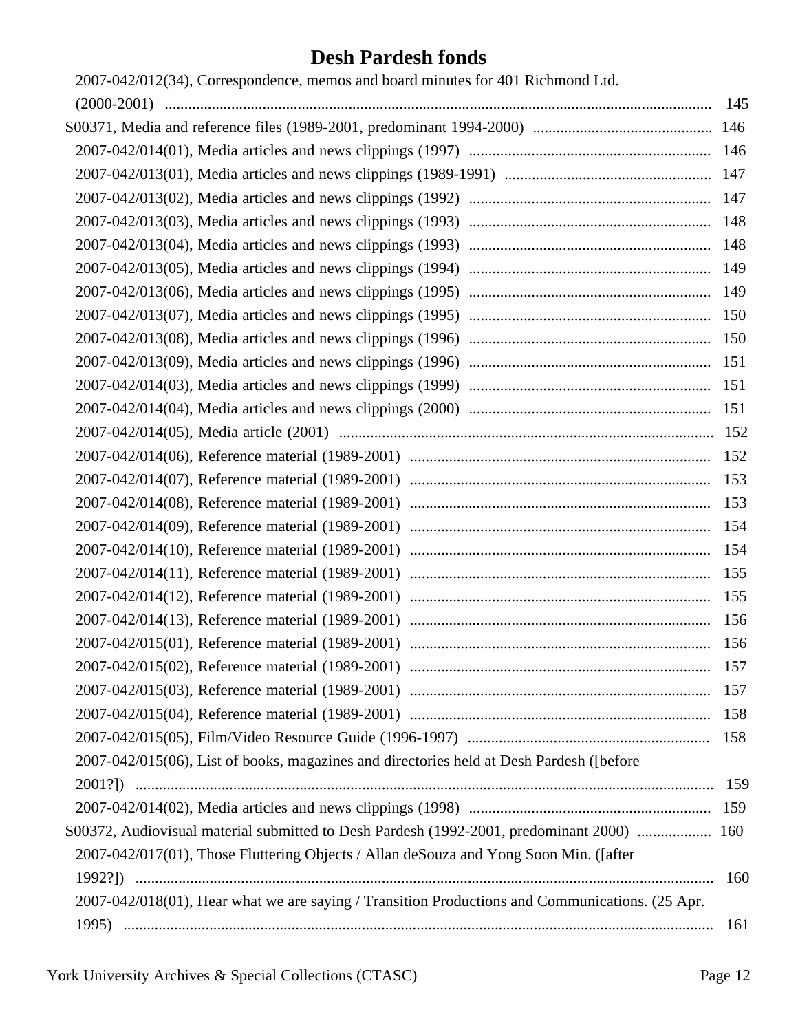# Desh Pardesh fonds

- 2007-042/012(34), Correspondence, memos and board minutes for 401 Richmond Ltd. (2000-2001) ... 145
- S00371, Media and reference files (1989-2001, predominant 1994-2000) ... 146
  - 2007-042/014(01), Media articles and news clippings (1997) ... 146
  - 2007-042/013(01), Media articles and news clippings (1989-1991) ... 147
  - 2007-042/013(02), Media articles and news clippings (1992) ... 147
  - 2007-042/013(03), Media articles and news clippings (1993) ... 148
  - 2007-042/013(04), Media articles and news clippings (1993) ... 148
  - 2007-042/013(05), Media articles and news clippings (1994) ... 149
  - 2007-042/013(06), Media articles and news clippings (1995) ... 149
  - 2007-042/013(07), Media articles and news clippings (1995) ... 150
  - 2007-042/013(08), Media articles and news clippings (1996) ... 150
  - 2007-042/013(09), Media articles and news clippings (1996) ... 151
  - 2007-042/014(03), Media articles and news clippings (1999) ... 151
  - 2007-042/014(04), Media articles and news clippings (2000) ... 151
  - 2007-042/014(05), Media article (2001) ... 152
  - 2007-042/014(06), Reference material (1989-2001) ... 152
  - 2007-042/014(07), Reference material (1989-2001) ... 153
  - 2007-042/014(08), Reference material (1989-2001) ... 153
  - 2007-042/014(09), Reference material (1989-2001) ... 154
  - 2007-042/014(10), Reference material (1989-2001) ... 154
  - 2007-042/014(11), Reference material (1989-2001) ... 155
  - 2007-042/014(12), Reference material (1989-2001) ... 155
  - 2007-042/014(13), Reference material (1989-2001) ... 156
  - 2007-042/015(01), Reference material (1989-2001) ... 156
  - 2007-042/015(02), Reference material (1989-2001) ... 157
  - 2007-042/015(03), Reference material (1989-2001) ... 157
  - 2007-042/015(04), Reference material (1989-2001) ... 158
  - 2007-042/015(05), Film/Video Resource Guide (1996-1997) ... 158
  - 2007-042/015(06), List of books, magazines and directories held at Desh Pardesh ([before 2001?]) ... 159
  - 2007-042/014(02), Media articles and news clippings (1998) ... 159
- S00372, Audiovisual material submitted to Desh Pardesh (1992-2001, predominant 2000) ... 160
  - 2007-042/017(01), Those Fluttering Objects / Allan deSouza and Yong Soon Min. ([after 1992?]) ... 160
  - 2007-042/018(01), Hear what we are saying / Transition Productions and Communications. (25 Apr. 1995) ... 161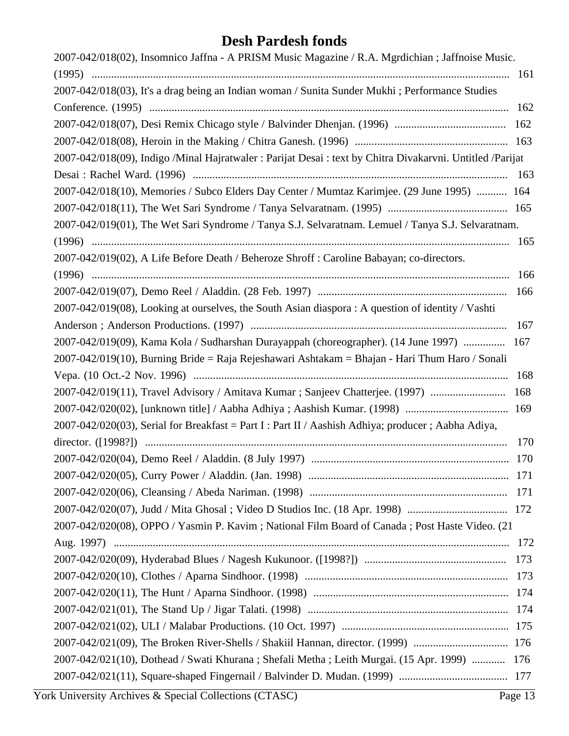# Desh Pardesh fonds

2007-042/018(02), Insomnico Jaffna - A PRISM Music Magazine / R.A. Mgrdichian ; Jaffnoise Music. (1995) ........ 161

2007-042/018(03), It's a drag being an Indian woman / Sunita Sunder Mukhi ; Performance Studies Conference. (1995) ........ 162

2007-042/018(07), Desi Remix Chicago style / Balvinder Dhenjan. (1996) ........ 162

2007-042/018(08), Heroin in the Making / Chitra Ganesh. (1996) ........ 163

2007-042/018(09), Indigo /Minal Hajratwaler : Parijat Desai : text by Chitra Divakarvni. Untitled /Parijat Desai : Rachel Ward. (1996) ........ 163

2007-042/018(10), Memories / Subco Elders Day Center / Mumtaz Karimjee. (29 June 1995) ........ 164

2007-042/018(11), The Wet Sari Syndrome / Tanya Selvaratnam. (1995) ........ 165

2007-042/019(01), The Wet Sari Syndrome / Tanya S.J. Selvaratnam. Lemuel / Tanya S.J. Selvaratnam. (1996) ........ 165

2007-042/019(02), A Life Before Death / Beheroze Shroff : Caroline Babayan; co-directors. (1996) ........ 166

2007-042/019(07), Demo Reel / Aladdin. (28 Feb. 1997) ........ 166

2007-042/019(08), Looking at ourselves, the South Asian diaspora : A question of identity / Vashti Anderson ; Anderson Productions. (1997) ........ 167

2007-042/019(09), Kama Kola / Sudharshan Durayappah (choreographer). (14 June 1997) ........ 167

2007-042/019(10), Burning Bride = Raja Rejeshawari Ashtakam = Bhajan - Hari Thum Haro / Sonali Vepa. (10 Oct.-2 Nov. 1996) ........ 168

2007-042/019(11), Travel Advisory / Amitava Kumar ; Sanjeev Chatterjee. (1997) ........ 168

2007-042/020(02), [unknown title] / Aabha Adhiya ; Aashish Kumar. (1998) ........ 169

2007-042/020(03), Serial for Breakfast = Part I : Part II / Aashish Adhiya; producer ; Aabha Adiya, director. ([1998?]) ........ 170

2007-042/020(04), Demo Reel / Aladdin. (8 July 1997) ........ 170

2007-042/020(05), Curry Power / Aladdin. (Jan. 1998) ........ 171

2007-042/020(06), Cleansing / Abeda Nariman. (1998) ........ 171

2007-042/020(07), Judd / Mita Ghosal ; Video D Studios Inc. (18 Apr. 1998) ........ 172

2007-042/020(08), OPPO / Yasmin P. Kavim ; National Film Board of Canada ; Post Haste Video. (21 Aug. 1997) ........ 172

2007-042/020(09), Hyderabad Blues / Nagesh Kukunoor. ([1998?]) ........ 173

2007-042/020(10), Clothes / Aparna Sindhoor. (1998) ........ 173

2007-042/020(11), The Hunt / Aparna Sindhoor. (1998) ........ 174

2007-042/021(01), The Stand Up / Jigar Talati. (1998) ........ 174

2007-042/021(02), ULI / Malabar Productions. (10 Oct. 1997) ........ 175

2007-042/021(09), The Broken River-Shells / Shakiil Hannan, director. (1999) ........ 176

2007-042/021(10), Dothead / Swati Khurana ; Shefali Metha ; Leith Murgai. (15 Apr. 1999) ........ 176

2007-042/021(11), Square-shaped Fingernail / Balvinder D. Mudan. (1999) ........ 177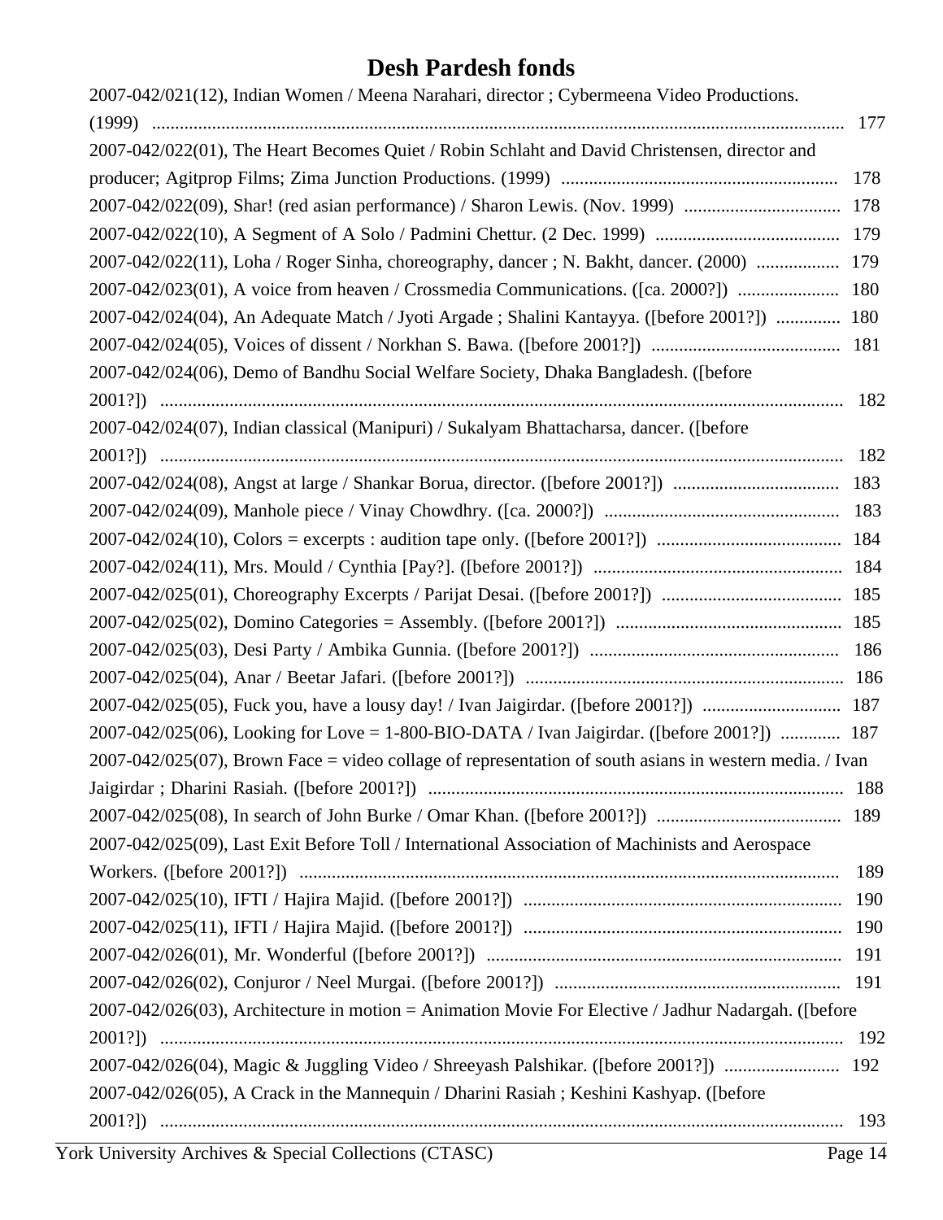# Desh Pardesh fonds

2007-042/021(12), Indian Women / Meena Narahari, director ; Cybermeena Video Productions. (1999) ..... 177

2007-042/022(01), The Heart Becomes Quiet / Robin Schlaht and David Christensen, director and producer; Agitprop Films; Zima Junction Productions. (1999) ..... 178

2007-042/022(09), Shar! (red asian performance) / Sharon Lewis. (Nov. 1999) ..... 178

2007-042/022(10), A Segment of A Solo / Padmini Chettur. (2 Dec. 1999) ..... 179

2007-042/022(11), Loha / Roger Sinha, choreography, dancer ; N. Bakht, dancer. (2000) ..... 179

2007-042/023(01), A voice from heaven / Crossmedia Communications. ([ca. 2000?]) ..... 180

2007-042/024(04), An Adequate Match / Jyoti Argade ; Shalini Kantayya. ([before 2001?]) ..... 180

2007-042/024(05), Voices of dissent / Norkhan S. Bawa. ([before 2001?]) ..... 181

2007-042/024(06), Demo of Bandhu Social Welfare Society, Dhaka Bangladesh. ([before 2001?]) ..... 182

2007-042/024(07), Indian classical (Manipuri) / Sukalyam Bhattacharsa, dancer. ([before 2001?]) ..... 182

2007-042/024(08), Angst at large / Shankar Borua, director. ([before 2001?]) ..... 183

2007-042/024(09), Manhole piece / Vinay Chowdhry. ([ca. 2000?]) ..... 183

2007-042/024(10), Colors = excerpts : audition tape only. ([before 2001?]) ..... 184

2007-042/024(11), Mrs. Mould / Cynthia [Pay?]. ([before 2001?]) ..... 184

2007-042/025(01), Choreography Excerpts / Parijat Desai. ([before 2001?]) ..... 185

2007-042/025(02), Domino Categories = Assembly. ([before 2001?]) ..... 185

2007-042/025(03), Desi Party / Ambika Gunnia. ([before 2001?]) ..... 186

2007-042/025(04), Anar / Beetar Jafari. ([before 2001?]) ..... 186

2007-042/025(05), Fuck you, have a lousy day! / Ivan Jaigirdar. ([before 2001?]) ..... 187

2007-042/025(06), Looking for Love = 1-800-BIO-DATA / Ivan Jaigirdar. ([before 2001?]) ..... 187

2007-042/025(07), Brown Face = video collage of representation of south asians in western media. / Ivan Jaigirdar ; Dharini Rasiah. ([before 2001?]) ..... 188

2007-042/025(08), In search of John Burke / Omar Khan. ([before 2001?]) ..... 189

2007-042/025(09), Last Exit Before Toll / International Association of Machinists and Aerospace Workers. ([before 2001?]) ..... 189

2007-042/025(10), IFTI / Hajira Majid. ([before 2001?]) ..... 190

2007-042/025(11), IFTI / Hajira Majid. ([before 2001?]) ..... 190

2007-042/026(01), Mr. Wonderful ([before 2001?]) ..... 191

2007-042/026(02), Conjuror / Neel Murgai. ([before 2001?]) ..... 191

2007-042/026(03), Architecture in motion = Animation Movie For Elective / Jadhur Nadargah. ([before 2001?]) ..... 192

2007-042/026(04), Magic & Juggling Video / Shreeyash Palshikar. ([before 2001?]) ..... 192

2007-042/026(05), A Crack in the Mannequin / Dharini Rasiah ; Keshini Kashyap. ([before 2001?]) ..... 193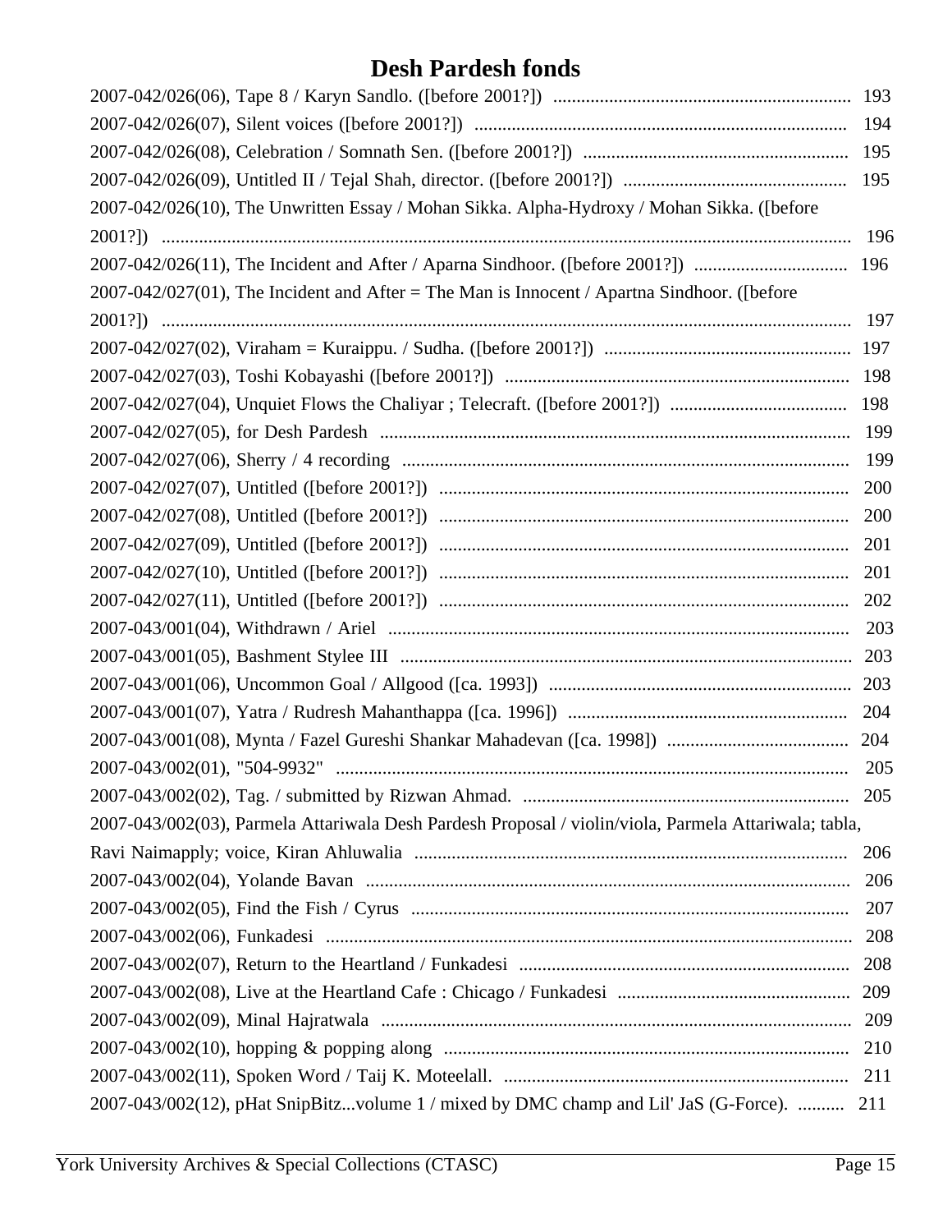# Desh Pardesh fonds

2007-042/026(06), Tape 8 / Karyn Sandlo. ([before 2001?]) ................................................................ 193
2007-042/026(07), Silent voices ([before 2001?]) ................................................................................ 194
2007-042/026(08), Celebration / Somnath Sen. ([before 2001?]) ......................................................... 195
2007-042/026(09), Untitled II / Tejal Shah, director. ([before 2001?]) ................................................ 195
2007-042/026(10), The Unwritten Essay / Mohan Sikka. Alpha-Hydroxy / Mohan Sikka. ([before 2001?]) ........................................................................................................................................... 196
2007-042/026(11), The Incident and After / Aparna Sindhoor. ([before 2001?]) ................................. 196
2007-042/027(01), The Incident and After = The Man is Innocent / Apartna Sindhoor. ([before 2001?]) ........................................................................................................................................... 197
2007-042/027(02), Viraham = Kuraippu. / Sudha. ([before 2001?]) ..................................................... 197
2007-042/027(03), Toshi Kobayashi ([before 2001?]) .......................................................................... 198
2007-042/027(04), Unquiet Flows the Chaliyar ; Telecraft. ([before 2001?]) ...................................... 198
2007-042/027(05), for Desh Pardesh ..................................................................................................... 199
2007-042/027(06), Sherry / 4 recording ................................................................................................ 199
2007-042/027(07), Untitled ([before 2001?]) ........................................................................................ 200
2007-042/027(08), Untitled ([before 2001?]) ........................................................................................ 200
2007-042/027(09), Untitled ([before 2001?]) ........................................................................................ 201
2007-042/027(10), Untitled ([before 2001?]) ........................................................................................ 201
2007-042/027(11), Untitled ([before 2001?]) ........................................................................................ 202
2007-043/001(04), Withdrawn / Ariel ................................................................................................... 203
2007-043/001(05), Bashment Stylee III ................................................................................................. 203
2007-043/001(06), Uncommon Goal / Allgood ([ca. 1993]) ................................................................. 203
2007-043/001(07), Yatra / Rudresh Mahanthappa ([ca. 1996]) ............................................................ 204
2007-043/001(08), Mynta / Fazel Gureshi Shankar Mahadevan ([ca. 1998]) ....................................... 204
2007-043/002(01), "504-9932" .............................................................................................................. 205
2007-043/002(02), Tag. / submitted by Rizwan Ahmad. ...................................................................... 205
2007-043/002(03), Parmela Attariwala Desh Pardesh Proposal / violin/viola, Parmela Attariwala; tabla, Ravi Naimapply; voice, Kiran Ahluwalia ............................................................................................. 206
2007-043/002(04), Yolande Bavan ........................................................................................................ 206
2007-043/002(05), Find the Fish / Cyrus .............................................................................................. 207
2007-043/002(06), Funkadesi ................................................................................................................. 208
2007-043/002(07), Return to the Heartland / Funkadesi ....................................................................... 208
2007-043/002(08), Live at the Heartland Cafe : Chicago / Funkadesi .................................................. 209
2007-043/002(09), Minal Hajratwala ..................................................................................................... 209
2007-043/002(10), hopping & popping along ....................................................................................... 210
2007-043/002(11), Spoken Word / Taij K. Moteelall. ........................................................................... 211
2007-043/002(12), pHat SnipBitz...volume 1 / mixed by DMC champ and Lil' JaS (G-Force). .......... 211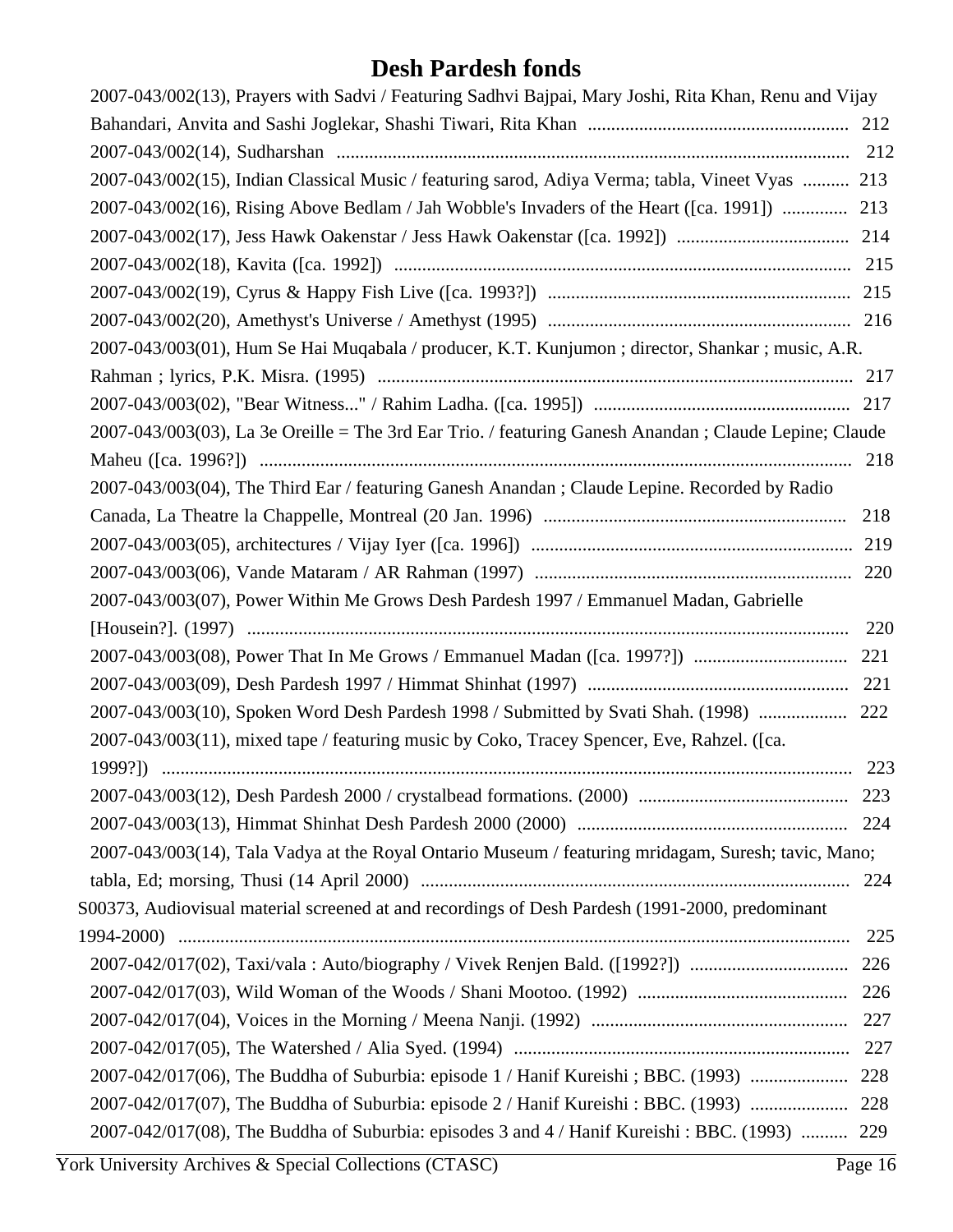# Desh Pardesh fonds

- 2007-043/002(13), Prayers with Sadvi / Featuring Sadhvi Bajpai, Mary Joshi, Rita Khan, Renu and Vijay Bahandari, Anvita and Sashi Joglekar, Shashi Tiwari, Rita Khan ....... 212
- 2007-043/002(14), Sudharshan ....... 212
- 2007-043/002(15), Indian Classical Music / featuring sarod, Adiya Verma; tabla, Vineet Vyas ....... 213
- 2007-043/002(16), Rising Above Bedlam / Jah Wobble's Invaders of the Heart ([ca. 1991]) ....... 213
- 2007-043/002(17), Jess Hawk Oakenstar / Jess Hawk Oakenstar ([ca. 1992]) ....... 214
- 2007-043/002(18), Kavita ([ca. 1992]) ....... 215
- 2007-043/002(19), Cyrus & Happy Fish Live ([ca. 1993?]) ....... 215
- 2007-043/002(20), Amethyst's Universe / Amethyst (1995) ....... 216
- 2007-043/003(01), Hum Se Hai Muqabala / producer, K.T. Kunjumon ; director, Shankar ; music, A.R. Rahman ; lyrics, P.K. Misra. (1995) ....... 217
- 2007-043/003(02), "Bear Witness..." / Rahim Ladha. ([ca. 1995]) ....... 217
- 2007-043/003(03), La 3e Oreille = The 3rd Ear Trio. / featuring Ganesh Anandan ; Claude Lepine; Claude Maheu ([ca. 1996?]) ....... 218
- 2007-043/003(04), The Third Ear / featuring Ganesh Anandan ; Claude Lepine. Recorded by Radio Canada, La Theatre la Chappelle, Montreal (20 Jan. 1996) ....... 218
- 2007-043/003(05), architectures / Vijay Iyer ([ca. 1996]) ....... 219
- 2007-043/003(06), Vande Mataram / AR Rahman (1997) ....... 220
- 2007-043/003(07), Power Within Me Grows Desh Pardesh 1997 / Emmanuel Madan, Gabrielle [Housein?]. (1997) ....... 220
- 2007-043/003(08), Power That In Me Grows / Emmanuel Madan ([ca. 1997?]) ....... 221
- 2007-043/003(09), Desh Pardesh 1997 / Himmat Shinhat (1997) ....... 221
- 2007-043/003(10), Spoken Word Desh Pardesh 1998 / Submitted by Svati Shah. (1998) ....... 222
- 2007-043/003(11), mixed tape / featuring music by Coko, Tracey Spencer, Eve, Rahzel. ([ca. 1999?]) ....... 223
- 2007-043/003(12), Desh Pardesh 2000 / crystalbead formations. (2000) ....... 223
- 2007-043/003(13), Himmat Shinhat Desh Pardesh 2000 (2000) ....... 224
- 2007-043/003(14), Tala Vadya at the Royal Ontario Museum / featuring mridagam, Suresh; tavic, Mano; tabla, Ed; morsing, Thusi (14 April 2000) ....... 224

S00373, Audiovisual material screened at and recordings of Desh Pardesh (1991-2000, predominant 1994-2000) ....... 225

- 2007-042/017(02), Taxi/vala : Auto/biography / Vivek Renjen Bald. ([1992?]) ....... 226
- 2007-042/017(03), Wild Woman of the Woods / Shani Mootoo. (1992) ....... 226
- 2007-042/017(04), Voices in the Morning / Meena Nanji. (1992) ....... 227
- 2007-042/017(05), The Watershed / Alia Syed. (1994) ....... 227
- 2007-042/017(06), The Buddha of Suburbia: episode 1 / Hanif Kureishi ; BBC. (1993) ....... 228
- 2007-042/017(07), The Buddha of Suburbia: episode 2 / Hanif Kureishi : BBC. (1993) ....... 228
- 2007-042/017(08), The Buddha of Suburbia: episodes 3 and 4 / Hanif Kureishi : BBC. (1993) ....... 229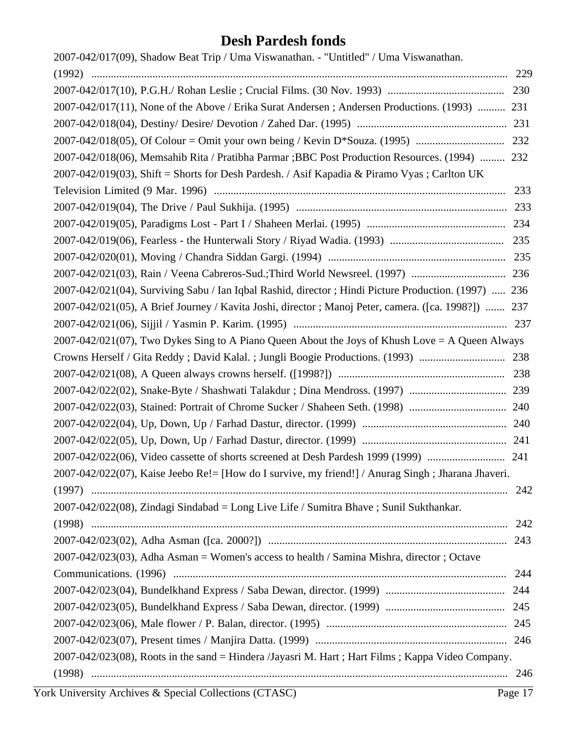# Desh Pardesh fonds

2007-042/017(09), Shadow Beat Trip / Uma Viswanathan. - "Untitled" / Uma Viswanathan. (1992) ........ 229

2007-042/017(10), P.G.H./ Rohan Leslie ; Crucial Films. (30 Nov. 1993) ........ 230

2007-042/017(11), None of the Above / Erika Surat Andersen ; Andersen Productions. (1993) ........ 231

2007-042/018(04), Destiny/ Desire/ Devotion / Zahed Dar. (1995) ........ 231

2007-042/018(05), Of Colour = Omit your own being / Kevin D*Souza. (1995) ........ 232

2007-042/018(06), Memsahib Rita / Pratibha Parmar ;BBC Post Production Resources. (1994) ........ 232

2007-042/019(03), Shift = Shorts for Desh Pardesh. / Asif Kapadia & Piramo Vyas ; Carlton UK Television Limited (9 Mar. 1996) ........ 233

2007-042/019(04), The Drive / Paul Sukhija. (1995) ........ 233

2007-042/019(05), Paradigms Lost - Part I / Shaheen Merlai. (1995) ........ 234

2007-042/019(06), Fearless - the Hunterwali Story / Riyad Wadia. (1993) ........ 235

2007-042/020(01), Moving / Chandra Siddan Gargi. (1994) ........ 235

2007-042/021(03), Rain / Veena Cabreros-Sud.;Third World Newsreel. (1997) ........ 236

2007-042/021(04), Surviving Sabu / Ian Iqbal Rashid, director ; Hindi Picture Production. (1997) ........ 236

2007-042/021(05), A Brief Journey / Kavita Joshi, director ; Manoj Peter, camera. ([ca. 1998?]) ........ 237

2007-042/021(06), Sijjil / Yasmin P. Karim. (1995) ........ 237

2007-042/021(07), Two Dykes Sing to A Piano Queen About the Joys of Khush Love = A Queen Always Crowns Herself / Gita Reddy ; David Kalal. ; Jungli Boogie Productions. (1993) ........ 238

2007-042/021(08), A Queen always crowns herself. ([1998?]) ........ 238

2007-042/022(02), Snake-Byte / Shashwati Talakdur ; Dina Mendross. (1997) ........ 239

2007-042/022(03), Stained: Portrait of Chrome Sucker / Shaheen Seth. (1998) ........ 240

2007-042/022(04), Up, Down, Up / Farhad Dastur, director. (1999) ........ 240

2007-042/022(05), Up, Down, Up / Farhad Dastur, director. (1999) ........ 241

2007-042/022(06), Video cassette of shorts screened at Desh Pardesh 1999 (1999) ........ 241

2007-042/022(07), Kaise Jeebo Re!= [How do I survive, my friend!] / Anurag Singh ; Jharana Jhaveri. (1997) ........ 242

2007-042/022(08), Zindagi Sindabad = Long Live Life / Sumitra Bhave ; Sunil Sukthankar. (1998) ........ 242

2007-042/023(02), Adha Asman ([ca. 2000?]) ........ 243

2007-042/023(03), Adha Asman = Women's access to health / Samina Mishra, director ; Octave Communications. (1996) ........ 244

2007-042/023(04), Bundelkhand Express / Saba Dewan, director. (1999) ........ 244

2007-042/023(05), Bundelkhand Express / Saba Dewan, director. (1999) ........ 245

2007-042/023(06), Male flower / P. Balan, director. (1995) ........ 245

2007-042/023(07), Present times / Manjira Datta. (1999) ........ 246

2007-042/023(08), Roots in the sand = Hindera /Jayasri M. Hart ; Hart Films ; Kappa Video Company. (1998) ........ 246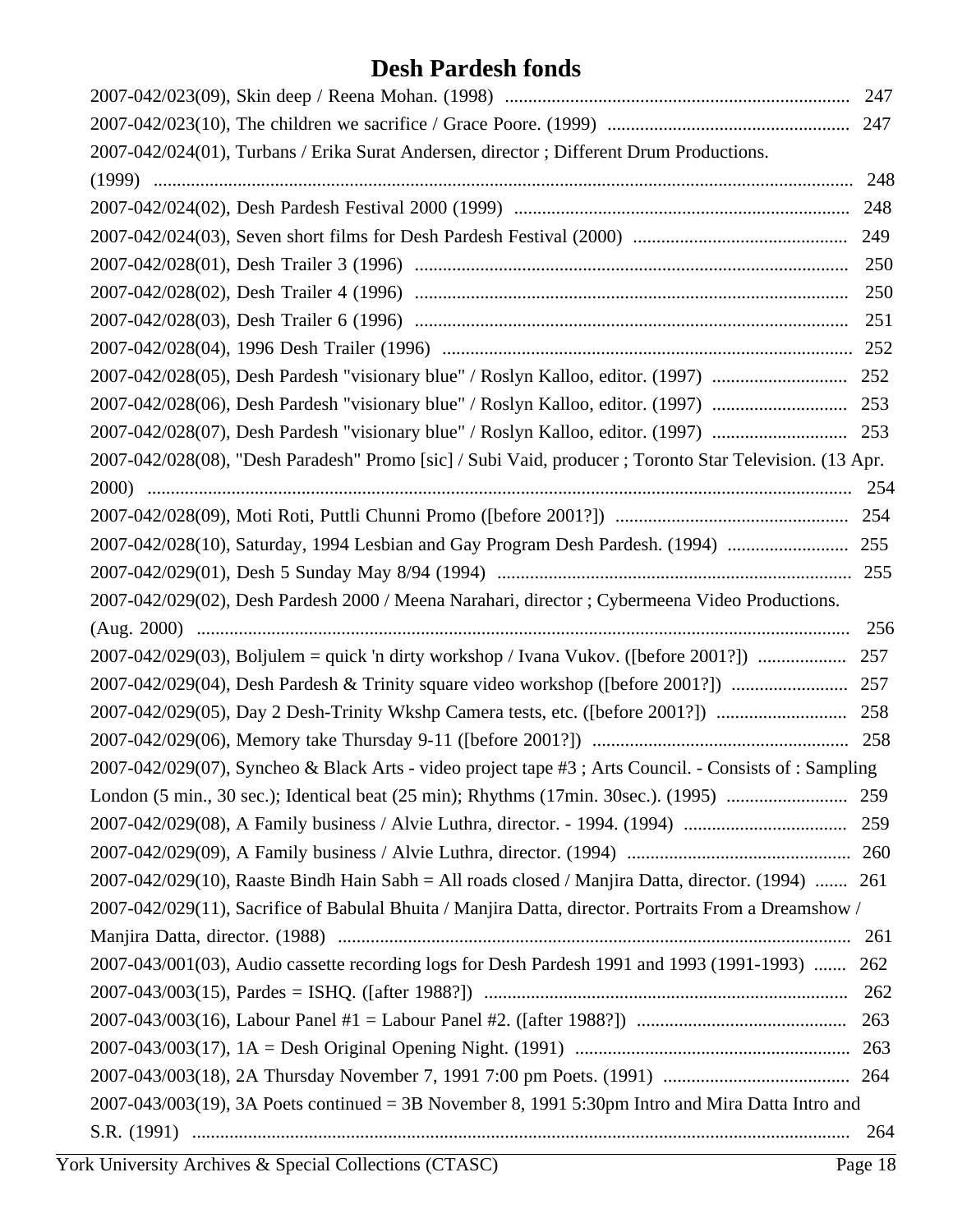# Desh Pardesh fonds

2007-042/023(09), Skin deep / Reena Mohan. (1998) .......................................................................... 247
2007-042/023(10), The children we sacrifice / Grace Poore. (1999) .................................................... 247
2007-042/024(01), Turbans / Erika Surat Andersen, director ; Different Drum Productions. (1999) ...................................................................................................................................... 248
2007-042/024(02), Desh Pardesh Festival 2000 (1999) ........................................................................ 248
2007-042/024(03), Seven short films for Desh Pardesh Festival (2000) .............................................. 249
2007-042/028(01), Desh Trailer 3 (1996) ............................................................................................ 250
2007-042/028(02), Desh Trailer 4 (1996) ............................................................................................ 250
2007-042/028(03), Desh Trailer 6 (1996) ............................................................................................ 251
2007-042/028(04), 1996 Desh Trailer (1996) ....................................................................................... 252
2007-042/028(05), Desh Pardesh "visionary blue" / Roslyn Kalloo, editor. (1997) ............................ 252
2007-042/028(06), Desh Pardesh "visionary blue" / Roslyn Kalloo, editor. (1997) ............................ 253
2007-042/028(07), Desh Pardesh "visionary blue" / Roslyn Kalloo, editor. (1997) ............................ 253
2007-042/028(08), "Desh Paradesh" Promo [sic] / Subi Vaid, producer ; Toronto Star Television. (13 Apr. 2000) ....................................................................................................................................... 254
2007-042/028(09), Moti Roti, Puttli Chunni Promo ([before 2001?]) .................................................. 254
2007-042/028(10), Saturday, 1994 Lesbian and Gay Program Desh Pardesh. (1994) .......................... 255
2007-042/029(01), Desh 5 Sunday May 8/94 (1994) ........................................................................... 255
2007-042/029(02), Desh Pardesh 2000 / Meena Narahari, director ; Cybermeena Video Productions. (Aug. 2000) ............................................................................................................................ 256
2007-042/029(03), Boljulem = quick 'n dirty workshop / Ivana Vukov. ([before 2001?]) ................... 257
2007-042/029(04), Desh Pardesh & Trinity square video workshop ([before 2001?]) ......................... 257
2007-042/029(05), Day 2 Desh-Trinity Wkshp Camera tests, etc. ([before 2001?]) ............................ 258
2007-042/029(06), Memory take Thursday 9-11 ([before 2001?]) ....................................................... 258
2007-042/029(07), Syncheo & Black Arts - video project tape #3 ; Arts Council. - Consists of : Sampling London (5 min., 30 sec.); Identical beat (25 min); Rhythms (17min. 30sec.). (1995) .......................... 259
2007-042/029(08), A Family business / Alvie Luthra, director. - 1994. (1994) ................................... 259
2007-042/029(09), A Family business / Alvie Luthra, director. (1994) ................................................ 260
2007-042/029(10), Raaste Bindh Hain Sabh = All roads closed / Manjira Datta, director. (1994) ....... 261
2007-042/029(11), Sacrifice of Babulal Bhuita / Manjira Datta, director. Portraits From a Dreamshow / Manjira Datta, director. (1988) .............................................................................................. 261
2007-043/001(03), Audio cassette recording logs for Desh Pardesh 1991 and 1993 (1991-1993) ....... 262
2007-043/003(15), Pardes = ISHQ. ([after 1988?]) .............................................................................. 262
2007-043/003(16), Labour Panel #1 = Labour Panel #2. ([after 1988?]) ............................................. 263
2007-043/003(17), 1A = Desh Original Opening Night. (1991) ........................................................... 263
2007-043/003(18), 2A Thursday November 7, 1991 7:00 pm Poets. (1991) ........................................ 264
2007-043/003(19), 3A Poets continued = 3B November 8, 1991 5:30pm Intro and Mira Datta Intro and S.R. (1991) ............................................................................................................................. 264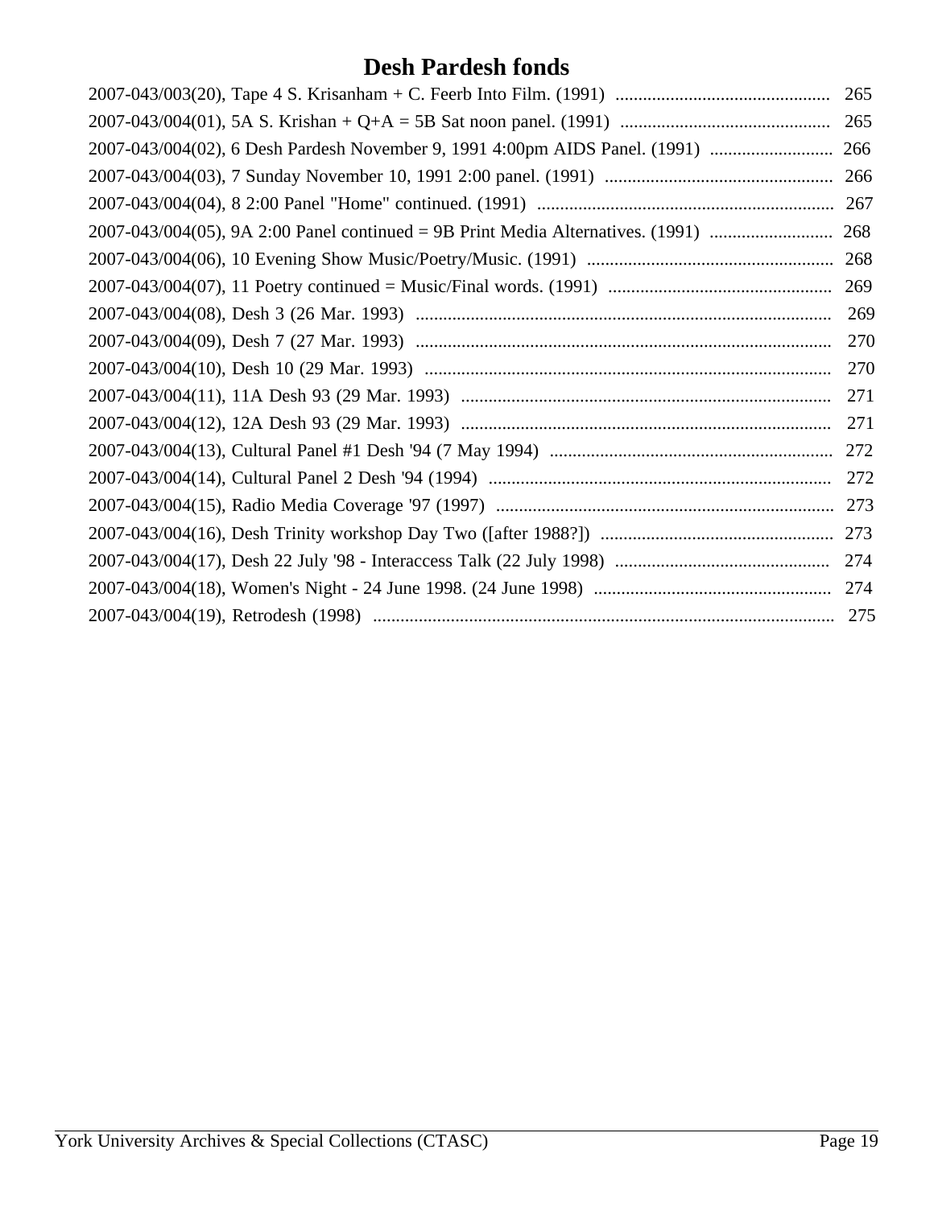# Desh Pardesh fonds

2007-043/003(20), Tape 4 S. Krisanham + C. Feerb Into Film. (1991) ............................................... 265
2007-043/004(01), 5A S. Krishan + Q+A = 5B Sat noon panel. (1991) ............................................. 265
2007-043/004(02), 6 Desh Pardesh November 9, 1991 4:00pm AIDS Panel. (1991) ........................... 266
2007-043/004(03), 7 Sunday November 10, 1991 2:00 panel. (1991) .................................................. 266
2007-043/004(04), 8 2:00 Panel "Home" continued. (1991) ................................................................. 267
2007-043/004(05), 9A 2:00 Panel continued = 9B Print Media Alternatives. (1991) ........................... 268
2007-043/004(06), 10 Evening Show Music/Poetry/Music. (1991) ...................................................... 268
2007-043/004(07), 11 Poetry continued = Music/Final words. (1991) ................................................. 269
2007-043/004(08), Desh 3 (26 Mar. 1993) ........................................................................................... 269
2007-043/004(09), Desh 7 (27 Mar. 1993) ........................................................................................... 270
2007-043/004(10), Desh 10 (29 Mar. 1993) ......................................................................................... 270
2007-043/004(11), 11A Desh 93 (29 Mar. 1993) ................................................................................. 271
2007-043/004(12), 12A Desh 93 (29 Mar. 1993) ................................................................................. 271
2007-043/004(13), Cultural Panel #1 Desh '94 (7 May 1994) .............................................................. 272
2007-043/004(14), Cultural Panel 2 Desh '94 (1994) ........................................................................... 272
2007-043/004(15), Radio Media Coverage '97 (1997) .......................................................................... 273
2007-043/004(16), Desh Trinity workshop Day Two ([after 1988?]) ................................................... 273
2007-043/004(17), Desh 22 July '98 - Interaccess Talk (22 July 1998) ............................................... 274
2007-043/004(18), Women's Night - 24 June 1998. (24 June 1998) .................................................... 274
2007-043/004(19), Retrodesh (1998) ..................................................................................................... 275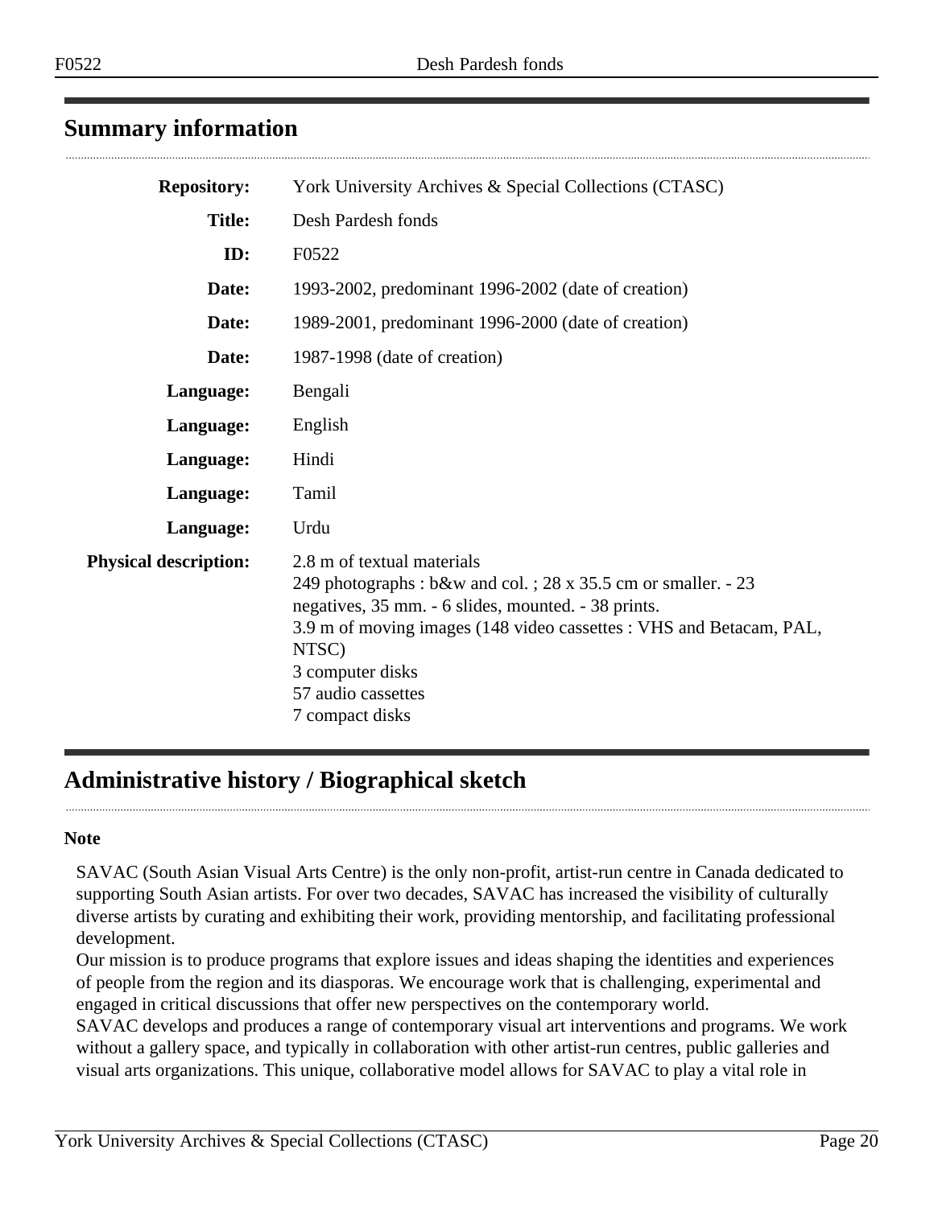## Summary information

| | |
|---|---|
| **Repository:** | York University Archives & Special Collections (CTASC) |
| **Title:** | Desh Pardesh fonds |
| **ID:** | F0522 |
| **Date:** | 1993-2002, predominant 1996-2002 (date of creation) |
| **Date:** | 1989-2001, predominant 1996-2000 (date of creation) |
| **Date:** | 1987-1998 (date of creation) |
| **Language:** | Bengali |
| **Language:** | English |
| **Language:** | Hindi |
| **Language:** | Tamil |
| **Language:** | Urdu |
| **Physical description:** | 2.8 m of textual materials<br>249 photographs : b&w and col. ; 28 x 35.5 cm or smaller. - 23 negatives, 35 mm. - 6 slides, mounted. - 38 prints.<br>3.9 m of moving images (148 video cassettes : VHS and Betacam, PAL, NTSC)<br>3 computer disks<br>57 audio cassettes<br>7 compact disks |

## Administrative history / Biographical sketch

**Note**

SAVAC (South Asian Visual Arts Centre) is the only non-profit, artist-run centre in Canada dedicated to supporting South Asian artists. For over two decades, SAVAC has increased the visibility of culturally diverse artists by curating and exhibiting their work, providing mentorship, and facilitating professional development.
Our mission is to produce programs that explore issues and ideas shaping the identities and experiences of people from the region and its diasporas. We encourage work that is challenging, experimental and engaged in critical discussions that offer new perspectives on the contemporary world.
SAVAC develops and produces a range of contemporary visual art interventions and programs. We work without a gallery space, and typically in collaboration with other artist-run centres, public galleries and visual arts organizations. This unique, collaborative model allows for SAVAC to play a vital role in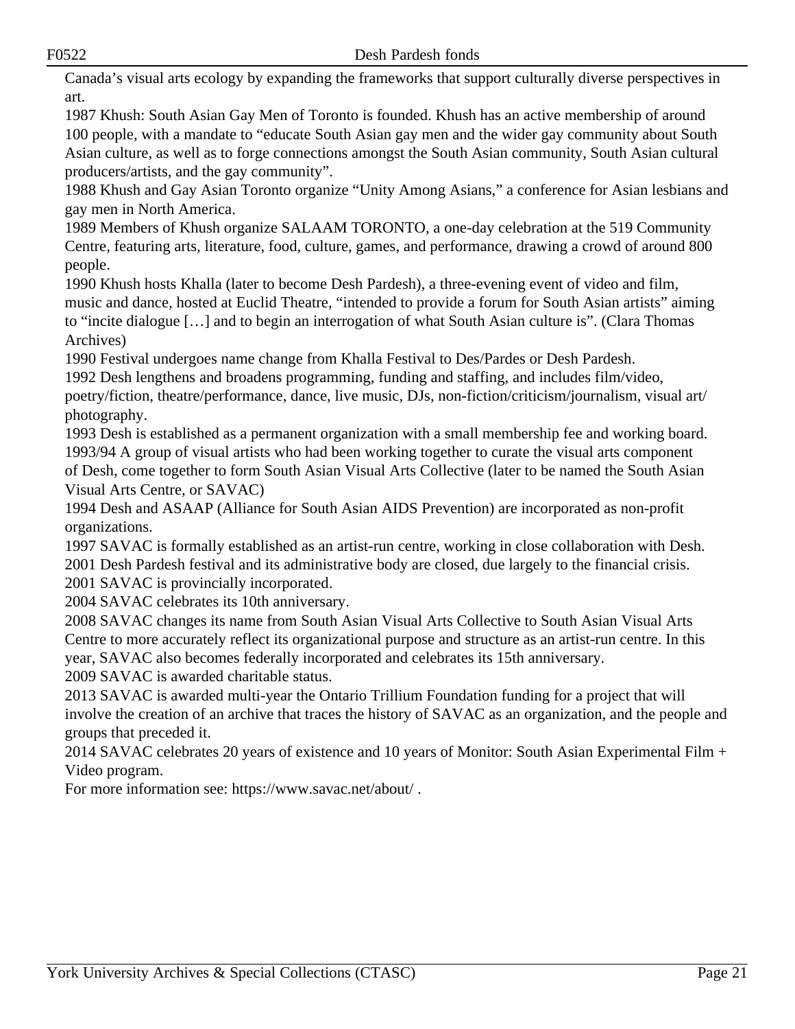Canada's visual arts ecology by expanding the frameworks that support culturally diverse perspectives in art.

1987 Khush: South Asian Gay Men of Toronto is founded. Khush has an active membership of around 100 people, with a mandate to "educate South Asian gay men and the wider gay community about South Asian culture, as well as to forge connections amongst the South Asian community, South Asian cultural producers/artists, and the gay community".

1988 Khush and Gay Asian Toronto organize "Unity Among Asians," a conference for Asian lesbians and gay men in North America.

1989 Members of Khush organize SALAAM TORONTO, a one-day celebration at the 519 Community Centre, featuring arts, literature, food, culture, games, and performance, drawing a crowd of around 800 people.

1990 Khush hosts Khalla (later to become Desh Pardesh), a three-evening event of video and film, music and dance, hosted at Euclid Theatre, "intended to provide a forum for South Asian artists" aiming to "incite dialogue […] and to begin an interrogation of what South Asian culture is". (Clara Thomas Archives)

1990 Festival undergoes name change from Khalla Festival to Des/Pardes or Desh Pardesh.

1992 Desh lengthens and broadens programming, funding and staffing, and includes film/video, poetry/fiction, theatre/performance, dance, live music, DJs, non-fiction/criticism/journalism, visual art/photography.

1993 Desh is established as a permanent organization with a small membership fee and working board.

1993/94 A group of visual artists who had been working together to curate the visual arts component of Desh, come together to form South Asian Visual Arts Collective (later to be named the South Asian Visual Arts Centre, or SAVAC)

1994 Desh and ASAAP (Alliance for South Asian AIDS Prevention) are incorporated as non-profit organizations.

1997 SAVAC is formally established as an artist-run centre, working in close collaboration with Desh.

2001 Desh Pardesh festival and its administrative body are closed, due largely to the financial crisis.

2001 SAVAC is provincially incorporated.

2004 SAVAC celebrates its 10th anniversary.

2008 SAVAC changes its name from South Asian Visual Arts Collective to South Asian Visual Arts Centre to more accurately reflect its organizational purpose and structure as an artist-run centre. In this year, SAVAC also becomes federally incorporated and celebrates its 15th anniversary.

2009 SAVAC is awarded charitable status.

2013 SAVAC is awarded multi-year the Ontario Trillium Foundation funding for a project that will involve the creation of an archive that traces the history of SAVAC as an organization, and the people and groups that preceded it.

2014 SAVAC celebrates 20 years of existence and 10 years of Monitor: South Asian Experimental Film + Video program.

For more information see: https://www.savac.net/about/ .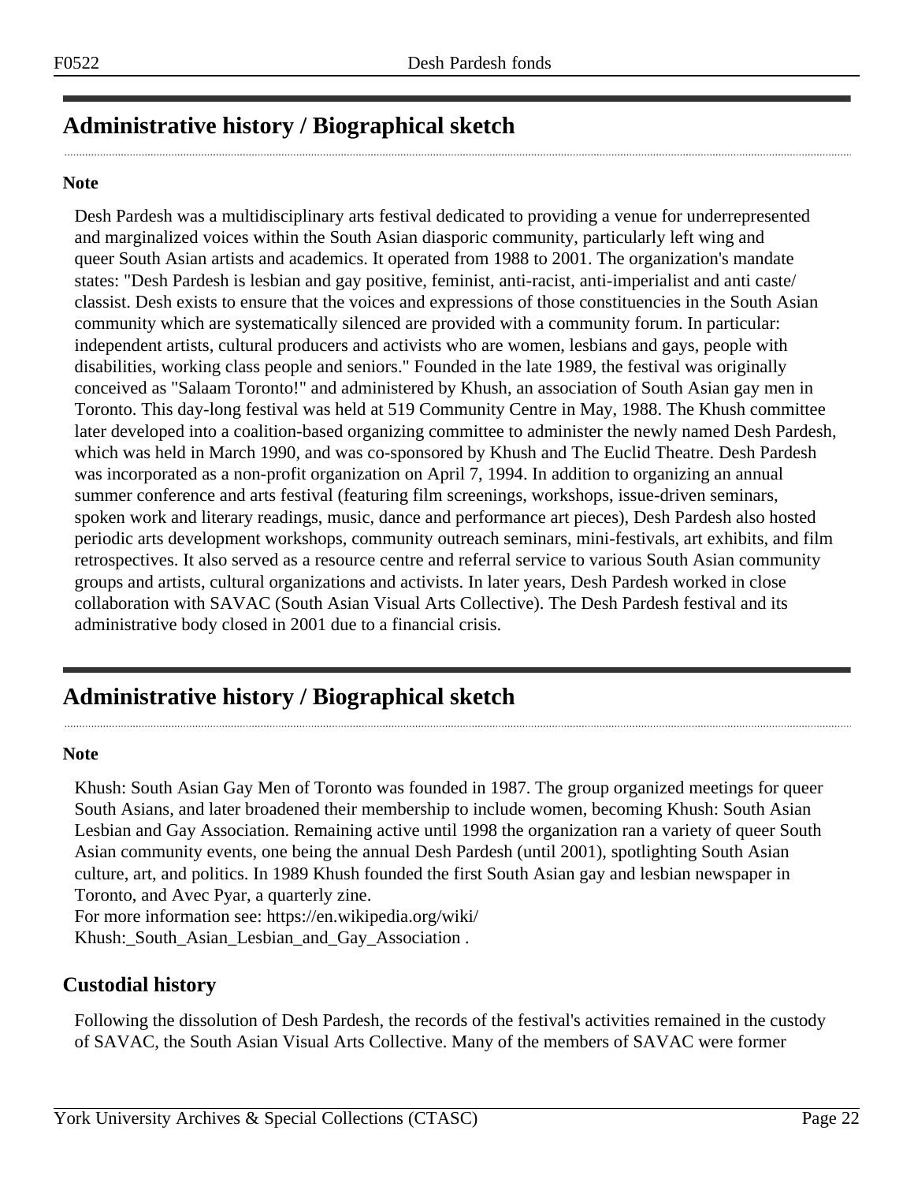## Administrative history / Biographical sketch

**Note**

Desh Pardesh was a multidisciplinary arts festival dedicated to providing a venue for underrepresented and marginalized voices within the South Asian diasporic community, particularly left wing and queer South Asian artists and academics. It operated from 1988 to 2001. The organization's mandate states: "Desh Pardesh is lesbian and gay positive, feminist, anti-racist, anti-imperialist and anti caste/ classist. Desh exists to ensure that the voices and expressions of those constituencies in the South Asian community which are systematically silenced are provided with a community forum. In particular: independent artists, cultural producers and activists who are women, lesbians and gays, people with disabilities, working class people and seniors." Founded in the late 1989, the festival was originally conceived as "Salaam Toronto!" and administered by Khush, an association of South Asian gay men in Toronto. This day-long festival was held at 519 Community Centre in May, 1988. The Khush committee later developed into a coalition-based organizing committee to administer the newly named Desh Pardesh, which was held in March 1990, and was co-sponsored by Khush and The Euclid Theatre. Desh Pardesh was incorporated as a non-profit organization on April 7, 1994. In addition to organizing an annual summer conference and arts festival (featuring film screenings, workshops, issue-driven seminars, spoken work and literary readings, music, dance and performance art pieces), Desh Pardesh also hosted periodic arts development workshops, community outreach seminars, mini-festivals, art exhibits, and film retrospectives. It also served as a resource centre and referral service to various South Asian community groups and artists, cultural organizations and activists. In later years, Desh Pardesh worked in close collaboration with SAVAC (South Asian Visual Arts Collective). The Desh Pardesh festival and its administrative body closed in 2001 due to a financial crisis.

## Administrative history / Biographical sketch

**Note**

Khush: South Asian Gay Men of Toronto was founded in 1987. The group organized meetings for queer South Asians, and later broadened their membership to include women, becoming Khush: South Asian Lesbian and Gay Association. Remaining active until 1998 the organization ran a variety of queer South Asian community events, one being the annual Desh Pardesh (until 2001), spotlighting South Asian culture, art, and politics. In 1989 Khush founded the first South Asian gay and lesbian newspaper in Toronto, and Avec Pyar, a quarterly zine.
For more information see: https://en.wikipedia.org/wiki/Khush:_South_Asian_Lesbian_and_Gay_Association .

### Custodial history

Following the dissolution of Desh Pardesh, the records of the festival's activities remained in the custody of SAVAC, the South Asian Visual Arts Collective. Many of the members of SAVAC were former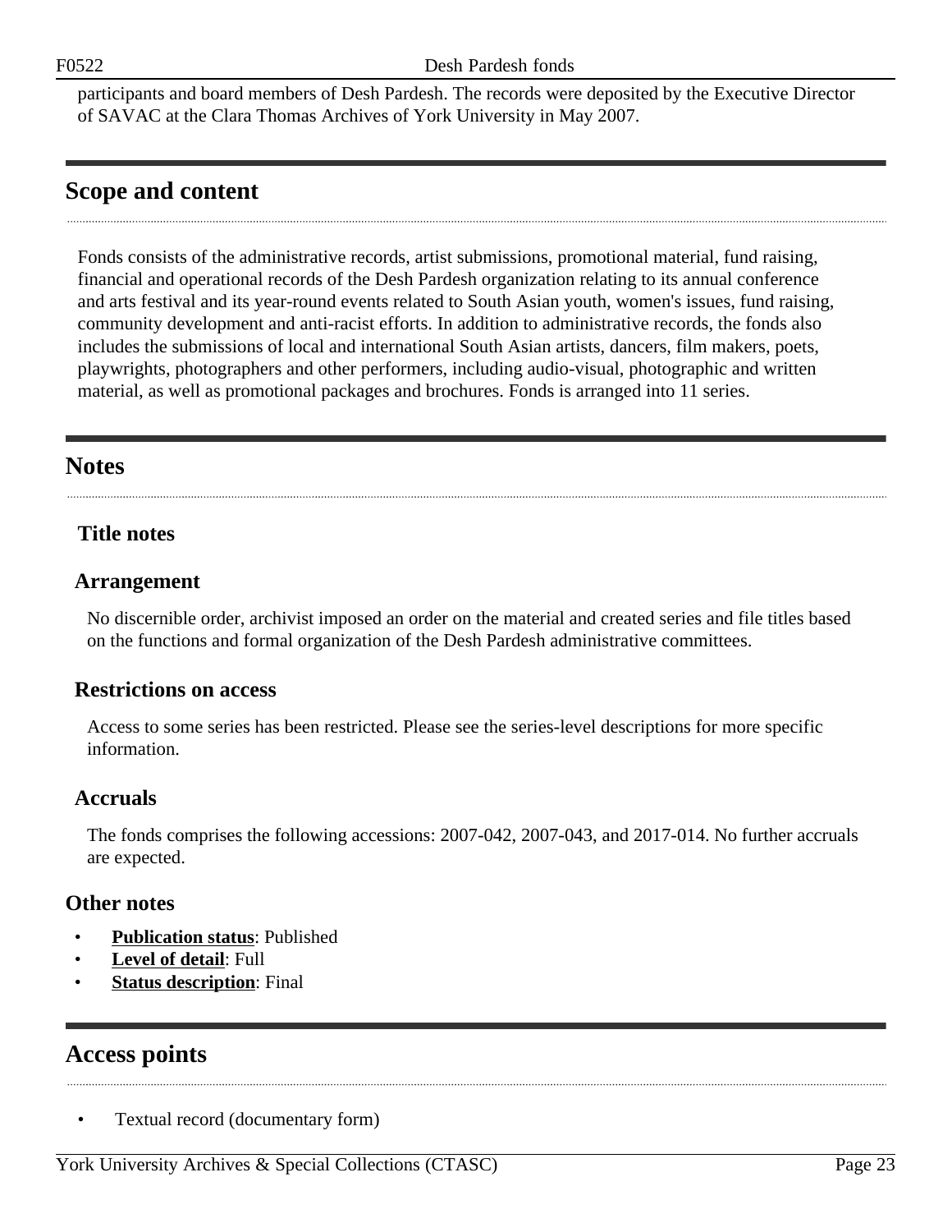participants and board members of Desh Pardesh. The records were deposited by the Executive Director of SAVAC at the Clara Thomas Archives of York University in May 2007.

## Scope and content

Fonds consists of the administrative records, artist submissions, promotional material, fund raising, financial and operational records of the Desh Pardesh organization relating to its annual conference and arts festival and its year-round events related to South Asian youth, women's issues, fund raising, community development and anti-racist efforts. In addition to administrative records, the fonds also includes the submissions of local and international South Asian artists, dancers, film makers, poets, playwrights, photographers and other performers, including audio-visual, photographic and written material, as well as promotional packages and brochures. Fonds is arranged into 11 series.

## Notes

### Title notes

### Arrangement

No discernible order, archivist imposed an order on the material and created series and file titles based on the functions and formal organization of the Desh Pardesh administrative committees.

### Restrictions on access

Access to some series has been restricted. Please see the series-level descriptions for more specific information.

### Accruals

The fonds comprises the following accessions: 2007-042, 2007-043, and 2017-014. No further accruals are expected.

### Other notes

- **Publication status**: Published
- **Level of detail**: Full
- **Status description**: Final

## Access points

- Textual record (documentary form)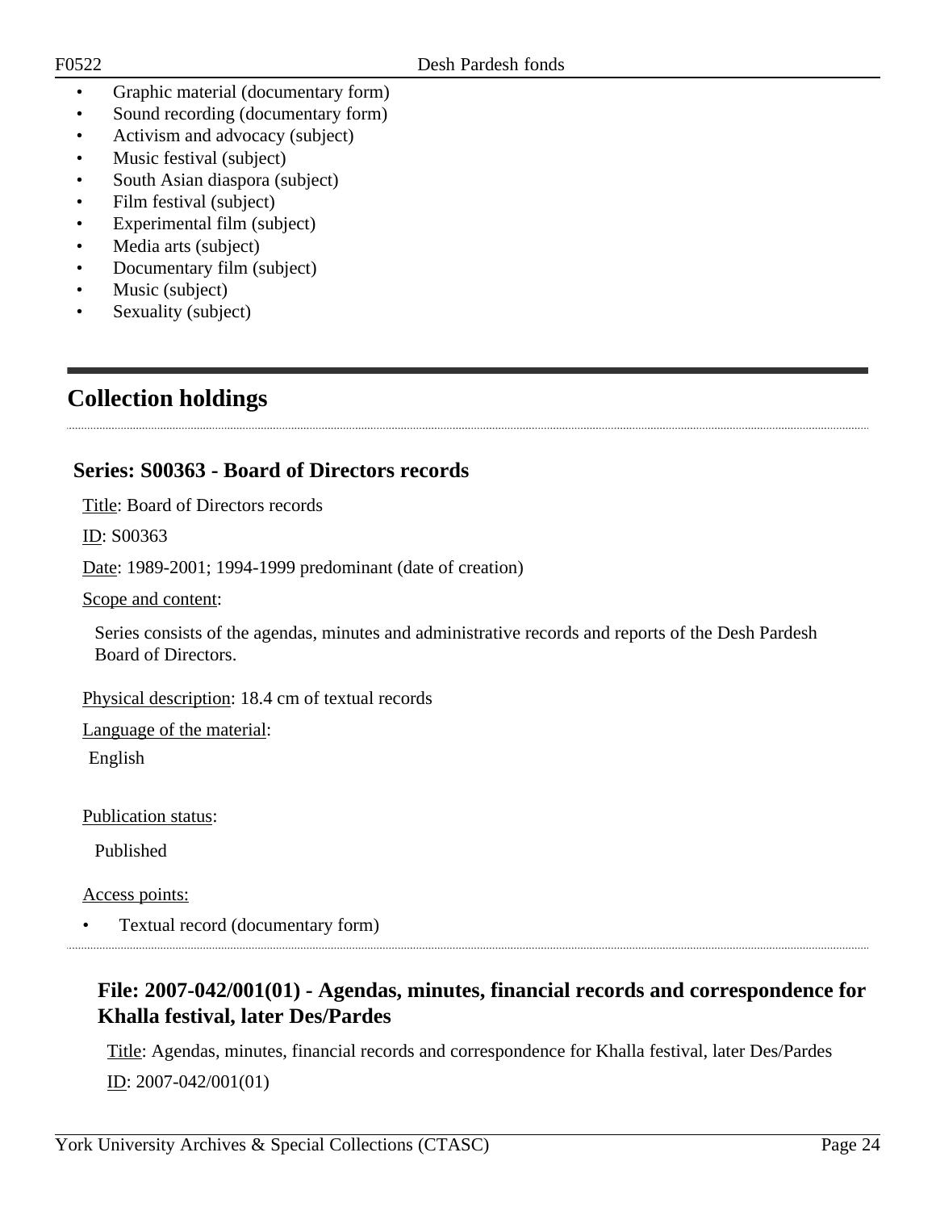- Graphic material (documentary form)
- Sound recording (documentary form)
- Activism and advocacy (subject)
- Music festival (subject)
- South Asian diaspora (subject)
- Film festival (subject)
- Experimental film (subject)
- Media arts (subject)
- Documentary film (subject)
- Music (subject)
- Sexuality (subject)

## Collection holdings

### Series: S00363 - Board of Directors records

Title: Board of Directors records

ID: S00363

Date: 1989-2001; 1994-1999 predominant (date of creation)

Scope and content:

Series consists of the agendas, minutes and administrative records and reports of the Desh Pardesh Board of Directors.

Physical description: 18.4 cm of textual records

Language of the material:

English

Publication status:

Published

Access points:

- Textual record (documentary form)

#### File: 2007-042/001(01) - Agendas, minutes, financial records and correspondence for Khalla festival, later Des/Pardes

Title: Agendas, minutes, financial records and correspondence for Khalla festival, later Des/Pardes

ID: 2007-042/001(01)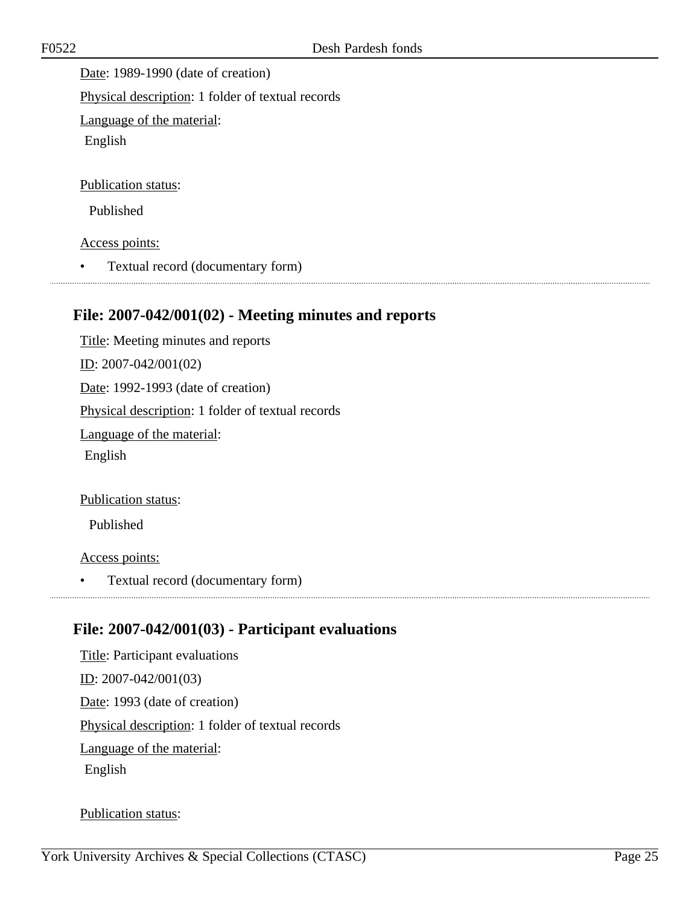Date: 1989-1990 (date of creation)

Physical description: 1 folder of textual records

Language of the material:

English

Publication status:

Published

Access points:

- Textual record (documentary form)

---

## File: 2007-042/001(02) - Meeting minutes and reports

Title: Meeting minutes and reports

ID: 2007-042/001(02)

Date: 1992-1993 (date of creation)

Physical description: 1 folder of textual records

Language of the material:

English

Publication status:

Published

Access points:

- Textual record (documentary form)

---

## File: 2007-042/001(03) - Participant evaluations

Title: Participant evaluations

ID: 2007-042/001(03)

Date: 1993 (date of creation)

Physical description: 1 folder of textual records

Language of the material:

English

Publication status: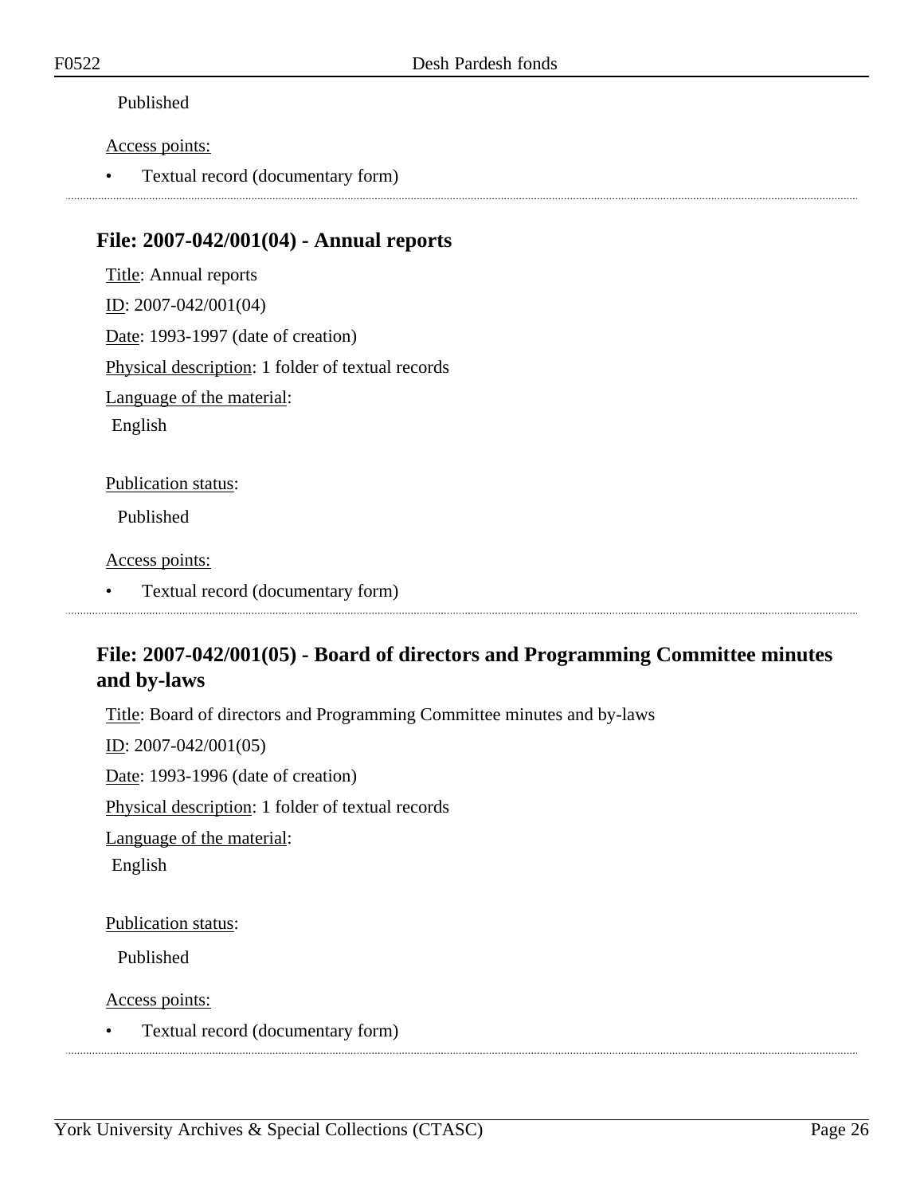Published

Access points:

- Textual record (documentary form)

## File: 2007-042/001(04) - Annual reports

Title: Annual reports

ID: 2007-042/001(04)

Date: 1993-1997 (date of creation)

Physical description: 1 folder of textual records

Language of the material:

English

Publication status:

Published

Access points:

- Textual record (documentary form)

## File: 2007-042/001(05) - Board of directors and Programming Committee minutes and by-laws

Title: Board of directors and Programming Committee minutes and by-laws

ID: 2007-042/001(05)

Date: 1993-1996 (date of creation)

Physical description: 1 folder of textual records

Language of the material:

English

Publication status:

Published

Access points:

- Textual record (documentary form)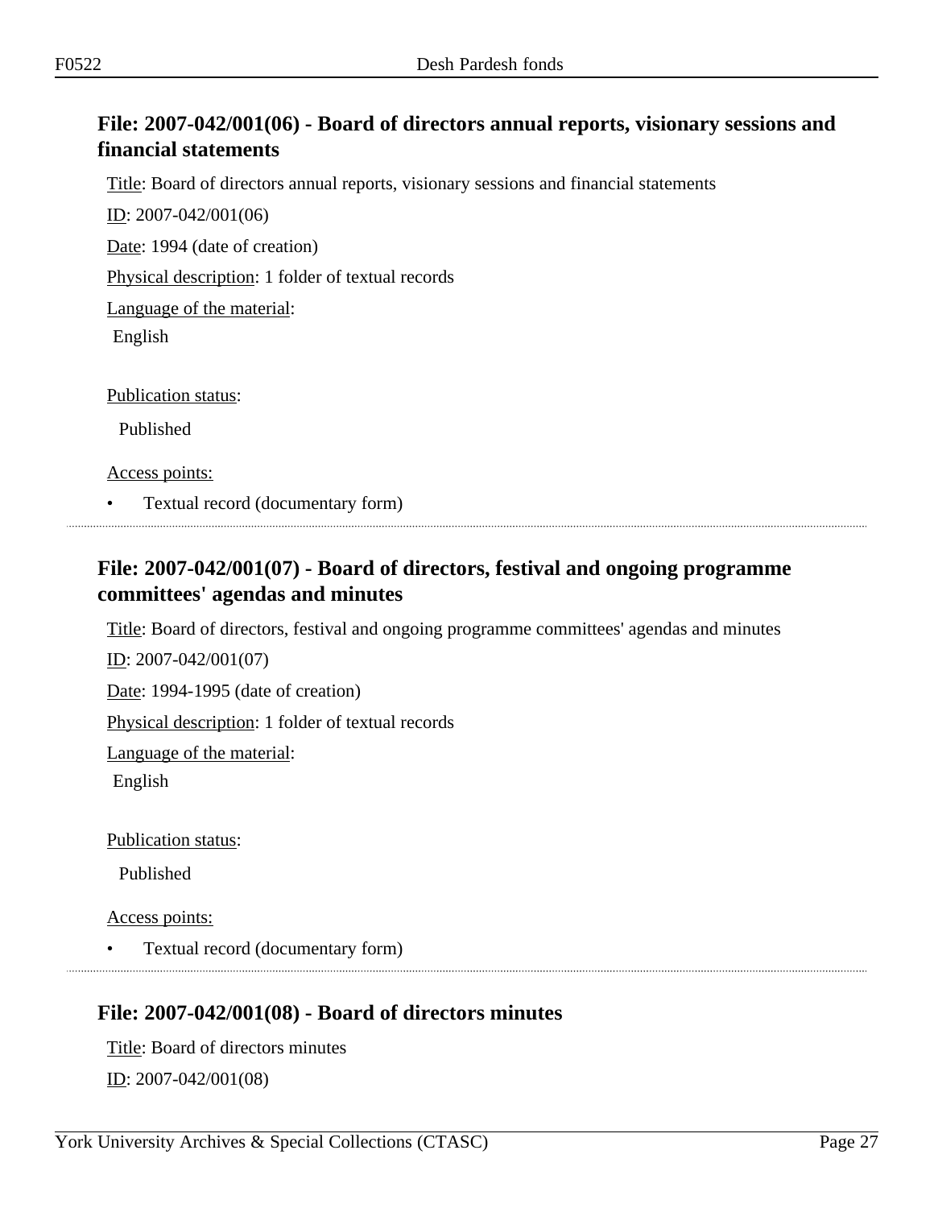## File: 2007-042/001(06) - Board of directors annual reports, visionary sessions and financial statements

Title: Board of directors annual reports, visionary sessions and financial statements

ID: 2007-042/001(06)

Date: 1994 (date of creation)

Physical description: 1 folder of textual records

Language of the material:

English

Publication status:

Published

Access points:

- Textual record (documentary form)

---

## File: 2007-042/001(07) - Board of directors, festival and ongoing programme committees' agendas and minutes

Title: Board of directors, festival and ongoing programme committees' agendas and minutes

ID: 2007-042/001(07)

Date: 1994-1995 (date of creation)

Physical description: 1 folder of textual records

Language of the material:

English

Publication status:

Published

Access points:

- Textual record (documentary form)

---

## File: 2007-042/001(08) - Board of directors minutes

Title: Board of directors minutes

ID: 2007-042/001(08)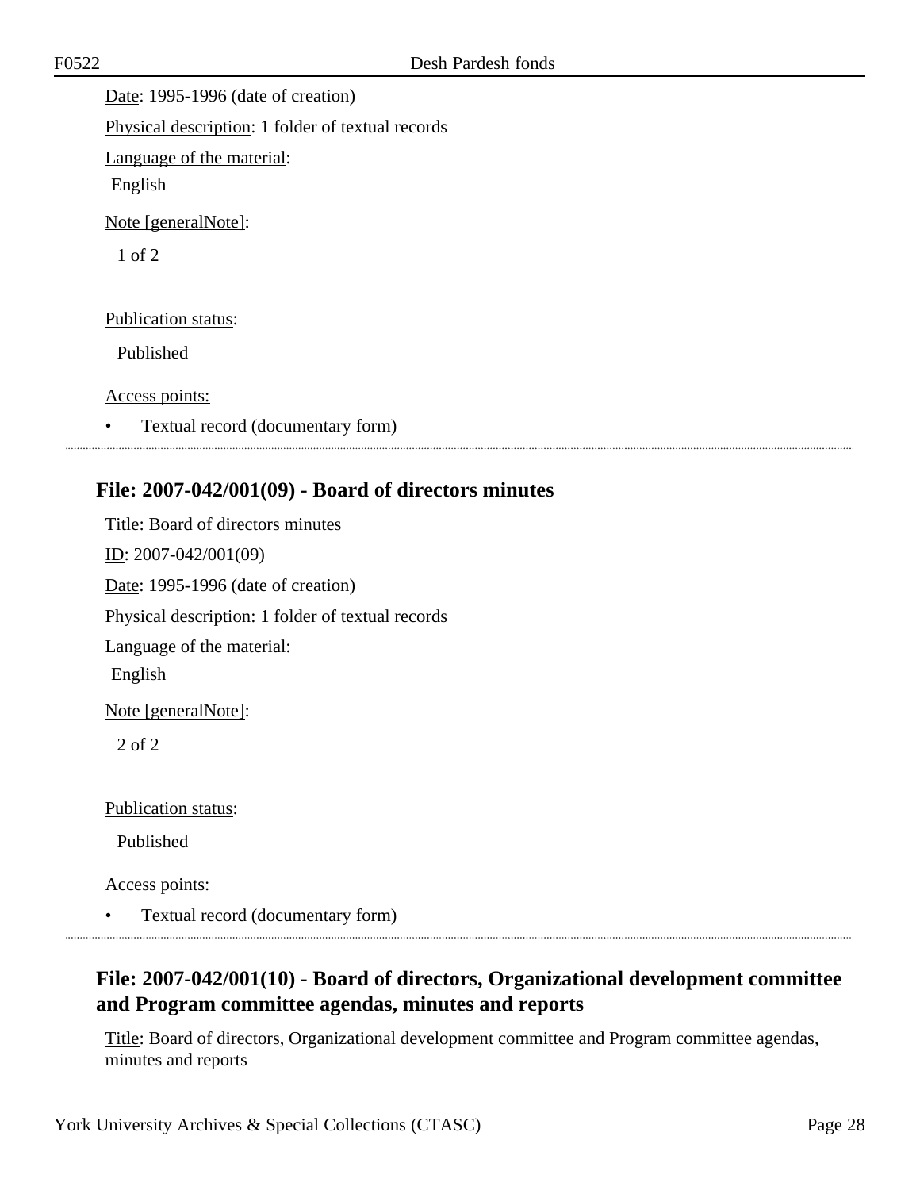Date: 1995-1996 (date of creation)

Physical description: 1 folder of textual records

Language of the material:

English

Note [generalNote]:

1 of 2

Publication status:

Published

Access points:

- Textual record (documentary form)

---

## File: 2007-042/001(09) - Board of directors minutes

Title: Board of directors minutes

ID: 2007-042/001(09)

Date: 1995-1996 (date of creation)

Physical description: 1 folder of textual records

Language of the material:

English

Note [generalNote]:

2 of 2

Publication status:

Published

Access points:

- Textual record (documentary form)

---

## File: 2007-042/001(10) - Board of directors, Organizational development committee and Program committee agendas, minutes and reports

Title: Board of directors, Organizational development committee and Program committee agendas, minutes and reports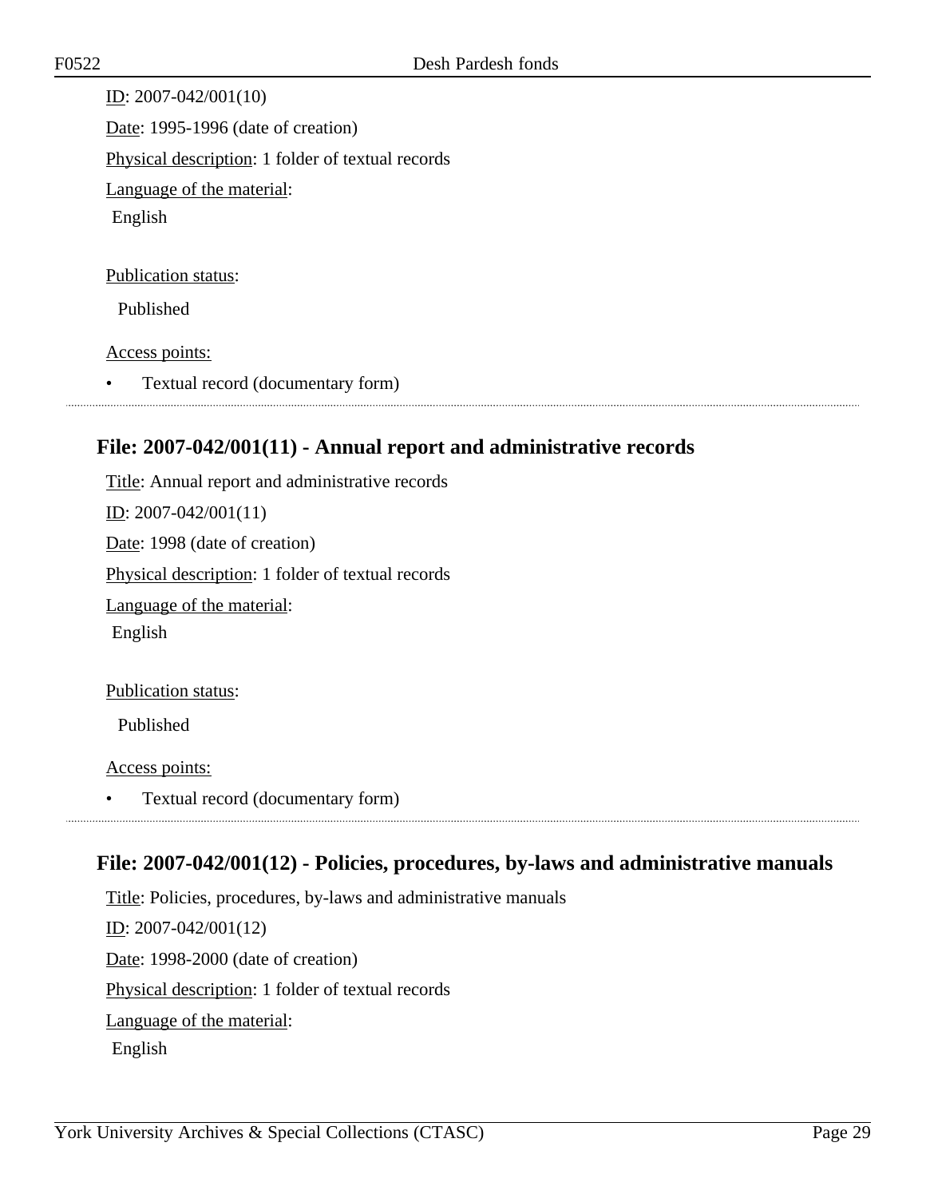ID: 2007-042/001(10)

Date: 1995-1996 (date of creation)

Physical description: 1 folder of textual records

Language of the material:

English

Publication status:

Published

Access points:

- Textual record (documentary form)

## File: 2007-042/001(11) - Annual report and administrative records

Title: Annual report and administrative records

ID: 2007-042/001(11)

Date: 1998 (date of creation)

Physical description: 1 folder of textual records

Language of the material:

English

Publication status:

Published

Access points:

- Textual record (documentary form)

## File: 2007-042/001(12) - Policies, procedures, by-laws and administrative manuals

Title: Policies, procedures, by-laws and administrative manuals

ID: 2007-042/001(12)

Date: 1998-2000 (date of creation)

Physical description: 1 folder of textual records

Language of the material:

English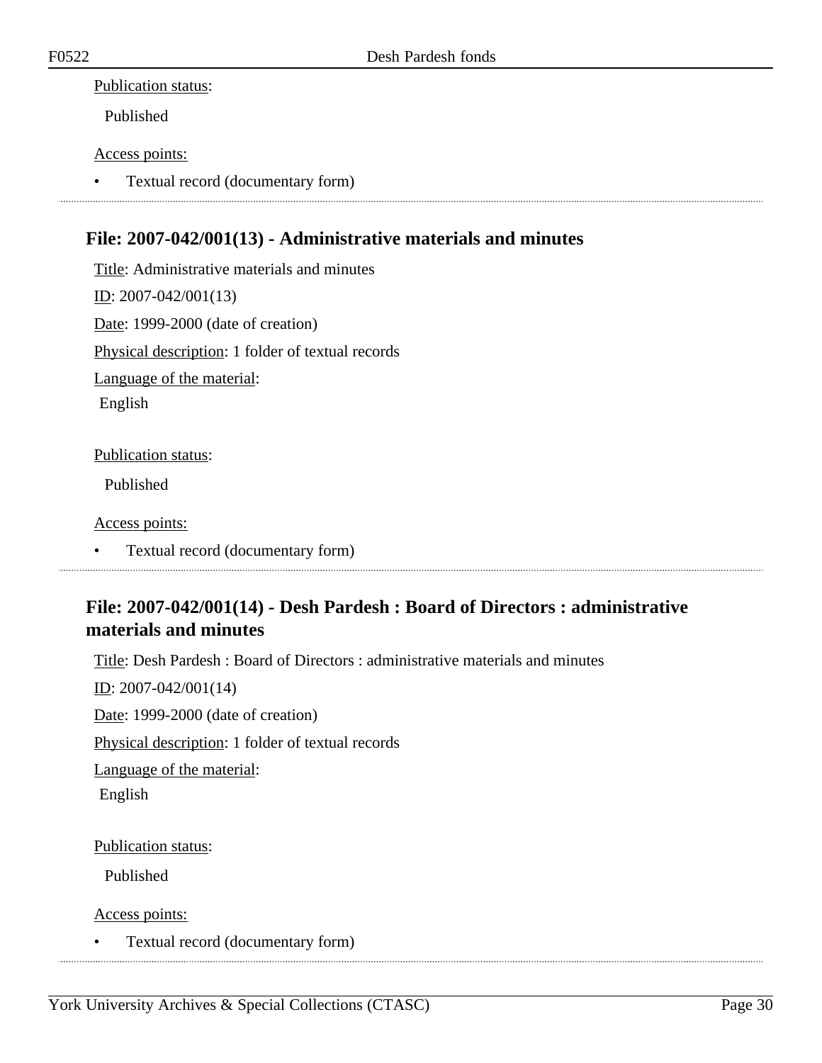Publication status:

Published

Access points:

- Textual record (documentary form)

---

### File: 2007-042/001(13) - Administrative materials and minutes

Title: Administrative materials and minutes

ID: 2007-042/001(13)

Date: 1999-2000 (date of creation)

Physical description: 1 folder of textual records

Language of the material:

English

Publication status:

Published

Access points:

- Textual record (documentary form)

---

### File: 2007-042/001(14) - Desh Pardesh : Board of Directors : administrative materials and minutes

Title: Desh Pardesh : Board of Directors : administrative materials and minutes

ID: 2007-042/001(14)

Date: 1999-2000 (date of creation)

Physical description: 1 folder of textual records

Language of the material:

English

Publication status:

Published

Access points:

- Textual record (documentary form)

---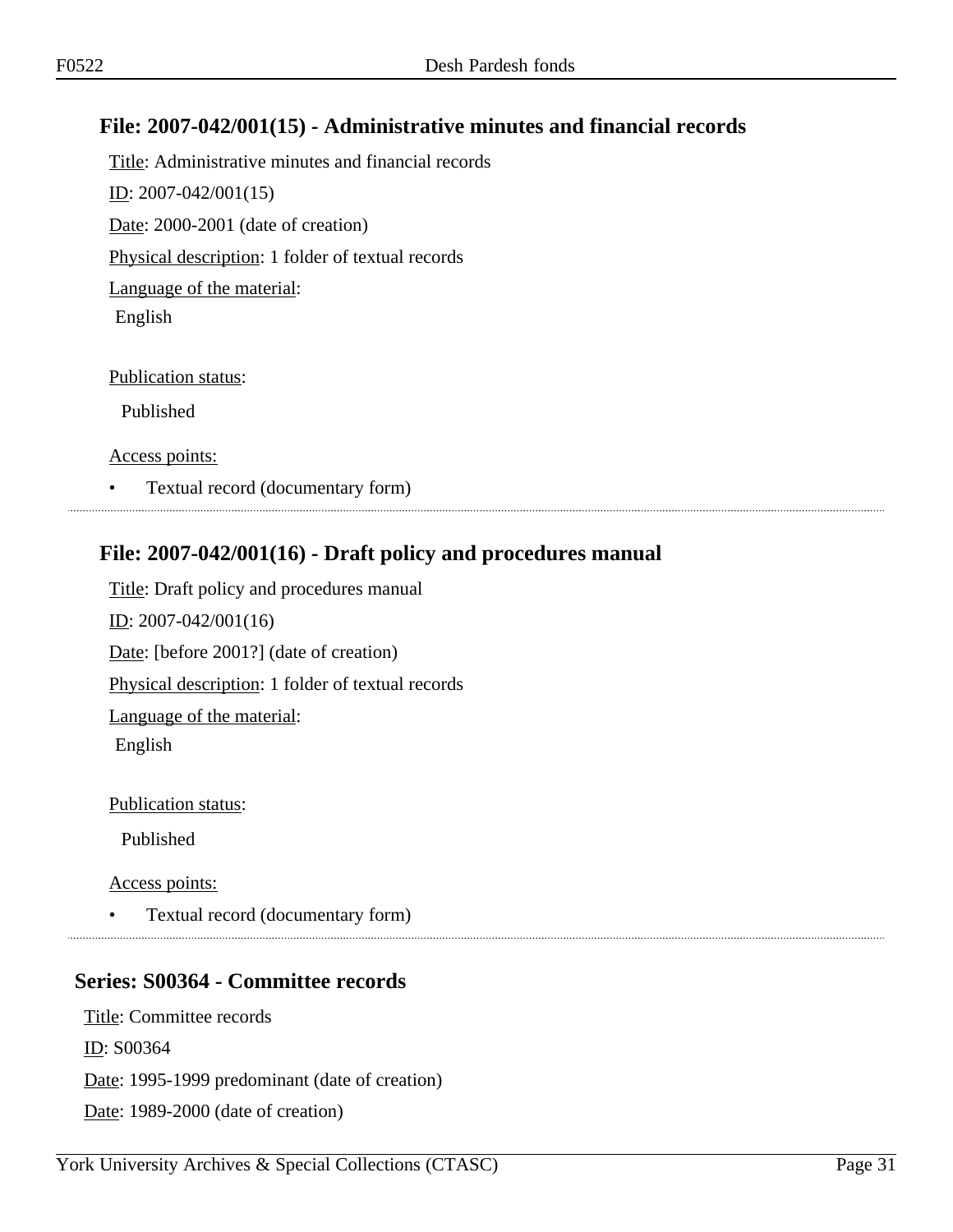### File: 2007-042/001(15) - Administrative minutes and financial records

Title: Administrative minutes and financial records

ID: 2007-042/001(15)

Date: 2000-2001 (date of creation)

Physical description: 1 folder of textual records

Language of the material:

English

Publication status:

Published

Access points:

- Textual record (documentary form)

### File: 2007-042/001(16) - Draft policy and procedures manual

Title: Draft policy and procedures manual

ID: 2007-042/001(16)

Date: [before 2001?] (date of creation)

Physical description: 1 folder of textual records

Language of the material:

English

Publication status:

Published

Access points:

- Textual record (documentary form)

## Series: S00364 - Committee records

Title: Committee records

ID: S00364

Date: 1995-1999 predominant (date of creation)

Date: 1989-2000 (date of creation)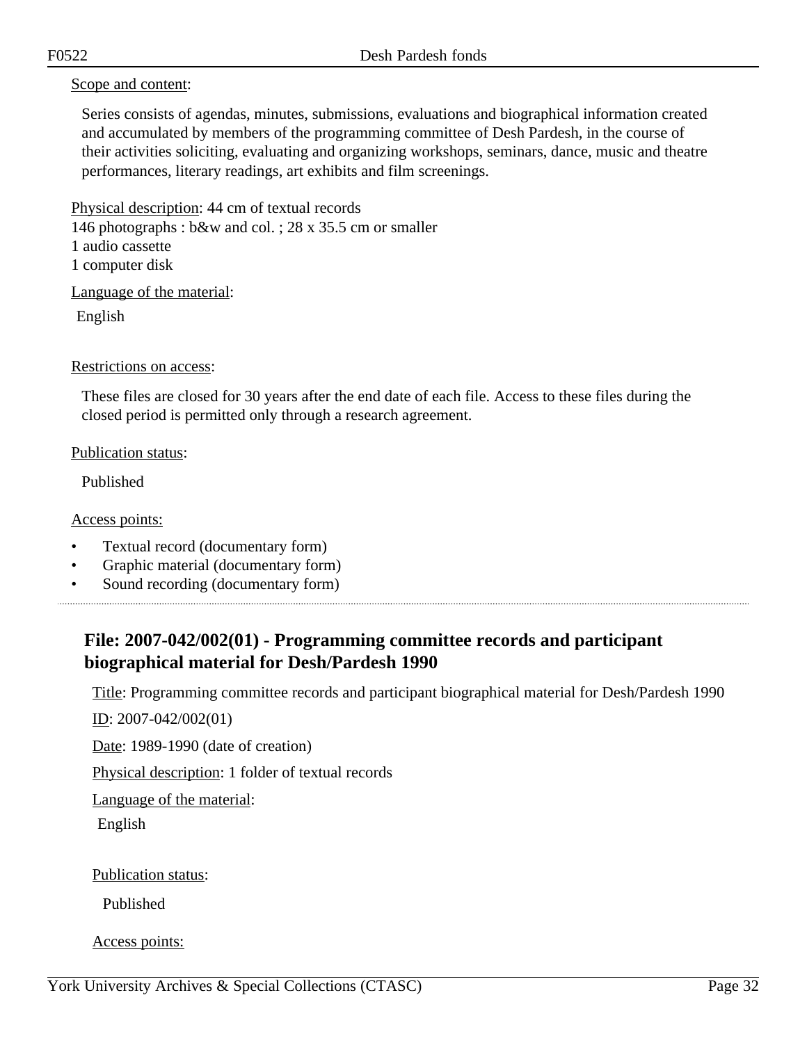Scope and content:

Series consists of agendas, minutes, submissions, evaluations and biographical information created and accumulated by members of the programming committee of Desh Pardesh, in the course of their activities soliciting, evaluating and organizing workshops, seminars, dance, music and theatre performances, literary readings, art exhibits and film screenings.

Physical description: 44 cm of textual records
146 photographs : b&w and col. ; 28 x 35.5 cm or smaller
1 audio cassette
1 computer disk

Language of the material:

English

Restrictions on access:

These files are closed for 30 years after the end date of each file. Access to these files during the closed period is permitted only through a research agreement.

Publication status:

Published

Access points:

- Textual record (documentary form)
- Graphic material (documentary form)
- Sound recording (documentary form)

---

## File: 2007-042/002(01) - Programming committee records and participant biographical material for Desh/Pardesh 1990

Title: Programming committee records and participant biographical material for Desh/Pardesh 1990

ID: 2007-042/002(01)

Date: 1989-1990 (date of creation)

Physical description: 1 folder of textual records

Language of the material:

English

Publication status:

Published

Access points: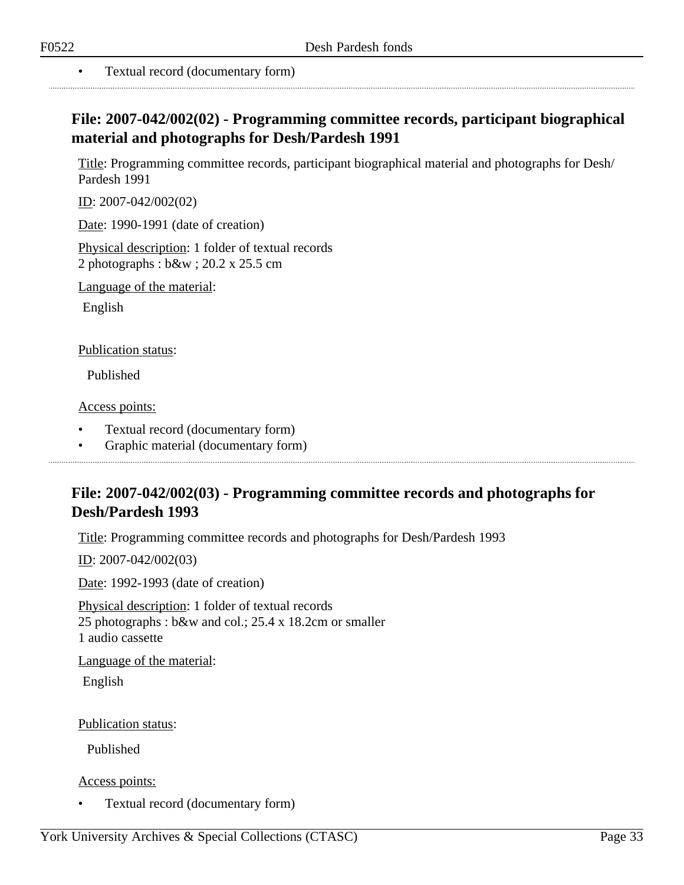- Textual record (documentary form)

## File: 2007-042/002(02) - Programming committee records, participant biographical material and photographs for Desh/Pardesh 1991

Title: Programming committee records, participant biographical material and photographs for Desh/Pardesh 1991

ID: 2007-042/002(02)

Date: 1990-1991 (date of creation)

Physical description: 1 folder of textual records
2 photographs : b&w ; 20.2 x 25.5 cm

Language of the material:

English

Publication status:

Published

Access points:

- Textual record (documentary form)
- Graphic material (documentary form)

## File: 2007-042/002(03) - Programming committee records and photographs for Desh/Pardesh 1993

Title: Programming committee records and photographs for Desh/Pardesh 1993

ID: 2007-042/002(03)

Date: 1992-1993 (date of creation)

Physical description: 1 folder of textual records
25 photographs : b&w and col.; 25.4 x 18.2cm or smaller
1 audio cassette

Language of the material:

English

Publication status:

Published

Access points:

- Textual record (documentary form)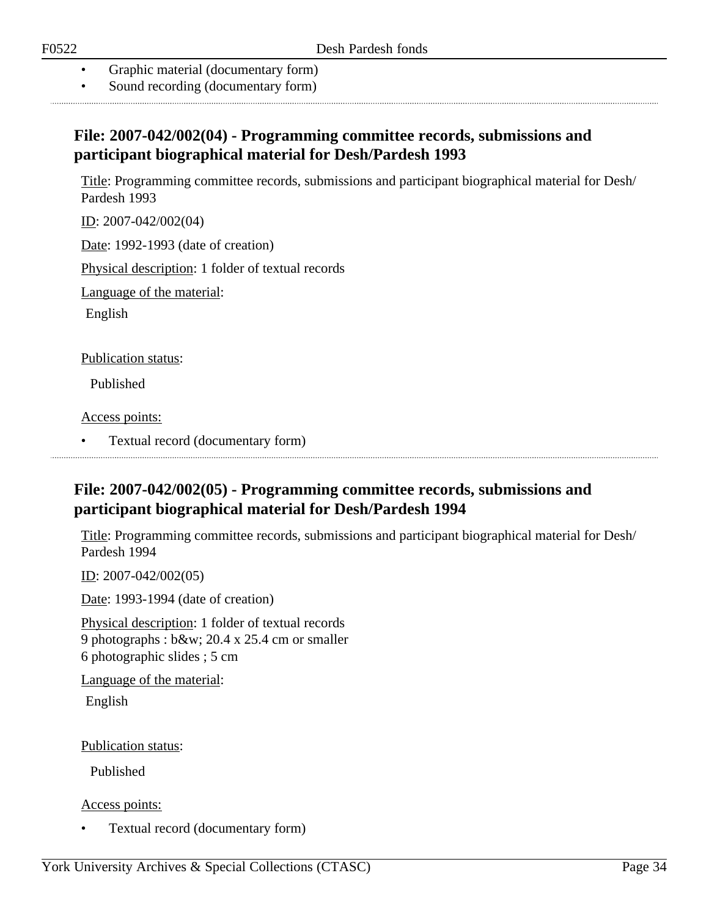- Graphic material (documentary form)
- Sound recording (documentary form)

## File: 2007-042/002(04) - Programming committee records, submissions and participant biographical material for Desh/Pardesh 1993

Title: Programming committee records, submissions and participant biographical material for Desh/ Pardesh 1993

ID: 2007-042/002(04)

Date: 1992-1993 (date of creation)

Physical description: 1 folder of textual records

Language of the material:

English

Publication status:

Published

Access points:

- Textual record (documentary form)

## File: 2007-042/002(05) - Programming committee records, submissions and participant biographical material for Desh/Pardesh 1994

Title: Programming committee records, submissions and participant biographical material for Desh/ Pardesh 1994

ID: 2007-042/002(05)

Date: 1993-1994 (date of creation)

Physical description: 1 folder of textual records
9 photographs : b&w; 20.4 x 25.4 cm or smaller
6 photographic slides ; 5 cm

Language of the material:

English

Publication status:

Published

Access points:

- Textual record (documentary form)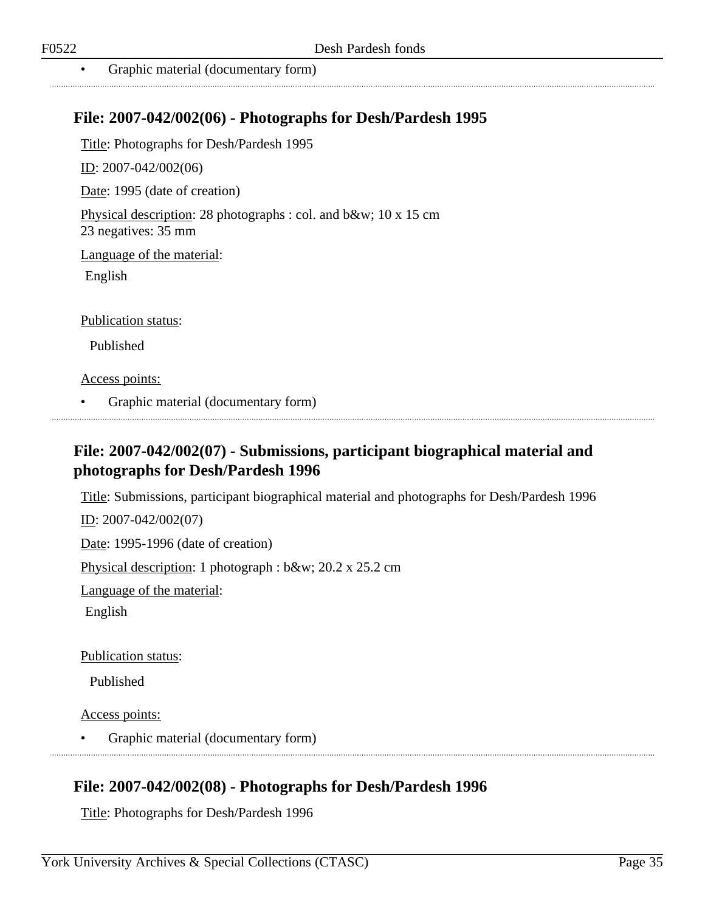- Graphic material (documentary form)

## File: 2007-042/002(06) - Photographs for Desh/Pardesh 1995

Title: Photographs for Desh/Pardesh 1995

ID: 2007-042/002(06)

Date: 1995 (date of creation)

Physical description: 28 photographs : col. and b&w; 10 x 15 cm
23 negatives: 35 mm

Language of the material:

English

Publication status:

Published

Access points:

- Graphic material (documentary form)

## File: 2007-042/002(07) - Submissions, participant biographical material and photographs for Desh/Pardesh 1996

Title: Submissions, participant biographical material and photographs for Desh/Pardesh 1996

ID: 2007-042/002(07)

Date: 1995-1996 (date of creation)

Physical description: 1 photograph : b&w; 20.2 x 25.2 cm

Language of the material:

English

Publication status:

Published

Access points:

- Graphic material (documentary form)

## File: 2007-042/002(08) - Photographs for Desh/Pardesh 1996

Title: Photographs for Desh/Pardesh 1996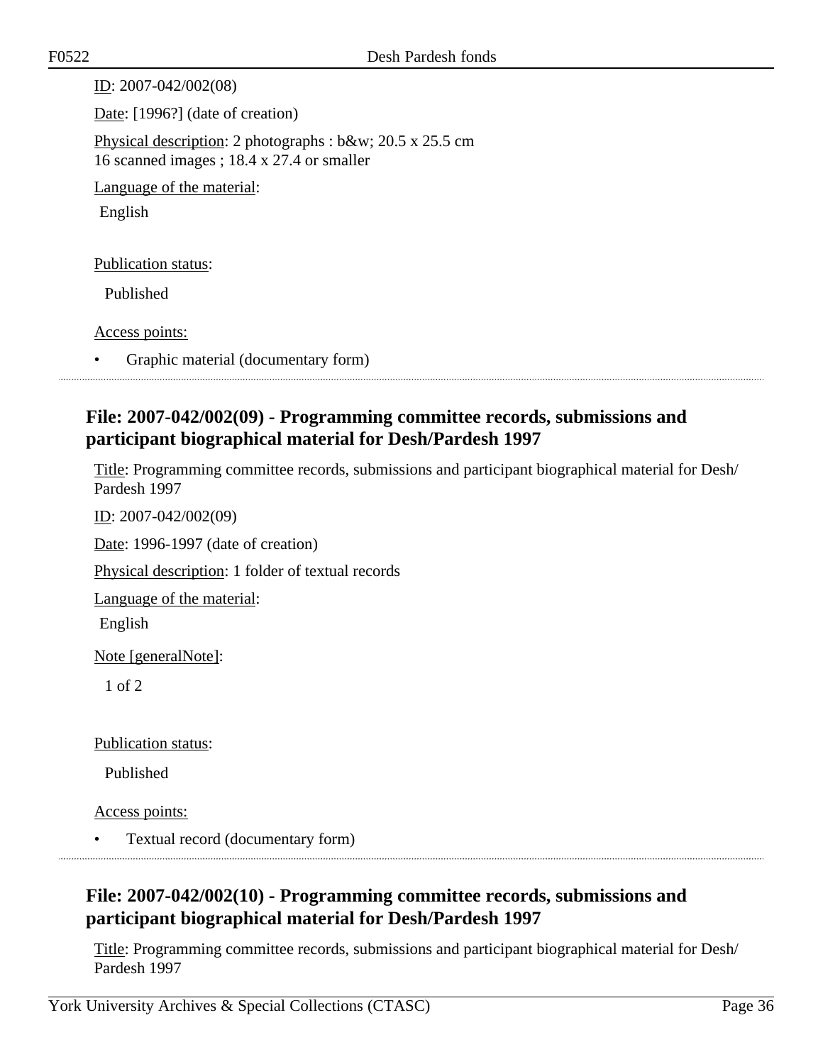ID: 2007-042/002(08)

Date: [1996?] (date of creation)

Physical description: 2 photographs : b&w; 20.5 x 25.5 cm
16 scanned images ; 18.4 x 27.4 or smaller

Language of the material:

English

Publication status:

Published

Access points:

- Graphic material (documentary form)

## File: 2007-042/002(09) - Programming committee records, submissions and participant biographical material for Desh/Pardesh 1997

Title: Programming committee records, submissions and participant biographical material for Desh/Pardesh 1997

ID: 2007-042/002(09)

Date: 1996-1997 (date of creation)

Physical description: 1 folder of textual records

Language of the material:

English

Note [generalNote]:

1 of 2

Publication status:

Published

Access points:

- Textual record (documentary form)

## File: 2007-042/002(10) - Programming committee records, submissions and participant biographical material for Desh/Pardesh 1997

Title: Programming committee records, submissions and participant biographical material for Desh/Pardesh 1997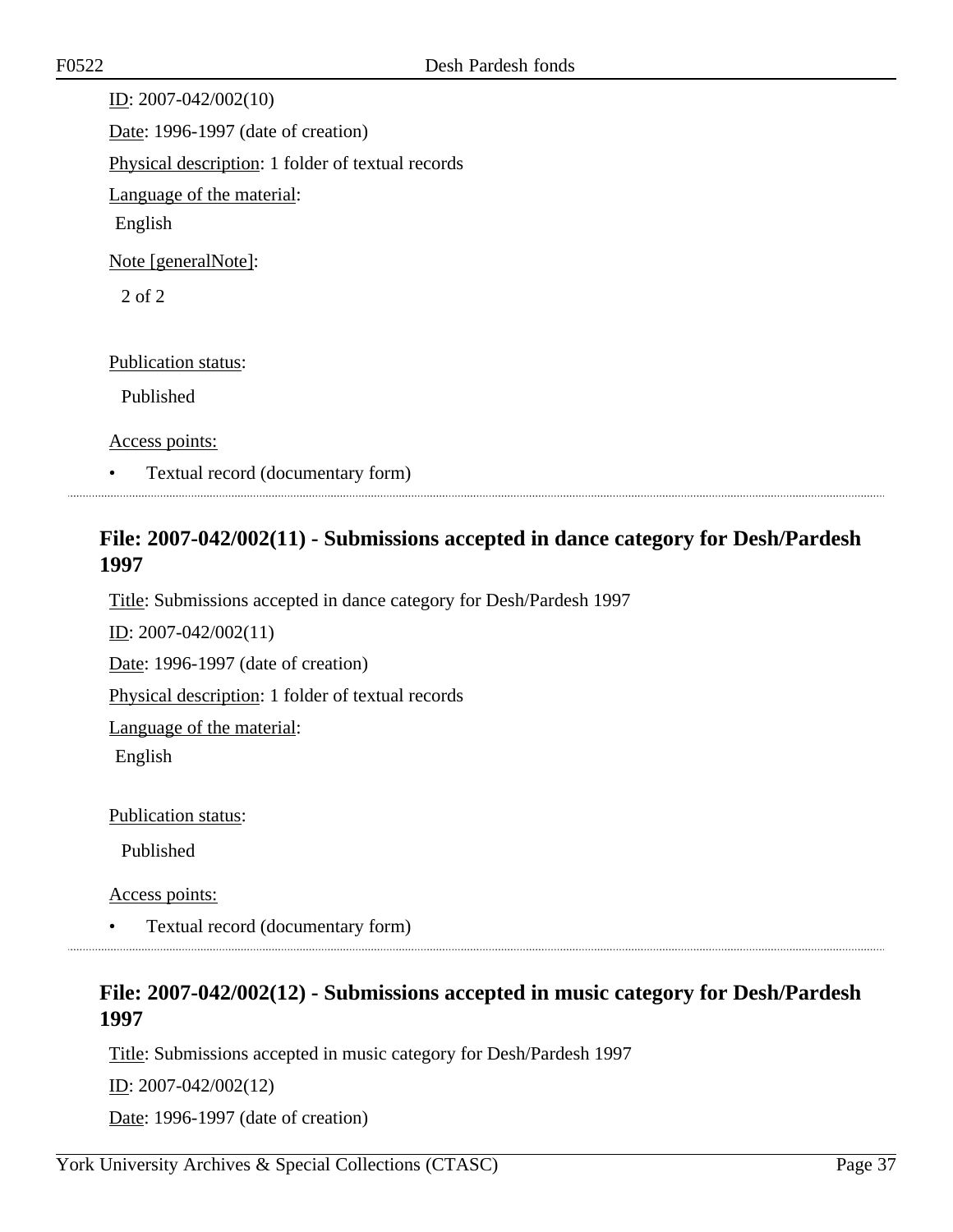ID: 2007-042/002(10)

Date: 1996-1997 (date of creation)

Physical description: 1 folder of textual records

Language of the material:

English

Note [generalNote]:

2 of 2

Publication status:

Published

Access points:

- Textual record (documentary form)

## File: 2007-042/002(11) - Submissions accepted in dance category for Desh/Pardesh 1997

Title: Submissions accepted in dance category for Desh/Pardesh 1997

ID: 2007-042/002(11)

Date: 1996-1997 (date of creation)

Physical description: 1 folder of textual records

Language of the material:

English

Publication status:

Published

Access points:

- Textual record (documentary form)

## File: 2007-042/002(12) - Submissions accepted in music category for Desh/Pardesh 1997

Title: Submissions accepted in music category for Desh/Pardesh 1997

ID: 2007-042/002(12)

Date: 1996-1997 (date of creation)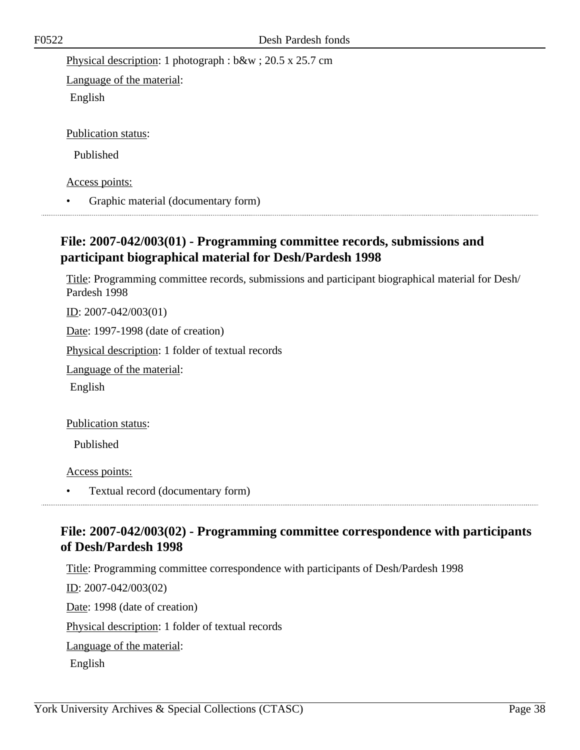Physical description: 1 photograph : b&w ; 20.5 x 25.7 cm

Language of the material:

English

Publication status:

Published

Access points:

- Graphic material (documentary form)

---

## File: 2007-042/003(01) - Programming committee records, submissions and participant biographical material for Desh/Pardesh 1998

Title: Programming committee records, submissions and participant biographical material for Desh/Pardesh 1998

ID: 2007-042/003(01)

Date: 1997-1998 (date of creation)

Physical description: 1 folder of textual records

Language of the material:

English

Publication status:

Published

Access points:

- Textual record (documentary form)

---

## File: 2007-042/003(02) - Programming committee correspondence with participants of Desh/Pardesh 1998

Title: Programming committee correspondence with participants of Desh/Pardesh 1998

ID: 2007-042/003(02)

Date: 1998 (date of creation)

Physical description: 1 folder of textual records

Language of the material:

English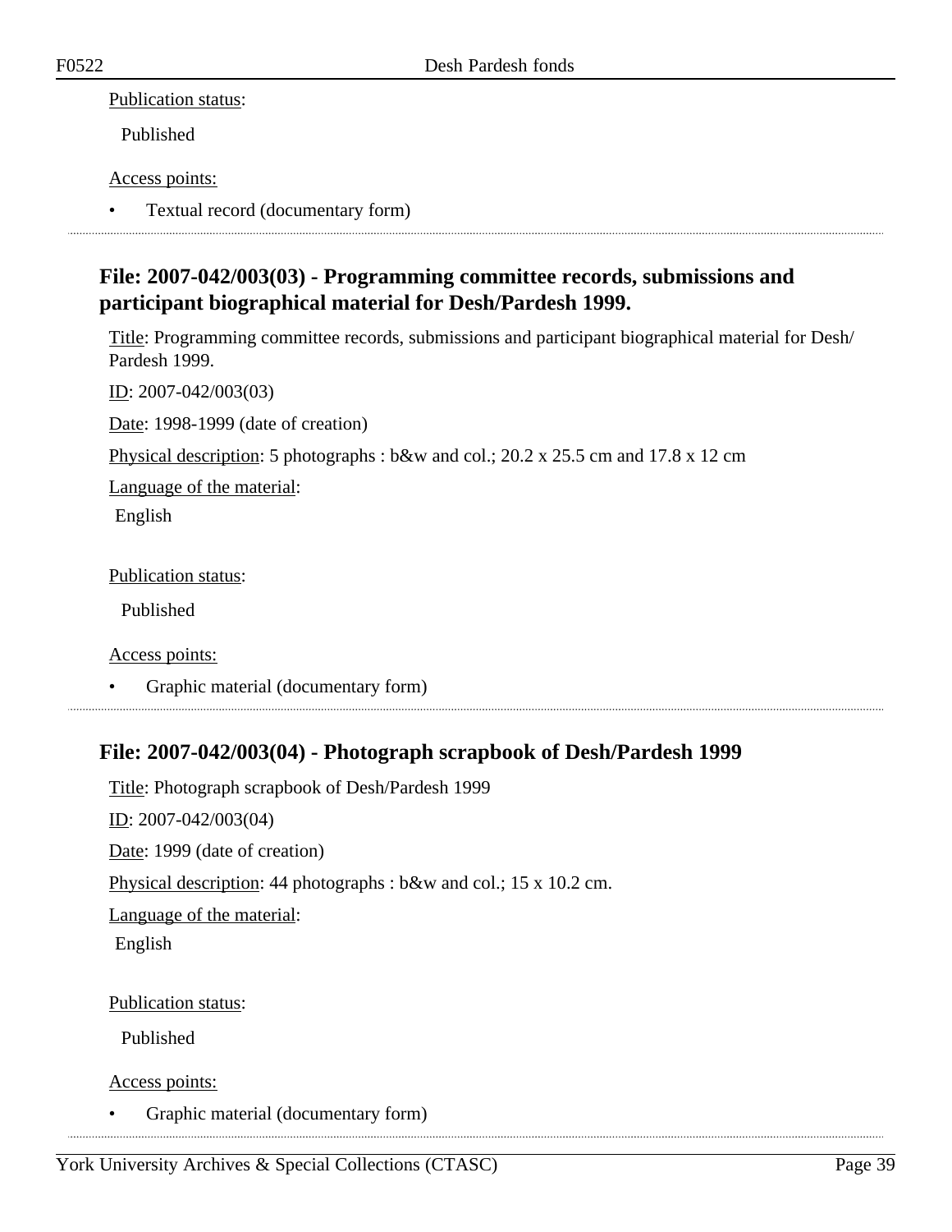Publication status:

Published

Access points:

- Textual record (documentary form)

## File: 2007-042/003(03) - Programming committee records, submissions and participant biographical material for Desh/Pardesh 1999.

Title: Programming committee records, submissions and participant biographical material for Desh/Pardesh 1999.

ID: 2007-042/003(03)

Date: 1998-1999 (date of creation)

Physical description: 5 photographs : b&w and col.; 20.2 x 25.5 cm and 17.8 x 12 cm

Language of the material:

English

Publication status:

Published

Access points:

- Graphic material (documentary form)

## File: 2007-042/003(04) - Photograph scrapbook of Desh/Pardesh 1999

Title: Photograph scrapbook of Desh/Pardesh 1999

ID: 2007-042/003(04)

Date: 1999 (date of creation)

Physical description: 44 photographs : b&w and col.; 15 x 10.2 cm.

Language of the material:

English

Publication status:

Published

Access points:

- Graphic material (documentary form)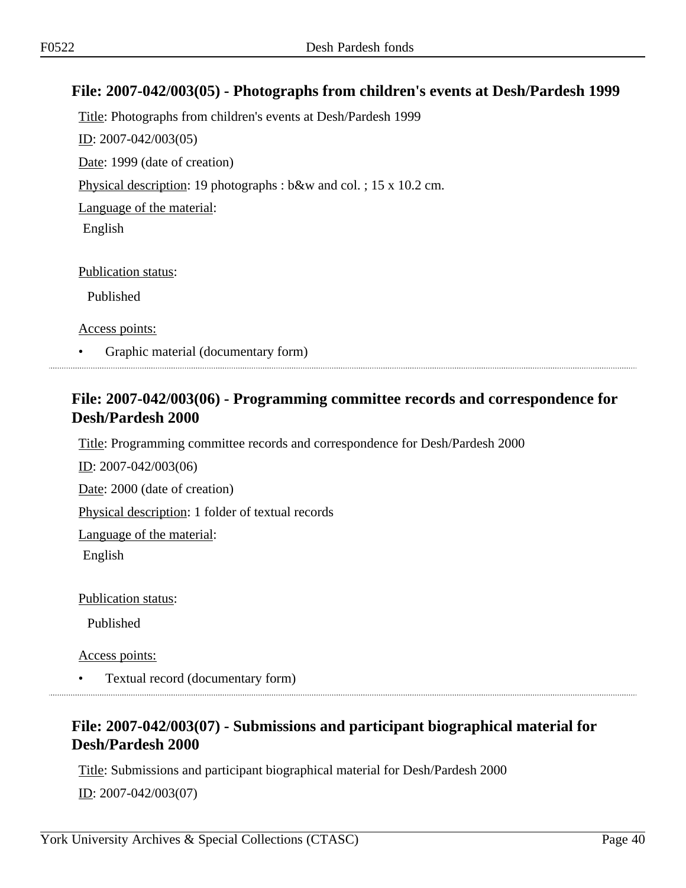## File: 2007-042/003(05) - Photographs from children's events at Desh/Pardesh 1999

Title: Photographs from children's events at Desh/Pardesh 1999

ID: 2007-042/003(05)

Date: 1999 (date of creation)

Physical description: 19 photographs : b&w and col. ; 15 x 10.2 cm.

Language of the material:

English

Publication status:

Published

Access points:

- Graphic material (documentary form)

## File: 2007-042/003(06) - Programming committee records and correspondence for Desh/Pardesh 2000

Title: Programming committee records and correspondence for Desh/Pardesh 2000

ID: 2007-042/003(06)

Date: 2000 (date of creation)

Physical description: 1 folder of textual records

Language of the material:

English

Publication status:

Published

Access points:

- Textual record (documentary form)

## File: 2007-042/003(07) - Submissions and participant biographical material for Desh/Pardesh 2000

Title: Submissions and participant biographical material for Desh/Pardesh 2000

ID: 2007-042/003(07)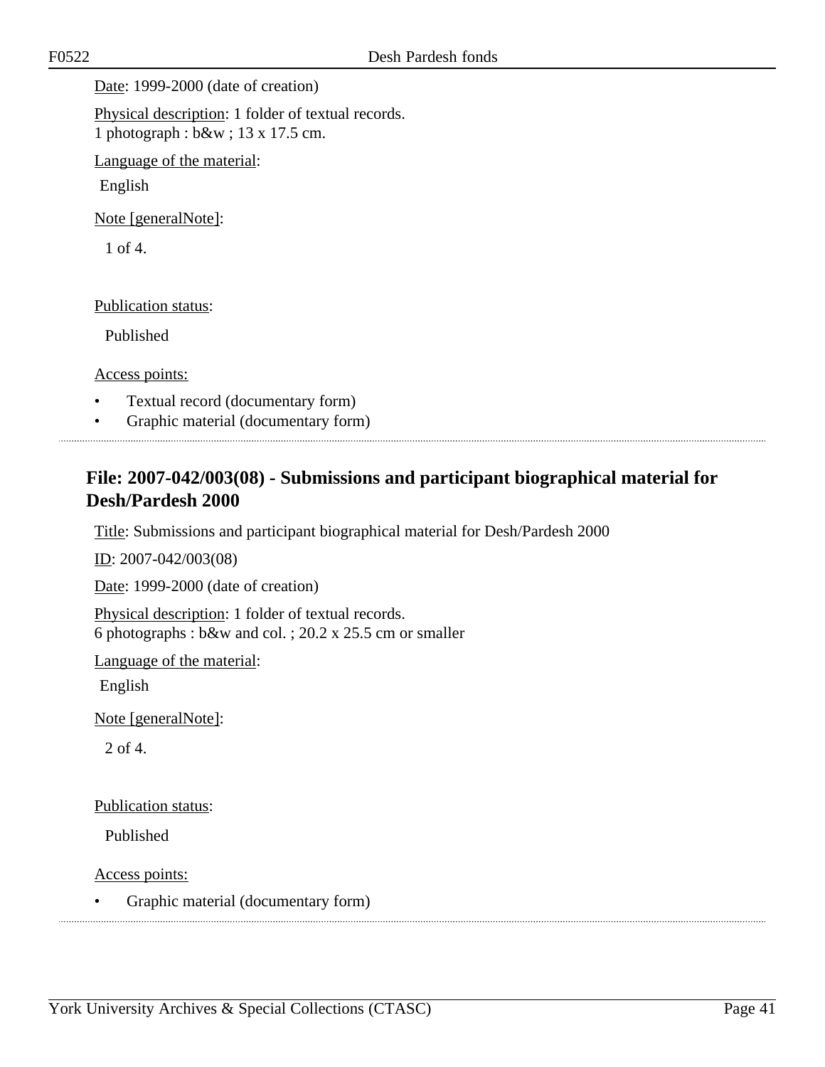Date: 1999-2000 (date of creation)

Physical description: 1 folder of textual records.
1 photograph : b&w ; 13 x 17.5 cm.

Language of the material:

English

Note [generalNote]:

1 of 4.

Publication status:

Published

Access points:

- Textual record (documentary form)
- Graphic material (documentary form)

### File: 2007-042/003(08) - Submissions and participant biographical material for Desh/Pardesh 2000

Title: Submissions and participant biographical material for Desh/Pardesh 2000

ID: 2007-042/003(08)

Date: 1999-2000 (date of creation)

Physical description: 1 folder of textual records.
6 photographs : b&w and col. ; 20.2 x 25.5 cm or smaller

Language of the material:

English

Note [generalNote]:

2 of 4.

Publication status:

Published

Access points:

- Graphic material (documentary form)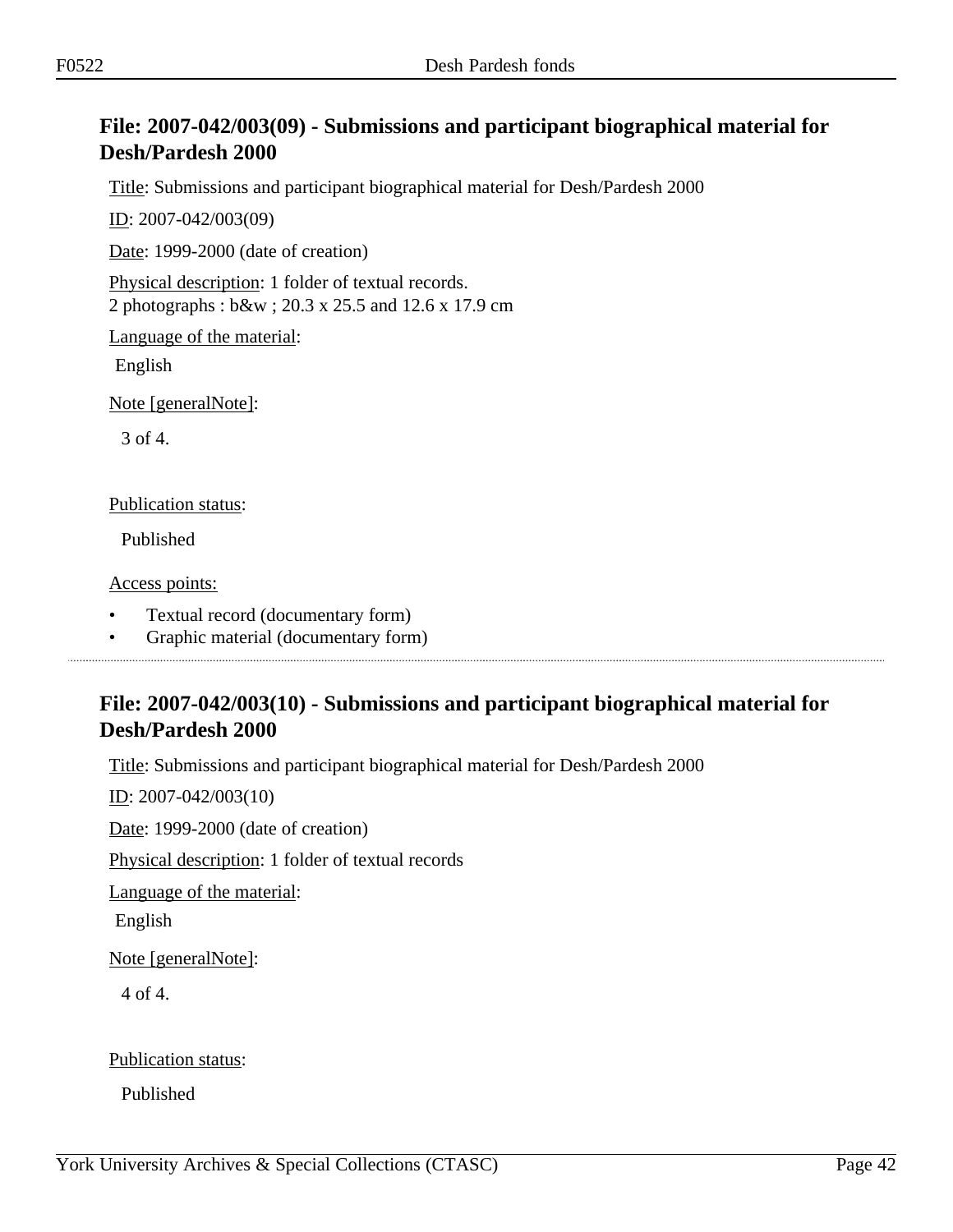## File: 2007-042/003(09) - Submissions and participant biographical material for Desh/Pardesh 2000

Title: Submissions and participant biographical material for Desh/Pardesh 2000

ID: 2007-042/003(09)

Date: 1999-2000 (date of creation)

Physical description: 1 folder of textual records.
2 photographs : b&w ; 20.3 x 25.5 and 12.6 x 17.9 cm

Language of the material:

English

Note [generalNote]:

3 of 4.

Publication status:

Published

Access points:

- Textual record (documentary form)
- Graphic material (documentary form)

---

## File: 2007-042/003(10) - Submissions and participant biographical material for Desh/Pardesh 2000

Title: Submissions and participant biographical material for Desh/Pardesh 2000

ID: 2007-042/003(10)

Date: 1999-2000 (date of creation)

Physical description: 1 folder of textual records

Language of the material:

English

Note [generalNote]:

4 of 4.

Publication status:

Published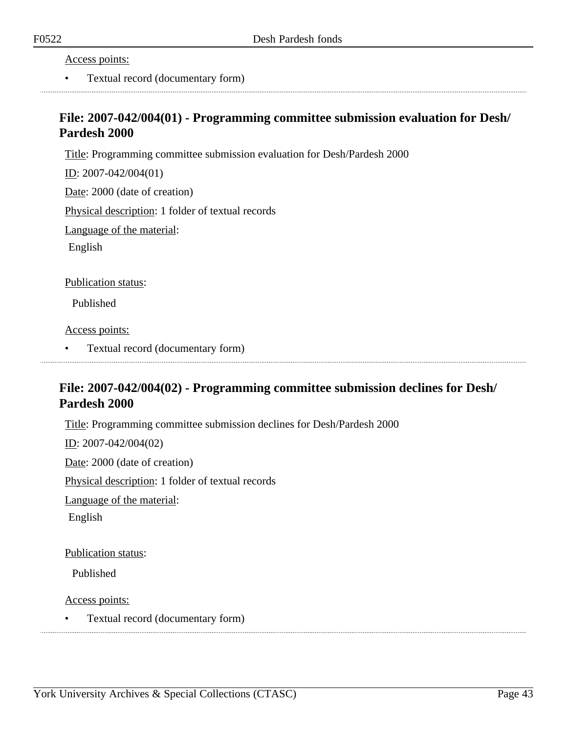Access points:

- Textual record (documentary form)

## File: 2007-042/004(01) - Programming committee submission evaluation for Desh/Pardesh 2000

Title: Programming committee submission evaluation for Desh/Pardesh 2000

ID: 2007-042/004(01)

Date: 2000 (date of creation)

Physical description: 1 folder of textual records

Language of the material:

English

Publication status:

Published

Access points:

- Textual record (documentary form)

## File: 2007-042/004(02) - Programming committee submission declines for Desh/Pardesh 2000

Title: Programming committee submission declines for Desh/Pardesh 2000

ID: 2007-042/004(02)

Date: 2000 (date of creation)

Physical description: 1 folder of textual records

Language of the material:

English

Publication status:

Published

Access points:

- Textual record (documentary form)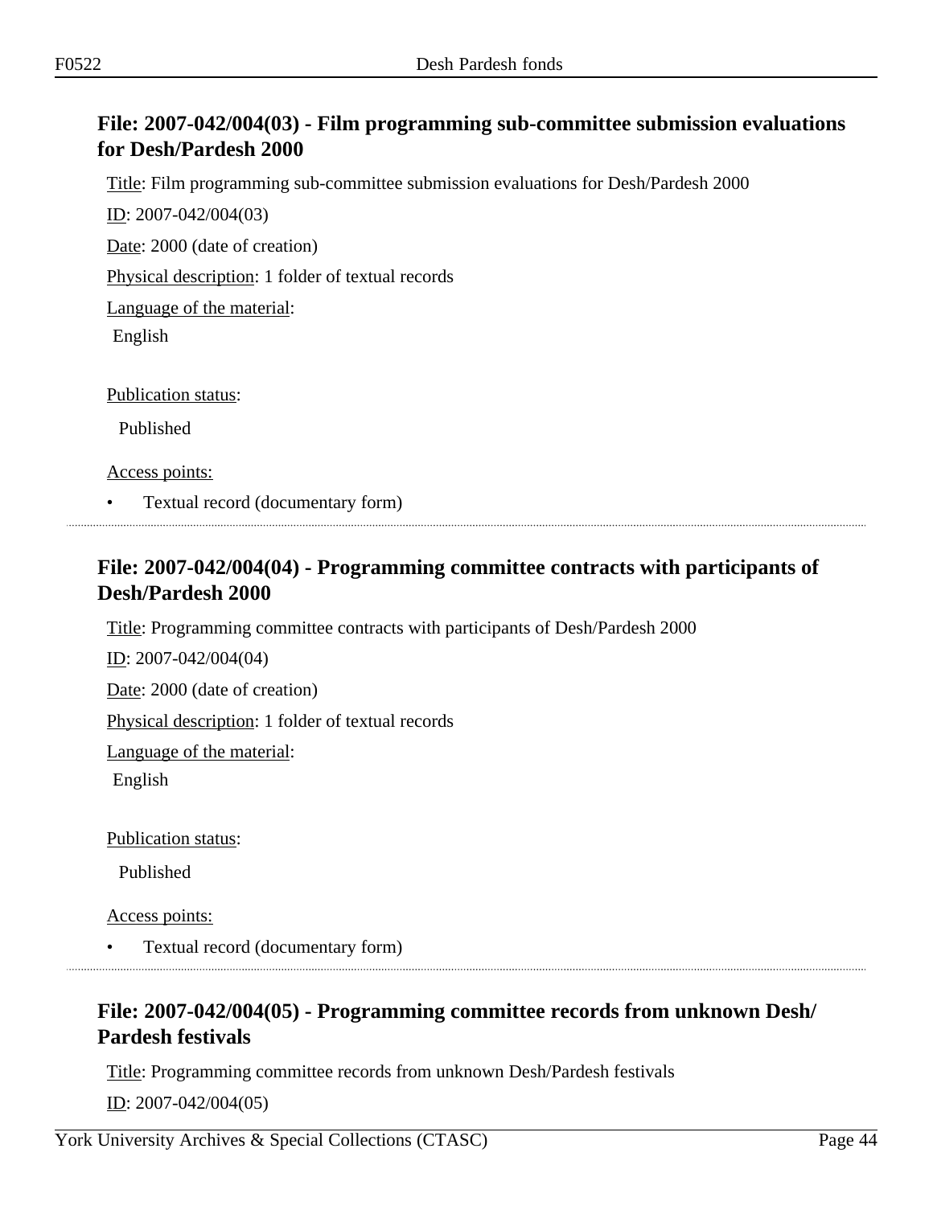## File: 2007-042/004(03) - Film programming sub-committee submission evaluations for Desh/Pardesh 2000

Title: Film programming sub-committee submission evaluations for Desh/Pardesh 2000

ID: 2007-042/004(03)

Date: 2000 (date of creation)

Physical description: 1 folder of textual records

Language of the material:

English

Publication status:

Published

Access points:

- Textual record (documentary form)

## File: 2007-042/004(04) - Programming committee contracts with participants of Desh/Pardesh 2000

Title: Programming committee contracts with participants of Desh/Pardesh 2000

ID: 2007-042/004(04)

Date: 2000 (date of creation)

Physical description: 1 folder of textual records

Language of the material:

English

Publication status:

Published

Access points:

- Textual record (documentary form)

## File: 2007-042/004(05) - Programming committee records from unknown Desh/Pardesh festivals

Title: Programming committee records from unknown Desh/Pardesh festivals

ID: 2007-042/004(05)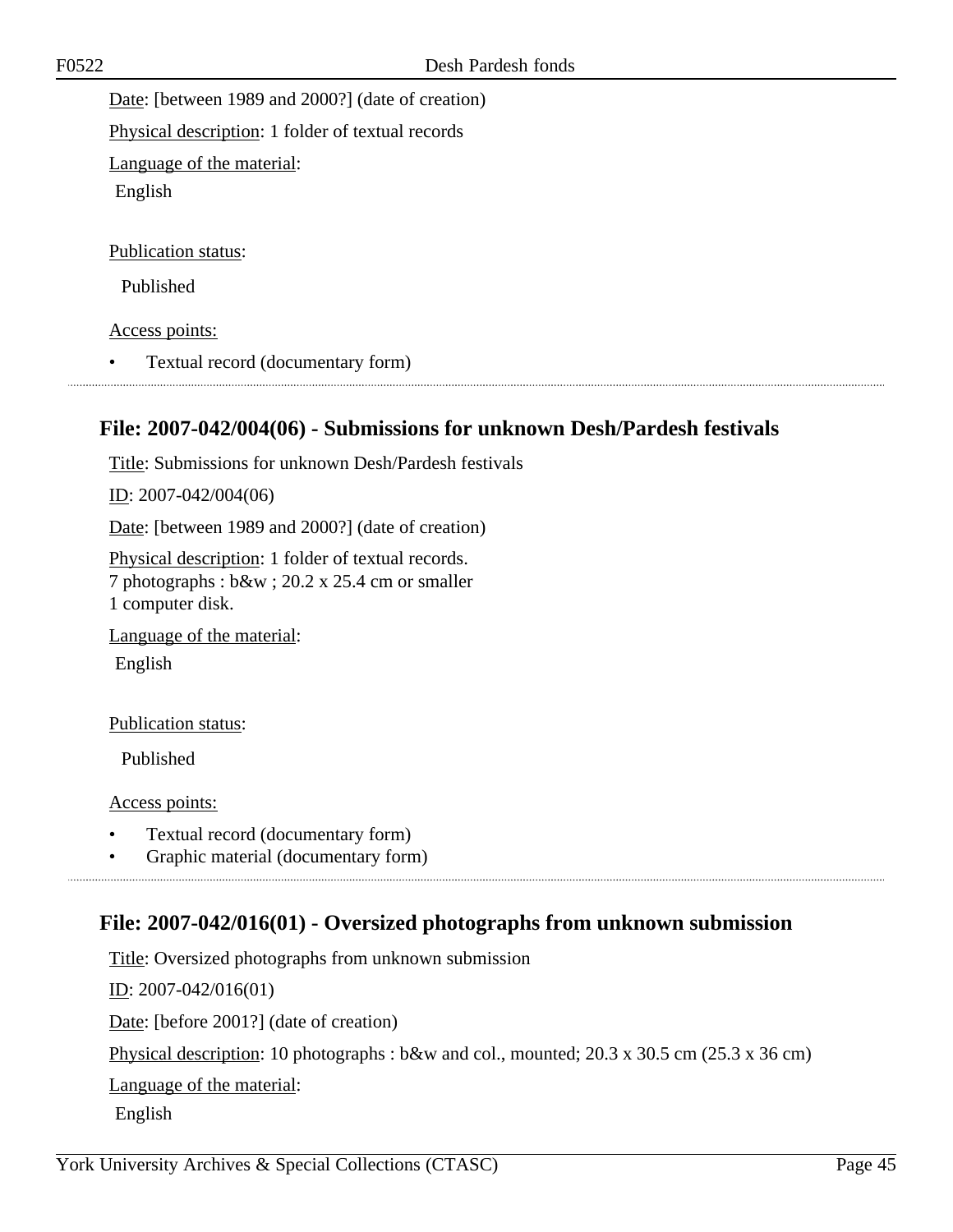Date: [between 1989 and 2000?] (date of creation)

Physical description: 1 folder of textual records

Language of the material:

English

Publication status:

Published

Access points:

- Textual record (documentary form)

---

## File: 2007-042/004(06) - Submissions for unknown Desh/Pardesh festivals

Title: Submissions for unknown Desh/Pardesh festivals

ID: 2007-042/004(06)

Date: [between 1989 and 2000?] (date of creation)

Physical description: 1 folder of textual records.
7 photographs : b&w ; 20.2 x 25.4 cm or smaller
1 computer disk.

Language of the material:

English

Publication status:

Published

Access points:

- Textual record (documentary form)
- Graphic material (documentary form)

---

## File: 2007-042/016(01) - Oversized photographs from unknown submission

Title: Oversized photographs from unknown submission

ID: 2007-042/016(01)

Date: [before 2001?] (date of creation)

Physical description: 10 photographs : b&w and col., mounted; 20.3 x 30.5 cm (25.3 x 36 cm)

Language of the material:

English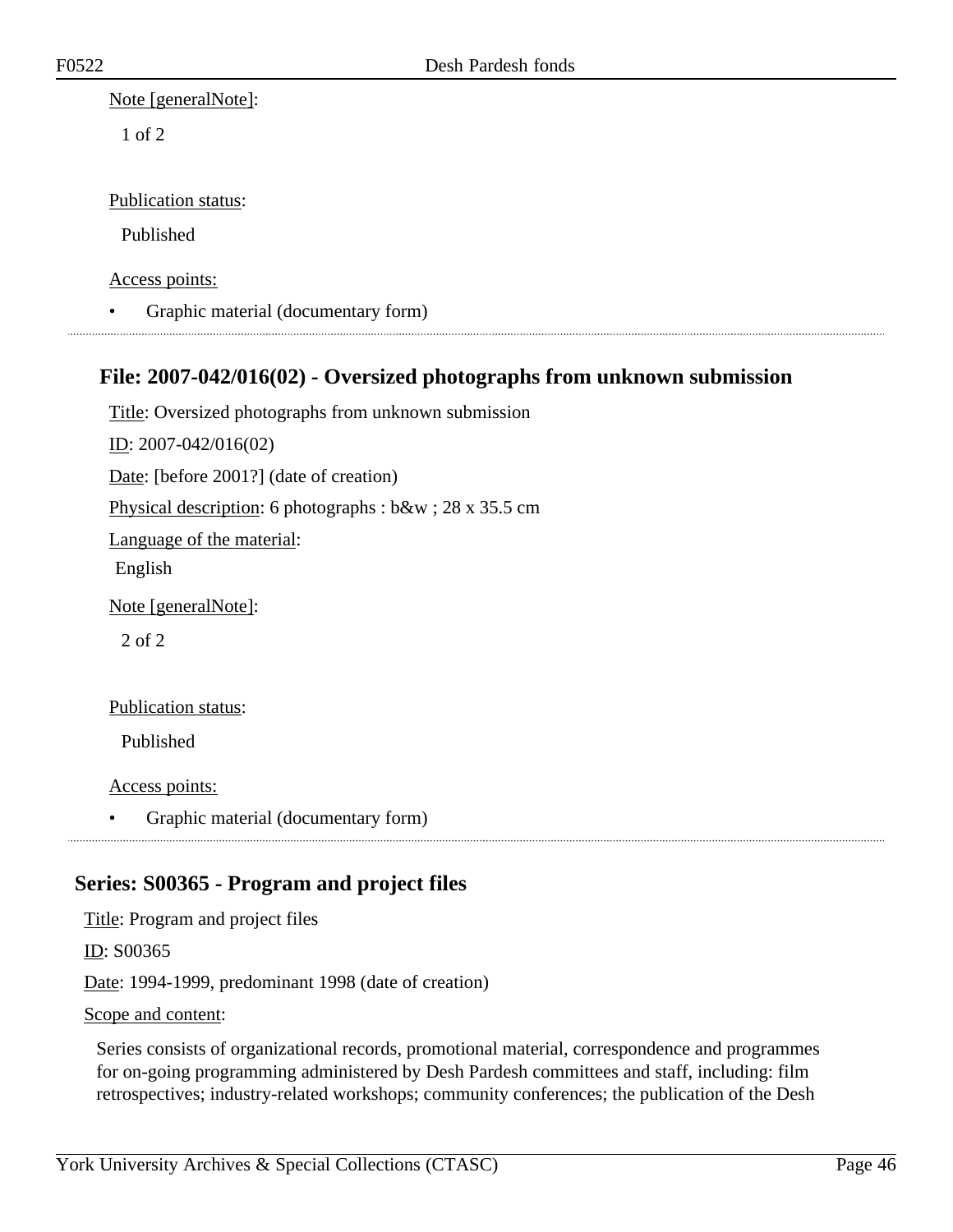Note [generalNote]:

1 of 2

Publication status:

Published

Access points:

- Graphic material (documentary form)

---

### File: 2007-042/016(02) - Oversized photographs from unknown submission

Title: Oversized photographs from unknown submission

ID: 2007-042/016(02)

Date: [before 2001?] (date of creation)

Physical description: 6 photographs : b&w ; 28 x 35.5 cm

Language of the material:

English

Note [generalNote]:

2 of 2

Publication status:

Published

Access points:

- Graphic material (documentary form)

---

## Series: S00365 - Program and project files

Title: Program and project files

ID: S00365

Date: 1994-1999, predominant 1998 (date of creation)

Scope and content:

Series consists of organizational records, promotional material, correspondence and programmes for on-going programming administered by Desh Pardesh committees and staff, including: film retrospectives; industry-related workshops; community conferences; the publication of the Desh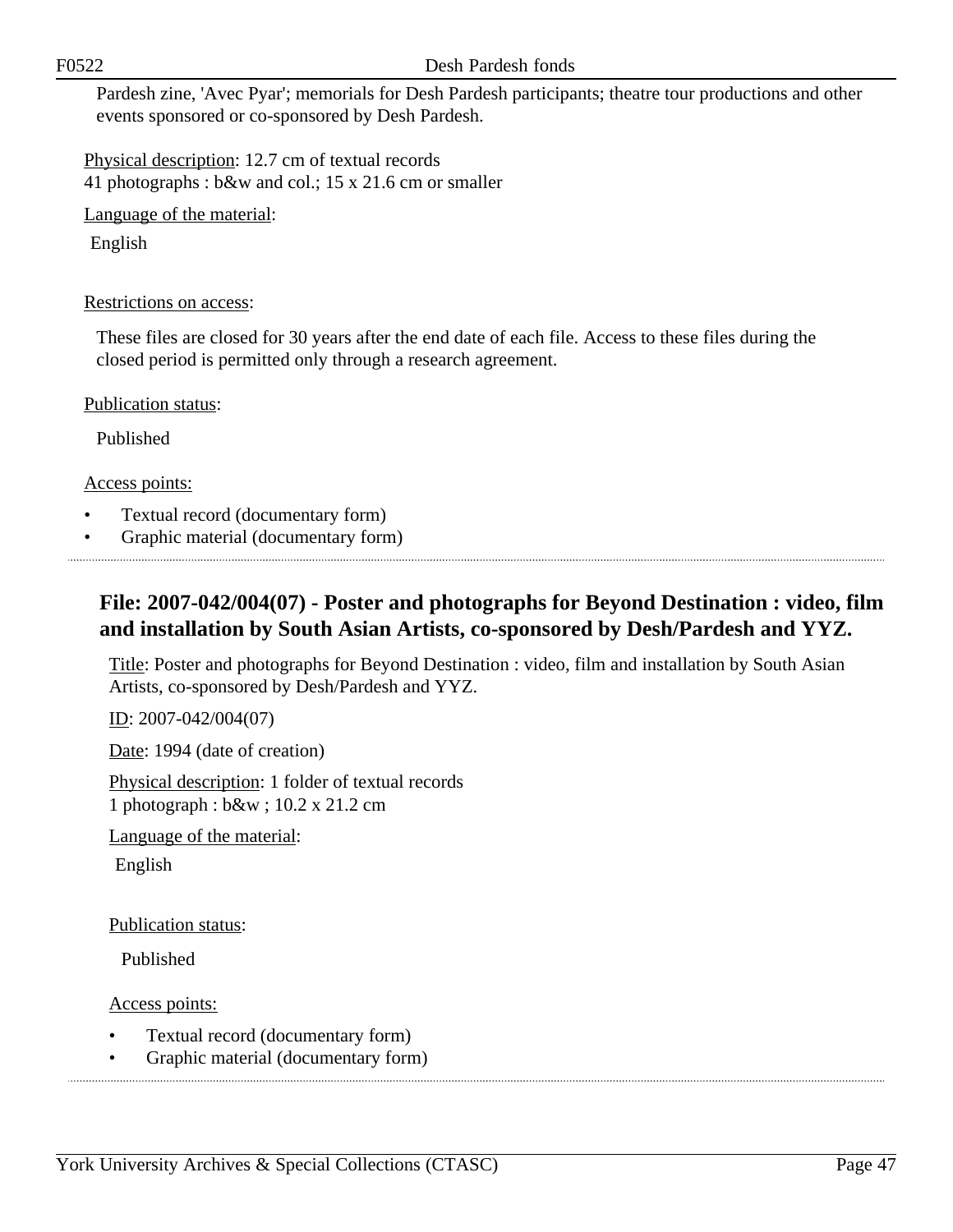Pardesh zine, 'Avec Pyar'; memorials for Desh Pardesh participants; theatre tour productions and other events sponsored or co-sponsored by Desh Pardesh.

Physical description: 12.7 cm of textual records
41 photographs : b&w and col.; 15 x 21.6 cm or smaller

Language of the material:

English

Restrictions on access:

These files are closed for 30 years after the end date of each file. Access to these files during the closed period is permitted only through a research agreement.

Publication status:

Published

Access points:

- Textual record (documentary form)
- Graphic material (documentary form)

---

## File: 2007-042/004(07) - Poster and photographs for Beyond Destination : video, film and installation by South Asian Artists, co-sponsored by Desh/Pardesh and YYZ.

Title: Poster and photographs for Beyond Destination : video, film and installation by South Asian Artists, co-sponsored by Desh/Pardesh and YYZ.

ID: 2007-042/004(07)

Date: 1994 (date of creation)

Physical description: 1 folder of textual records
1 photograph : b&w ; 10.2 x 21.2 cm

Language of the material:

English

Publication status:

Published

Access points:

- Textual record (documentary form)
- Graphic material (documentary form)

---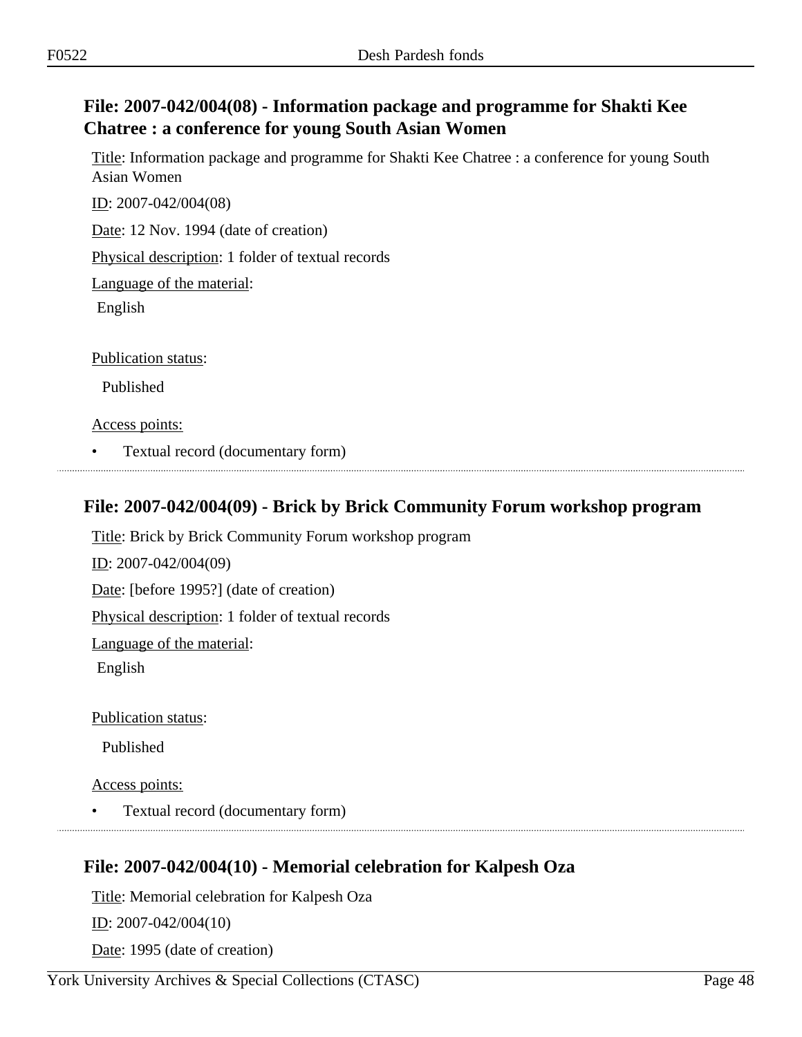## File: 2007-042/004(08) - Information package and programme for Shakti Kee Chatree : a conference for young South Asian Women

Title: Information package and programme for Shakti Kee Chatree : a conference for young South Asian Women

ID: 2007-042/004(08)

Date: 12 Nov. 1994 (date of creation)

Physical description: 1 folder of textual records

Language of the material:

English

Publication status:

Published

Access points:

- Textual record (documentary form)

---

## File: 2007-042/004(09) - Brick by Brick Community Forum workshop program

Title: Brick by Brick Community Forum workshop program

ID: 2007-042/004(09)

Date: [before 1995?] (date of creation)

Physical description: 1 folder of textual records

Language of the material:

English

Publication status:

Published

Access points:

- Textual record (documentary form)

---

## File: 2007-042/004(10) - Memorial celebration for Kalpesh Oza

Title: Memorial celebration for Kalpesh Oza

ID: 2007-042/004(10)

Date: 1995 (date of creation)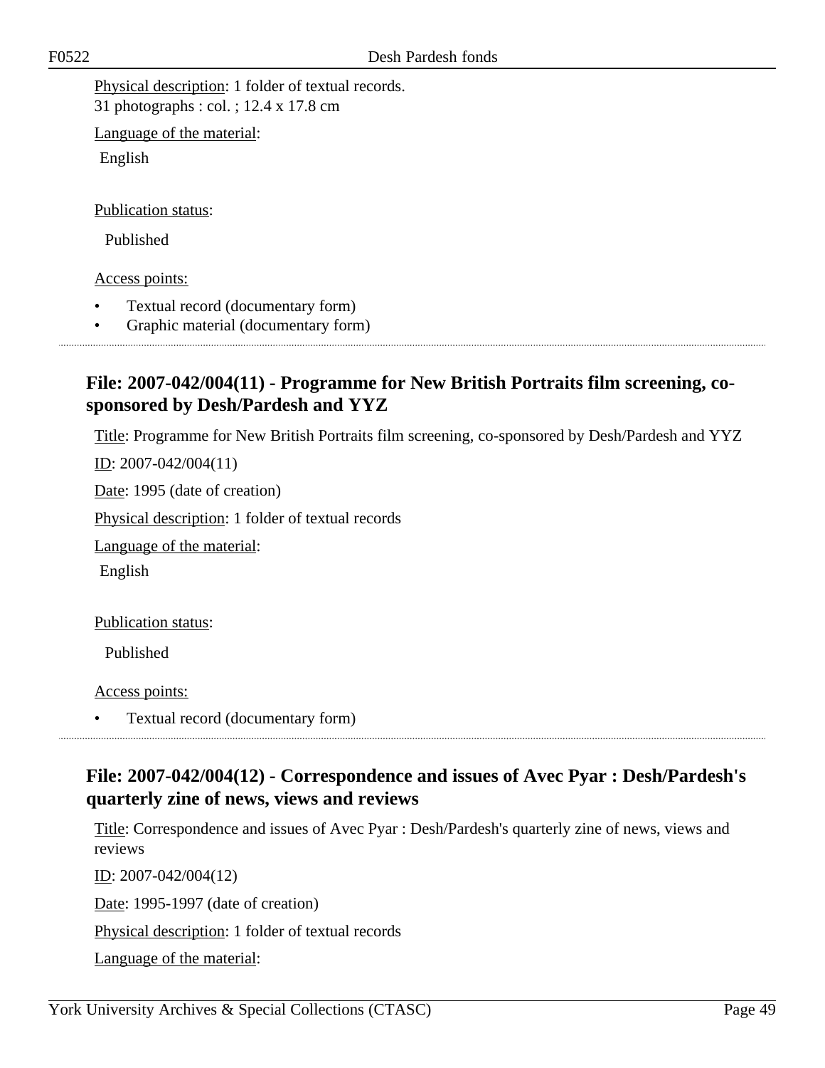Physical description: 1 folder of textual records.
31 photographs : col. ; 12.4 x 17.8 cm

Language of the material:

English

Publication status:

Published

Access points:

- Textual record (documentary form)
- Graphic material (documentary form)

## File: 2007-042/004(11) - Programme for New British Portraits film screening, co-sponsored by Desh/Pardesh and YYZ

Title: Programme for New British Portraits film screening, co-sponsored by Desh/Pardesh and YYZ

ID: 2007-042/004(11)

Date: 1995 (date of creation)

Physical description: 1 folder of textual records

Language of the material:

English

Publication status:

Published

Access points:

- Textual record (documentary form)

## File: 2007-042/004(12) - Correspondence and issues of Avec Pyar : Desh/Pardesh's quarterly zine of news, views and reviews

Title: Correspondence and issues of Avec Pyar : Desh/Pardesh's quarterly zine of news, views and reviews

ID: 2007-042/004(12)

Date: 1995-1997 (date of creation)

Physical description: 1 folder of textual records

Language of the material: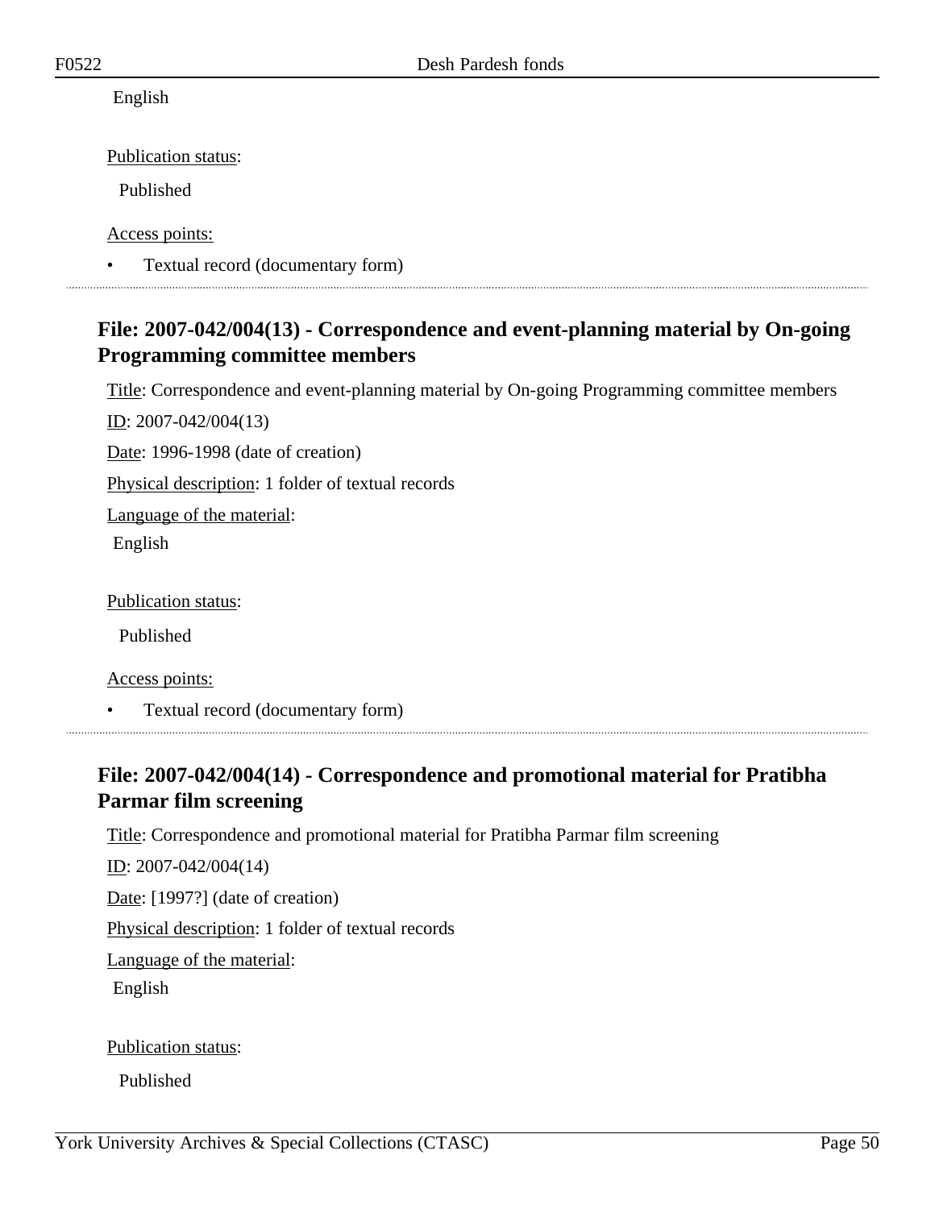English

Publication status:

Published

Access points:

- Textual record (documentary form)

---

## File: 2007-042/004(13) - Correspondence and event-planning material by On-going Programming committee members

Title: Correspondence and event-planning material by On-going Programming committee members

ID: 2007-042/004(13)

Date: 1996-1998 (date of creation)

Physical description: 1 folder of textual records

Language of the material:

English

Publication status:

Published

Access points:

- Textual record (documentary form)

---

## File: 2007-042/004(14) - Correspondence and promotional material for Pratibha Parmar film screening

Title: Correspondence and promotional material for Pratibha Parmar film screening

ID: 2007-042/004(14)

Date: [1997?] (date of creation)

Physical description: 1 folder of textual records

Language of the material:

English

Publication status:

Published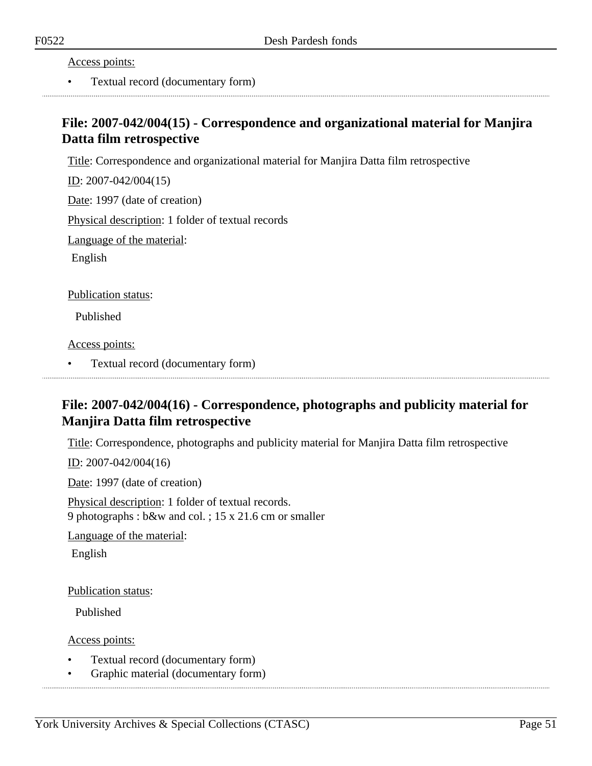Access points:

- Textual record (documentary form)

## File: 2007-042/004(15) - Correspondence and organizational material for Manjira Datta film retrospective

Title: Correspondence and organizational material for Manjira Datta film retrospective

ID: 2007-042/004(15)

Date: 1997 (date of creation)

Physical description: 1 folder of textual records

Language of the material:

English

Publication status:

Published

Access points:

- Textual record (documentary form)

## File: 2007-042/004(16) - Correspondence, photographs and publicity material for Manjira Datta film retrospective

Title: Correspondence, photographs and publicity material for Manjira Datta film retrospective

ID: 2007-042/004(16)

Date: 1997 (date of creation)

Physical description: 1 folder of textual records.
9 photographs : b&w and col. ; 15 x 21.6 cm or smaller

Language of the material:

English

Publication status:

Published

Access points:

- Textual record (documentary form)
- Graphic material (documentary form)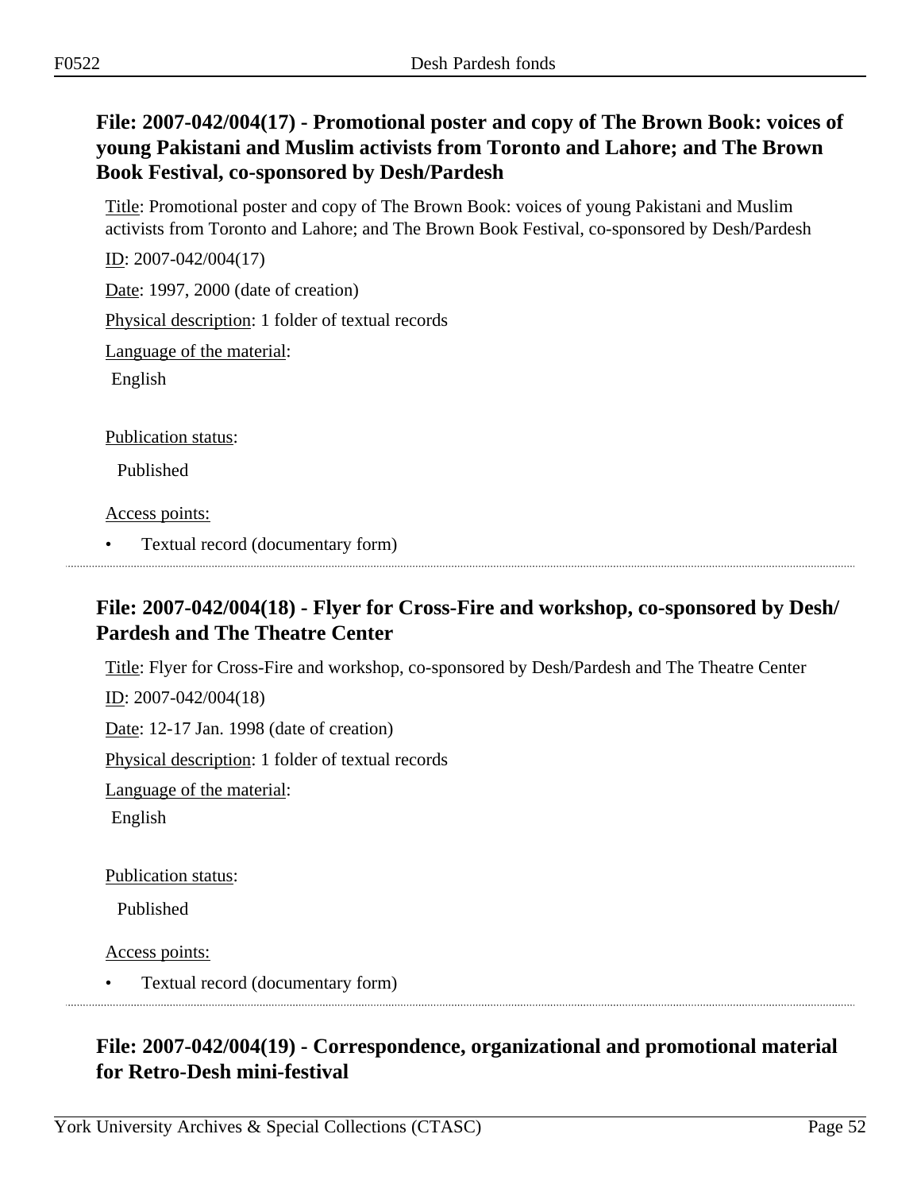## File: 2007-042/004(17) - Promotional poster and copy of The Brown Book: voices of young Pakistani and Muslim activists from Toronto and Lahore; and The Brown Book Festival, co-sponsored by Desh/Pardesh

Title: Promotional poster and copy of The Brown Book: voices of young Pakistani and Muslim activists from Toronto and Lahore; and The Brown Book Festival, co-sponsored by Desh/Pardesh

ID: 2007-042/004(17)

Date: 1997, 2000 (date of creation)

Physical description: 1 folder of textual records

Language of the material:

English

Publication status:

Published

Access points:

- Textual record (documentary form)

## File: 2007-042/004(18) - Flyer for Cross-Fire and workshop, co-sponsored by Desh/Pardesh and The Theatre Center

Title: Flyer for Cross-Fire and workshop, co-sponsored by Desh/Pardesh and The Theatre Center

ID: 2007-042/004(18)

Date: 12-17 Jan. 1998 (date of creation)

Physical description: 1 folder of textual records

Language of the material:

English

Publication status:

Published

Access points:

- Textual record (documentary form)

## File: 2007-042/004(19) - Correspondence, organizational and promotional material for Retro-Desh mini-festival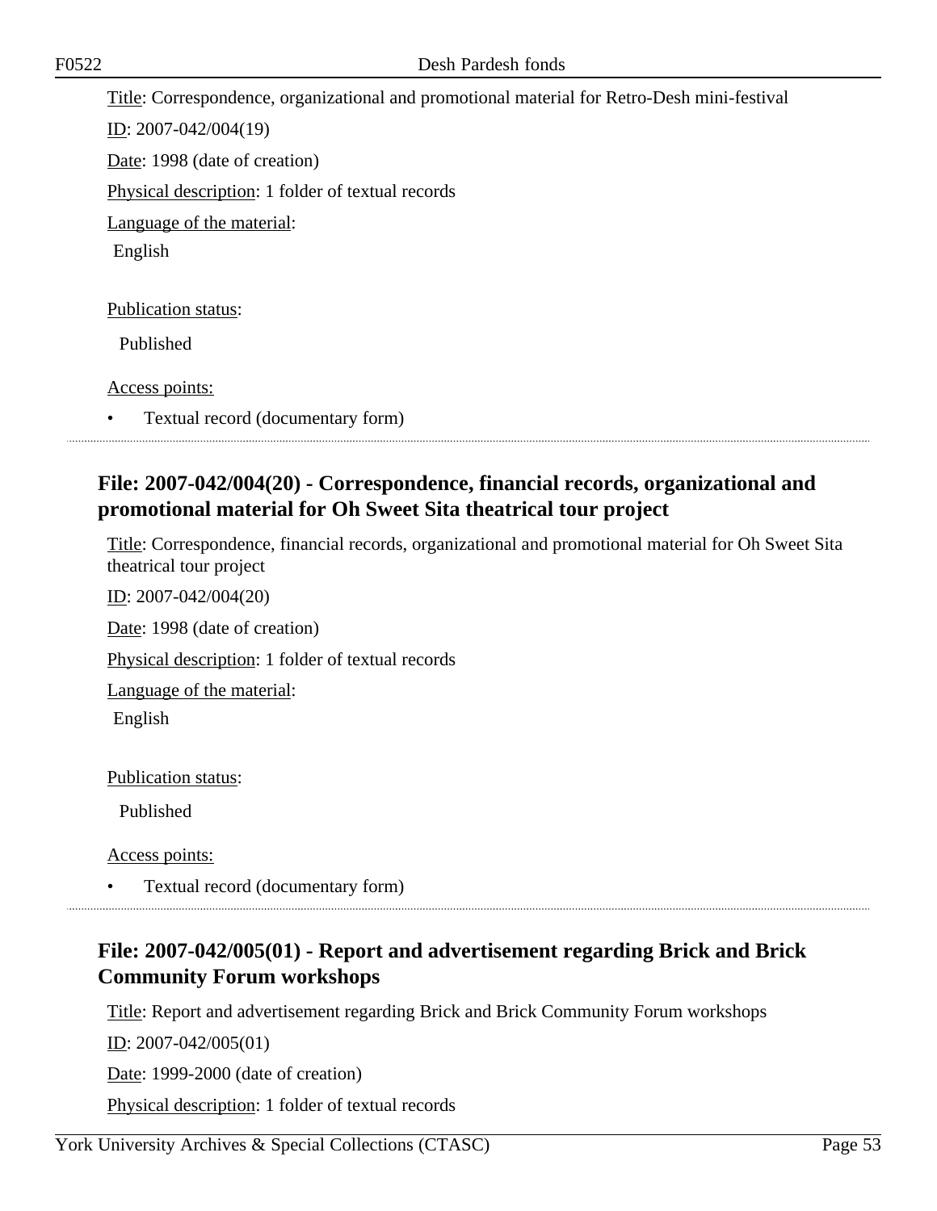Title: Correspondence, organizational and promotional material for Retro-Desh mini-festival

ID: 2007-042/004(19)

Date: 1998 (date of creation)

Physical description: 1 folder of textual records

Language of the material:

English

Publication status:

Published

Access points:

- Textual record (documentary form)

## File: 2007-042/004(20) - Correspondence, financial records, organizational and promotional material for Oh Sweet Sita theatrical tour project

Title: Correspondence, financial records, organizational and promotional material for Oh Sweet Sita theatrical tour project

ID: 2007-042/004(20)

Date: 1998 (date of creation)

Physical description: 1 folder of textual records

Language of the material:

English

Publication status:

Published

Access points:

- Textual record (documentary form)

## File: 2007-042/005(01) - Report and advertisement regarding Brick and Brick Community Forum workshops

Title: Report and advertisement regarding Brick and Brick Community Forum workshops

ID: 2007-042/005(01)

Date: 1999-2000 (date of creation)

Physical description: 1 folder of textual records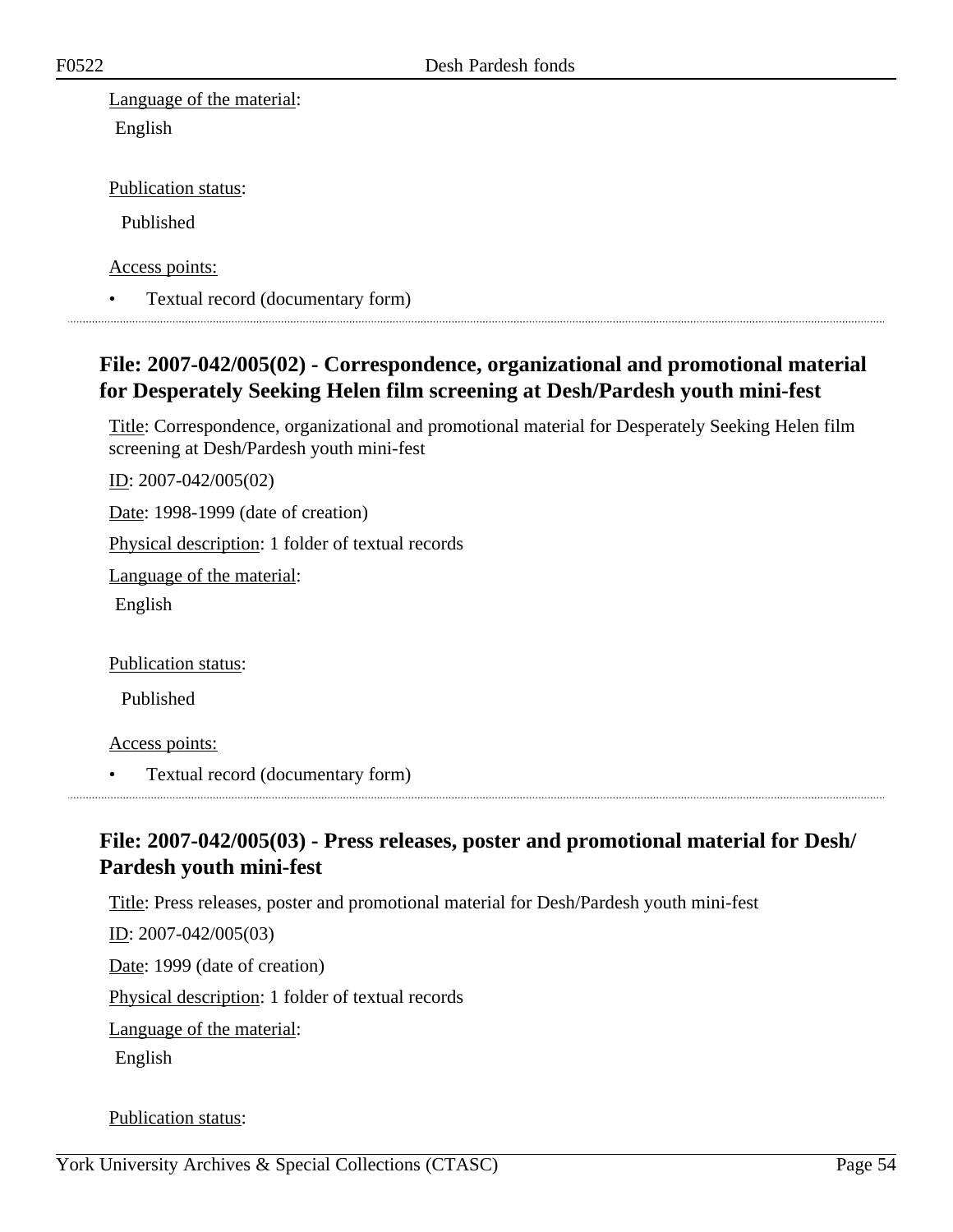Language of the material:

English

Publication status:

Published

Access points:

- Textual record (documentary form)

---

## File: 2007-042/005(02) - Correspondence, organizational and promotional material for Desperately Seeking Helen film screening at Desh/Pardesh youth mini-fest

Title: Correspondence, organizational and promotional material for Desperately Seeking Helen film screening at Desh/Pardesh youth mini-fest

ID: 2007-042/005(02)

Date: 1998-1999 (date of creation)

Physical description: 1 folder of textual records

Language of the material:

English

Publication status:

Published

Access points:

- Textual record (documentary form)

---

## File: 2007-042/005(03) - Press releases, poster and promotional material for Desh/Pardesh youth mini-fest

Title: Press releases, poster and promotional material for Desh/Pardesh youth mini-fest

ID: 2007-042/005(03)

Date: 1999 (date of creation)

Physical description: 1 folder of textual records

Language of the material:

English

Publication status: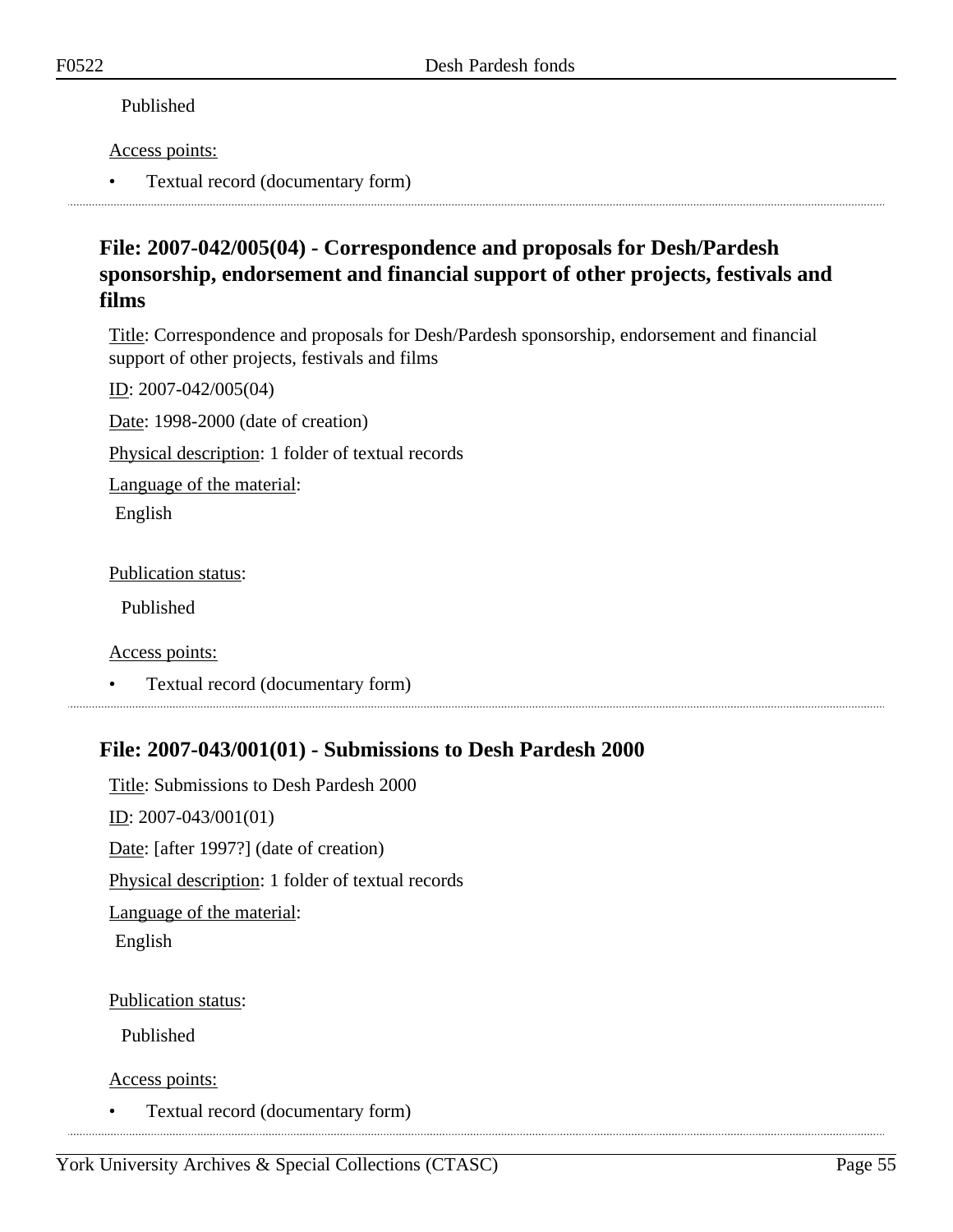Published

Access points:

- Textual record (documentary form)

## File: 2007-042/005(04) - Correspondence and proposals for Desh/Pardesh sponsorship, endorsement and financial support of other projects, festivals and films

Title: Correspondence and proposals for Desh/Pardesh sponsorship, endorsement and financial support of other projects, festivals and films

ID: 2007-042/005(04)

Date: 1998-2000 (date of creation)

Physical description: 1 folder of textual records

Language of the material:

English

Publication status:

Published

Access points:

- Textual record (documentary form)

## File: 2007-043/001(01) - Submissions to Desh Pardesh 2000

Title: Submissions to Desh Pardesh 2000

ID: 2007-043/001(01)

Date: [after 1997?] (date of creation)

Physical description: 1 folder of textual records

Language of the material:

English

Publication status:

Published

Access points:

- Textual record (documentary form)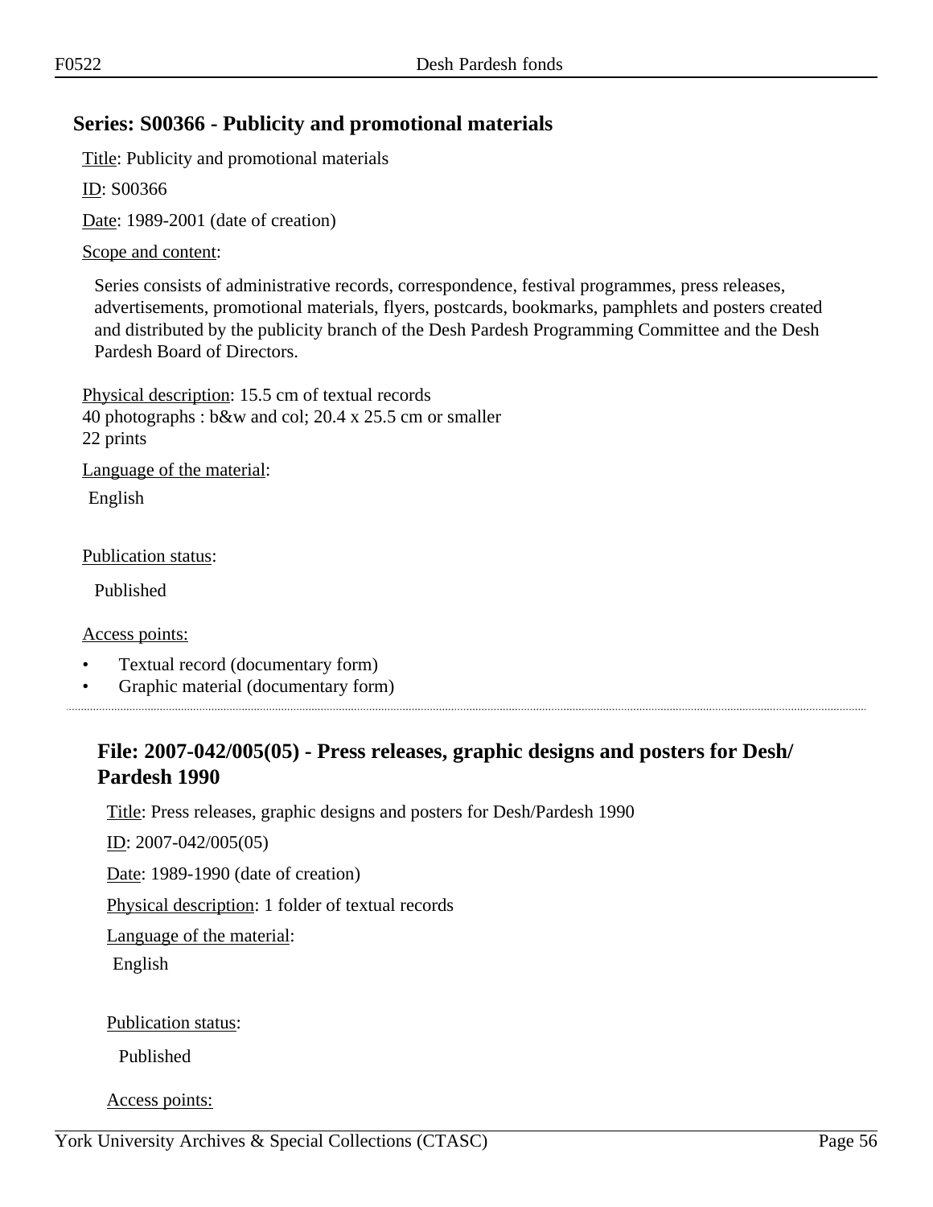## Series: S00366 - Publicity and promotional materials

Title: Publicity and promotional materials

ID: S00366

Date: 1989-2001 (date of creation)

Scope and content:

Series consists of administrative records, correspondence, festival programmes, press releases, advertisements, promotional materials, flyers, postcards, bookmarks, pamphlets and posters created and distributed by the publicity branch of the Desh Pardesh Programming Committee and the Desh Pardesh Board of Directors.

Physical description: 15.5 cm of textual records
40 photographs : b&w and col; 20.4 x 25.5 cm or smaller
22 prints

Language of the material:

English

Publication status:

Published

Access points:

- Textual record (documentary form)
- Graphic material (documentary form)

---

### File: 2007-042/005(05) - Press releases, graphic designs and posters for Desh/Pardesh 1990

Title: Press releases, graphic designs and posters for Desh/Pardesh 1990

ID: 2007-042/005(05)

Date: 1989-1990 (date of creation)

Physical description: 1 folder of textual records

Language of the material:

English

Publication status:

Published

Access points: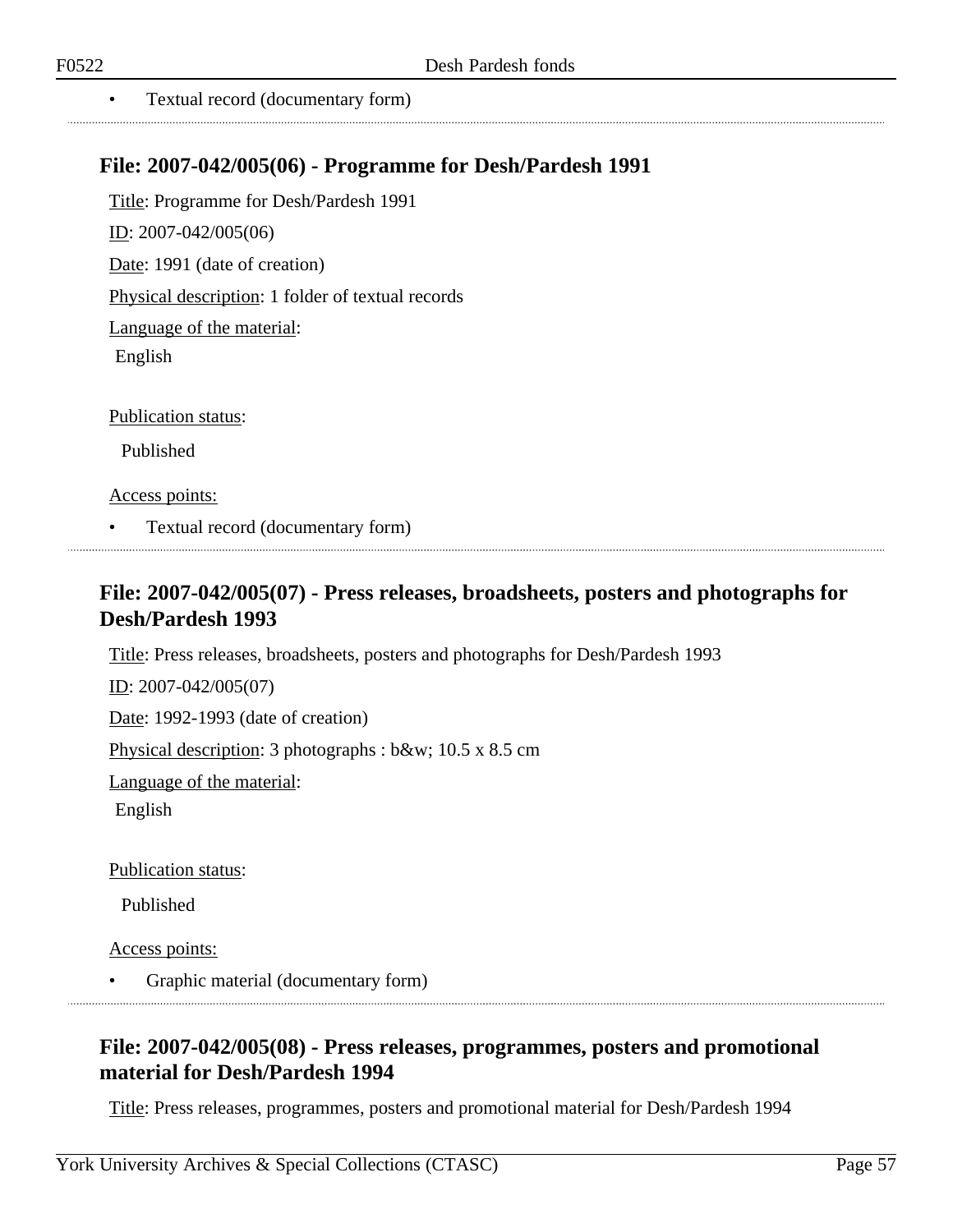- Textual record (documentary form)

## File: 2007-042/005(06) - Programme for Desh/Pardesh 1991

Title: Programme for Desh/Pardesh 1991

ID: 2007-042/005(06)

Date: 1991 (date of creation)

Physical description: 1 folder of textual records

Language of the material:

English

Publication status:

Published

Access points:

- Textual record (documentary form)

## File: 2007-042/005(07) - Press releases, broadsheets, posters and photographs for Desh/Pardesh 1993

Title: Press releases, broadsheets, posters and photographs for Desh/Pardesh 1993

ID: 2007-042/005(07)

Date: 1992-1993 (date of creation)

Physical description: 3 photographs : b&w; 10.5 x 8.5 cm

Language of the material:

English

Publication status:

Published

Access points:

- Graphic material (documentary form)

## File: 2007-042/005(08) - Press releases, programmes, posters and promotional material for Desh/Pardesh 1994

Title: Press releases, programmes, posters and promotional material for Desh/Pardesh 1994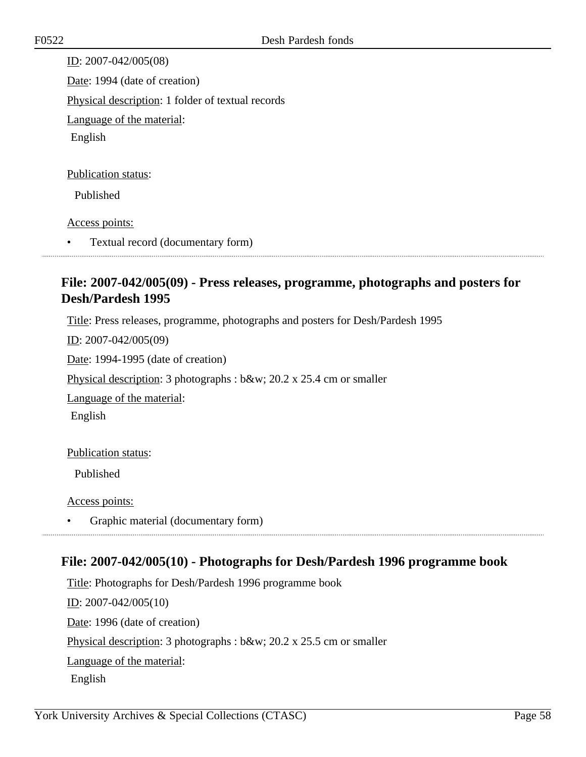ID: 2007-042/005(08)

Date: 1994 (date of creation)

Physical description: 1 folder of textual records

Language of the material:

English

Publication status:

Published

Access points:

- Textual record (documentary form)

## File: 2007-042/005(09) - Press releases, programme, photographs and posters for Desh/Pardesh 1995

Title: Press releases, programme, photographs and posters for Desh/Pardesh 1995

ID: 2007-042/005(09)

Date: 1994-1995 (date of creation)

Physical description: 3 photographs : b&w; 20.2 x 25.4 cm or smaller

Language of the material:

English

Publication status:

Published

Access points:

- Graphic material (documentary form)

## File: 2007-042/005(10) - Photographs for Desh/Pardesh 1996 programme book

Title: Photographs for Desh/Pardesh 1996 programme book

ID: 2007-042/005(10)

Date: 1996 (date of creation)

Physical description: 3 photographs : b&w; 20.2 x 25.5 cm or smaller

Language of the material:

English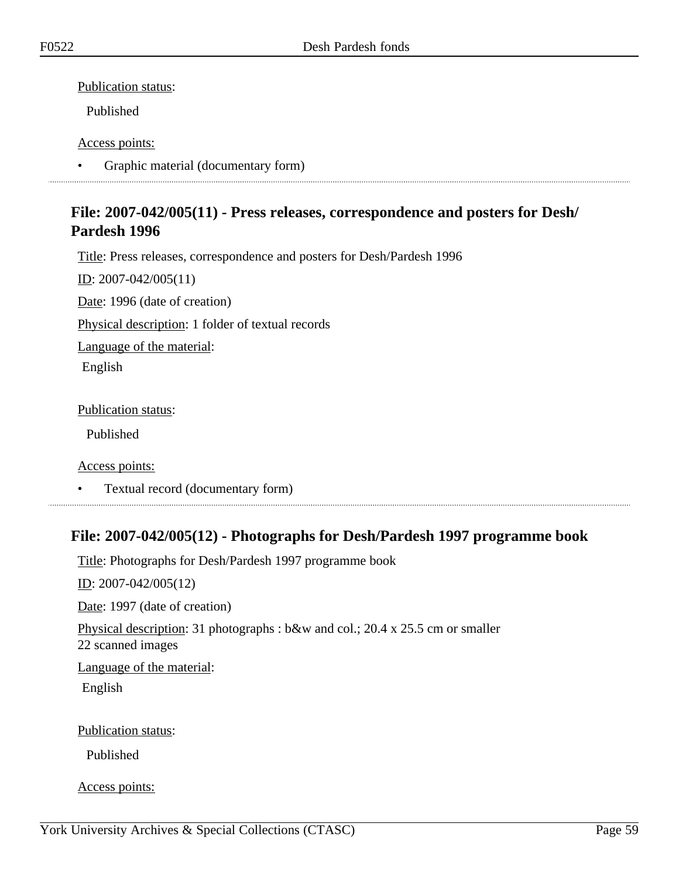Publication status:

Published

Access points:

- Graphic material (documentary form)

---

## File: 2007-042/005(11) - Press releases, correspondence and posters for Desh/Pardesh 1996

Title: Press releases, correspondence and posters for Desh/Pardesh 1996

ID: 2007-042/005(11)

Date: 1996 (date of creation)

Physical description: 1 folder of textual records

Language of the material:

English

Publication status:

Published

Access points:

- Textual record (documentary form)

---

## File: 2007-042/005(12) - Photographs for Desh/Pardesh 1997 programme book

Title: Photographs for Desh/Pardesh 1997 programme book

ID: 2007-042/005(12)

Date: 1997 (date of creation)

Physical description: 31 photographs : b&w and col.; 20.4 x 25.5 cm or smaller
22 scanned images

Language of the material:

English

Publication status:

Published

Access points: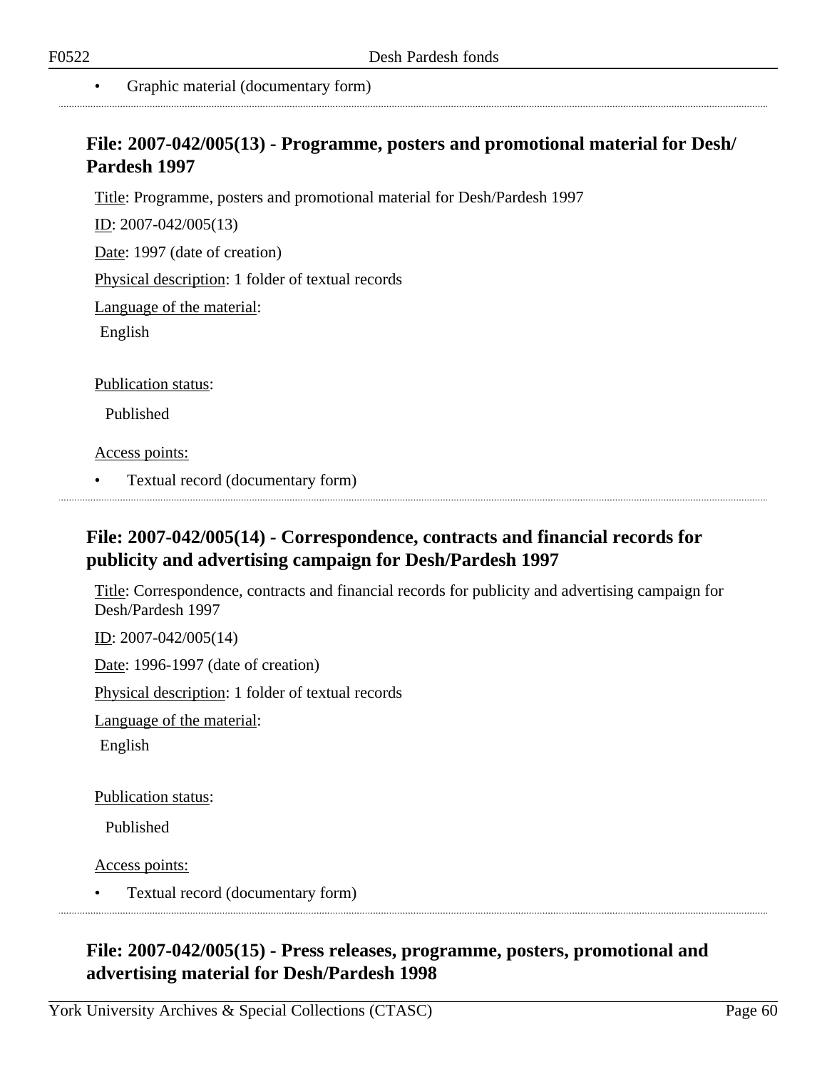- Graphic material (documentary form)

## File: 2007-042/005(13) - Programme, posters and promotional material for Desh/Pardesh 1997

Title: Programme, posters and promotional material for Desh/Pardesh 1997

ID: 2007-042/005(13)

Date: 1997 (date of creation)

Physical description: 1 folder of textual records

Language of the material:

English

Publication status:

Published

Access points:

- Textual record (documentary form)

## File: 2007-042/005(14) - Correspondence, contracts and financial records for publicity and advertising campaign for Desh/Pardesh 1997

Title: Correspondence, contracts and financial records for publicity and advertising campaign for Desh/Pardesh 1997

ID: 2007-042/005(14)

Date: 1996-1997 (date of creation)

Physical description: 1 folder of textual records

Language of the material:

English

Publication status:

Published

Access points:

- Textual record (documentary form)

## File: 2007-042/005(15) - Press releases, programme, posters, promotional and advertising material for Desh/Pardesh 1998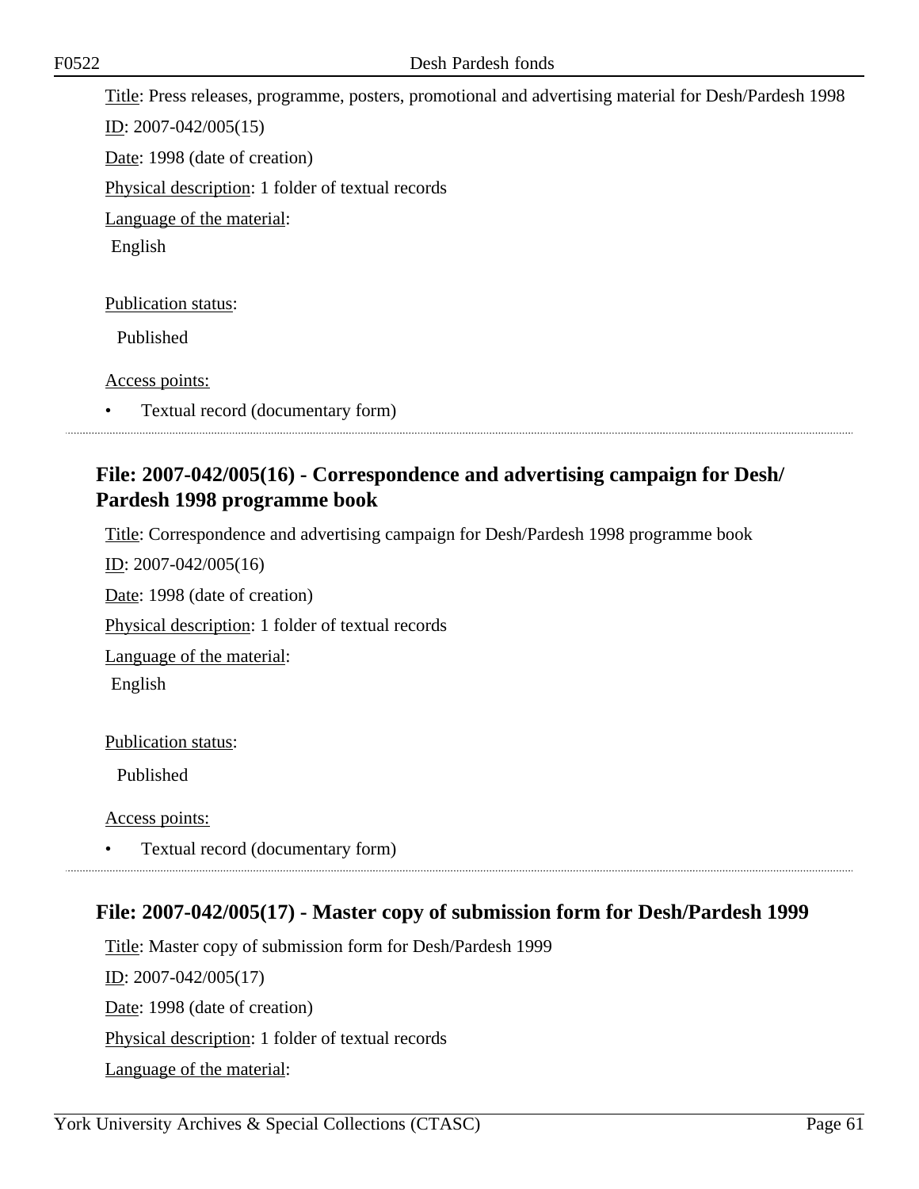Title: Press releases, programme, posters, promotional and advertising material for Desh/Pardesh 1998

ID: 2007-042/005(15)

Date: 1998 (date of creation)

Physical description: 1 folder of textual records

Language of the material:

English

Publication status:

Published

Access points:

- Textual record (documentary form)

---

## File: 2007-042/005(16) - Correspondence and advertising campaign for Desh/Pardesh 1998 programme book

Title: Correspondence and advertising campaign for Desh/Pardesh 1998 programme book

ID: 2007-042/005(16)

Date: 1998 (date of creation)

Physical description: 1 folder of textual records

Language of the material:

English

Publication status:

Published

Access points:

- Textual record (documentary form)

---

## File: 2007-042/005(17) - Master copy of submission form for Desh/Pardesh 1999

Title: Master copy of submission form for Desh/Pardesh 1999

ID: 2007-042/005(17)

Date: 1998 (date of creation)

Physical description: 1 folder of textual records

Language of the material: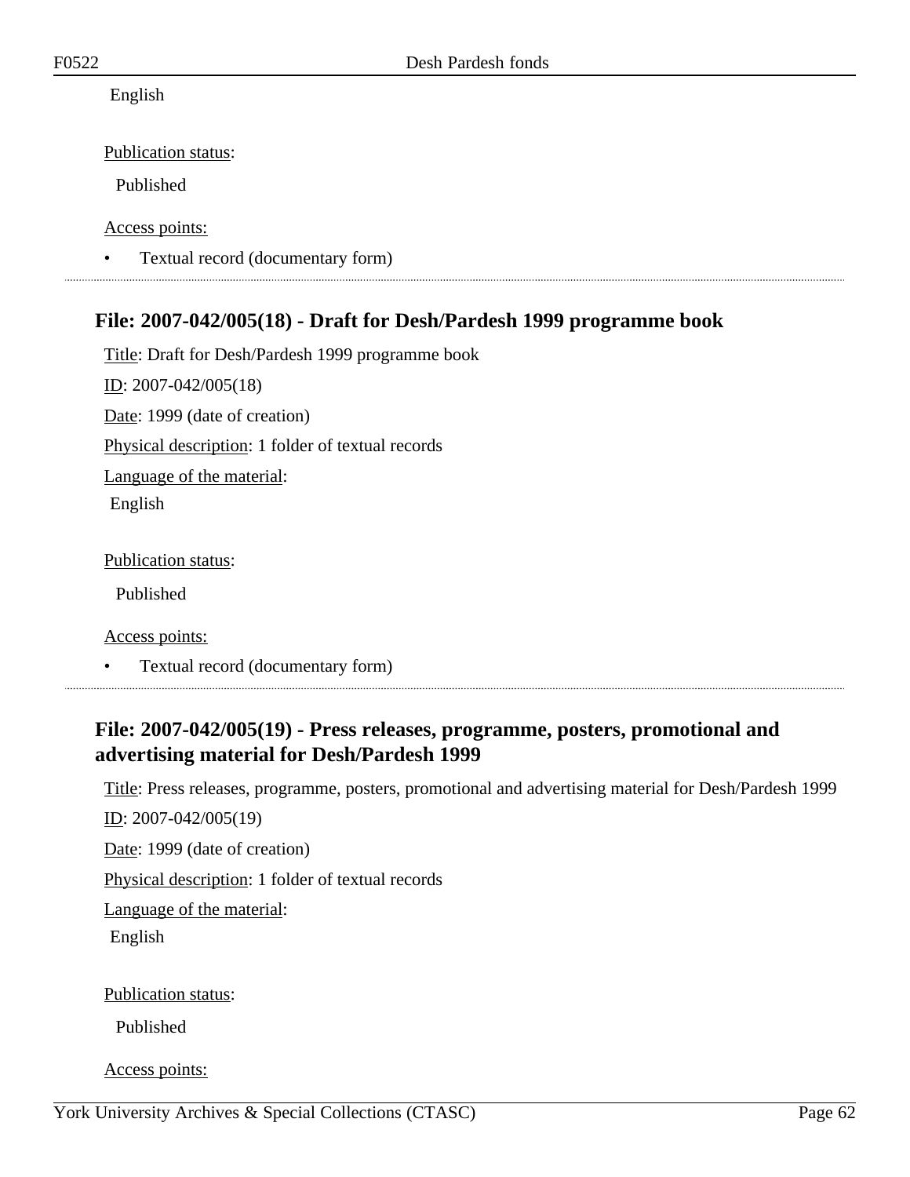English

Publication status:

Published

Access points:

- Textual record (documentary form)

---

## File: 2007-042/005(18) - Draft for Desh/Pardesh 1999 programme book

Title: Draft for Desh/Pardesh 1999 programme book

ID: 2007-042/005(18)

Date: 1999 (date of creation)

Physical description: 1 folder of textual records

Language of the material:

English

Publication status:

Published

Access points:

- Textual record (documentary form)

---

## File: 2007-042/005(19) - Press releases, programme, posters, promotional and advertising material for Desh/Pardesh 1999

Title: Press releases, programme, posters, promotional and advertising material for Desh/Pardesh 1999

ID: 2007-042/005(19)

Date: 1999 (date of creation)

Physical description: 1 folder of textual records

Language of the material:

English

Publication status:

Published

Access points: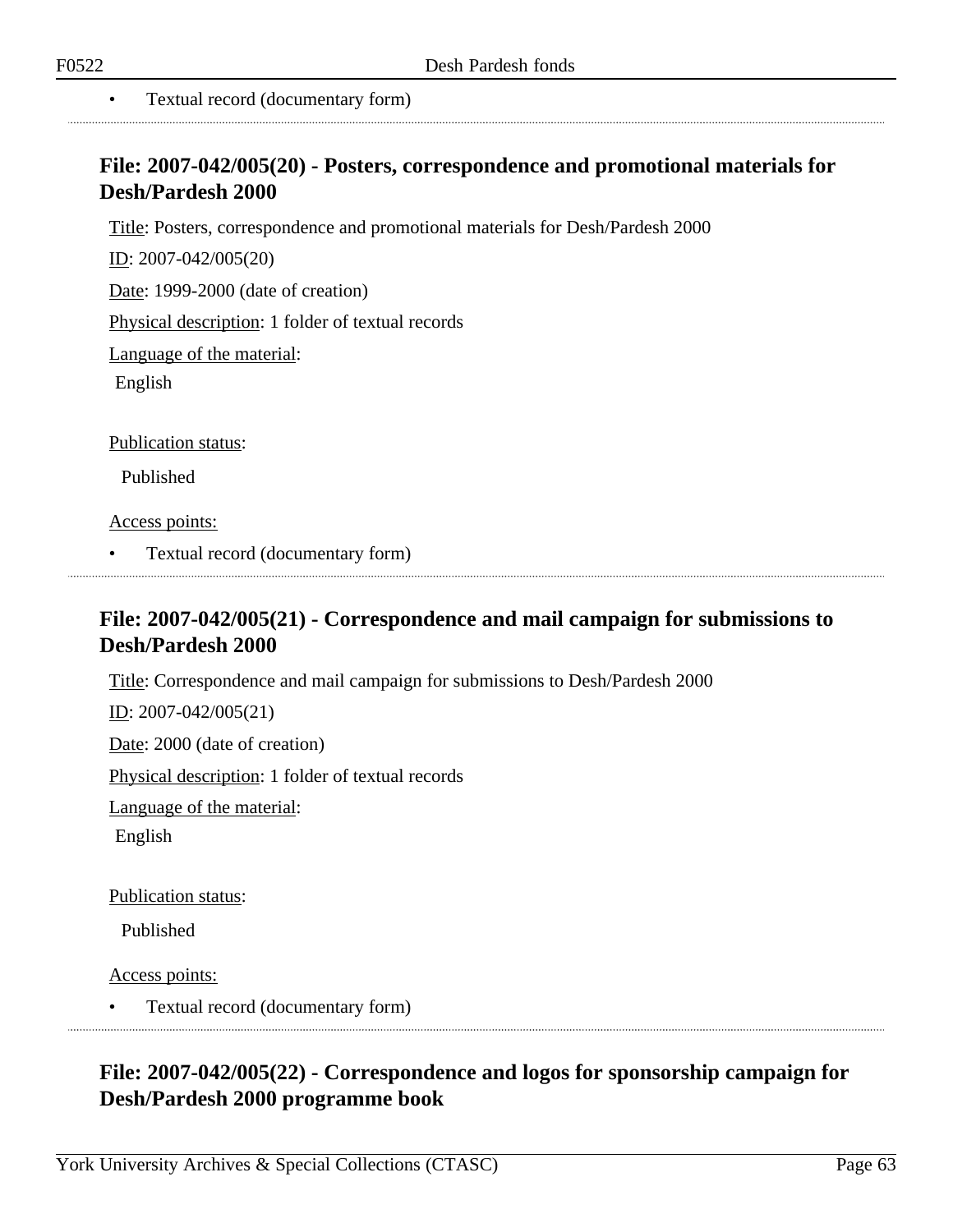- Textual record (documentary form)

## File: 2007-042/005(20) - Posters, correspondence and promotional materials for Desh/Pardesh 2000

Title: Posters, correspondence and promotional materials for Desh/Pardesh 2000

ID: 2007-042/005(20)

Date: 1999-2000 (date of creation)

Physical description: 1 folder of textual records

Language of the material:

English

Publication status:

Published

Access points:

- Textual record (documentary form)

## File: 2007-042/005(21) - Correspondence and mail campaign for submissions to Desh/Pardesh 2000

Title: Correspondence and mail campaign for submissions to Desh/Pardesh 2000

ID: 2007-042/005(21)

Date: 2000 (date of creation)

Physical description: 1 folder of textual records

Language of the material:

English

Publication status:

Published

Access points:

- Textual record (documentary form)

## File: 2007-042/005(22) - Correspondence and logos for sponsorship campaign for Desh/Pardesh 2000 programme book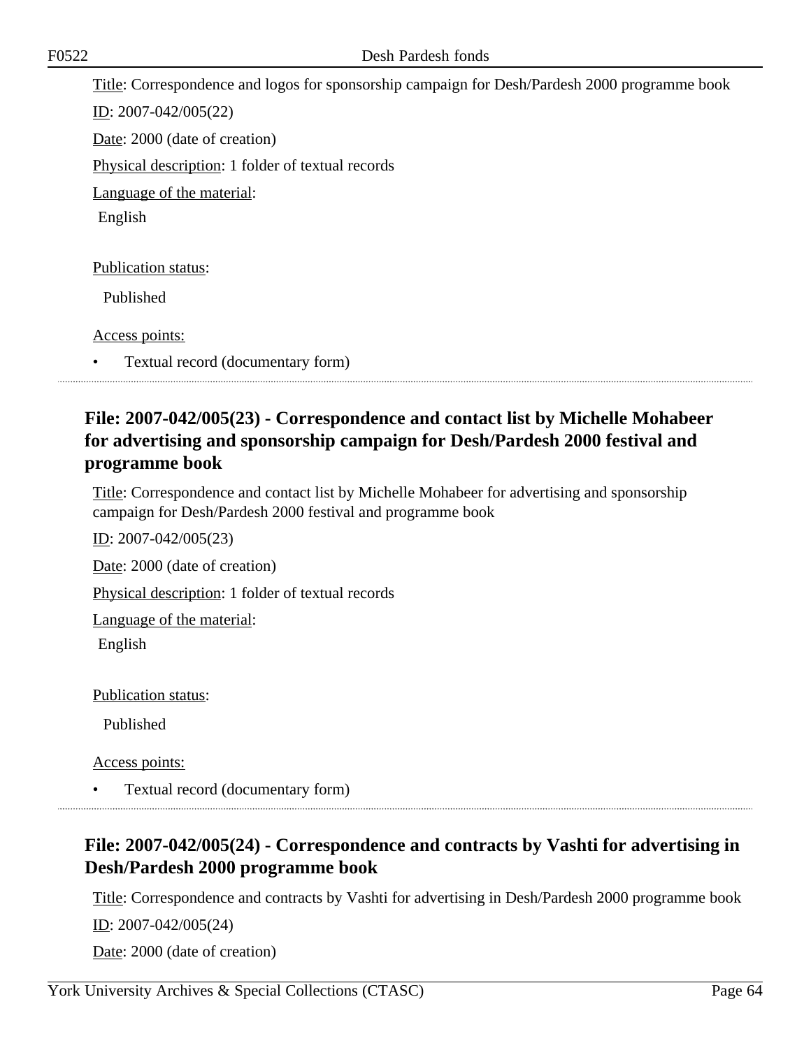Title: Correspondence and logos for sponsorship campaign for Desh/Pardesh 2000 programme book

ID: 2007-042/005(22)

Date: 2000 (date of creation)

Physical description: 1 folder of textual records

Language of the material:

English

Publication status:

Published

Access points:

- Textual record (documentary form)

---

## File: 2007-042/005(23) - Correspondence and contact list by Michelle Mohabeer for advertising and sponsorship campaign for Desh/Pardesh 2000 festival and programme book

Title: Correspondence and contact list by Michelle Mohabeer for advertising and sponsorship campaign for Desh/Pardesh 2000 festival and programme book

ID: 2007-042/005(23)

Date: 2000 (date of creation)

Physical description: 1 folder of textual records

Language of the material:

English

Publication status:

Published

Access points:

- Textual record (documentary form)

---

## File: 2007-042/005(24) - Correspondence and contracts by Vashti for advertising in Desh/Pardesh 2000 programme book

Title: Correspondence and contracts by Vashti for advertising in Desh/Pardesh 2000 programme book

ID: 2007-042/005(24)

Date: 2000 (date of creation)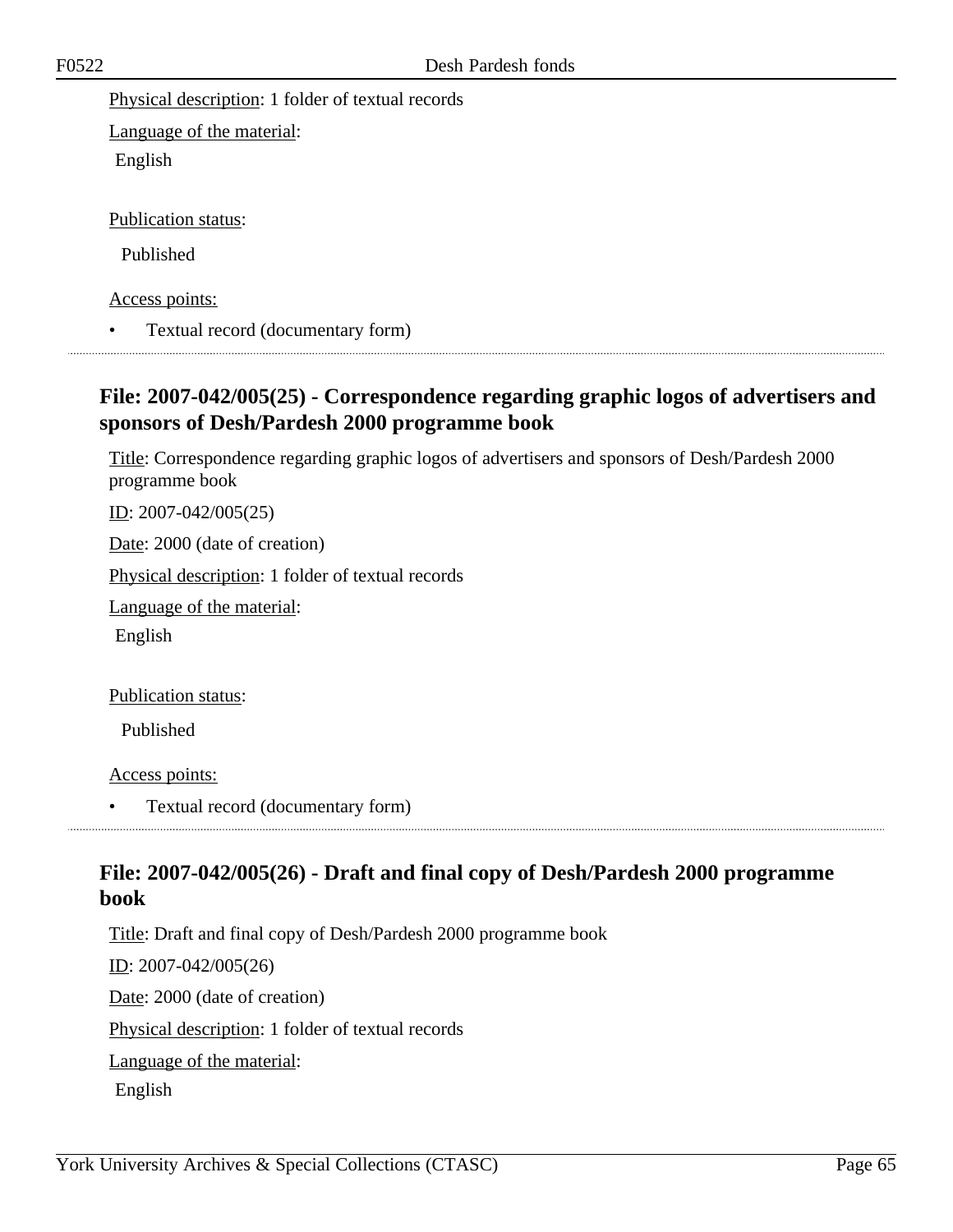Physical description: 1 folder of textual records

Language of the material:

English

Publication status:

Published

Access points:

- Textual record (documentary form)

## File: 2007-042/005(25) - Correspondence regarding graphic logos of advertisers and sponsors of Desh/Pardesh 2000 programme book

Title: Correspondence regarding graphic logos of advertisers and sponsors of Desh/Pardesh 2000 programme book

ID: 2007-042/005(25)

Date: 2000 (date of creation)

Physical description: 1 folder of textual records

Language of the material:

English

Publication status:

Published

Access points:

- Textual record (documentary form)

## File: 2007-042/005(26) - Draft and final copy of Desh/Pardesh 2000 programme book

Title: Draft and final copy of Desh/Pardesh 2000 programme book

ID: 2007-042/005(26)

Date: 2000 (date of creation)

Physical description: 1 folder of textual records

Language of the material:

English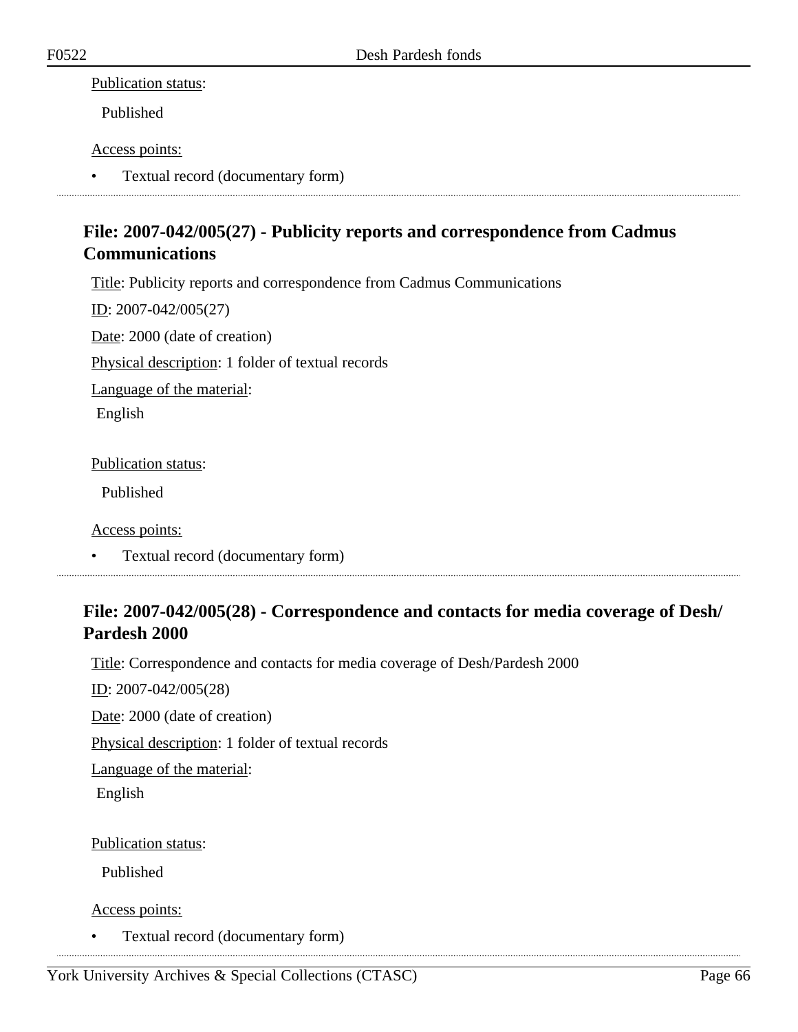Publication status:

Published

Access points:

- Textual record (documentary form)

## File: 2007-042/005(27) - Publicity reports and correspondence from Cadmus Communications

Title: Publicity reports and correspondence from Cadmus Communications

ID: 2007-042/005(27)

Date: 2000 (date of creation)

Physical description: 1 folder of textual records

Language of the material:

English

Publication status:

Published

Access points:

- Textual record (documentary form)

## File: 2007-042/005(28) - Correspondence and contacts for media coverage of Desh/Pardesh 2000

Title: Correspondence and contacts for media coverage of Desh/Pardesh 2000

ID: 2007-042/005(28)

Date: 2000 (date of creation)

Physical description: 1 folder of textual records

Language of the material:

English

Publication status:

Published

Access points:

- Textual record (documentary form)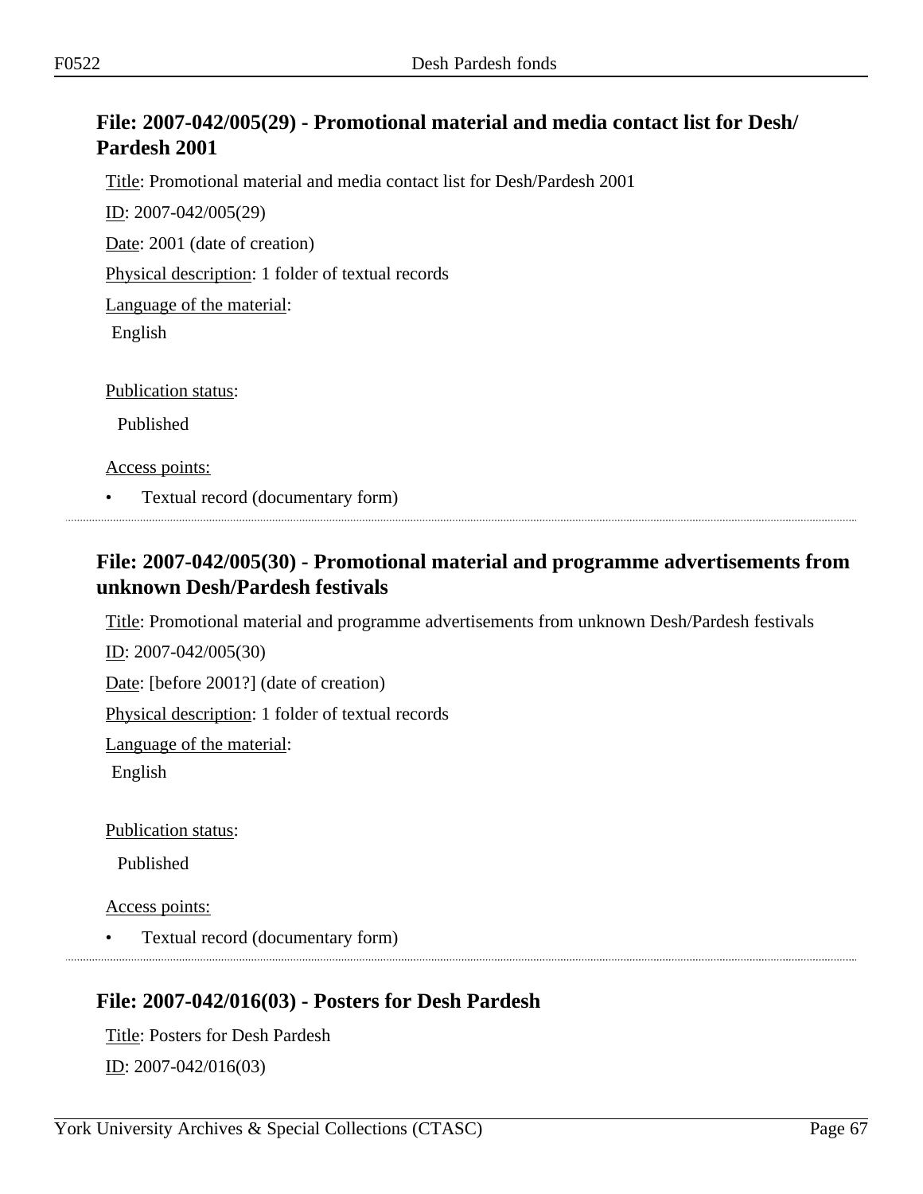## File: 2007-042/005(29) - Promotional material and media contact list for Desh/Pardesh 2001

Title: Promotional material and media contact list for Desh/Pardesh 2001

ID: 2007-042/005(29)

Date: 2001 (date of creation)

Physical description: 1 folder of textual records

Language of the material:

English

Publication status:

Published

Access points:

- Textual record (documentary form)

## File: 2007-042/005(30) - Promotional material and programme advertisements from unknown Desh/Pardesh festivals

Title: Promotional material and programme advertisements from unknown Desh/Pardesh festivals

ID: 2007-042/005(30)

Date: [before 2001?] (date of creation)

Physical description: 1 folder of textual records

Language of the material:

English

Publication status:

Published

Access points:

- Textual record (documentary form)

## File: 2007-042/016(03) - Posters for Desh Pardesh

Title: Posters for Desh Pardesh

ID: 2007-042/016(03)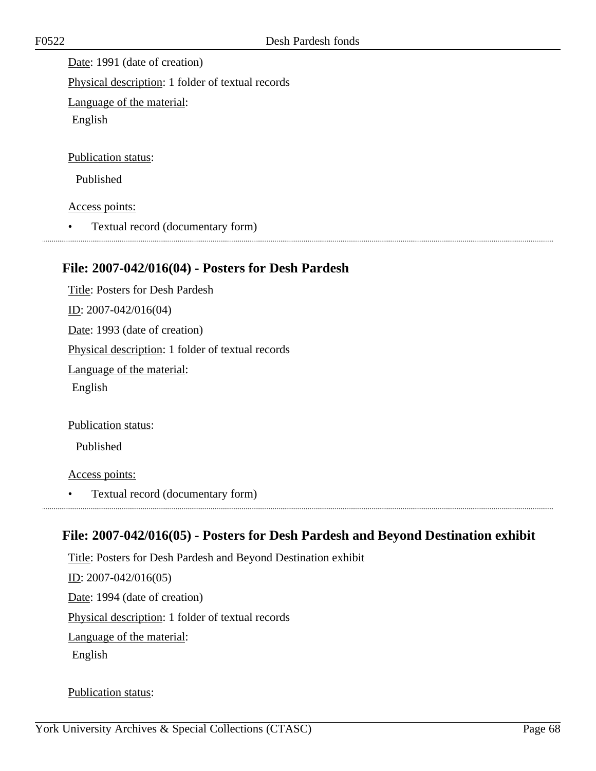Date: 1991 (date of creation)

Physical description: 1 folder of textual records

Language of the material:

English

Publication status:

Published

Access points:

- Textual record (documentary form)

---

## File: 2007-042/016(04) - Posters for Desh Pardesh

Title: Posters for Desh Pardesh

ID: 2007-042/016(04)

Date: 1993 (date of creation)

Physical description: 1 folder of textual records

Language of the material:

English

Publication status:

Published

Access points:

- Textual record (documentary form)

---

## File: 2007-042/016(05) - Posters for Desh Pardesh and Beyond Destination exhibit

Title: Posters for Desh Pardesh and Beyond Destination exhibit

ID: 2007-042/016(05)

Date: 1994 (date of creation)

Physical description: 1 folder of textual records

Language of the material:

English

Publication status: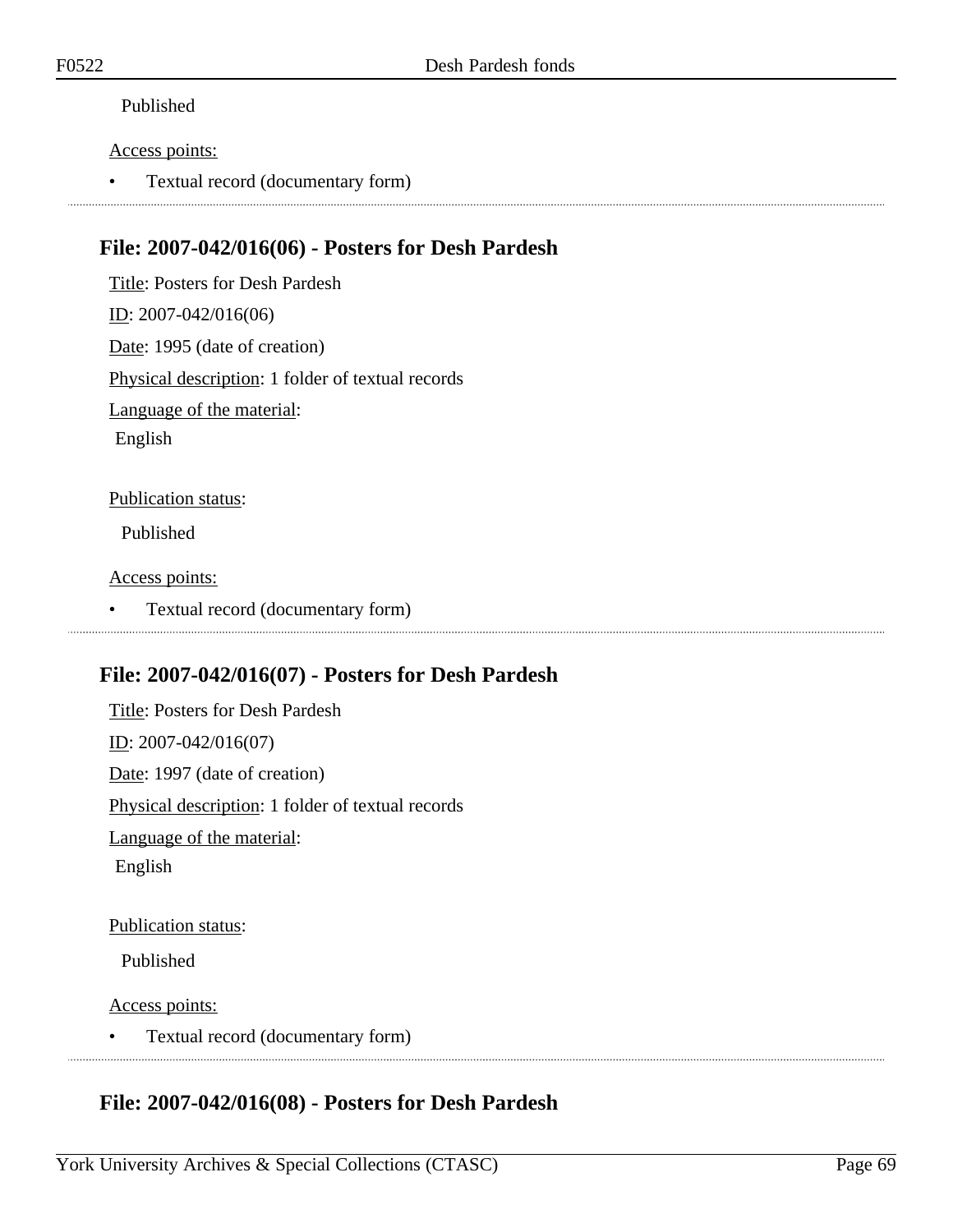Published

Access points:

- Textual record (documentary form)

---

## File: 2007-042/016(06) - Posters for Desh Pardesh

Title: Posters for Desh Pardesh

ID: 2007-042/016(06)

Date: 1995 (date of creation)

Physical description: 1 folder of textual records

Language of the material:

English

Publication status:

Published

Access points:

- Textual record (documentary form)

---

## File: 2007-042/016(07) - Posters for Desh Pardesh

Title: Posters for Desh Pardesh

ID: 2007-042/016(07)

Date: 1997 (date of creation)

Physical description: 1 folder of textual records

Language of the material:

English

Publication status:

Published

Access points:

- Textual record (documentary form)

---

## File: 2007-042/016(08) - Posters for Desh Pardesh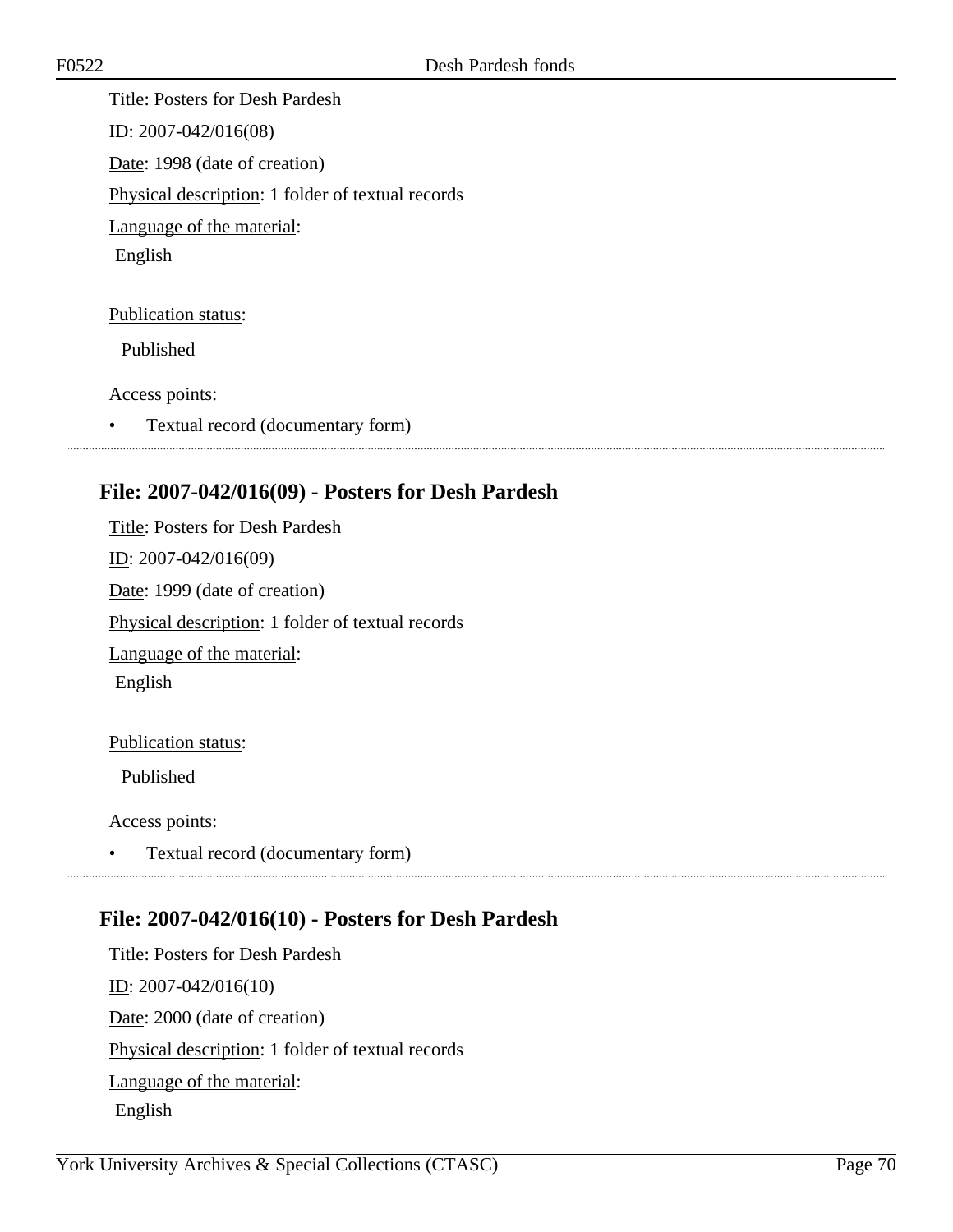Title: Posters for Desh Pardesh

ID: 2007-042/016(08)

Date: 1998 (date of creation)

Physical description: 1 folder of textual records

Language of the material:

English

Publication status:

Published

Access points:

- Textual record (documentary form)

---

## File: 2007-042/016(09) - Posters for Desh Pardesh

Title: Posters for Desh Pardesh

ID: 2007-042/016(09)

Date: 1999 (date of creation)

Physical description: 1 folder of textual records

Language of the material:

English

Publication status:

Published

Access points:

- Textual record (documentary form)

---

## File: 2007-042/016(10) - Posters for Desh Pardesh

Title: Posters for Desh Pardesh

ID: 2007-042/016(10)

Date: 2000 (date of creation)

Physical description: 1 folder of textual records

Language of the material:

English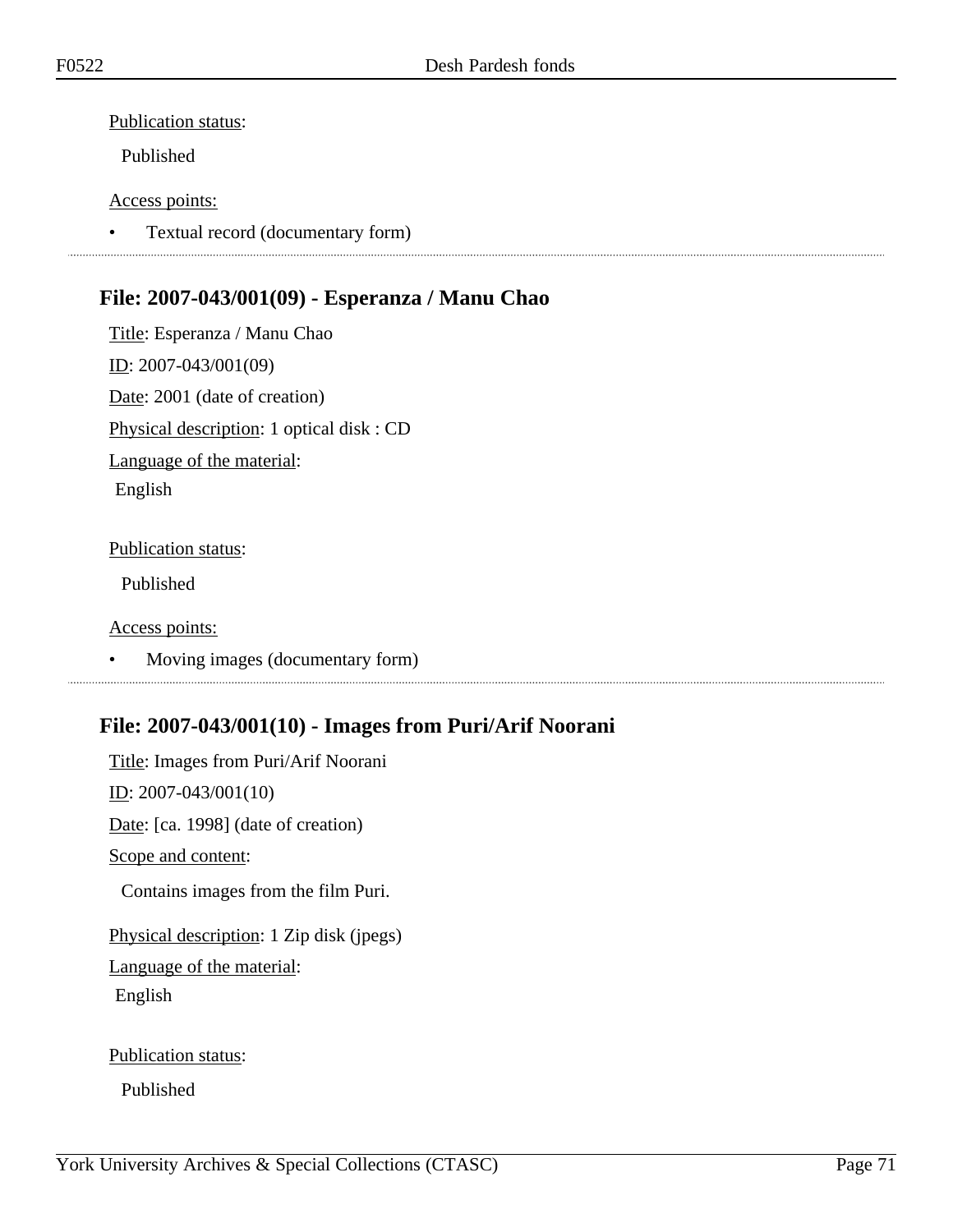Publication status:

Published

Access points:

- Textual record (documentary form)

---

## File: 2007-043/001(09) - Esperanza / Manu Chao

Title: Esperanza / Manu Chao

ID: 2007-043/001(09)

Date: 2001 (date of creation)

Physical description: 1 optical disk : CD

Language of the material:

English

Publication status:

Published

Access points:

- Moving images (documentary form)

---

## File: 2007-043/001(10) - Images from Puri/Arif Noorani

Title: Images from Puri/Arif Noorani

ID: 2007-043/001(10)

Date: [ca. 1998] (date of creation)

Scope and content:

Contains images from the film Puri.

Physical description: 1 Zip disk (jpegs)

Language of the material:

English

Publication status:

Published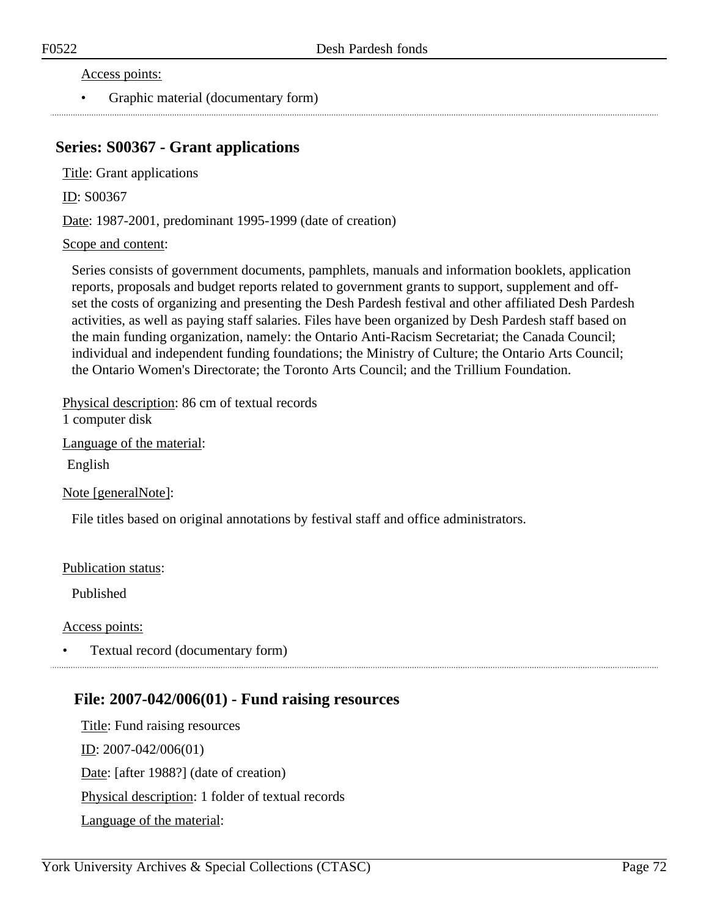Access points:

- Graphic material (documentary form)

## Series: S00367 - Grant applications

Title: Grant applications

ID: S00367

Date: 1987-2001, predominant 1995-1999 (date of creation)

Scope and content:

Series consists of government documents, pamphlets, manuals and information booklets, application reports, proposals and budget reports related to government grants to support, supplement and off-set the costs of organizing and presenting the Desh Pardesh festival and other affiliated Desh Pardesh activities, as well as paying staff salaries. Files have been organized by Desh Pardesh staff based on the main funding organization, namely: the Ontario Anti-Racism Secretariat; the Canada Council; individual and independent funding foundations; the Ministry of Culture; the Ontario Arts Council; the Ontario Women's Directorate; the Toronto Arts Council; and the Trillium Foundation.

Physical description: 86 cm of textual records
1 computer disk

Language of the material:

English

Note [generalNote]:

File titles based on original annotations by festival staff and office administrators.

Publication status:

Published

Access points:

- Textual record (documentary form)

### File: 2007-042/006(01) - Fund raising resources

Title: Fund raising resources

ID: 2007-042/006(01)

Date: [after 1988?] (date of creation)

Physical description: 1 folder of textual records

Language of the material: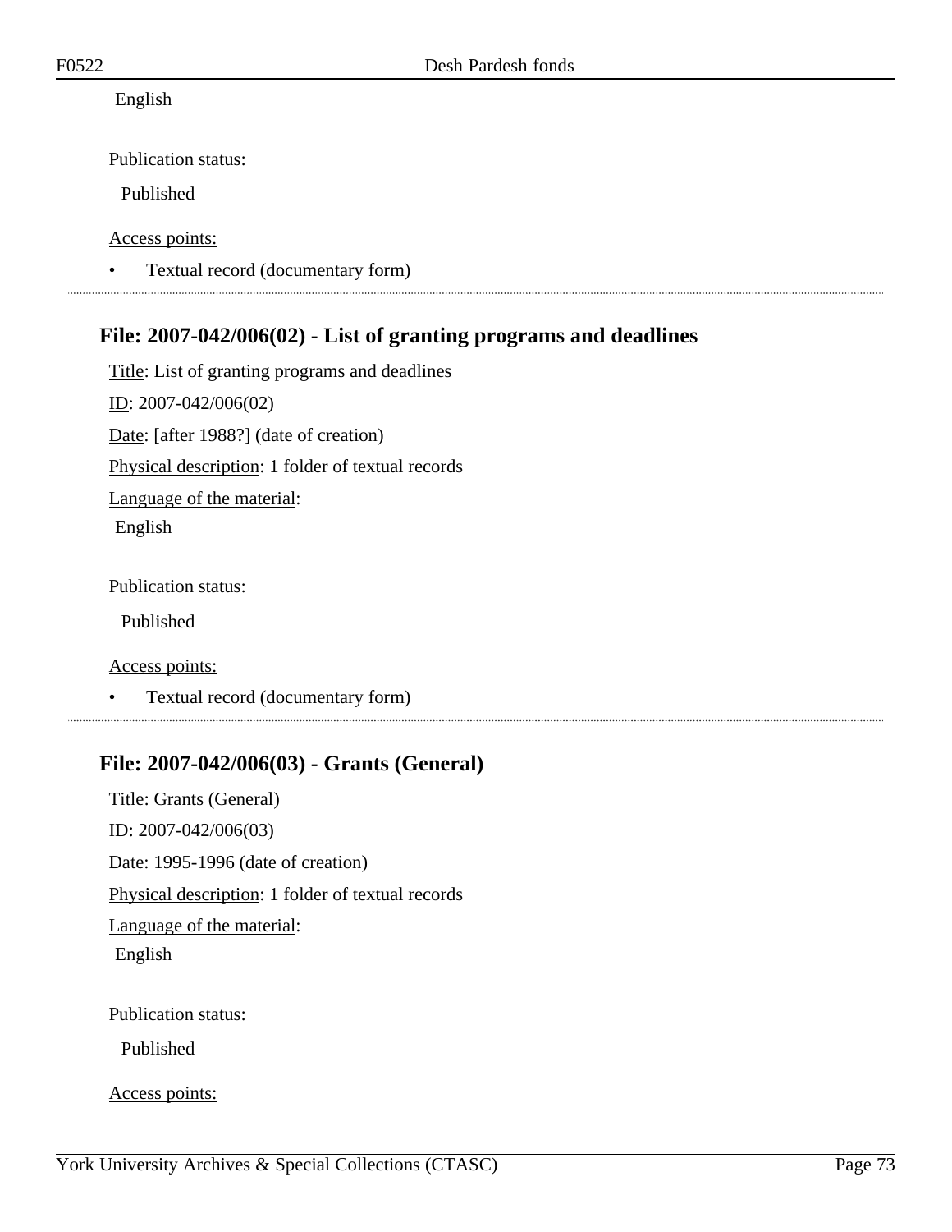English

Publication status:

Published

Access points:

- Textual record (documentary form)

---

## File: 2007-042/006(02) - List of granting programs and deadlines

Title: List of granting programs and deadlines

ID: 2007-042/006(02)

Date: [after 1988?] (date of creation)

Physical description: 1 folder of textual records

Language of the material:

English

Publication status:

Published

Access points:

- Textual record (documentary form)

---

## File: 2007-042/006(03) - Grants (General)

Title: Grants (General)

ID: 2007-042/006(03)

Date: 1995-1996 (date of creation)

Physical description: 1 folder of textual records

Language of the material:

English

Publication status:

Published

Access points: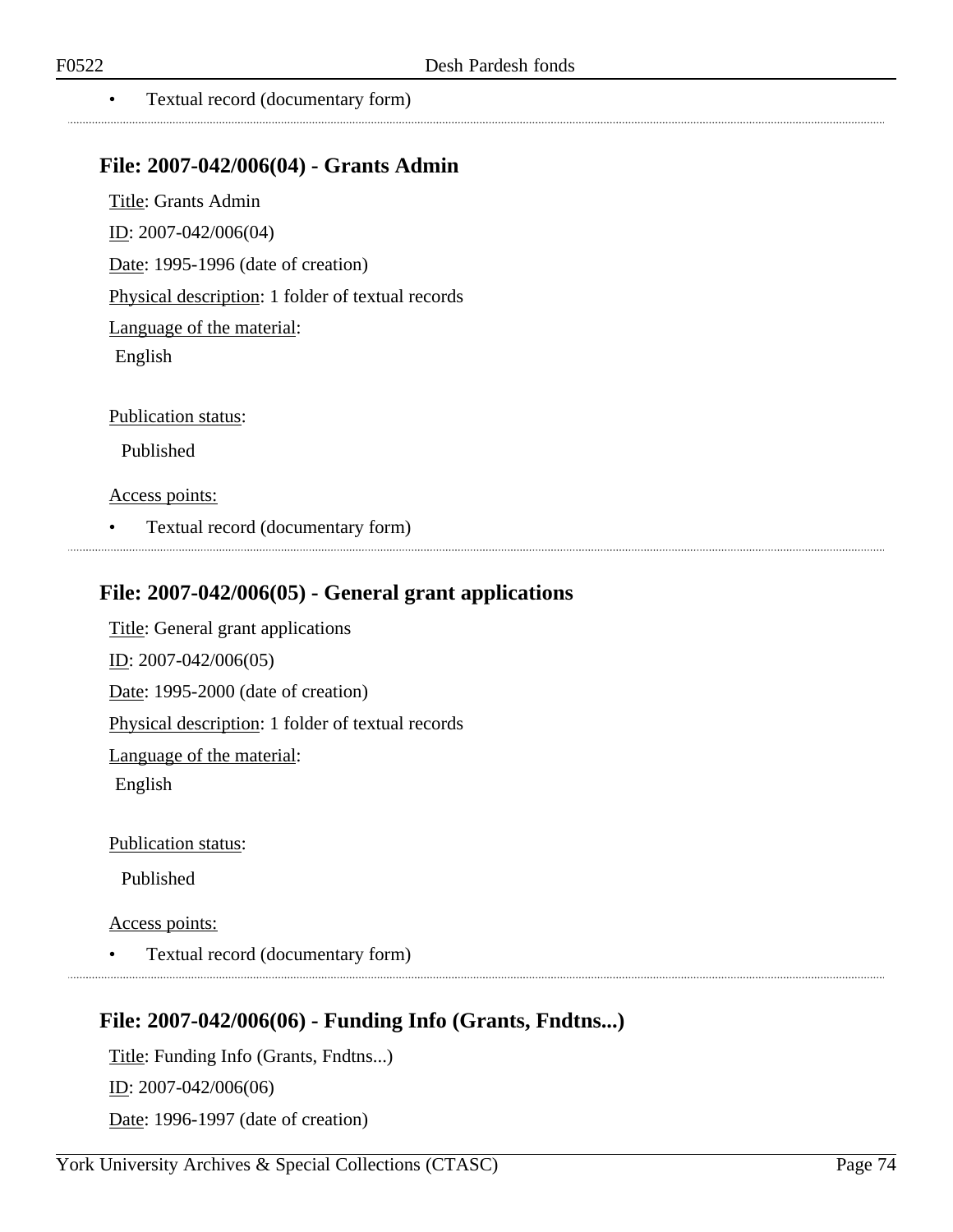- Textual record (documentary form)

### File: 2007-042/006(04) - Grants Admin

Title: Grants Admin

ID: 2007-042/006(04)

Date: 1995-1996 (date of creation)

Physical description: 1 folder of textual records

Language of the material:

English

Publication status:

Published

Access points:

- Textual record (documentary form)

### File: 2007-042/006(05) - General grant applications

Title: General grant applications

ID: 2007-042/006(05)

Date: 1995-2000 (date of creation)

Physical description: 1 folder of textual records

Language of the material:

English

Publication status:

Published

Access points:

- Textual record (documentary form)

### File: 2007-042/006(06) - Funding Info (Grants, Fndtns...)

Title: Funding Info (Grants, Fndtns...)

ID: 2007-042/006(06)

Date: 1996-1997 (date of creation)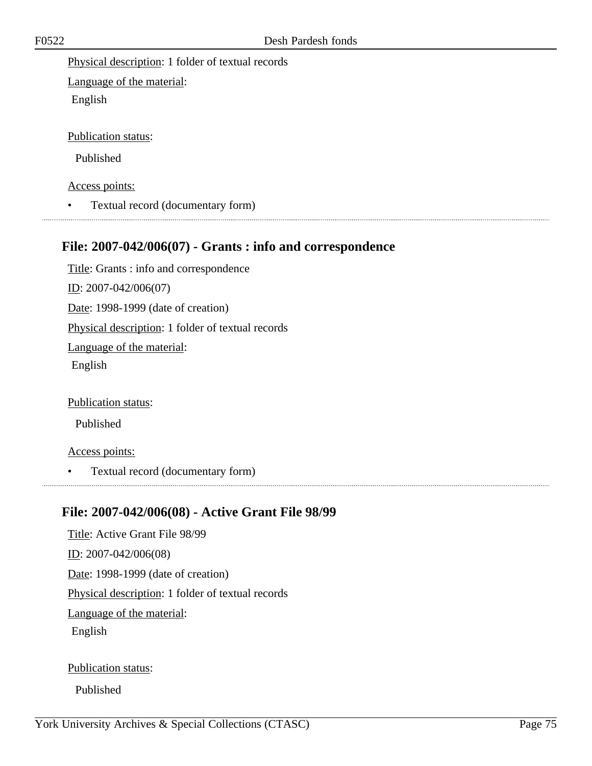Physical description: 1 folder of textual records

Language of the material:

English

Publication status:

Published

Access points:

- Textual record (documentary form)

---

## File: 2007-042/006(07) - Grants : info and correspondence

Title: Grants : info and correspondence

ID: 2007-042/006(07)

Date: 1998-1999 (date of creation)

Physical description: 1 folder of textual records

Language of the material:

English

Publication status:

Published

Access points:

- Textual record (documentary form)

---

## File: 2007-042/006(08) - Active Grant File 98/99

Title: Active Grant File 98/99

ID: 2007-042/006(08)

Date: 1998-1999 (date of creation)

Physical description: 1 folder of textual records

Language of the material:

English

Publication status:

Published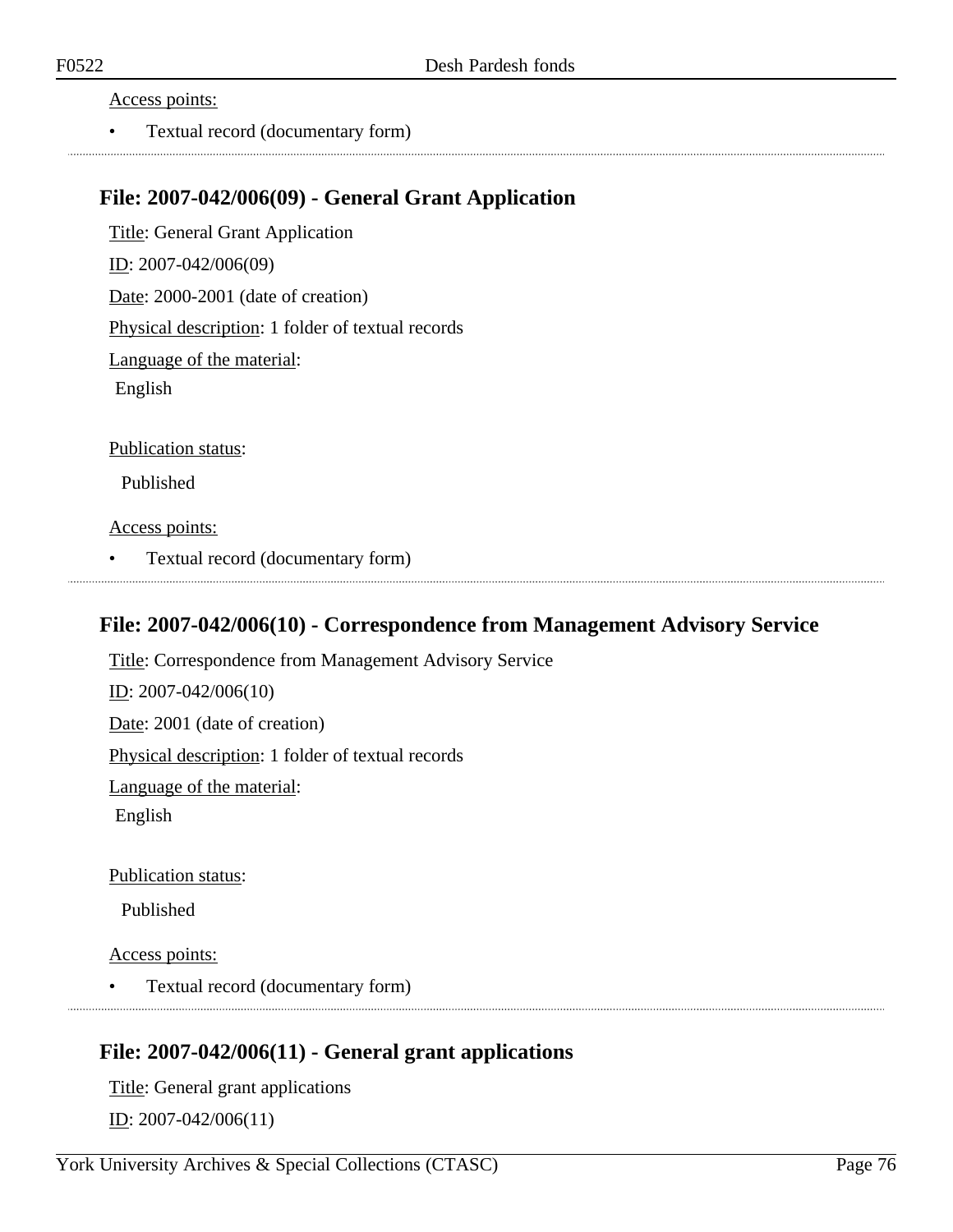Access points:

- Textual record (documentary form)

## File: 2007-042/006(09) - General Grant Application

Title: General Grant Application

ID: 2007-042/006(09)

Date: 2000-2001 (date of creation)

Physical description: 1 folder of textual records

Language of the material:

English

Publication status:

Published

Access points:

- Textual record (documentary form)

## File: 2007-042/006(10) - Correspondence from Management Advisory Service

Title: Correspondence from Management Advisory Service

ID: 2007-042/006(10)

Date: 2001 (date of creation)

Physical description: 1 folder of textual records

Language of the material:

English

Publication status:

Published

Access points:

- Textual record (documentary form)

## File: 2007-042/006(11) - General grant applications

Title: General grant applications

ID: 2007-042/006(11)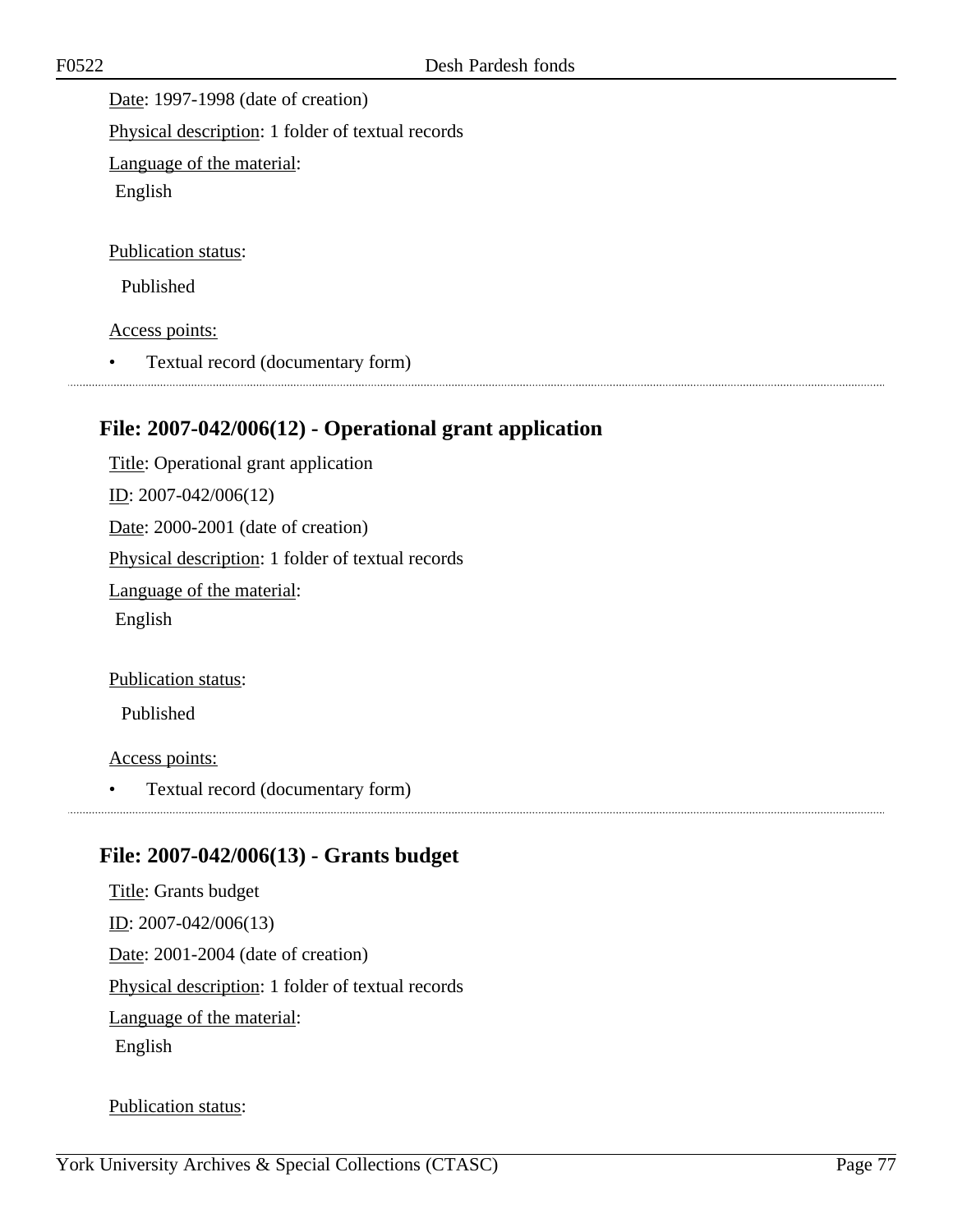Date: 1997-1998 (date of creation)

Physical description: 1 folder of textual records

Language of the material:

English

Publication status:

Published

Access points:

- Textual record (documentary form)

## File: 2007-042/006(12) - Operational grant application

Title: Operational grant application

ID: 2007-042/006(12)

Date: 2000-2001 (date of creation)

Physical description: 1 folder of textual records

Language of the material:

English

Publication status:

Published

Access points:

- Textual record (documentary form)

## File: 2007-042/006(13) - Grants budget

Title: Grants budget

ID: 2007-042/006(13)

Date: 2001-2004 (date of creation)

Physical description: 1 folder of textual records

Language of the material:

English

Publication status: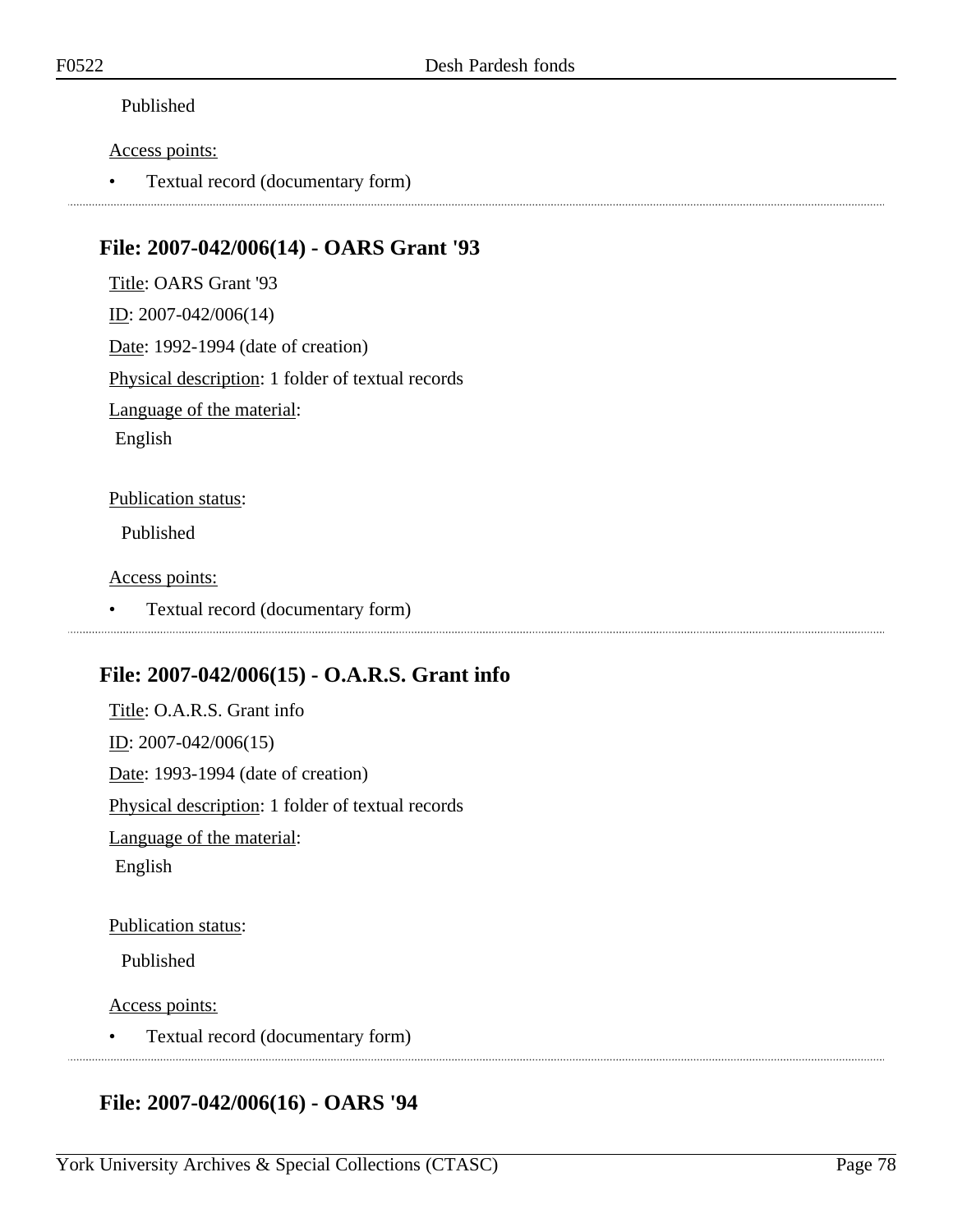Published

Access points:

- Textual record (documentary form)

## File: 2007-042/006(14) - OARS Grant '93

Title: OARS Grant '93

ID: 2007-042/006(14)

Date: 1992-1994 (date of creation)

Physical description: 1 folder of textual records

Language of the material:

English

Publication status:

Published

Access points:

- Textual record (documentary form)

## File: 2007-042/006(15) - O.A.R.S. Grant info

Title: O.A.R.S. Grant info

ID: 2007-042/006(15)

Date: 1993-1994 (date of creation)

Physical description: 1 folder of textual records

Language of the material:

English

Publication status:

Published

Access points:

- Textual record (documentary form)

## File: 2007-042/006(16) - OARS '94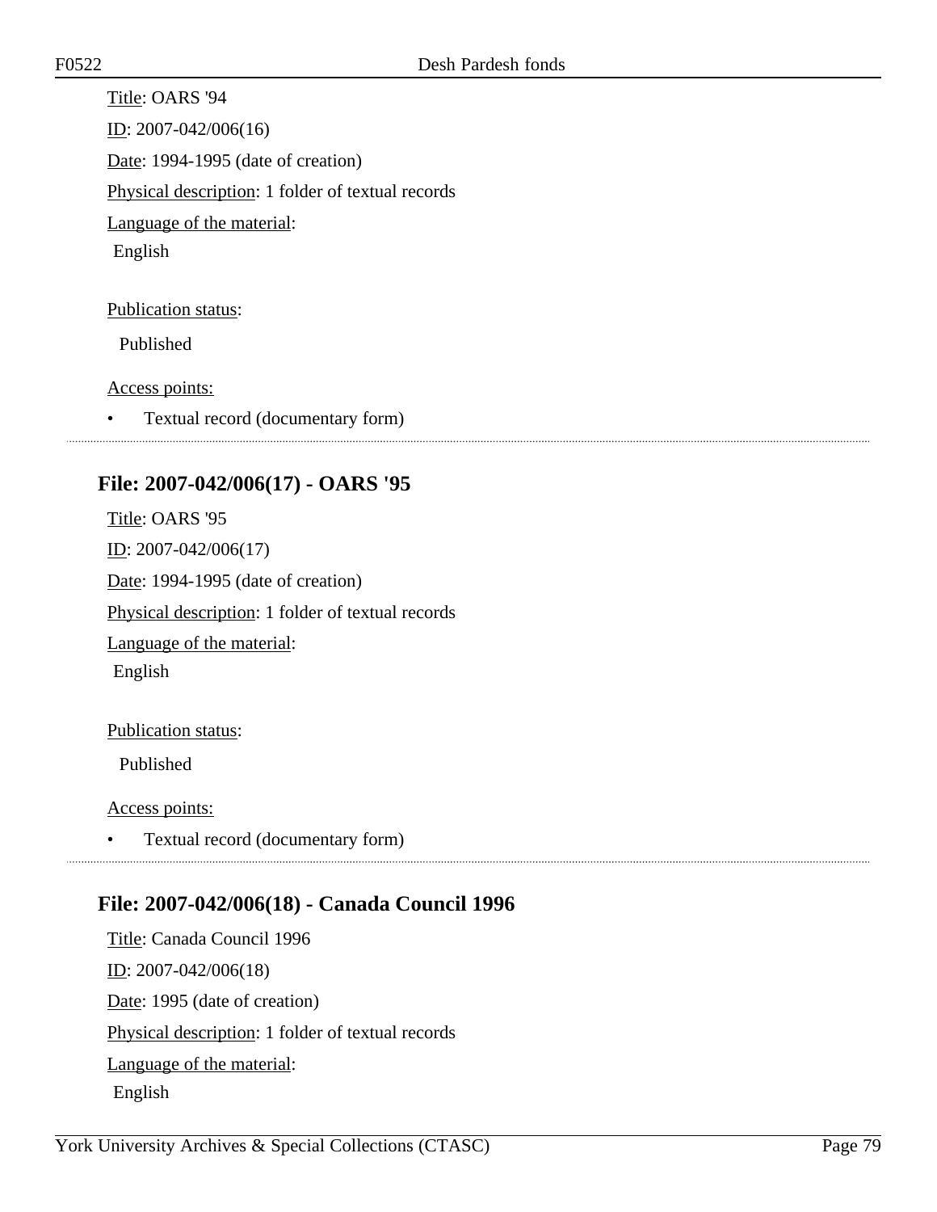Title: OARS '94

ID: 2007-042/006(16)

Date: 1994-1995 (date of creation)

Physical description: 1 folder of textual records

Language of the material:

English

Publication status:

Published

Access points:

- Textual record (documentary form)

## File: 2007-042/006(17) - OARS '95

Title: OARS '95

ID: 2007-042/006(17)

Date: 1994-1995 (date of creation)

Physical description: 1 folder of textual records

Language of the material:

English

Publication status:

Published

Access points:

- Textual record (documentary form)

## File: 2007-042/006(18) - Canada Council 1996

Title: Canada Council 1996

ID: 2007-042/006(18)

Date: 1995 (date of creation)

Physical description: 1 folder of textual records

Language of the material:

English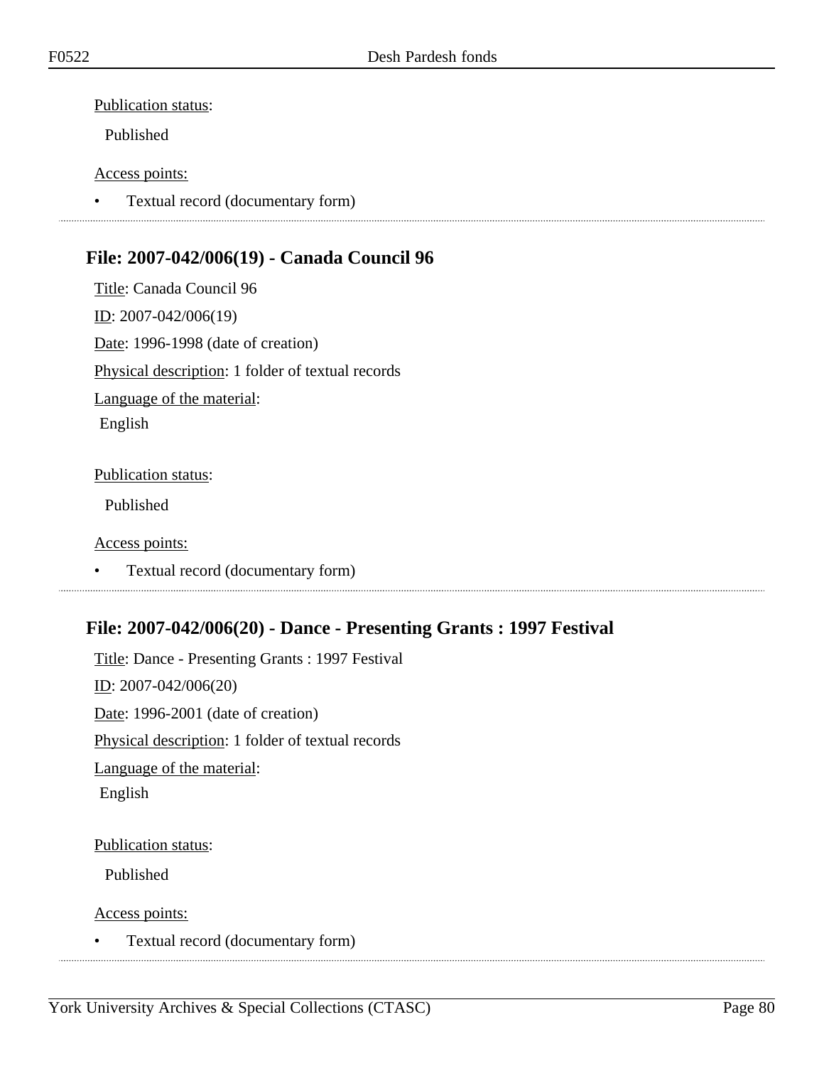Publication status:

Published

Access points:

- Textual record (documentary form)

---

## File: 2007-042/006(19) - Canada Council 96

Title: Canada Council 96

ID: 2007-042/006(19)

Date: 1996-1998 (date of creation)

Physical description: 1 folder of textual records

Language of the material:

English

Publication status:

Published

Access points:

- Textual record (documentary form)

---

## File: 2007-042/006(20) - Dance - Presenting Grants : 1997 Festival

Title: Dance - Presenting Grants : 1997 Festival

ID: 2007-042/006(20)

Date: 1996-2001 (date of creation)

Physical description: 1 folder of textual records

Language of the material:

English

Publication status:

Published

Access points:

- Textual record (documentary form)

---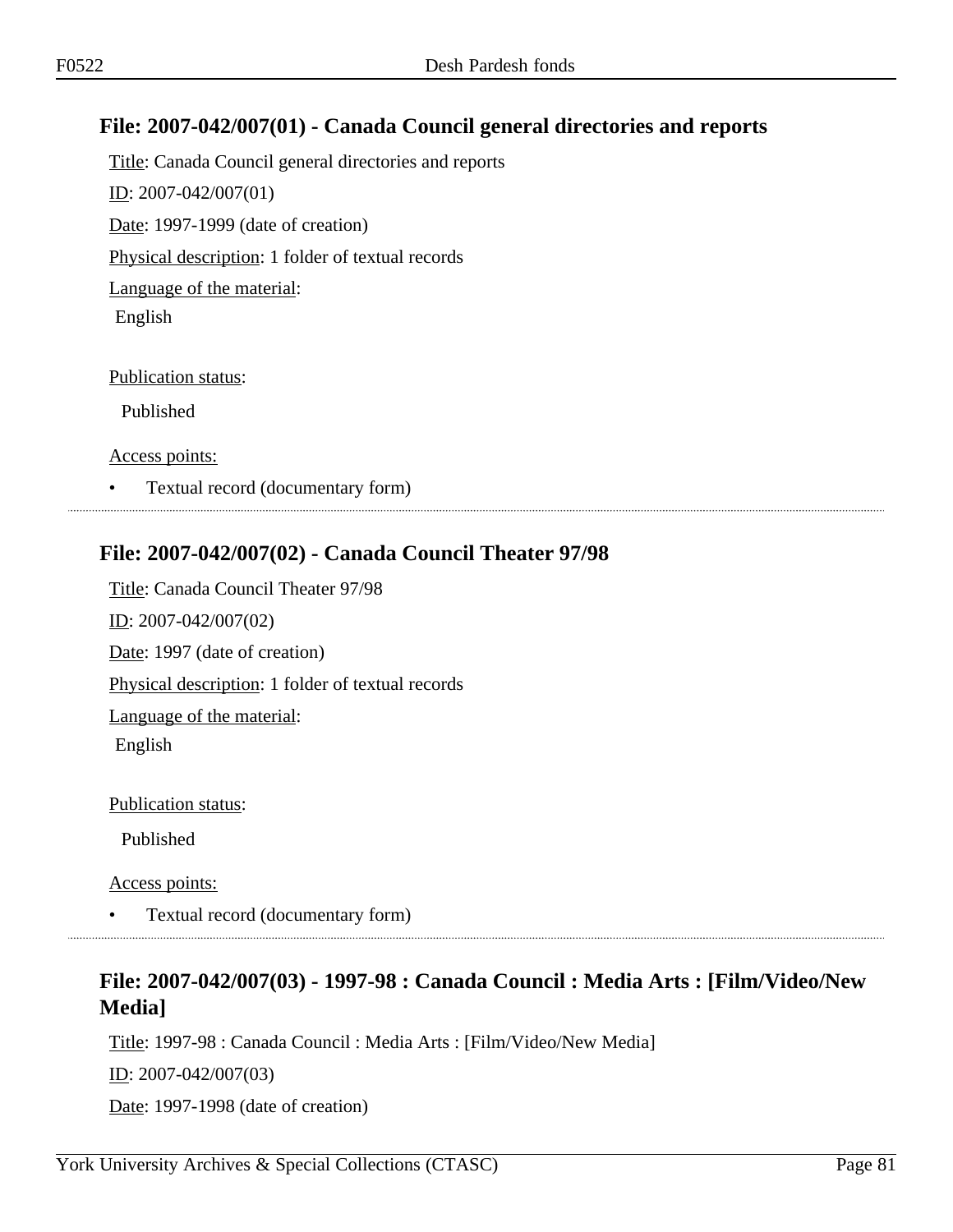## File: 2007-042/007(01) - Canada Council general directories and reports

Title: Canada Council general directories and reports

ID: 2007-042/007(01)

Date: 1997-1999 (date of creation)

Physical description: 1 folder of textual records

Language of the material:

English

Publication status:

Published

Access points:

- Textual record (documentary form)

## File: 2007-042/007(02) - Canada Council Theater 97/98

Title: Canada Council Theater 97/98

ID: 2007-042/007(02)

Date: 1997 (date of creation)

Physical description: 1 folder of textual records

Language of the material:

English

Publication status:

Published

Access points:

- Textual record (documentary form)

## File: 2007-042/007(03) - 1997-98 : Canada Council : Media Arts : [Film/Video/New Media]

Title: 1997-98 : Canada Council : Media Arts : [Film/Video/New Media]

ID: 2007-042/007(03)

Date: 1997-1998 (date of creation)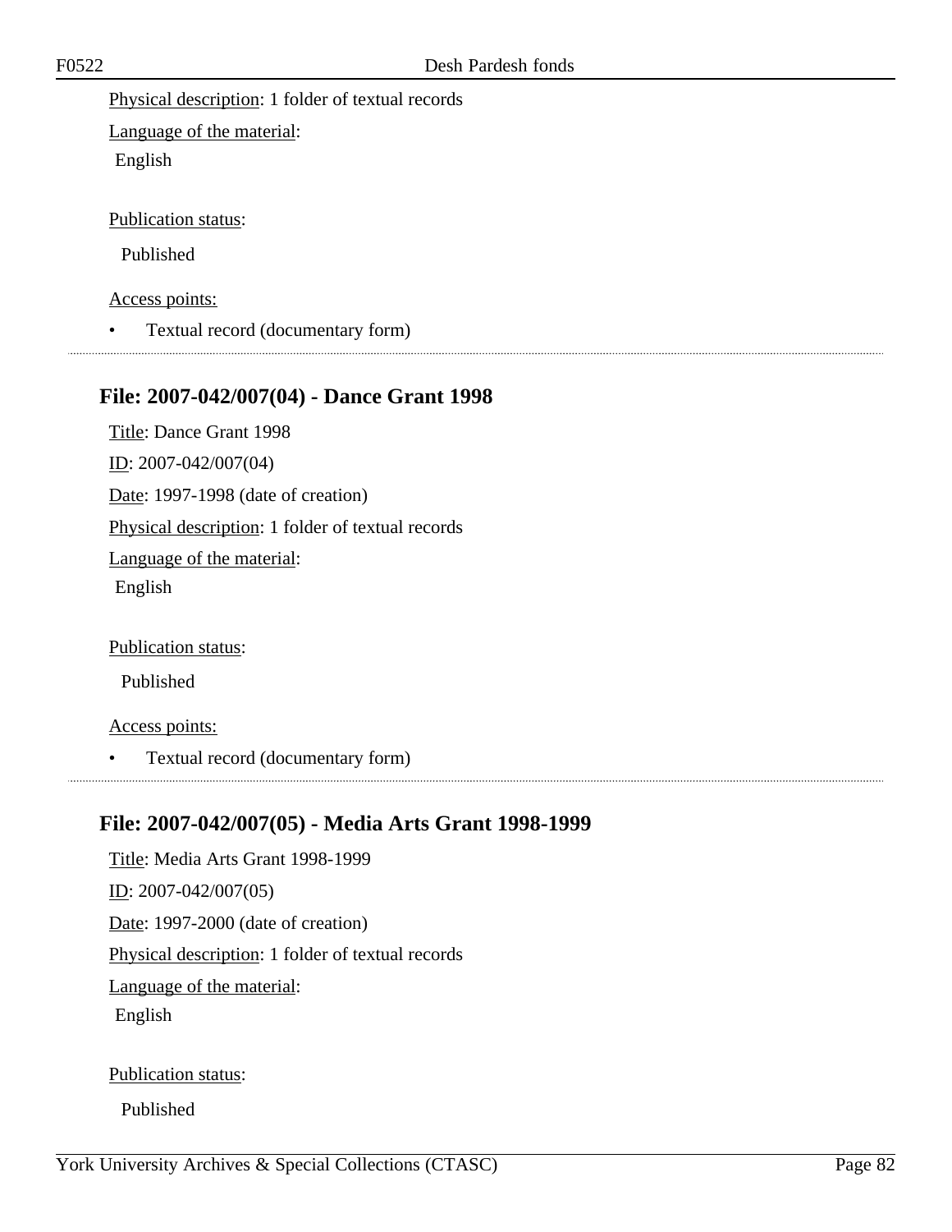Physical description: 1 folder of textual records

Language of the material:

English

Publication status:

Published

Access points:

- Textual record (documentary form)

---

## File: 2007-042/007(04) - Dance Grant 1998

Title: Dance Grant 1998

ID: 2007-042/007(04)

Date: 1997-1998 (date of creation)

Physical description: 1 folder of textual records

Language of the material:

English

Publication status:

Published

Access points:

- Textual record (documentary form)

---

## File: 2007-042/007(05) - Media Arts Grant 1998-1999

Title: Media Arts Grant 1998-1999

ID: 2007-042/007(05)

Date: 1997-2000 (date of creation)

Physical description: 1 folder of textual records

Language of the material:

English

Publication status:

Published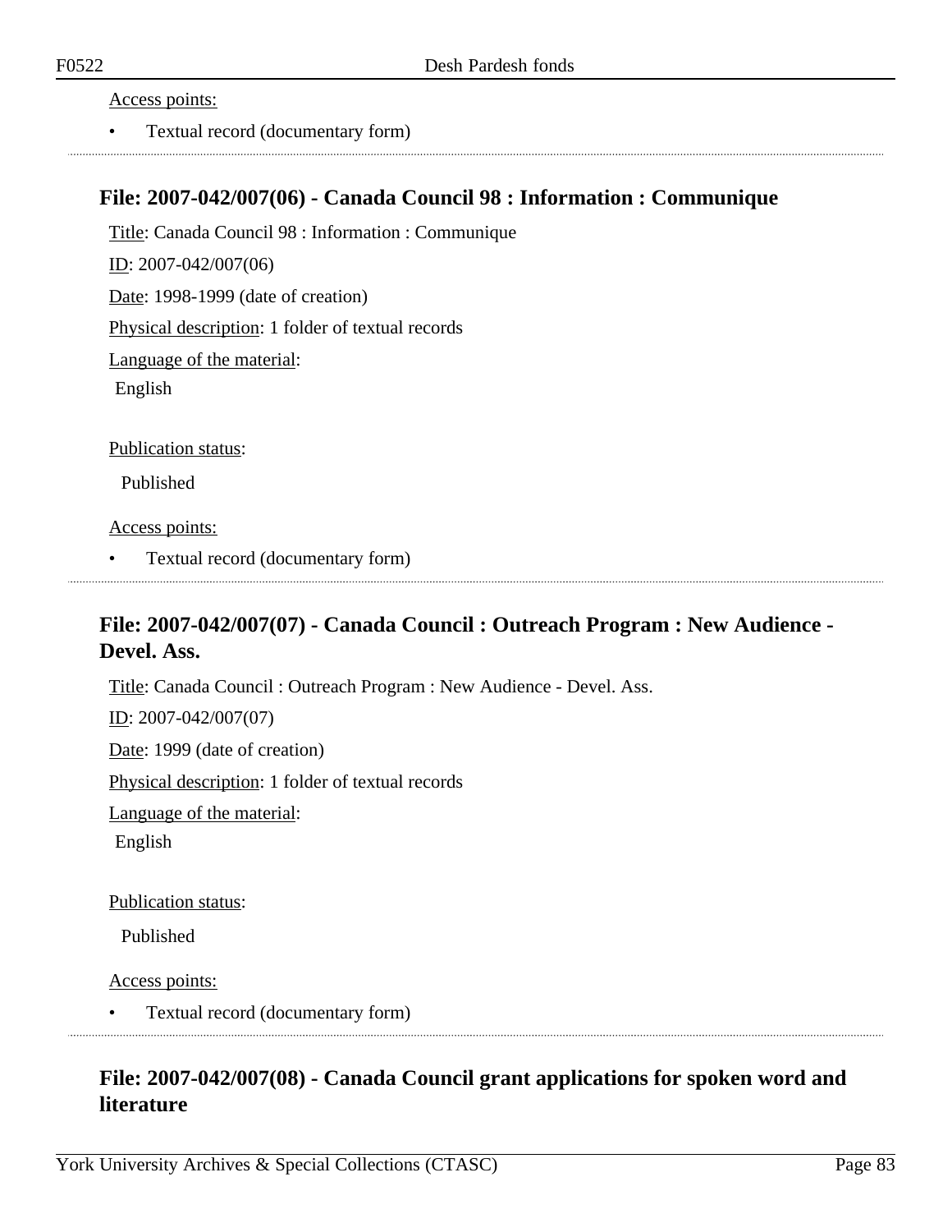Access points:

- Textual record (documentary form)

### File: 2007-042/007(06) - Canada Council 98 : Information : Communique

Title: Canada Council 98 : Information : Communique

ID: 2007-042/007(06)

Date: 1998-1999 (date of creation)

Physical description: 1 folder of textual records

Language of the material:

English

Publication status:

Published

Access points:

- Textual record (documentary form)

### File: 2007-042/007(07) - Canada Council : Outreach Program : New Audience - Devel. Ass.

Title: Canada Council : Outreach Program : New Audience - Devel. Ass.

ID: 2007-042/007(07)

Date: 1999 (date of creation)

Physical description: 1 folder of textual records

Language of the material:

English

Publication status:

Published

Access points:

- Textual record (documentary form)

### File: 2007-042/007(08) - Canada Council grant applications for spoken word and literature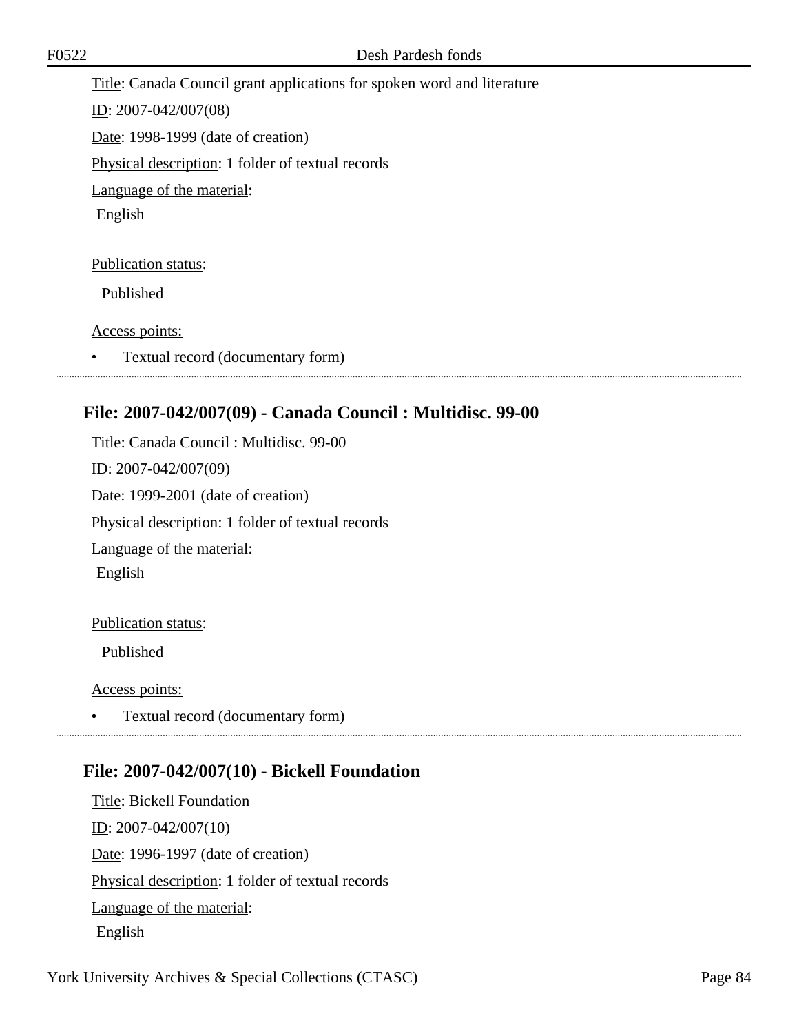Title: Canada Council grant applications for spoken word and literature

ID: 2007-042/007(08)

Date: 1998-1999 (date of creation)

Physical description: 1 folder of textual records

Language of the material:

English

Publication status:

Published

Access points:

- Textual record (documentary form)

---

### File: 2007-042/007(09) - Canada Council : Multidisc. 99-00

Title: Canada Council : Multidisc. 99-00

ID: 2007-042/007(09)

Date: 1999-2001 (date of creation)

Physical description: 1 folder of textual records

Language of the material:

English

Publication status:

Published

Access points:

- Textual record (documentary form)

---

### File: 2007-042/007(10) - Bickell Foundation

Title: Bickell Foundation

ID: 2007-042/007(10)

Date: 1996-1997 (date of creation)

Physical description: 1 folder of textual records

Language of the material:

English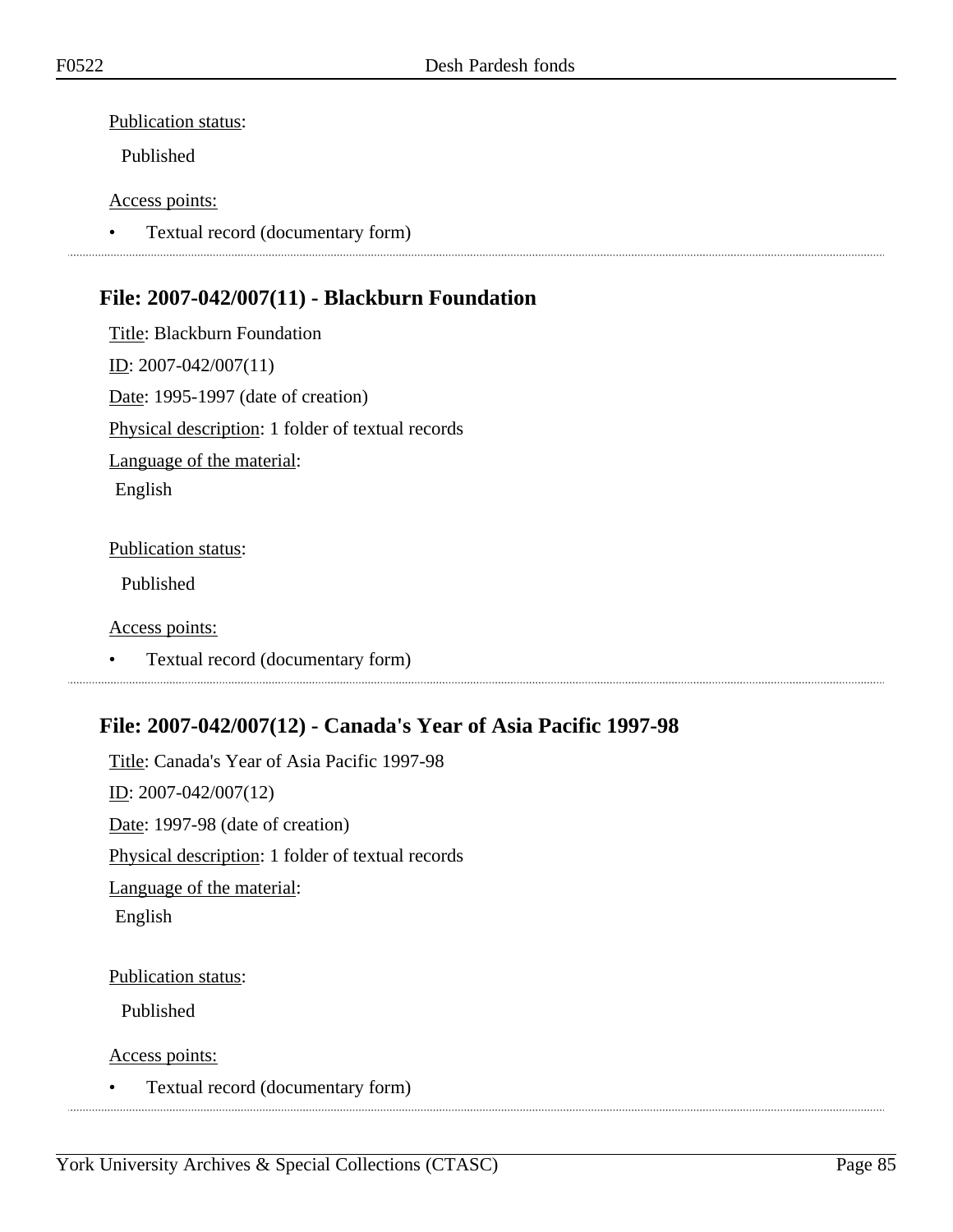Publication status:

Published

Access points:

- Textual record (documentary form)

## File: 2007-042/007(11) - Blackburn Foundation

Title: Blackburn Foundation

ID: 2007-042/007(11)

Date: 1995-1997 (date of creation)

Physical description: 1 folder of textual records

Language of the material:

English

Publication status:

Published

Access points:

- Textual record (documentary form)

## File: 2007-042/007(12) - Canada's Year of Asia Pacific 1997-98

Title: Canada's Year of Asia Pacific 1997-98

ID: 2007-042/007(12)

Date: 1997-98 (date of creation)

Physical description: 1 folder of textual records

Language of the material:

English

Publication status:

Published

Access points:

- Textual record (documentary form)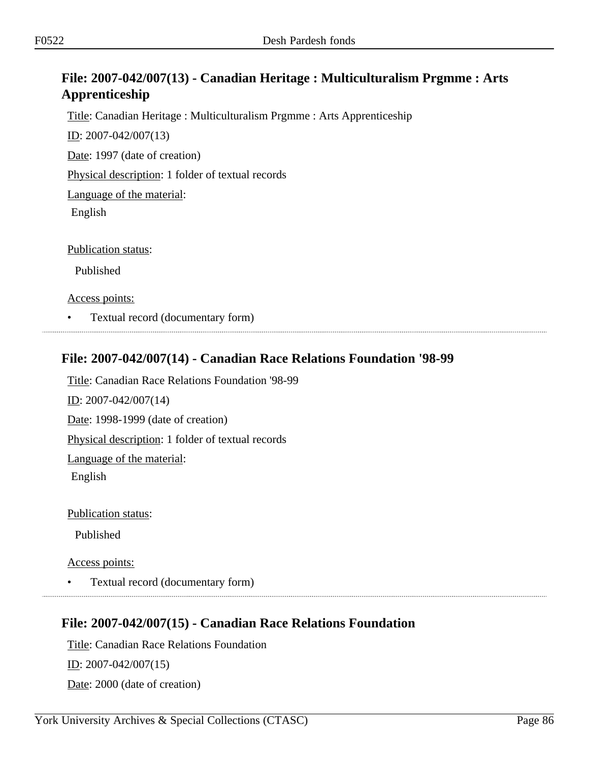## File: 2007-042/007(13) - Canadian Heritage : Multiculturalism Prgmme : Arts Apprenticeship

Title: Canadian Heritage : Multiculturalism Prgmme : Arts Apprenticeship

ID: 2007-042/007(13)

Date: 1997 (date of creation)

Physical description: 1 folder of textual records

Language of the material:

English

Publication status:

Published

Access points:

- Textual record (documentary form)

## File: 2007-042/007(14) - Canadian Race Relations Foundation '98-99

Title: Canadian Race Relations Foundation '98-99

ID: 2007-042/007(14)

Date: 1998-1999 (date of creation)

Physical description: 1 folder of textual records

Language of the material:

English

Publication status:

Published

Access points:

- Textual record (documentary form)

## File: 2007-042/007(15) - Canadian Race Relations Foundation

Title: Canadian Race Relations Foundation

ID: 2007-042/007(15)

Date: 2000 (date of creation)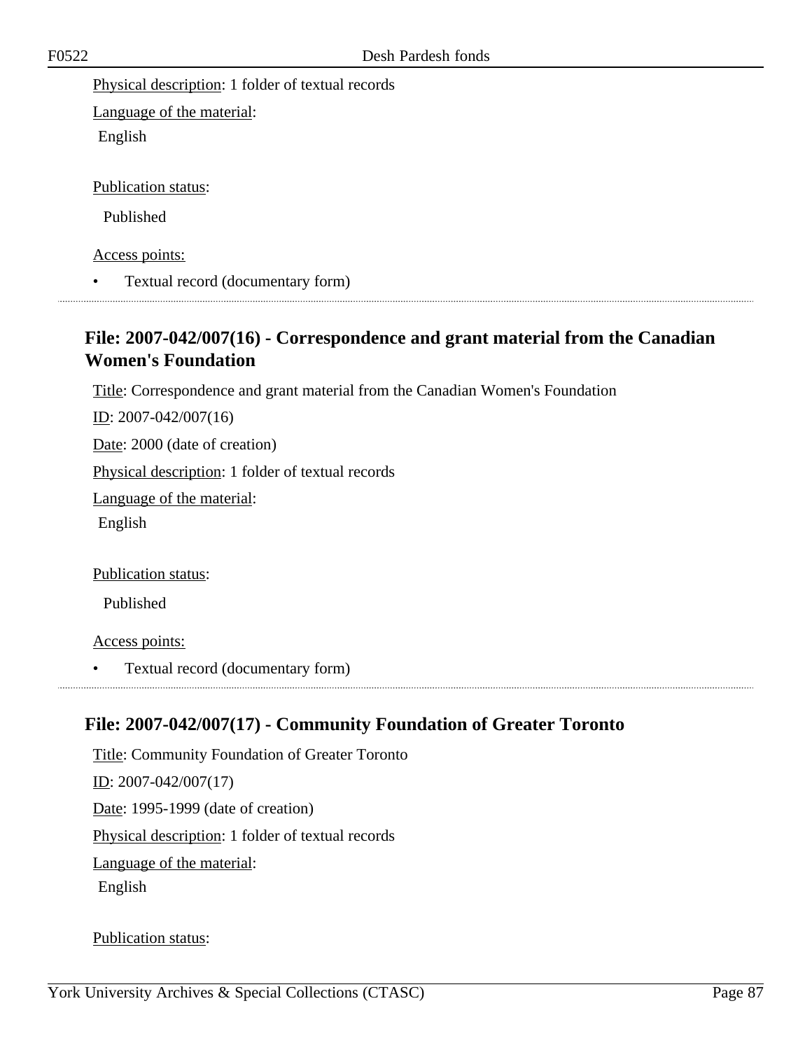Physical description: 1 folder of textual records

Language of the material:

English

Publication status:

Published

Access points:

- Textual record (documentary form)

## File: 2007-042/007(16) - Correspondence and grant material from the Canadian Women's Foundation

Title: Correspondence and grant material from the Canadian Women's Foundation

ID: 2007-042/007(16)

Date: 2000 (date of creation)

Physical description: 1 folder of textual records

Language of the material:

English

Publication status:

Published

Access points:

- Textual record (documentary form)

## File: 2007-042/007(17) - Community Foundation of Greater Toronto

Title: Community Foundation of Greater Toronto

ID: 2007-042/007(17)

Date: 1995-1999 (date of creation)

Physical description: 1 folder of textual records

Language of the material:

English

Publication status: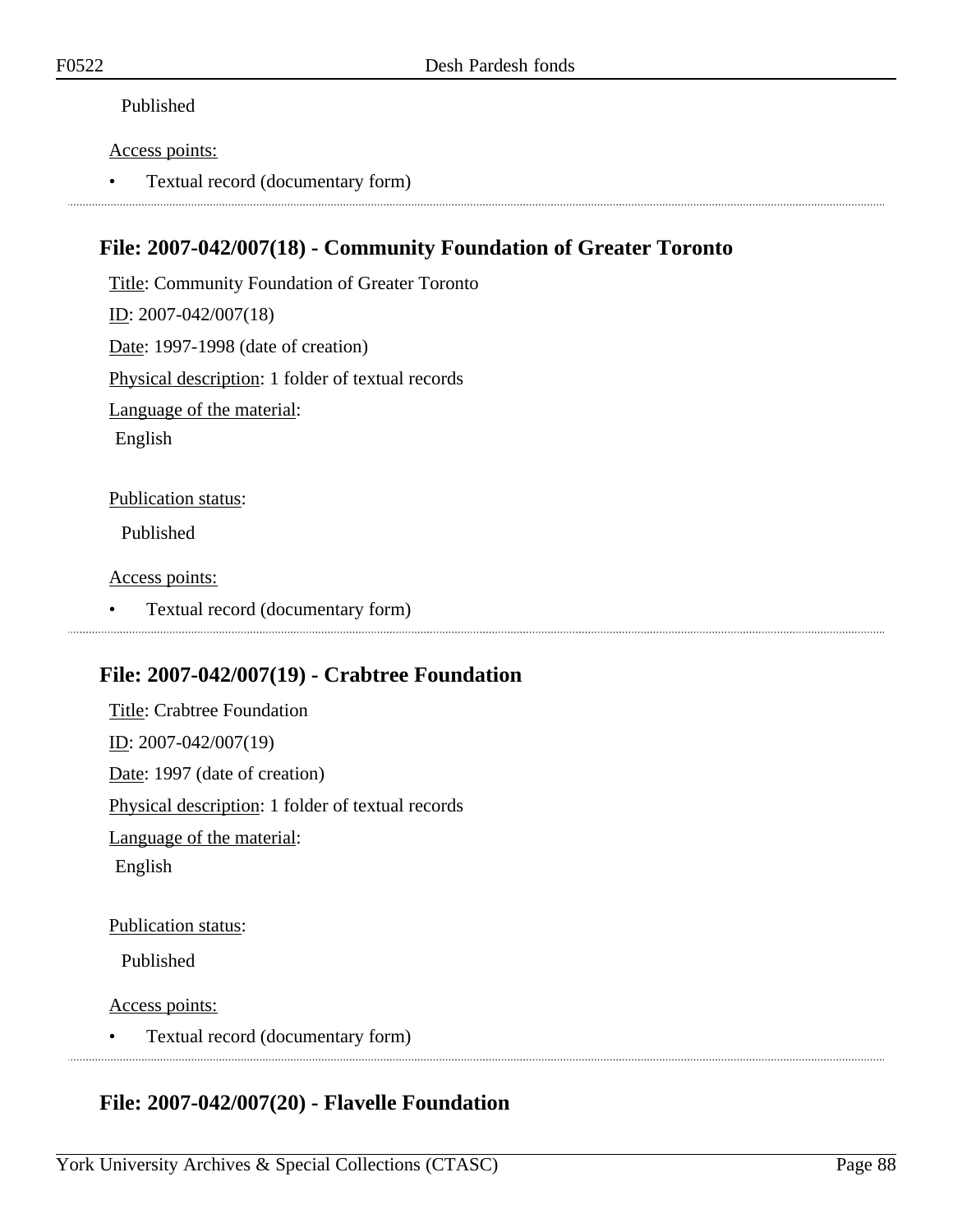Published

Access points:

- Textual record (documentary form)

## File: 2007-042/007(18) - Community Foundation of Greater Toronto

Title: Community Foundation of Greater Toronto

ID: 2007-042/007(18)

Date: 1997-1998 (date of creation)

Physical description: 1 folder of textual records

Language of the material:

English

Publication status:

Published

Access points:

- Textual record (documentary form)

## File: 2007-042/007(19) - Crabtree Foundation

Title: Crabtree Foundation

ID: 2007-042/007(19)

Date: 1997 (date of creation)

Physical description: 1 folder of textual records

Language of the material:

English

Publication status:

Published

Access points:

- Textual record (documentary form)

## File: 2007-042/007(20) - Flavelle Foundation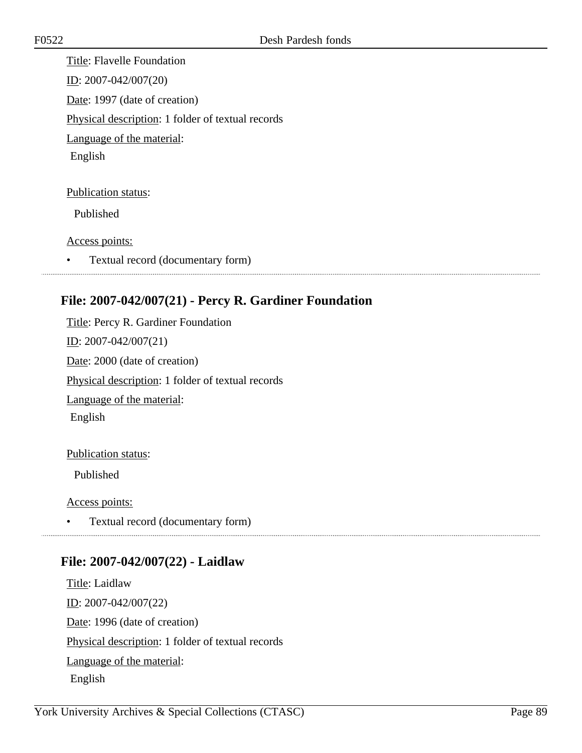Title: Flavelle Foundation

ID: 2007-042/007(20)

Date: 1997 (date of creation)

Physical description: 1 folder of textual records

Language of the material:

English

Publication status:

Published

Access points:

- Textual record (documentary form)

---

## File: 2007-042/007(21) - Percy R. Gardiner Foundation

Title: Percy R. Gardiner Foundation

ID: 2007-042/007(21)

Date: 2000 (date of creation)

Physical description: 1 folder of textual records

Language of the material:

English

Publication status:

Published

Access points:

- Textual record (documentary form)

---

## File: 2007-042/007(22) - Laidlaw

Title: Laidlaw

ID: 2007-042/007(22)

Date: 1996 (date of creation)

Physical description: 1 folder of textual records

Language of the material:

English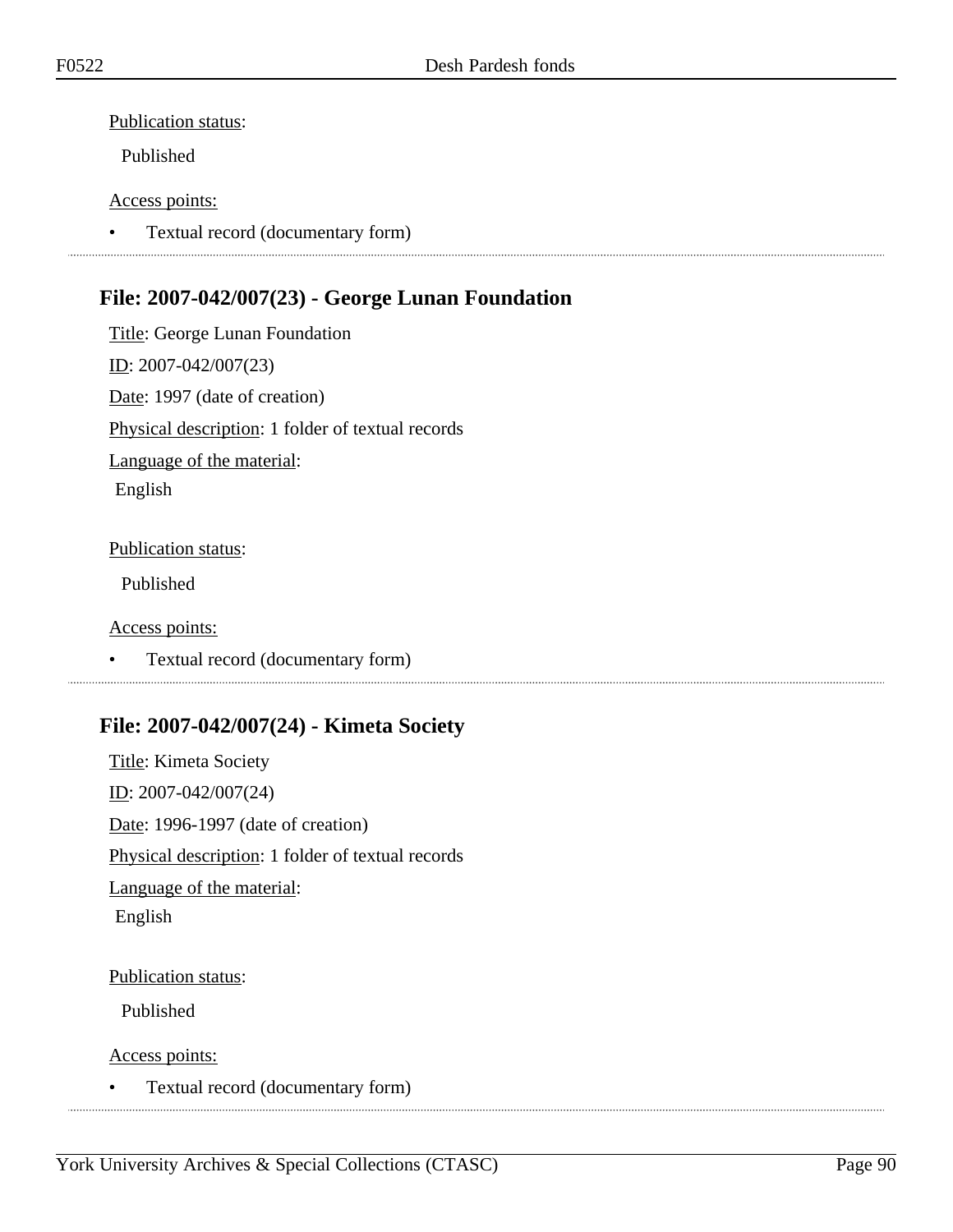Publication status:

Published

Access points:

- Textual record (documentary form)

### File: 2007-042/007(23) - George Lunan Foundation

Title: George Lunan Foundation

ID: 2007-042/007(23)

Date: 1997 (date of creation)

Physical description: 1 folder of textual records

Language of the material:

English

Publication status:

Published

Access points:

- Textual record (documentary form)

### File: 2007-042/007(24) - Kimeta Society

Title: Kimeta Society

ID: 2007-042/007(24)

Date: 1996-1997 (date of creation)

Physical description: 1 folder of textual records

Language of the material:

English

Publication status:

Published

Access points:

- Textual record (documentary form)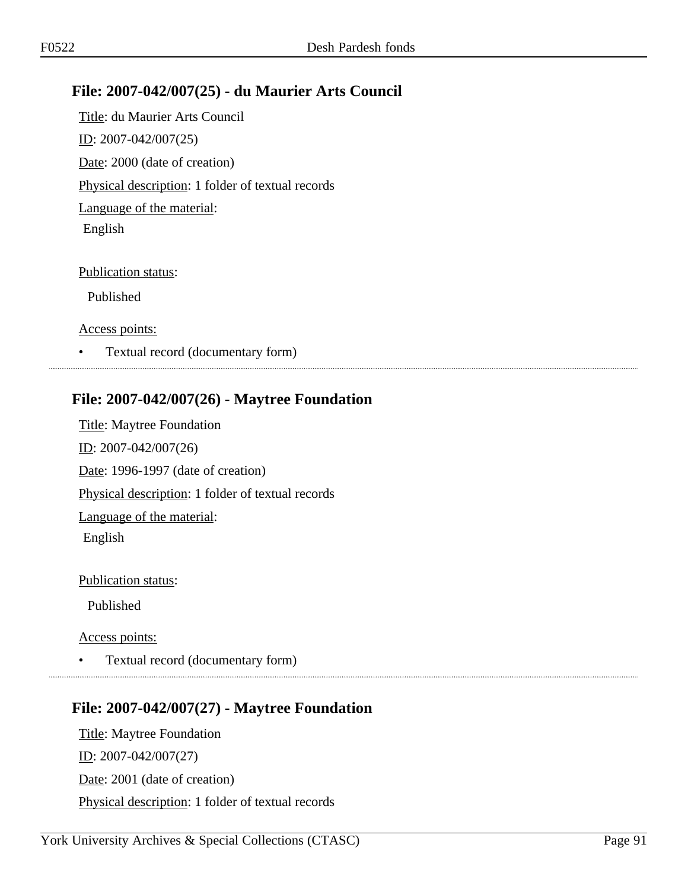## File: 2007-042/007(25) - du Maurier Arts Council

Title: du Maurier Arts Council

ID: 2007-042/007(25)

Date: 2000 (date of creation)

Physical description: 1 folder of textual records

Language of the material:

English

Publication status:

Published

Access points:

- Textual record (documentary form)

## File: 2007-042/007(26) - Maytree Foundation

Title: Maytree Foundation

ID: 2007-042/007(26)

Date: 1996-1997 (date of creation)

Physical description: 1 folder of textual records

Language of the material:

English

Publication status:

Published

Access points:

- Textual record (documentary form)

## File: 2007-042/007(27) - Maytree Foundation

Title: Maytree Foundation

ID: 2007-042/007(27)

Date: 2001 (date of creation)

Physical description: 1 folder of textual records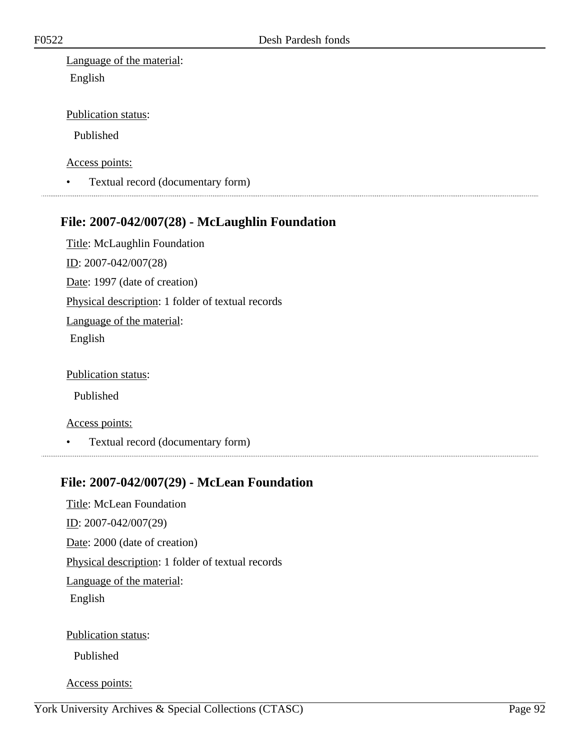Language of the material:

English

Publication status:

Published

Access points:

- Textual record (documentary form)

---

### File: 2007-042/007(28) - McLaughlin Foundation

Title: McLaughlin Foundation

ID: 2007-042/007(28)

Date: 1997 (date of creation)

Physical description: 1 folder of textual records

Language of the material:

English

Publication status:

Published

Access points:

- Textual record (documentary form)

---

### File: 2007-042/007(29) - McLean Foundation

Title: McLean Foundation

ID: 2007-042/007(29)

Date: 2000 (date of creation)

Physical description: 1 folder of textual records

Language of the material:

English

Publication status:

Published

Access points: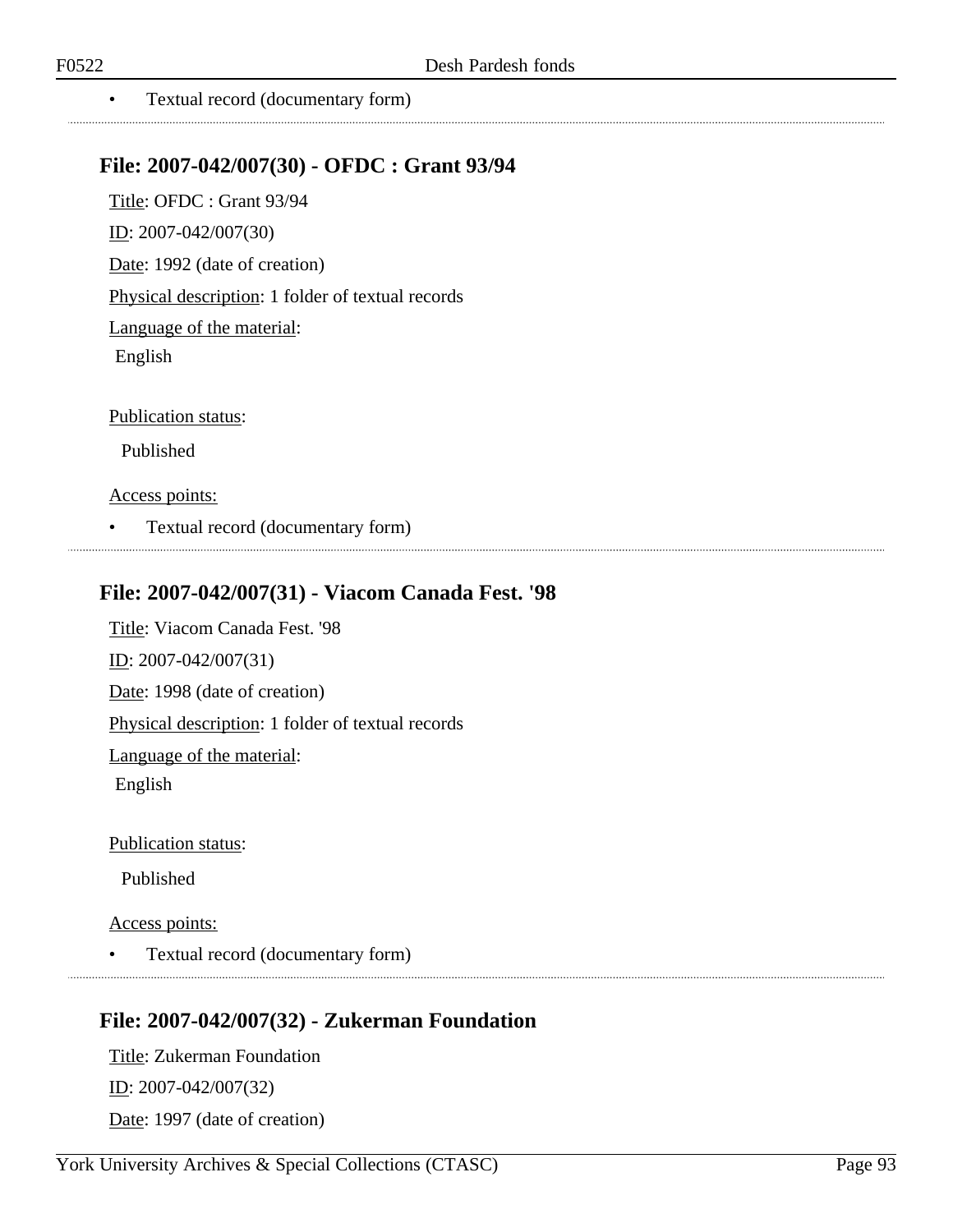- Textual record (documentary form)

## File: 2007-042/007(30) - OFDC : Grant 93/94

Title: OFDC : Grant 93/94

ID: 2007-042/007(30)

Date: 1992 (date of creation)

Physical description: 1 folder of textual records

Language of the material:

English

Publication status:

Published

Access points:

- Textual record (documentary form)

## File: 2007-042/007(31) - Viacom Canada Fest. '98

Title: Viacom Canada Fest. '98

ID: 2007-042/007(31)

Date: 1998 (date of creation)

Physical description: 1 folder of textual records

Language of the material:

English

Publication status:

Published

Access points:

- Textual record (documentary form)

## File: 2007-042/007(32) - Zukerman Foundation

Title: Zukerman Foundation

ID: 2007-042/007(32)

Date: 1997 (date of creation)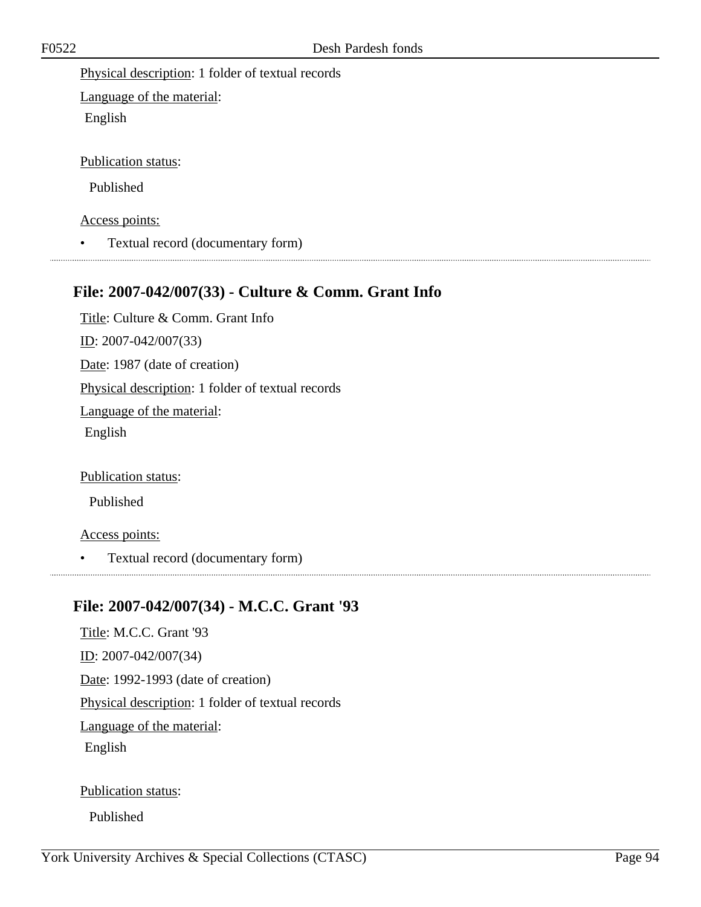Physical description: 1 folder of textual records

Language of the material:

English

Publication status:

Published

Access points:

- Textual record (documentary form)

## File: 2007-042/007(33) - Culture & Comm. Grant Info

Title: Culture & Comm. Grant Info

ID: 2007-042/007(33)

Date: 1987 (date of creation)

Physical description: 1 folder of textual records

Language of the material:

English

Publication status:

Published

Access points:

- Textual record (documentary form)

## File: 2007-042/007(34) - M.C.C. Grant '93

Title: M.C.C. Grant '93

ID: 2007-042/007(34)

Date: 1992-1993 (date of creation)

Physical description: 1 folder of textual records

Language of the material:

English

Publication status:

Published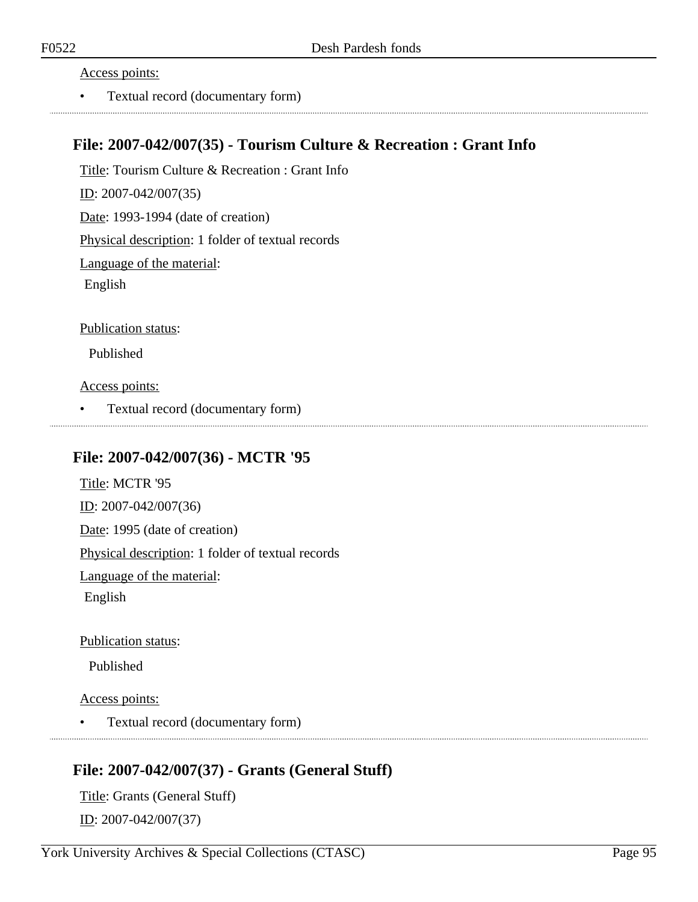Access points:

- Textual record (documentary form)

---

## File: 2007-042/007(35) - Tourism Culture & Recreation : Grant Info

Title: Tourism Culture & Recreation : Grant Info

ID: 2007-042/007(35)

Date: 1993-1994 (date of creation)

Physical description: 1 folder of textual records

Language of the material:

English

Publication status:

Published

Access points:

- Textual record (documentary form)

---

## File: 2007-042/007(36) - MCTR '95

Title: MCTR '95

ID: 2007-042/007(36)

Date: 1995 (date of creation)

Physical description: 1 folder of textual records

Language of the material:

English

Publication status:

Published

Access points:

- Textual record (documentary form)

---

## File: 2007-042/007(37) - Grants (General Stuff)

Title: Grants (General Stuff)

ID: 2007-042/007(37)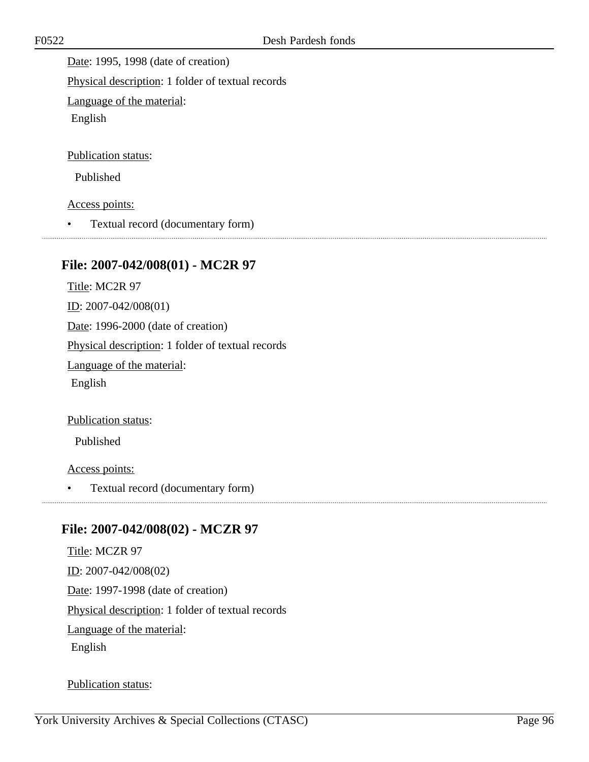Date: 1995, 1998 (date of creation)

Physical description: 1 folder of textual records

Language of the material:

English

Publication status:

Published

Access points:

- Textual record (documentary form)

### File: 2007-042/008(01) - MC2R 97

Title: MC2R 97

ID: 2007-042/008(01)

Date: 1996-2000 (date of creation)

Physical description: 1 folder of textual records

Language of the material:

English

Publication status:

Published

Access points:

- Textual record (documentary form)

### File: 2007-042/008(02) - MCZR 97

Title: MCZR 97

ID: 2007-042/008(02)

Date: 1997-1998 (date of creation)

Physical description: 1 folder of textual records

Language of the material:

English

Publication status: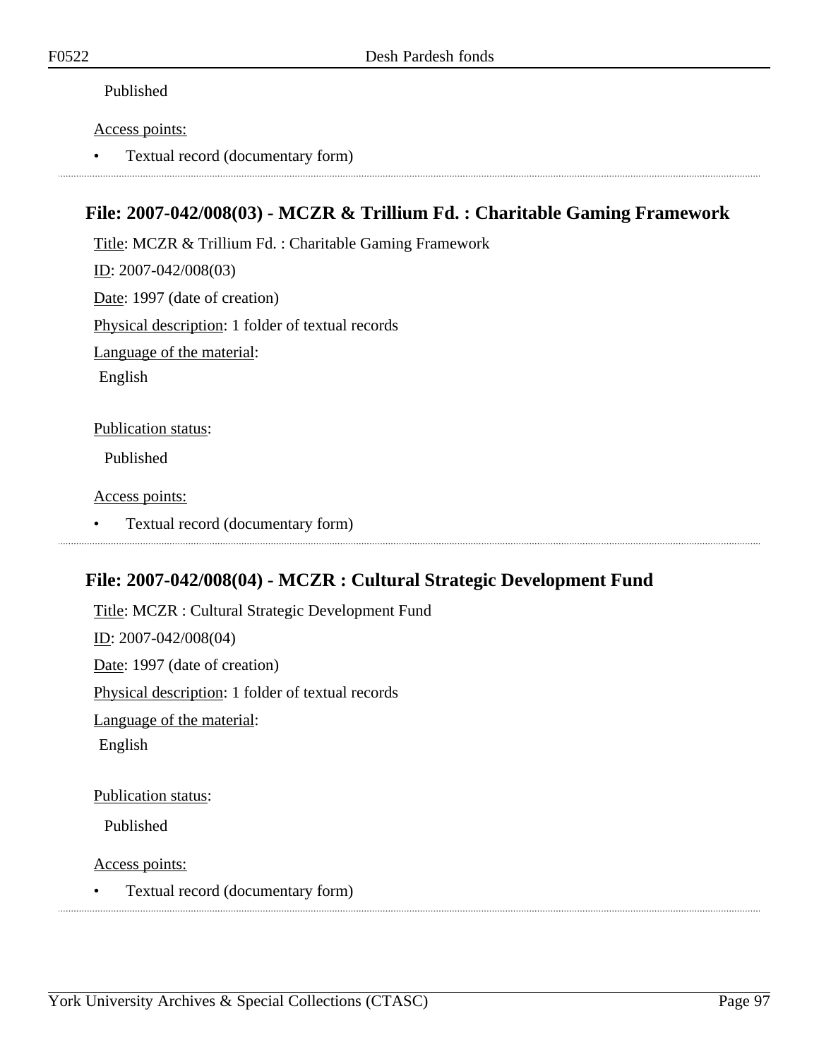Published

Access points:

- Textual record (documentary form)

## File: 2007-042/008(03) - MCZR & Trillium Fd. : Charitable Gaming Framework

Title: MCZR & Trillium Fd. : Charitable Gaming Framework

ID: 2007-042/008(03)

Date: 1997 (date of creation)

Physical description: 1 folder of textual records

Language of the material:

English

Publication status:

Published

Access points:

- Textual record (documentary form)

## File: 2007-042/008(04) - MCZR : Cultural Strategic Development Fund

Title: MCZR : Cultural Strategic Development Fund

ID: 2007-042/008(04)

Date: 1997 (date of creation)

Physical description: 1 folder of textual records

Language of the material:

English

Publication status:

Published

Access points:

- Textual record (documentary form)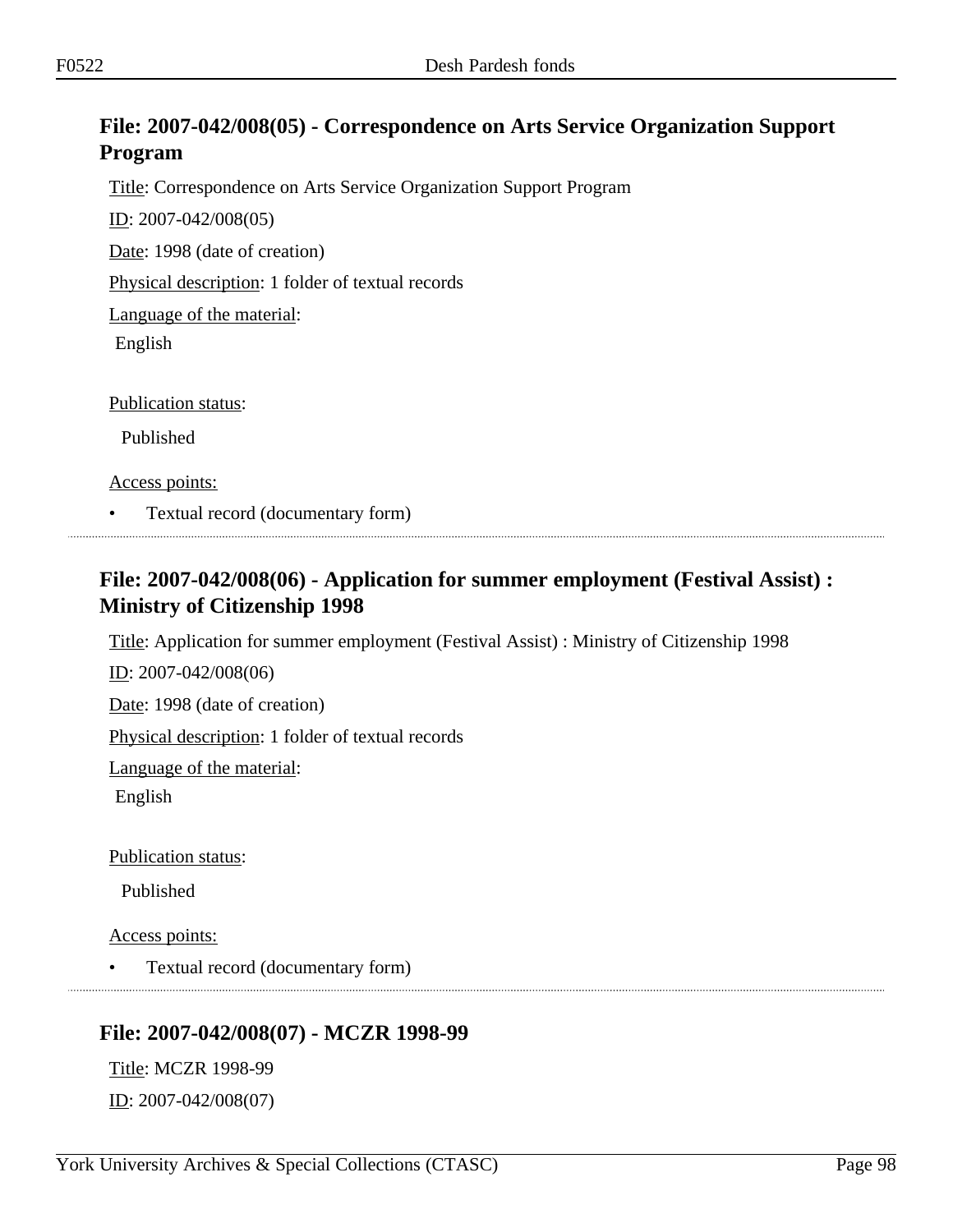## File: 2007-042/008(05) - Correspondence on Arts Service Organization Support Program

Title: Correspondence on Arts Service Organization Support Program

ID: 2007-042/008(05)

Date: 1998 (date of creation)

Physical description: 1 folder of textual records

Language of the material:

English

Publication status:

Published

Access points:

- Textual record (documentary form)

## File: 2007-042/008(06) - Application for summer employment (Festival Assist) : Ministry of Citizenship 1998

Title: Application for summer employment (Festival Assist) : Ministry of Citizenship 1998

ID: 2007-042/008(06)

Date: 1998 (date of creation)

Physical description: 1 folder of textual records

Language of the material:

English

Publication status:

Published

Access points:

- Textual record (documentary form)

## File: 2007-042/008(07) - MCZR 1998-99

Title: MCZR 1998-99

ID: 2007-042/008(07)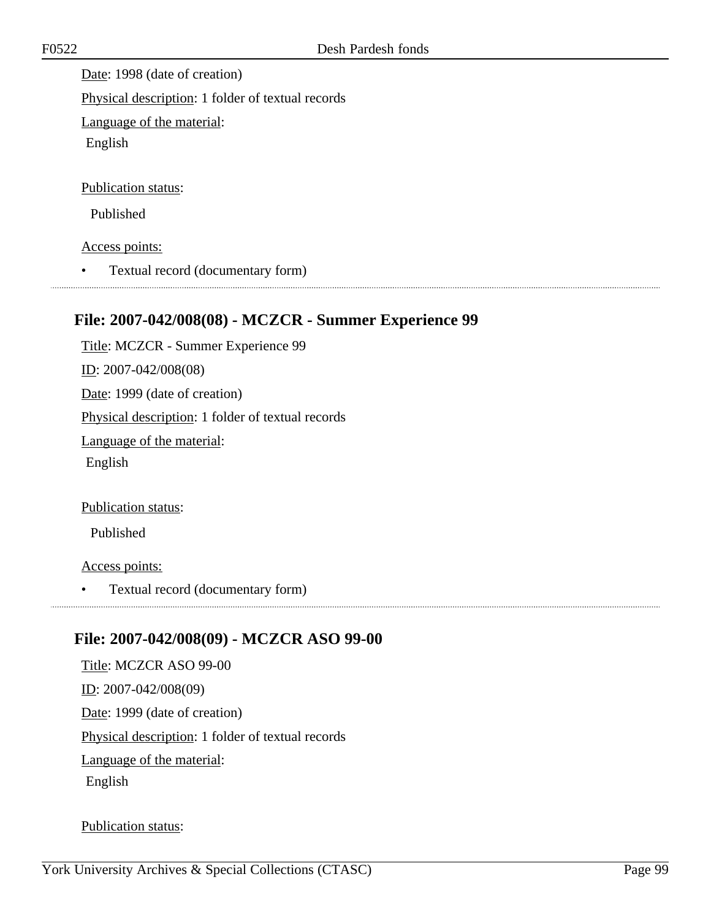Date: 1998 (date of creation)

Physical description: 1 folder of textual records

Language of the material:

English

Publication status:

Published

Access points:

- Textual record (documentary form)

## File: 2007-042/008(08) - MCZCR - Summer Experience 99

Title: MCZCR - Summer Experience 99

ID: 2007-042/008(08)

Date: 1999 (date of creation)

Physical description: 1 folder of textual records

Language of the material:

English

Publication status:

Published

Access points:

- Textual record (documentary form)

## File: 2007-042/008(09) - MCZCR ASO 99-00

Title: MCZCR ASO 99-00

ID: 2007-042/008(09)

Date: 1999 (date of creation)

Physical description: 1 folder of textual records

Language of the material:

English

Publication status: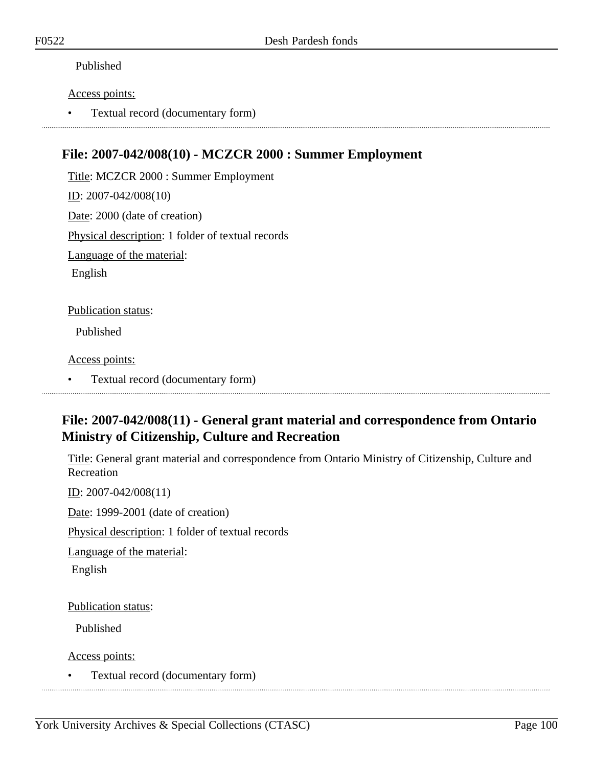Published

Access points:

- Textual record (documentary form)

---

## File: 2007-042/008(10) - MCZCR 2000 : Summer Employment

Title: MCZCR 2000 : Summer Employment

ID: 2007-042/008(10)

Date: 2000 (date of creation)

Physical description: 1 folder of textual records

Language of the material:

English

Publication status:

Published

Access points:

- Textual record (documentary form)

---

## File: 2007-042/008(11) - General grant material and correspondence from Ontario Ministry of Citizenship, Culture and Recreation

Title: General grant material and correspondence from Ontario Ministry of Citizenship, Culture and Recreation

ID: 2007-042/008(11)

Date: 1999-2001 (date of creation)

Physical description: 1 folder of textual records

Language of the material:

English

Publication status:

Published

Access points:

- Textual record (documentary form)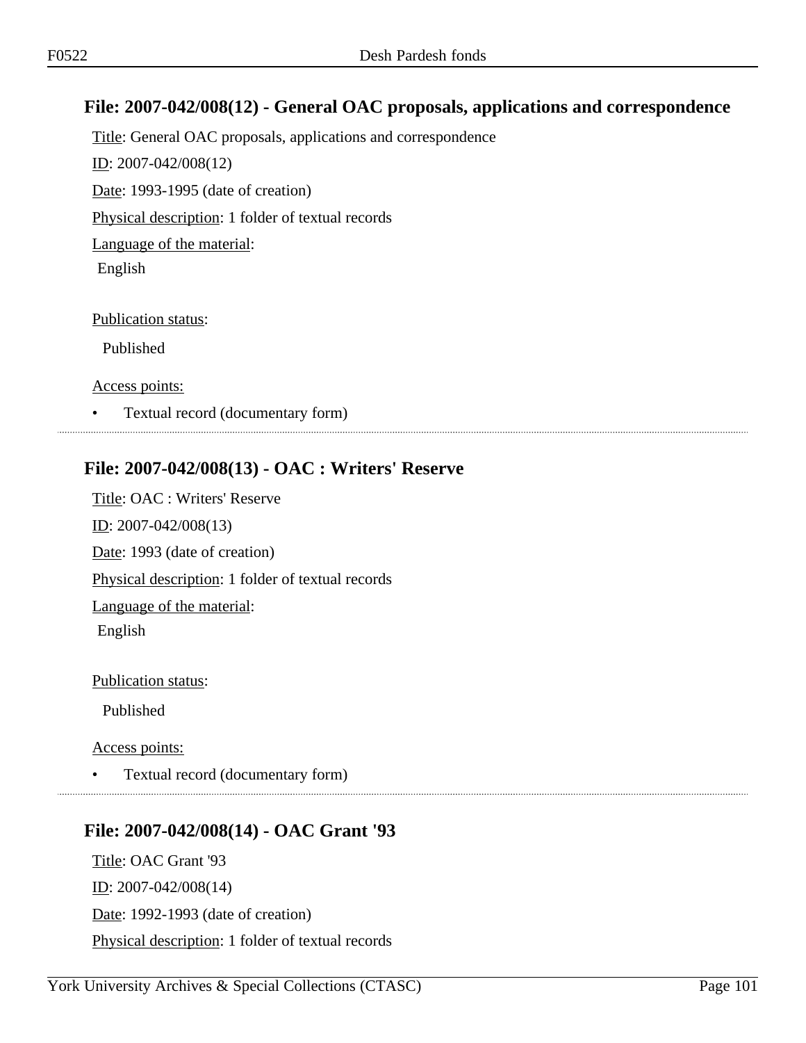### File: 2007-042/008(12) - General OAC proposals, applications and correspondence

Title: General OAC proposals, applications and correspondence

ID: 2007-042/008(12)

Date: 1993-1995 (date of creation)

Physical description: 1 folder of textual records

Language of the material:

English

Publication status:

Published

Access points:

- Textual record (documentary form)

### File: 2007-042/008(13) - OAC : Writers' Reserve

Title: OAC : Writers' Reserve

ID: 2007-042/008(13)

Date: 1993 (date of creation)

Physical description: 1 folder of textual records

Language of the material:

English

Publication status:

Published

Access points:

- Textual record (documentary form)

### File: 2007-042/008(14) - OAC Grant '93

Title: OAC Grant '93

ID: 2007-042/008(14)

Date: 1992-1993 (date of creation)

Physical description: 1 folder of textual records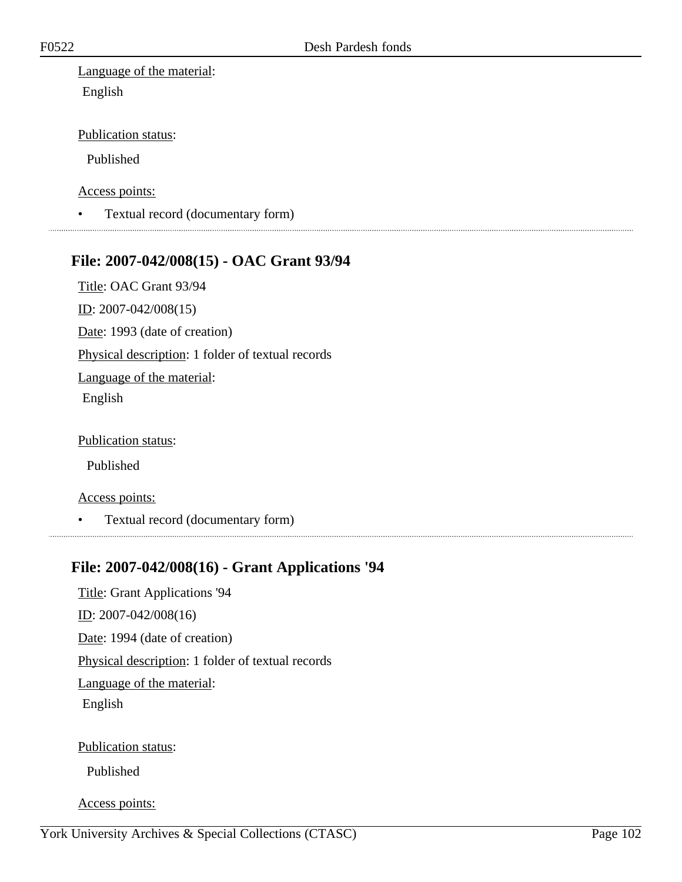Language of the material:

English

Publication status:

Published

Access points:

- Textual record (documentary form)

---

## File: 2007-042/008(15) - OAC Grant 93/94

Title: OAC Grant 93/94

ID: 2007-042/008(15)

Date: 1993 (date of creation)

Physical description: 1 folder of textual records

Language of the material:

English

Publication status:

Published

Access points:

- Textual record (documentary form)

---

## File: 2007-042/008(16) - Grant Applications '94

Title: Grant Applications '94

ID: 2007-042/008(16)

Date: 1994 (date of creation)

Physical description: 1 folder of textual records

Language of the material:

English

Publication status:

Published

Access points: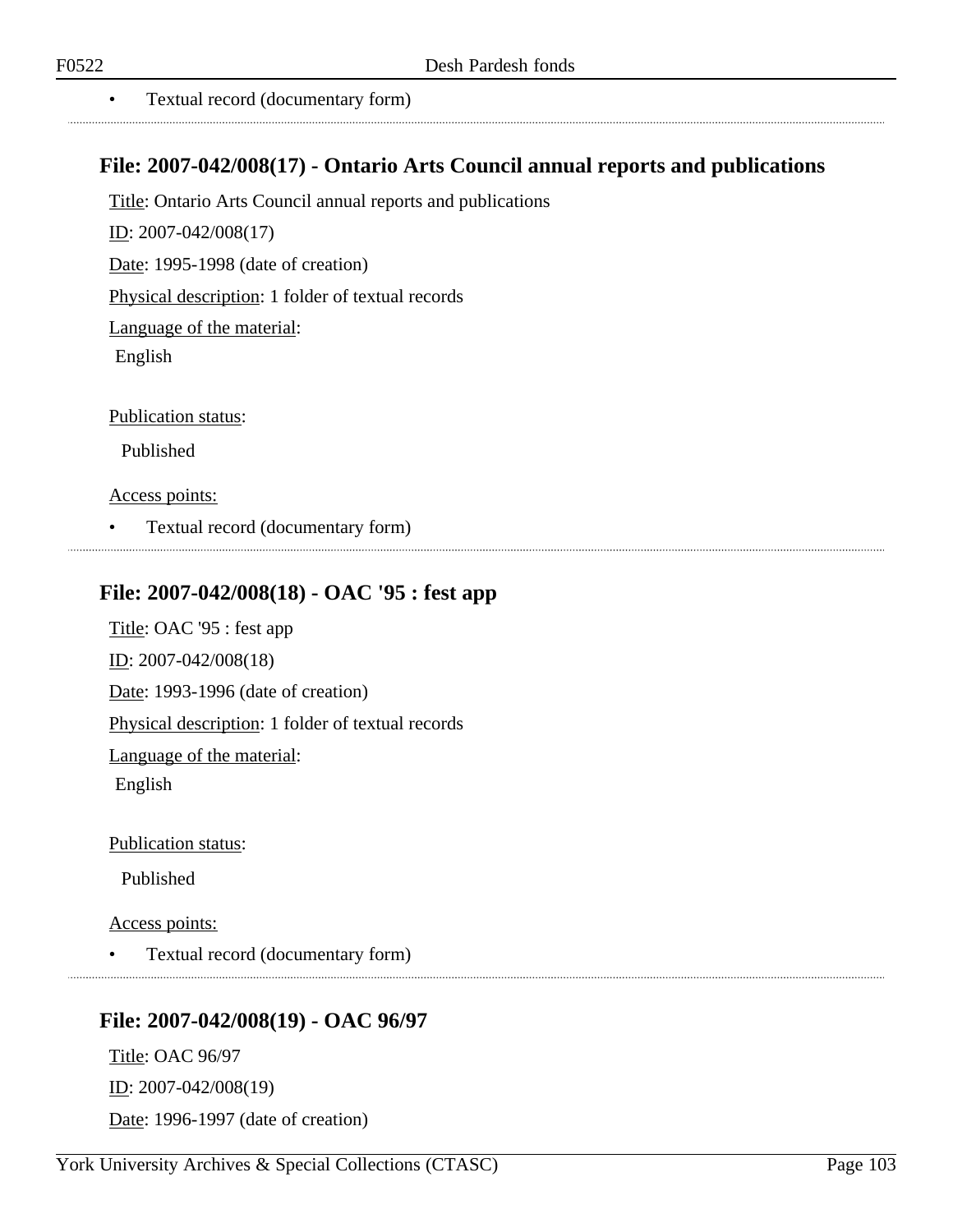- Textual record (documentary form)

## File: 2007-042/008(17) - Ontario Arts Council annual reports and publications

Title: Ontario Arts Council annual reports and publications

ID: 2007-042/008(17)

Date: 1995-1998 (date of creation)

Physical description: 1 folder of textual records

Language of the material:

English

Publication status:

Published

Access points:

- Textual record (documentary form)

## File: 2007-042/008(18) - OAC '95 : fest app

Title: OAC '95 : fest app

ID: 2007-042/008(18)

Date: 1993-1996 (date of creation)

Physical description: 1 folder of textual records

Language of the material:

English

Publication status:

Published

Access points:

- Textual record (documentary form)

## File: 2007-042/008(19) - OAC 96/97

Title: OAC 96/97

ID: 2007-042/008(19)

Date: 1996-1997 (date of creation)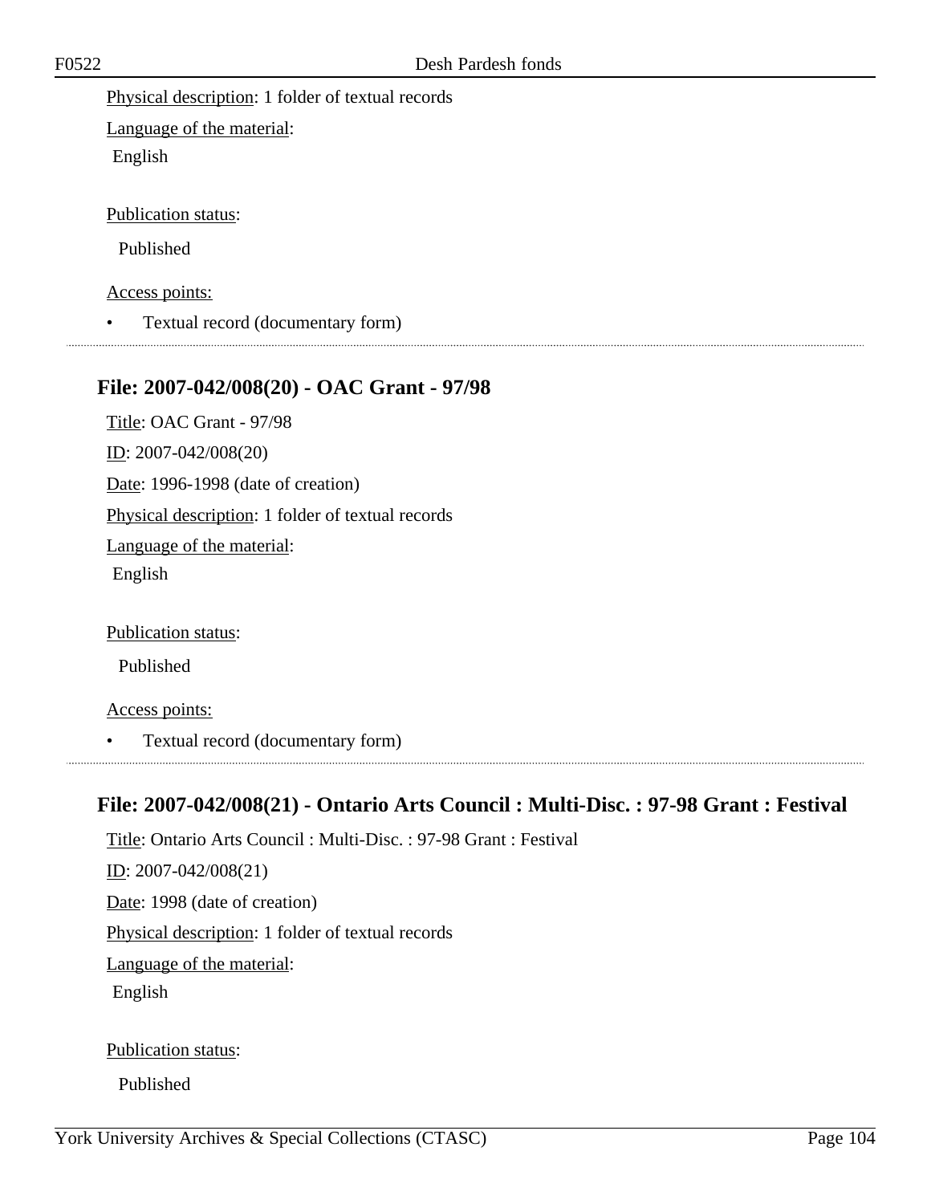Physical description: 1 folder of textual records

Language of the material:

English

Publication status:

Published

Access points:

- Textual record (documentary form)

---

### File: 2007-042/008(20) - OAC Grant - 97/98

Title: OAC Grant - 97/98

ID: 2007-042/008(20)

Date: 1996-1998 (date of creation)

Physical description: 1 folder of textual records

Language of the material:

English

Publication status:

Published

Access points:

- Textual record (documentary form)

---

### File: 2007-042/008(21) - Ontario Arts Council : Multi-Disc. : 97-98 Grant : Festival

Title: Ontario Arts Council : Multi-Disc. : 97-98 Grant : Festival

ID: 2007-042/008(21)

Date: 1998 (date of creation)

Physical description: 1 folder of textual records

Language of the material:

English

Publication status:

Published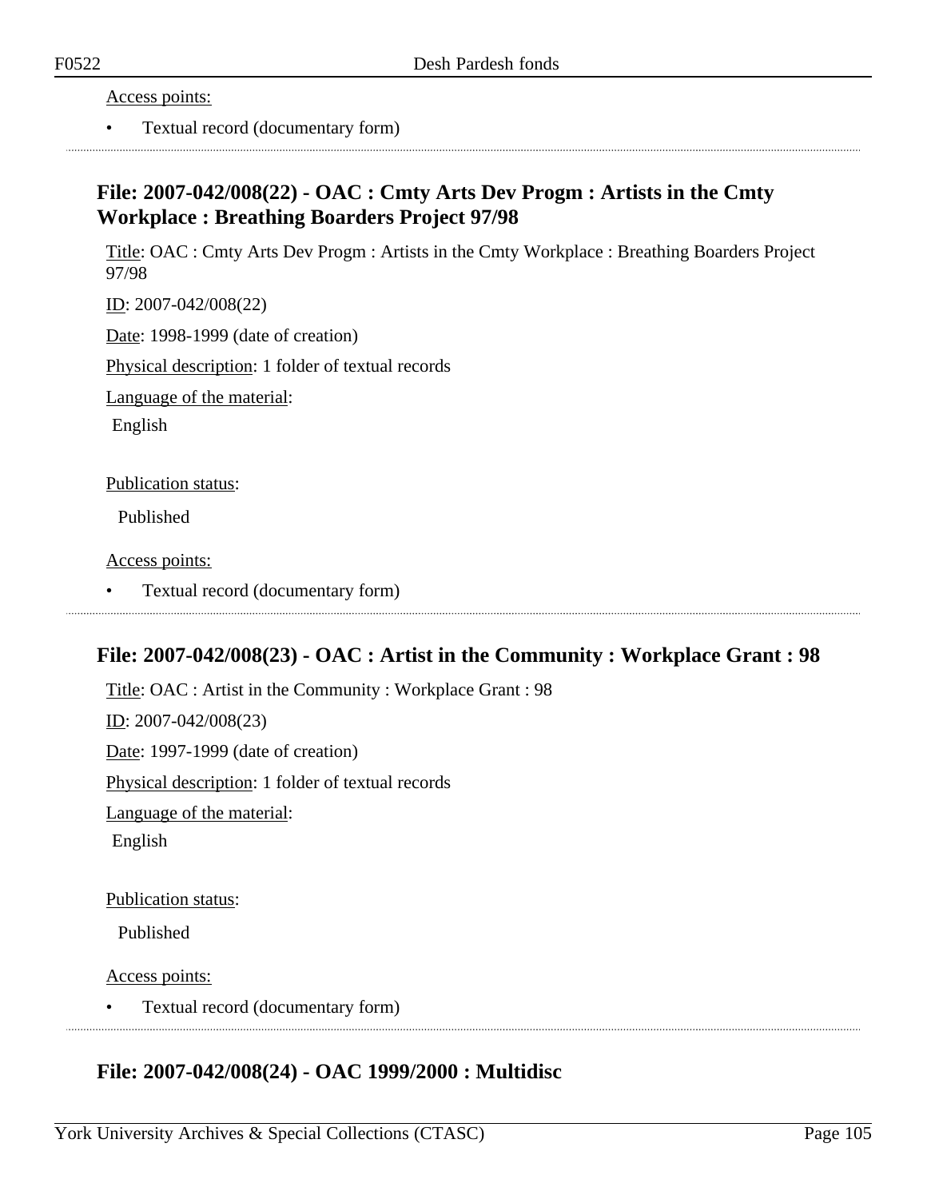Access points:

- Textual record (documentary form)

---

## File: 2007-042/008(22) - OAC : Cmty Arts Dev Progm : Artists in the Cmty Workplace : Breathing Boarders Project 97/98

Title: OAC : Cmty Arts Dev Progm : Artists in the Cmty Workplace : Breathing Boarders Project 97/98

ID: 2007-042/008(22)

Date: 1998-1999 (date of creation)

Physical description: 1 folder of textual records

Language of the material:

English

Publication status:

Published

Access points:

- Textual record (documentary form)

---

## File: 2007-042/008(23) - OAC : Artist in the Community : Workplace Grant : 98

Title: OAC : Artist in the Community : Workplace Grant : 98

ID: 2007-042/008(23)

Date: 1997-1999 (date of creation)

Physical description: 1 folder of textual records

Language of the material:

English

Publication status:

Published

Access points:

- Textual record (documentary form)

---

## File: 2007-042/008(24) - OAC 1999/2000 : Multidisc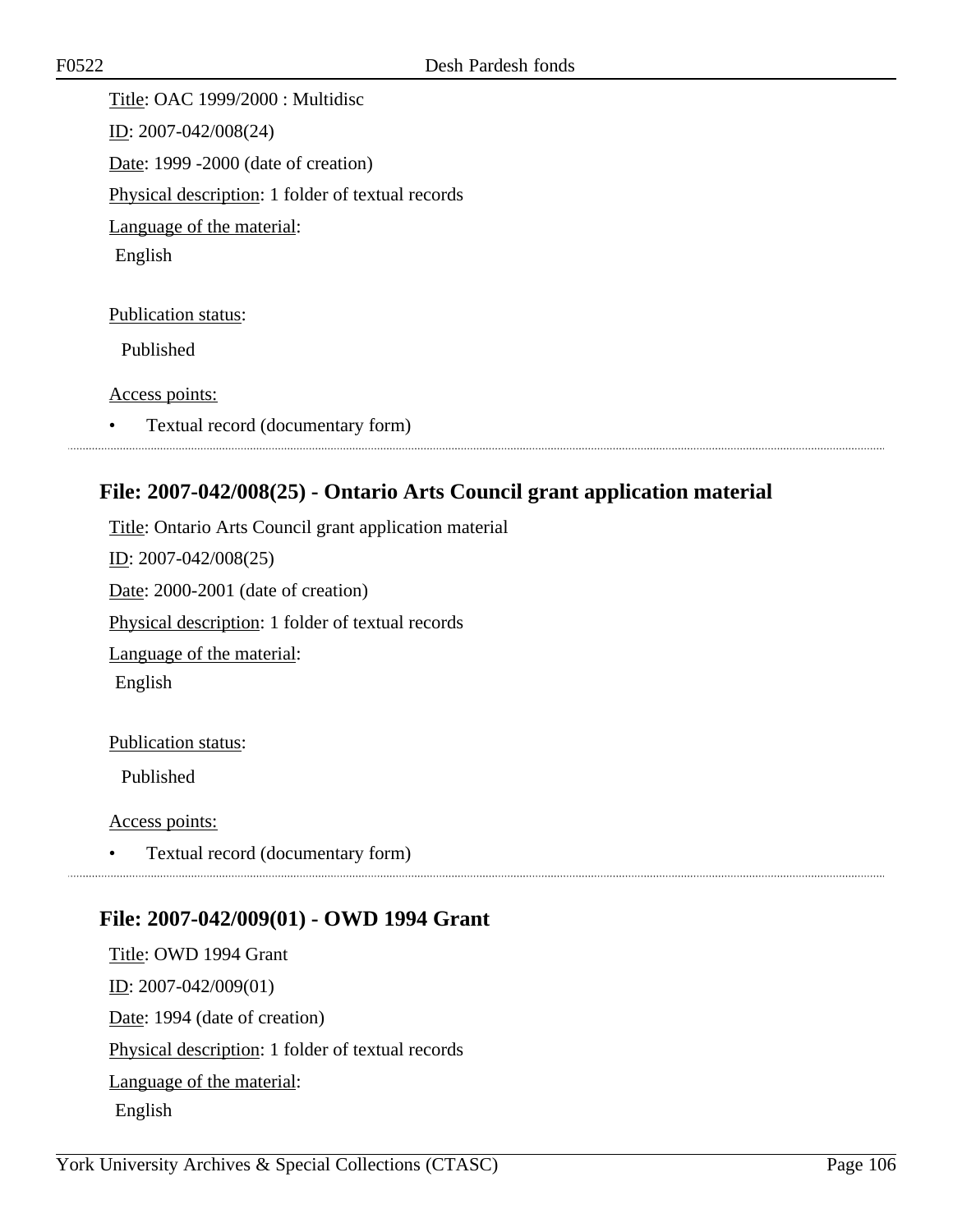Title: OAC 1999/2000 : Multidisc

ID: 2007-042/008(24)

Date: 1999 -2000 (date of creation)

Physical description: 1 folder of textual records

Language of the material:

English

Publication status:

Published

Access points:

- Textual record (documentary form)

## File: 2007-042/008(25) - Ontario Arts Council grant application material

Title: Ontario Arts Council grant application material

ID: 2007-042/008(25)

Date: 2000-2001 (date of creation)

Physical description: 1 folder of textual records

Language of the material:

English

Publication status:

Published

Access points:

- Textual record (documentary form)

## File: 2007-042/009(01) - OWD 1994 Grant

Title: OWD 1994 Grant

ID: 2007-042/009(01)

Date: 1994 (date of creation)

Physical description: 1 folder of textual records

Language of the material:

English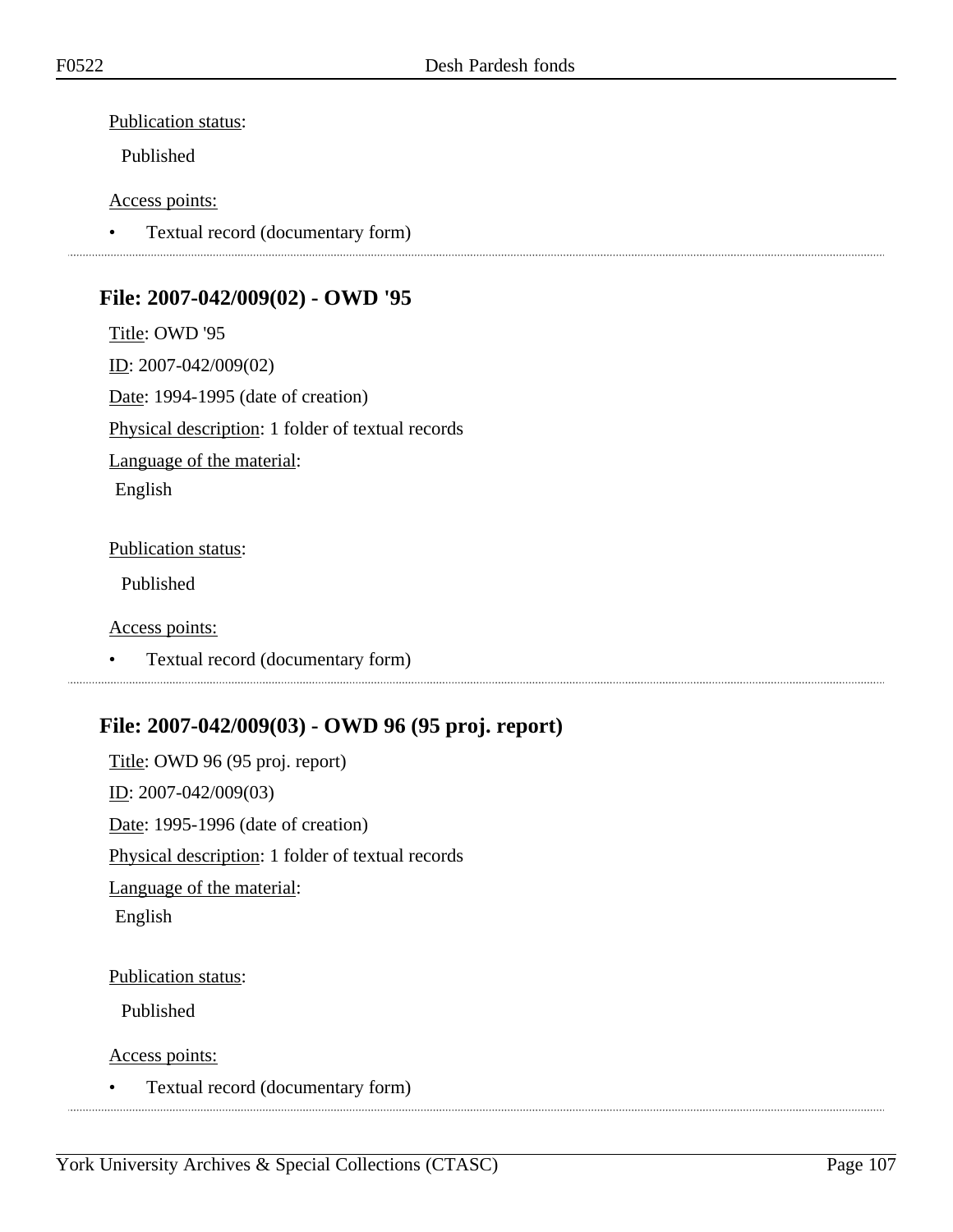Publication status:

Published

Access points:

- Textual record (documentary form)

## File: 2007-042/009(02) - OWD '95

Title: OWD '95

ID: 2007-042/009(02)

Date: 1994-1995 (date of creation)

Physical description: 1 folder of textual records

Language of the material:

English

Publication status:

Published

Access points:

- Textual record (documentary form)

## File: 2007-042/009(03) - OWD 96 (95 proj. report)

Title: OWD 96 (95 proj. report)

ID: 2007-042/009(03)

Date: 1995-1996 (date of creation)

Physical description: 1 folder of textual records

Language of the material:

English

Publication status:

Published

Access points:

- Textual record (documentary form)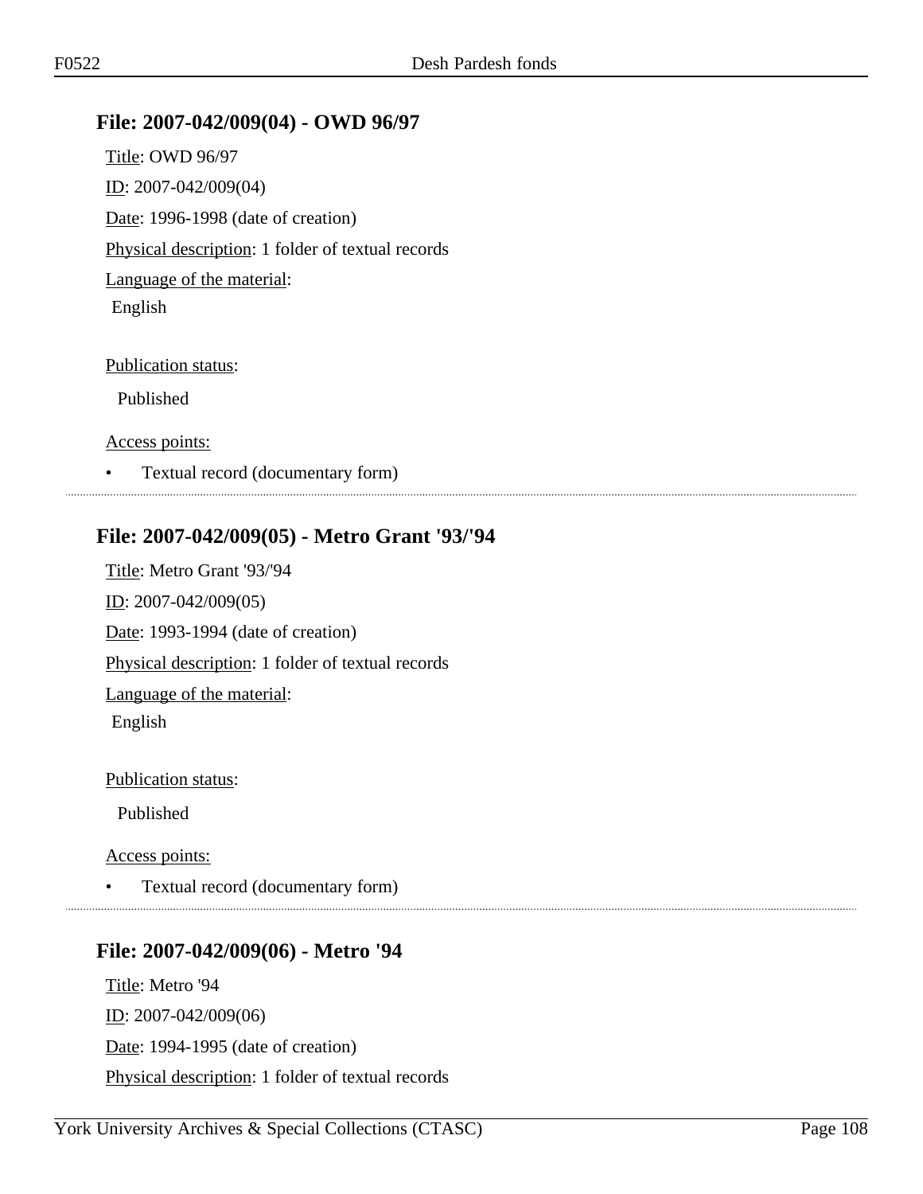### File: 2007-042/009(04) - OWD 96/97

Title: OWD 96/97

ID: 2007-042/009(04)

Date: 1996-1998 (date of creation)

Physical description: 1 folder of textual records

Language of the material:

English

Publication status:

Published

Access points:

- Textual record (documentary form)

---

### File: 2007-042/009(05) - Metro Grant '93/'94

Title: Metro Grant '93/'94

ID: 2007-042/009(05)

Date: 1993-1994 (date of creation)

Physical description: 1 folder of textual records

Language of the material:

English

Publication status:

Published

Access points:

- Textual record (documentary form)

---

### File: 2007-042/009(06) - Metro '94

Title: Metro '94

ID: 2007-042/009(06)

Date: 1994-1995 (date of creation)

Physical description: 1 folder of textual records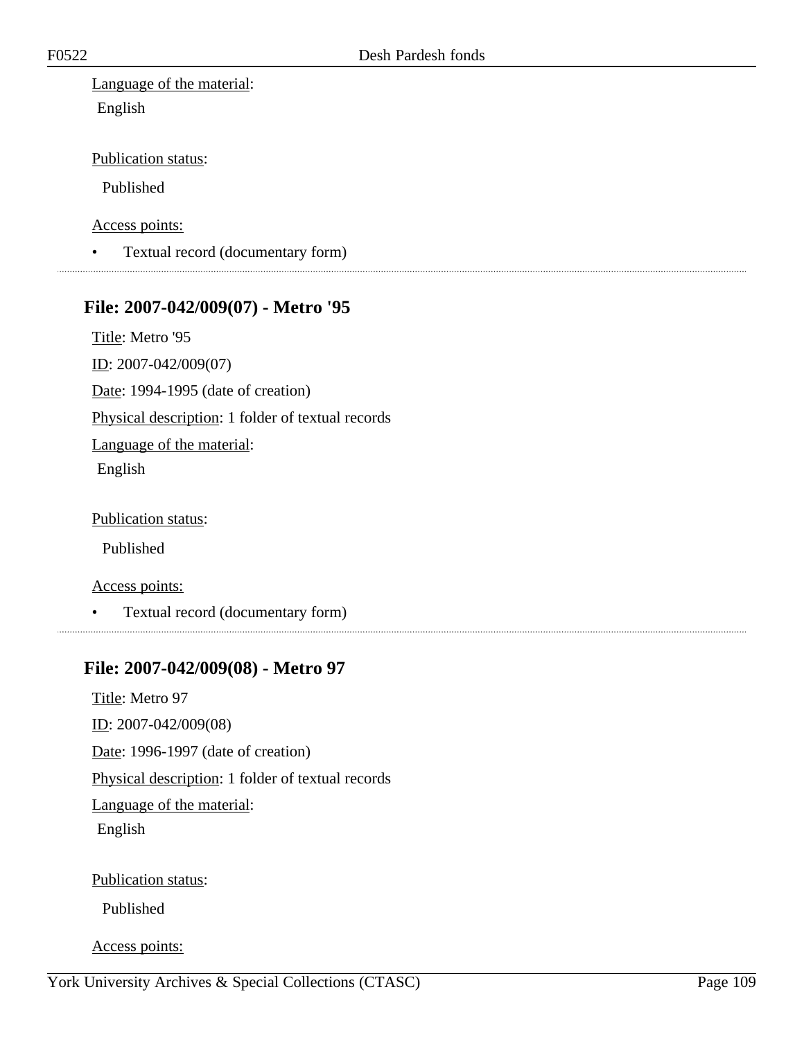Language of the material:

English

Publication status:

Published

Access points:

- Textual record (documentary form)

---

## File: 2007-042/009(07) - Metro '95

Title: Metro '95

ID: 2007-042/009(07)

Date: 1994-1995 (date of creation)

Physical description: 1 folder of textual records

Language of the material:

English

Publication status:

Published

Access points:

- Textual record (documentary form)

---

## File: 2007-042/009(08) - Metro 97

Title: Metro 97

ID: 2007-042/009(08)

Date: 1996-1997 (date of creation)

Physical description: 1 folder of textual records

Language of the material:

English

Publication status:

Published

Access points: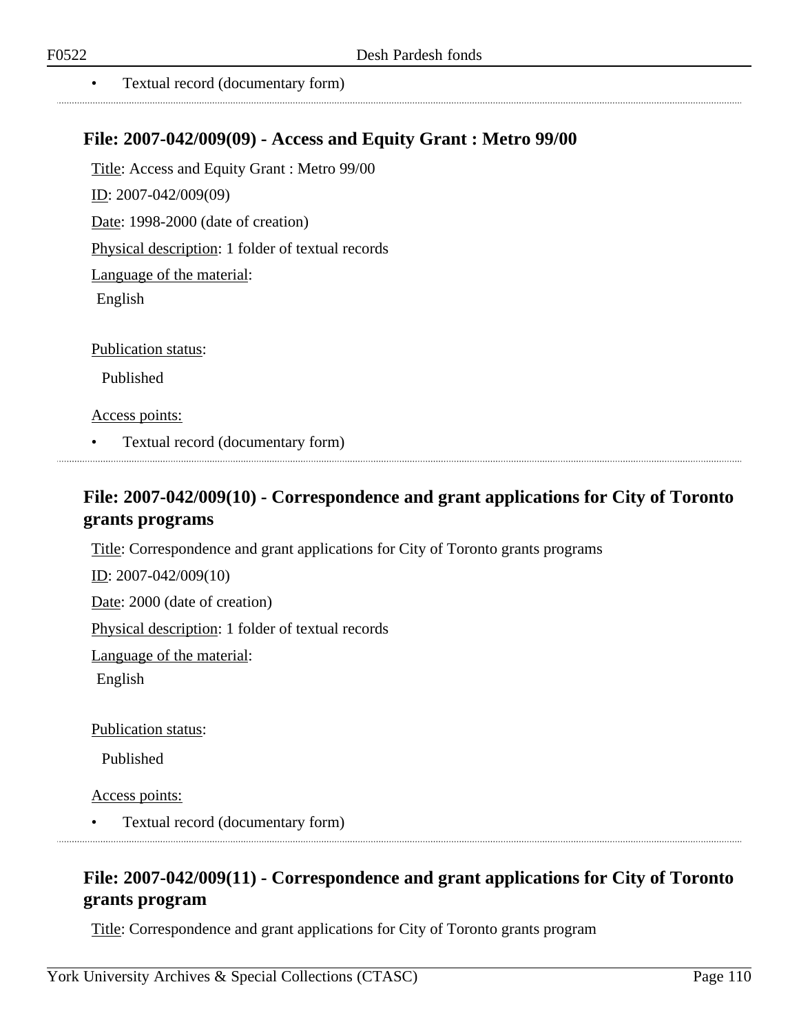- Textual record (documentary form)

## File: 2007-042/009(09) - Access and Equity Grant : Metro 99/00

Title: Access and Equity Grant : Metro 99/00

ID: 2007-042/009(09)

Date: 1998-2000 (date of creation)

Physical description: 1 folder of textual records

Language of the material:

English

Publication status:

Published

Access points:

- Textual record (documentary form)

## File: 2007-042/009(10) - Correspondence and grant applications for City of Toronto grants programs

Title: Correspondence and grant applications for City of Toronto grants programs

ID: 2007-042/009(10)

Date: 2000 (date of creation)

Physical description: 1 folder of textual records

Language of the material:

English

Publication status:

Published

Access points:

- Textual record (documentary form)

## File: 2007-042/009(11) - Correspondence and grant applications for City of Toronto grants program

Title: Correspondence and grant applications for City of Toronto grants program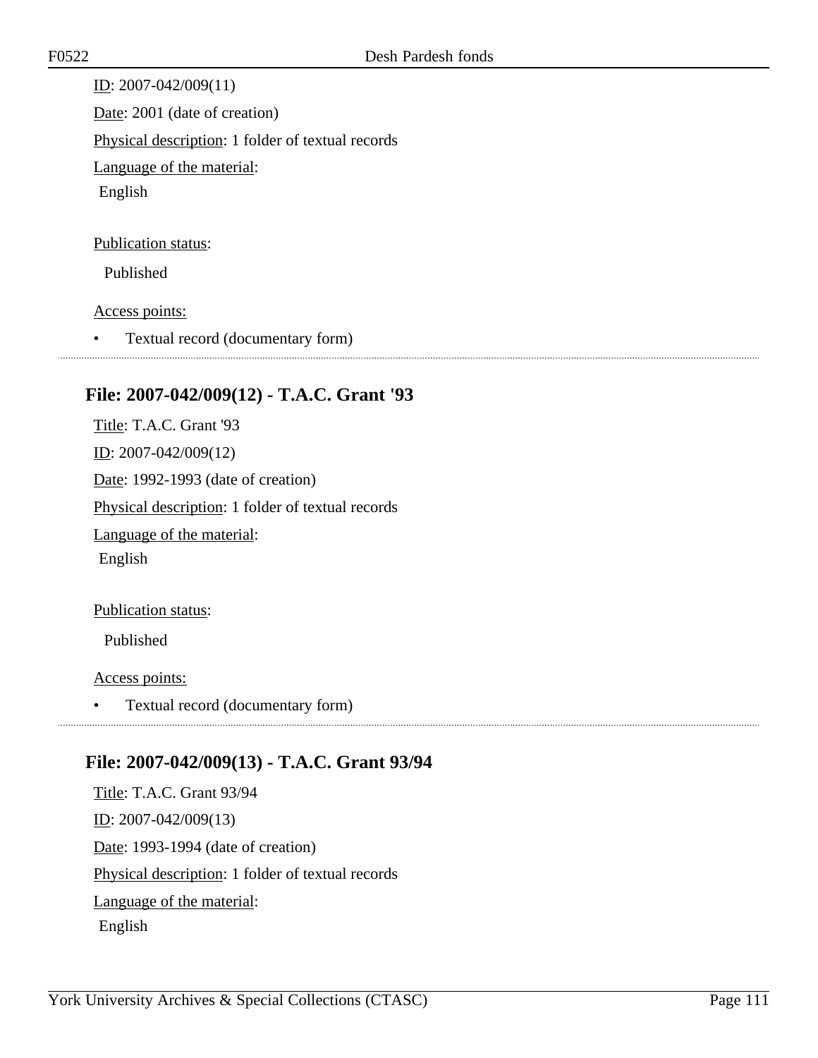ID: 2007-042/009(11)

Date: 2001 (date of creation)

Physical description: 1 folder of textual records

Language of the material:

English

Publication status:

Published

Access points:

- Textual record (documentary form)

## File: 2007-042/009(12) - T.A.C. Grant '93

Title: T.A.C. Grant '93

ID: 2007-042/009(12)

Date: 1992-1993 (date of creation)

Physical description: 1 folder of textual records

Language of the material:

English

Publication status:

Published

Access points:

- Textual record (documentary form)

## File: 2007-042/009(13) - T.A.C. Grant 93/94

Title: T.A.C. Grant 93/94

ID: 2007-042/009(13)

Date: 1993-1994 (date of creation)

Physical description: 1 folder of textual records

Language of the material:

English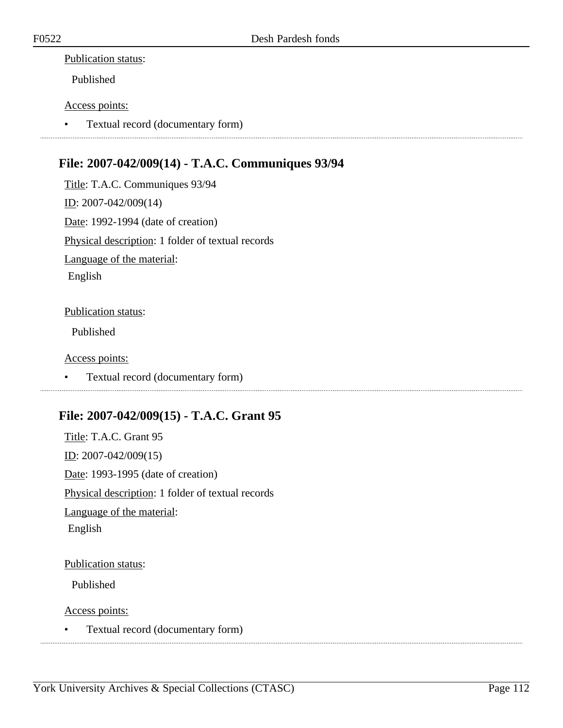Publication status:

Published

Access points:

- Textual record (documentary form)

## File: 2007-042/009(14) - T.A.C. Communiques 93/94

Title: T.A.C. Communiques 93/94

ID: 2007-042/009(14)

Date: 1992-1994 (date of creation)

Physical description: 1 folder of textual records

Language of the material:

English

Publication status:

Published

Access points:

- Textual record (documentary form)

## File: 2007-042/009(15) - T.A.C. Grant 95

Title: T.A.C. Grant 95

ID: 2007-042/009(15)

Date: 1993-1995 (date of creation)

Physical description: 1 folder of textual records

Language of the material:

English

Publication status:

Published

Access points:

- Textual record (documentary form)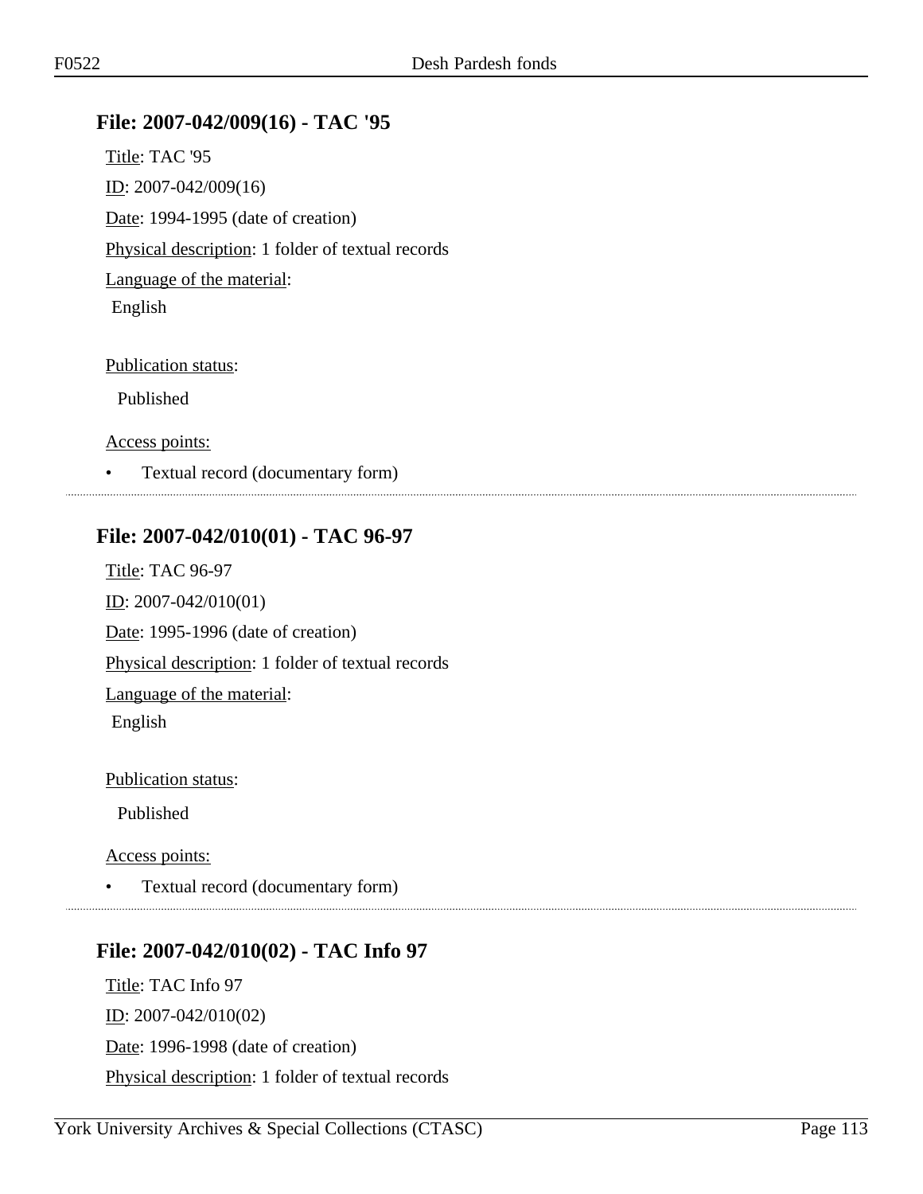## File: 2007-042/009(16) - TAC '95

Title: TAC '95

ID: 2007-042/009(16)

Date: 1994-1995 (date of creation)

Physical description: 1 folder of textual records

Language of the material:

English

Publication status:

Published

Access points:

- Textual record (documentary form)

## File: 2007-042/010(01) - TAC 96-97

Title: TAC 96-97

ID: 2007-042/010(01)

Date: 1995-1996 (date of creation)

Physical description: 1 folder of textual records

Language of the material:

English

Publication status:

Published

Access points:

- Textual record (documentary form)

## File: 2007-042/010(02) - TAC Info 97

Title: TAC Info 97

ID: 2007-042/010(02)

Date: 1996-1998 (date of creation)

Physical description: 1 folder of textual records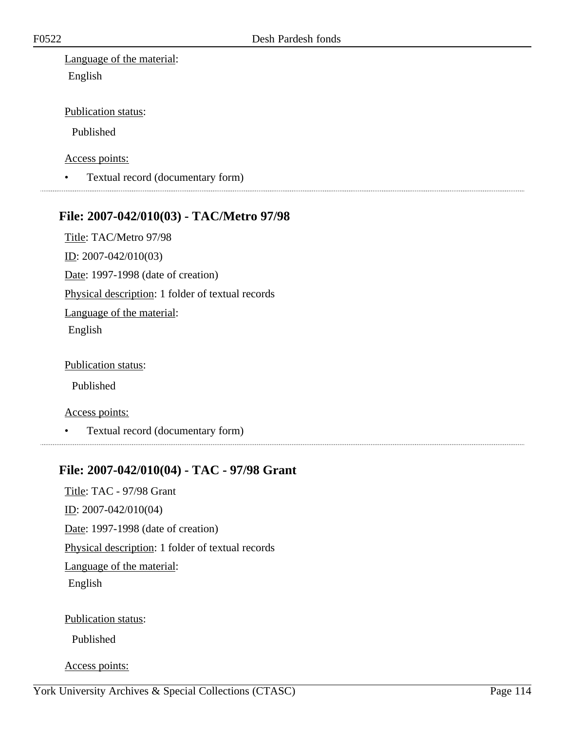Language of the material:

English

Publication status:

Published

Access points:

- Textual record (documentary form)

---

## File: 2007-042/010(03) - TAC/Metro 97/98

Title: TAC/Metro 97/98

ID: 2007-042/010(03)

Date: 1997-1998 (date of creation)

Physical description: 1 folder of textual records

Language of the material:

English

Publication status:

Published

Access points:

- Textual record (documentary form)

---

## File: 2007-042/010(04) - TAC - 97/98 Grant

Title: TAC - 97/98 Grant

ID: 2007-042/010(04)

Date: 1997-1998 (date of creation)

Physical description: 1 folder of textual records

Language of the material:

English

Publication status:

Published

Access points: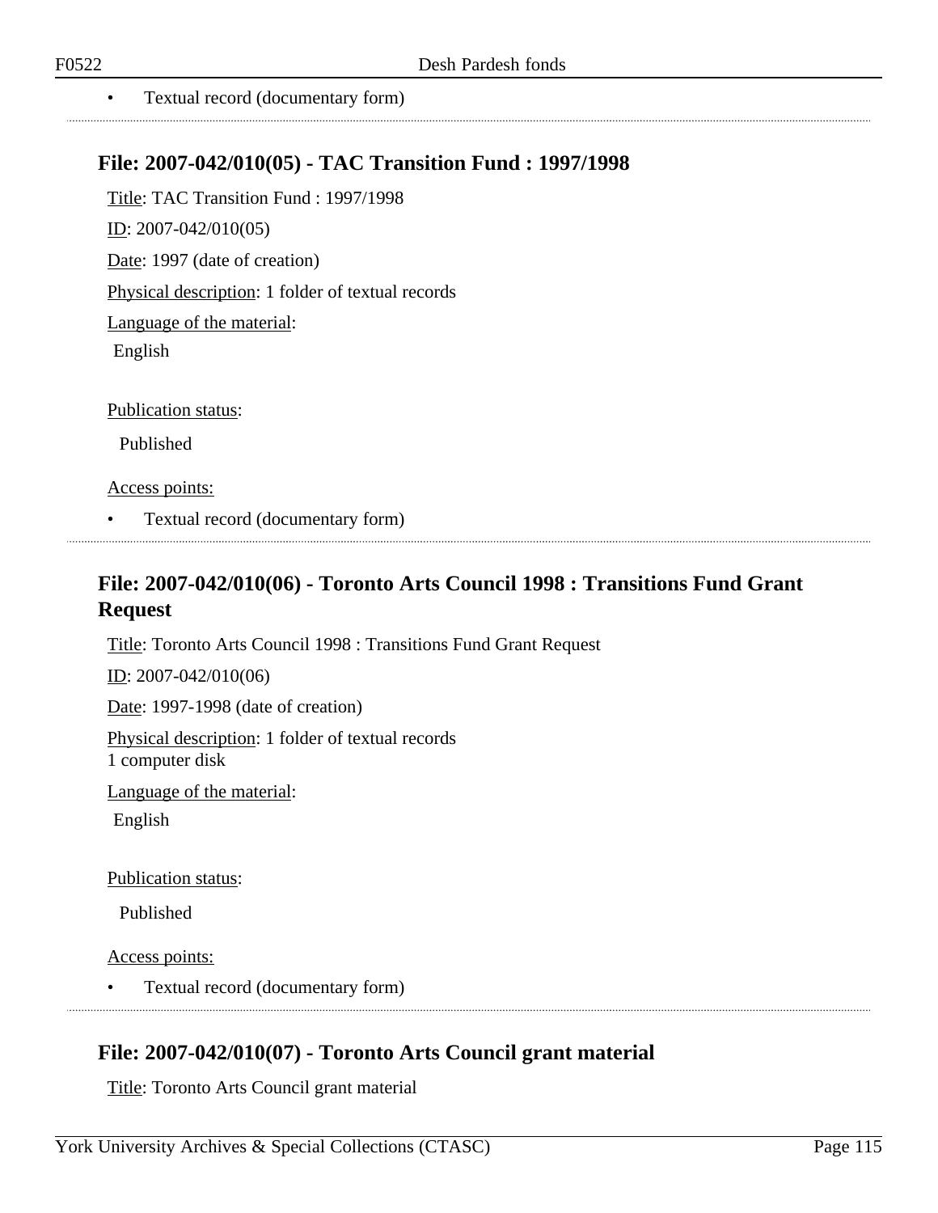- Textual record (documentary form)

## File: 2007-042/010(05) - TAC Transition Fund : 1997/1998

Title: TAC Transition Fund : 1997/1998

ID: 2007-042/010(05)

Date: 1997 (date of creation)

Physical description: 1 folder of textual records

Language of the material:

English

Publication status:

Published

Access points:

- Textual record (documentary form)

## File: 2007-042/010(06) - Toronto Arts Council 1998 : Transitions Fund Grant Request

Title: Toronto Arts Council 1998 : Transitions Fund Grant Request

ID: 2007-042/010(06)

Date: 1997-1998 (date of creation)

Physical description: 1 folder of textual records
1 computer disk

Language of the material:

English

Publication status:

Published

Access points:

- Textual record (documentary form)

## File: 2007-042/010(07) - Toronto Arts Council grant material

Title: Toronto Arts Council grant material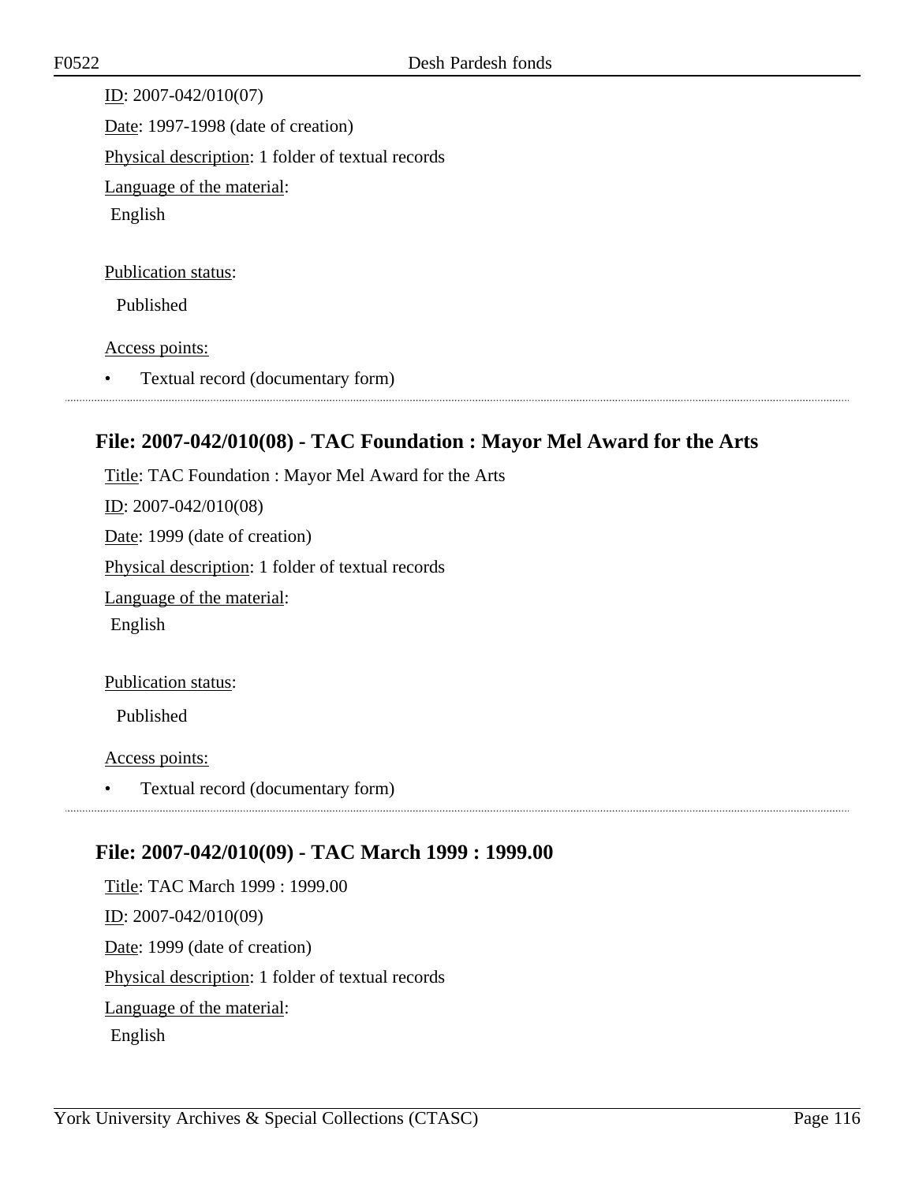ID: 2007-042/010(07)

Date: 1997-1998 (date of creation)

Physical description: 1 folder of textual records

Language of the material:

English

Publication status:

Published

Access points:

- Textual record (documentary form)

## File: 2007-042/010(08) - TAC Foundation : Mayor Mel Award for the Arts

Title: TAC Foundation : Mayor Mel Award for the Arts

ID: 2007-042/010(08)

Date: 1999 (date of creation)

Physical description: 1 folder of textual records

Language of the material:

English

Publication status:

Published

Access points:

- Textual record (documentary form)

## File: 2007-042/010(09) - TAC March 1999 : 1999.00

Title: TAC March 1999 : 1999.00

ID: 2007-042/010(09)

Date: 1999 (date of creation)

Physical description: 1 folder of textual records

Language of the material:

English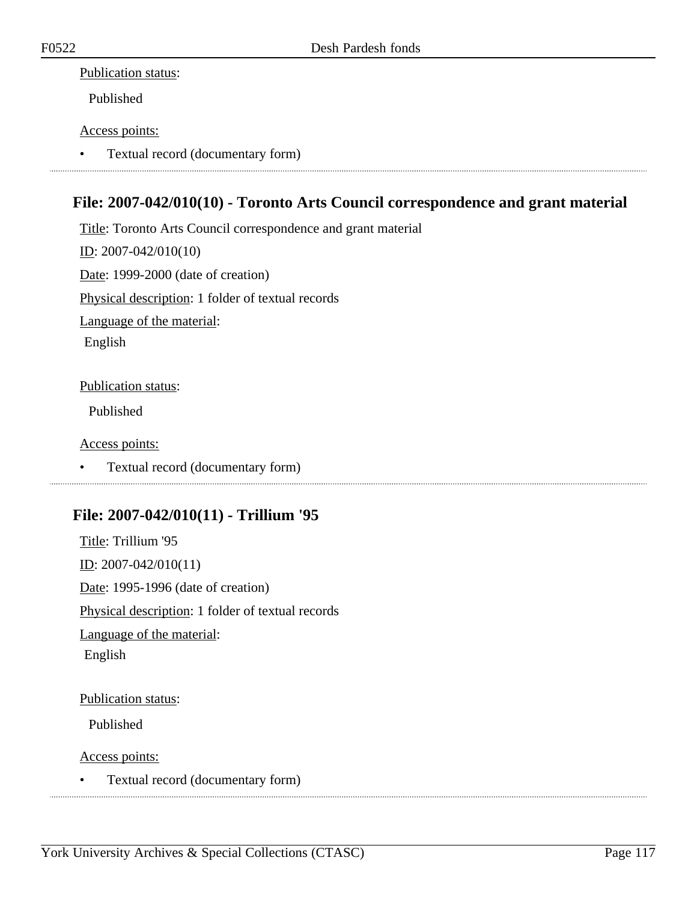Publication status:

Published

Access points:

- Textual record (documentary form)

### File: 2007-042/010(10) - Toronto Arts Council correspondence and grant material

Title: Toronto Arts Council correspondence and grant material

ID: 2007-042/010(10)

Date: 1999-2000 (date of creation)

Physical description: 1 folder of textual records

Language of the material:

English

Publication status:

Published

Access points:

- Textual record (documentary form)

### File: 2007-042/010(11) - Trillium '95

Title: Trillium '95

ID: 2007-042/010(11)

Date: 1995-1996 (date of creation)

Physical description: 1 folder of textual records

Language of the material:

English

Publication status:

Published

Access points:

- Textual record (documentary form)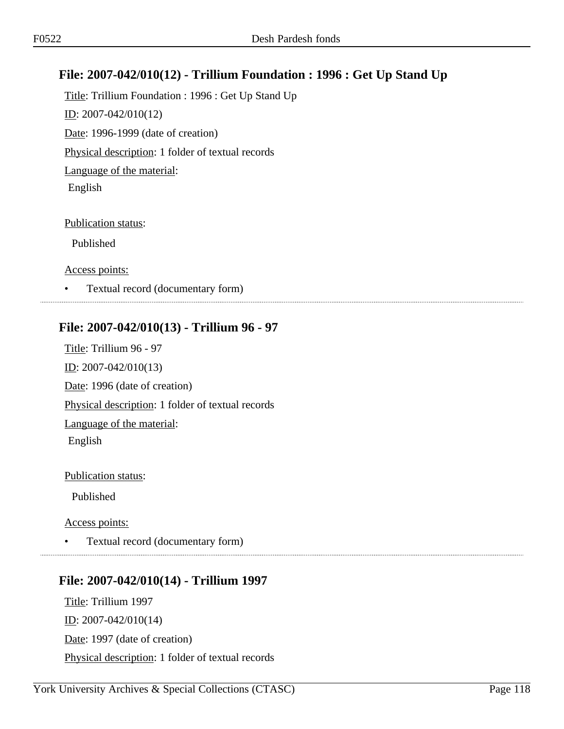## File: 2007-042/010(12) - Trillium Foundation : 1996 : Get Up Stand Up

Title: Trillium Foundation : 1996 : Get Up Stand Up

ID: 2007-042/010(12)

Date: 1996-1999 (date of creation)

Physical description: 1 folder of textual records

Language of the material:

English

Publication status:

Published

Access points:

- Textual record (documentary form)

---

## File: 2007-042/010(13) - Trillium 96 - 97

Title: Trillium 96 - 97

ID: 2007-042/010(13)

Date: 1996 (date of creation)

Physical description: 1 folder of textual records

Language of the material:

English

Publication status:

Published

Access points:

- Textual record (documentary form)

---

## File: 2007-042/010(14) - Trillium 1997

Title: Trillium 1997

ID: 2007-042/010(14)

Date: 1997 (date of creation)

Physical description: 1 folder of textual records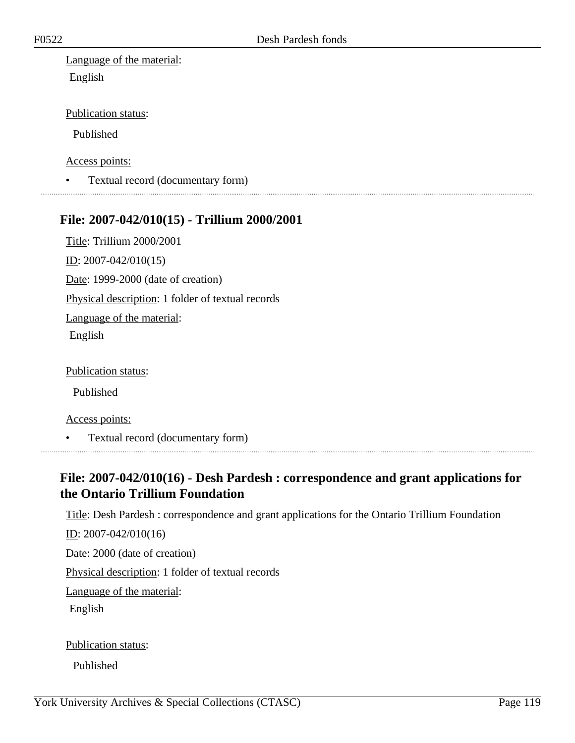Language of the material:

English

Publication status:

Published

Access points:

- Textual record (documentary form)

---

## File: 2007-042/010(15) - Trillium 2000/2001

Title: Trillium 2000/2001

ID: 2007-042/010(15)

Date: 1999-2000 (date of creation)

Physical description: 1 folder of textual records

Language of the material:

English

Publication status:

Published

Access points:

- Textual record (documentary form)

---

## File: 2007-042/010(16) - Desh Pardesh : correspondence and grant applications for the Ontario Trillium Foundation

Title: Desh Pardesh : correspondence and grant applications for the Ontario Trillium Foundation

ID: 2007-042/010(16)

Date: 2000 (date of creation)

Physical description: 1 folder of textual records

Language of the material:

English

Publication status:

Published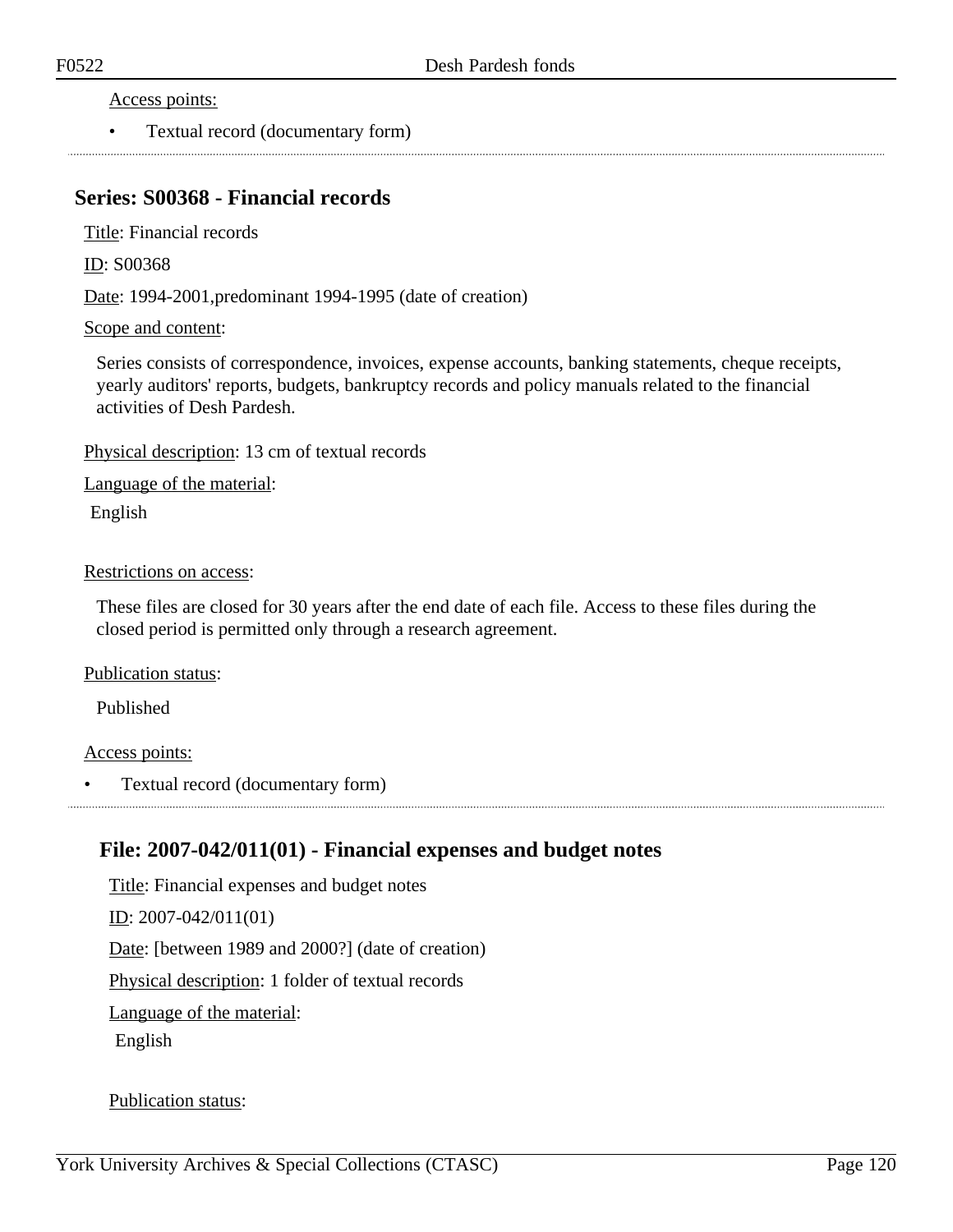Access points:

- Textual record (documentary form)

## Series: S00368 - Financial records

Title: Financial records

ID: S00368

Date: 1994-2001,predominant 1994-1995 (date of creation)

Scope and content:

Series consists of correspondence, invoices, expense accounts, banking statements, cheque receipts, yearly auditors' reports, budgets, bankruptcy records and policy manuals related to the financial activities of Desh Pardesh.

Physical description: 13 cm of textual records

Language of the material:

English

Restrictions on access:

These files are closed for 30 years after the end date of each file. Access to these files during the closed period is permitted only through a research agreement.

Publication status:

Published

Access points:

- Textual record (documentary form)

### File: 2007-042/011(01) - Financial expenses and budget notes

Title: Financial expenses and budget notes

ID: 2007-042/011(01)

Date: [between 1989 and 2000?] (date of creation)

Physical description: 1 folder of textual records

Language of the material:

English

Publication status: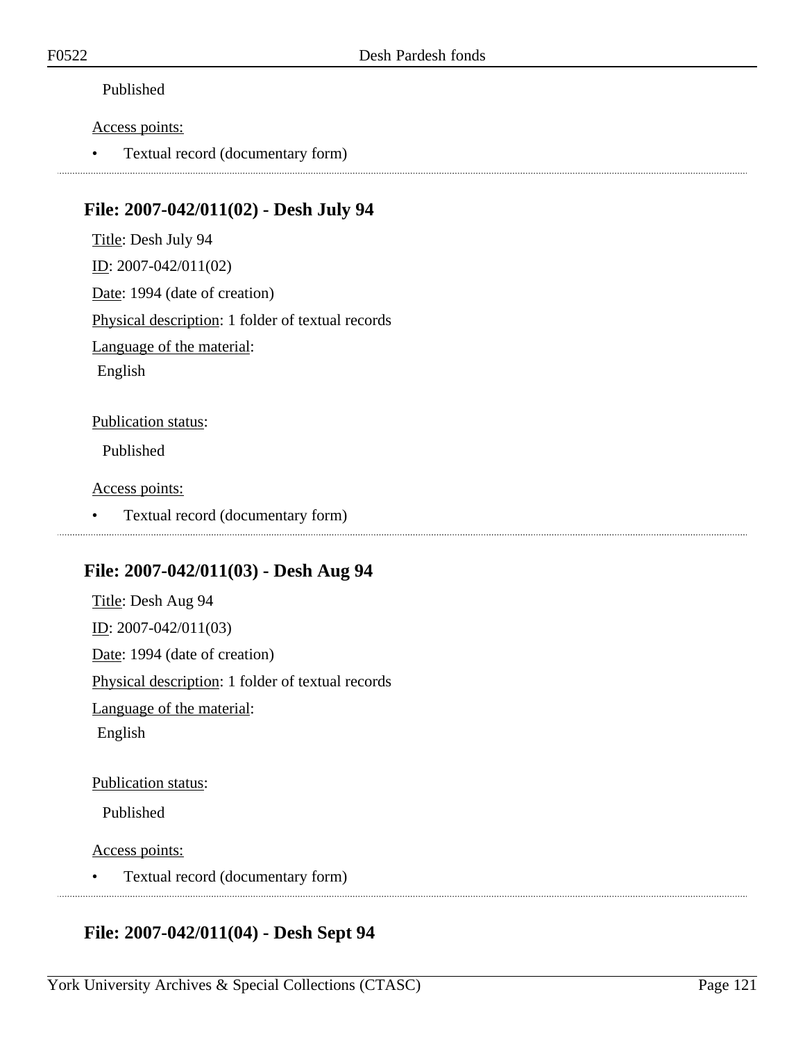Published

Access points:

- Textual record (documentary form)

## File: 2007-042/011(02) - Desh July 94

Title: Desh July 94

ID: 2007-042/011(02)

Date: 1994 (date of creation)

Physical description: 1 folder of textual records

Language of the material:

English

Publication status:

Published

Access points:

- Textual record (documentary form)

## File: 2007-042/011(03) - Desh Aug 94

Title: Desh Aug 94

ID: 2007-042/011(03)

Date: 1994 (date of creation)

Physical description: 1 folder of textual records

Language of the material:

English

Publication status:

Published

Access points:

- Textual record (documentary form)

## File: 2007-042/011(04) - Desh Sept 94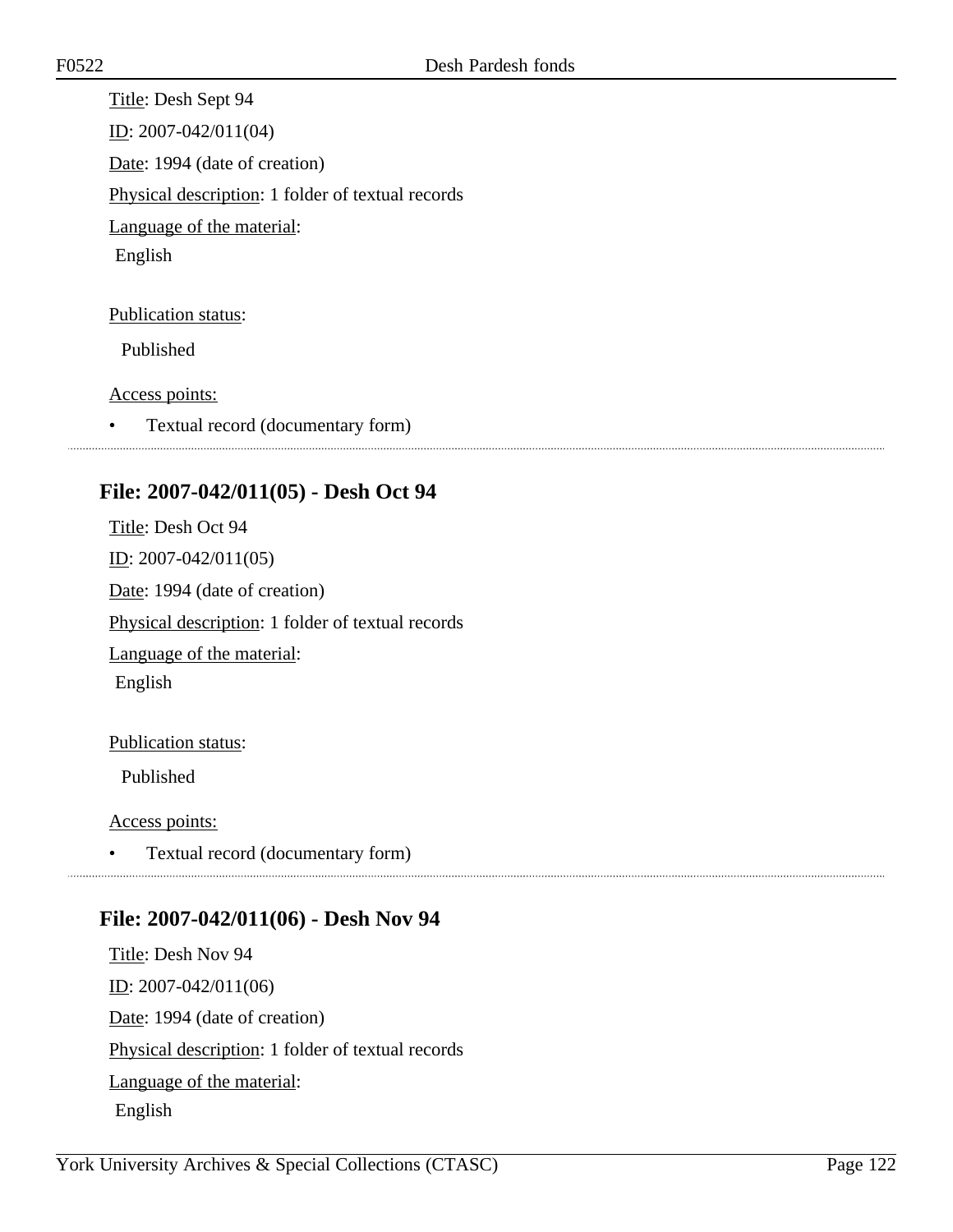Title: Desh Sept 94

ID: 2007-042/011(04)

Date: 1994 (date of creation)

Physical description: 1 folder of textual records

Language of the material:

English

Publication status:

Published

Access points:

- Textual record (documentary form)

## File: 2007-042/011(05) - Desh Oct 94

Title: Desh Oct 94

ID: 2007-042/011(05)

Date: 1994 (date of creation)

Physical description: 1 folder of textual records

Language of the material:

English

Publication status:

Published

Access points:

- Textual record (documentary form)

## File: 2007-042/011(06) - Desh Nov 94

Title: Desh Nov 94

ID: 2007-042/011(06)

Date: 1994 (date of creation)

Physical description: 1 folder of textual records

Language of the material:

English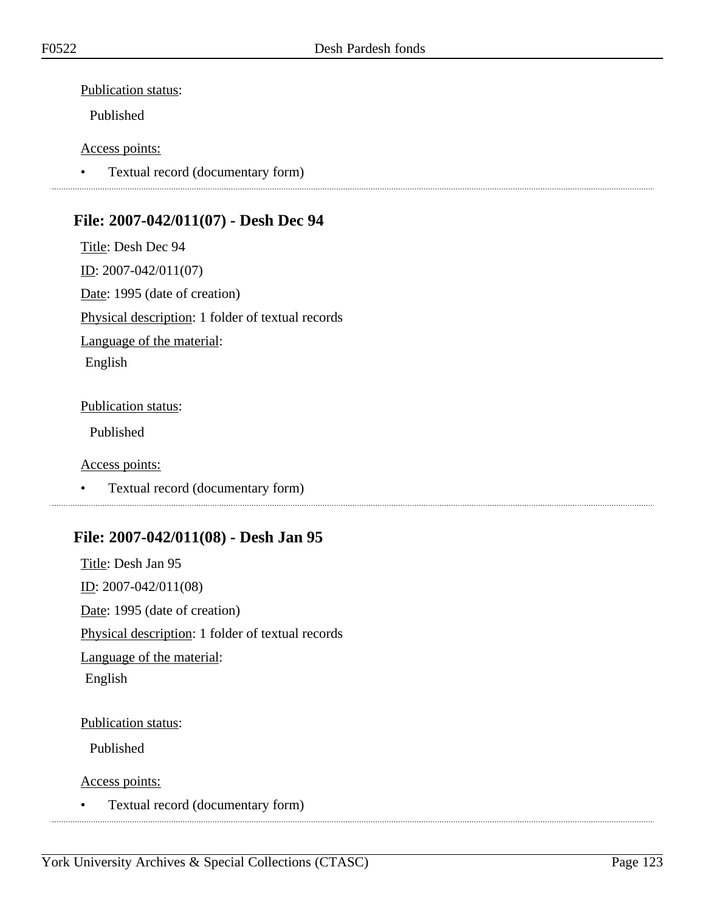Publication status:

Published

Access points:

- Textual record (documentary form)

## File: 2007-042/011(07) - Desh Dec 94

Title: Desh Dec 94

ID: 2007-042/011(07)

Date: 1995 (date of creation)

Physical description: 1 folder of textual records

Language of the material:

English

Publication status:

Published

Access points:

- Textual record (documentary form)

## File: 2007-042/011(08) - Desh Jan 95

Title: Desh Jan 95

ID: 2007-042/011(08)

Date: 1995 (date of creation)

Physical description: 1 folder of textual records

Language of the material:

English

Publication status:

Published

Access points:

- Textual record (documentary form)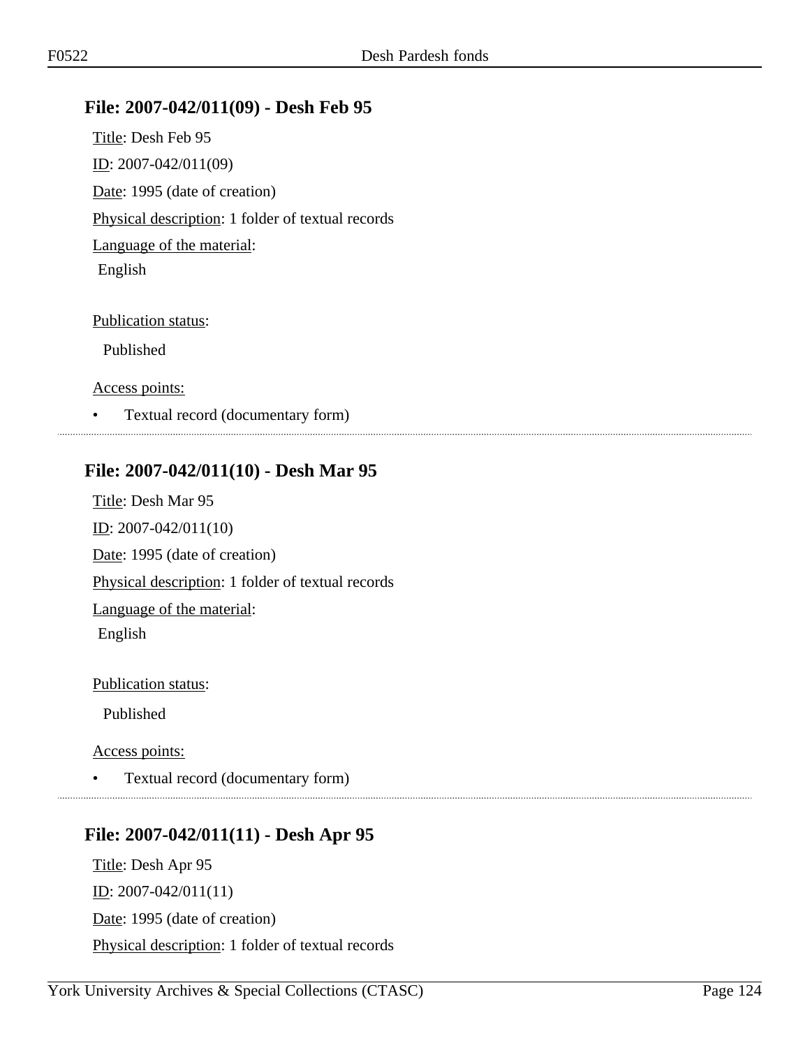## File: 2007-042/011(09) - Desh Feb 95

Title: Desh Feb 95

ID: 2007-042/011(09)

Date: 1995 (date of creation)

Physical description: 1 folder of textual records

Language of the material:

English

Publication status:

Published

Access points:

- Textual record (documentary form)

## File: 2007-042/011(10) - Desh Mar 95

Title: Desh Mar 95

ID: 2007-042/011(10)

Date: 1995 (date of creation)

Physical description: 1 folder of textual records

Language of the material:

English

Publication status:

Published

Access points:

- Textual record (documentary form)

## File: 2007-042/011(11) - Desh Apr 95

Title: Desh Apr 95

ID: 2007-042/011(11)

Date: 1995 (date of creation)

Physical description: 1 folder of textual records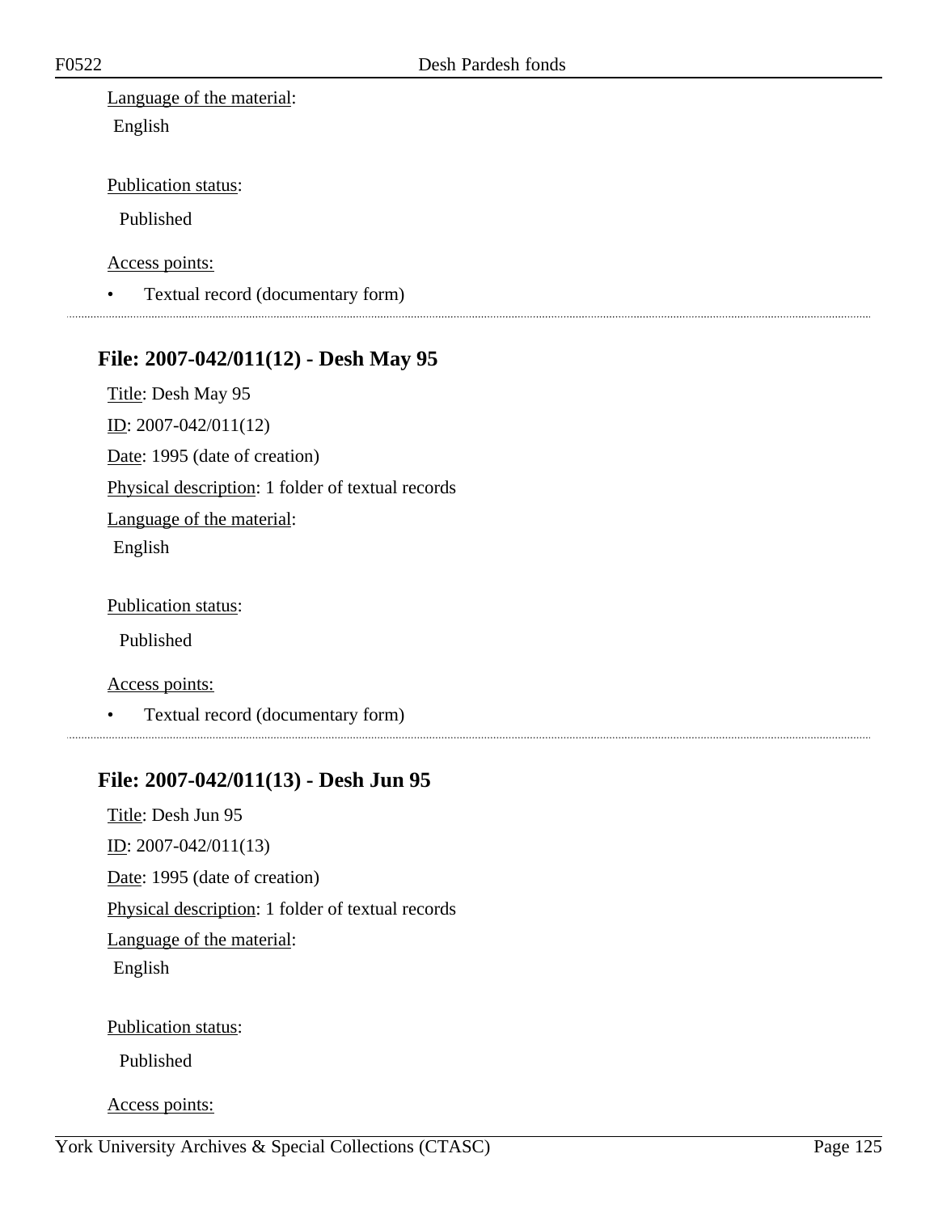Language of the material:
English

Publication status:
Published

Access points:

- Textual record (documentary form)

---

## File: 2007-042/011(12) - Desh May 95

Title: Desh May 95

ID: 2007-042/011(12)

Date: 1995 (date of creation)

Physical description: 1 folder of textual records

Language of the material:
English

Publication status:
Published

Access points:

- Textual record (documentary form)

---

## File: 2007-042/011(13) - Desh Jun 95

Title: Desh Jun 95

ID: 2007-042/011(13)

Date: 1995 (date of creation)

Physical description: 1 folder of textual records

Language of the material:
English

Publication status:
Published

Access points: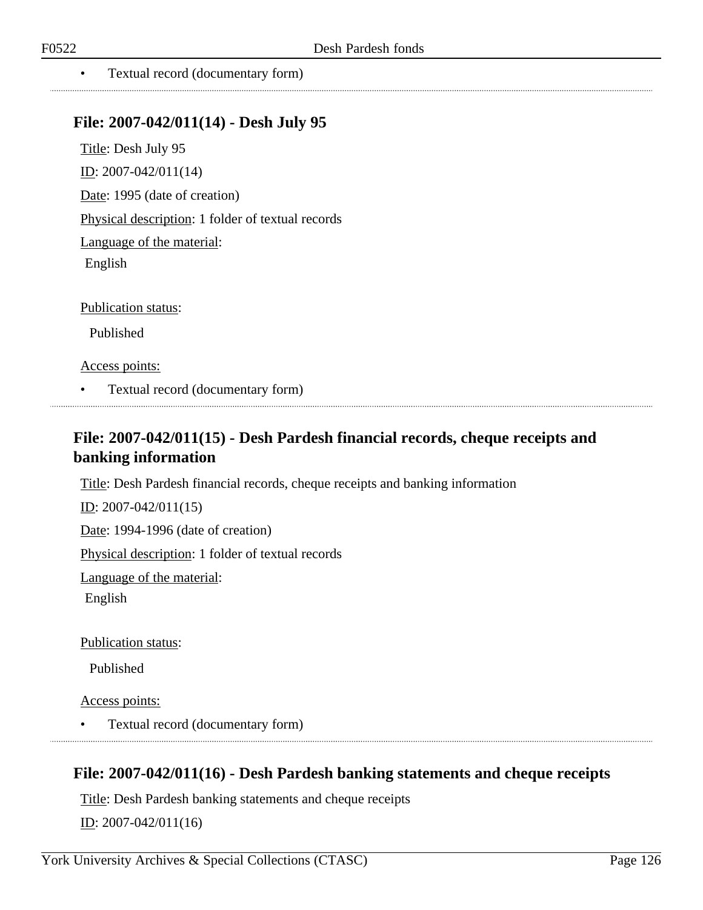- Textual record (documentary form)

---

### File: 2007-042/011(14) - Desh July 95

Title: Desh July 95

ID: 2007-042/011(14)

Date: 1995 (date of creation)

Physical description: 1 folder of textual records

Language of the material:

English

Publication status:

Published

Access points:

- Textual record (documentary form)

---

### File: 2007-042/011(15) - Desh Pardesh financial records, cheque receipts and banking information

Title: Desh Pardesh financial records, cheque receipts and banking information

ID: 2007-042/011(15)

Date: 1994-1996 (date of creation)

Physical description: 1 folder of textual records

Language of the material:

English

Publication status:

Published

Access points:

- Textual record (documentary form)

---

### File: 2007-042/011(16) - Desh Pardesh banking statements and cheque receipts

Title: Desh Pardesh banking statements and cheque receipts

ID: 2007-042/011(16)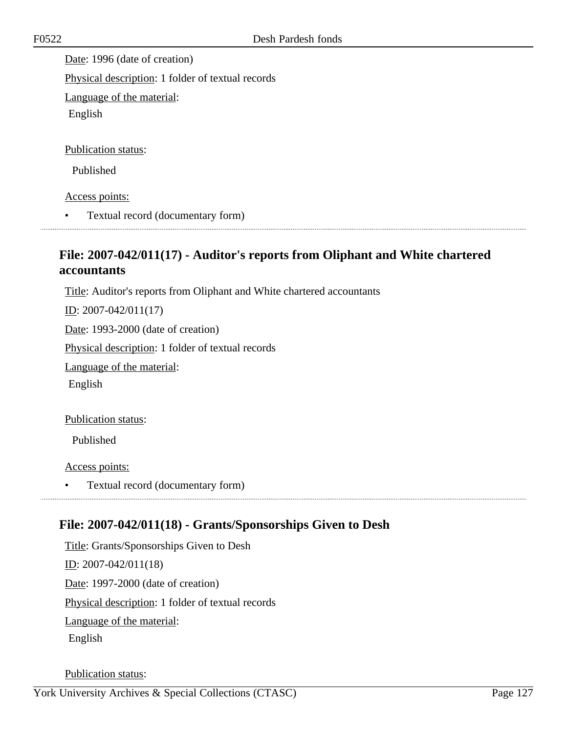Date: 1996 (date of creation)

Physical description: 1 folder of textual records

Language of the material:

English

Publication status:

Published

Access points:

- Textual record (documentary form)

## File: 2007-042/011(17) - Auditor's reports from Oliphant and White chartered accountants

Title: Auditor's reports from Oliphant and White chartered accountants

ID: 2007-042/011(17)

Date: 1993-2000 (date of creation)

Physical description: 1 folder of textual records

Language of the material:

English

Publication status:

Published

Access points:

- Textual record (documentary form)

## File: 2007-042/011(18) - Grants/Sponsorships Given to Desh

Title: Grants/Sponsorships Given to Desh

ID: 2007-042/011(18)

Date: 1997-2000 (date of creation)

Physical description: 1 folder of textual records

Language of the material:

English

Publication status: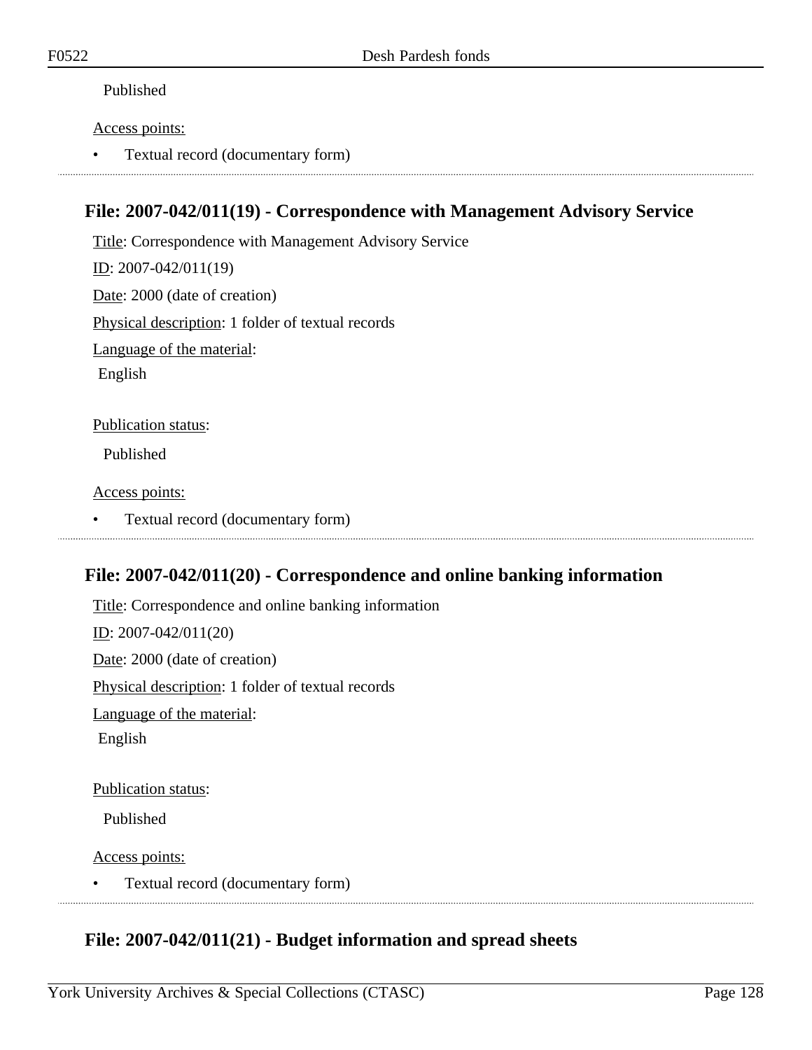Published

Access points:

- Textual record (documentary form)

---

## File: 2007-042/011(19) - Correspondence with Management Advisory Service

Title: Correspondence with Management Advisory Service

ID: 2007-042/011(19)

Date: 2000 (date of creation)

Physical description: 1 folder of textual records

Language of the material:

English

Publication status:

Published

Access points:

- Textual record (documentary form)

---

## File: 2007-042/011(20) - Correspondence and online banking information

Title: Correspondence and online banking information

ID: 2007-042/011(20)

Date: 2000 (date of creation)

Physical description: 1 folder of textual records

Language of the material:

English

Publication status:

Published

Access points:

- Textual record (documentary form)

---

## File: 2007-042/011(21) - Budget information and spread sheets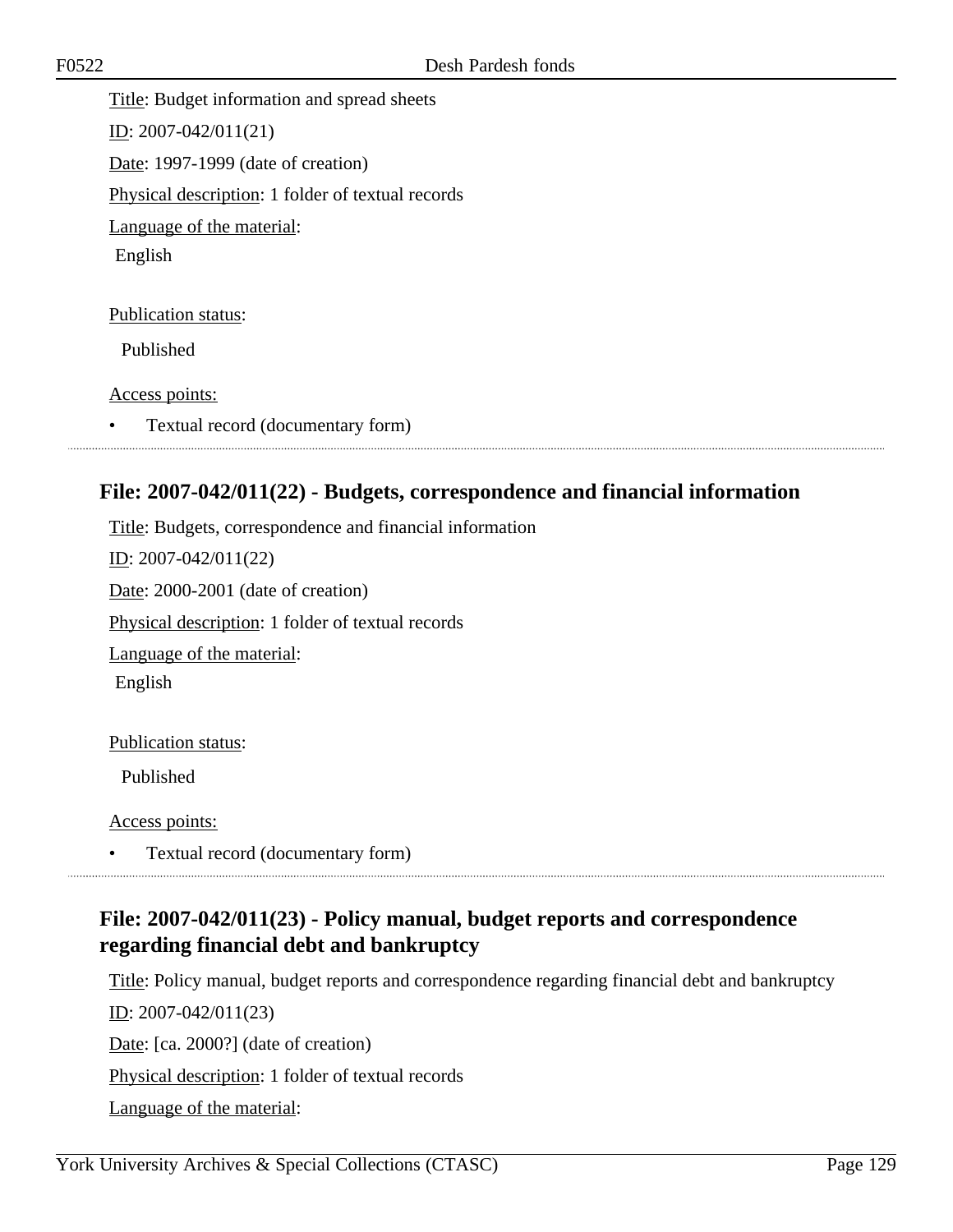Title: Budget information and spread sheets

ID: 2007-042/011(21)

Date: 1997-1999 (date of creation)

Physical description: 1 folder of textual records

Language of the material:

English

Publication status:

Published

Access points:

- Textual record (documentary form)

---

## File: 2007-042/011(22) - Budgets, correspondence and financial information

Title: Budgets, correspondence and financial information

ID: 2007-042/011(22)

Date: 2000-2001 (date of creation)

Physical description: 1 folder of textual records

Language of the material:

English

Publication status:

Published

Access points:

- Textual record (documentary form)

---

## File: 2007-042/011(23) - Policy manual, budget reports and correspondence regarding financial debt and bankruptcy

Title: Policy manual, budget reports and correspondence regarding financial debt and bankruptcy

ID: 2007-042/011(23)

Date: [ca. 2000?] (date of creation)

Physical description: 1 folder of textual records

Language of the material: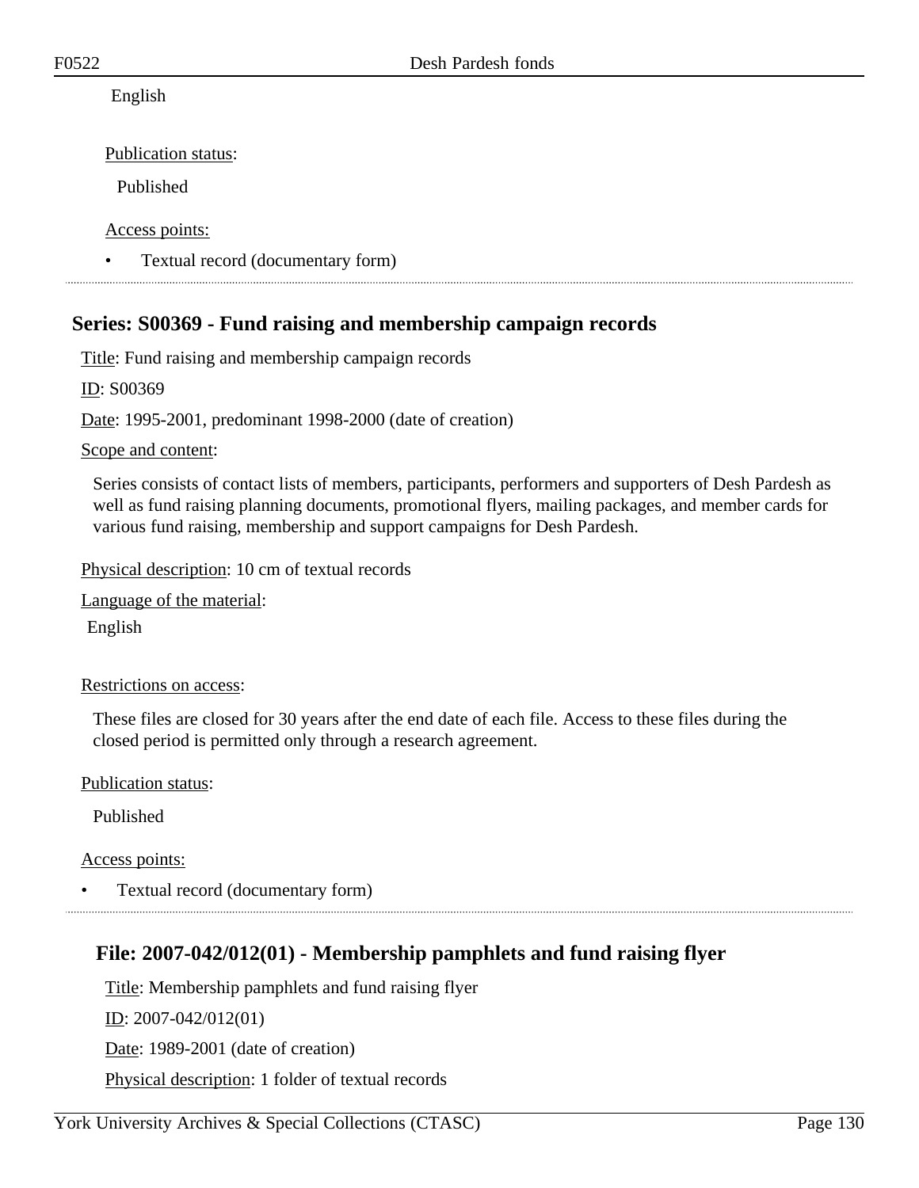English

Publication status:

Published

Access points:

- Textual record (documentary form)

---

## Series: S00369 - Fund raising and membership campaign records

Title: Fund raising and membership campaign records

ID: S00369

Date: 1995-2001, predominant 1998-2000 (date of creation)

Scope and content:

Series consists of contact lists of members, participants, performers and supporters of Desh Pardesh as well as fund raising planning documents, promotional flyers, mailing packages, and member cards for various fund raising, membership and support campaigns for Desh Pardesh.

Physical description: 10 cm of textual records

Language of the material:

English

Restrictions on access:

These files are closed for 30 years after the end date of each file. Access to these files during the closed period is permitted only through a research agreement.

Publication status:

Published

Access points:

- Textual record (documentary form)

---

### File: 2007-042/012(01) - Membership pamphlets and fund raising flyer

Title: Membership pamphlets and fund raising flyer

ID: 2007-042/012(01)

Date: 1989-2001 (date of creation)

Physical description: 1 folder of textual records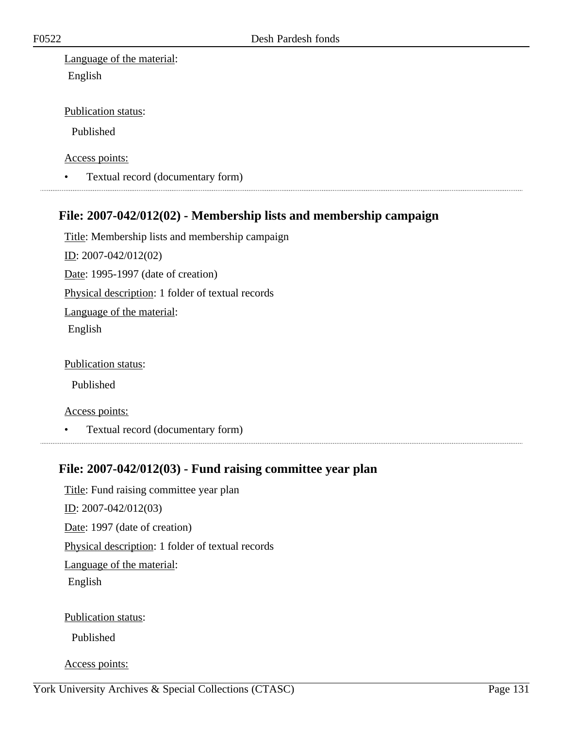Language of the material:

English

Publication status:

Published

Access points:

- Textual record (documentary form)

---

## File: 2007-042/012(02) - Membership lists and membership campaign

Title: Membership lists and membership campaign

ID: 2007-042/012(02)

Date: 1995-1997 (date of creation)

Physical description: 1 folder of textual records

Language of the material:

English

Publication status:

Published

Access points:

- Textual record (documentary form)

---

## File: 2007-042/012(03) - Fund raising committee year plan

Title: Fund raising committee year plan

ID: 2007-042/012(03)

Date: 1997 (date of creation)

Physical description: 1 folder of textual records

Language of the material:

English

Publication status:

Published

Access points: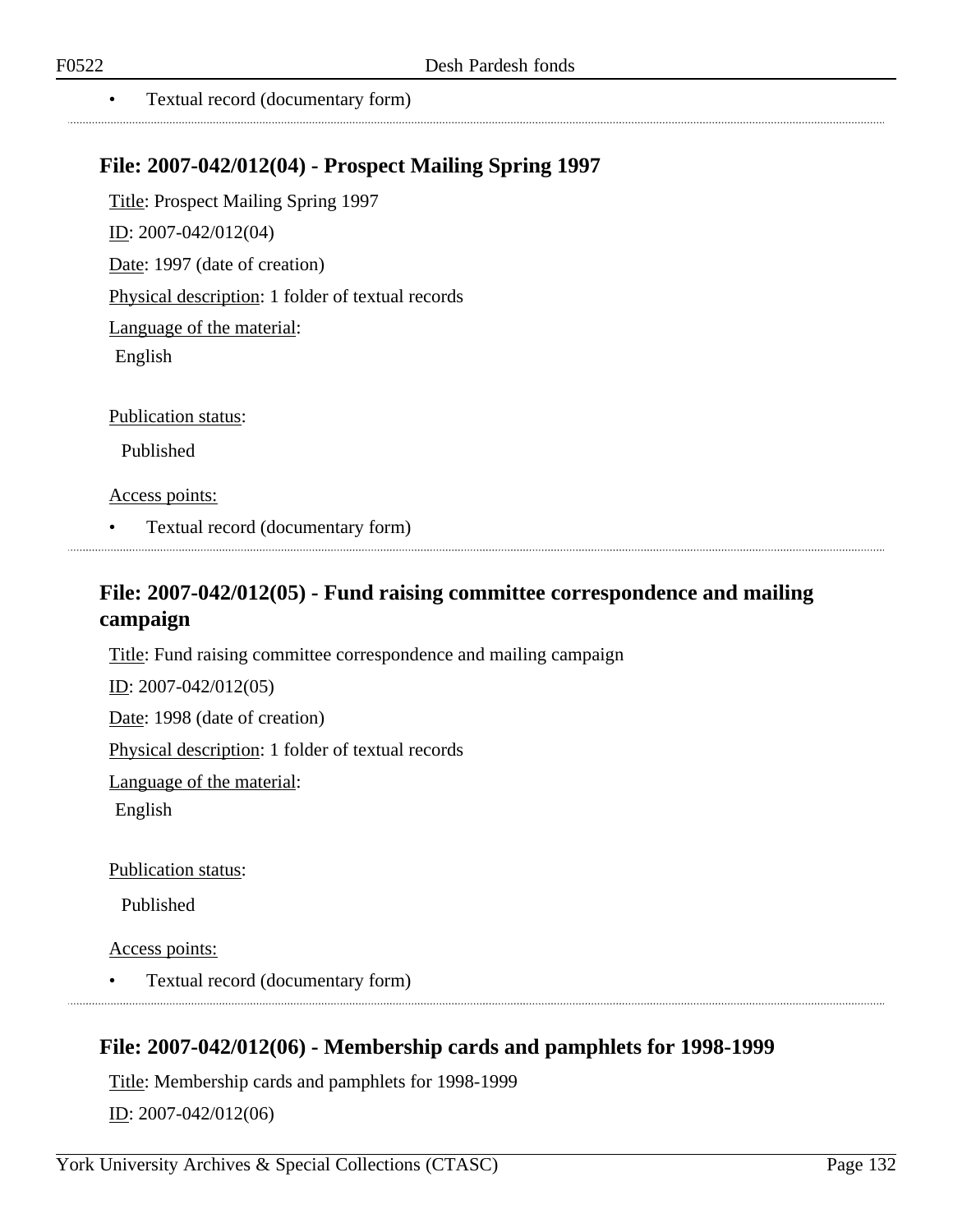- Textual record (documentary form)

## File: 2007-042/012(04) - Prospect Mailing Spring 1997

Title: Prospect Mailing Spring 1997

ID: 2007-042/012(04)

Date: 1997 (date of creation)

Physical description: 1 folder of textual records

Language of the material:

English

Publication status:

Published

Access points:

- Textual record (documentary form)

## File: 2007-042/012(05) - Fund raising committee correspondence and mailing campaign

Title: Fund raising committee correspondence and mailing campaign

ID: 2007-042/012(05)

Date: 1998 (date of creation)

Physical description: 1 folder of textual records

Language of the material:

English

Publication status:

Published

Access points:

- Textual record (documentary form)

## File: 2007-042/012(06) - Membership cards and pamphlets for 1998-1999

Title: Membership cards and pamphlets for 1998-1999

ID: 2007-042/012(06)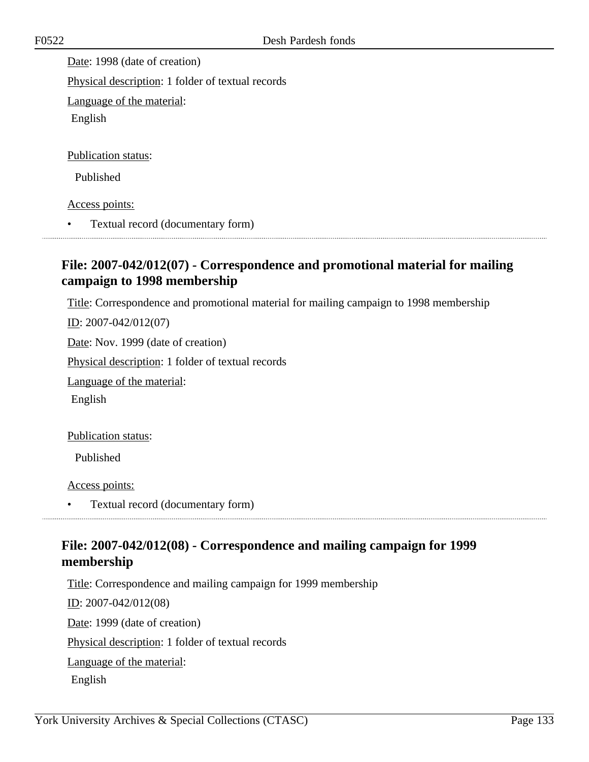Date: 1998 (date of creation)

Physical description: 1 folder of textual records

Language of the material:

English

Publication status:

Published

Access points:

- Textual record (documentary form)

## File: 2007-042/012(07) - Correspondence and promotional material for mailing campaign to 1998 membership

Title: Correspondence and promotional material for mailing campaign to 1998 membership

ID: 2007-042/012(07)

Date: Nov. 1999 (date of creation)

Physical description: 1 folder of textual records

Language of the material:

English

Publication status:

Published

Access points:

- Textual record (documentary form)

## File: 2007-042/012(08) - Correspondence and mailing campaign for 1999 membership

Title: Correspondence and mailing campaign for 1999 membership

ID: 2007-042/012(08)

Date: 1999 (date of creation)

Physical description: 1 folder of textual records

Language of the material:

English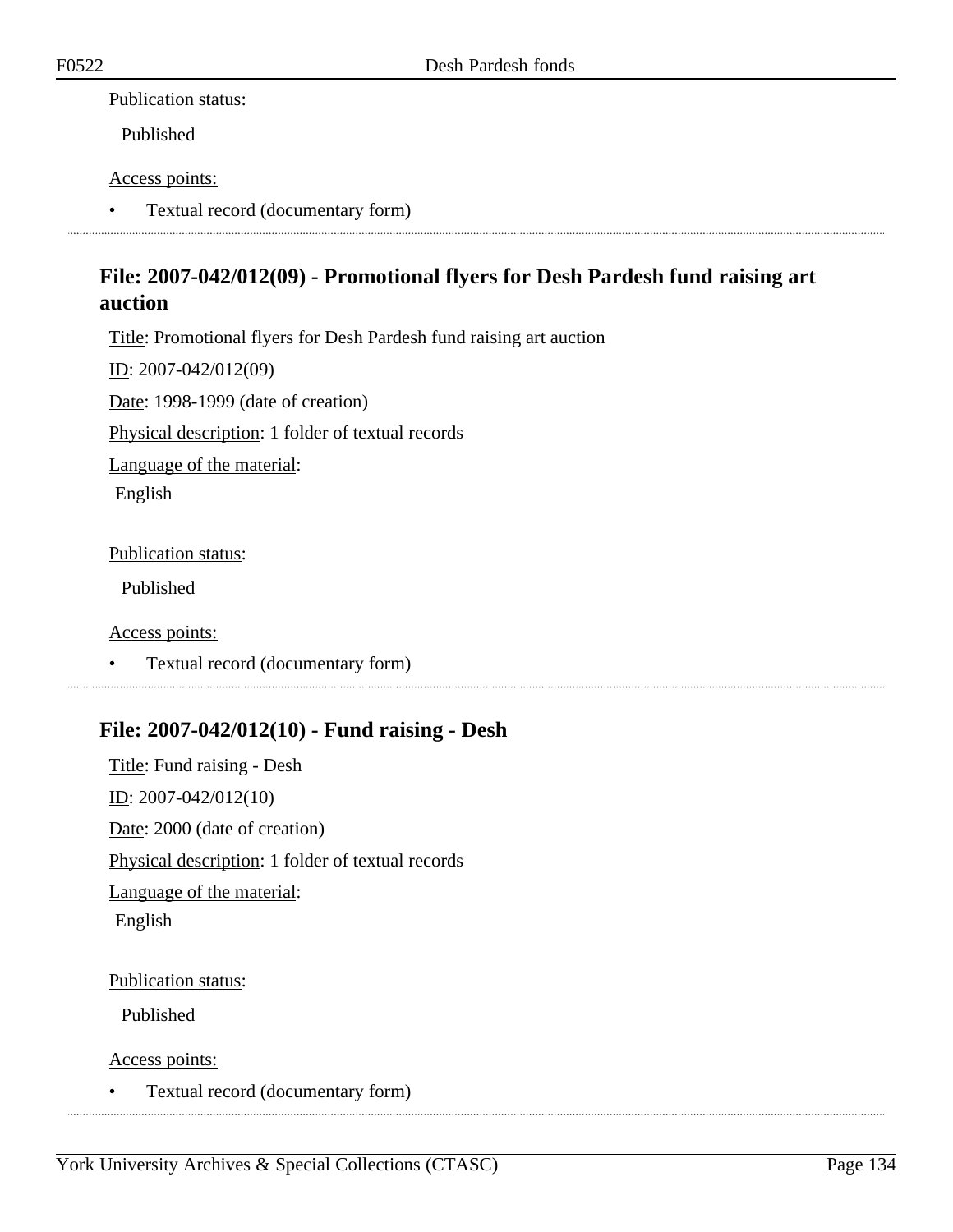Publication status:

Published

Access points:

- Textual record (documentary form)

## File: 2007-042/012(09) - Promotional flyers for Desh Pardesh fund raising art auction

Title: Promotional flyers for Desh Pardesh fund raising art auction

ID: 2007-042/012(09)

Date: 1998-1999 (date of creation)

Physical description: 1 folder of textual records

Language of the material:

English

Publication status:

Published

Access points:

- Textual record (documentary form)

## File: 2007-042/012(10) - Fund raising - Desh

Title: Fund raising - Desh

ID: 2007-042/012(10)

Date: 2000 (date of creation)

Physical description: 1 folder of textual records

Language of the material:

English

Publication status:

Published

Access points:

- Textual record (documentary form)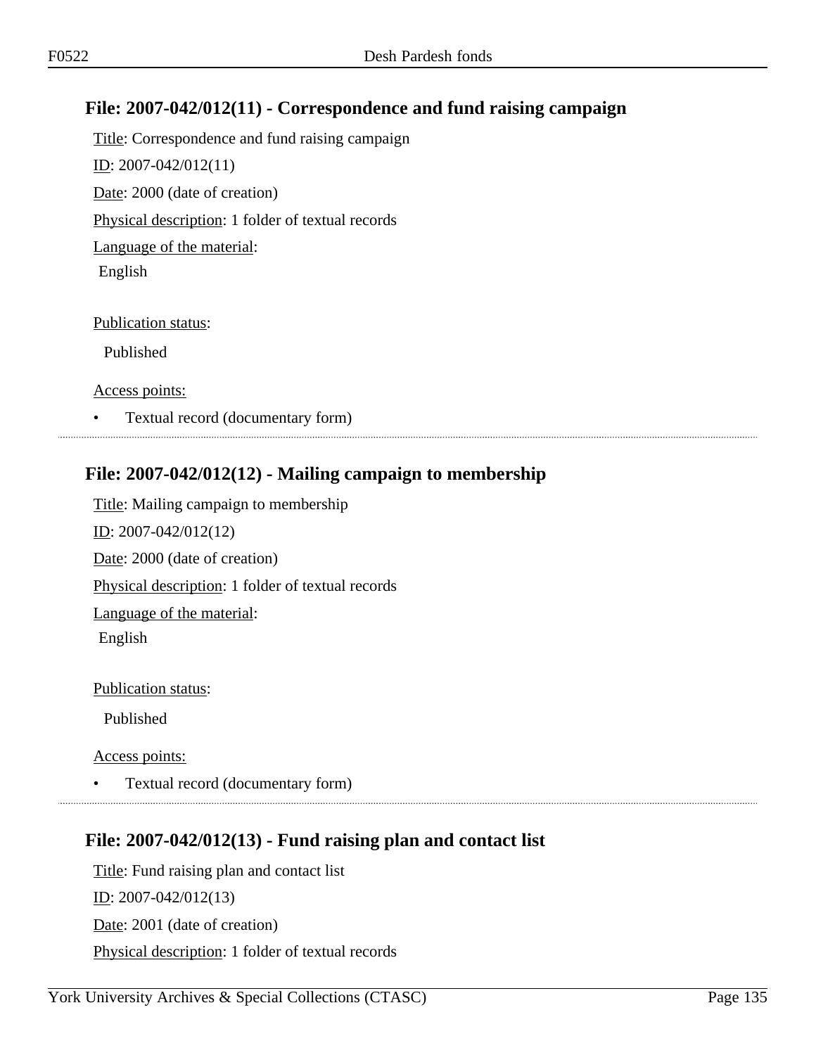## File: 2007-042/012(11) - Correspondence and fund raising campaign

Title: Correspondence and fund raising campaign

ID: 2007-042/012(11)

Date: 2000 (date of creation)

Physical description: 1 folder of textual records

Language of the material:

English

Publication status:

Published

Access points:

- Textual record (documentary form)

## File: 2007-042/012(12) - Mailing campaign to membership

Title: Mailing campaign to membership

ID: 2007-042/012(12)

Date: 2000 (date of creation)

Physical description: 1 folder of textual records

Language of the material:

English

Publication status:

Published

Access points:

- Textual record (documentary form)

## File: 2007-042/012(13) - Fund raising plan and contact list

Title: Fund raising plan and contact list

ID: 2007-042/012(13)

Date: 2001 (date of creation)

Physical description: 1 folder of textual records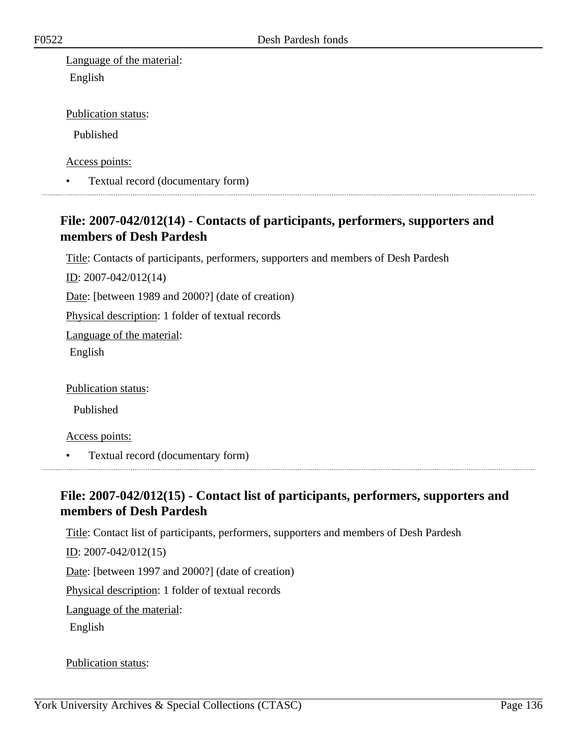Language of the material:

English

Publication status:

Published

Access points:

- Textual record (documentary form)

## File: 2007-042/012(14) - Contacts of participants, performers, supporters and members of Desh Pardesh

Title: Contacts of participants, performers, supporters and members of Desh Pardesh

ID: 2007-042/012(14)

Date: [between 1989 and 2000?] (date of creation)

Physical description: 1 folder of textual records

Language of the material:

English

Publication status:

Published

Access points:

- Textual record (documentary form)

## File: 2007-042/012(15) - Contact list of participants, performers, supporters and members of Desh Pardesh

Title: Contact list of participants, performers, supporters and members of Desh Pardesh

ID: 2007-042/012(15)

Date: [between 1997 and 2000?] (date of creation)

Physical description: 1 folder of textual records

Language of the material:

English

Publication status: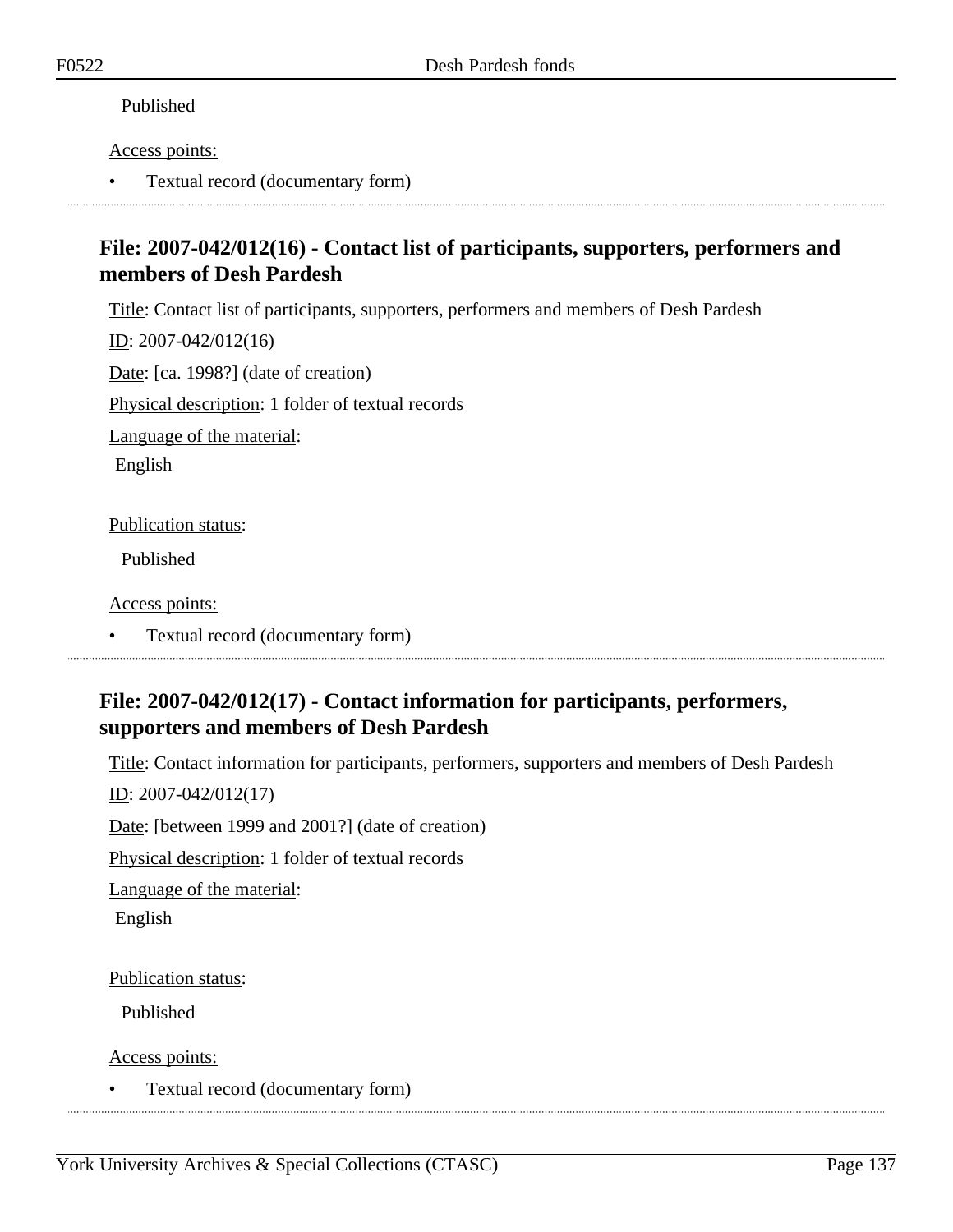Published

Access points:

- Textual record (documentary form)

## File: 2007-042/012(16) - Contact list of participants, supporters, performers and members of Desh Pardesh

Title: Contact list of participants, supporters, performers and members of Desh Pardesh

ID: 2007-042/012(16)

Date: [ca. 1998?] (date of creation)

Physical description: 1 folder of textual records

Language of the material:

English

Publication status:

Published

Access points:

- Textual record (documentary form)

## File: 2007-042/012(17) - Contact information for participants, performers, supporters and members of Desh Pardesh

Title: Contact information for participants, performers, supporters and members of Desh Pardesh

ID: 2007-042/012(17)

Date: [between 1999 and 2001?] (date of creation)

Physical description: 1 folder of textual records

Language of the material:

English

Publication status:

Published

Access points:

- Textual record (documentary form)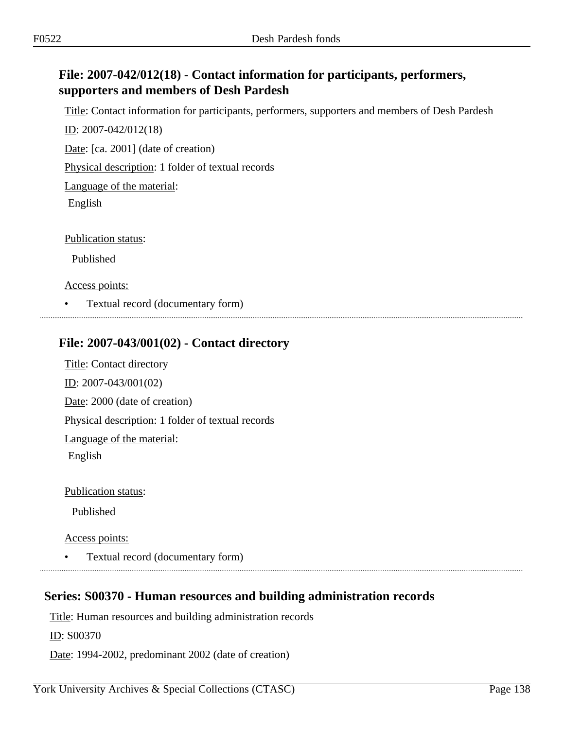### File: 2007-042/012(18) - Contact information for participants, performers, supporters and members of Desh Pardesh

Title: Contact information for participants, performers, supporters and members of Desh Pardesh

ID: 2007-042/012(18)

Date: [ca. 2001] (date of creation)

Physical description: 1 folder of textual records

Language of the material:

English

Publication status:

Published

Access points:

- Textual record (documentary form)

---

### File: 2007-043/001(02) - Contact directory

Title: Contact directory

ID: 2007-043/001(02)

Date: 2000 (date of creation)

Physical description: 1 folder of textual records

Language of the material:

English

Publication status:

Published

Access points:

- Textual record (documentary form)

---

## Series: S00370 - Human resources and building administration records

Title: Human resources and building administration records

ID: S00370

Date: 1994-2002, predominant 2002 (date of creation)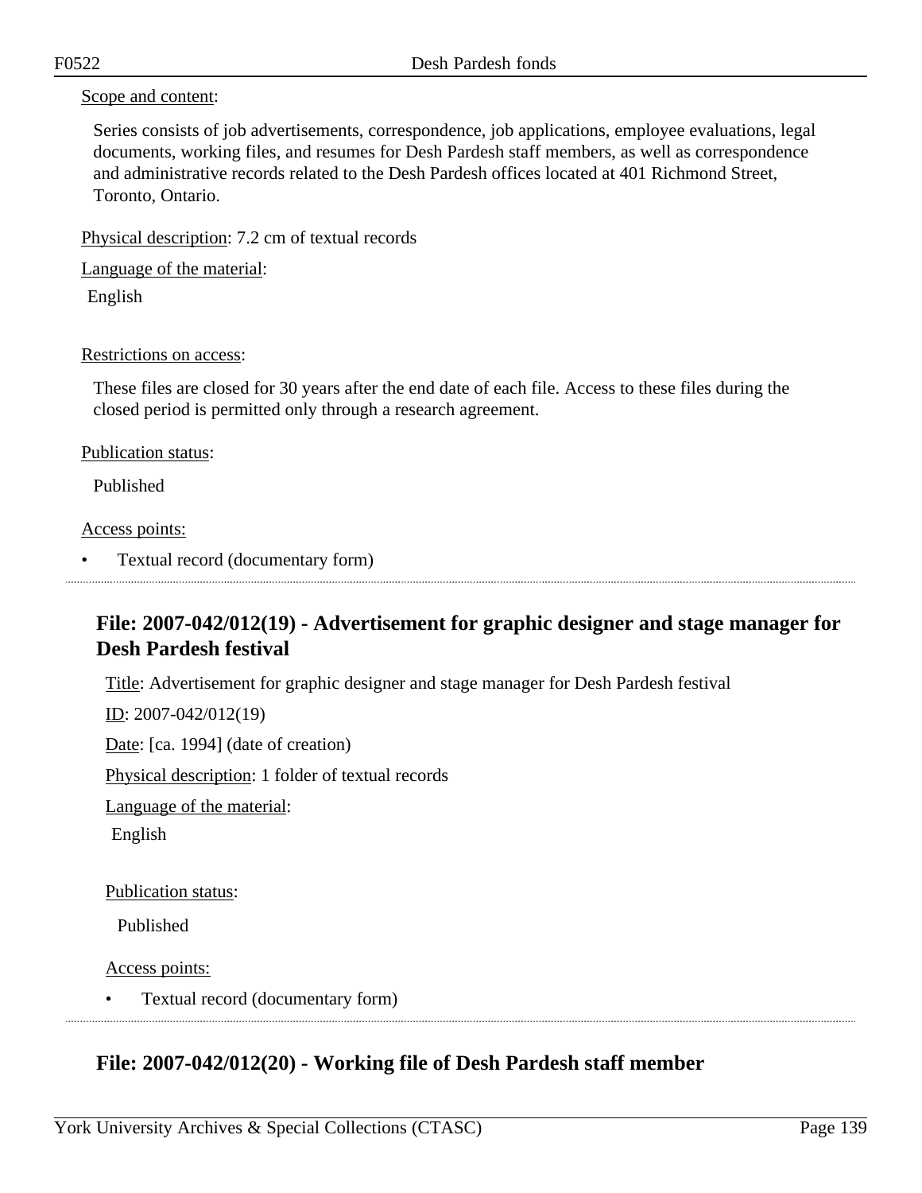Scope and content:

Series consists of job advertisements, correspondence, job applications, employee evaluations, legal documents, working files, and resumes for Desh Pardesh staff members, as well as correspondence and administrative records related to the Desh Pardesh offices located at 401 Richmond Street, Toronto, Ontario.

Physical description: 7.2 cm of textual records

Language of the material:

English

Restrictions on access:

These files are closed for 30 years after the end date of each file. Access to these files during the closed period is permitted only through a research agreement.

Publication status:

Published

Access points:

- Textual record (documentary form)

## File: 2007-042/012(19) - Advertisement for graphic designer and stage manager for Desh Pardesh festival

Title: Advertisement for graphic designer and stage manager for Desh Pardesh festival

ID: 2007-042/012(19)

Date: [ca. 1994] (date of creation)

Physical description: 1 folder of textual records

Language of the material:

English

Publication status:

Published

Access points:

- Textual record (documentary form)

## File: 2007-042/012(20) - Working file of Desh Pardesh staff member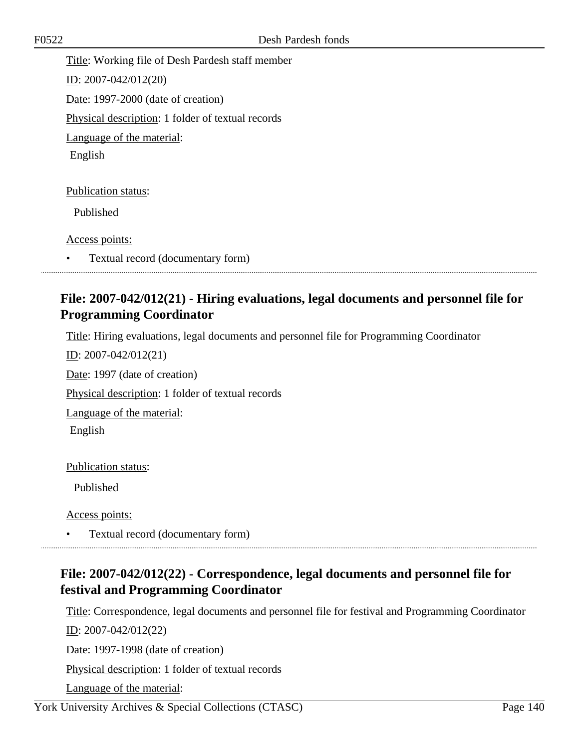Title: Working file of Desh Pardesh staff member

ID: 2007-042/012(20)

Date: 1997-2000 (date of creation)

Physical description: 1 folder of textual records

Language of the material:

English

Publication status:

Published

Access points:

- Textual record (documentary form)

## File: 2007-042/012(21) - Hiring evaluations, legal documents and personnel file for Programming Coordinator

Title: Hiring evaluations, legal documents and personnel file for Programming Coordinator

ID: 2007-042/012(21)

Date: 1997 (date of creation)

Physical description: 1 folder of textual records

Language of the material:

English

Publication status:

Published

Access points:

- Textual record (documentary form)

## File: 2007-042/012(22) - Correspondence, legal documents and personnel file for festival and Programming Coordinator

Title: Correspondence, legal documents and personnel file for festival and Programming Coordinator

ID: 2007-042/012(22)

Date: 1997-1998 (date of creation)

Physical description: 1 folder of textual records

Language of the material: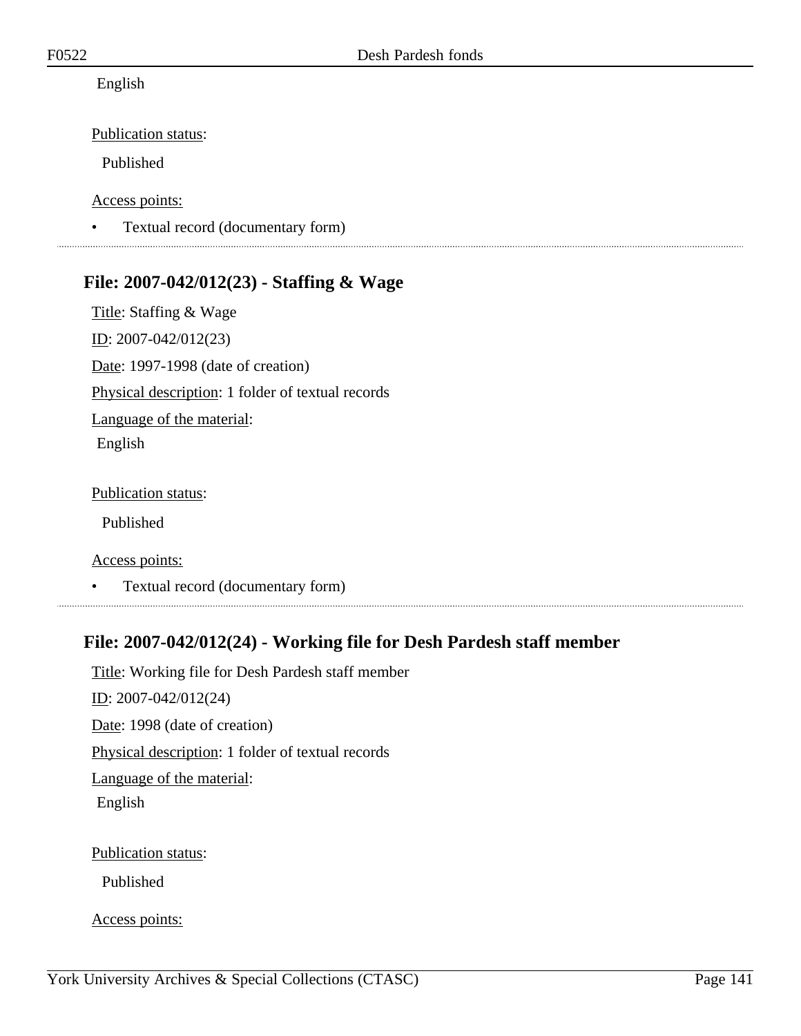English

Publication status:

Published

Access points:

- Textual record (documentary form)

---

## File: 2007-042/012(23) - Staffing & Wage

Title: Staffing & Wage

ID: 2007-042/012(23)

Date: 1997-1998 (date of creation)

Physical description: 1 folder of textual records

Language of the material:

English

Publication status:

Published

Access points:

- Textual record (documentary form)

---

## File: 2007-042/012(24) - Working file for Desh Pardesh staff member

Title: Working file for Desh Pardesh staff member

ID: 2007-042/012(24)

Date: 1998 (date of creation)

Physical description: 1 folder of textual records

Language of the material:

English

Publication status:

Published

Access points: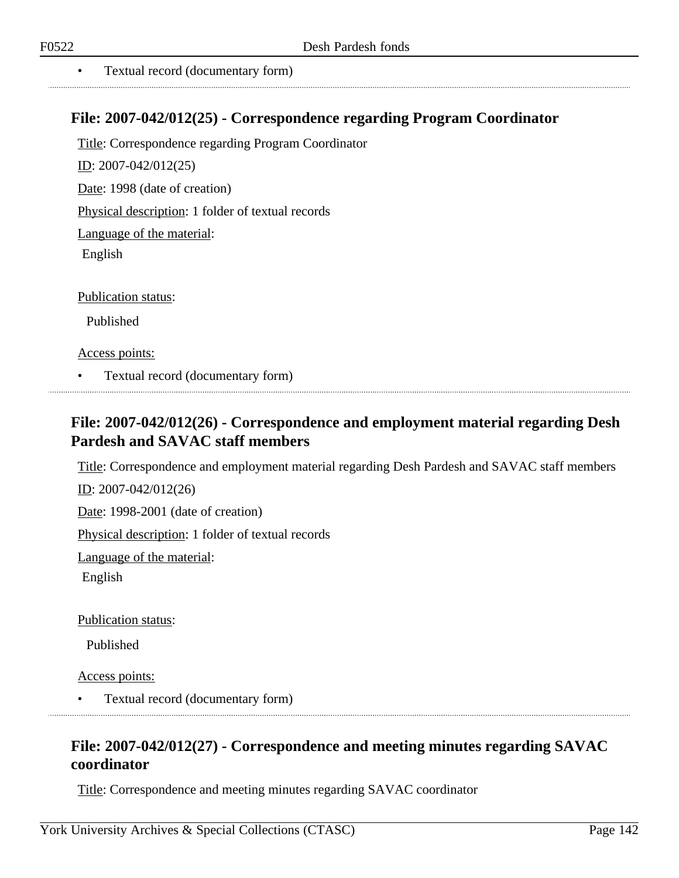- Textual record (documentary form)

## File: 2007-042/012(25) - Correspondence regarding Program Coordinator

Title: Correspondence regarding Program Coordinator

ID: 2007-042/012(25)

Date: 1998 (date of creation)

Physical description: 1 folder of textual records

Language of the material:

English

Publication status:

Published

Access points:

- Textual record (documentary form)

## File: 2007-042/012(26) - Correspondence and employment material regarding Desh Pardesh and SAVAC staff members

Title: Correspondence and employment material regarding Desh Pardesh and SAVAC staff members

ID: 2007-042/012(26)

Date: 1998-2001 (date of creation)

Physical description: 1 folder of textual records

Language of the material:

English

Publication status:

Published

Access points:

- Textual record (documentary form)

## File: 2007-042/012(27) - Correspondence and meeting minutes regarding SAVAC coordinator

Title: Correspondence and meeting minutes regarding SAVAC coordinator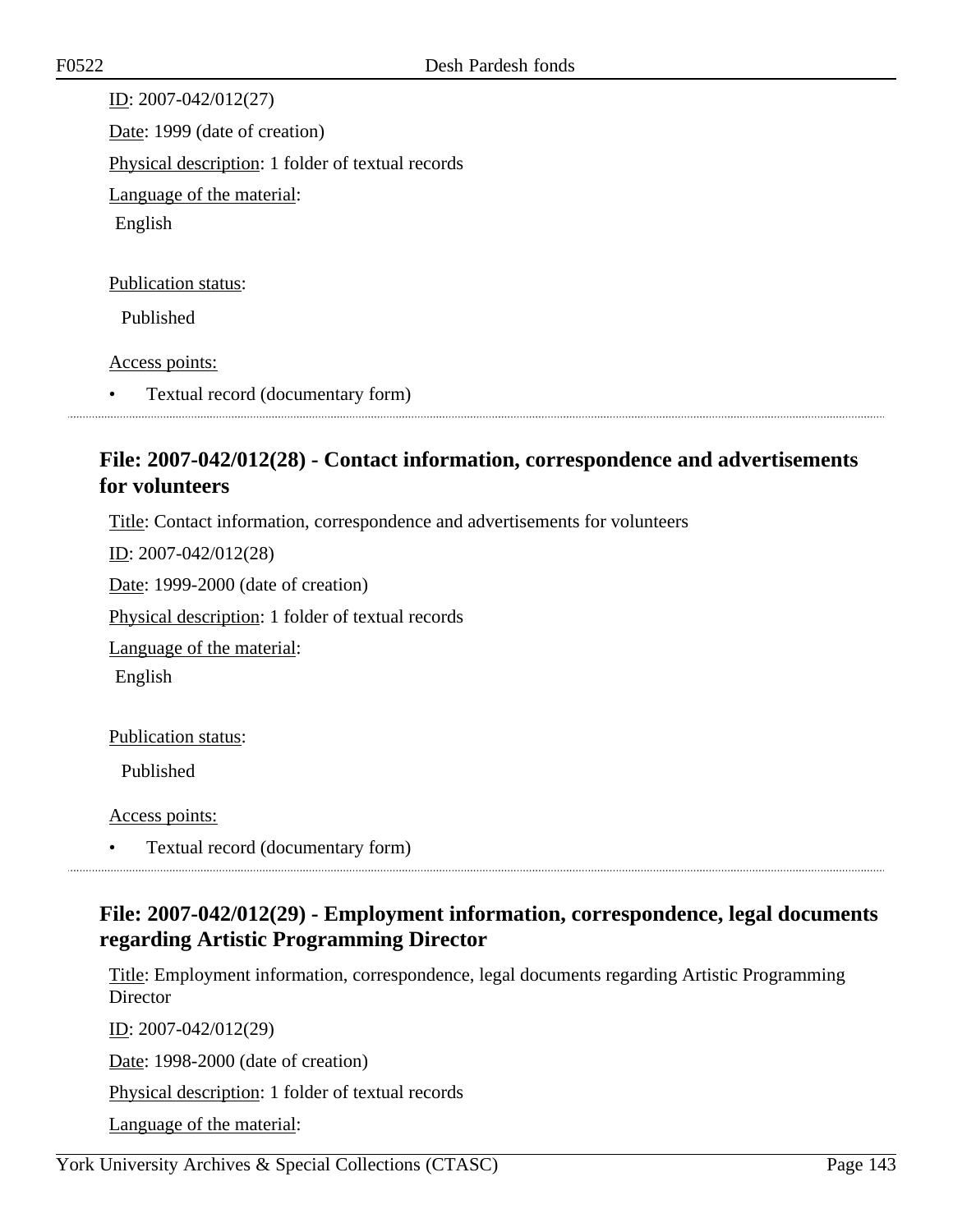ID: 2007-042/012(27)

Date: 1999 (date of creation)

Physical description: 1 folder of textual records

Language of the material:

English

Publication status:

Published

Access points:

- Textual record (documentary form)

## File: 2007-042/012(28) - Contact information, correspondence and advertisements for volunteers

Title: Contact information, correspondence and advertisements for volunteers

ID: 2007-042/012(28)

Date: 1999-2000 (date of creation)

Physical description: 1 folder of textual records

Language of the material:

English

Publication status:

Published

Access points:

- Textual record (documentary form)

## File: 2007-042/012(29) - Employment information, correspondence, legal documents regarding Artistic Programming Director

Title: Employment information, correspondence, legal documents regarding Artistic Programming Director

ID: 2007-042/012(29)

Date: 1998-2000 (date of creation)

Physical description: 1 folder of textual records

Language of the material: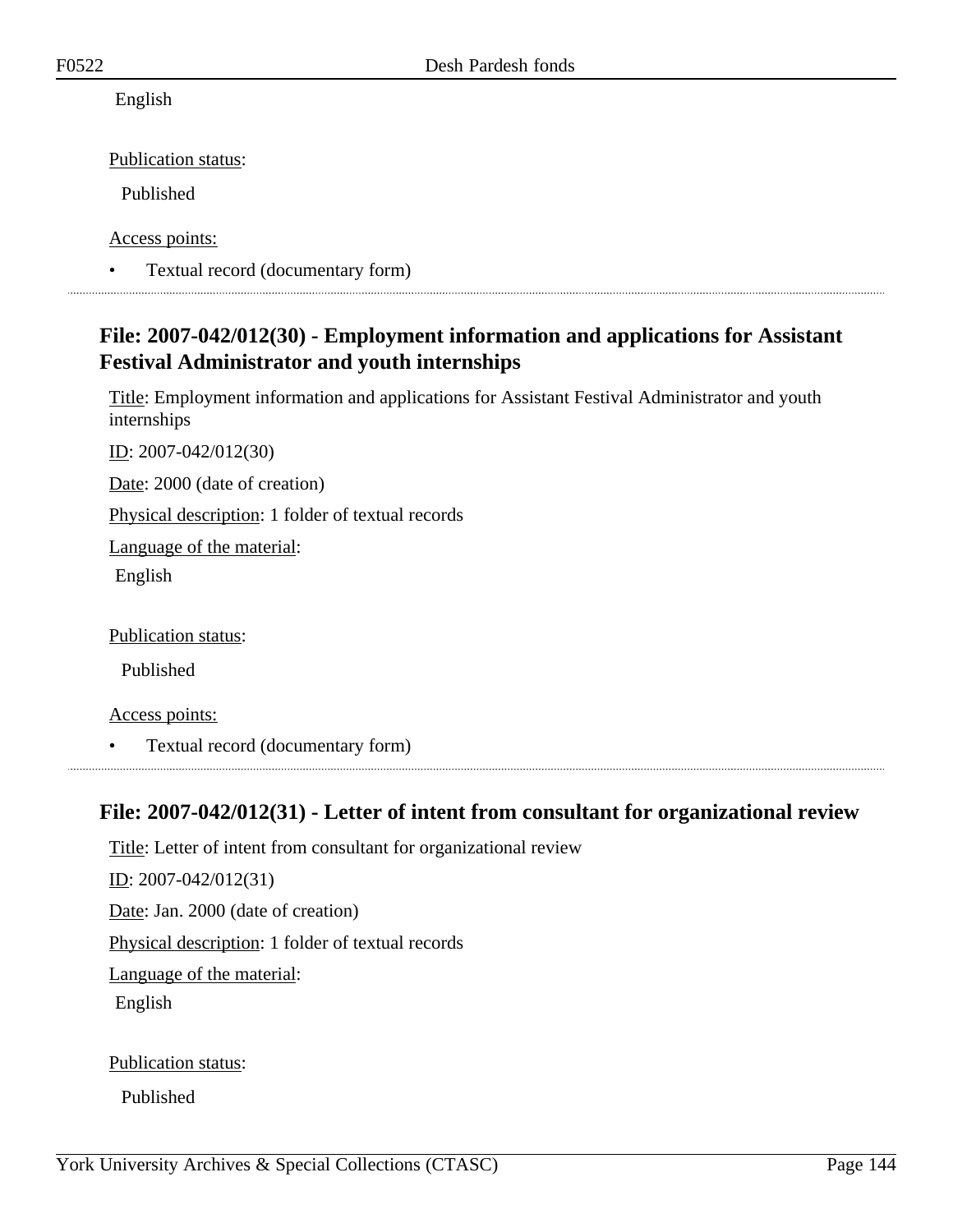English

Publication status:

Published

Access points:

- Textual record (documentary form)

## File: 2007-042/012(30) - Employment information and applications for Assistant Festival Administrator and youth internships

Title: Employment information and applications for Assistant Festival Administrator and youth internships

ID: 2007-042/012(30)

Date: 2000 (date of creation)

Physical description: 1 folder of textual records

Language of the material:

English

Publication status:

Published

Access points:

- Textual record (documentary form)

## File: 2007-042/012(31) - Letter of intent from consultant for organizational review

Title: Letter of intent from consultant for organizational review

ID: 2007-042/012(31)

Date: Jan. 2000 (date of creation)

Physical description: 1 folder of textual records

Language of the material:

English

Publication status:

Published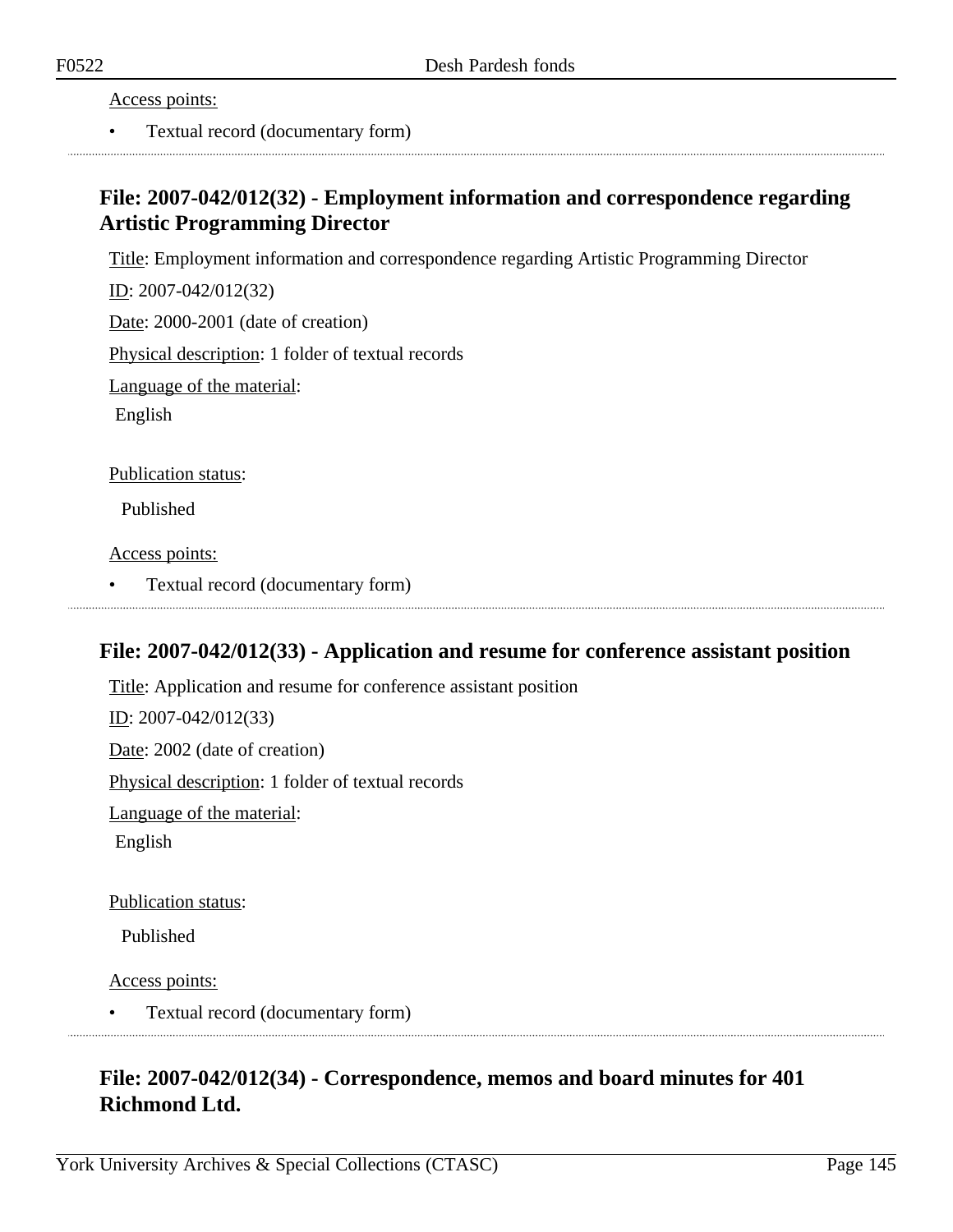Access points:

- Textual record (documentary form)

## File: 2007-042/012(32) - Employment information and correspondence regarding Artistic Programming Director

Title: Employment information and correspondence regarding Artistic Programming Director

ID: 2007-042/012(32)

Date: 2000-2001 (date of creation)

Physical description: 1 folder of textual records

Language of the material:

English

Publication status:

Published

Access points:

- Textual record (documentary form)

## File: 2007-042/012(33) - Application and resume for conference assistant position

Title: Application and resume for conference assistant position

ID: 2007-042/012(33)

Date: 2002 (date of creation)

Physical description: 1 folder of textual records

Language of the material:

English

Publication status:

Published

Access points:

- Textual record (documentary form)

## File: 2007-042/012(34) - Correspondence, memos and board minutes for 401 Richmond Ltd.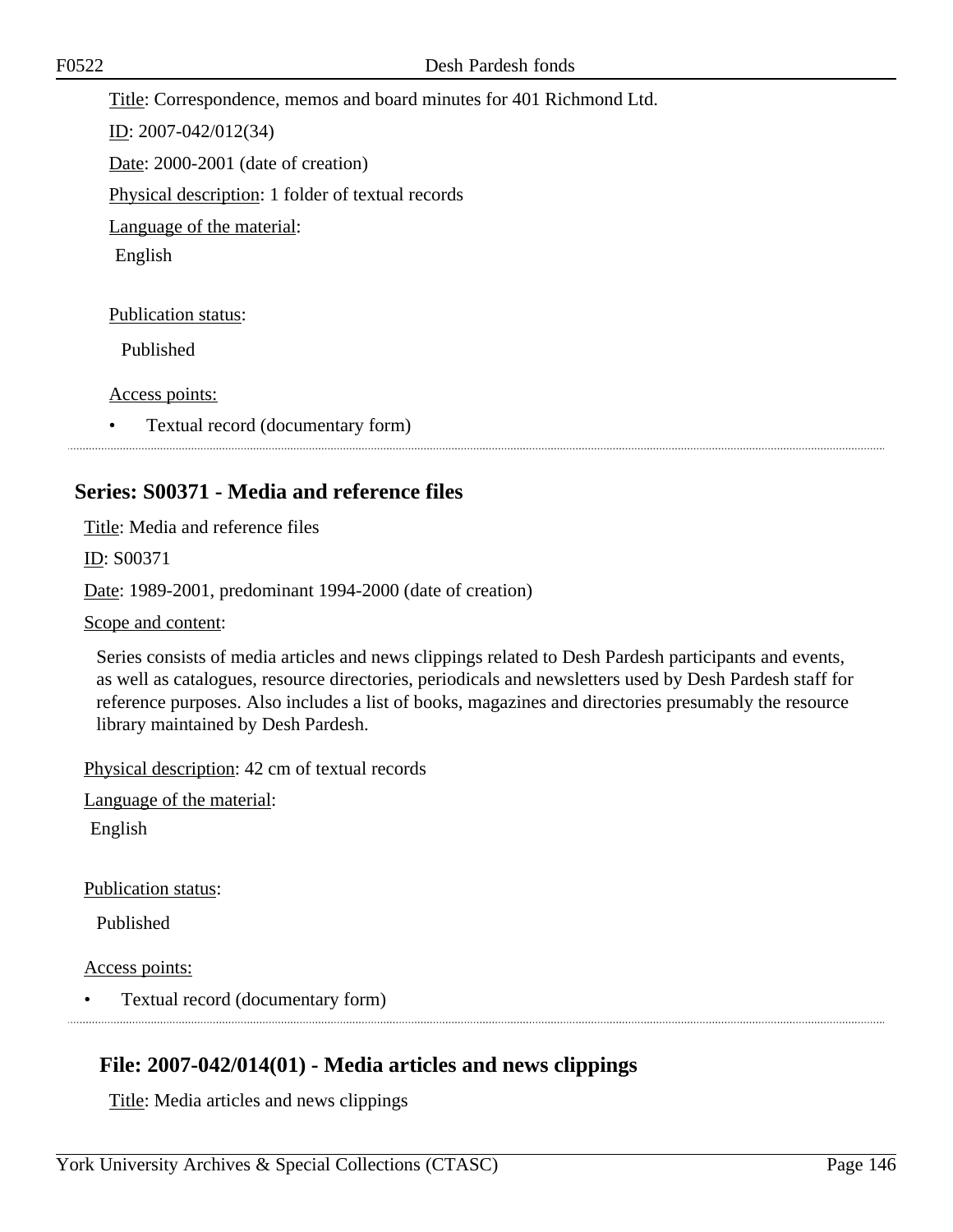Title: Correspondence, memos and board minutes for 401 Richmond Ltd.

ID: 2007-042/012(34)

Date: 2000-2001 (date of creation)

Physical description: 1 folder of textual records

Language of the material:

English

Publication status:

Published

Access points:

- Textual record (documentary form)

## Series: S00371 - Media and reference files

Title: Media and reference files

ID: S00371

Date: 1989-2001, predominant 1994-2000 (date of creation)

Scope and content:

Series consists of media articles and news clippings related to Desh Pardesh participants and events, as well as catalogues, resource directories, periodicals and newsletters used by Desh Pardesh staff for reference purposes. Also includes a list of books, magazines and directories presumably the resource library maintained by Desh Pardesh.

Physical description: 42 cm of textual records

Language of the material:

English

Publication status:

Published

Access points:

- Textual record (documentary form)

### File: 2007-042/014(01) - Media articles and news clippings

Title: Media articles and news clippings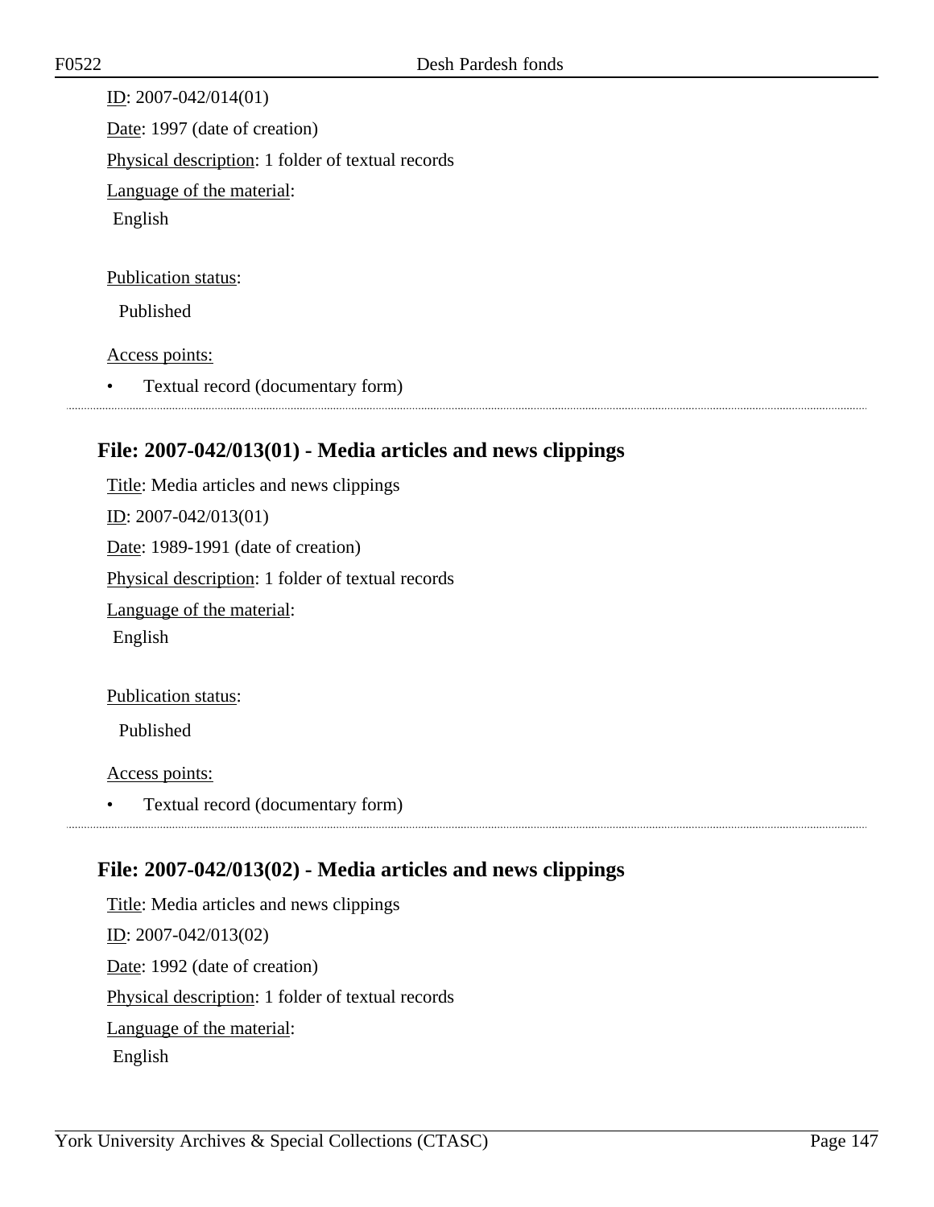ID: 2007-042/014(01)

Date: 1997 (date of creation)

Physical description: 1 folder of textual records

Language of the material:

English

Publication status:

Published

Access points:

- Textual record (documentary form)

## File: 2007-042/013(01) - Media articles and news clippings

Title: Media articles and news clippings

ID: 2007-042/013(01)

Date: 1989-1991 (date of creation)

Physical description: 1 folder of textual records

Language of the material:

English

Publication status:

Published

Access points:

- Textual record (documentary form)

## File: 2007-042/013(02) - Media articles and news clippings

Title: Media articles and news clippings

ID: 2007-042/013(02)

Date: 1992 (date of creation)

Physical description: 1 folder of textual records

Language of the material:

English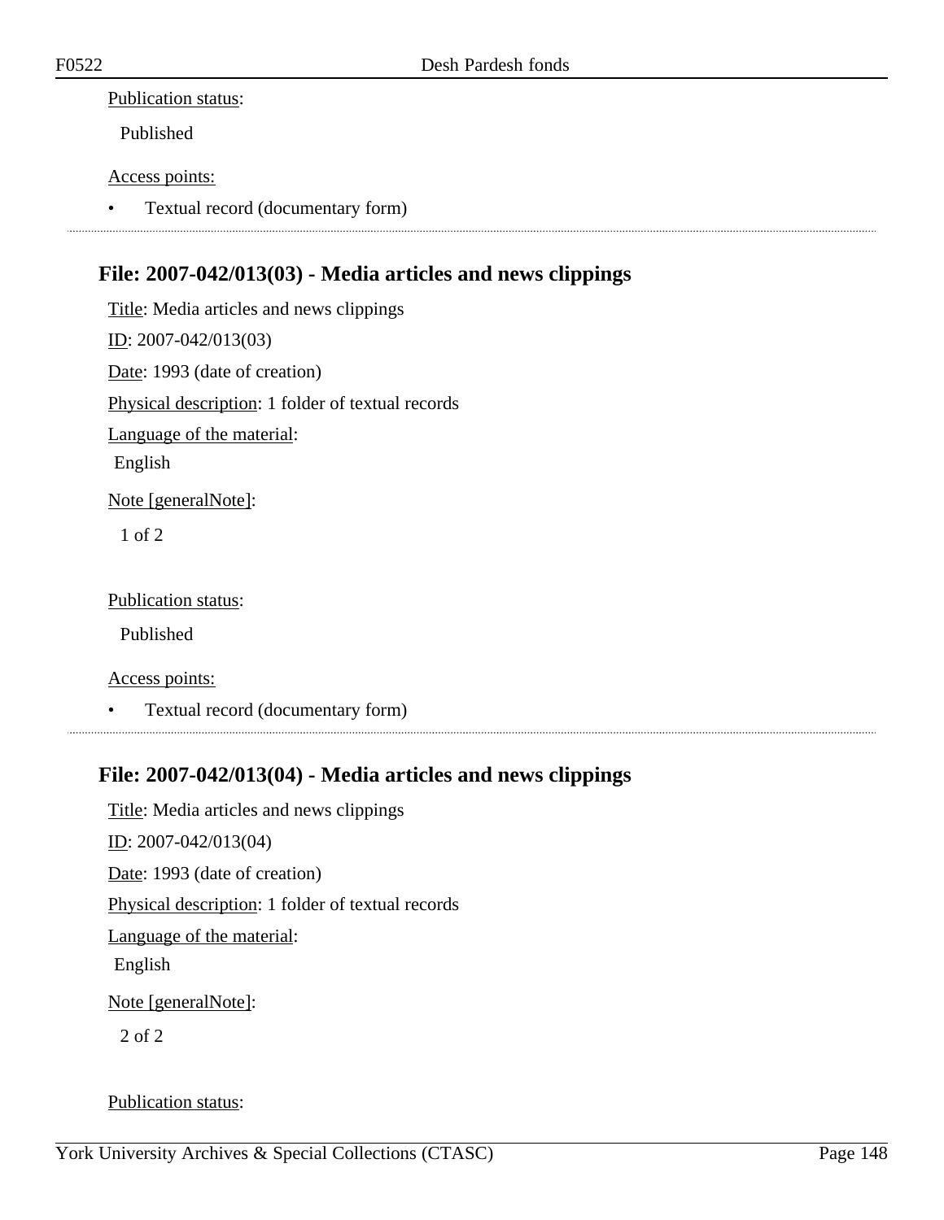Publication status:

Published

Access points:

- Textual record (documentary form)

---

## File: 2007-042/013(03) - Media articles and news clippings

Title: Media articles and news clippings

ID: 2007-042/013(03)

Date: 1993 (date of creation)

Physical description: 1 folder of textual records

Language of the material:

English

Note [generalNote]:

1 of 2

Publication status:

Published

Access points:

- Textual record (documentary form)

---

## File: 2007-042/013(04) - Media articles and news clippings

Title: Media articles and news clippings

ID: 2007-042/013(04)

Date: 1993 (date of creation)

Physical description: 1 folder of textual records

Language of the material:

English

Note [generalNote]:

2 of 2

Publication status: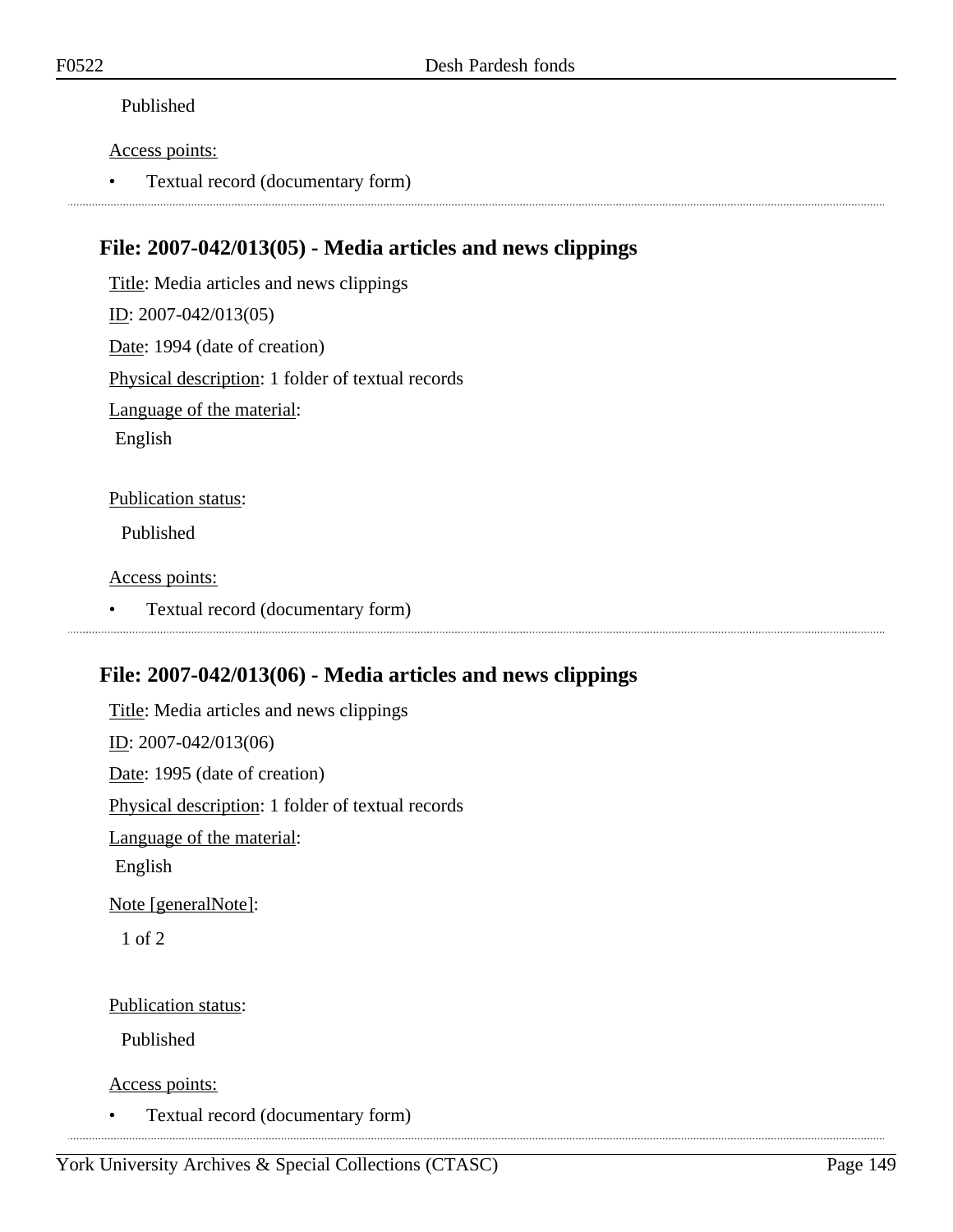Published

Access points:

- Textual record (documentary form)

## File: 2007-042/013(05) - Media articles and news clippings

Title: Media articles and news clippings

ID: 2007-042/013(05)

Date: 1994 (date of creation)

Physical description: 1 folder of textual records

Language of the material:

English

Publication status:

Published

Access points:

- Textual record (documentary form)

## File: 2007-042/013(06) - Media articles and news clippings

Title: Media articles and news clippings

ID: 2007-042/013(06)

Date: 1995 (date of creation)

Physical description: 1 folder of textual records

Language of the material:

English

Note [generalNote]:

1 of 2

Publication status:

Published

Access points:

- Textual record (documentary form)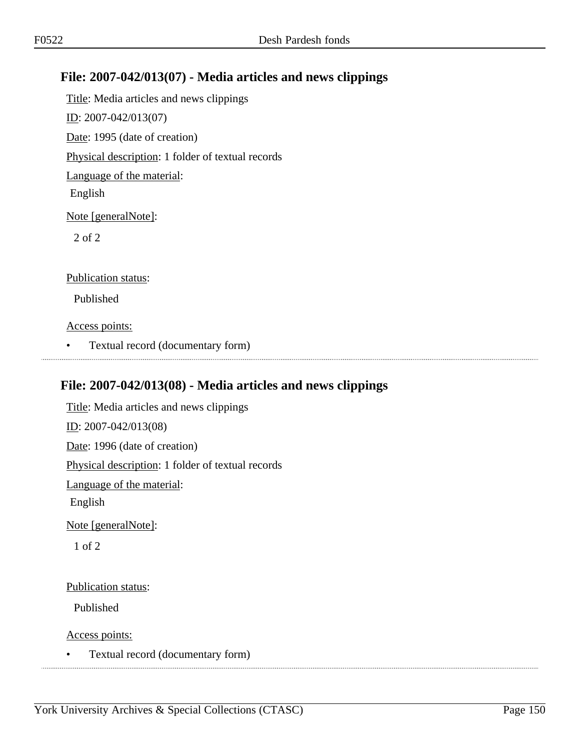## File: 2007-042/013(07) - Media articles and news clippings

Title: Media articles and news clippings

ID: 2007-042/013(07)

Date: 1995 (date of creation)

Physical description: 1 folder of textual records

Language of the material:

English

Note [generalNote]:

2 of 2

Publication status:

Published

Access points:

- Textual record (documentary form)

## File: 2007-042/013(08) - Media articles and news clippings

Title: Media articles and news clippings

ID: 2007-042/013(08)

Date: 1996 (date of creation)

Physical description: 1 folder of textual records

Language of the material:

English

Note [generalNote]:

1 of 2

Publication status:

Published

Access points:

- Textual record (documentary form)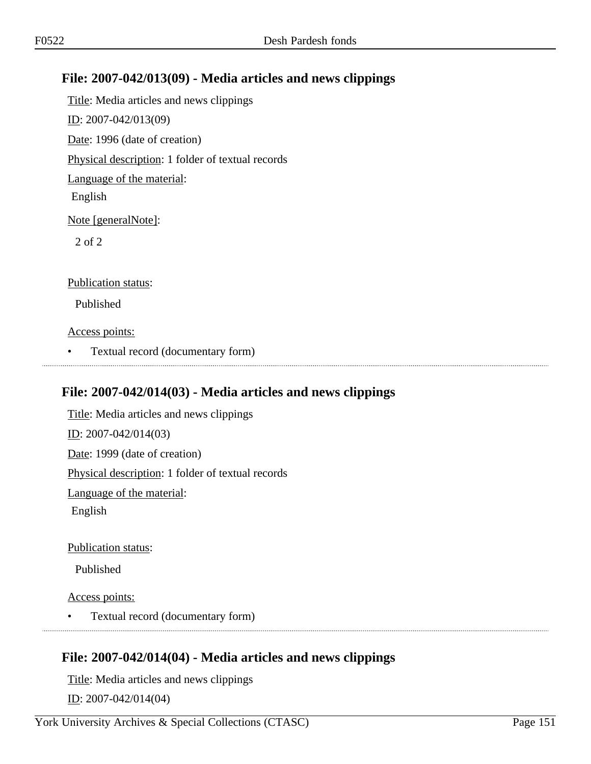## File: 2007-042/013(09) - Media articles and news clippings

Title: Media articles and news clippings

ID: 2007-042/013(09)

Date: 1996 (date of creation)

Physical description: 1 folder of textual records

Language of the material:

English

Note [generalNote]:

2 of 2

Publication status:

Published

Access points:

- Textual record (documentary form)

## File: 2007-042/014(03) - Media articles and news clippings

Title: Media articles and news clippings

ID: 2007-042/014(03)

Date: 1999 (date of creation)

Physical description: 1 folder of textual records

Language of the material:

English

Publication status:

Published

Access points:

- Textual record (documentary form)

## File: 2007-042/014(04) - Media articles and news clippings

Title: Media articles and news clippings

ID: 2007-042/014(04)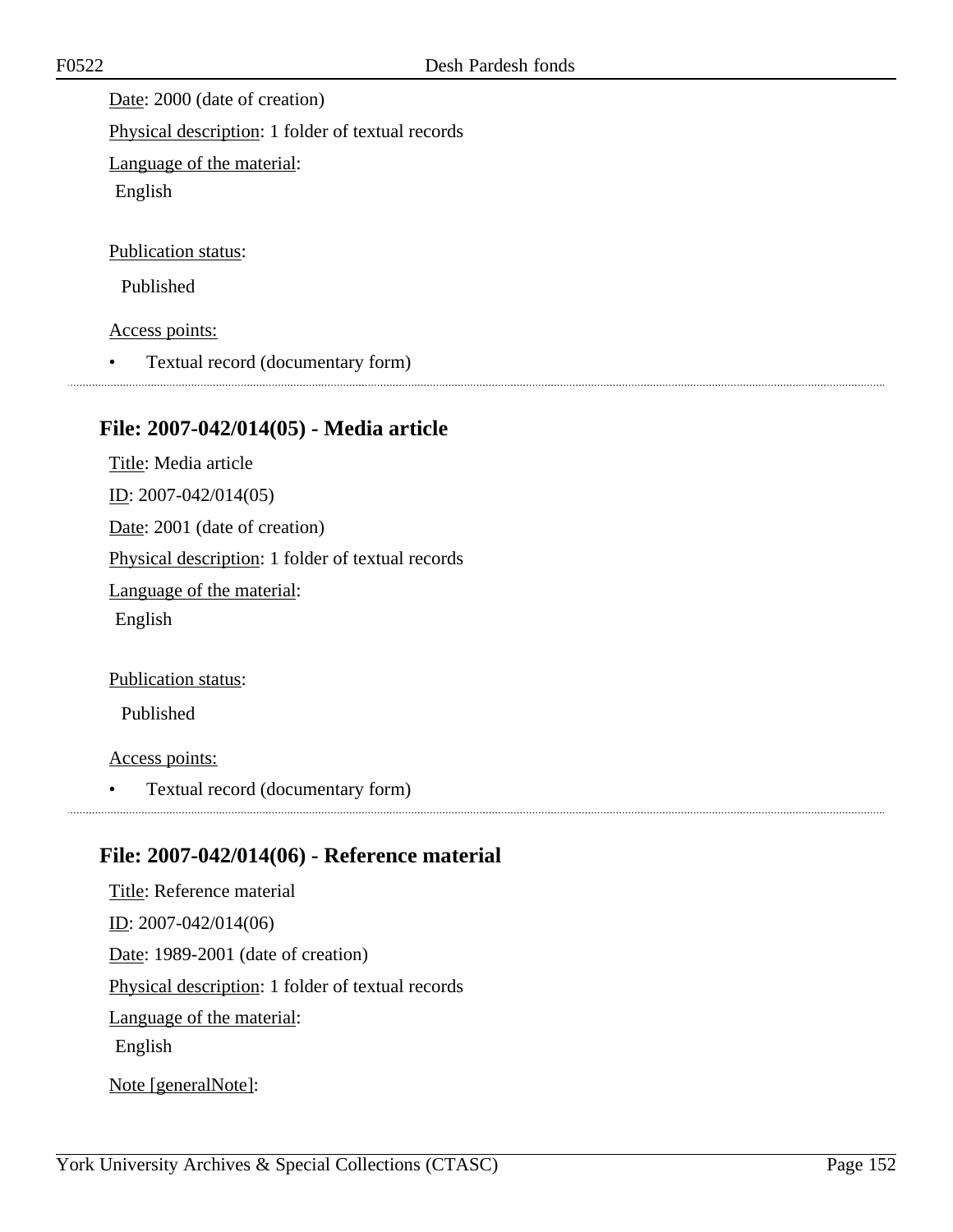Date: 2000 (date of creation)

Physical description: 1 folder of textual records

Language of the material:

English

Publication status:

Published

Access points:

- Textual record (documentary form)

---

## File: 2007-042/014(05) - Media article

Title: Media article

ID: 2007-042/014(05)

Date: 2001 (date of creation)

Physical description: 1 folder of textual records

Language of the material:

English

Publication status:

Published

Access points:

- Textual record (documentary form)

---

## File: 2007-042/014(06) - Reference material

Title: Reference material

ID: 2007-042/014(06)

Date: 1989-2001 (date of creation)

Physical description: 1 folder of textual records

Language of the material:

English

Note [generalNote]: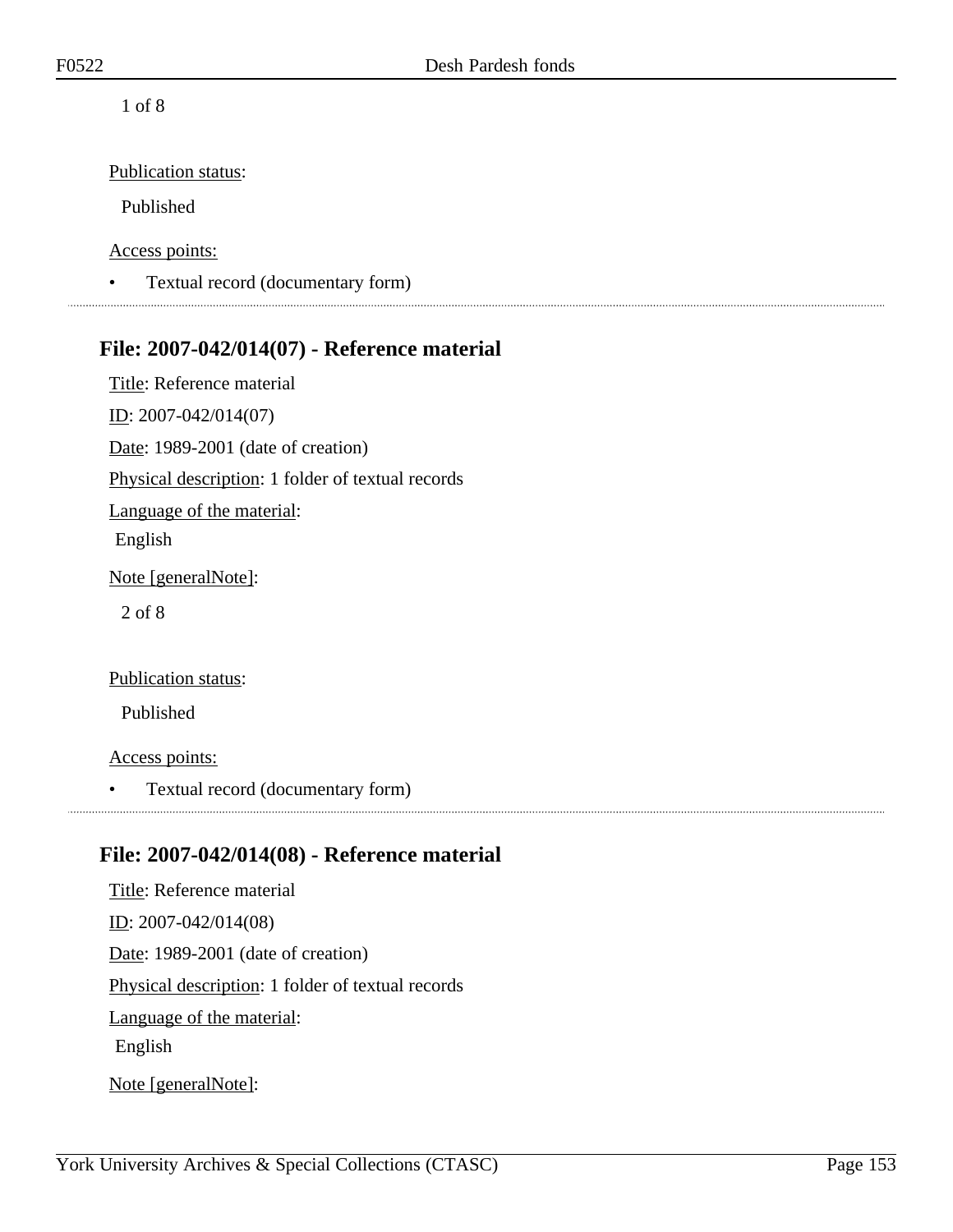1 of 8

Publication status:

Published

Access points:

- Textual record (documentary form)

## File: 2007-042/014(07) - Reference material

Title: Reference material

ID: 2007-042/014(07)

Date: 1989-2001 (date of creation)

Physical description: 1 folder of textual records

Language of the material:

English

Note [generalNote]:

2 of 8

Publication status:

Published

Access points:

- Textual record (documentary form)

## File: 2007-042/014(08) - Reference material

Title: Reference material

ID: 2007-042/014(08)

Date: 1989-2001 (date of creation)

Physical description: 1 folder of textual records

Language of the material:

English

Note [generalNote]: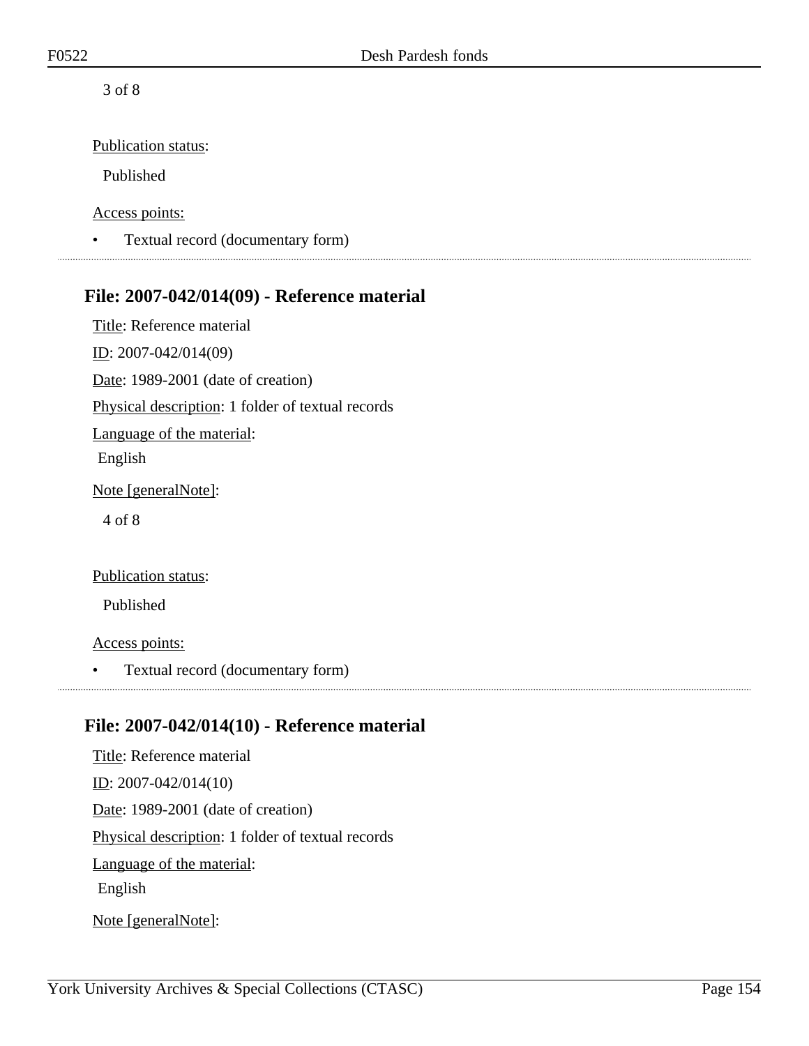3 of 8

Publication status:

Published

Access points:

- Textual record (documentary form)

## File: 2007-042/014(09) - Reference material

Title: Reference material

ID: 2007-042/014(09)

Date: 1989-2001 (date of creation)

Physical description: 1 folder of textual records

Language of the material:

English

Note [generalNote]:

4 of 8

Publication status:

Published

Access points:

- Textual record (documentary form)

## File: 2007-042/014(10) - Reference material

Title: Reference material

ID: 2007-042/014(10)

Date: 1989-2001 (date of creation)

Physical description: 1 folder of textual records

Language of the material:

English

Note [generalNote]: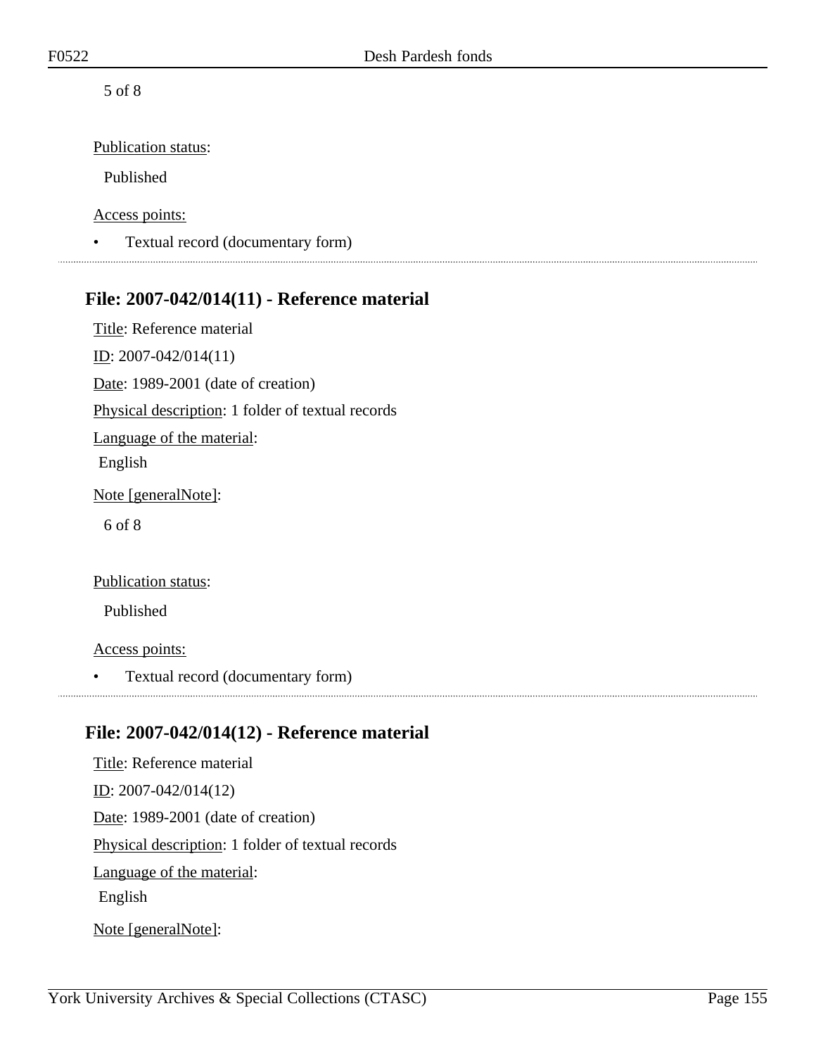5 of 8

Publication status:

Published

Access points:

- Textual record (documentary form)

## File: 2007-042/014(11) - Reference material

Title: Reference material

ID: 2007-042/014(11)

Date: 1989-2001 (date of creation)

Physical description: 1 folder of textual records

Language of the material:

English

Note [generalNote]:

6 of 8

Publication status:

Published

Access points:

- Textual record (documentary form)

## File: 2007-042/014(12) - Reference material

Title: Reference material

ID: 2007-042/014(12)

Date: 1989-2001 (date of creation)

Physical description: 1 folder of textual records

Language of the material:

English

Note [generalNote]: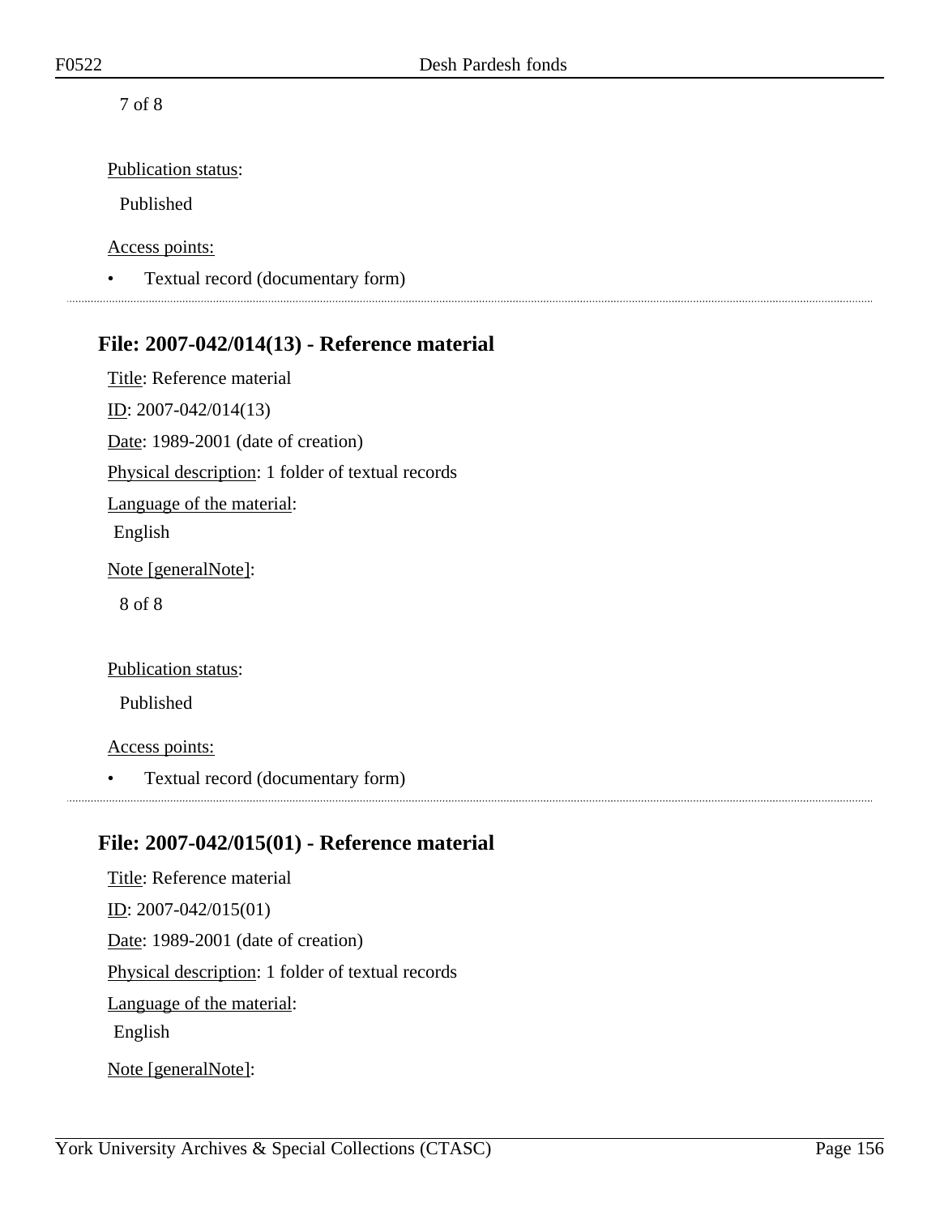7 of 8

Publication status:

Published

Access points:

- Textual record (documentary form)

### File: 2007-042/014(13) - Reference material

Title: Reference material

ID: 2007-042/014(13)

Date: 1989-2001 (date of creation)

Physical description: 1 folder of textual records

Language of the material:

English

Note [generalNote]:

8 of 8

Publication status:

Published

Access points:

- Textual record (documentary form)

### File: 2007-042/015(01) - Reference material

Title: Reference material

ID: 2007-042/015(01)

Date: 1989-2001 (date of creation)

Physical description: 1 folder of textual records

Language of the material:

English

Note [generalNote]: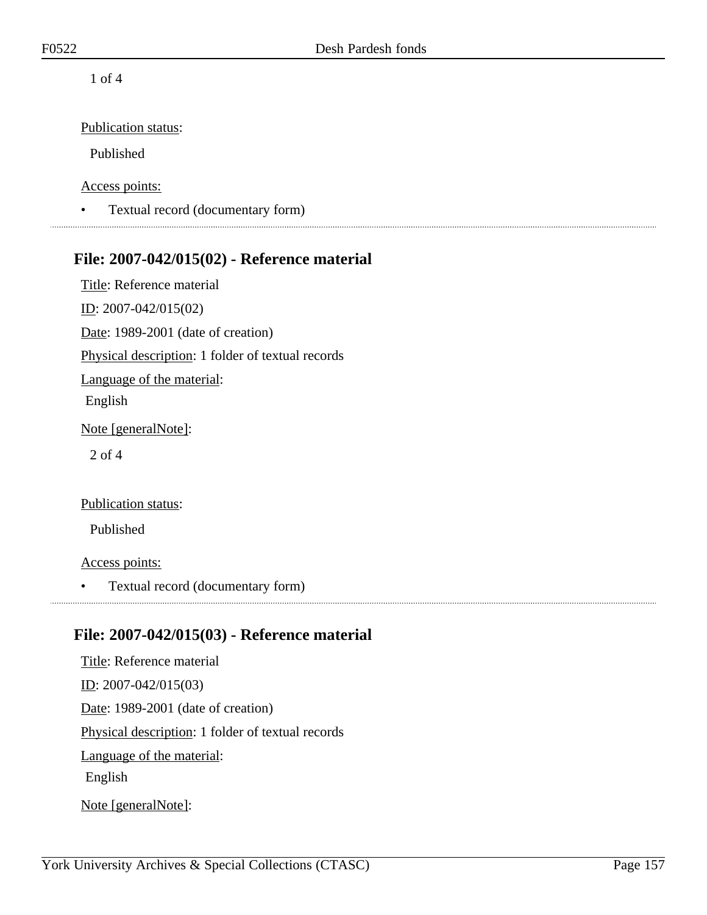1 of 4

Publication status:

Published

Access points:

- Textual record (documentary form)

## File: 2007-042/015(02) - Reference material

Title: Reference material

ID: 2007-042/015(02)

Date: 1989-2001 (date of creation)

Physical description: 1 folder of textual records

Language of the material:

English

Note [generalNote]:

2 of 4

Publication status:

Published

Access points:

- Textual record (documentary form)

## File: 2007-042/015(03) - Reference material

Title: Reference material

ID: 2007-042/015(03)

Date: 1989-2001 (date of creation)

Physical description: 1 folder of textual records

Language of the material:

English

Note [generalNote]: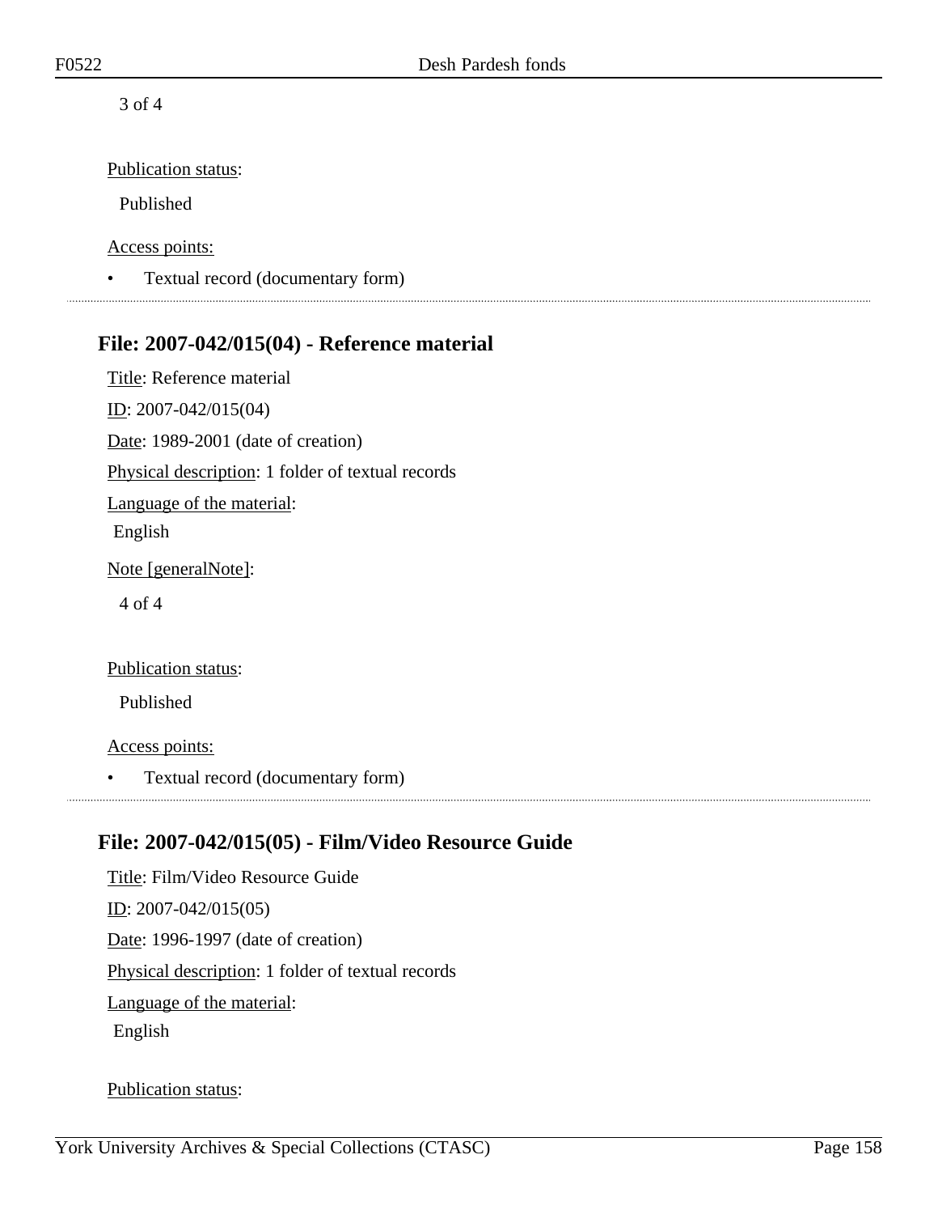3 of 4

Publication status:

Published

Access points:

- Textual record (documentary form)

## File: 2007-042/015(04) - Reference material

Title: Reference material

ID: 2007-042/015(04)

Date: 1989-2001 (date of creation)

Physical description: 1 folder of textual records

Language of the material:

English

Note [generalNote]:

4 of 4

Publication status:

Published

Access points:

- Textual record (documentary form)

## File: 2007-042/015(05) - Film/Video Resource Guide

Title: Film/Video Resource Guide

ID: 2007-042/015(05)

Date: 1996-1997 (date of creation)

Physical description: 1 folder of textual records

Language of the material:

English

Publication status: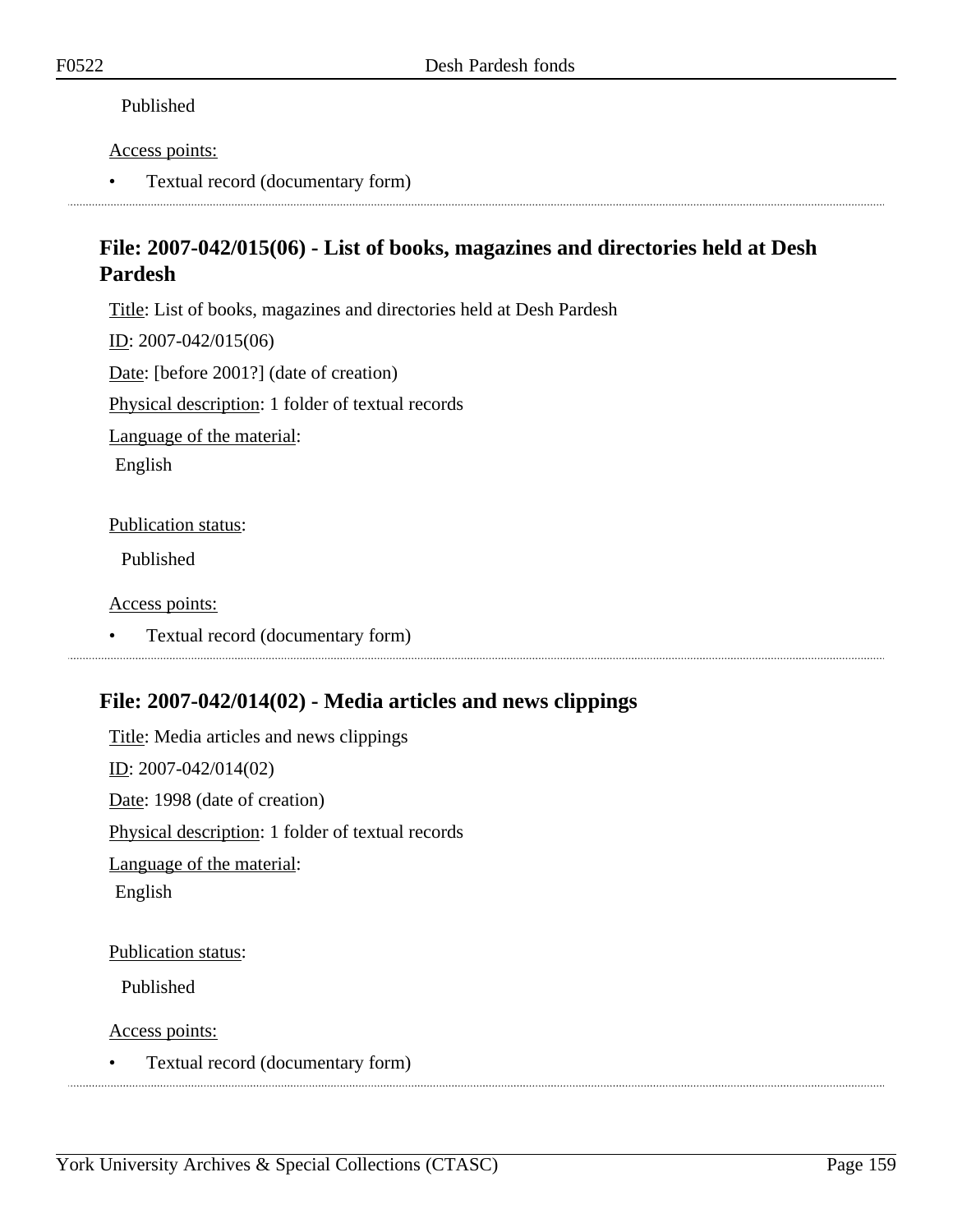Published

Access points:

- Textual record (documentary form)

## File: 2007-042/015(06) - List of books, magazines and directories held at Desh Pardesh

Title: List of books, magazines and directories held at Desh Pardesh

ID: 2007-042/015(06)

Date: [before 2001?] (date of creation)

Physical description: 1 folder of textual records

Language of the material:

English

Publication status:

Published

Access points:

- Textual record (documentary form)

## File: 2007-042/014(02) - Media articles and news clippings

Title: Media articles and news clippings

ID: 2007-042/014(02)

Date: 1998 (date of creation)

Physical description: 1 folder of textual records

Language of the material:

English

Publication status:

Published

Access points:

- Textual record (documentary form)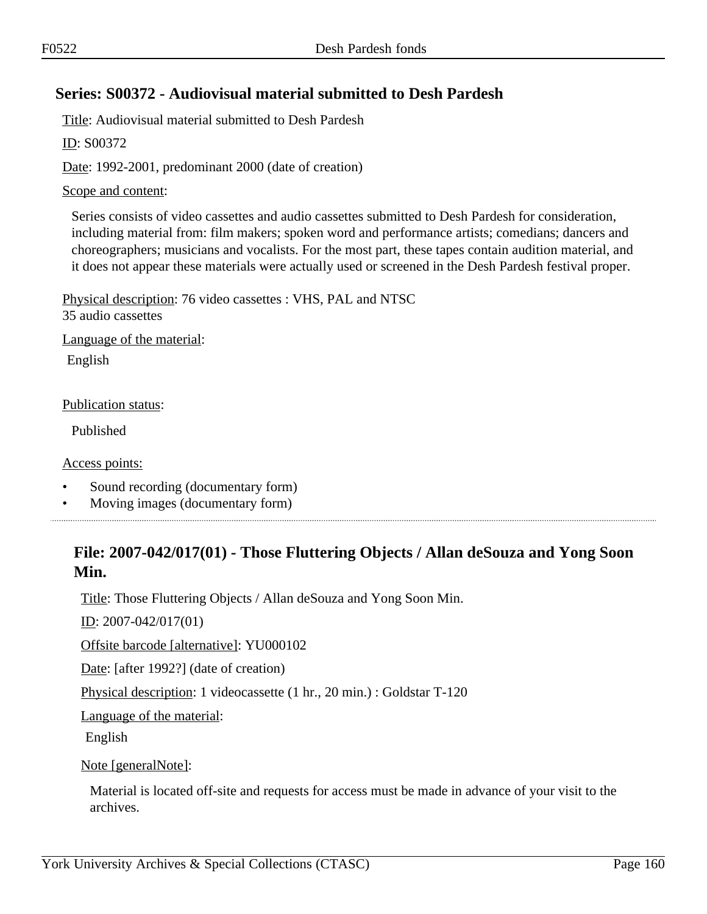## Series: S00372 - Audiovisual material submitted to Desh Pardesh

Title: Audiovisual material submitted to Desh Pardesh

ID: S00372

Date: 1992-2001, predominant 2000 (date of creation)

Scope and content:

Series consists of video cassettes and audio cassettes submitted to Desh Pardesh for consideration, including material from: film makers; spoken word and performance artists; comedians; dancers and choreographers; musicians and vocalists. For the most part, these tapes contain audition material, and it does not appear these materials were actually used or screened in the Desh Pardesh festival proper.

Physical description: 76 video cassettes : VHS, PAL and NTSC
35 audio cassettes

Language of the material:

English

Publication status:

Published

Access points:

- Sound recording (documentary form)
- Moving images (documentary form)

### File: 2007-042/017(01) - Those Fluttering Objects / Allan deSouza and Yong Soon Min.

Title: Those Fluttering Objects / Allan deSouza and Yong Soon Min.

ID: 2007-042/017(01)

Offsite barcode [alternative]: YU000102

Date: [after 1992?] (date of creation)

Physical description: 1 videocassette (1 hr., 20 min.) : Goldstar T-120

Language of the material:

English

Note [generalNote]:

Material is located off-site and requests for access must be made in advance of your visit to the archives.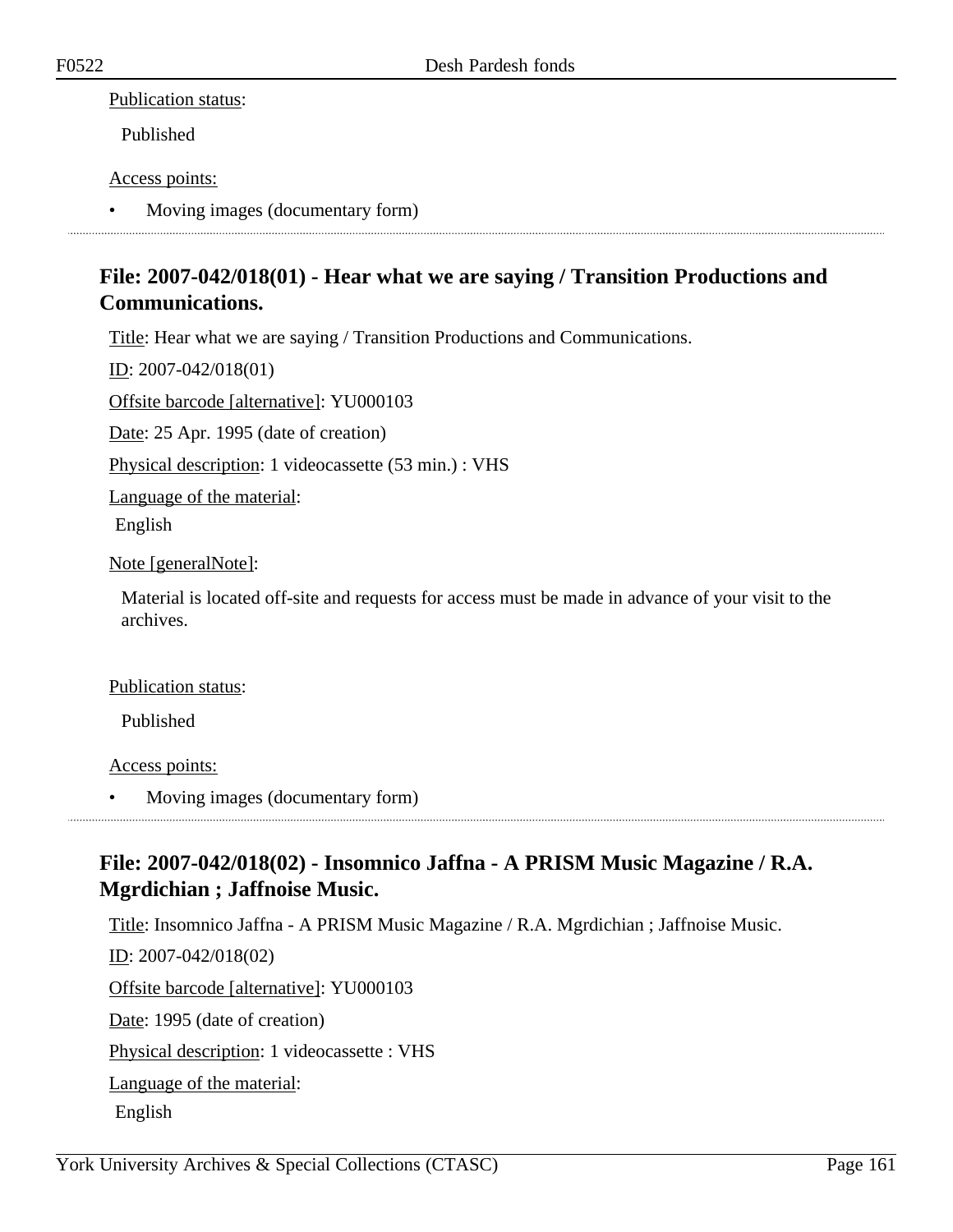Publication status:

Published

Access points:

- Moving images (documentary form)

## File: 2007-042/018(01) - Hear what we are saying / Transition Productions and Communications.

Title: Hear what we are saying / Transition Productions and Communications.

ID: 2007-042/018(01)

Offsite barcode [alternative]: YU000103

Date: 25 Apr. 1995 (date of creation)

Physical description: 1 videocassette (53 min.) : VHS

Language of the material:

English

Note [generalNote]:

Material is located off-site and requests for access must be made in advance of your visit to the archives.

Publication status:

Published

Access points:

- Moving images (documentary form)

## File: 2007-042/018(02) - Insomnico Jaffna - A PRISM Music Magazine / R.A. Mgrdichian ; Jaffnoise Music.

Title: Insomnico Jaffna - A PRISM Music Magazine / R.A. Mgrdichian ; Jaffnoise Music.

ID: 2007-042/018(02)

Offsite barcode [alternative]: YU000103

Date: 1995 (date of creation)

Physical description: 1 videocassette : VHS

Language of the material:

English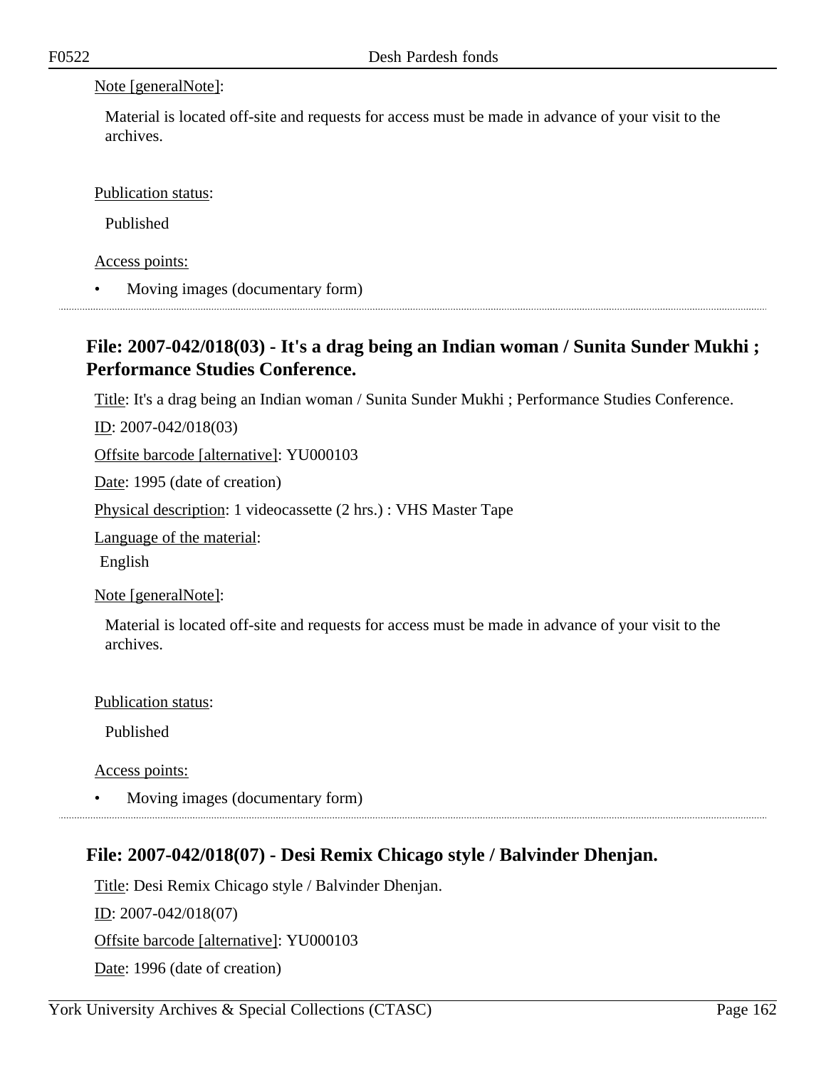Note [generalNote]:

Material is located off-site and requests for access must be made in advance of your visit to the archives.

Publication status:

Published

Access points:

- Moving images (documentary form)

## File: 2007-042/018(03) - It's a drag being an Indian woman / Sunita Sunder Mukhi ; Performance Studies Conference.

Title: It's a drag being an Indian woman / Sunita Sunder Mukhi ; Performance Studies Conference.

ID: 2007-042/018(03)

Offsite barcode [alternative]: YU000103

Date: 1995 (date of creation)

Physical description: 1 videocassette (2 hrs.) : VHS Master Tape

Language of the material:

English

Note [generalNote]:

Material is located off-site and requests for access must be made in advance of your visit to the archives.

Publication status:

Published

Access points:

- Moving images (documentary form)

## File: 2007-042/018(07) - Desi Remix Chicago style / Balvinder Dhenjan.

Title: Desi Remix Chicago style / Balvinder Dhenjan.

ID: 2007-042/018(07)

Offsite barcode [alternative]: YU000103

Date: 1996 (date of creation)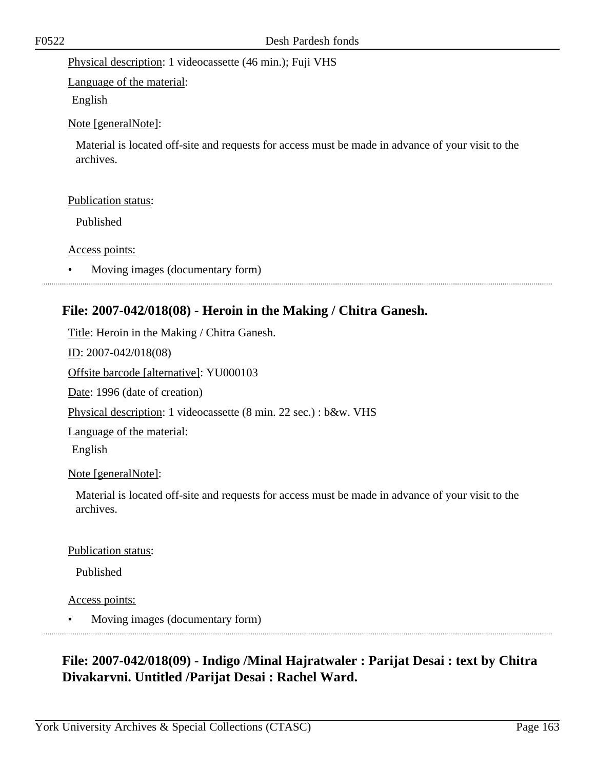Physical description: 1 videocassette (46 min.); Fuji VHS

Language of the material:

English

Note [generalNote]:

Material is located off-site and requests for access must be made in advance of your visit to the archives.

Publication status:

Published

Access points:

- Moving images (documentary form)

## File: 2007-042/018(08) - Heroin in the Making / Chitra Ganesh.

Title: Heroin in the Making / Chitra Ganesh.

ID: 2007-042/018(08)

Offsite barcode [alternative]: YU000103

Date: 1996 (date of creation)

Physical description: 1 videocassette (8 min. 22 sec.) : b&w. VHS

Language of the material:

English

Note [generalNote]:

Material is located off-site and requests for access must be made in advance of your visit to the archives.

Publication status:

Published

Access points:

- Moving images (documentary form)

## File: 2007-042/018(09) - Indigo /Minal Hajratwaler : Parijat Desai : text by Chitra Divakarvni. Untitled /Parijat Desai : Rachel Ward.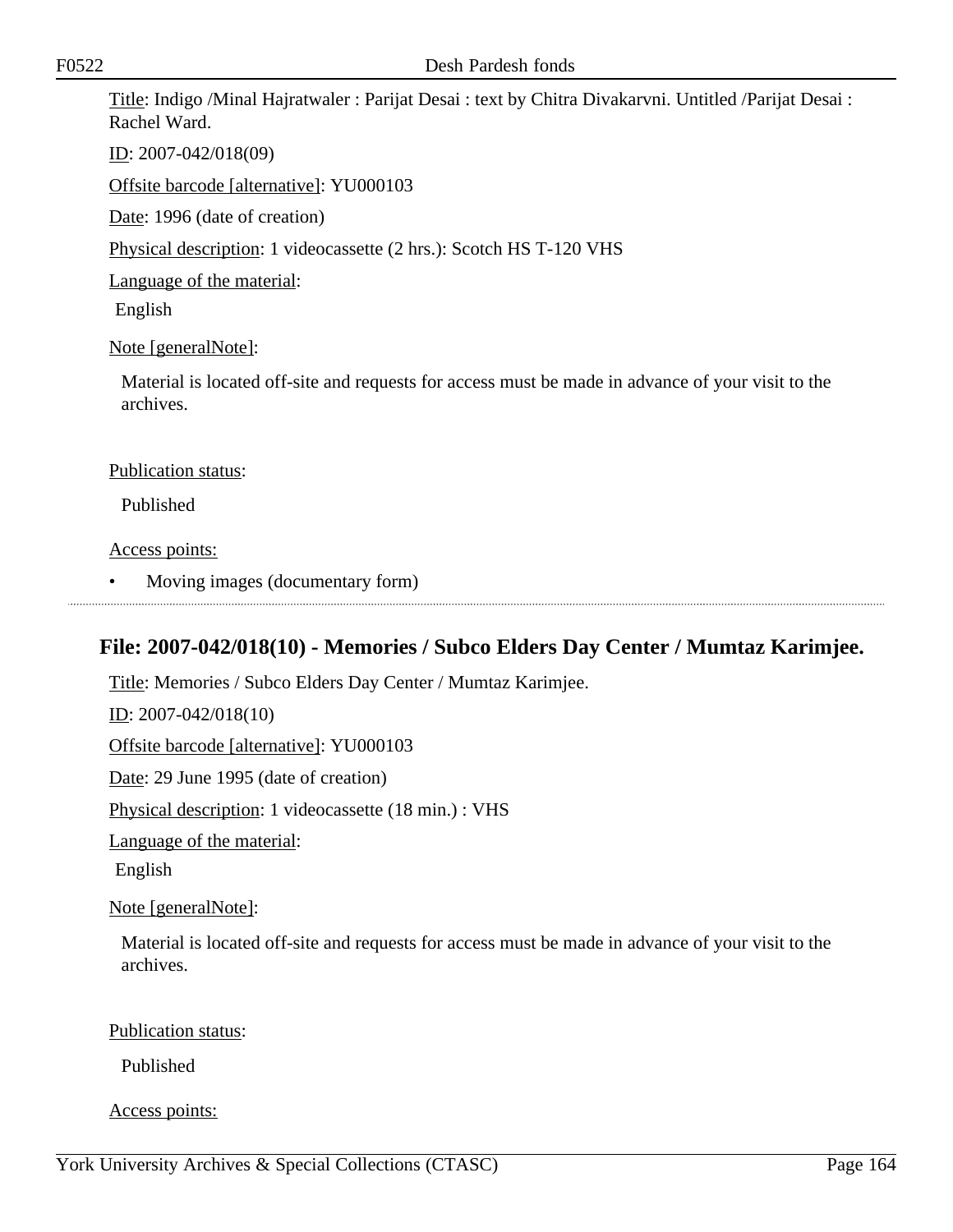Title: Indigo /Minal Hajratwaler : Parijat Desai : text by Chitra Divakarvni. Untitled /Parijat Desai : Rachel Ward.

ID: 2007-042/018(09)

Offsite barcode [alternative]: YU000103

Date: 1996 (date of creation)

Physical description: 1 videocassette (2 hrs.): Scotch HS T-120 VHS

Language of the material:

English

Note [generalNote]:

Material is located off-site and requests for access must be made in advance of your visit to the archives.

Publication status:

Published

Access points:

- Moving images (documentary form)

---

## File: 2007-042/018(10) - Memories / Subco Elders Day Center / Mumtaz Karimjee.

Title: Memories / Subco Elders Day Center / Mumtaz Karimjee.

ID: 2007-042/018(10)

Offsite barcode [alternative]: YU000103

Date: 29 June 1995 (date of creation)

Physical description: 1 videocassette (18 min.) : VHS

Language of the material:

English

Note [generalNote]:

Material is located off-site and requests for access must be made in advance of your visit to the archives.

Publication status:

Published

Access points: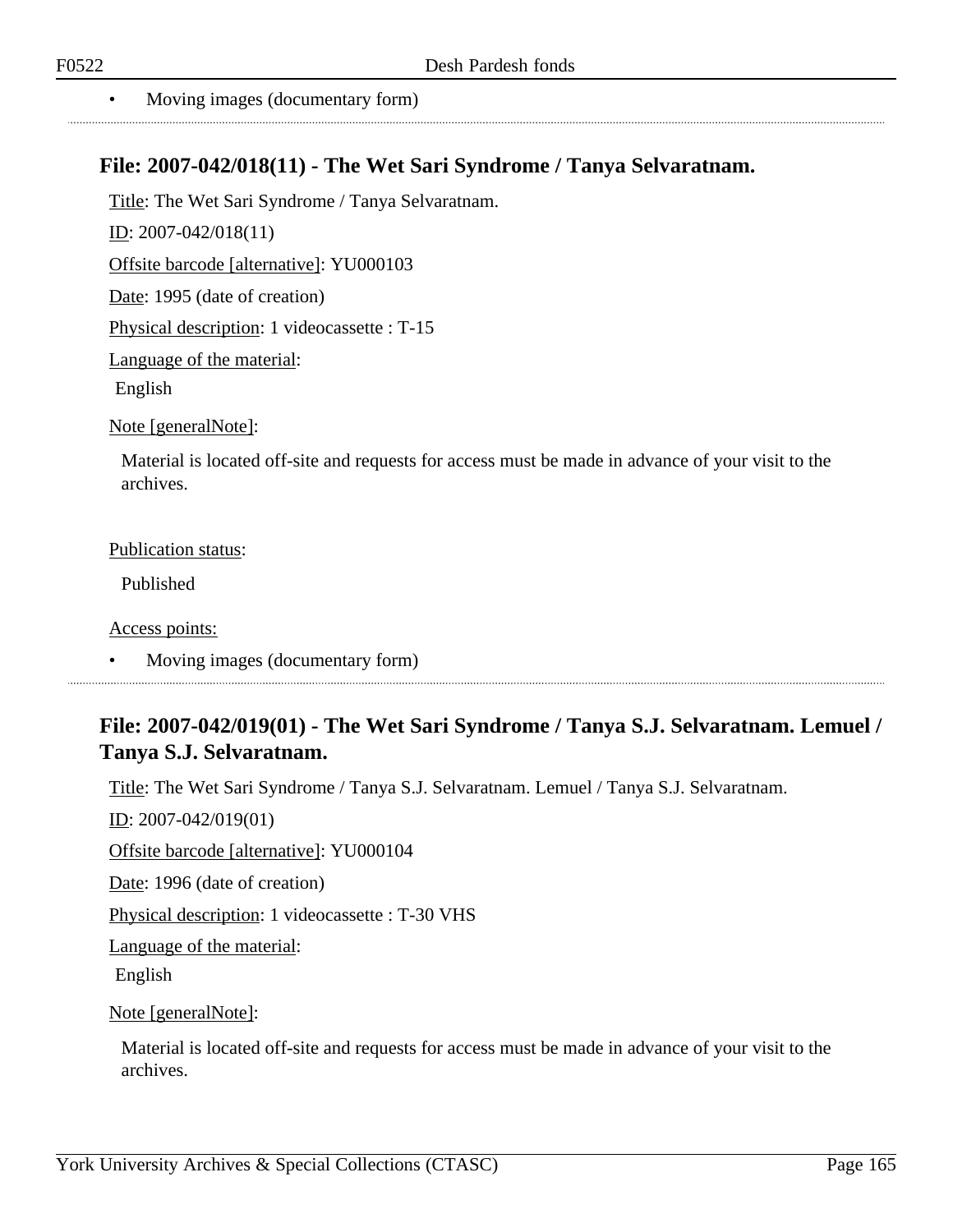- Moving images (documentary form)

## File: 2007-042/018(11) - The Wet Sari Syndrome / Tanya Selvaratnam.

Title: The Wet Sari Syndrome / Tanya Selvaratnam.

ID: 2007-042/018(11)

Offsite barcode [alternative]: YU000103

Date: 1995 (date of creation)

Physical description: 1 videocassette : T-15

Language of the material:

English

Note [generalNote]:

Material is located off-site and requests for access must be made in advance of your visit to the archives.

Publication status:

Published

Access points:

- Moving images (documentary form)

## File: 2007-042/019(01) - The Wet Sari Syndrome / Tanya S.J. Selvaratnam. Lemuel / Tanya S.J. Selvaratnam.

Title: The Wet Sari Syndrome / Tanya S.J. Selvaratnam. Lemuel / Tanya S.J. Selvaratnam.

ID: 2007-042/019(01)

Offsite barcode [alternative]: YU000104

Date: 1996 (date of creation)

Physical description: 1 videocassette : T-30 VHS

Language of the material:

English

Note [generalNote]:

Material is located off-site and requests for access must be made in advance of your visit to the archives.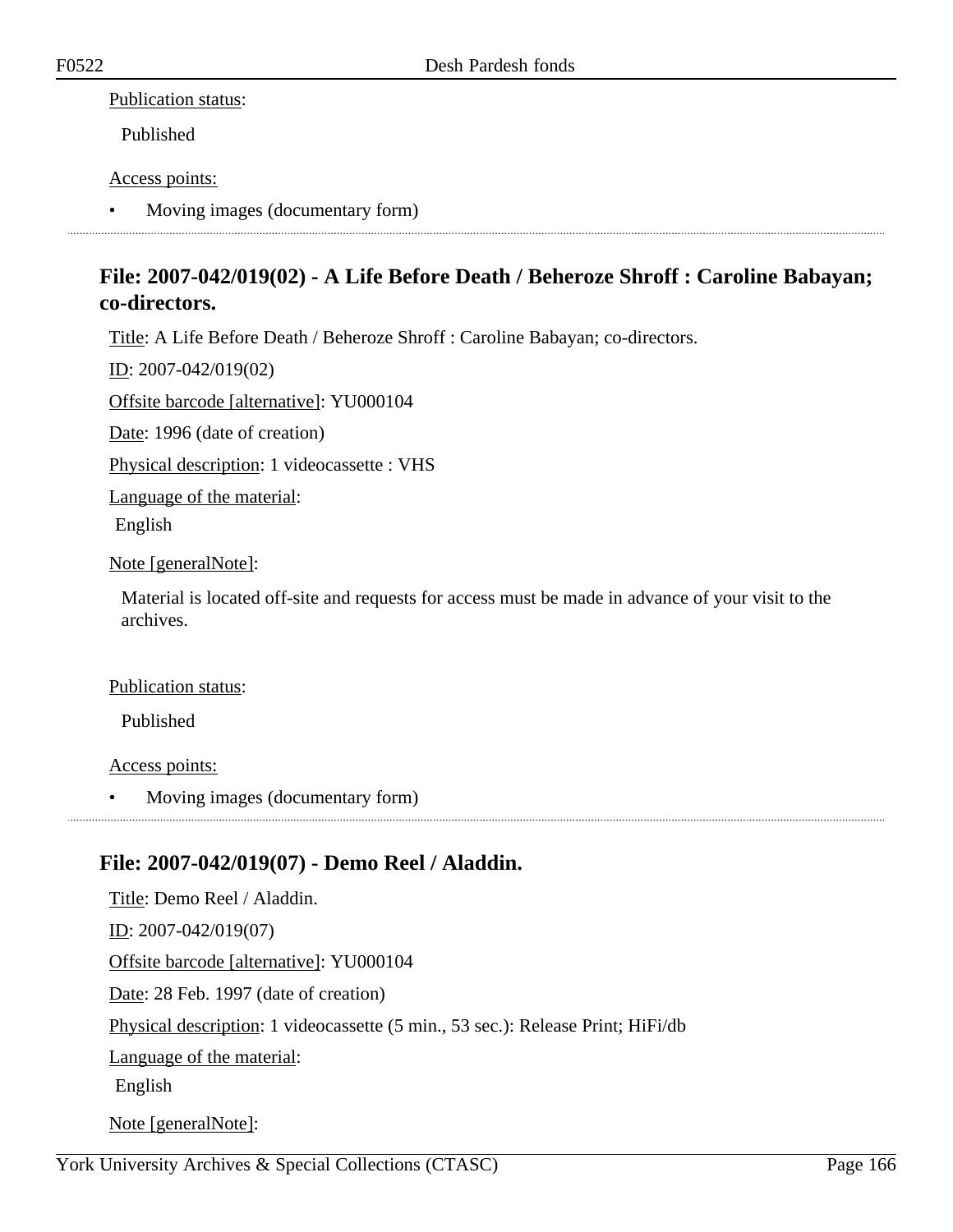Publication status:

Published

Access points:

- Moving images (documentary form)

---

## File: 2007-042/019(02) - A Life Before Death / Beheroze Shroff : Caroline Babayan; co-directors.

Title: A Life Before Death / Beheroze Shroff : Caroline Babayan; co-directors.

ID: 2007-042/019(02)

Offsite barcode [alternative]: YU000104

Date: 1996 (date of creation)

Physical description: 1 videocassette : VHS

Language of the material:

English

Note [generalNote]:

Material is located off-site and requests for access must be made in advance of your visit to the archives.

Publication status:

Published

Access points:

- Moving images (documentary form)

---

## File: 2007-042/019(07) - Demo Reel / Aladdin.

Title: Demo Reel / Aladdin.

ID: 2007-042/019(07)

Offsite barcode [alternative]: YU000104

Date: 28 Feb. 1997 (date of creation)

Physical description: 1 videocassette (5 min., 53 sec.): Release Print; HiFi/db

Language of the material:

English

Note [generalNote]: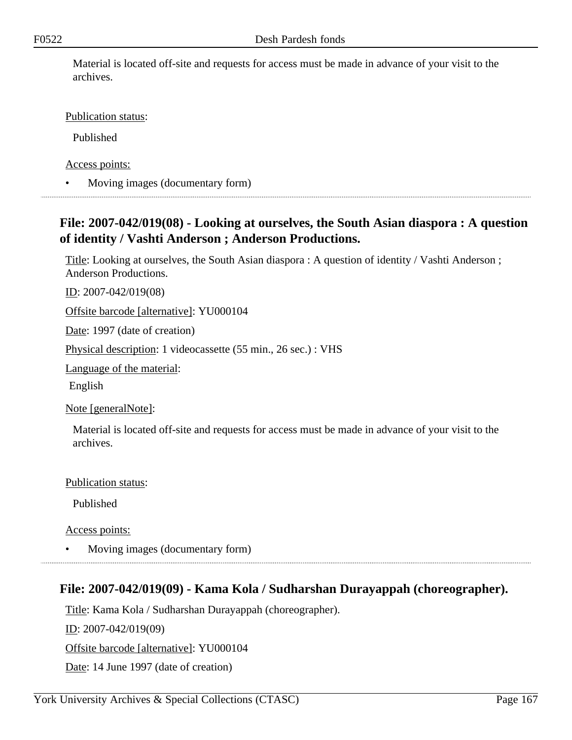Material is located off-site and requests for access must be made in advance of your visit to the archives.

Publication status:

Published

Access points:

- Moving images (documentary form)

## File: 2007-042/019(08) - Looking at ourselves, the South Asian diaspora : A question of identity / Vashti Anderson ; Anderson Productions.

Title: Looking at ourselves, the South Asian diaspora : A question of identity / Vashti Anderson ; Anderson Productions.

ID: 2007-042/019(08)

Offsite barcode [alternative]: YU000104

Date: 1997 (date of creation)

Physical description: 1 videocassette (55 min., 26 sec.) : VHS

Language of the material:

English

Note [generalNote]:

Material is located off-site and requests for access must be made in advance of your visit to the archives.

Publication status:

Published

Access points:

- Moving images (documentary form)

## File: 2007-042/019(09) - Kama Kola / Sudharshan Durayappah (choreographer).

Title: Kama Kola / Sudharshan Durayappah (choreographer).

ID: 2007-042/019(09)

Offsite barcode [alternative]: YU000104

Date: 14 June 1997 (date of creation)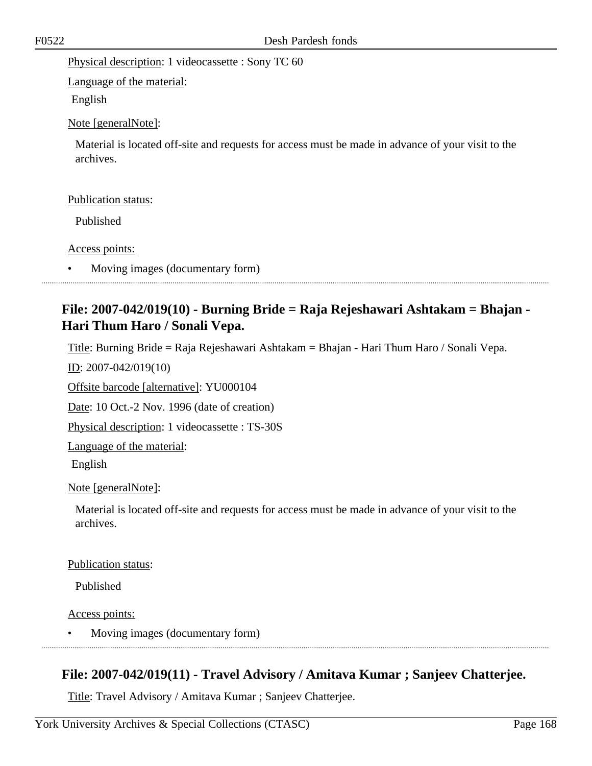Physical description: 1 videocassette : Sony TC 60

Language of the material:

English

Note [generalNote]:

Material is located off-site and requests for access must be made in advance of your visit to the archives.

Publication status:

Published

Access points:

- Moving images (documentary form)

## File: 2007-042/019(10) - Burning Bride = Raja Rejeshawari Ashtakam = Bhajan - Hari Thum Haro / Sonali Vepa.

Title: Burning Bride = Raja Rejeshawari Ashtakam = Bhajan - Hari Thum Haro / Sonali Vepa.

ID: 2007-042/019(10)

Offsite barcode [alternative]: YU000104

Date: 10 Oct.-2 Nov. 1996 (date of creation)

Physical description: 1 videocassette : TS-30S

Language of the material:

English

Note [generalNote]:

Material is located off-site and requests for access must be made in advance of your visit to the archives.

Publication status:

Published

Access points:

- Moving images (documentary form)

## File: 2007-042/019(11) - Travel Advisory / Amitava Kumar ; Sanjeev Chatterjee.

Title: Travel Advisory / Amitava Kumar ; Sanjeev Chatterjee.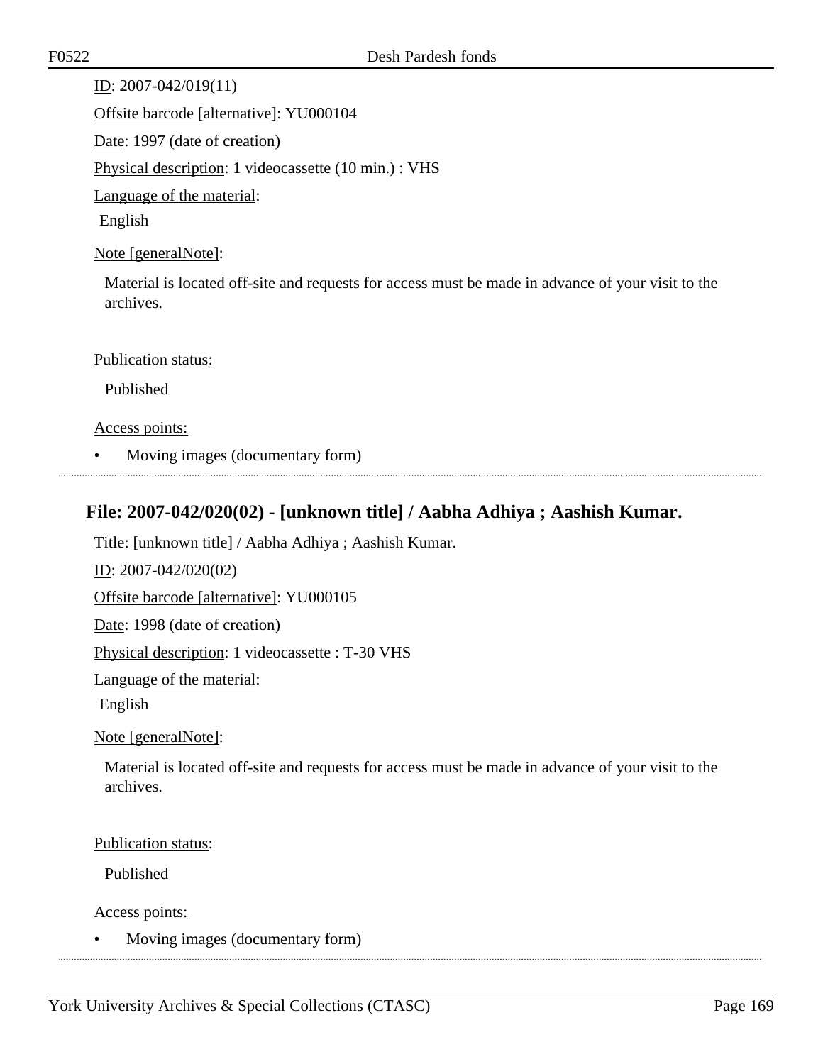ID: 2007-042/019(11)

Offsite barcode [alternative]: YU000104

Date: 1997 (date of creation)

Physical description: 1 videocassette (10 min.) : VHS

Language of the material:

English

Note [generalNote]:

Material is located off-site and requests for access must be made in advance of your visit to the archives.

Publication status:

Published

Access points:

- Moving images (documentary form)

## File: 2007-042/020(02) - [unknown title] / Aabha Adhiya ; Aashish Kumar.

Title: [unknown title] / Aabha Adhiya ; Aashish Kumar.

ID: 2007-042/020(02)

Offsite barcode [alternative]: YU000105

Date: 1998 (date of creation)

Physical description: 1 videocassette : T-30 VHS

Language of the material:

English

Note [generalNote]:

Material is located off-site and requests for access must be made in advance of your visit to the archives.

Publication status:

Published

Access points:

- Moving images (documentary form)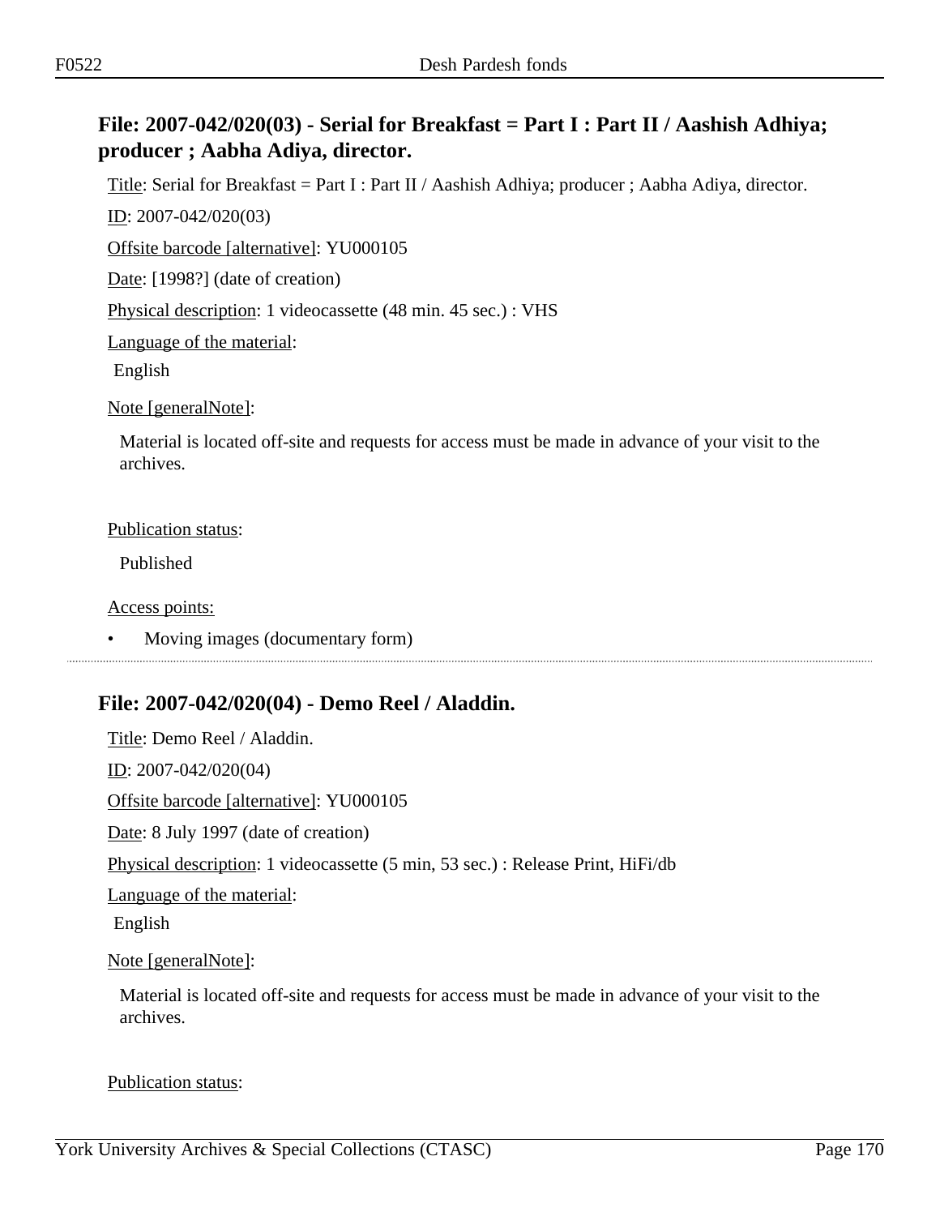## File: 2007-042/020(03) - Serial for Breakfast = Part I : Part II / Aashish Adhiya; producer ; Aabha Adiya, director.

Title: Serial for Breakfast = Part I : Part II / Aashish Adhiya; producer ; Aabha Adiya, director.

ID: 2007-042/020(03)

Offsite barcode [alternative]: YU000105

Date: [1998?] (date of creation)

Physical description: 1 videocassette (48 min. 45 sec.) : VHS

Language of the material:

English

Note [generalNote]:

Material is located off-site and requests for access must be made in advance of your visit to the archives.

Publication status:

Published

Access points:

- Moving images (documentary form)

---

## File: 2007-042/020(04) - Demo Reel / Aladdin.

Title: Demo Reel / Aladdin.

ID: 2007-042/020(04)

Offsite barcode [alternative]: YU000105

Date: 8 July 1997 (date of creation)

Physical description: 1 videocassette (5 min, 53 sec.) : Release Print, HiFi/db

Language of the material:

English

Note [generalNote]:

Material is located off-site and requests for access must be made in advance of your visit to the archives.

Publication status: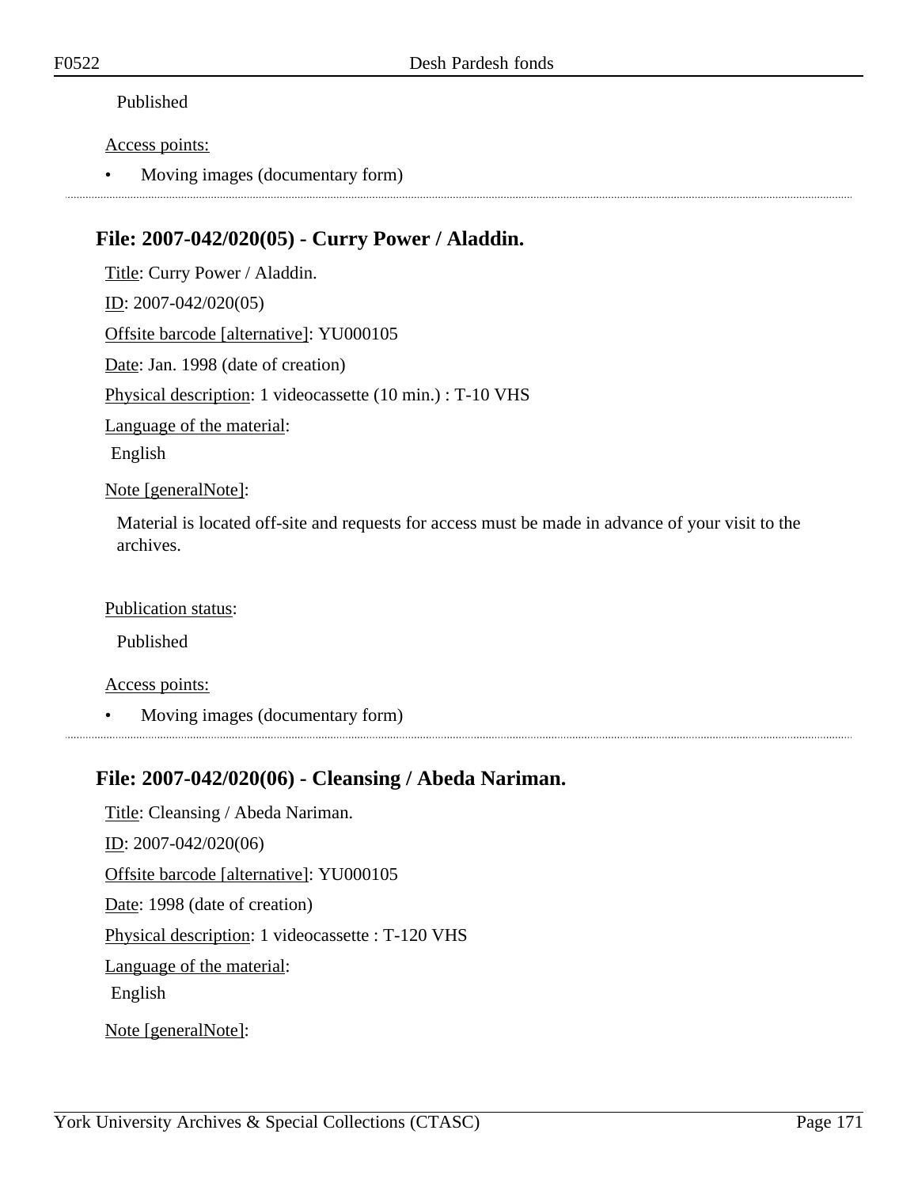Published

Access points:

- Moving images (documentary form)

---

## File: 2007-042/020(05) - Curry Power / Aladdin.

Title: Curry Power / Aladdin.

ID: 2007-042/020(05)

Offsite barcode [alternative]: YU000105

Date: Jan. 1998 (date of creation)

Physical description: 1 videocassette (10 min.) : T-10 VHS

Language of the material:

English

Note [generalNote]:

Material is located off-site and requests for access must be made in advance of your visit to the archives.

Publication status:

Published

Access points:

- Moving images (documentary form)

---

## File: 2007-042/020(06) - Cleansing / Abeda Nariman.

Title: Cleansing / Abeda Nariman.

ID: 2007-042/020(06)

Offsite barcode [alternative]: YU000105

Date: 1998 (date of creation)

Physical description: 1 videocassette : T-120 VHS

Language of the material:

English

Note [generalNote]: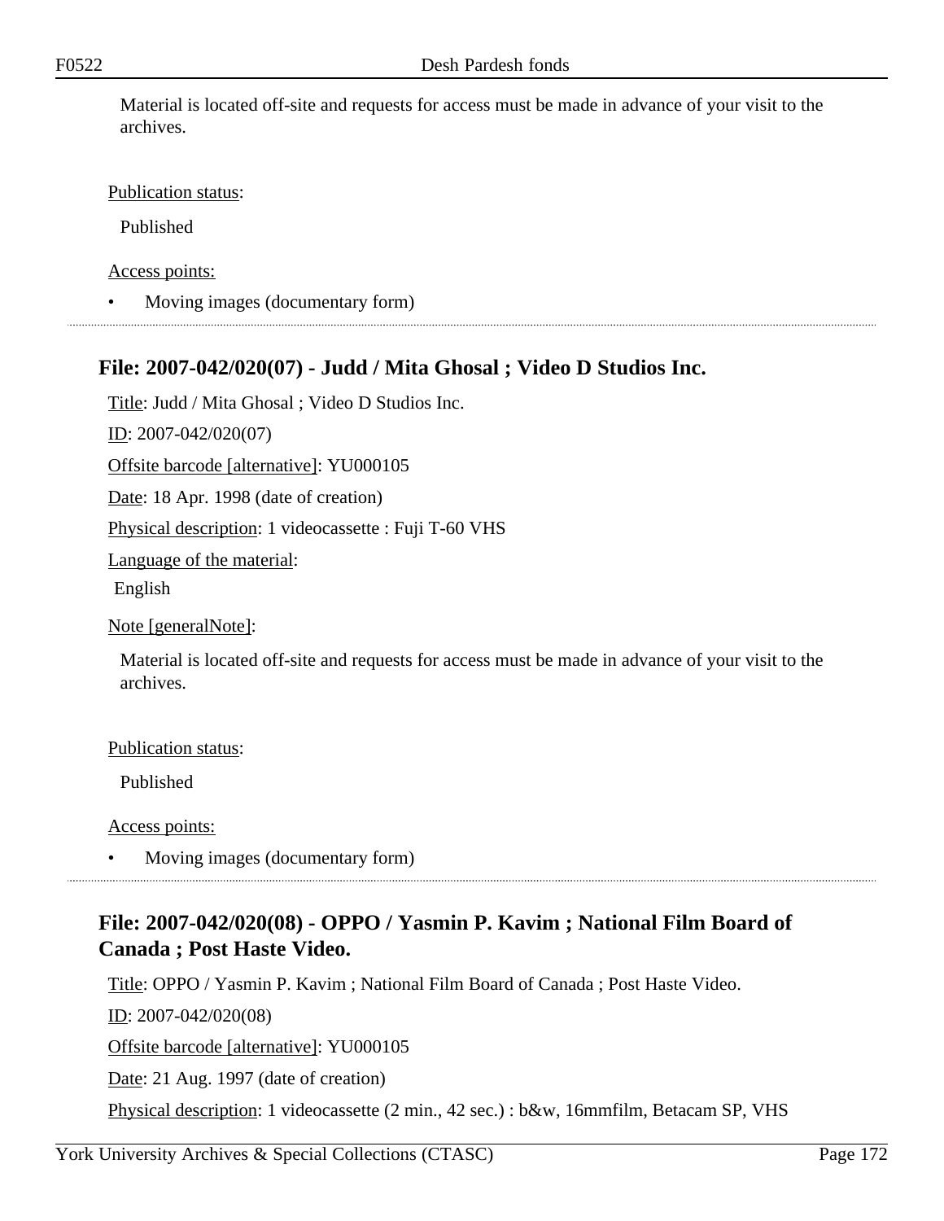Material is located off-site and requests for access must be made in advance of your visit to the archives.

Publication status:

Published

Access points:

- Moving images (documentary form)

## File: 2007-042/020(07) - Judd / Mita Ghosal ; Video D Studios Inc.

Title: Judd / Mita Ghosal ; Video D Studios Inc.

ID: 2007-042/020(07)

Offsite barcode [alternative]: YU000105

Date: 18 Apr. 1998 (date of creation)

Physical description: 1 videocassette : Fuji T-60 VHS

Language of the material:

English

Note [generalNote]:

Material is located off-site and requests for access must be made in advance of your visit to the archives.

Publication status:

Published

Access points:

- Moving images (documentary form)

## File: 2007-042/020(08) - OPPO / Yasmin P. Kavim ; National Film Board of Canada ; Post Haste Video.

Title: OPPO / Yasmin P. Kavim ; National Film Board of Canada ; Post Haste Video.

ID: 2007-042/020(08)

Offsite barcode [alternative]: YU000105

Date: 21 Aug. 1997 (date of creation)

Physical description: 1 videocassette (2 min., 42 sec.) : b&w, 16mmfilm, Betacam SP, VHS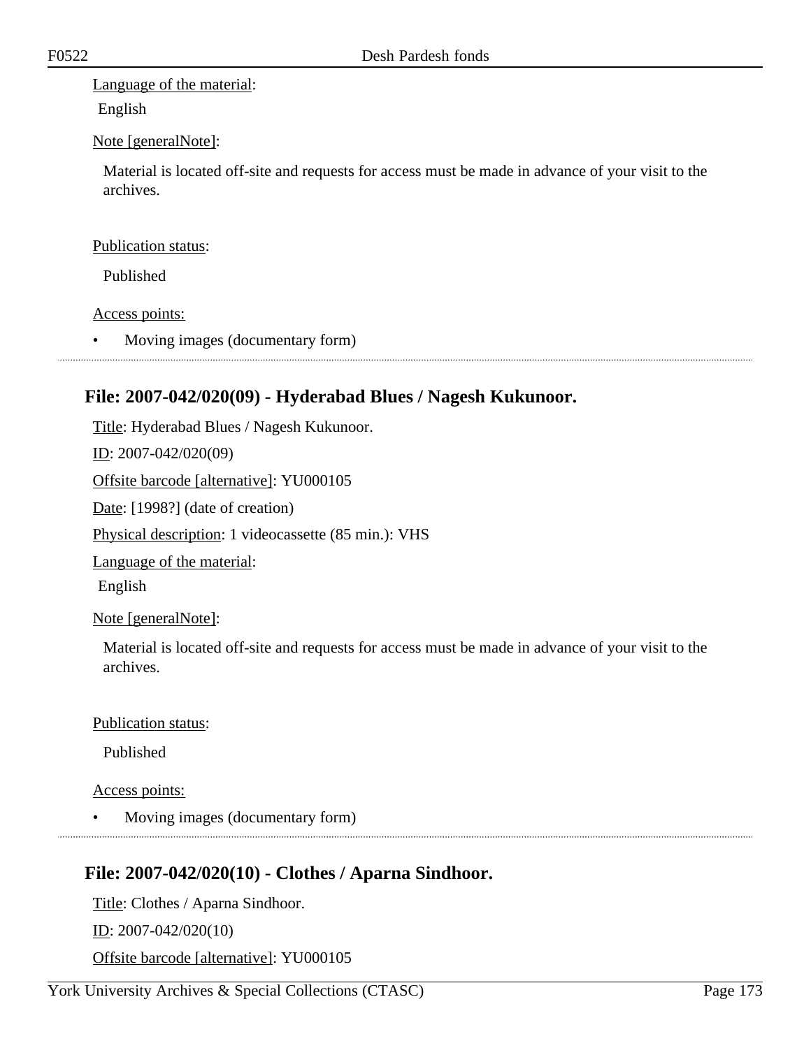Language of the material:

English

Note [generalNote]:

Material is located off-site and requests for access must be made in advance of your visit to the archives.

Publication status:

Published

Access points:

- Moving images (documentary form)

## File: 2007-042/020(09) - Hyderabad Blues / Nagesh Kukunoor.

Title: Hyderabad Blues / Nagesh Kukunoor.

ID: 2007-042/020(09)

Offsite barcode [alternative]: YU000105

Date: [1998?] (date of creation)

Physical description: 1 videocassette (85 min.): VHS

Language of the material:

English

Note [generalNote]:

Material is located off-site and requests for access must be made in advance of your visit to the archives.

Publication status:

Published

Access points:

- Moving images (documentary form)

## File: 2007-042/020(10) - Clothes / Aparna Sindhoor.

Title: Clothes / Aparna Sindhoor.

ID: 2007-042/020(10)

Offsite barcode [alternative]: YU000105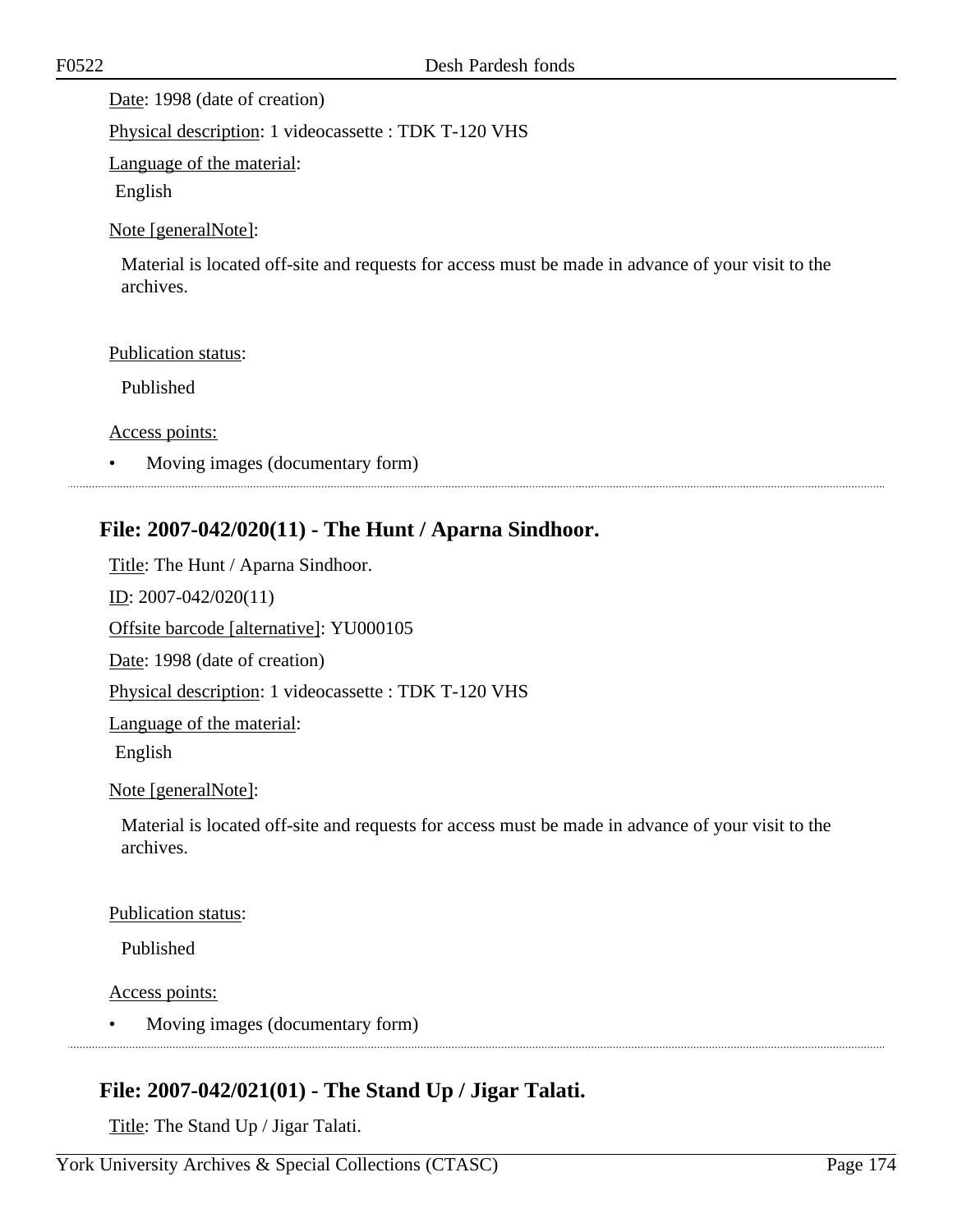Date: 1998 (date of creation)

Physical description: 1 videocassette : TDK T-120 VHS

Language of the material:

English

Note [generalNote]:

Material is located off-site and requests for access must be made in advance of your visit to the archives.

Publication status:

Published

Access points:

- Moving images (documentary form)

## File: 2007-042/020(11) - The Hunt / Aparna Sindhoor.

Title: The Hunt / Aparna Sindhoor.

ID: 2007-042/020(11)

Offsite barcode [alternative]: YU000105

Date: 1998 (date of creation)

Physical description: 1 videocassette : TDK T-120 VHS

Language of the material:

English

Note [generalNote]:

Material is located off-site and requests for access must be made in advance of your visit to the archives.

Publication status:

Published

Access points:

- Moving images (documentary form)

## File: 2007-042/021(01) - The Stand Up / Jigar Talati.

Title: The Stand Up / Jigar Talati.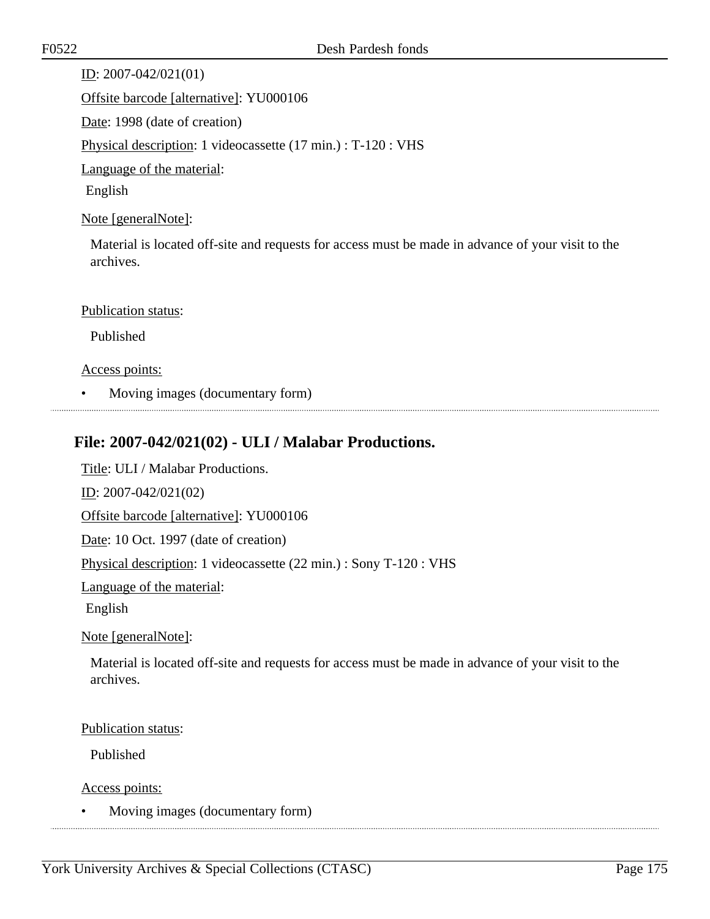ID: 2007-042/021(01)

Offsite barcode [alternative]: YU000106

Date: 1998 (date of creation)

Physical description: 1 videocassette (17 min.) : T-120 : VHS

Language of the material:

English

Note [generalNote]:

Material is located off-site and requests for access must be made in advance of your visit to the archives.

Publication status:

Published

Access points:

- Moving images (documentary form)

## File: 2007-042/021(02) - ULI / Malabar Productions.

Title: ULI / Malabar Productions.

ID: 2007-042/021(02)

Offsite barcode [alternative]: YU000106

Date: 10 Oct. 1997 (date of creation)

Physical description: 1 videocassette (22 min.) : Sony T-120 : VHS

Language of the material:

English

Note [generalNote]:

Material is located off-site and requests for access must be made in advance of your visit to the archives.

Publication status:

Published

Access points:

- Moving images (documentary form)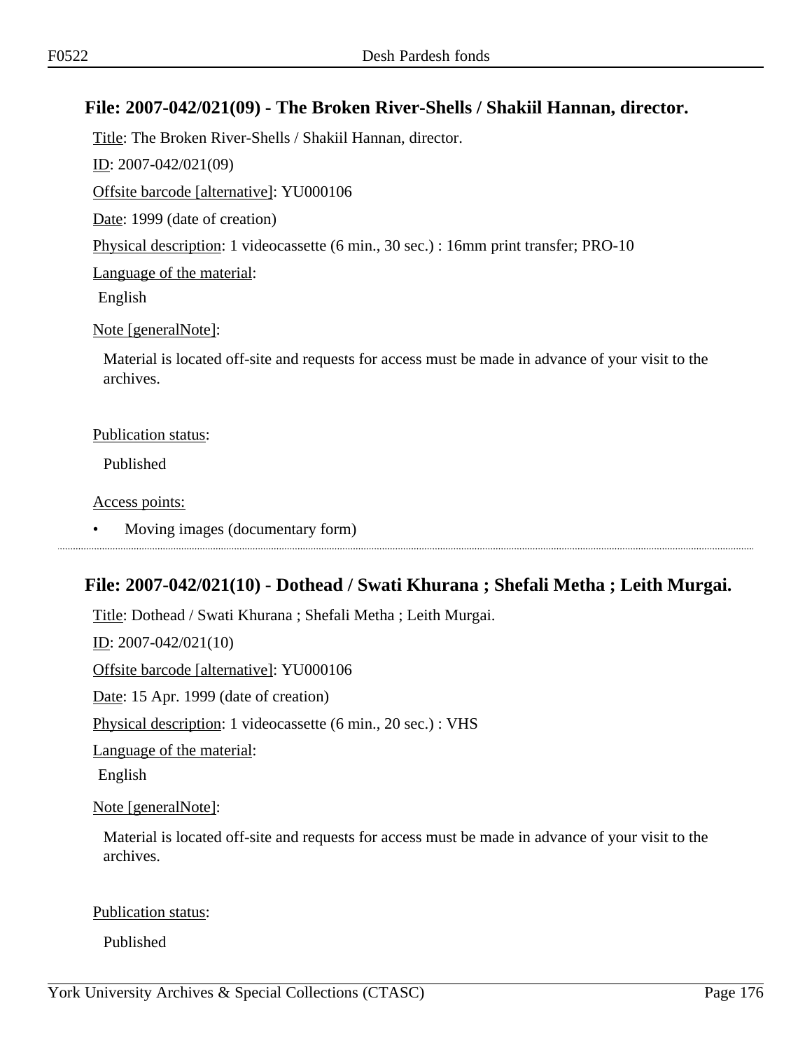## File: 2007-042/021(09) - The Broken River-Shells / Shakiil Hannan, director.

Title: The Broken River-Shells / Shakiil Hannan, director.

ID: 2007-042/021(09)

Offsite barcode [alternative]: YU000106

Date: 1999 (date of creation)

Physical description: 1 videocassette (6 min., 30 sec.) : 16mm print transfer; PRO-10

Language of the material:

English

Note [generalNote]:

Material is located off-site and requests for access must be made in advance of your visit to the archives.

Publication status:

Published

Access points:

- Moving images (documentary form)

## File: 2007-042/021(10) - Dothead / Swati Khurana ; Shefali Metha ; Leith Murgai.

Title: Dothead / Swati Khurana ; Shefali Metha ; Leith Murgai.

ID: 2007-042/021(10)

Offsite barcode [alternative]: YU000106

Date: 15 Apr. 1999 (date of creation)

Physical description: 1 videocassette (6 min., 20 sec.) : VHS

Language of the material:

English

Note [generalNote]:

Material is located off-site and requests for access must be made in advance of your visit to the archives.

Publication status:

Published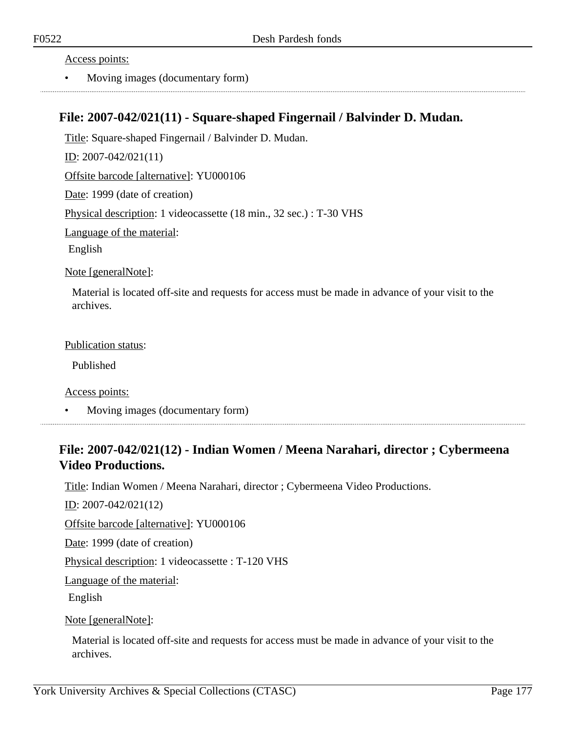Access points:

- Moving images (documentary form)

---

## File: 2007-042/021(11) - Square-shaped Fingernail / Balvinder D. Mudan.

Title: Square-shaped Fingernail / Balvinder D. Mudan.

ID: 2007-042/021(11)

Offsite barcode [alternative]: YU000106

Date: 1999 (date of creation)

Physical description: 1 videocassette (18 min., 32 sec.) : T-30 VHS

Language of the material:

English

Note [generalNote]:

Material is located off-site and requests for access must be made in advance of your visit to the archives.

Publication status:

Published

Access points:

- Moving images (documentary form)

---

## File: 2007-042/021(12) - Indian Women / Meena Narahari, director ; Cybermeena Video Productions.

Title: Indian Women / Meena Narahari, director ; Cybermeena Video Productions.

ID: 2007-042/021(12)

Offsite barcode [alternative]: YU000106

Date: 1999 (date of creation)

Physical description: 1 videocassette : T-120 VHS

Language of the material:

English

Note [generalNote]:

Material is located off-site and requests for access must be made in advance of your visit to the archives.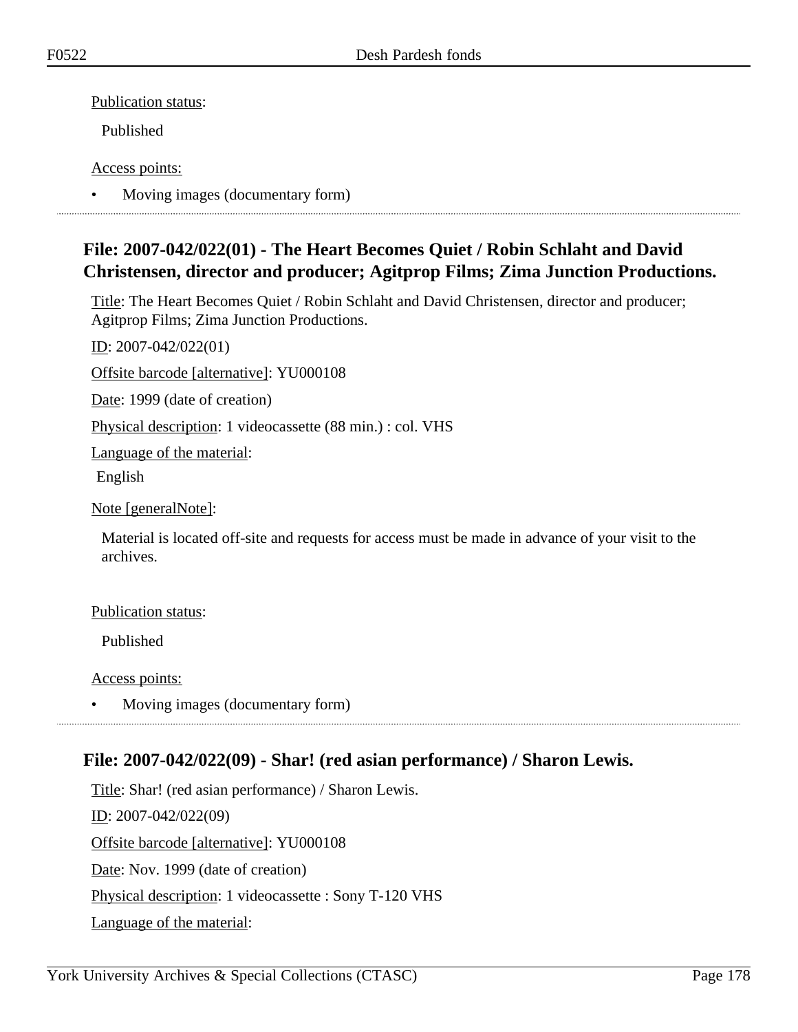Publication status:

Published

Access points:

- Moving images (documentary form)

---

## File: 2007-042/022(01) - The Heart Becomes Quiet / Robin Schlaht and David Christensen, director and producer; Agitprop Films; Zima Junction Productions.

Title: The Heart Becomes Quiet / Robin Schlaht and David Christensen, director and producer; Agitprop Films; Zima Junction Productions.

ID: 2007-042/022(01)

Offsite barcode [alternative]: YU000108

Date: 1999 (date of creation)

Physical description: 1 videocassette (88 min.) : col. VHS

Language of the material:

English

Note [generalNote]:

Material is located off-site and requests for access must be made in advance of your visit to the archives.

Publication status:

Published

Access points:

- Moving images (documentary form)

---

## File: 2007-042/022(09) - Shar! (red asian performance) / Sharon Lewis.

Title: Shar! (red asian performance) / Sharon Lewis.

ID: 2007-042/022(09)

Offsite barcode [alternative]: YU000108

Date: Nov. 1999 (date of creation)

Physical description: 1 videocassette : Sony T-120 VHS

Language of the material: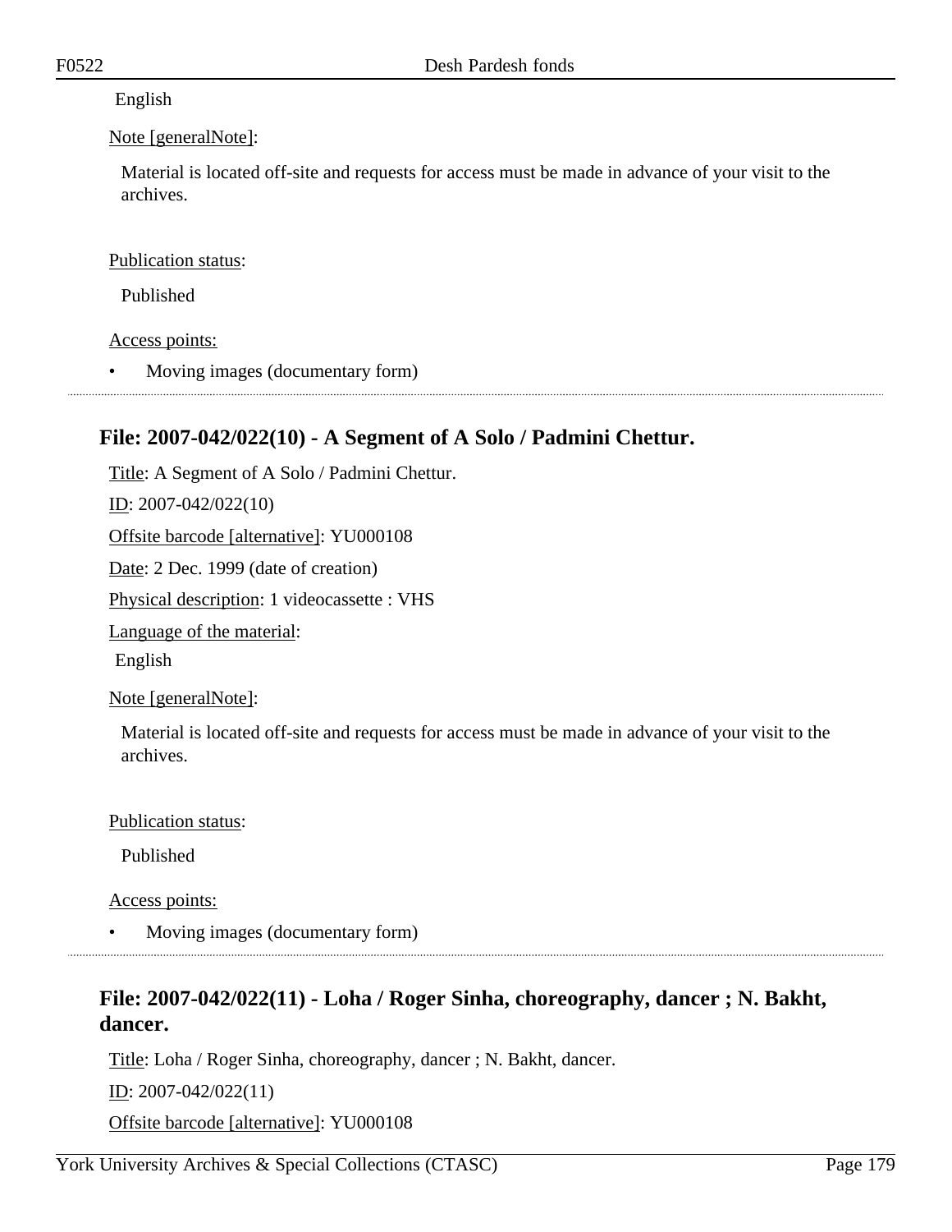English

Note [generalNote]:

Material is located off-site and requests for access must be made in advance of your visit to the archives.

Publication status:

Published

Access points:

- Moving images (documentary form)

## File: 2007-042/022(10) - A Segment of A Solo / Padmini Chettur.

Title: A Segment of A Solo / Padmini Chettur.

ID: 2007-042/022(10)

Offsite barcode [alternative]: YU000108

Date: 2 Dec. 1999 (date of creation)

Physical description: 1 videocassette : VHS

Language of the material:

English

Note [generalNote]:

Material is located off-site and requests for access must be made in advance of your visit to the archives.

Publication status:

Published

Access points:

- Moving images (documentary form)

## File: 2007-042/022(11) - Loha / Roger Sinha, choreography, dancer ; N. Bakht, dancer.

Title: Loha / Roger Sinha, choreography, dancer ; N. Bakht, dancer.

ID: 2007-042/022(11)

Offsite barcode [alternative]: YU000108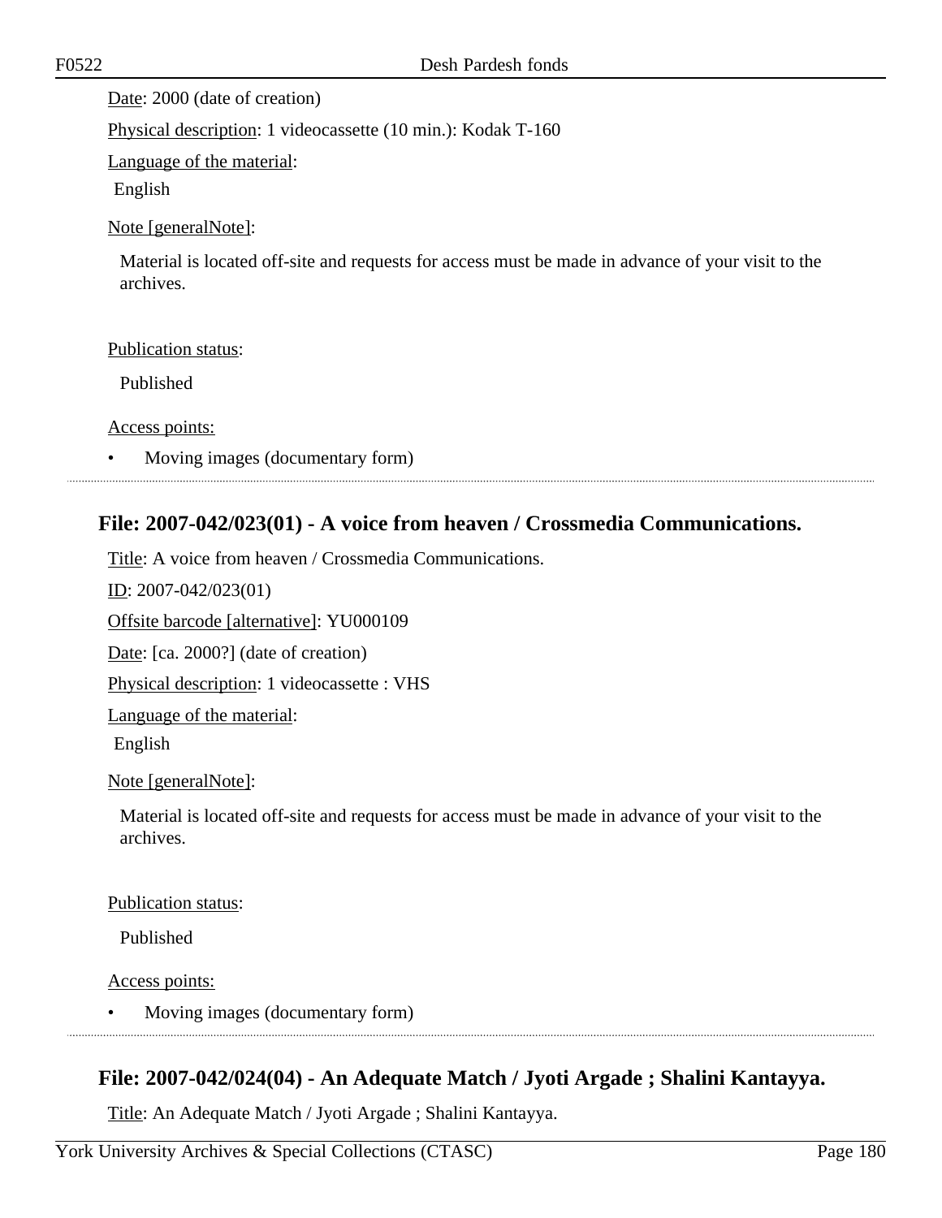Date: 2000 (date of creation)

Physical description: 1 videocassette (10 min.): Kodak T-160

Language of the material:

English

Note [generalNote]:

Material is located off-site and requests for access must be made in advance of your visit to the archives.

Publication status:

Published

Access points:

- Moving images (documentary form)

## File: 2007-042/023(01) - A voice from heaven / Crossmedia Communications.

Title: A voice from heaven / Crossmedia Communications.

ID: 2007-042/023(01)

Offsite barcode [alternative]: YU000109

Date: [ca. 2000?] (date of creation)

Physical description: 1 videocassette : VHS

Language of the material:

English

Note [generalNote]:

Material is located off-site and requests for access must be made in advance of your visit to the archives.

Publication status:

Published

Access points:

- Moving images (documentary form)

## File: 2007-042/024(04) - An Adequate Match / Jyoti Argade ; Shalini Kantayya.

Title: An Adequate Match / Jyoti Argade ; Shalini Kantayya.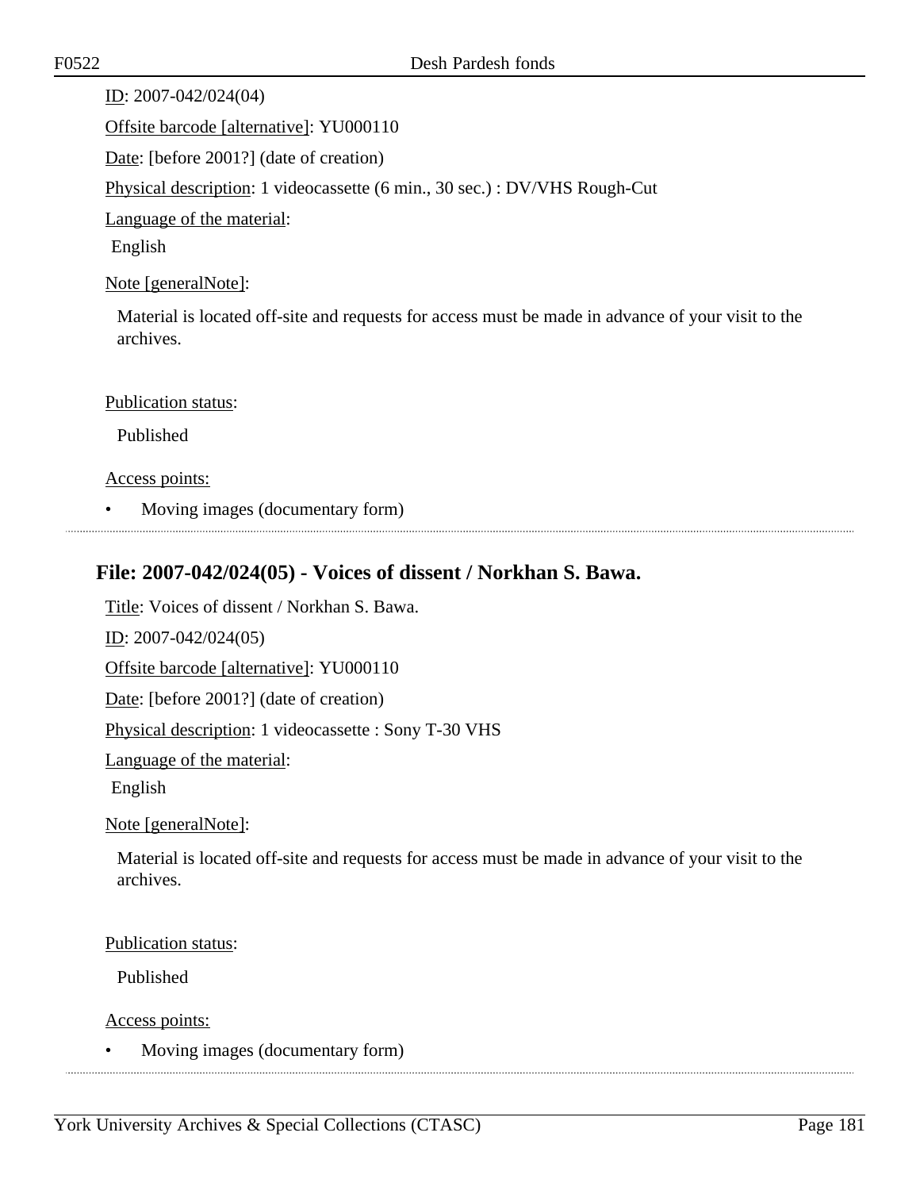ID: 2007-042/024(04)

Offsite barcode [alternative]: YU000110

Date: [before 2001?] (date of creation)

Physical description: 1 videocassette (6 min., 30 sec.) : DV/VHS Rough-Cut

Language of the material:

English

Note [generalNote]:

Material is located off-site and requests for access must be made in advance of your visit to the archives.

Publication status:

Published

Access points:

- Moving images (documentary form)

## File: 2007-042/024(05) - Voices of dissent / Norkhan S. Bawa.

Title: Voices of dissent / Norkhan S. Bawa.

ID: 2007-042/024(05)

Offsite barcode [alternative]: YU000110

Date: [before 2001?] (date of creation)

Physical description: 1 videocassette : Sony T-30 VHS

Language of the material:

English

Note [generalNote]:

Material is located off-site and requests for access must be made in advance of your visit to the archives.

Publication status:

Published

Access points:

- Moving images (documentary form)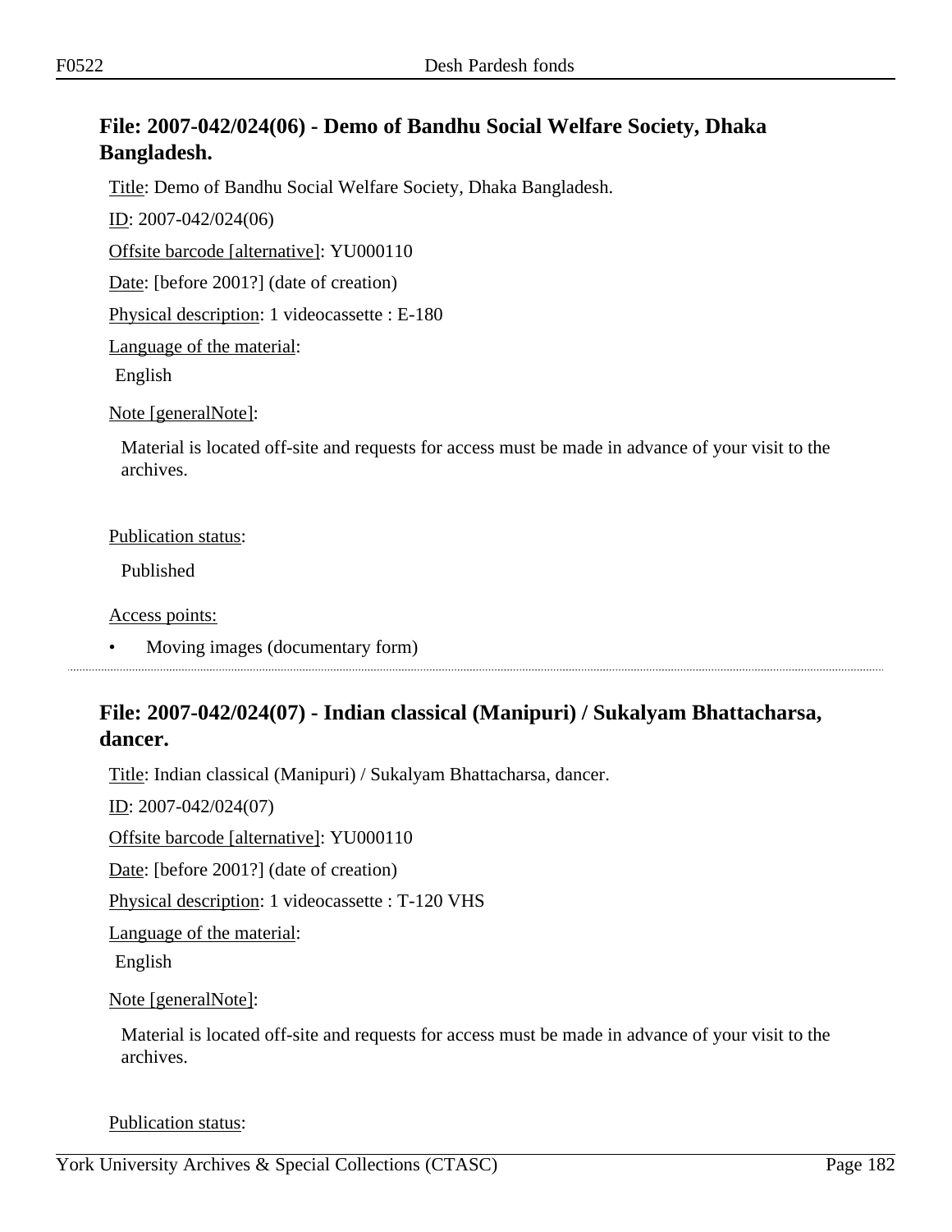## File: 2007-042/024(06) - Demo of Bandhu Social Welfare Society, Dhaka Bangladesh.

Title: Demo of Bandhu Social Welfare Society, Dhaka Bangladesh.

ID: 2007-042/024(06)

Offsite barcode [alternative]: YU000110

Date: [before 2001?] (date of creation)

Physical description: 1 videocassette : E-180

Language of the material:

English

Note [generalNote]:

Material is located off-site and requests for access must be made in advance of your visit to the archives.

Publication status:

Published

Access points:

- Moving images (documentary form)

## File: 2007-042/024(07) - Indian classical (Manipuri) / Sukalyam Bhattacharsa, dancer.

Title: Indian classical (Manipuri) / Sukalyam Bhattacharsa, dancer.

ID: 2007-042/024(07)

Offsite barcode [alternative]: YU000110

Date: [before 2001?] (date of creation)

Physical description: 1 videocassette : T-120 VHS

Language of the material:

English

Note [generalNote]:

Material is located off-site and requests for access must be made in advance of your visit to the archives.

Publication status: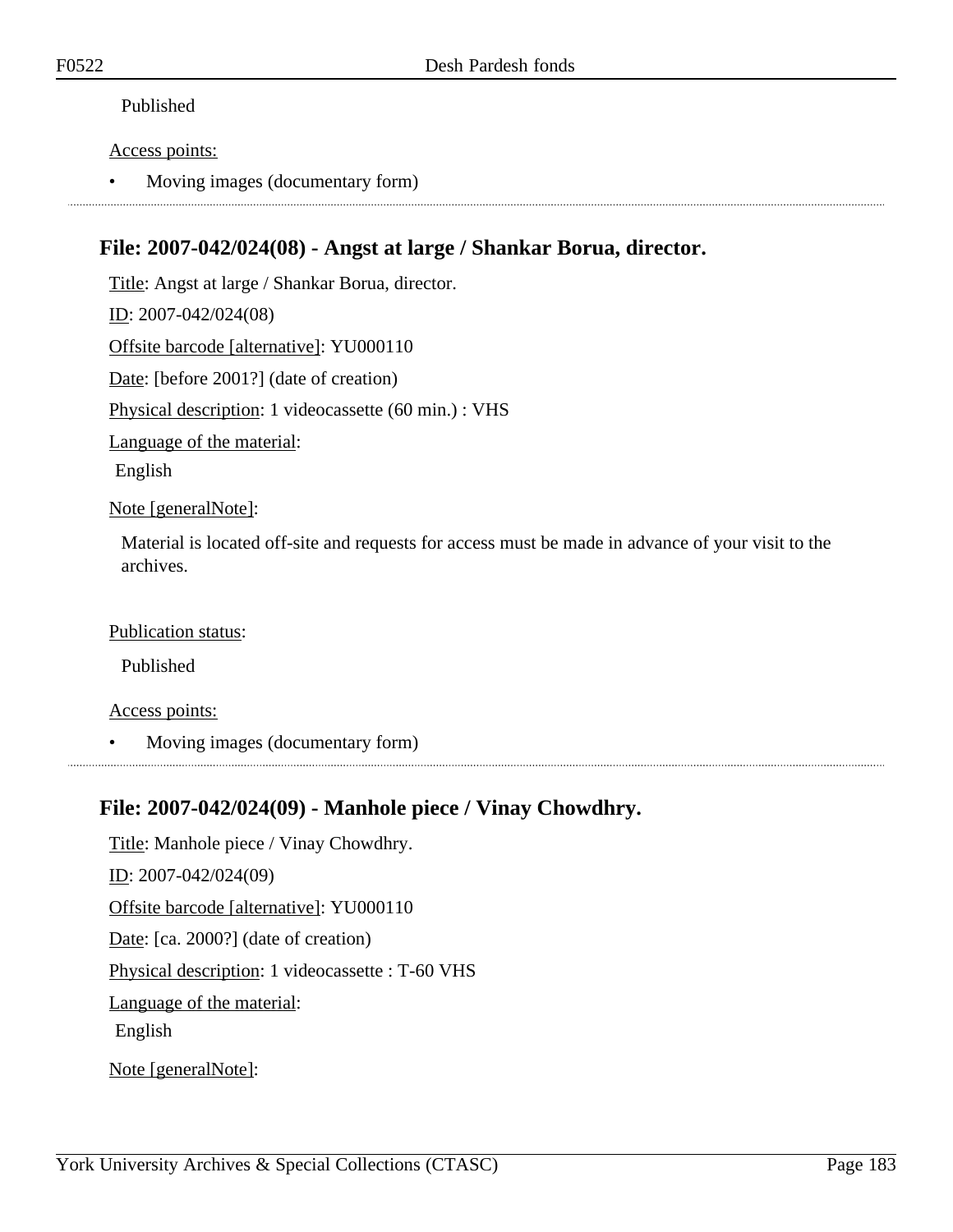Published

Access points:

- Moving images (documentary form)

## File: 2007-042/024(08) - Angst at large / Shankar Borua, director.

Title: Angst at large / Shankar Borua, director.

ID: 2007-042/024(08)

Offsite barcode [alternative]: YU000110

Date: [before 2001?] (date of creation)

Physical description: 1 videocassette (60 min.) : VHS

Language of the material:

English

Note [generalNote]:

Material is located off-site and requests for access must be made in advance of your visit to the archives.

Publication status:

Published

Access points:

- Moving images (documentary form)

## File: 2007-042/024(09) - Manhole piece / Vinay Chowdhry.

Title: Manhole piece / Vinay Chowdhry.

ID: 2007-042/024(09)

Offsite barcode [alternative]: YU000110

Date: [ca. 2000?] (date of creation)

Physical description: 1 videocassette : T-60 VHS

Language of the material:

English

Note [generalNote]: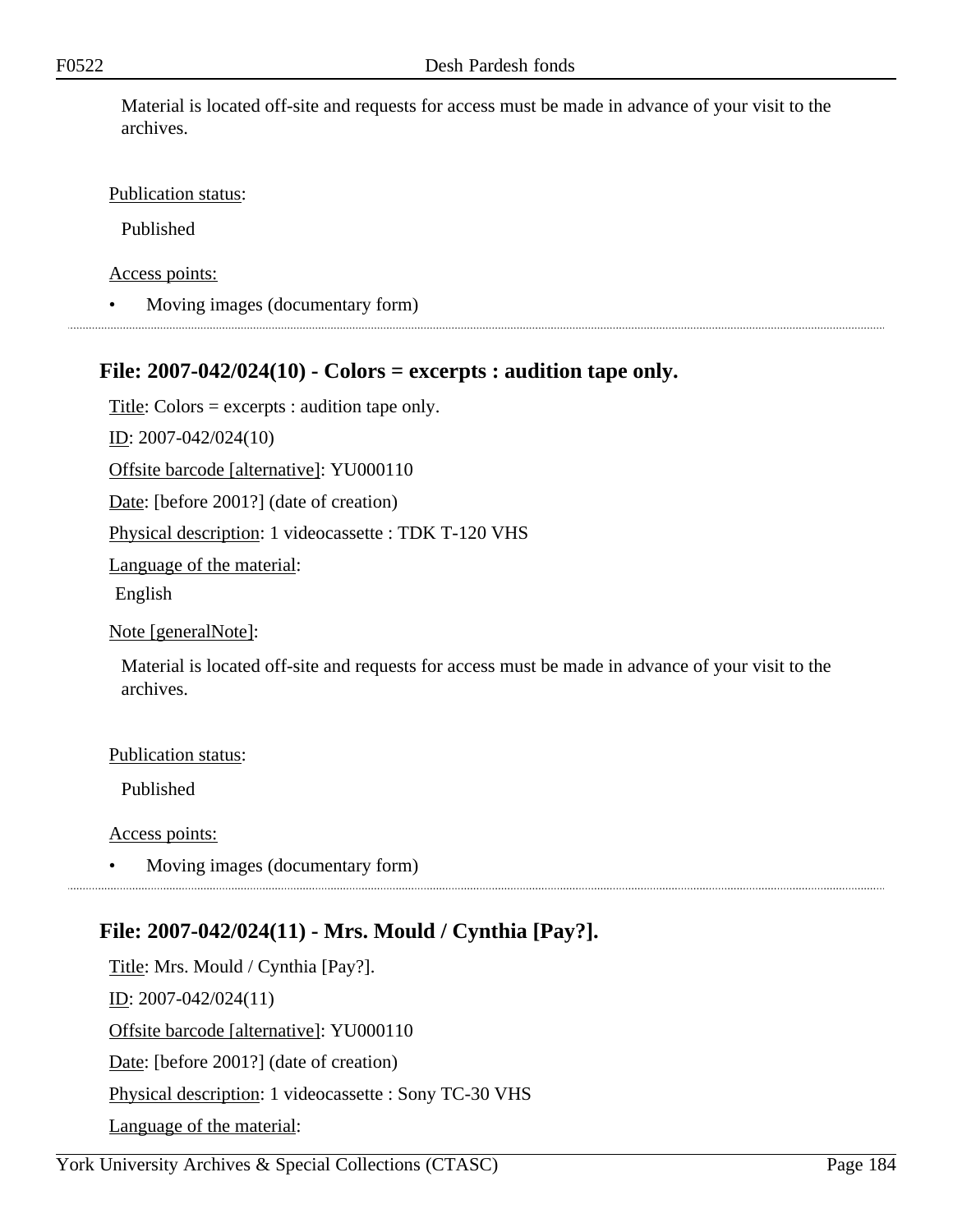Material is located off-site and requests for access must be made in advance of your visit to the archives.

Publication status:

Published

Access points:

- Moving images (documentary form)

## File: 2007-042/024(10) - Colors = excerpts : audition tape only.

Title: Colors = excerpts : audition tape only.

ID: 2007-042/024(10)

Offsite barcode [alternative]: YU000110

Date: [before 2001?] (date of creation)

Physical description: 1 videocassette : TDK T-120 VHS

Language of the material:

English

Note [generalNote]:

Material is located off-site and requests for access must be made in advance of your visit to the archives.

Publication status:

Published

Access points:

- Moving images (documentary form)

## File: 2007-042/024(11) - Mrs. Mould / Cynthia [Pay?].

Title: Mrs. Mould / Cynthia [Pay?].

ID: 2007-042/024(11)

Offsite barcode [alternative]: YU000110

Date: [before 2001?] (date of creation)

Physical description: 1 videocassette : Sony TC-30 VHS

Language of the material: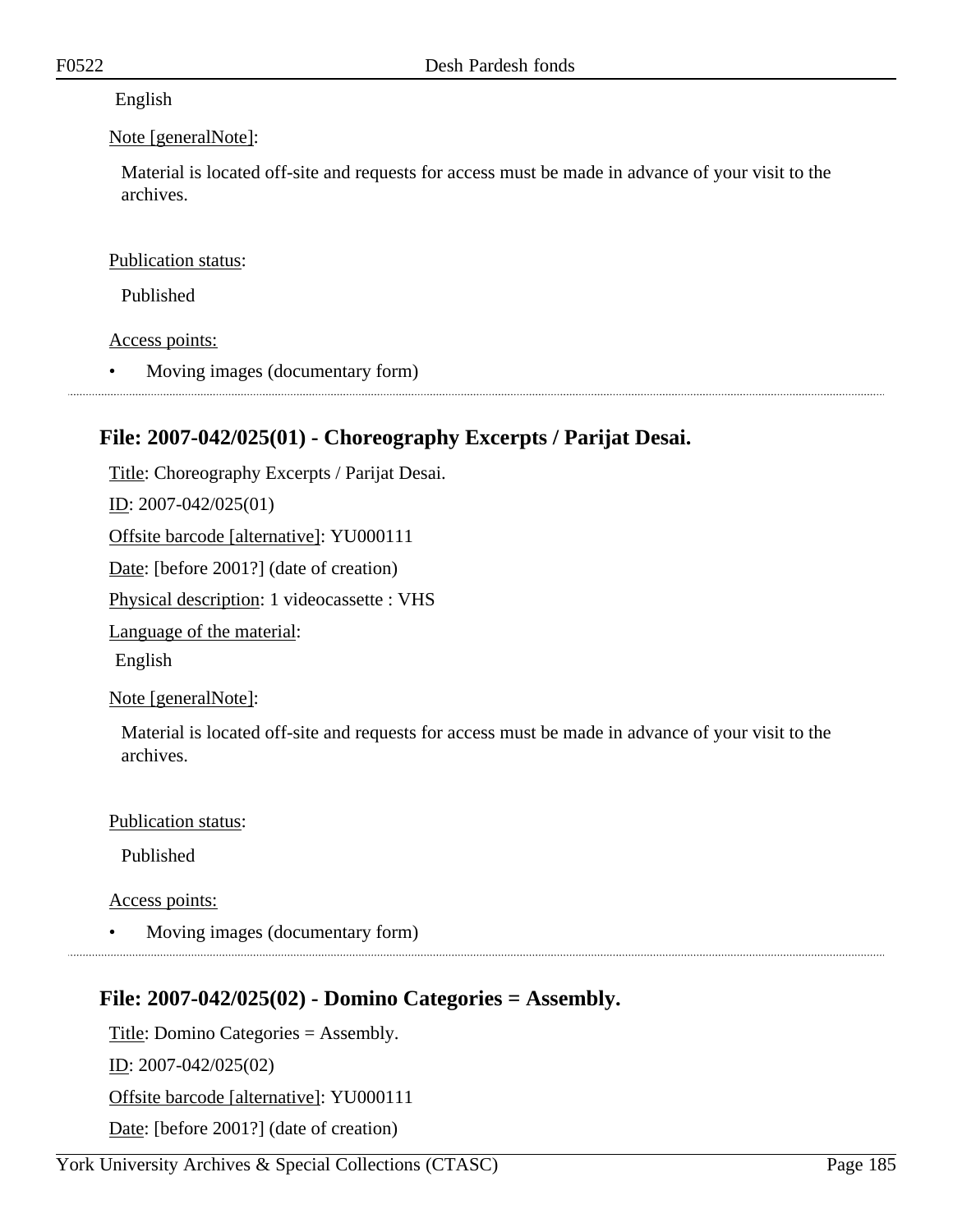English

Note [generalNote]:

Material is located off-site and requests for access must be made in advance of your visit to the archives.

Publication status:

Published

Access points:

- Moving images (documentary form)

## File: 2007-042/025(01) - Choreography Excerpts / Parijat Desai.

Title: Choreography Excerpts / Parijat Desai.

ID: 2007-042/025(01)

Offsite barcode [alternative]: YU000111

Date: [before 2001?] (date of creation)

Physical description: 1 videocassette : VHS

Language of the material:

English

Note [generalNote]:

Material is located off-site and requests for access must be made in advance of your visit to the archives.

Publication status:

Published

Access points:

- Moving images (documentary form)

## File: 2007-042/025(02) - Domino Categories = Assembly.

Title: Domino Categories = Assembly.

ID: 2007-042/025(02)

Offsite barcode [alternative]: YU000111

Date: [before 2001?] (date of creation)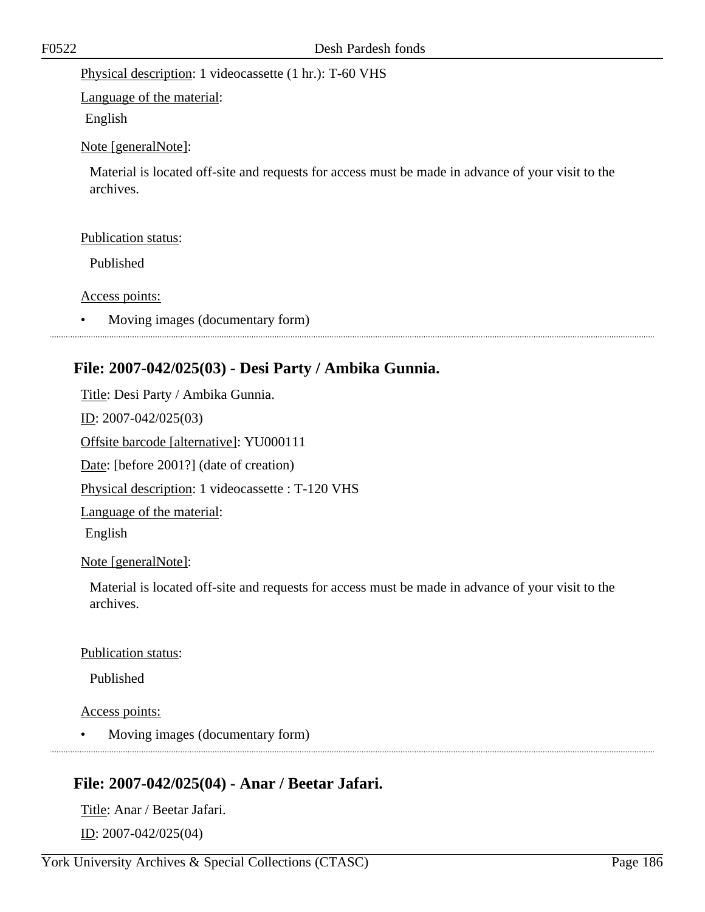Physical description: 1 videocassette (1 hr.): T-60 VHS

Language of the material:

English

Note [generalNote]:

Material is located off-site and requests for access must be made in advance of your visit to the archives.

Publication status:

Published

Access points:

- Moving images (documentary form)

## File: 2007-042/025(03) - Desi Party / Ambika Gunnia.

Title: Desi Party / Ambika Gunnia.

ID: 2007-042/025(03)

Offsite barcode [alternative]: YU000111

Date: [before 2001?] (date of creation)

Physical description: 1 videocassette : T-120 VHS

Language of the material:

English

Note [generalNote]:

Material is located off-site and requests for access must be made in advance of your visit to the archives.

Publication status:

Published

Access points:

- Moving images (documentary form)

## File: 2007-042/025(04) - Anar / Beetar Jafari.

Title: Anar / Beetar Jafari.

ID: 2007-042/025(04)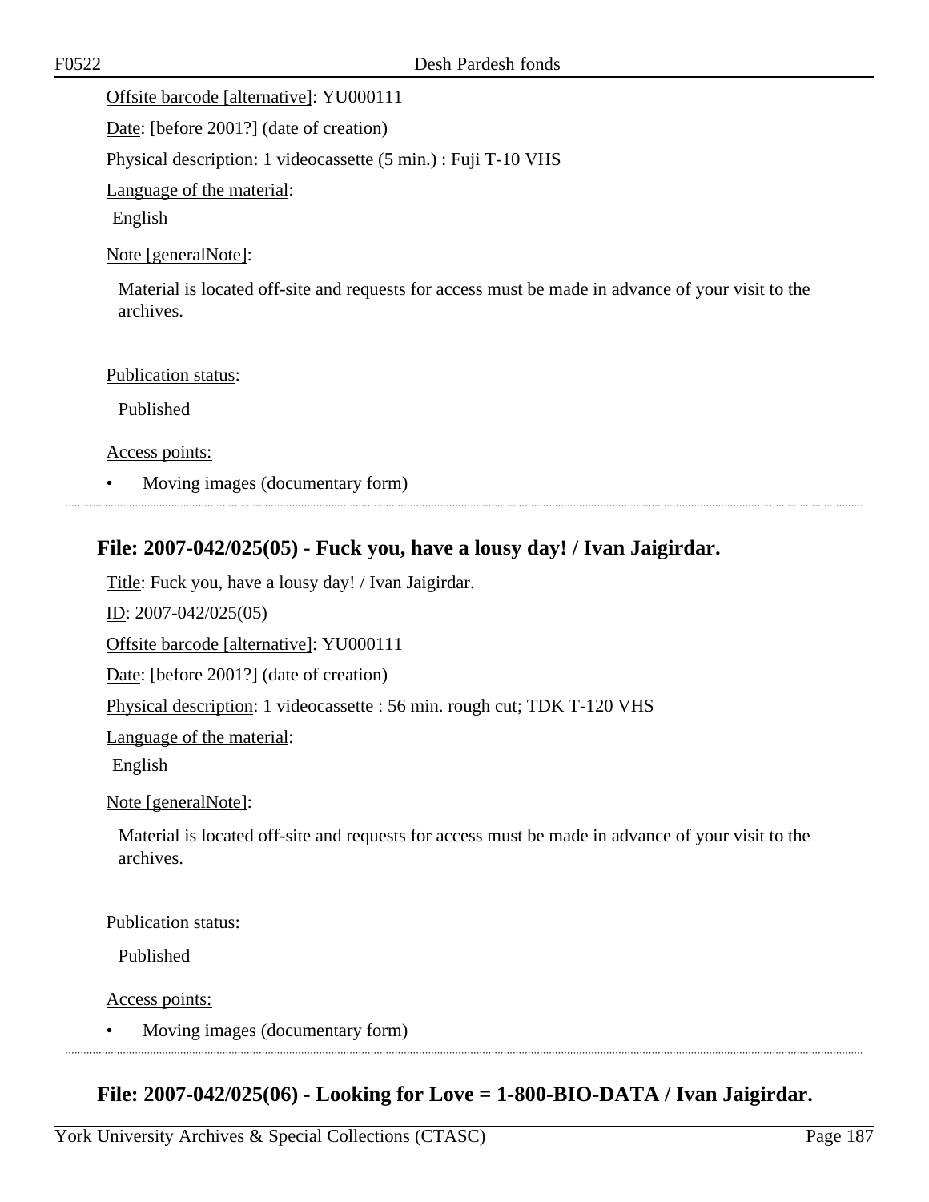Offsite barcode [alternative]: YU000111

Date: [before 2001?] (date of creation)

Physical description: 1 videocassette (5 min.) : Fuji T-10 VHS

Language of the material:

English

Note [generalNote]:

Material is located off-site and requests for access must be made in advance of your visit to the archives.

Publication status:

Published

Access points:

- Moving images (documentary form)

## File: 2007-042/025(05) - Fuck you, have a lousy day! / Ivan Jaigirdar.

Title: Fuck you, have a lousy day! / Ivan Jaigirdar.

ID: 2007-042/025(05)

Offsite barcode [alternative]: YU000111

Date: [before 2001?] (date of creation)

Physical description: 1 videocassette : 56 min. rough cut; TDK T-120 VHS

Language of the material:

English

Note [generalNote]:

Material is located off-site and requests for access must be made in advance of your visit to the archives.

Publication status:

Published

Access points:

- Moving images (documentary form)

## File: 2007-042/025(06) - Looking for Love = 1-800-BIO-DATA / Ivan Jaigirdar.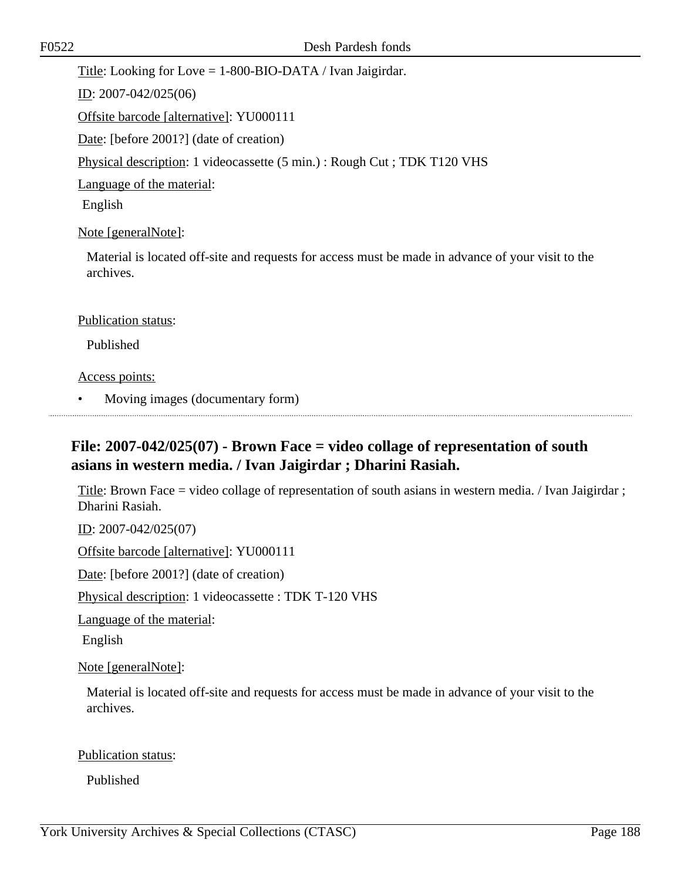Title: Looking for Love = 1-800-BIO-DATA / Ivan Jaigirdar.

ID: 2007-042/025(06)

Offsite barcode [alternative]: YU000111

Date: [before 2001?] (date of creation)

Physical description: 1 videocassette (5 min.) : Rough Cut ; TDK T120 VHS

Language of the material:

English

Note [generalNote]:

Material is located off-site and requests for access must be made in advance of your visit to the archives.

Publication status:

Published

Access points:

- Moving images (documentary form)

---

## File: 2007-042/025(07) - Brown Face = video collage of representation of south asians in western media. / Ivan Jaigirdar ; Dharini Rasiah.

Title: Brown Face = video collage of representation of south asians in western media. / Ivan Jaigirdar ; Dharini Rasiah.

ID: 2007-042/025(07)

Offsite barcode [alternative]: YU000111

Date: [before 2001?] (date of creation)

Physical description: 1 videocassette : TDK T-120 VHS

Language of the material:

English

Note [generalNote]:

Material is located off-site and requests for access must be made in advance of your visit to the archives.

Publication status:

Published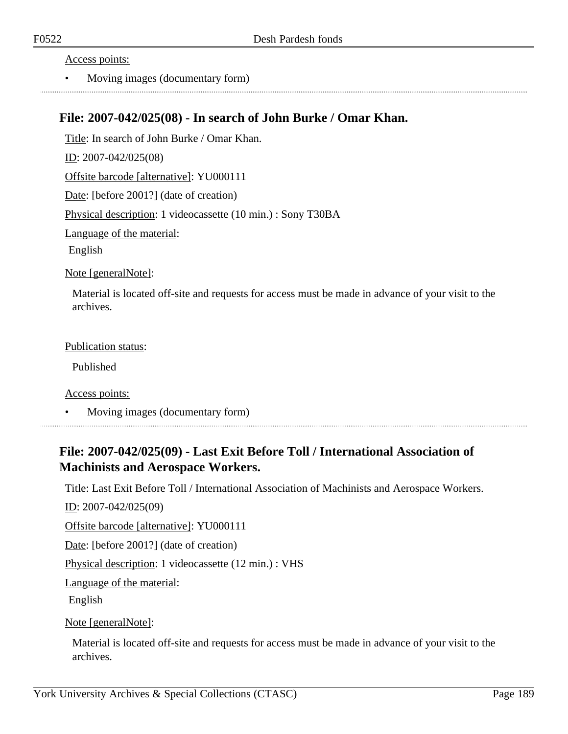Access points:

- Moving images (documentary form)

## File: 2007-042/025(08) - In search of John Burke / Omar Khan.

Title: In search of John Burke / Omar Khan.

ID: 2007-042/025(08)

Offsite barcode [alternative]: YU000111

Date: [before 2001?] (date of creation)

Physical description: 1 videocassette (10 min.) : Sony T30BA

Language of the material:

English

Note [generalNote]:

Material is located off-site and requests for access must be made in advance of your visit to the archives.

Publication status:

Published

Access points:

- Moving images (documentary form)

## File: 2007-042/025(09) - Last Exit Before Toll / International Association of Machinists and Aerospace Workers.

Title: Last Exit Before Toll / International Association of Machinists and Aerospace Workers.

ID: 2007-042/025(09)

Offsite barcode [alternative]: YU000111

Date: [before 2001?] (date of creation)

Physical description: 1 videocassette (12 min.) : VHS

Language of the material:

English

Note [generalNote]:

Material is located off-site and requests for access must be made in advance of your visit to the archives.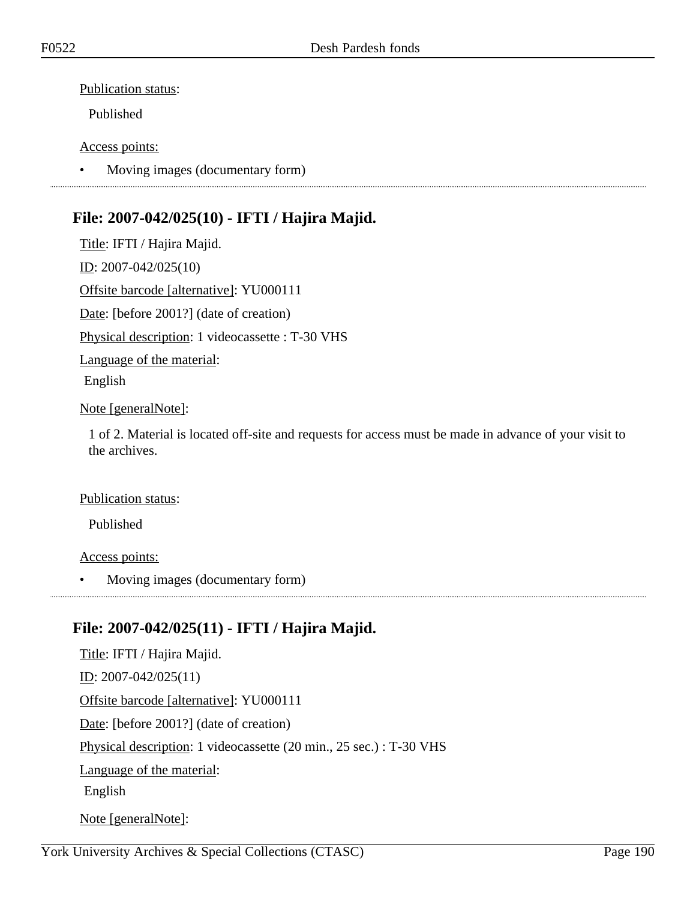Publication status:

Published

Access points:

- Moving images (documentary form)

---

## File: 2007-042/025(10) - IFTI / Hajira Majid.

Title: IFTI / Hajira Majid.

ID: 2007-042/025(10)

Offsite barcode [alternative]: YU000111

Date: [before 2001?] (date of creation)

Physical description: 1 videocassette : T-30 VHS

Language of the material:

English

Note [generalNote]:

1 of 2. Material is located off-site and requests for access must be made in advance of your visit to the archives.

Publication status:

Published

Access points:

- Moving images (documentary form)

---

## File: 2007-042/025(11) - IFTI / Hajira Majid.

Title: IFTI / Hajira Majid.

ID: 2007-042/025(11)

Offsite barcode [alternative]: YU000111

Date: [before 2001?] (date of creation)

Physical description: 1 videocassette (20 min., 25 sec.) : T-30 VHS

Language of the material:

English

Note [generalNote]: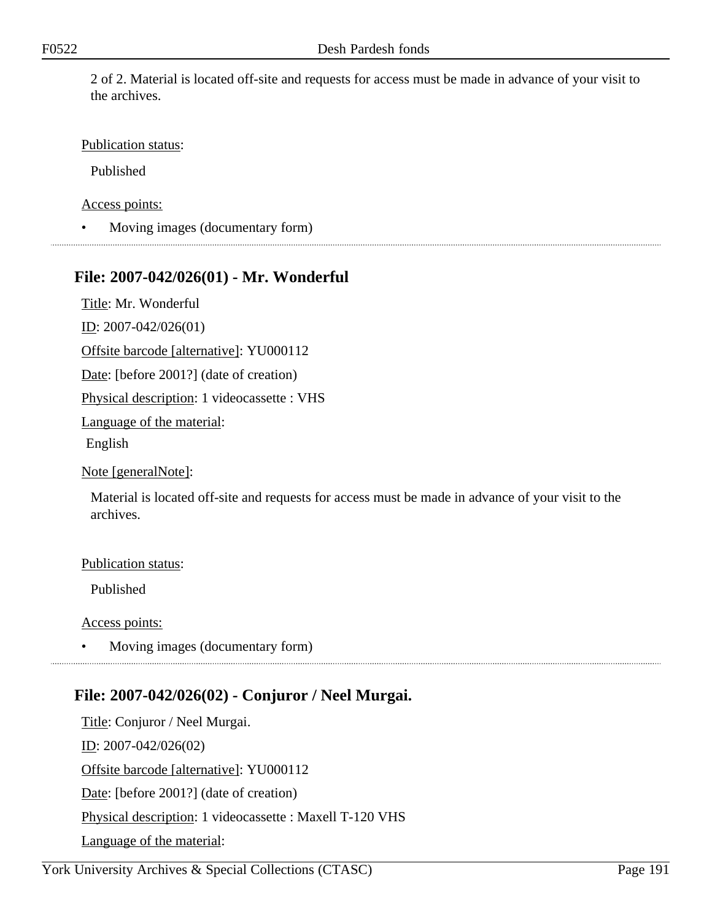2 of 2. Material is located off-site and requests for access must be made in advance of your visit to the archives.

Publication status:

Published

Access points:

- Moving images (documentary form)

## File: 2007-042/026(01) - Mr. Wonderful

Title: Mr. Wonderful

ID: 2007-042/026(01)

Offsite barcode [alternative]: YU000112

Date: [before 2001?] (date of creation)

Physical description: 1 videocassette : VHS

Language of the material:

English

Note [generalNote]:

Material is located off-site and requests for access must be made in advance of your visit to the archives.

Publication status:

Published

Access points:

- Moving images (documentary form)

## File: 2007-042/026(02) - Conjuror / Neel Murgai.

Title: Conjuror / Neel Murgai.

ID: 2007-042/026(02)

Offsite barcode [alternative]: YU000112

Date: [before 2001?] (date of creation)

Physical description: 1 videocassette : Maxell T-120 VHS

Language of the material: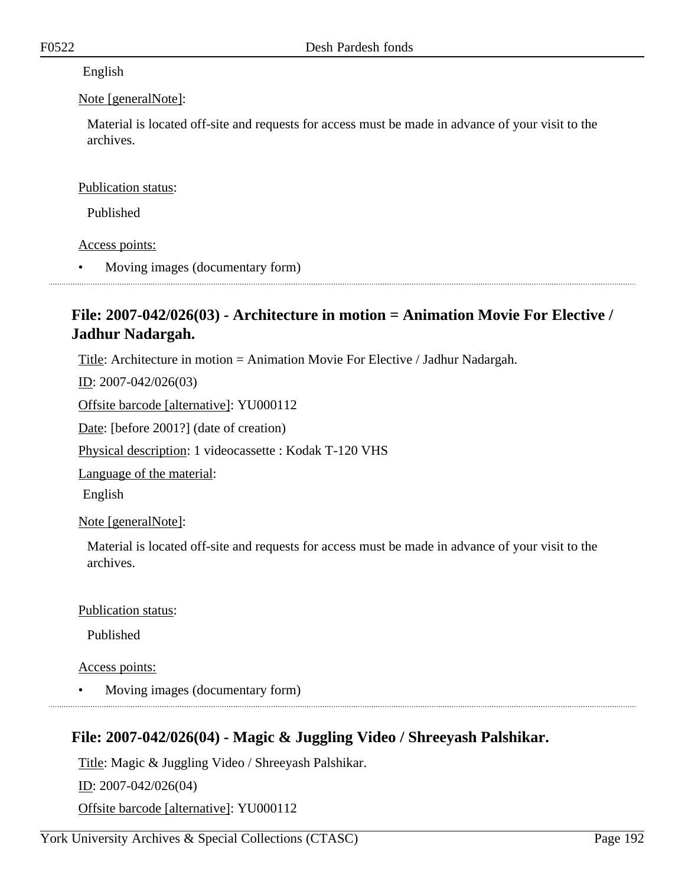English

Note [generalNote]:

Material is located off-site and requests for access must be made in advance of your visit to the archives.

Publication status:

Published

Access points:

- Moving images (documentary form)

## File: 2007-042/026(03) - Architecture in motion = Animation Movie For Elective / Jadhur Nadargah.

Title: Architecture in motion = Animation Movie For Elective / Jadhur Nadargah.

ID: 2007-042/026(03)

Offsite barcode [alternative]: YU000112

Date: [before 2001?] (date of creation)

Physical description: 1 videocassette : Kodak T-120 VHS

Language of the material:

English

Note [generalNote]:

Material is located off-site and requests for access must be made in advance of your visit to the archives.

Publication status:

Published

Access points:

- Moving images (documentary form)

## File: 2007-042/026(04) - Magic & Juggling Video / Shreeyash Palshikar.

Title: Magic & Juggling Video / Shreeyash Palshikar.

ID: 2007-042/026(04)

Offsite barcode [alternative]: YU000112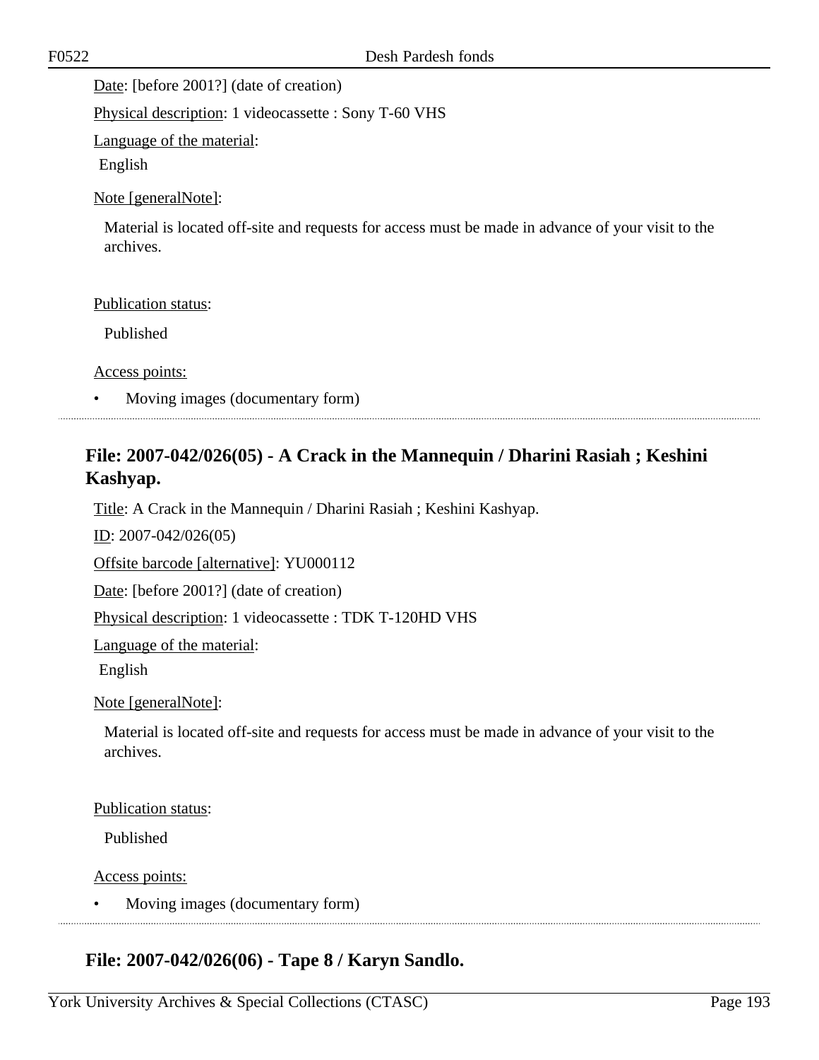Date: [before 2001?] (date of creation)

Physical description: 1 videocassette : Sony T-60 VHS

Language of the material:

English

Note [generalNote]:

Material is located off-site and requests for access must be made in advance of your visit to the archives.

Publication status:

Published

Access points:

- Moving images (documentary form)

## File: 2007-042/026(05) - A Crack in the Mannequin / Dharini Rasiah ; Keshini Kashyap.

Title: A Crack in the Mannequin / Dharini Rasiah ; Keshini Kashyap.

ID: 2007-042/026(05)

Offsite barcode [alternative]: YU000112

Date: [before 2001?] (date of creation)

Physical description: 1 videocassette : TDK T-120HD VHS

Language of the material:

English

Note [generalNote]:

Material is located off-site and requests for access must be made in advance of your visit to the archives.

Publication status:

Published

Access points:

- Moving images (documentary form)

## File: 2007-042/026(06) - Tape 8 / Karyn Sandlo.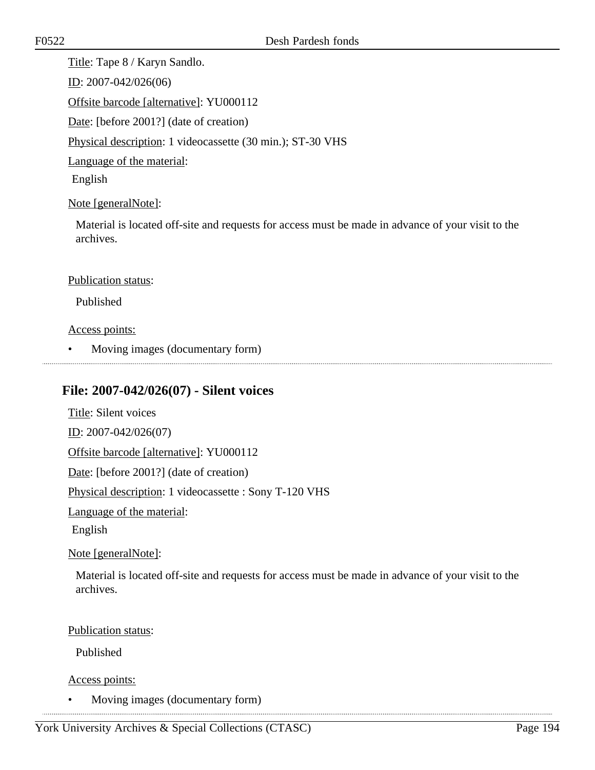Title: Tape 8 / Karyn Sandlo.

ID: 2007-042/026(06)

Offsite barcode [alternative]: YU000112

Date: [before 2001?] (date of creation)

Physical description: 1 videocassette (30 min.); ST-30 VHS

Language of the material:

English

Note [generalNote]:

Material is located off-site and requests for access must be made in advance of your visit to the archives.

Publication status:

Published

Access points:

- Moving images (documentary form)

## File: 2007-042/026(07) - Silent voices

Title: Silent voices

ID: 2007-042/026(07)

Offsite barcode [alternative]: YU000112

Date: [before 2001?] (date of creation)

Physical description: 1 videocassette : Sony T-120 VHS

Language of the material:

English

Note [generalNote]:

Material is located off-site and requests for access must be made in advance of your visit to the archives.

Publication status:

Published

Access points:

- Moving images (documentary form)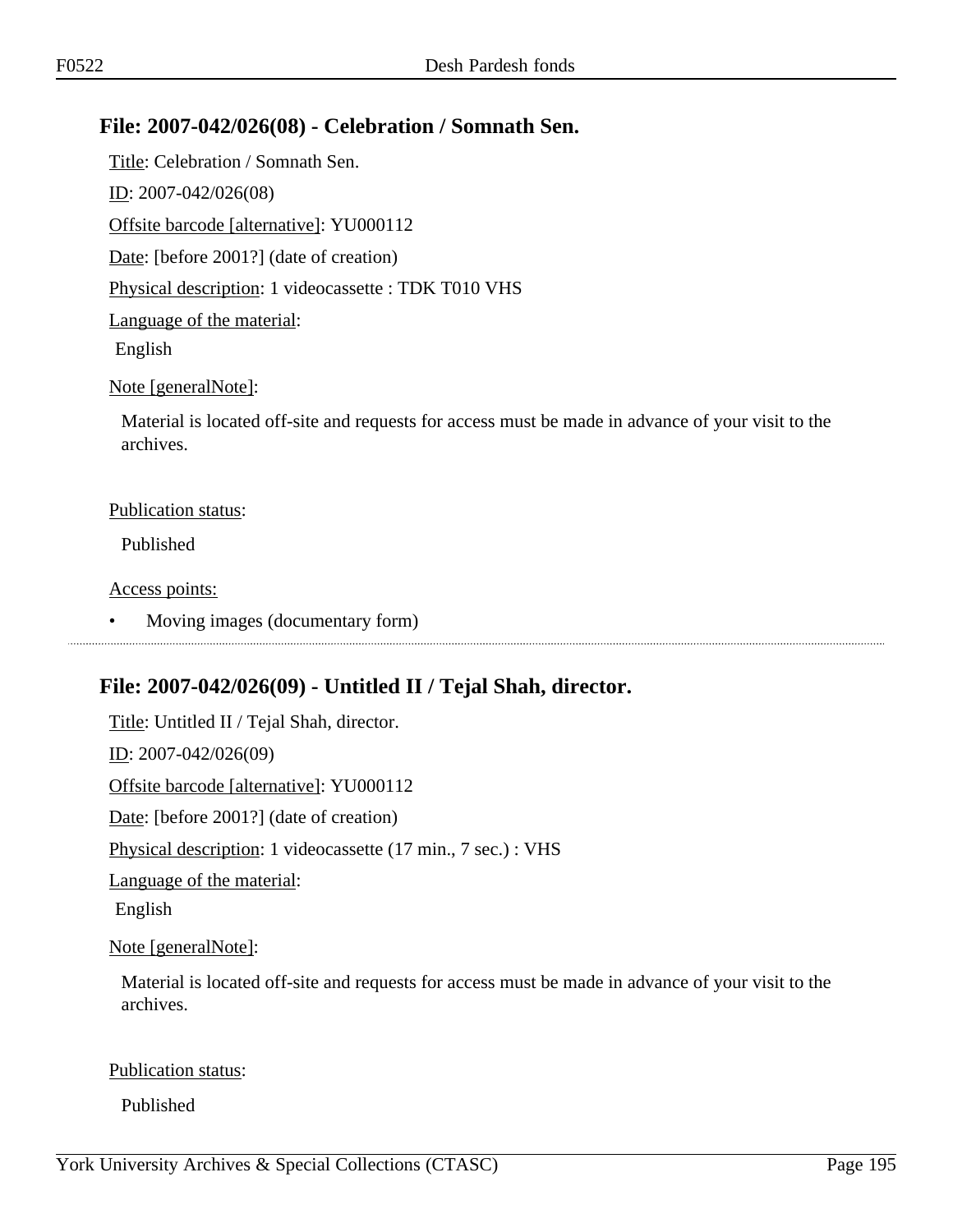## File: 2007-042/026(08) - Celebration / Somnath Sen.

Title: Celebration / Somnath Sen.

ID: 2007-042/026(08)

Offsite barcode [alternative]: YU000112

Date: [before 2001?] (date of creation)

Physical description: 1 videocassette : TDK T010 VHS

Language of the material:

English

Note [generalNote]:

Material is located off-site and requests for access must be made in advance of your visit to the archives.

Publication status:

Published

Access points:

- Moving images (documentary form)

---

## File: 2007-042/026(09) - Untitled II / Tejal Shah, director.

Title: Untitled II / Tejal Shah, director.

ID: 2007-042/026(09)

Offsite barcode [alternative]: YU000112

Date: [before 2001?] (date of creation)

Physical description: 1 videocassette (17 min., 7 sec.) : VHS

Language of the material:

English

Note [generalNote]:

Material is located off-site and requests for access must be made in advance of your visit to the archives.

Publication status:

Published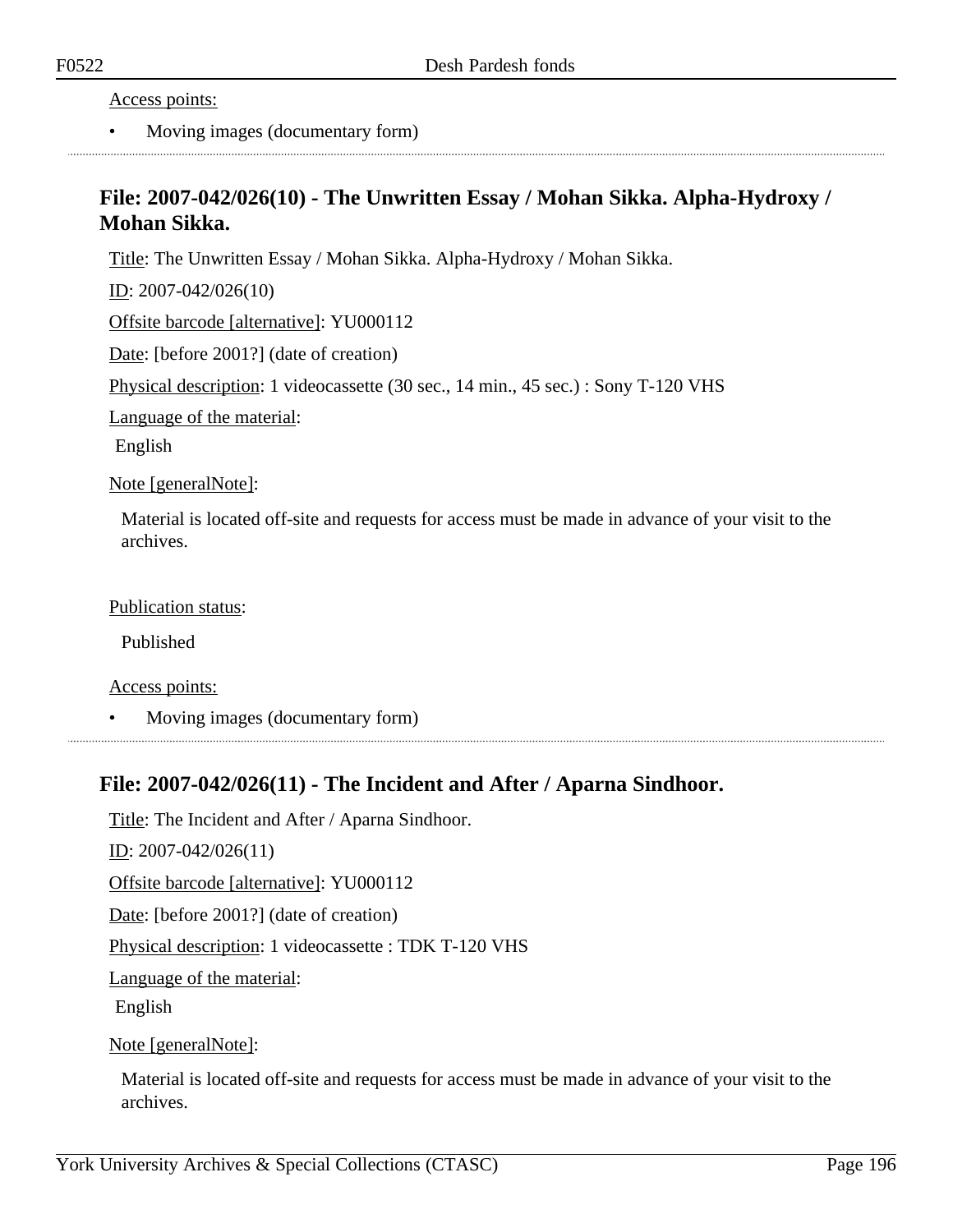Access points:

- Moving images (documentary form)

## File: 2007-042/026(10) - The Unwritten Essay / Mohan Sikka. Alpha-Hydroxy / Mohan Sikka.

Title: The Unwritten Essay / Mohan Sikka. Alpha-Hydroxy / Mohan Sikka.

ID: 2007-042/026(10)

Offsite barcode [alternative]: YU000112

Date: [before 2001?] (date of creation)

Physical description: 1 videocassette (30 sec., 14 min., 45 sec.) : Sony T-120 VHS

Language of the material:

English

Note [generalNote]:

Material is located off-site and requests for access must be made in advance of your visit to the archives.

Publication status:

Published

Access points:

- Moving images (documentary form)

## File: 2007-042/026(11) - The Incident and After / Aparna Sindhoor.

Title: The Incident and After / Aparna Sindhoor.

ID: 2007-042/026(11)

Offsite barcode [alternative]: YU000112

Date: [before 2001?] (date of creation)

Physical description: 1 videocassette : TDK T-120 VHS

Language of the material:

English

Note [generalNote]:

Material is located off-site and requests for access must be made in advance of your visit to the archives.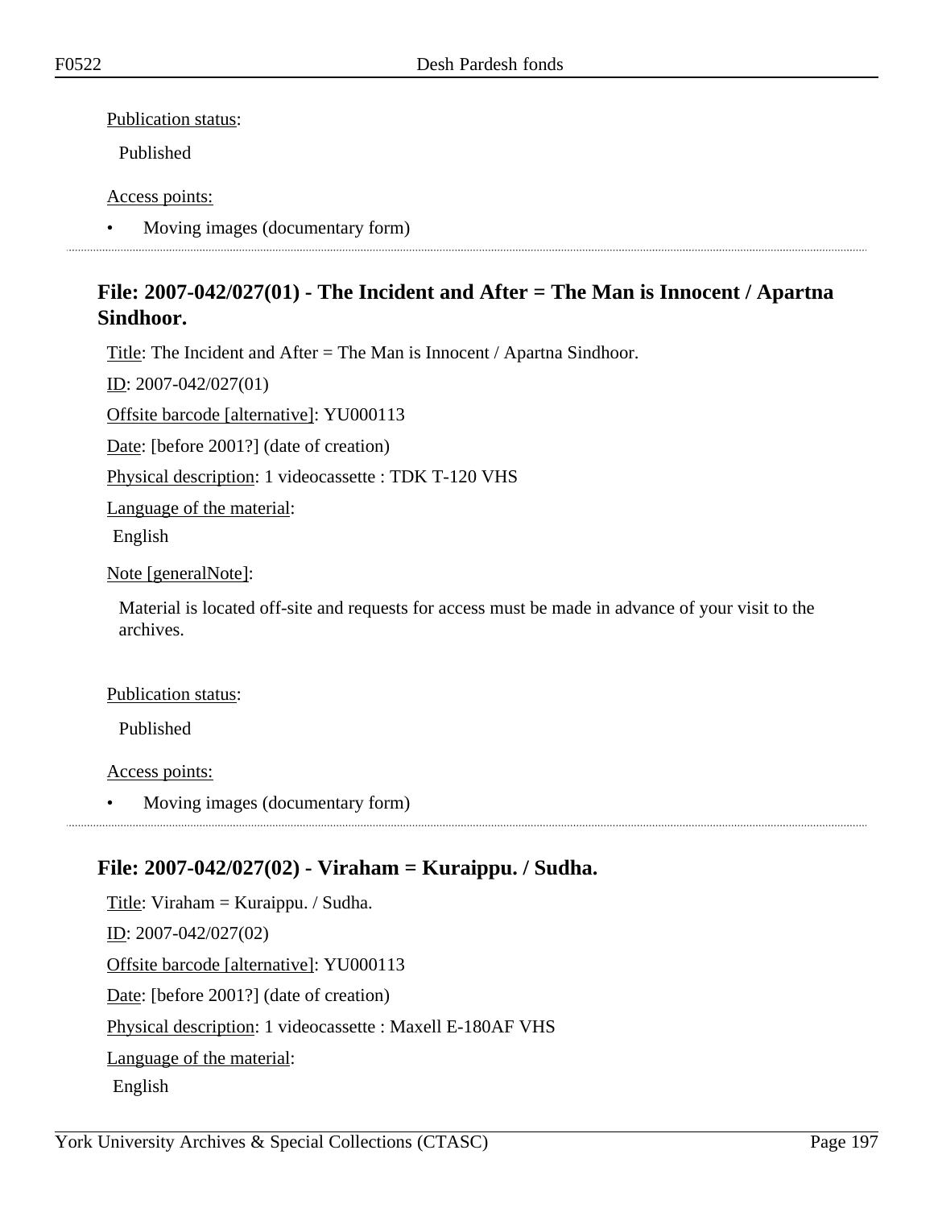Publication status:

Published

Access points:

- Moving images (documentary form)

## File: 2007-042/027(01) - The Incident and After = The Man is Innocent / Apartna Sindhoor.

Title: The Incident and After = The Man is Innocent / Apartna Sindhoor.

ID: 2007-042/027(01)

Offsite barcode [alternative]: YU000113

Date: [before 2001?] (date of creation)

Physical description: 1 videocassette : TDK T-120 VHS

Language of the material:

English

Note [generalNote]:

Material is located off-site and requests for access must be made in advance of your visit to the archives.

Publication status:

Published

Access points:

- Moving images (documentary form)

## File: 2007-042/027(02) - Viraham = Kuraippu. / Sudha.

Title: Viraham = Kuraippu. / Sudha.

ID: 2007-042/027(02)

Offsite barcode [alternative]: YU000113

Date: [before 2001?] (date of creation)

Physical description: 1 videocassette : Maxell E-180AF VHS

Language of the material:

English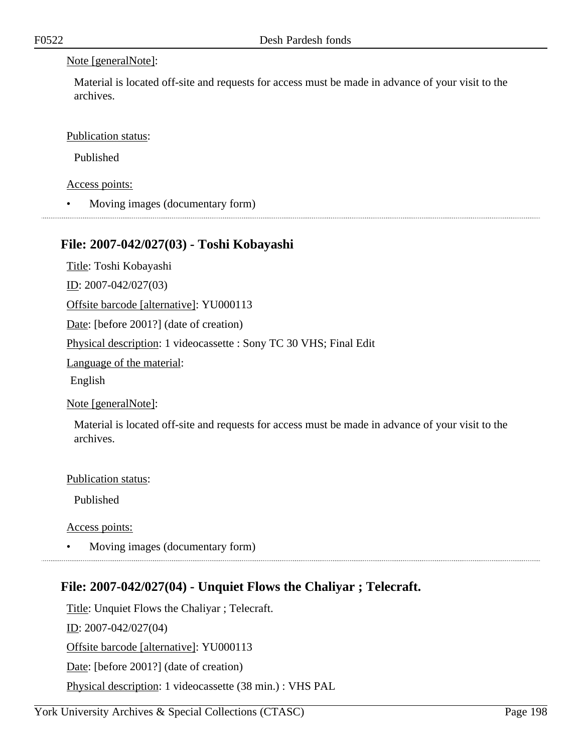Note [generalNote]:

Material is located off-site and requests for access must be made in advance of your visit to the archives.

Publication status:

Published

Access points:

- Moving images (documentary form)

---

## File: 2007-042/027(03) - Toshi Kobayashi

Title: Toshi Kobayashi

ID: 2007-042/027(03)

Offsite barcode [alternative]: YU000113

Date: [before 2001?] (date of creation)

Physical description: 1 videocassette : Sony TC 30 VHS; Final Edit

Language of the material:

English

Note [generalNote]:

Material is located off-site and requests for access must be made in advance of your visit to the archives.

Publication status:

Published

Access points:

- Moving images (documentary form)

---

## File: 2007-042/027(04) - Unquiet Flows the Chaliyar ; Telecraft.

Title: Unquiet Flows the Chaliyar ; Telecraft.

ID: 2007-042/027(04)

Offsite barcode [alternative]: YU000113

Date: [before 2001?] (date of creation)

Physical description: 1 videocassette (38 min.) : VHS PAL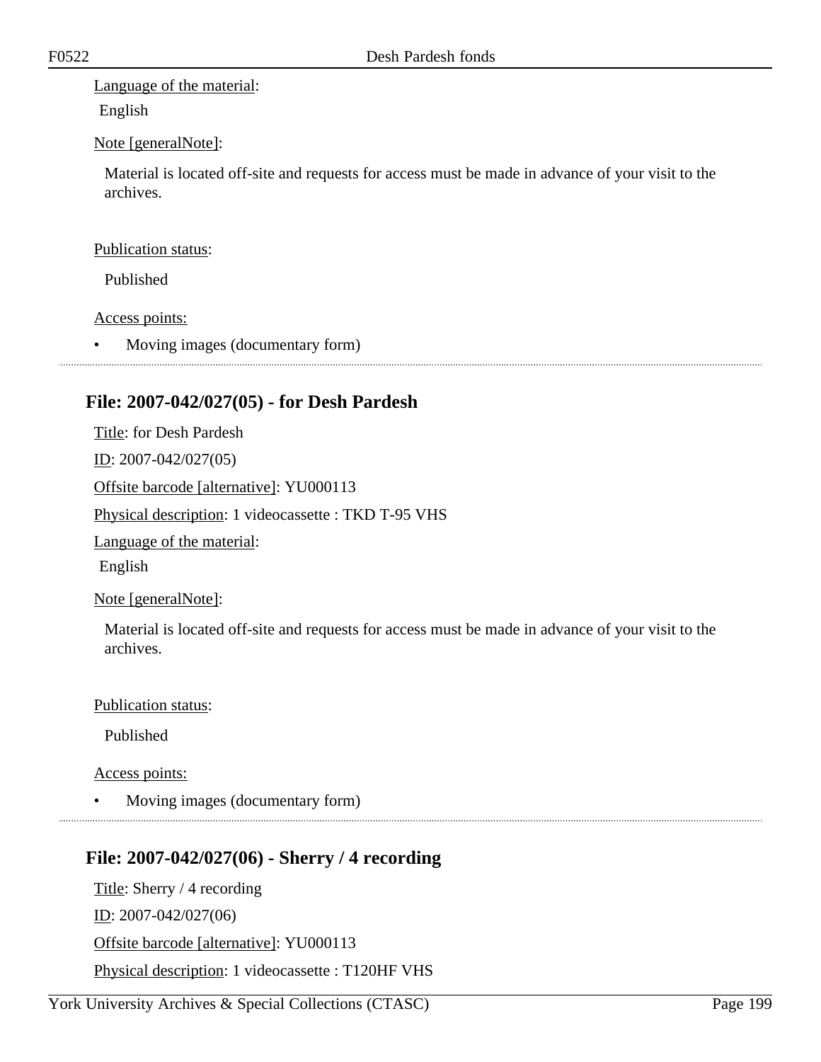Language of the material:

English

Note [generalNote]:

Material is located off-site and requests for access must be made in advance of your visit to the archives.

Publication status:

Published

Access points:

- Moving images (documentary form)

## File: 2007-042/027(05) - for Desh Pardesh

Title: for Desh Pardesh

ID: 2007-042/027(05)

Offsite barcode [alternative]: YU000113

Physical description: 1 videocassette : TKD T-95 VHS

Language of the material:

English

Note [generalNote]:

Material is located off-site and requests for access must be made in advance of your visit to the archives.

Publication status:

Published

Access points:

- Moving images (documentary form)

## File: 2007-042/027(06) - Sherry / 4 recording

Title: Sherry / 4 recording

ID: 2007-042/027(06)

Offsite barcode [alternative]: YU000113

Physical description: 1 videocassette : T120HF VHS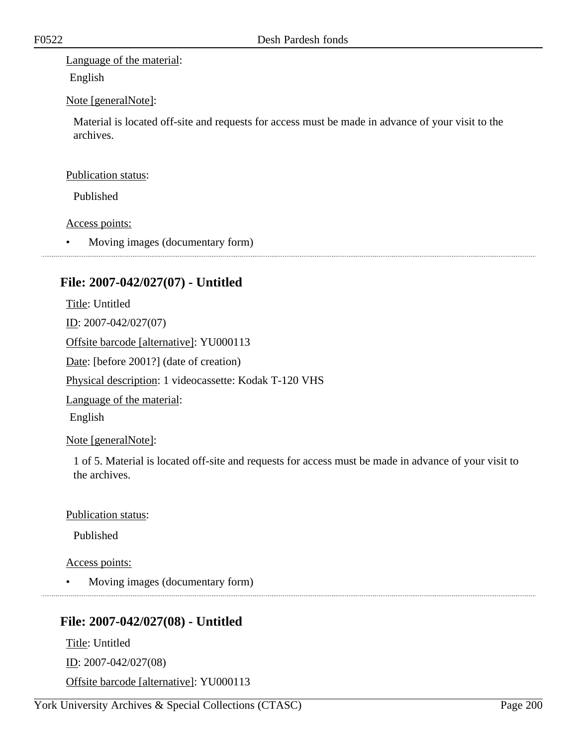Language of the material:

English

Note [generalNote]:

Material is located off-site and requests for access must be made in advance of your visit to the archives.

Publication status:

Published

Access points:

- Moving images (documentary form)

## File: 2007-042/027(07) - Untitled

Title: Untitled

ID: 2007-042/027(07)

Offsite barcode [alternative]: YU000113

Date: [before 2001?] (date of creation)

Physical description: 1 videocassette: Kodak T-120 VHS

Language of the material:

English

Note [generalNote]:

1 of 5. Material is located off-site and requests for access must be made in advance of your visit to the archives.

Publication status:

Published

Access points:

- Moving images (documentary form)

## File: 2007-042/027(08) - Untitled

Title: Untitled

ID: 2007-042/027(08)

Offsite barcode [alternative]: YU000113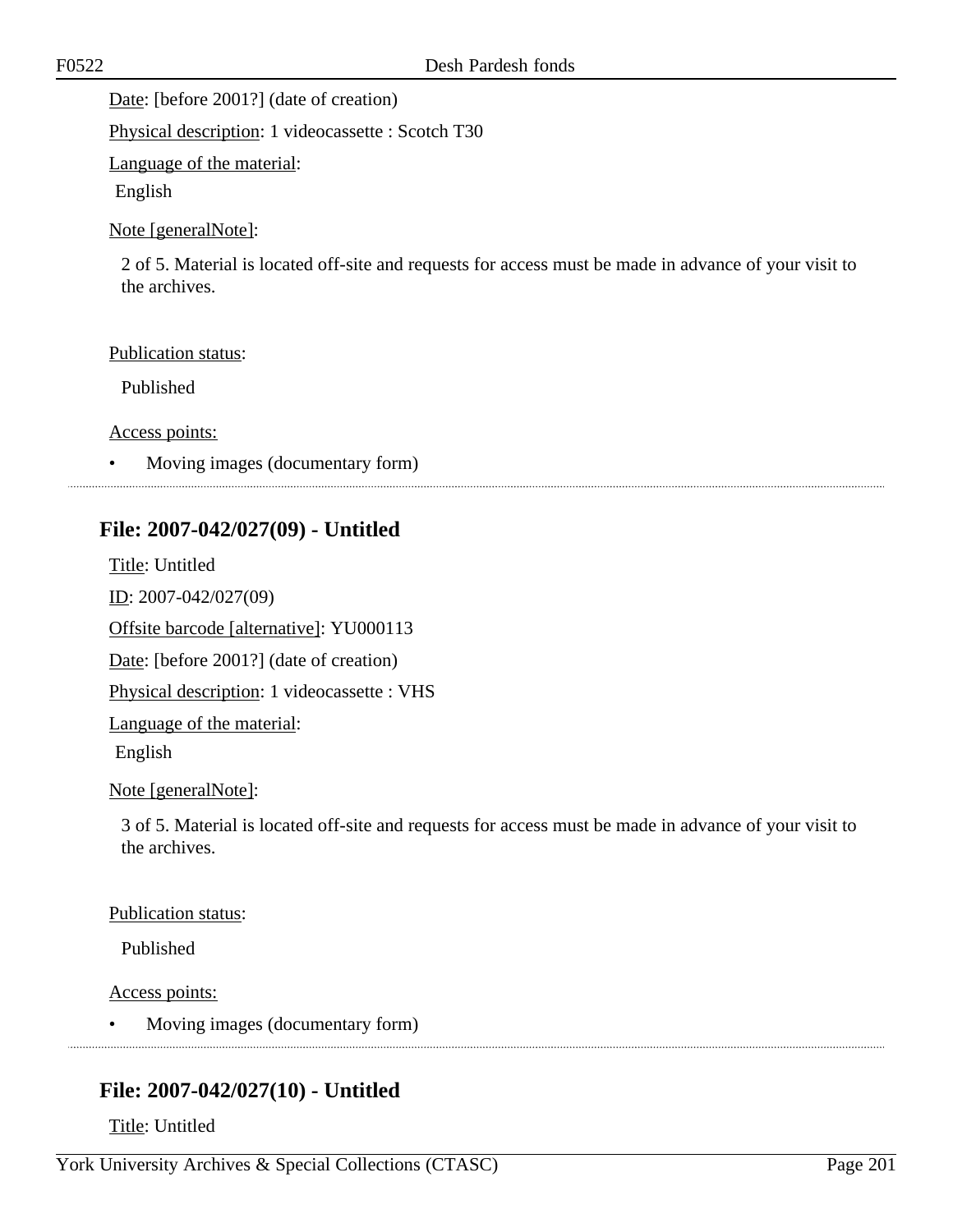Date: [before 2001?] (date of creation)

Physical description: 1 videocassette : Scotch T30

Language of the material:

English

Note [generalNote]:

2 of 5. Material is located off-site and requests for access must be made in advance of your visit to the archives.

Publication status:

Published

Access points:

- Moving images (documentary form)

## File: 2007-042/027(09) - Untitled

Title: Untitled

ID: 2007-042/027(09)

Offsite barcode [alternative]: YU000113

Date: [before 2001?] (date of creation)

Physical description: 1 videocassette : VHS

Language of the material:

English

Note [generalNote]:

3 of 5. Material is located off-site and requests for access must be made in advance of your visit to the archives.

Publication status:

Published

Access points:

- Moving images (documentary form)

## File: 2007-042/027(10) - Untitled

Title: Untitled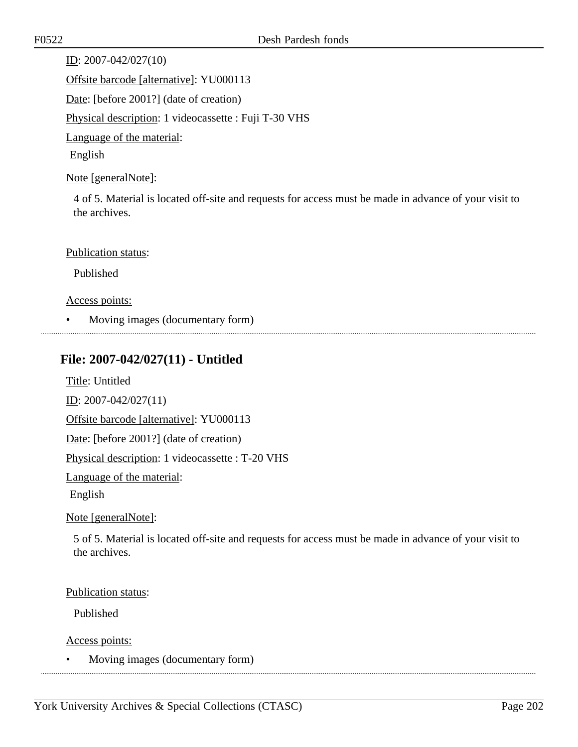ID: 2007-042/027(10)

Offsite barcode [alternative]: YU000113

Date: [before 2001?] (date of creation)

Physical description: 1 videocassette : Fuji T-30 VHS

Language of the material:

English

Note [generalNote]:

4 of 5. Material is located off-site and requests for access must be made in advance of your visit to the archives.

Publication status:

Published

Access points:

- Moving images (documentary form)

## File: 2007-042/027(11) - Untitled

Title: Untitled

ID: 2007-042/027(11)

Offsite barcode [alternative]: YU000113

Date: [before 2001?] (date of creation)

Physical description: 1 videocassette : T-20 VHS

Language of the material:

English

Note [generalNote]:

5 of 5. Material is located off-site and requests for access must be made in advance of your visit to the archives.

Publication status:

Published

Access points:

- Moving images (documentary form)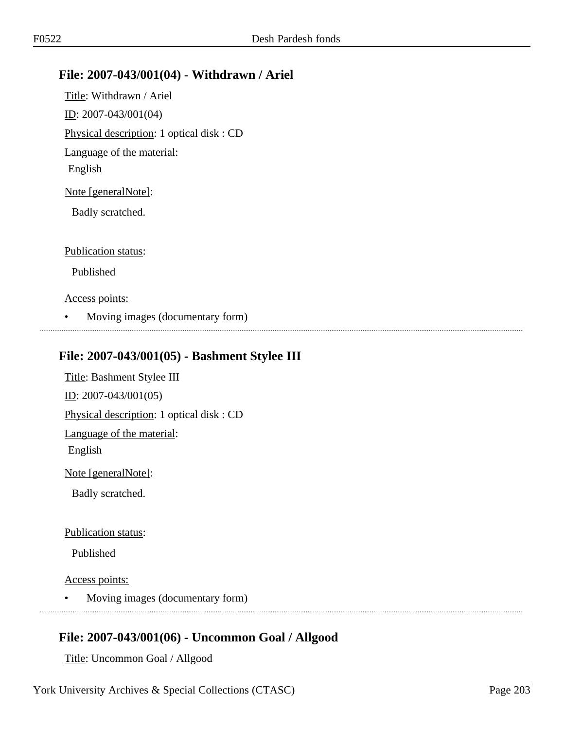## File: 2007-043/001(04) - Withdrawn / Ariel

Title: Withdrawn / Ariel

ID: 2007-043/001(04)

Physical description: 1 optical disk : CD

Language of the material:

English

Note [generalNote]:

Badly scratched.

Publication status:

Published

Access points:

- Moving images (documentary form)

## File: 2007-043/001(05) - Bashment Stylee III

Title: Bashment Stylee III

ID: 2007-043/001(05)

Physical description: 1 optical disk : CD

Language of the material:

English

Note [generalNote]:

Badly scratched.

Publication status:

Published

Access points:

- Moving images (documentary form)

## File: 2007-043/001(06) - Uncommon Goal / Allgood

Title: Uncommon Goal / Allgood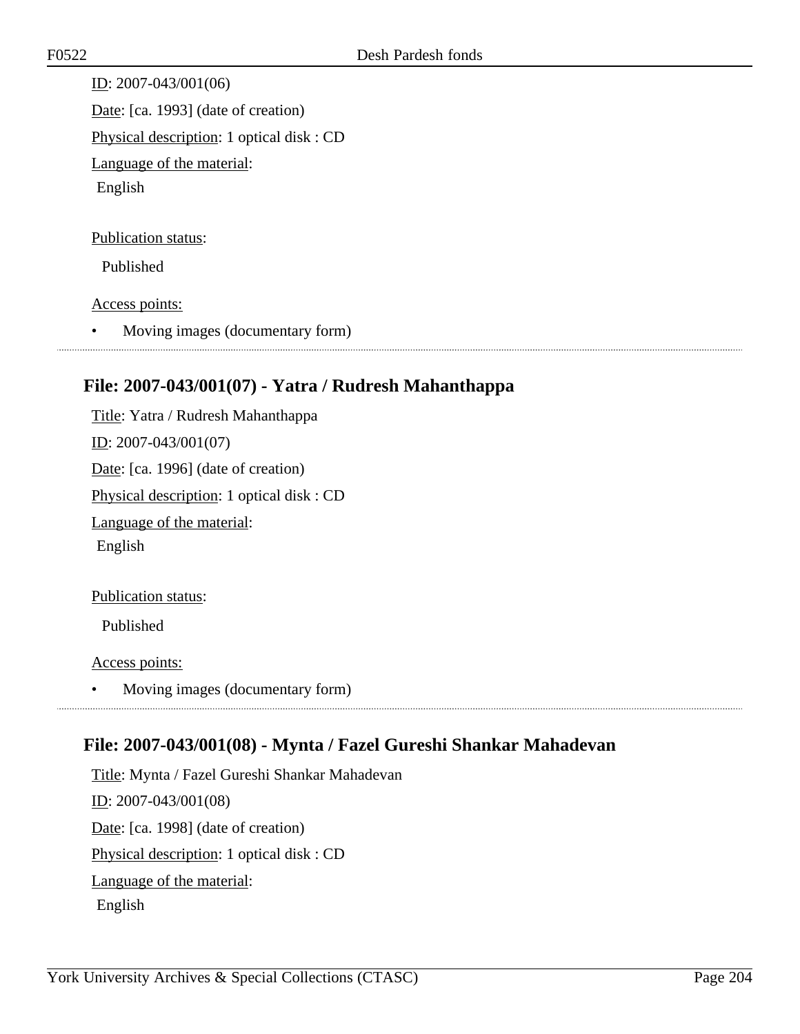ID: 2007-043/001(06)

Date: [ca. 1993] (date of creation)

Physical description: 1 optical disk : CD

Language of the material:

English

Publication status:

Published

Access points:

- Moving images (documentary form)

## File: 2007-043/001(07) - Yatra / Rudresh Mahanthappa

Title: Yatra / Rudresh Mahanthappa

ID: 2007-043/001(07)

Date: [ca. 1996] (date of creation)

Physical description: 1 optical disk : CD

Language of the material:

English

Publication status:

Published

Access points:

- Moving images (documentary form)

## File: 2007-043/001(08) - Mynta / Fazel Gureshi Shankar Mahadevan

Title: Mynta / Fazel Gureshi Shankar Mahadevan

ID: 2007-043/001(08)

Date: [ca. 1998] (date of creation)

Physical description: 1 optical disk : CD

Language of the material:

English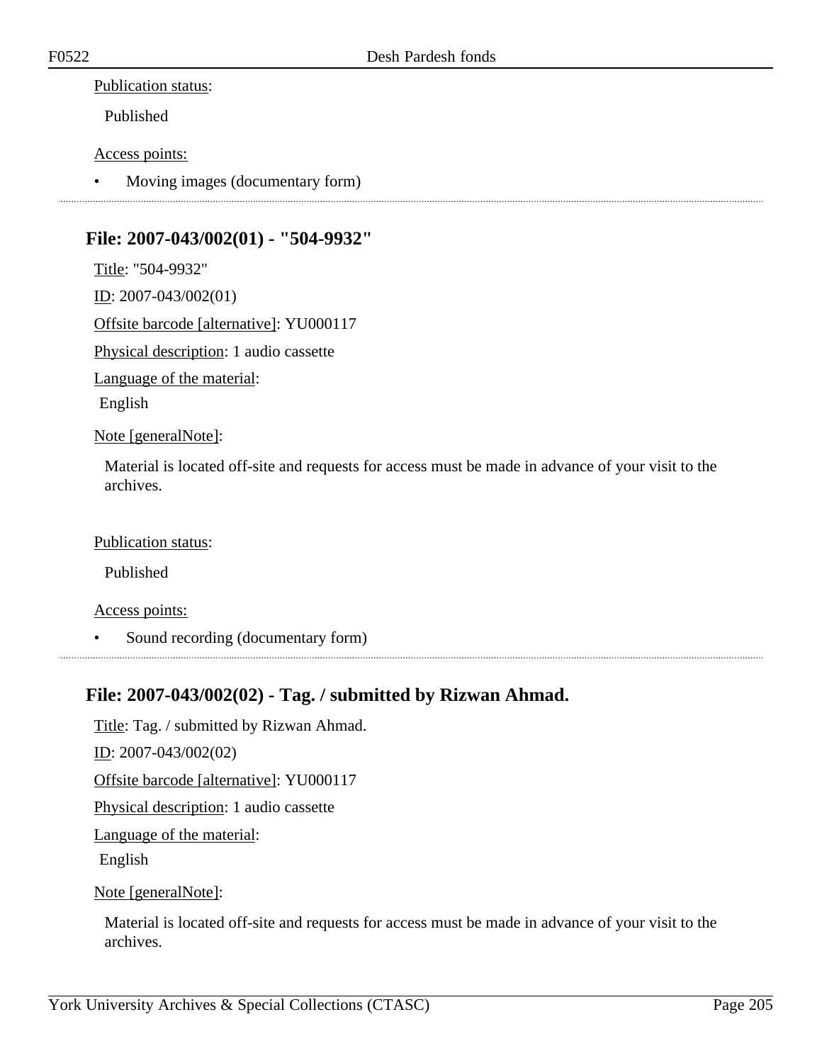Publication status:

Published

Access points:

- Moving images (documentary form)

## File: 2007-043/002(01) - "504-9932"

Title: "504-9932"

ID: 2007-043/002(01)

Offsite barcode [alternative]: YU000117

Physical description: 1 audio cassette

Language of the material:

English

Note [generalNote]:

Material is located off-site and requests for access must be made in advance of your visit to the archives.

Publication status:

Published

Access points:

- Sound recording (documentary form)

## File: 2007-043/002(02) - Tag. / submitted by Rizwan Ahmad.

Title: Tag. / submitted by Rizwan Ahmad.

ID: 2007-043/002(02)

Offsite barcode [alternative]: YU000117

Physical description: 1 audio cassette

Language of the material:

English

Note [generalNote]:

Material is located off-site and requests for access must be made in advance of your visit to the archives.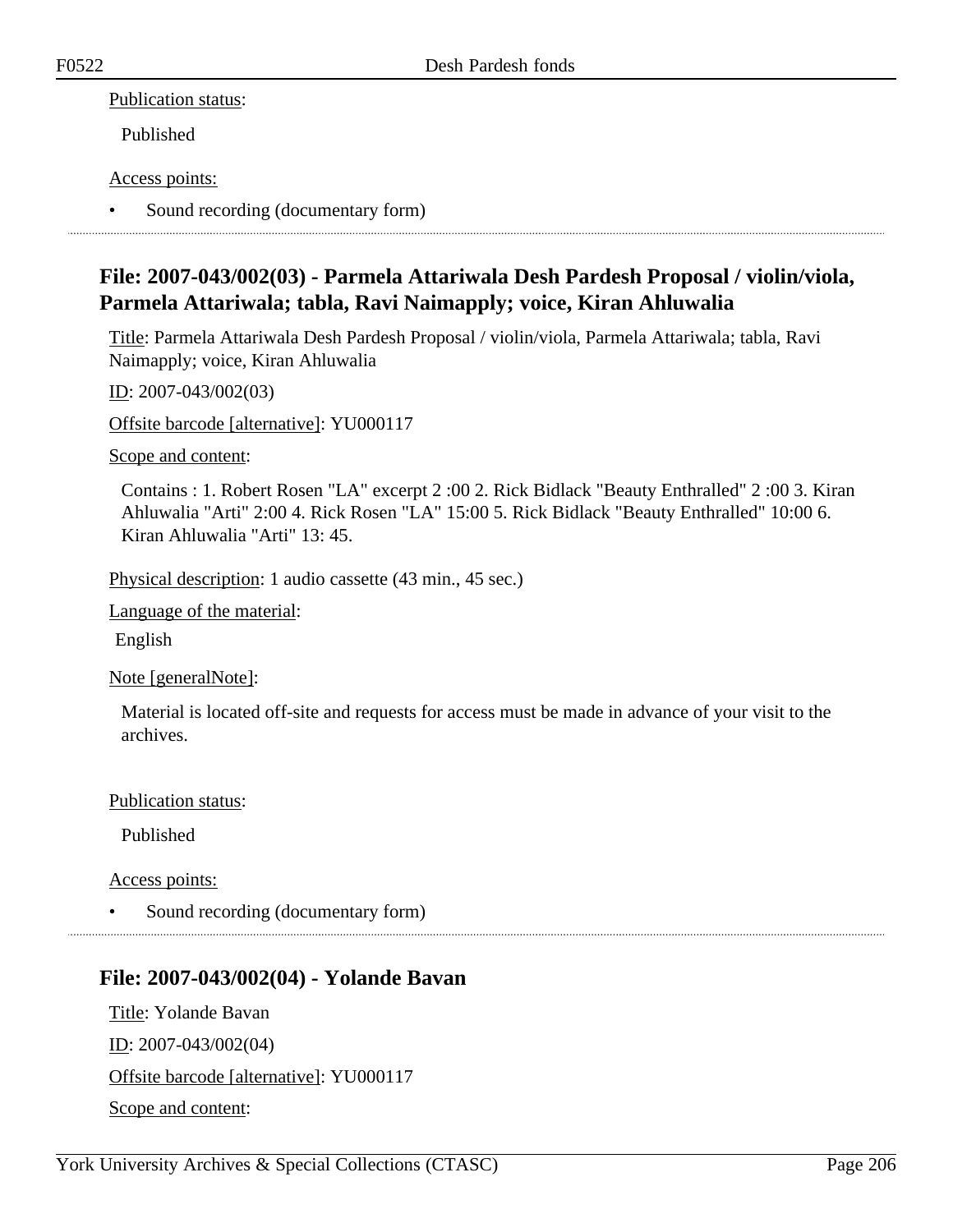Publication status:

Published

Access points:

- Sound recording (documentary form)

## File: 2007-043/002(03) - Parmela Attariwala Desh Pardesh Proposal / violin/viola, Parmela Attariwala; tabla, Ravi Naimapply; voice, Kiran Ahluwalia

Title: Parmela Attariwala Desh Pardesh Proposal / violin/viola, Parmela Attariwala; tabla, Ravi Naimapply; voice, Kiran Ahluwalia

ID: 2007-043/002(03)

Offsite barcode [alternative]: YU000117

Scope and content:

Contains : 1. Robert Rosen "LA" excerpt 2 :00 2. Rick Bidlack "Beauty Enthralled" 2 :00 3. Kiran Ahluwalia "Arti" 2:00 4. Rick Rosen "LA" 15:00 5. Rick Bidlack "Beauty Enthralled" 10:00 6. Kiran Ahluwalia "Arti" 13: 45.

Physical description: 1 audio cassette (43 min., 45 sec.)

Language of the material:

English

Note [generalNote]:

Material is located off-site and requests for access must be made in advance of your visit to the archives.

Publication status:

Published

Access points:

- Sound recording (documentary form)

## File: 2007-043/002(04) - Yolande Bavan

Title: Yolande Bavan

ID: 2007-043/002(04)

Offsite barcode [alternative]: YU000117

Scope and content: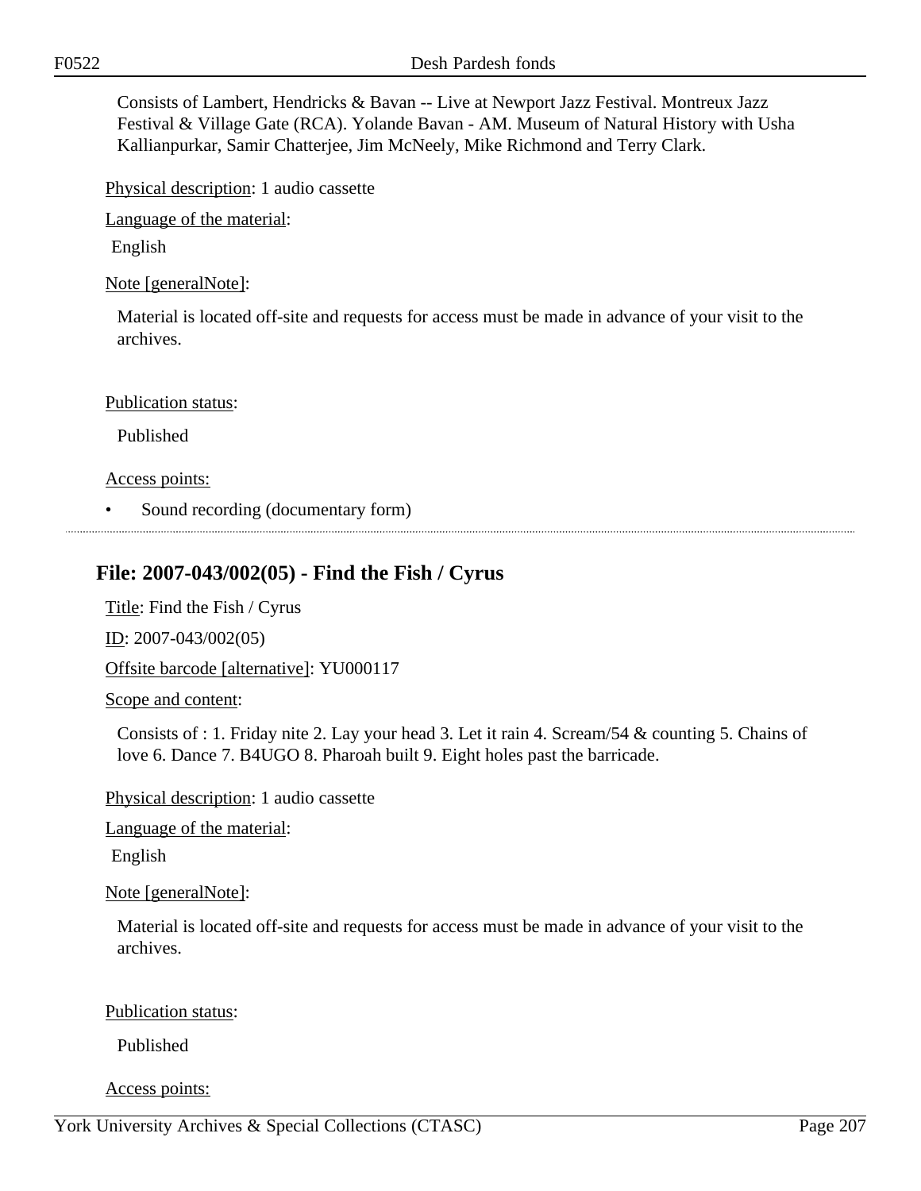Consists of Lambert, Hendricks & Bavan -- Live at Newport Jazz Festival. Montreux Jazz Festival & Village Gate (RCA). Yolande Bavan - AM. Museum of Natural History with Usha Kallianpurkar, Samir Chatterjee, Jim McNeely, Mike Richmond and Terry Clark.

Physical description: 1 audio cassette

Language of the material:

English

Note [generalNote]:

Material is located off-site and requests for access must be made in advance of your visit to the archives.

Publication status:

Published

Access points:

- Sound recording (documentary form)

## File: 2007-043/002(05) - Find the Fish / Cyrus

Title: Find the Fish / Cyrus

ID: 2007-043/002(05)

Offsite barcode [alternative]: YU000117

Scope and content:

Consists of : 1. Friday nite 2. Lay your head 3. Let it rain 4. Scream/54 & counting 5. Chains of love 6. Dance 7. B4UGO 8. Pharoah built 9. Eight holes past the barricade.

Physical description: 1 audio cassette

Language of the material:

English

Note [generalNote]:

Material is located off-site and requests for access must be made in advance of your visit to the archives.

Publication status:

Published

Access points: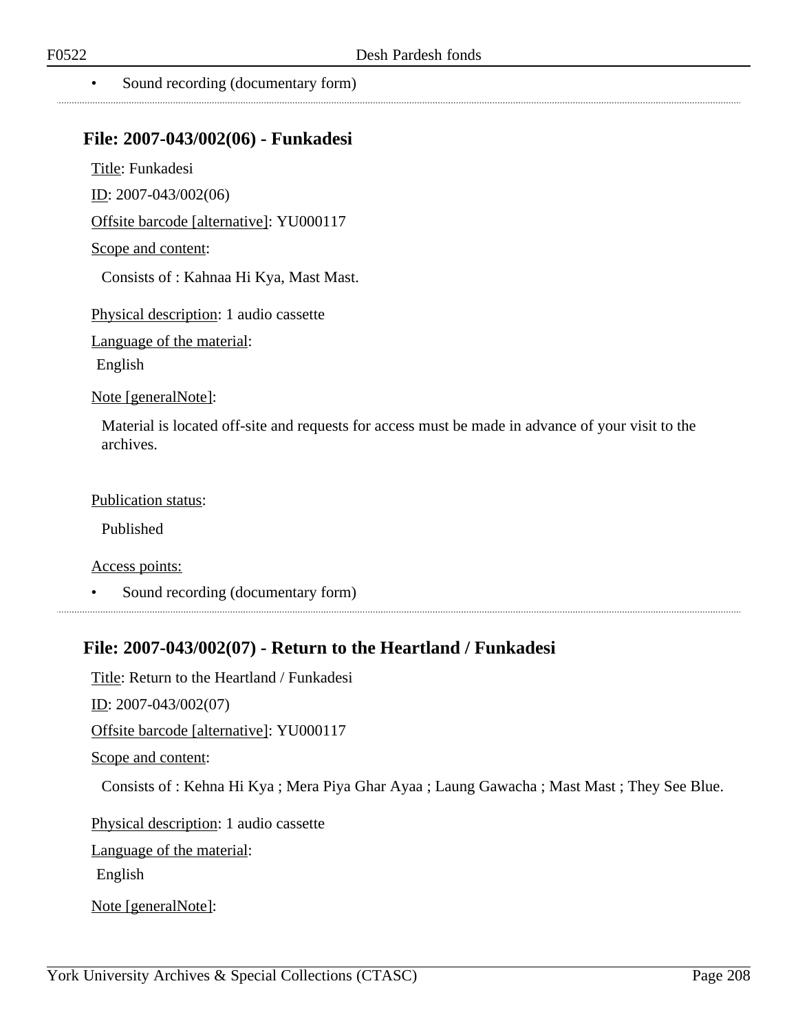- Sound recording (documentary form)

## File: 2007-043/002(06) - Funkadesi

Title: Funkadesi

ID: 2007-043/002(06)

Offsite barcode [alternative]: YU000117

Scope and content:

Consists of : Kahnaa Hi Kya, Mast Mast.

Physical description: 1 audio cassette

Language of the material:

English

Note [generalNote]:

Material is located off-site and requests for access must be made in advance of your visit to the archives.

Publication status:

Published

Access points:

- Sound recording (documentary form)

## File: 2007-043/002(07) - Return to the Heartland / Funkadesi

Title: Return to the Heartland / Funkadesi

ID: 2007-043/002(07)

Offsite barcode [alternative]: YU000117

Scope and content:

Consists of : Kehna Hi Kya ; Mera Piya Ghar Ayaa ; Laung Gawacha ; Mast Mast ; They See Blue.

Physical description: 1 audio cassette

Language of the material:

English

Note [generalNote]: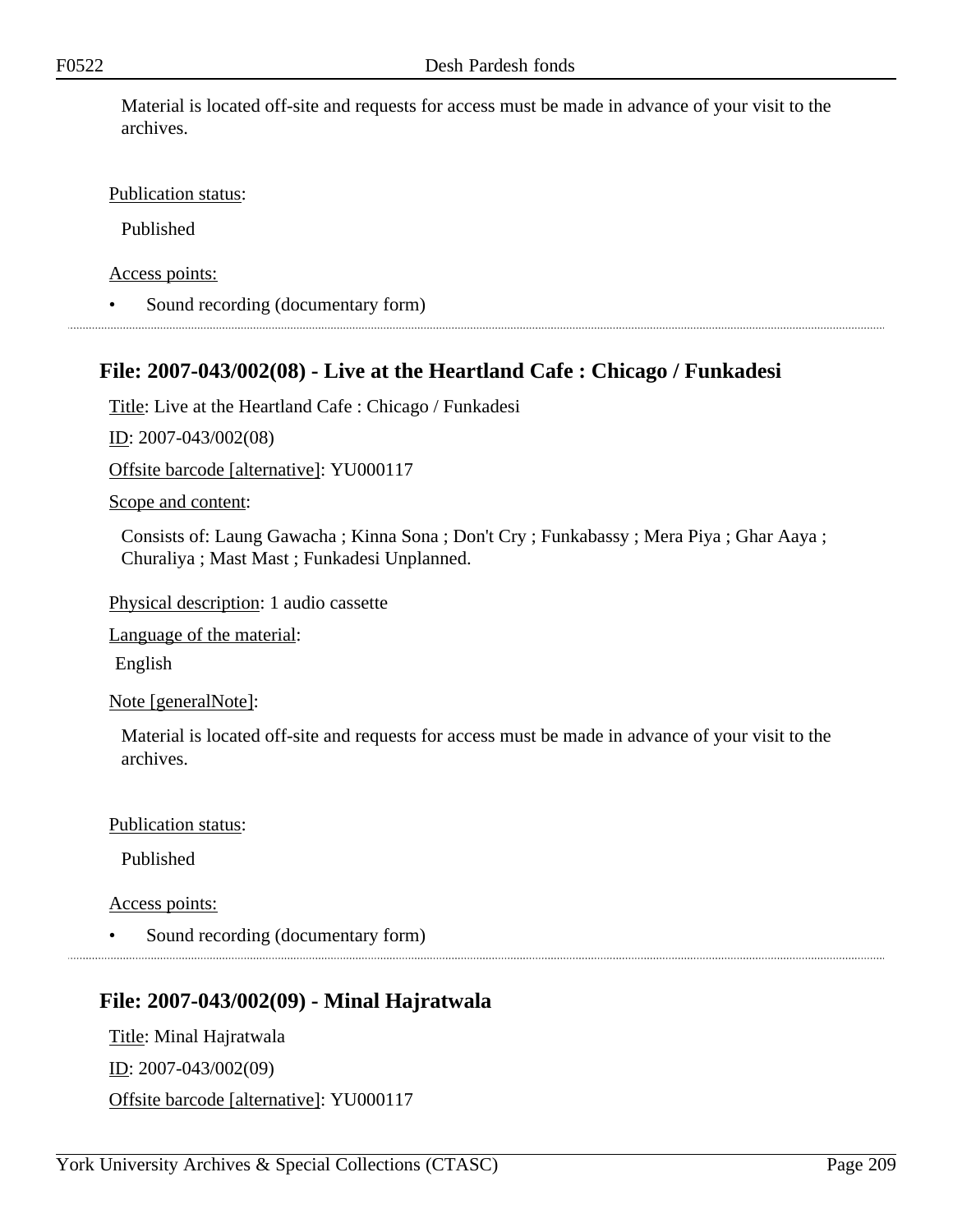Material is located off-site and requests for access must be made in advance of your visit to the archives.

Publication status:

Published

Access points:

- Sound recording (documentary form)

## File: 2007-043/002(08) - Live at the Heartland Cafe : Chicago / Funkadesi

Title: Live at the Heartland Cafe : Chicago / Funkadesi

ID: 2007-043/002(08)

Offsite barcode [alternative]: YU000117

Scope and content:

Consists of: Laung Gawacha ; Kinna Sona ; Don't Cry ; Funkabassy ; Mera Piya ; Ghar Aaya ; Churaliya ; Mast Mast ; Funkadesi Unplanned.

Physical description: 1 audio cassette

Language of the material:

English

Note [generalNote]:

Material is located off-site and requests for access must be made in advance of your visit to the archives.

Publication status:

Published

Access points:

- Sound recording (documentary form)

## File: 2007-043/002(09) - Minal Hajratwala

Title: Minal Hajratwala

ID: 2007-043/002(09)

Offsite barcode [alternative]: YU000117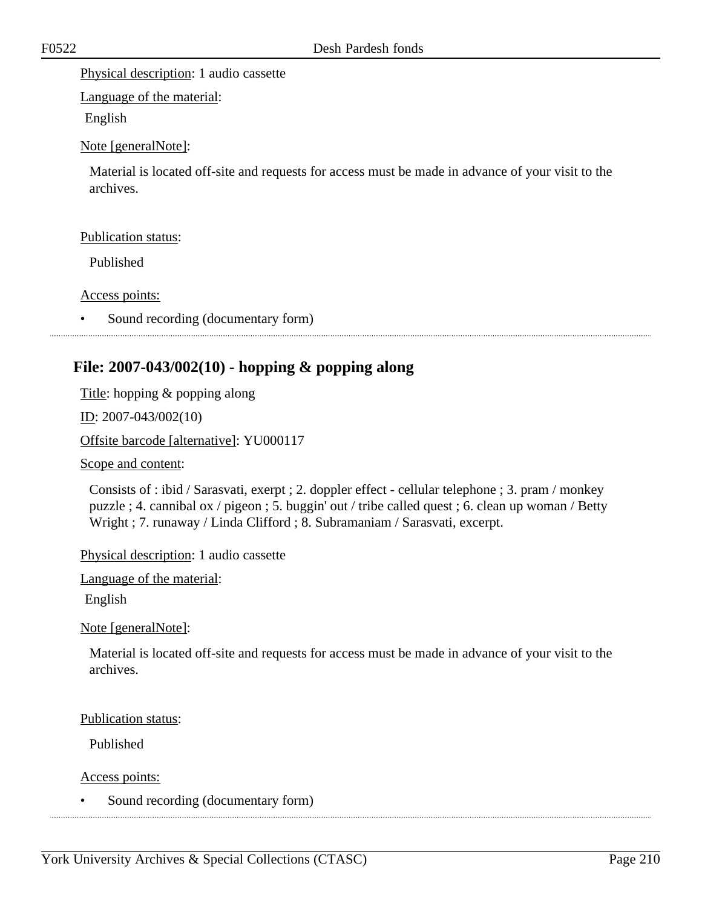Physical description: 1 audio cassette

Language of the material:

English

Note [generalNote]:

Material is located off-site and requests for access must be made in advance of your visit to the archives.

Publication status:

Published

Access points:

- Sound recording (documentary form)

## File: 2007-043/002(10) - hopping & popping along

Title: hopping & popping along

ID: 2007-043/002(10)

Offsite barcode [alternative]: YU000117

Scope and content:

Consists of : ibid / Sarasvati, exerpt ; 2. doppler effect - cellular telephone ; 3. pram / monkey puzzle ; 4. cannibal ox / pigeon ; 5. buggin' out / tribe called quest ; 6. clean up woman / Betty Wright ; 7. runaway / Linda Clifford ; 8. Subramaniam / Sarasvati, excerpt.

Physical description: 1 audio cassette

Language of the material:

English

Note [generalNote]:

Material is located off-site and requests for access must be made in advance of your visit to the archives.

Publication status:

Published

Access points:

- Sound recording (documentary form)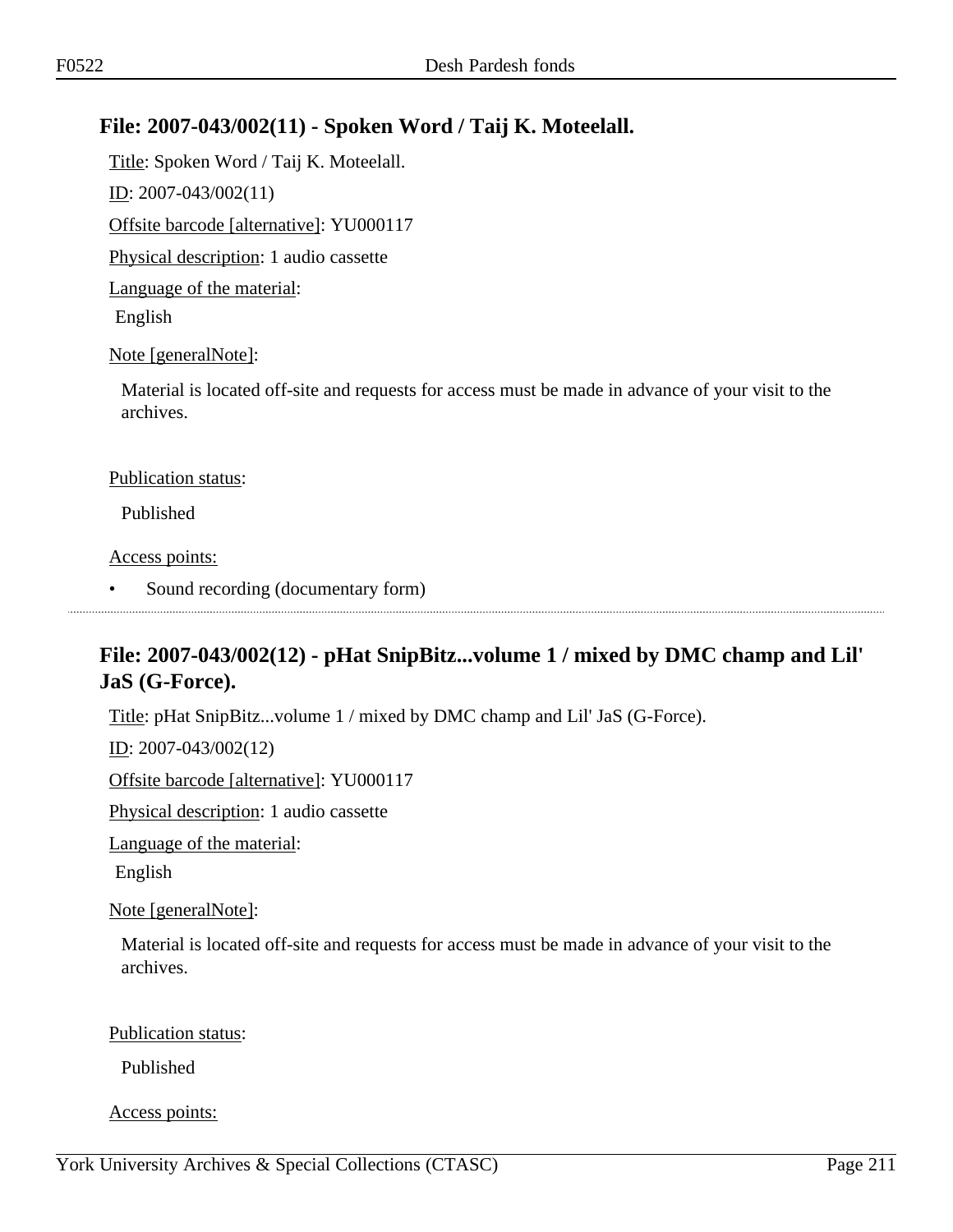## File: 2007-043/002(11) - Spoken Word / Taij K. Moteelall.

Title: Spoken Word / Taij K. Moteelall.

ID: 2007-043/002(11)

Offsite barcode [alternative]: YU000117

Physical description: 1 audio cassette

Language of the material:

English

Note [generalNote]:

Material is located off-site and requests for access must be made in advance of your visit to the archives.

Publication status:

Published

Access points:

- Sound recording (documentary form)

---

## File: 2007-043/002(12) - pHat SnipBitz...volume 1 / mixed by DMC champ and Lil' JaS (G-Force).

Title: pHat SnipBitz...volume 1 / mixed by DMC champ and Lil' JaS (G-Force).

ID: 2007-043/002(12)

Offsite barcode [alternative]: YU000117

Physical description: 1 audio cassette

Language of the material:

English

Note [generalNote]:

Material is located off-site and requests for access must be made in advance of your visit to the archives.

Publication status:

Published

Access points: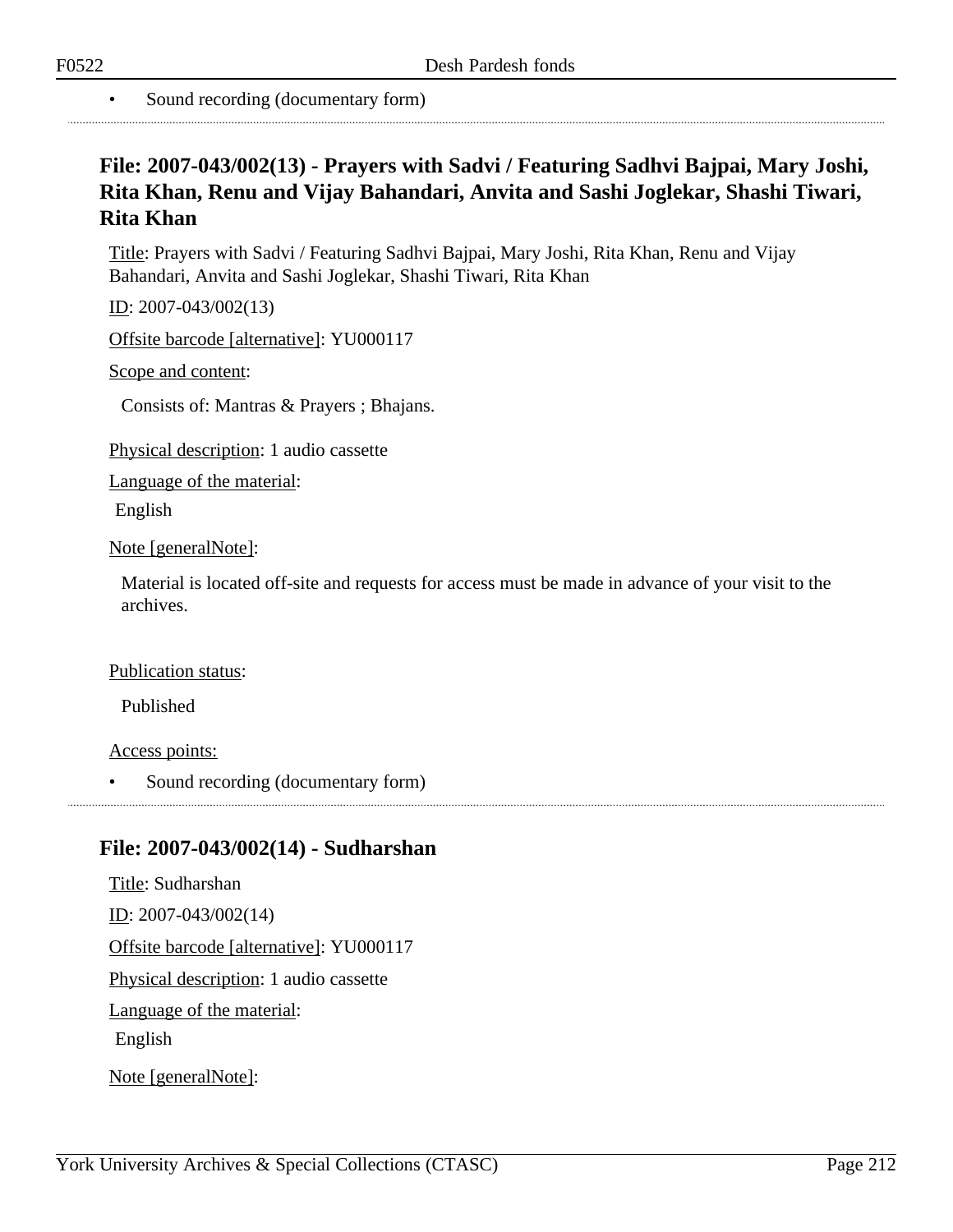- Sound recording (documentary form)

## File: 2007-043/002(13) - Prayers with Sadvi / Featuring Sadhvi Bajpai, Mary Joshi, Rita Khan, Renu and Vijay Bahandari, Anvita and Sashi Joglekar, Shashi Tiwari, Rita Khan

Title: Prayers with Sadvi / Featuring Sadhvi Bajpai, Mary Joshi, Rita Khan, Renu and Vijay Bahandari, Anvita and Sashi Joglekar, Shashi Tiwari, Rita Khan

ID: 2007-043/002(13)

Offsite barcode [alternative]: YU000117

Scope and content:

Consists of: Mantras & Prayers ; Bhajans.

Physical description: 1 audio cassette

Language of the material:

English

Note [generalNote]:

Material is located off-site and requests for access must be made in advance of your visit to the archives.

Publication status:

Published

Access points:

- Sound recording (documentary form)

## File: 2007-043/002(14) - Sudharshan

Title: Sudharshan

ID: 2007-043/002(14)

Offsite barcode [alternative]: YU000117

Physical description: 1 audio cassette

Language of the material:

English

Note [generalNote]: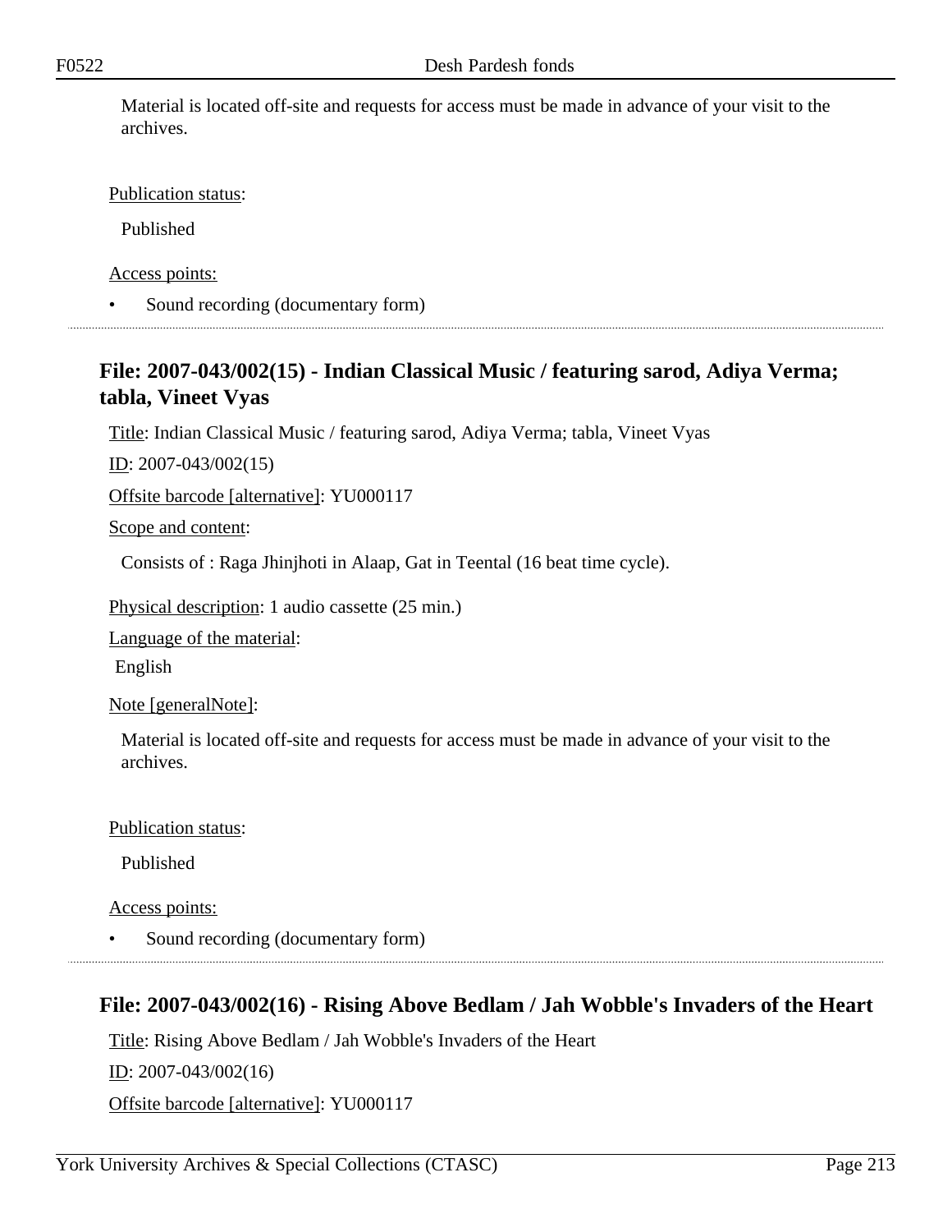Material is located off-site and requests for access must be made in advance of your visit to the archives.

Publication status:

Published

Access points:

- Sound recording (documentary form)

## File: 2007-043/002(15) - Indian Classical Music / featuring sarod, Adiya Verma; tabla, Vineet Vyas

Title: Indian Classical Music / featuring sarod, Adiya Verma; tabla, Vineet Vyas

ID: 2007-043/002(15)

Offsite barcode [alternative]: YU000117

Scope and content:

Consists of : Raga Jhinjhoti in Alaap, Gat in Teental (16 beat time cycle).

Physical description: 1 audio cassette (25 min.)

Language of the material:

English

Note [generalNote]:

Material is located off-site and requests for access must be made in advance of your visit to the archives.

Publication status:

Published

Access points:

- Sound recording (documentary form)

## File: 2007-043/002(16) - Rising Above Bedlam / Jah Wobble's Invaders of the Heart

Title: Rising Above Bedlam / Jah Wobble's Invaders of the Heart

ID: 2007-043/002(16)

Offsite barcode [alternative]: YU000117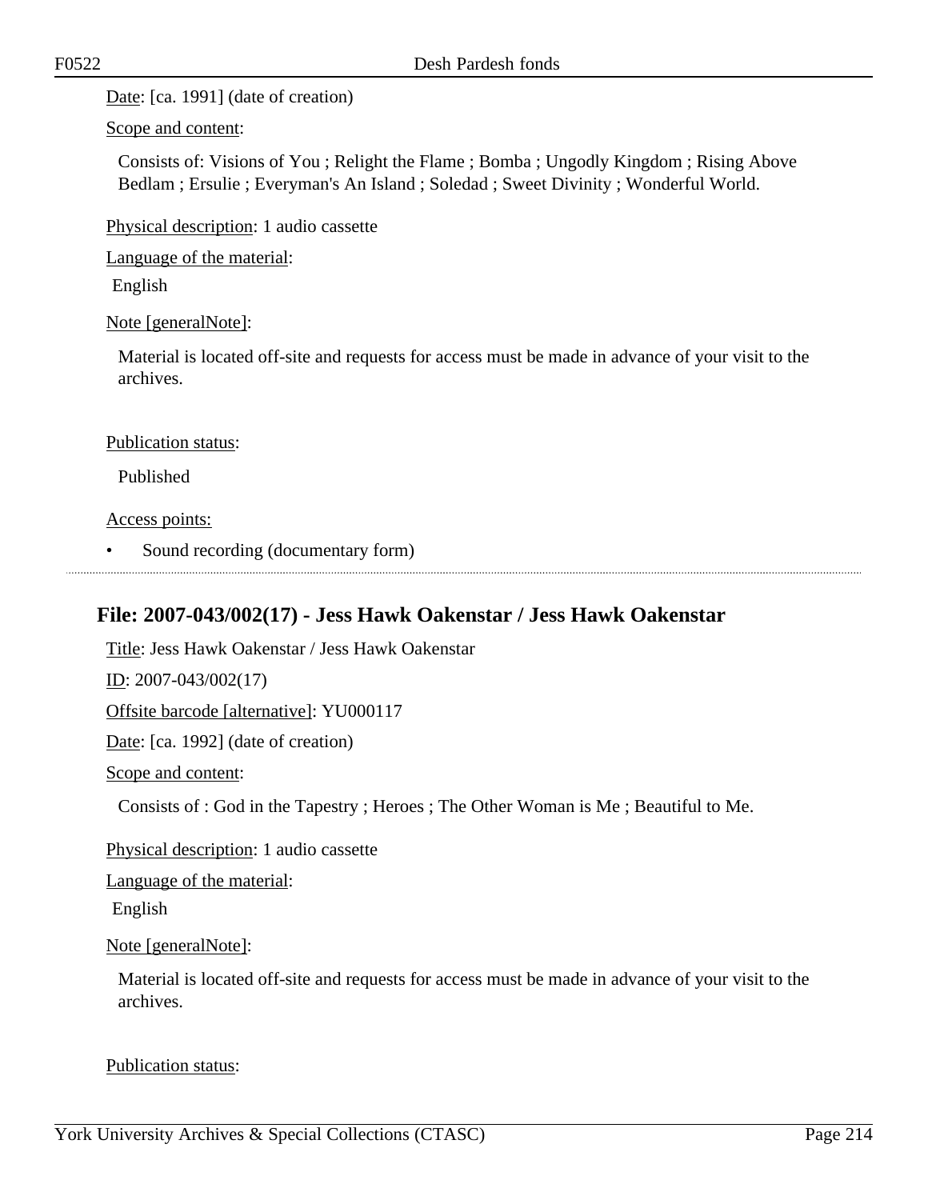Date: [ca. 1991] (date of creation)

Scope and content:

Consists of: Visions of You ; Relight the Flame ; Bomba ; Ungodly Kingdom ; Rising Above Bedlam ; Ersulie ; Everyman's An Island ; Soledad ; Sweet Divinity ; Wonderful World.

Physical description: 1 audio cassette

Language of the material:

English

Note [generalNote]:

Material is located off-site and requests for access must be made in advance of your visit to the archives.

Publication status:

Published

Access points:

- Sound recording (documentary form)

---

## File: 2007-043/002(17) - Jess Hawk Oakenstar / Jess Hawk Oakenstar

Title: Jess Hawk Oakenstar / Jess Hawk Oakenstar

ID: 2007-043/002(17)

Offsite barcode [alternative]: YU000117

Date: [ca. 1992] (date of creation)

Scope and content:

Consists of : God in the Tapestry ; Heroes ; The Other Woman is Me ; Beautiful to Me.

Physical description: 1 audio cassette

Language of the material:

English

Note [generalNote]:

Material is located off-site and requests for access must be made in advance of your visit to the archives.

Publication status: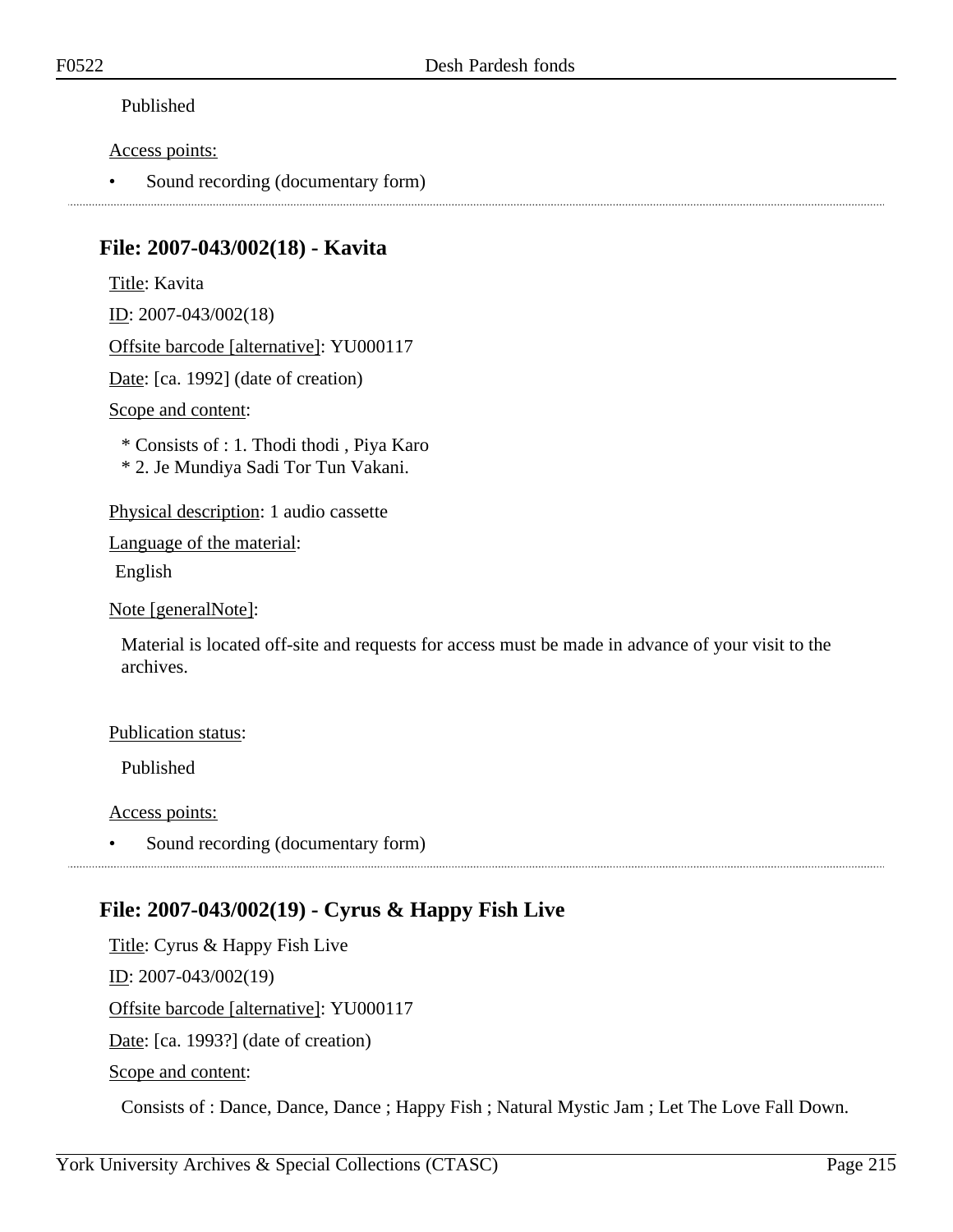Published

Access points:

- Sound recording (documentary form)

## File: 2007-043/002(18) - Kavita

Title: Kavita

ID: 2007-043/002(18)

Offsite barcode [alternative]: YU000117

Date: [ca. 1992] (date of creation)

Scope and content:

* Consists of : 1. Thodi thodi , Piya Karo
* 2. Je Mundiya Sadi Tor Tun Vakani.

Physical description: 1 audio cassette

Language of the material:

English

Note [generalNote]:

Material is located off-site and requests for access must be made in advance of your visit to the archives.

Publication status:

Published

Access points:

- Sound recording (documentary form)

## File: 2007-043/002(19) - Cyrus & Happy Fish Live

Title: Cyrus & Happy Fish Live

ID: 2007-043/002(19)

Offsite barcode [alternative]: YU000117

Date: [ca. 1993?] (date of creation)

Scope and content:

Consists of : Dance, Dance, Dance ; Happy Fish ; Natural Mystic Jam ; Let The Love Fall Down.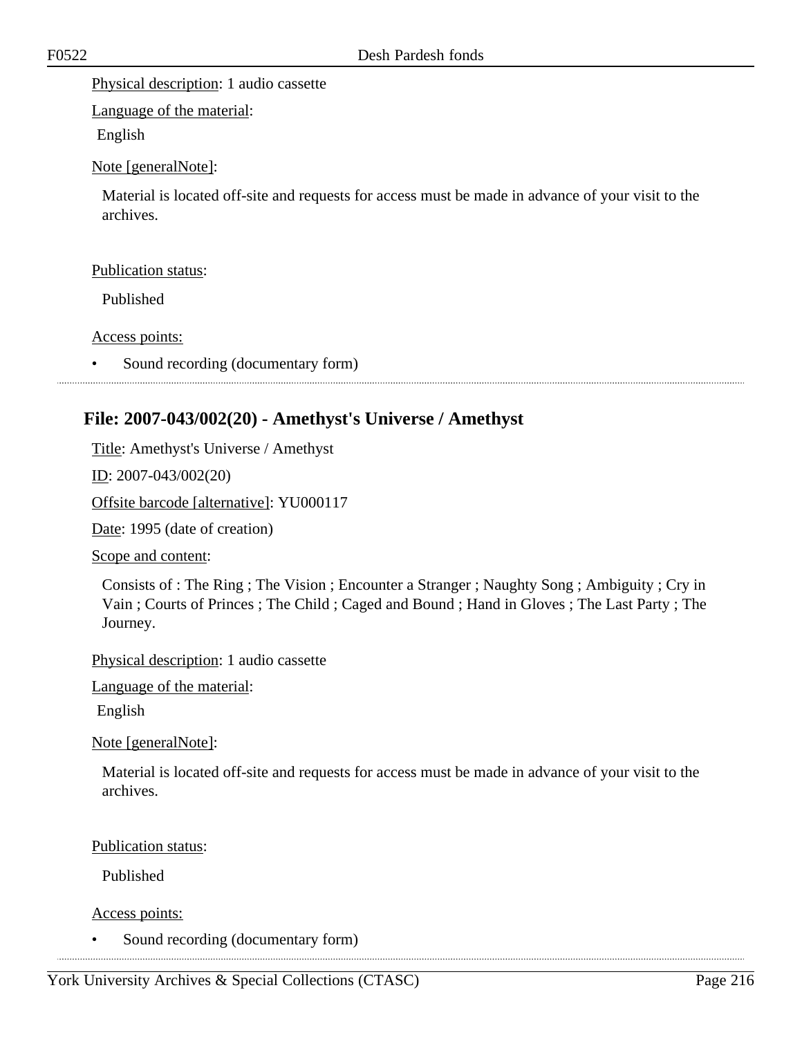Physical description: 1 audio cassette

Language of the material:

English

Note [generalNote]:

Material is located off-site and requests for access must be made in advance of your visit to the archives.

Publication status:

Published

Access points:

- Sound recording (documentary form)

## File: 2007-043/002(20) - Amethyst's Universe / Amethyst

Title: Amethyst's Universe / Amethyst

ID: 2007-043/002(20)

Offsite barcode [alternative]: YU000117

Date: 1995 (date of creation)

Scope and content:

Consists of : The Ring ; The Vision ; Encounter a Stranger ; Naughty Song ; Ambiguity ; Cry in Vain ; Courts of Princes ; The Child ; Caged and Bound ; Hand in Gloves ; The Last Party ; The Journey.

Physical description: 1 audio cassette

Language of the material:

English

Note [generalNote]:

Material is located off-site and requests for access must be made in advance of your visit to the archives.

Publication status:

Published

Access points:

- Sound recording (documentary form)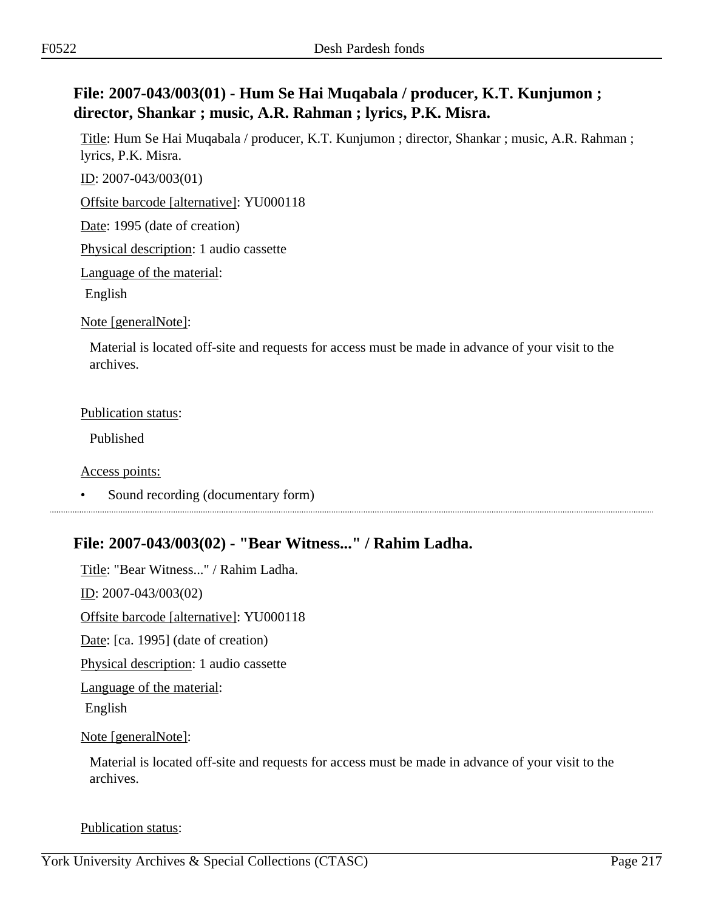## File: 2007-043/003(01) - Hum Se Hai Muqabala / producer, K.T. Kunjumon ; director, Shankar ; music, A.R. Rahman ; lyrics, P.K. Misra.

Title: Hum Se Hai Muqabala / producer, K.T. Kunjumon ; director, Shankar ; music, A.R. Rahman ; lyrics, P.K. Misra.

ID: 2007-043/003(01)

Offsite barcode [alternative]: YU000118

Date: 1995 (date of creation)

Physical description: 1 audio cassette

Language of the material:

English

Note [generalNote]:

Material is located off-site and requests for access must be made in advance of your visit to the archives.

Publication status:

Published

Access points:

- Sound recording (documentary form)

## File: 2007-043/003(02) - "Bear Witness..." / Rahim Ladha.

Title: "Bear Witness..." / Rahim Ladha.

ID: 2007-043/003(02)

Offsite barcode [alternative]: YU000118

Date: [ca. 1995] (date of creation)

Physical description: 1 audio cassette

Language of the material:

English

Note [generalNote]:

Material is located off-site and requests for access must be made in advance of your visit to the archives.

Publication status: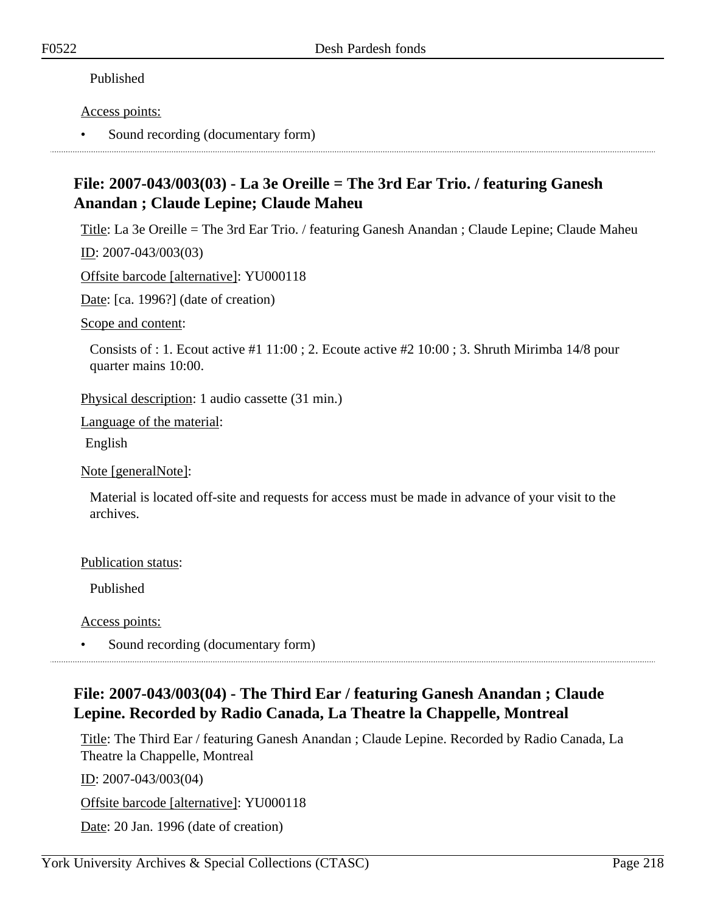Published

Access points:

- Sound recording (documentary form)

## File: 2007-043/003(03) - La 3e Oreille = The 3rd Ear Trio. / featuring Ganesh Anandan ; Claude Lepine; Claude Maheu

Title: La 3e Oreille = The 3rd Ear Trio. / featuring Ganesh Anandan ; Claude Lepine; Claude Maheu

ID: 2007-043/003(03)

Offsite barcode [alternative]: YU000118

Date: [ca. 1996?] (date of creation)

Scope and content:

Consists of : 1. Ecout active #1 11:00 ; 2. Ecoute active #2 10:00 ; 3. Shruth Mirimba 14/8 pour quarter mains 10:00.

Physical description: 1 audio cassette (31 min.)

Language of the material:

English

Note [generalNote]:

Material is located off-site and requests for access must be made in advance of your visit to the archives.

Publication status:

Published

Access points:

- Sound recording (documentary form)

## File: 2007-043/003(04) - The Third Ear / featuring Ganesh Anandan ; Claude Lepine. Recorded by Radio Canada, La Theatre la Chappelle, Montreal

Title: The Third Ear / featuring Ganesh Anandan ; Claude Lepine. Recorded by Radio Canada, La Theatre la Chappelle, Montreal

ID: 2007-043/003(04)

Offsite barcode [alternative]: YU000118

Date: 20 Jan. 1996 (date of creation)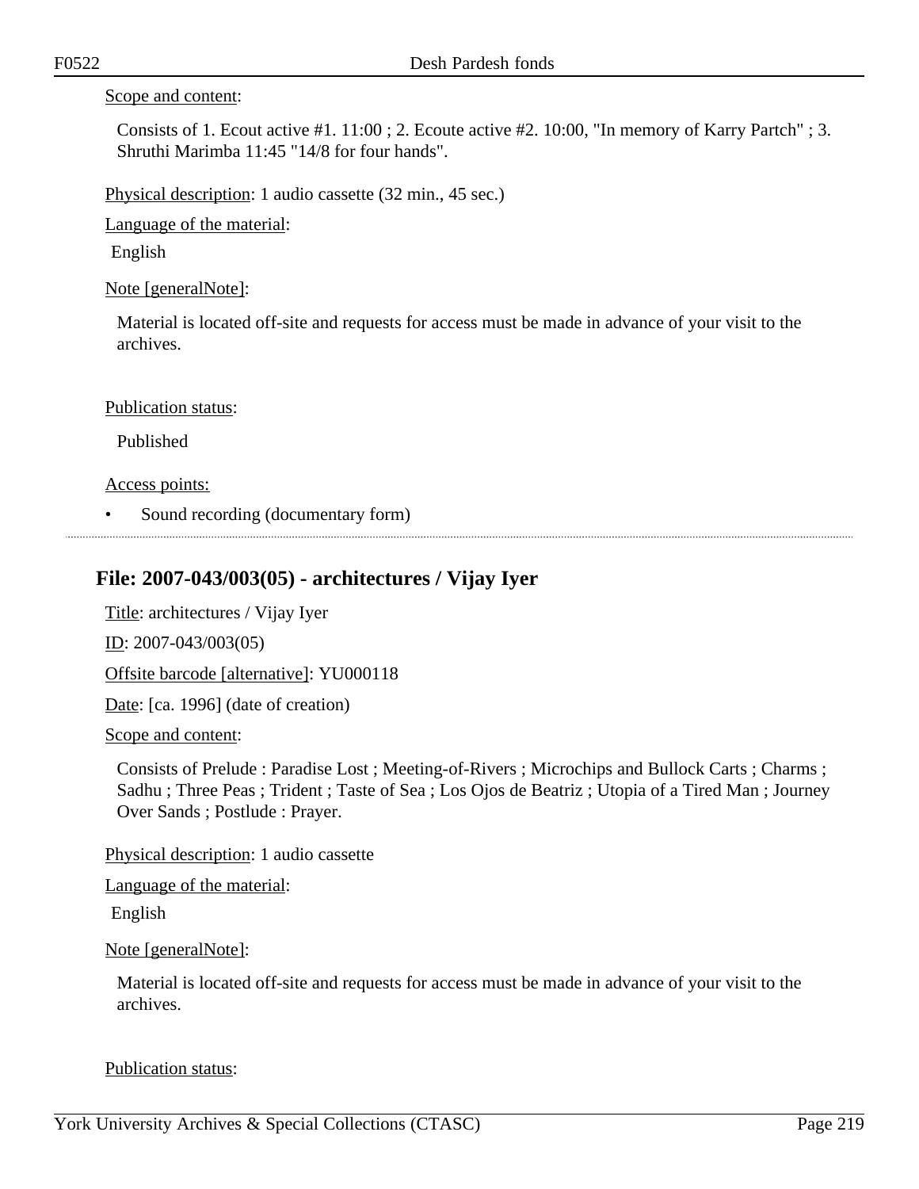Scope and content:

Consists of 1. Ecout active #1. 11:00 ; 2. Ecoute active #2. 10:00, "In memory of Karry Partch" ; 3. Shruthi Marimba 11:45 "14/8 for four hands".

Physical description: 1 audio cassette (32 min., 45 sec.)

Language of the material:

English

Note [generalNote]:

Material is located off-site and requests for access must be made in advance of your visit to the archives.

Publication status:

Published

Access points:

- Sound recording (documentary form)

## File: 2007-043/003(05) - architectures / Vijay Iyer

Title: architectures / Vijay Iyer

ID: 2007-043/003(05)

Offsite barcode [alternative]: YU000118

Date: [ca. 1996] (date of creation)

Scope and content:

Consists of Prelude : Paradise Lost ; Meeting-of-Rivers ; Microchips and Bullock Carts ; Charms ; Sadhu ; Three Peas ; Trident ; Taste of Sea ; Los Ojos de Beatriz ; Utopia of a Tired Man ; Journey Over Sands ; Postlude : Prayer.

Physical description: 1 audio cassette

Language of the material:

English

Note [generalNote]:

Material is located off-site and requests for access must be made in advance of your visit to the archives.

Publication status: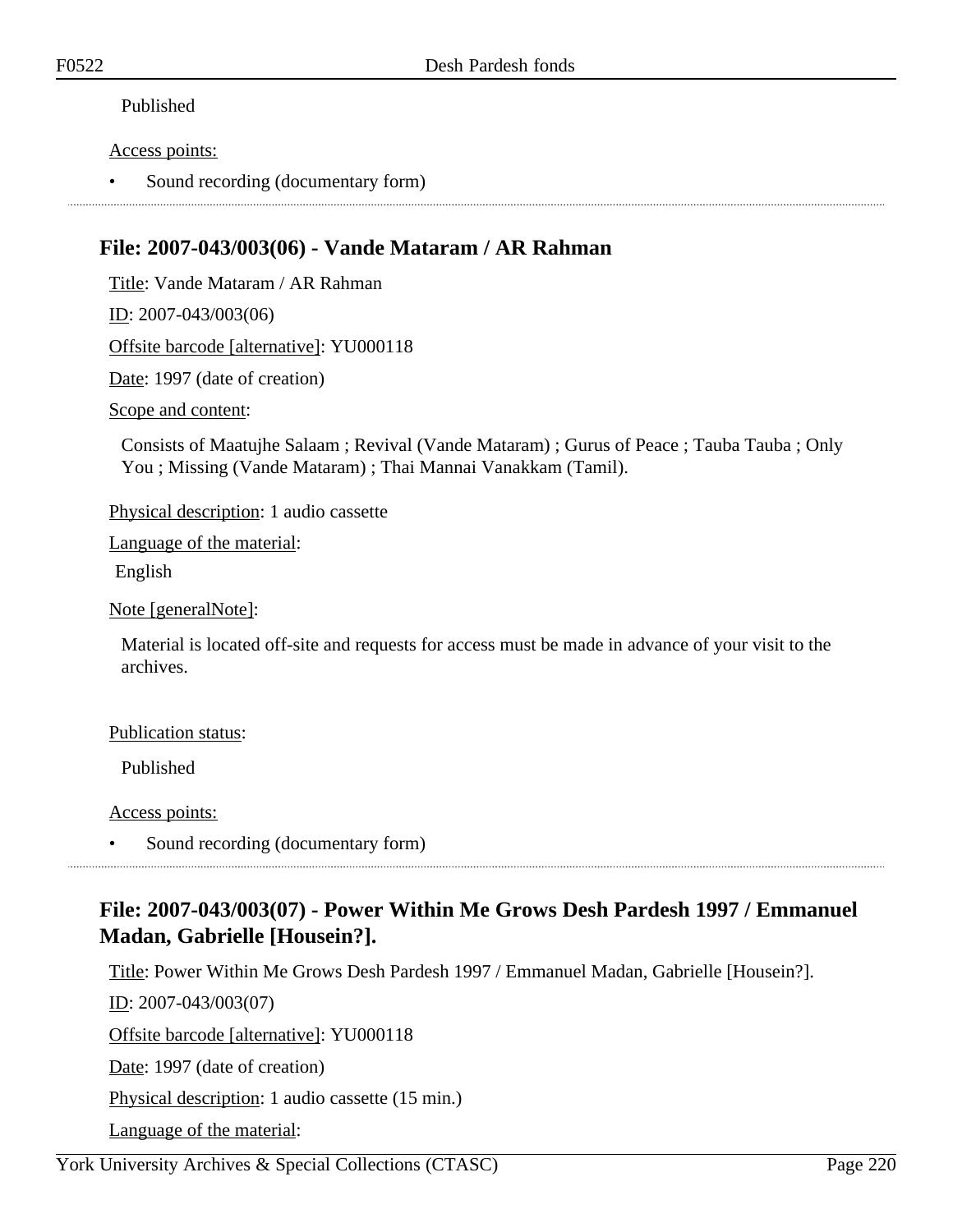Published

Access points:

- Sound recording (documentary form)

---

## File: 2007-043/003(06) - Vande Mataram / AR Rahman

Title: Vande Mataram / AR Rahman

ID: 2007-043/003(06)

Offsite barcode [alternative]: YU000118

Date: 1997 (date of creation)

Scope and content:

Consists of Maatujhe Salaam ; Revival (Vande Mataram) ; Gurus of Peace ; Tauba Tauba ; Only You ; Missing (Vande Mataram) ; Thai Mannai Vanakkam (Tamil).

Physical description: 1 audio cassette

Language of the material:

English

Note [generalNote]:

Material is located off-site and requests for access must be made in advance of your visit to the archives.

Publication status:

Published

Access points:

- Sound recording (documentary form)

---

## File: 2007-043/003(07) - Power Within Me Grows Desh Pardesh 1997 / Emmanuel Madan, Gabrielle [Housein?].

Title: Power Within Me Grows Desh Pardesh 1997 / Emmanuel Madan, Gabrielle [Housein?].

ID: 2007-043/003(07)

Offsite barcode [alternative]: YU000118

Date: 1997 (date of creation)

Physical description: 1 audio cassette (15 min.)

Language of the material: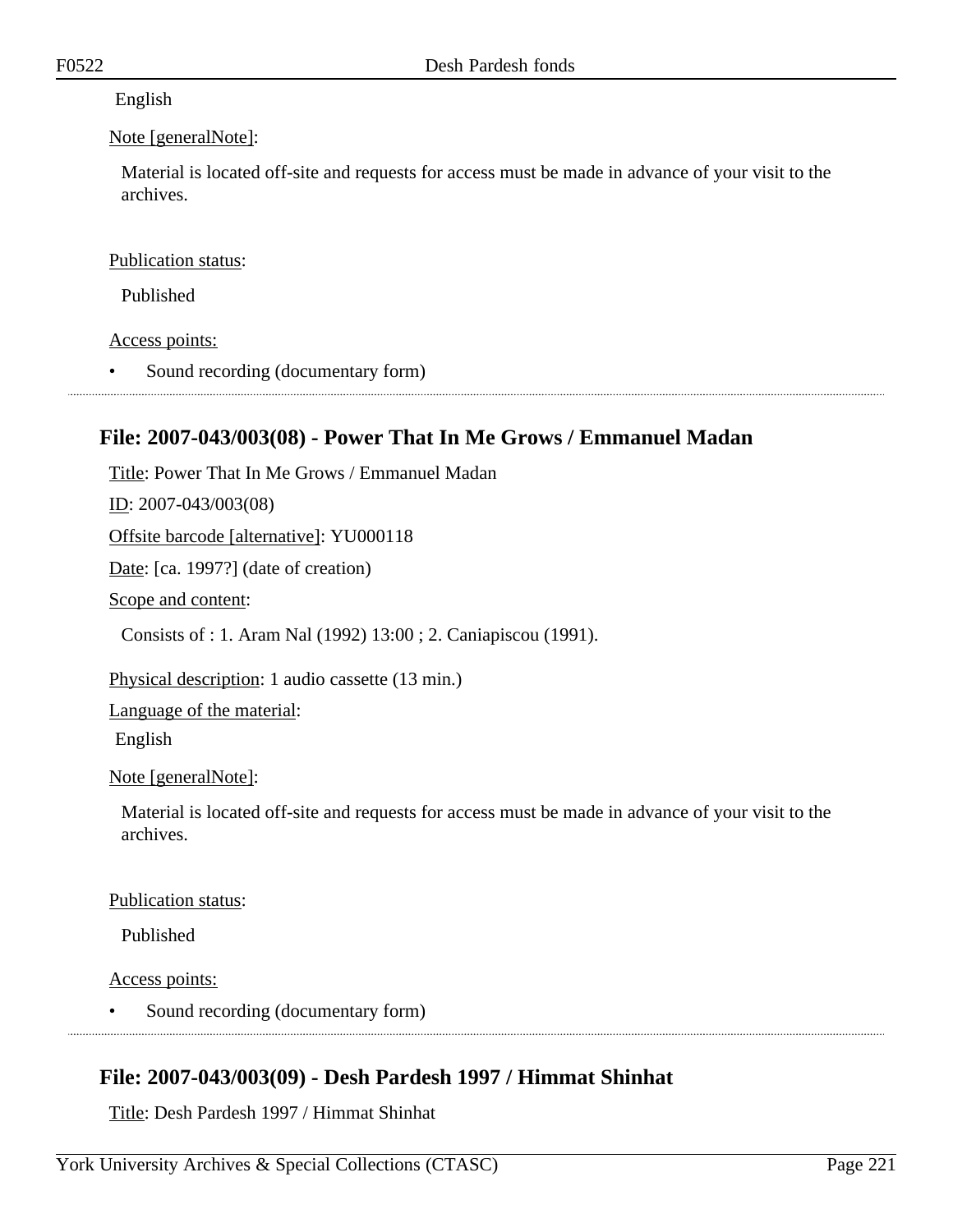English

Note [generalNote]:

Material is located off-site and requests for access must be made in advance of your visit to the archives.

Publication status:

Published

Access points:

- Sound recording (documentary form)

## File: 2007-043/003(08) - Power That In Me Grows / Emmanuel Madan

Title: Power That In Me Grows / Emmanuel Madan

ID: 2007-043/003(08)

Offsite barcode [alternative]: YU000118

Date: [ca. 1997?] (date of creation)

Scope and content:

Consists of : 1. Aram Nal (1992) 13:00 ; 2. Caniapiscou (1991).

Physical description: 1 audio cassette (13 min.)

Language of the material:

English

Note [generalNote]:

Material is located off-site and requests for access must be made in advance of your visit to the archives.

Publication status:

Published

Access points:

- Sound recording (documentary form)

## File: 2007-043/003(09) - Desh Pardesh 1997 / Himmat Shinhat

Title: Desh Pardesh 1997 / Himmat Shinhat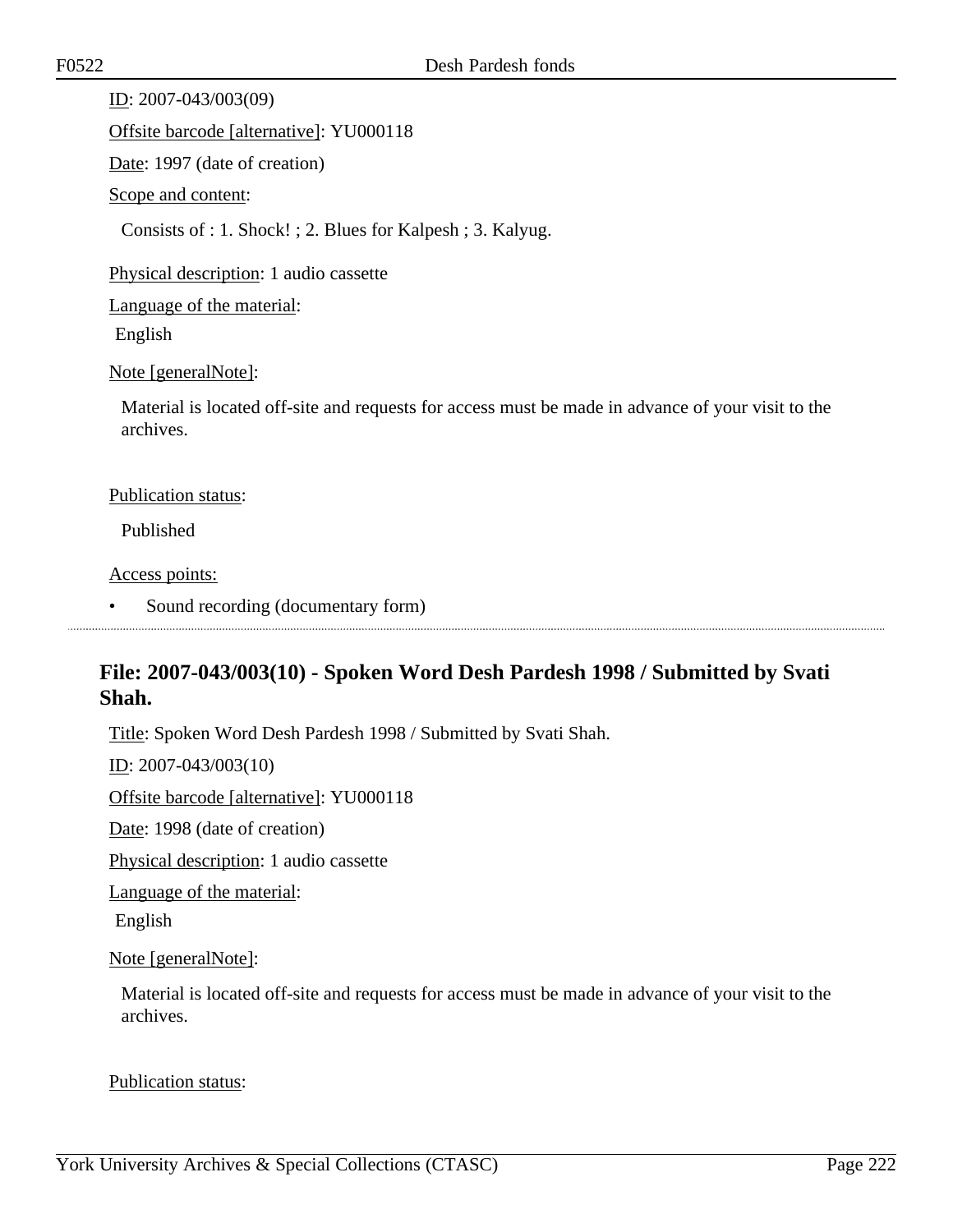ID: 2007-043/003(09)

Offsite barcode [alternative]: YU000118

Date: 1997 (date of creation)

Scope and content:

Consists of : 1. Shock! ; 2. Blues for Kalpesh ; 3. Kalyug.

Physical description: 1 audio cassette

Language of the material:

English

Note [generalNote]:

Material is located off-site and requests for access must be made in advance of your visit to the archives.

Publication status:

Published

Access points:

- Sound recording (documentary form)

## File: 2007-043/003(10) - Spoken Word Desh Pardesh 1998 / Submitted by Svati Shah.

Title: Spoken Word Desh Pardesh 1998 / Submitted by Svati Shah.

ID: 2007-043/003(10)

Offsite barcode [alternative]: YU000118

Date: 1998 (date of creation)

Physical description: 1 audio cassette

Language of the material:

English

Note [generalNote]:

Material is located off-site and requests for access must be made in advance of your visit to the archives.

Publication status: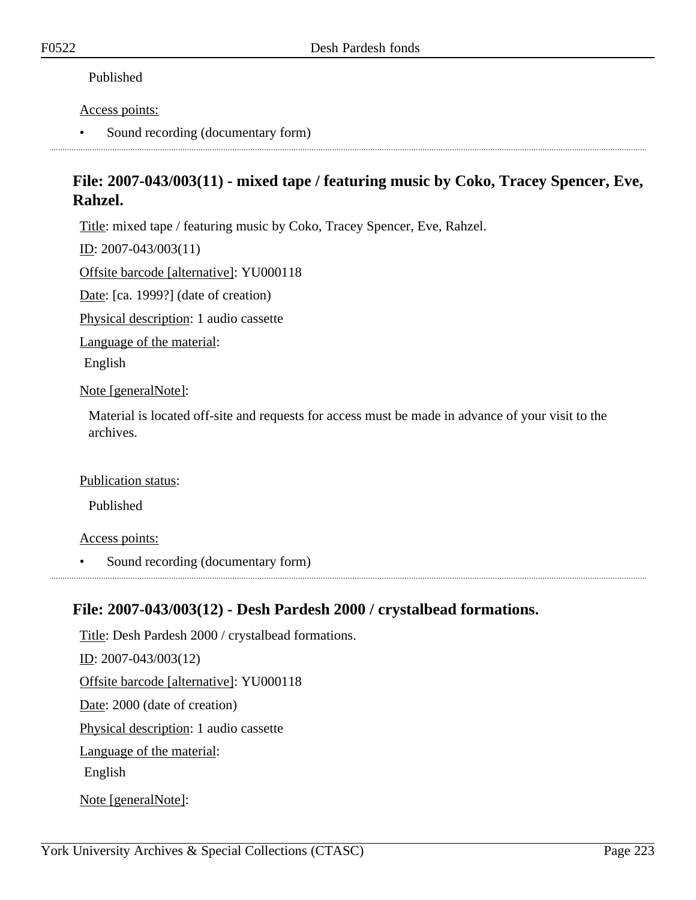Published

Access points:

- Sound recording (documentary form)

---

## File: 2007-043/003(11) - mixed tape / featuring music by Coko, Tracey Spencer, Eve, Rahzel.

Title: mixed tape / featuring music by Coko, Tracey Spencer, Eve, Rahzel.

ID: 2007-043/003(11)

Offsite barcode [alternative]: YU000118

Date: [ca. 1999?] (date of creation)

Physical description: 1 audio cassette

Language of the material:

English

Note [generalNote]:

Material is located off-site and requests for access must be made in advance of your visit to the archives.

Publication status:

Published

Access points:

- Sound recording (documentary form)

---

## File: 2007-043/003(12) - Desh Pardesh 2000 / crystalbead formations.

Title: Desh Pardesh 2000 / crystalbead formations.

ID: 2007-043/003(12)

Offsite barcode [alternative]: YU000118

Date: 2000 (date of creation)

Physical description: 1 audio cassette

Language of the material:

English

Note [generalNote]: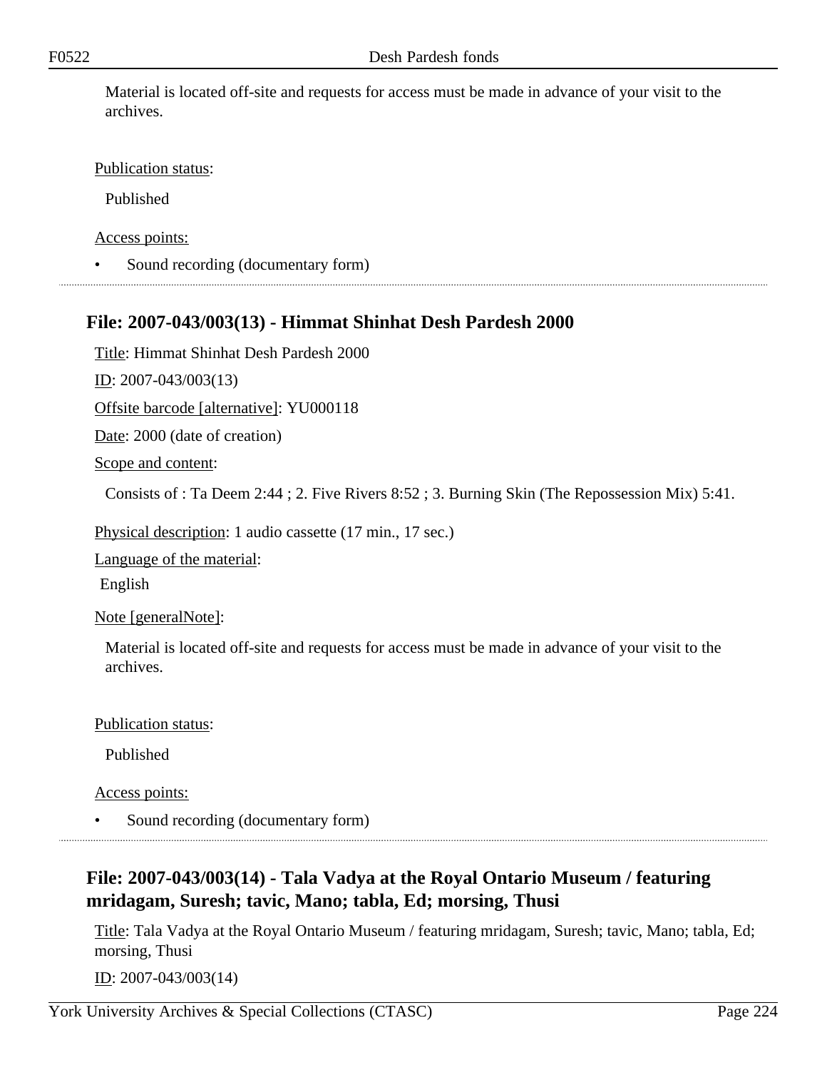Material is located off-site and requests for access must be made in advance of your visit to the archives.

Publication status:

Published

Access points:

- Sound recording (documentary form)

## File: 2007-043/003(13) - Himmat Shinhat Desh Pardesh 2000

Title: Himmat Shinhat Desh Pardesh 2000

ID: 2007-043/003(13)

Offsite barcode [alternative]: YU000118

Date: 2000 (date of creation)

Scope and content:

Consists of : Ta Deem 2:44 ; 2. Five Rivers 8:52 ; 3. Burning Skin (The Repossession Mix) 5:41.

Physical description: 1 audio cassette (17 min., 17 sec.)

Language of the material:

English

Note [generalNote]:

Material is located off-site and requests for access must be made in advance of your visit to the archives.

Publication status:

Published

Access points:

- Sound recording (documentary form)

## File: 2007-043/003(14) - Tala Vadya at the Royal Ontario Museum / featuring mridagam, Suresh; tavic, Mano; tabla, Ed; morsing, Thusi

Title: Tala Vadya at the Royal Ontario Museum / featuring mridagam, Suresh; tavic, Mano; tabla, Ed; morsing, Thusi

ID: 2007-043/003(14)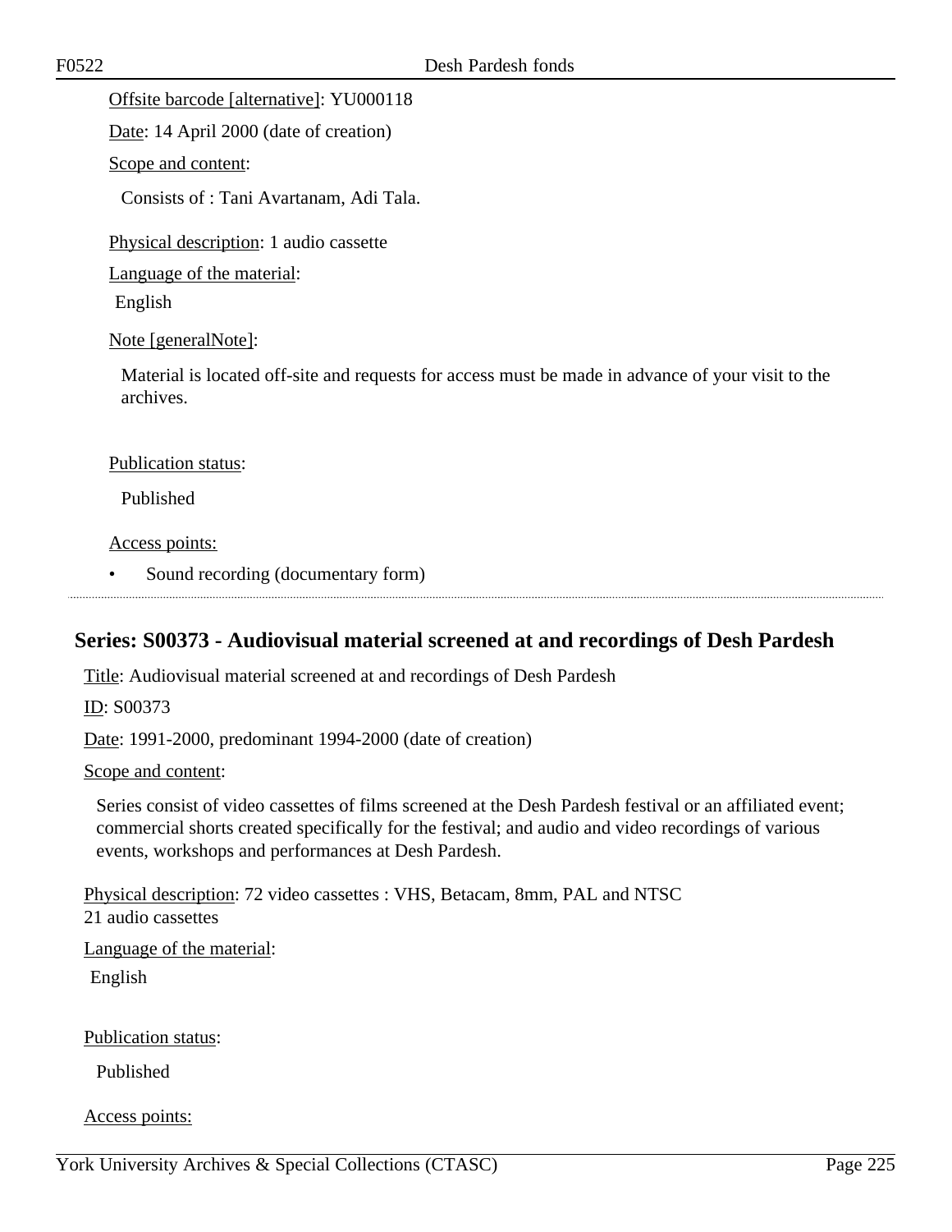Offsite barcode [alternative]: YU000118

Date: 14 April 2000 (date of creation)

Scope and content:

Consists of : Tani Avartanam, Adi Tala.

Physical description: 1 audio cassette

Language of the material:

English

Note [generalNote]:

Material is located off-site and requests for access must be made in advance of your visit to the archives.

Publication status:

Published

Access points:

- Sound recording (documentary form)

---

## Series: S00373 - Audiovisual material screened at and recordings of Desh Pardesh

Title: Audiovisual material screened at and recordings of Desh Pardesh

ID: S00373

Date: 1991-2000, predominant 1994-2000 (date of creation)

Scope and content:

Series consist of video cassettes of films screened at the Desh Pardesh festival or an affiliated event; commercial shorts created specifically for the festival; and audio and video recordings of various events, workshops and performances at Desh Pardesh.

Physical description: 72 video cassettes : VHS, Betacam, 8mm, PAL and NTSC
21 audio cassettes

Language of the material:

English

Publication status:

Published

Access points: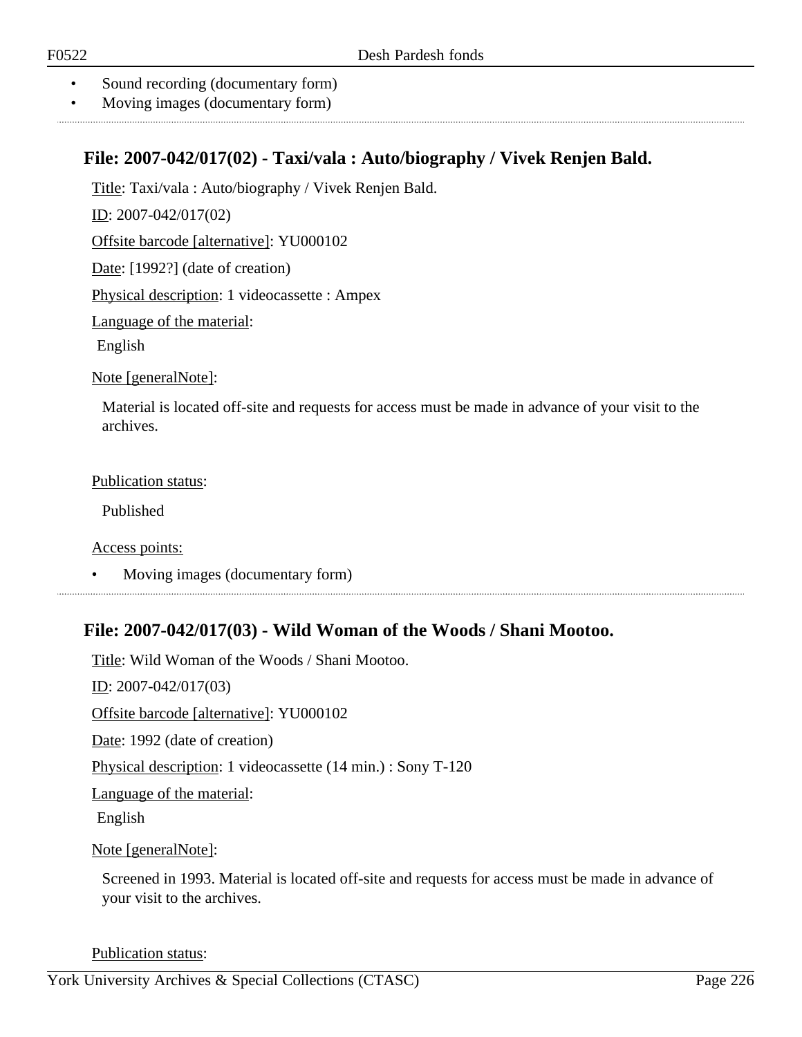- Sound recording (documentary form)
- Moving images (documentary form)

## File: 2007-042/017(02) - Taxi/vala : Auto/biography / Vivek Renjen Bald.

Title: Taxi/vala : Auto/biography / Vivek Renjen Bald.

ID: 2007-042/017(02)

Offsite barcode [alternative]: YU000102

Date: [1992?] (date of creation)

Physical description: 1 videocassette : Ampex

Language of the material:

English

Note [generalNote]:

Material is located off-site and requests for access must be made in advance of your visit to the archives.

Publication status:

Published

Access points:

- Moving images (documentary form)

## File: 2007-042/017(03) - Wild Woman of the Woods / Shani Mootoo.

Title: Wild Woman of the Woods / Shani Mootoo.

ID: 2007-042/017(03)

Offsite barcode [alternative]: YU000102

Date: 1992 (date of creation)

Physical description: 1 videocassette (14 min.) : Sony T-120

Language of the material:

English

Note [generalNote]:

Screened in 1993. Material is located off-site and requests for access must be made in advance of your visit to the archives.

Publication status: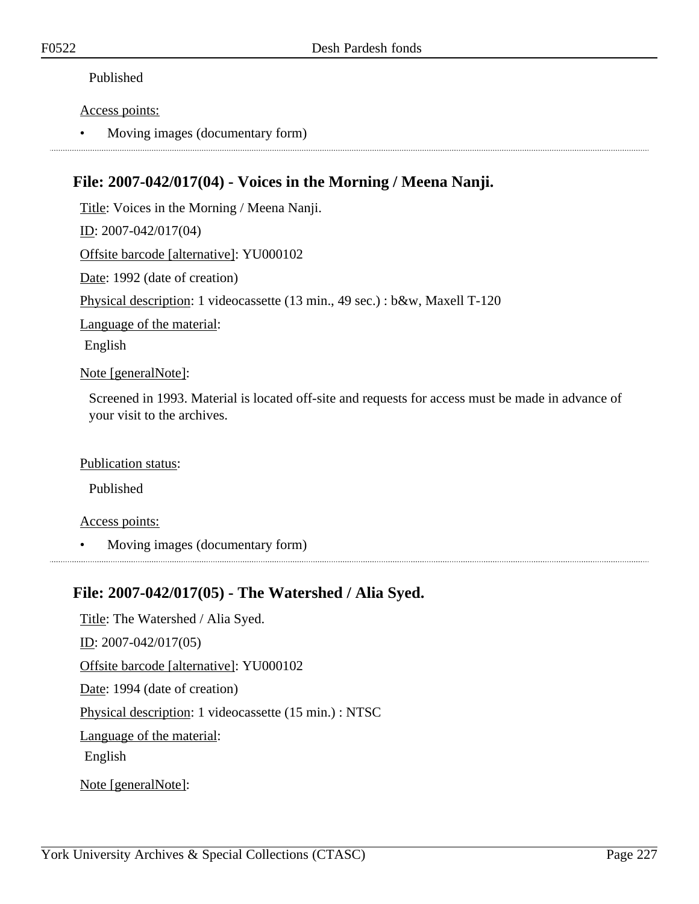Published

Access points:

- Moving images (documentary form)

## File: 2007-042/017(04) - Voices in the Morning / Meena Nanji.

Title: Voices in the Morning / Meena Nanji.

ID: 2007-042/017(04)

Offsite barcode [alternative]: YU000102

Date: 1992 (date of creation)

Physical description: 1 videocassette (13 min., 49 sec.) : b&w, Maxell T-120

Language of the material:

English

Note [generalNote]:

Screened in 1993. Material is located off-site and requests for access must be made in advance of your visit to the archives.

Publication status:

Published

Access points:

- Moving images (documentary form)

## File: 2007-042/017(05) - The Watershed / Alia Syed.

Title: The Watershed / Alia Syed.

ID: 2007-042/017(05)

Offsite barcode [alternative]: YU000102

Date: 1994 (date of creation)

Physical description: 1 videocassette (15 min.) : NTSC

Language of the material:

English

Note [generalNote]: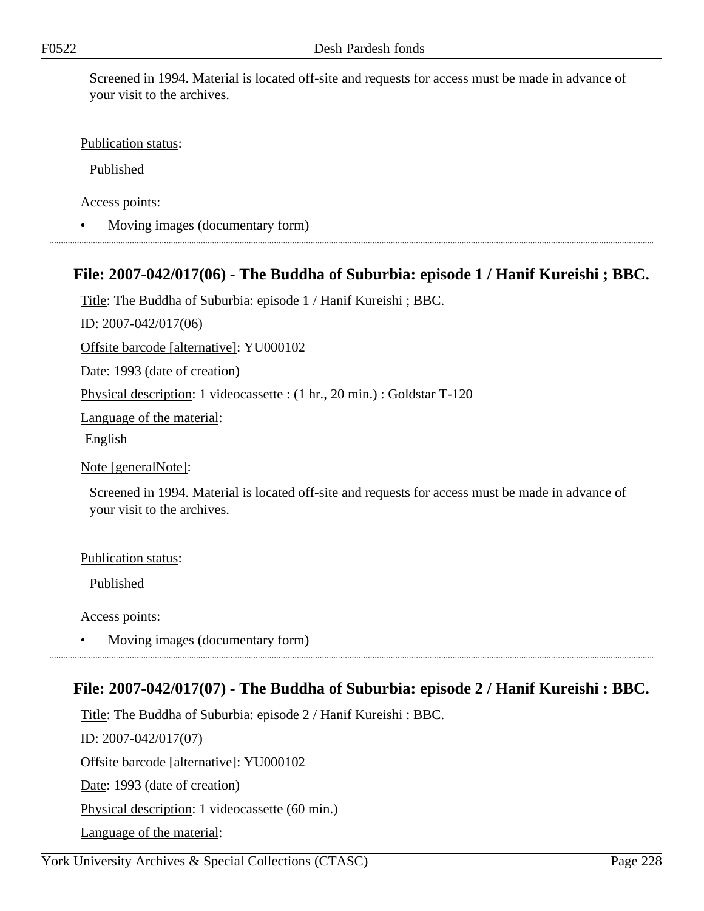Screened in 1994. Material is located off-site and requests for access must be made in advance of your visit to the archives.

Publication status:

Published

Access points:

- Moving images (documentary form)

## File: 2007-042/017(06) - The Buddha of Suburbia: episode 1 / Hanif Kureishi ; BBC.

Title: The Buddha of Suburbia: episode 1 / Hanif Kureishi ; BBC.

ID: 2007-042/017(06)

Offsite barcode [alternative]: YU000102

Date: 1993 (date of creation)

Physical description: 1 videocassette : (1 hr., 20 min.) : Goldstar T-120

Language of the material:

English

Note [generalNote]:

Screened in 1994. Material is located off-site and requests for access must be made in advance of your visit to the archives.

Publication status:

Published

Access points:

- Moving images (documentary form)

## File: 2007-042/017(07) - The Buddha of Suburbia: episode 2 / Hanif Kureishi : BBC.

Title: The Buddha of Suburbia: episode 2 / Hanif Kureishi : BBC.

ID: 2007-042/017(07)

Offsite barcode [alternative]: YU000102

Date: 1993 (date of creation)

Physical description: 1 videocassette (60 min.)

Language of the material: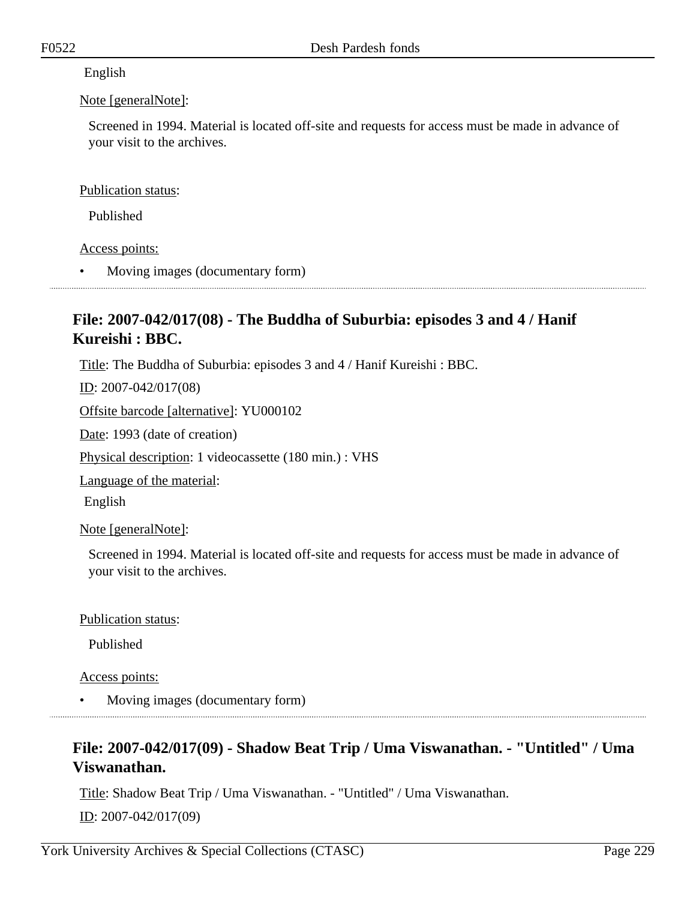English

Note [generalNote]:

Screened in 1994. Material is located off-site and requests for access must be made in advance of your visit to the archives.

Publication status:

Published

Access points:

- Moving images (documentary form)

## File: 2007-042/017(08) - The Buddha of Suburbia: episodes 3 and 4 / Hanif Kureishi : BBC.

Title: The Buddha of Suburbia: episodes 3 and 4 / Hanif Kureishi : BBC.

ID: 2007-042/017(08)

Offsite barcode [alternative]: YU000102

Date: 1993 (date of creation)

Physical description: 1 videocassette (180 min.) : VHS

Language of the material:

English

Note [generalNote]:

Screened in 1994. Material is located off-site and requests for access must be made in advance of your visit to the archives.

Publication status:

Published

Access points:

- Moving images (documentary form)

## File: 2007-042/017(09) - Shadow Beat Trip / Uma Viswanathan. - "Untitled" / Uma Viswanathan.

Title: Shadow Beat Trip / Uma Viswanathan. - "Untitled" / Uma Viswanathan.

ID: 2007-042/017(09)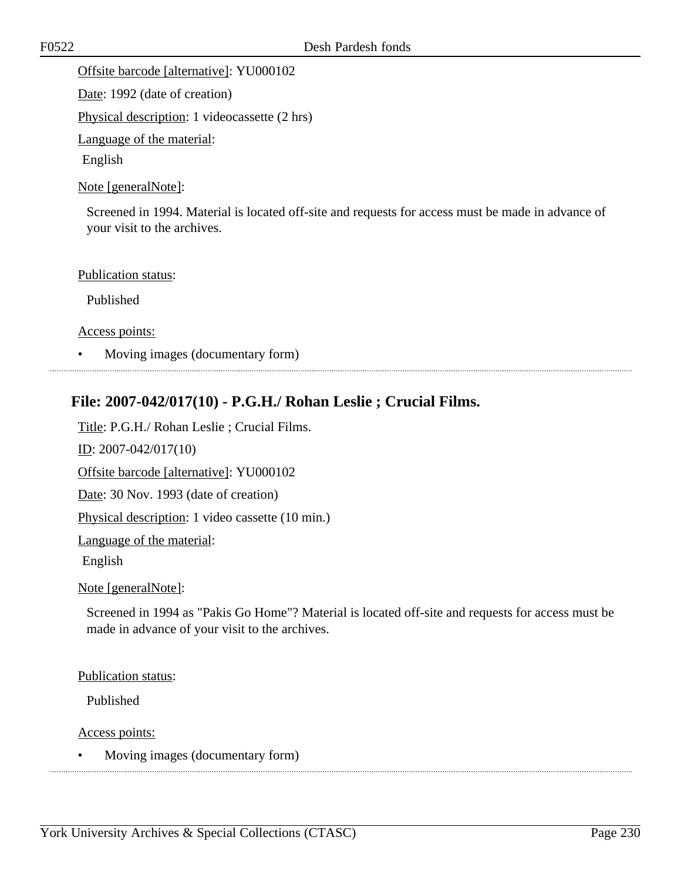Offsite barcode [alternative]: YU000102

Date: 1992 (date of creation)

Physical description: 1 videocassette (2 hrs)

Language of the material:

English

Note [generalNote]:

Screened in 1994. Material is located off-site and requests for access must be made in advance of your visit to the archives.

Publication status:

Published

Access points:

- Moving images (documentary form)

## File: 2007-042/017(10) - P.G.H./ Rohan Leslie ; Crucial Films.

Title: P.G.H./ Rohan Leslie ; Crucial Films.

ID: 2007-042/017(10)

Offsite barcode [alternative]: YU000102

Date: 30 Nov. 1993 (date of creation)

Physical description: 1 video cassette (10 min.)

Language of the material:

English

Note [generalNote]:

Screened in 1994 as "Pakis Go Home"? Material is located off-site and requests for access must be made in advance of your visit to the archives.

Publication status:

Published

Access points:

- Moving images (documentary form)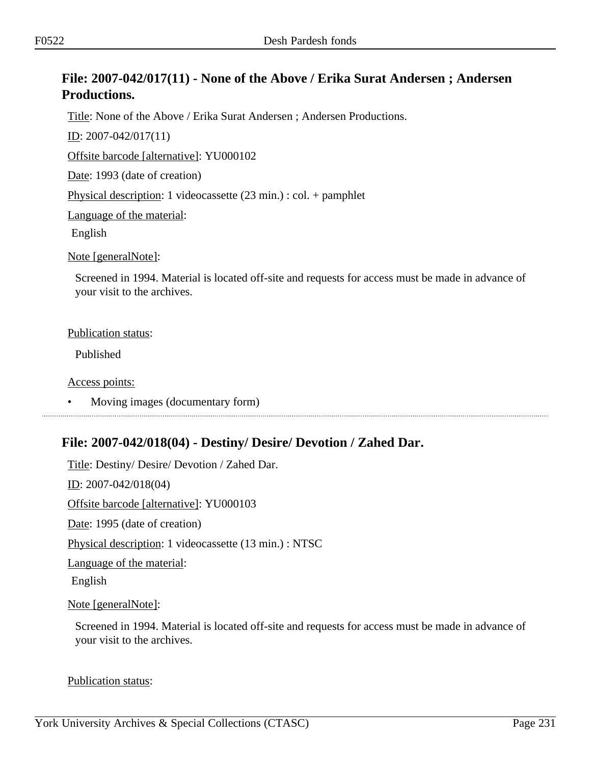## File: 2007-042/017(11) - None of the Above / Erika Surat Andersen ; Andersen Productions.

Title: None of the Above / Erika Surat Andersen ; Andersen Productions.

ID: 2007-042/017(11)

Offsite barcode [alternative]: YU000102

Date: 1993 (date of creation)

Physical description: 1 videocassette (23 min.) : col. + pamphlet

Language of the material:

English

Note [generalNote]:

Screened in 1994. Material is located off-site and requests for access must be made in advance of your visit to the archives.

Publication status:

Published

Access points:

- Moving images (documentary form)

---

## File: 2007-042/018(04) - Destiny/ Desire/ Devotion / Zahed Dar.

Title: Destiny/ Desire/ Devotion / Zahed Dar.

ID: 2007-042/018(04)

Offsite barcode [alternative]: YU000103

Date: 1995 (date of creation)

Physical description: 1 videocassette (13 min.) : NTSC

Language of the material:

English

Note [generalNote]:

Screened in 1994. Material is located off-site and requests for access must be made in advance of your visit to the archives.

Publication status: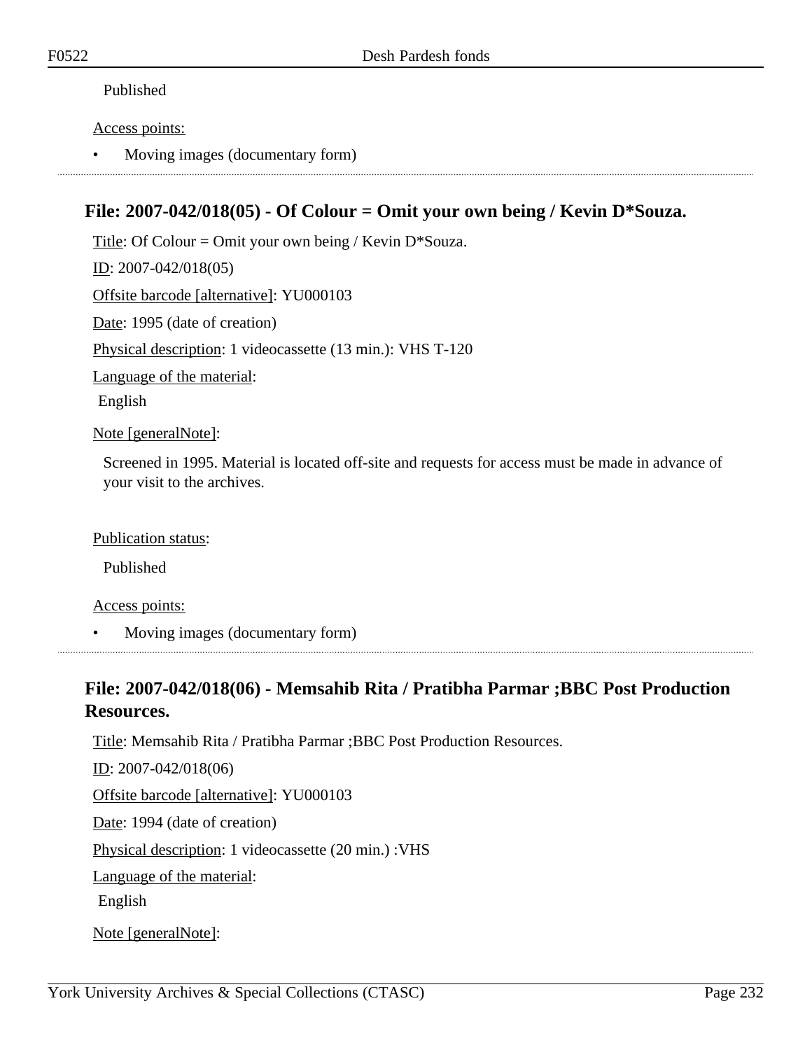Published

Access points:

- Moving images (documentary form)

## File: 2007-042/018(05) - Of Colour = Omit your own being / Kevin D*Souza.

Title: Of Colour = Omit your own being / Kevin D*Souza.

ID: 2007-042/018(05)

Offsite barcode [alternative]: YU000103

Date: 1995 (date of creation)

Physical description: 1 videocassette (13 min.): VHS T-120

Language of the material:

English

Note [generalNote]:

Screened in 1995. Material is located off-site and requests for access must be made in advance of your visit to the archives.

Publication status:

Published

Access points:

- Moving images (documentary form)

## File: 2007-042/018(06) - Memsahib Rita / Pratibha Parmar ;BBC Post Production Resources.

Title: Memsahib Rita / Pratibha Parmar ;BBC Post Production Resources.

ID: 2007-042/018(06)

Offsite barcode [alternative]: YU000103

Date: 1994 (date of creation)

Physical description: 1 videocassette (20 min.) :VHS

Language of the material:

English

Note [generalNote]: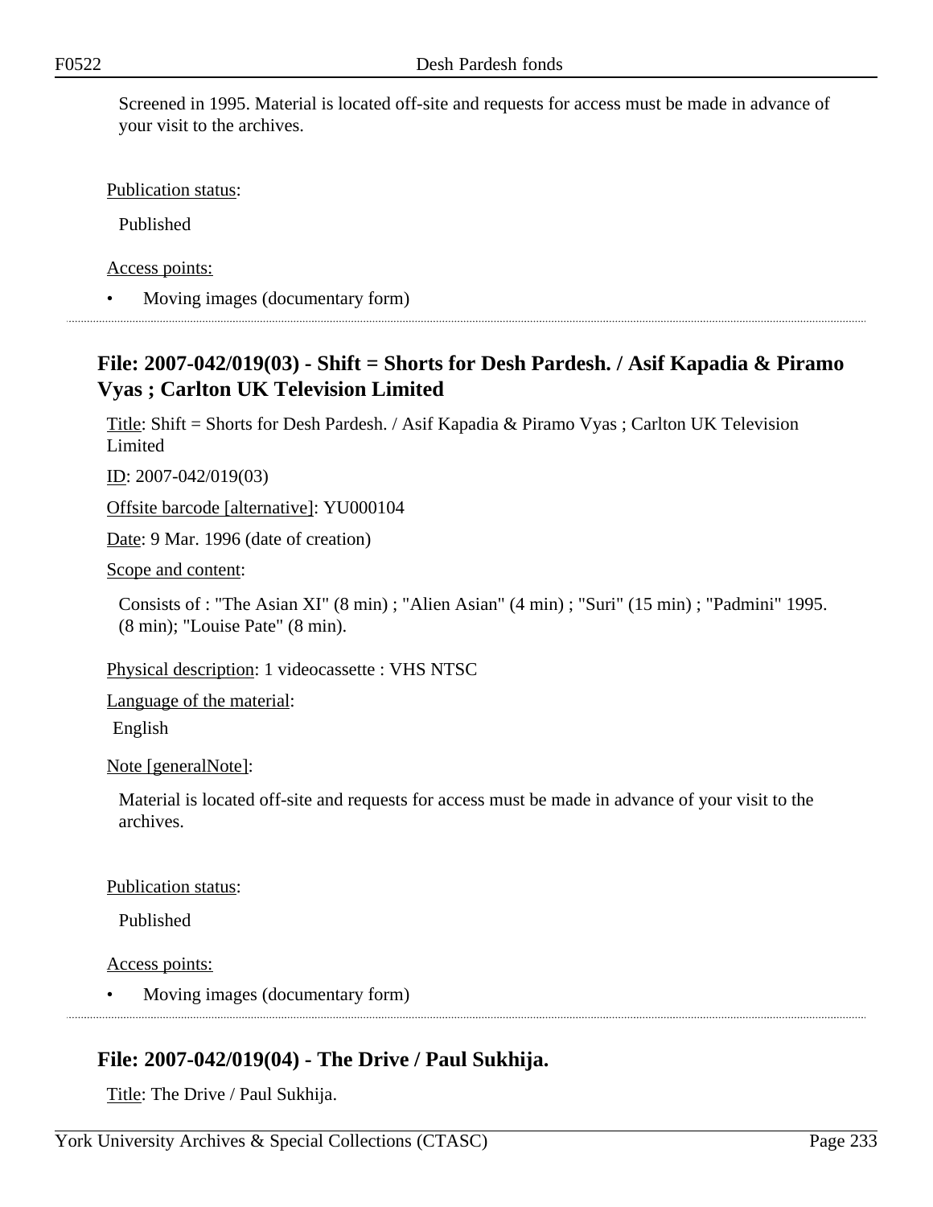Screened in 1995. Material is located off-site and requests for access must be made in advance of your visit to the archives.

Publication status:

Published

Access points:

- Moving images (documentary form)

## File: 2007-042/019(03) - Shift = Shorts for Desh Pardesh. / Asif Kapadia & Piramo Vyas ; Carlton UK Television Limited

Title: Shift = Shorts for Desh Pardesh. / Asif Kapadia & Piramo Vyas ; Carlton UK Television Limited

ID: 2007-042/019(03)

Offsite barcode [alternative]: YU000104

Date: 9 Mar. 1996 (date of creation)

Scope and content:

Consists of : "The Asian XI" (8 min) ; "Alien Asian" (4 min) ; "Suri" (15 min) ; "Padmini" 1995. (8 min); "Louise Pate" (8 min).

Physical description: 1 videocassette : VHS NTSC

Language of the material:

English

Note [generalNote]:

Material is located off-site and requests for access must be made in advance of your visit to the archives.

Publication status:

Published

Access points:

- Moving images (documentary form)

## File: 2007-042/019(04) - The Drive / Paul Sukhija.

Title: The Drive / Paul Sukhija.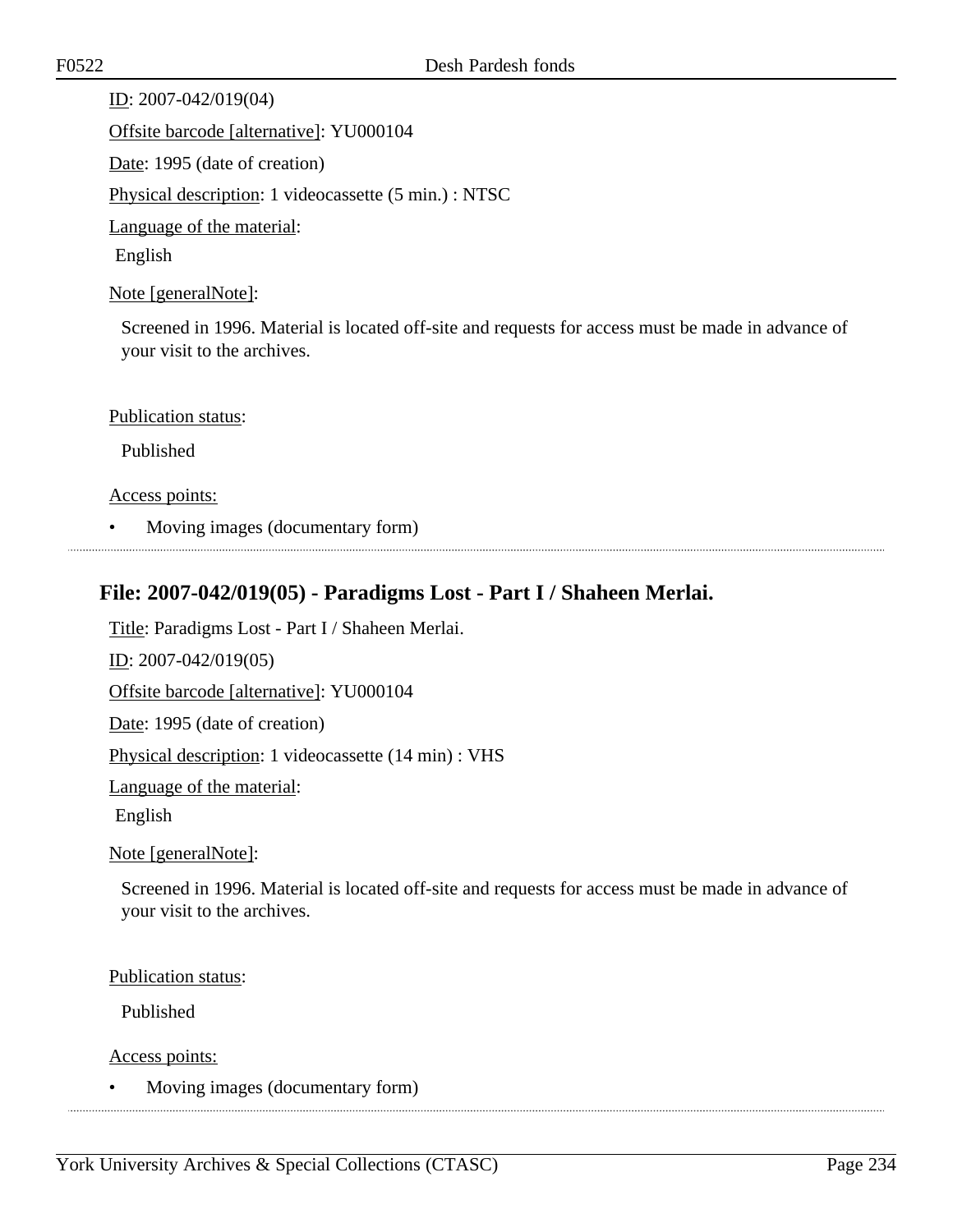ID: 2007-042/019(04)

Offsite barcode [alternative]: YU000104

Date: 1995 (date of creation)

Physical description: 1 videocassette (5 min.) : NTSC

Language of the material:

English

Note [generalNote]:

Screened in 1996. Material is located off-site and requests for access must be made in advance of your visit to the archives.

Publication status:

Published

Access points:

- Moving images (documentary form)

## File: 2007-042/019(05) - Paradigms Lost - Part I / Shaheen Merlai.

Title: Paradigms Lost - Part I / Shaheen Merlai.

ID: 2007-042/019(05)

Offsite barcode [alternative]: YU000104

Date: 1995 (date of creation)

Physical description: 1 videocassette (14 min) : VHS

Language of the material:

English

Note [generalNote]:

Screened in 1996. Material is located off-site and requests for access must be made in advance of your visit to the archives.

Publication status:

Published

Access points:

- Moving images (documentary form)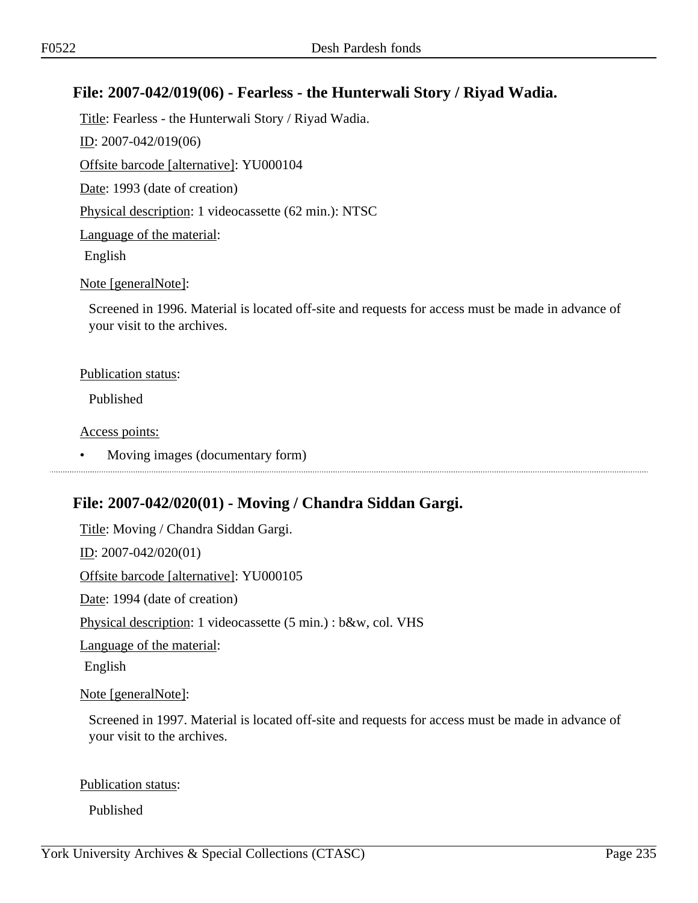## File: 2007-042/019(06) - Fearless - the Hunterwali Story / Riyad Wadia.

Title: Fearless - the Hunterwali Story / Riyad Wadia.

ID: 2007-042/019(06)

Offsite barcode [alternative]: YU000104

Date: 1993 (date of creation)

Physical description: 1 videocassette (62 min.): NTSC

Language of the material:

English

Note [generalNote]:

Screened in 1996. Material is located off-site and requests for access must be made in advance of your visit to the archives.

Publication status:

Published

Access points:

- Moving images (documentary form)

## File: 2007-042/020(01) - Moving / Chandra Siddan Gargi.

Title: Moving / Chandra Siddan Gargi.

ID: 2007-042/020(01)

Offsite barcode [alternative]: YU000105

Date: 1994 (date of creation)

Physical description: 1 videocassette (5 min.) : b&w, col. VHS

Language of the material:

English

Note [generalNote]:

Screened in 1997. Material is located off-site and requests for access must be made in advance of your visit to the archives.

Publication status:

Published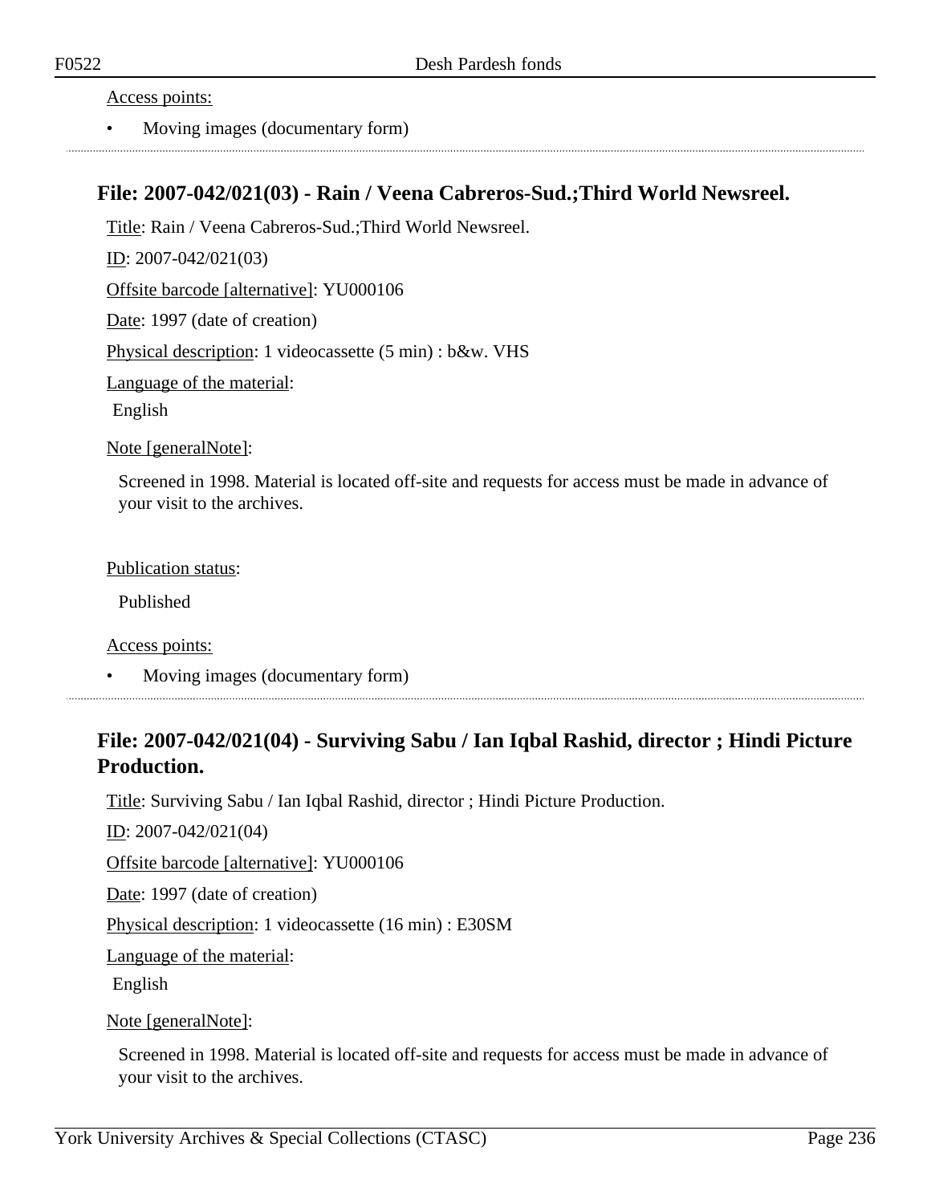Access points:

- Moving images (documentary form)

## File: 2007-042/021(03) - Rain / Veena Cabreros-Sud.;Third World Newsreel.

Title: Rain / Veena Cabreros-Sud.;Third World Newsreel.

ID: 2007-042/021(03)

Offsite barcode [alternative]: YU000106

Date: 1997 (date of creation)

Physical description: 1 videocassette (5 min) : b&w. VHS

Language of the material:

English

Note [generalNote]:

Screened in 1998. Material is located off-site and requests for access must be made in advance of your visit to the archives.

Publication status:

Published

Access points:

- Moving images (documentary form)

## File: 2007-042/021(04) - Surviving Sabu / Ian Iqbal Rashid, director ; Hindi Picture Production.

Title: Surviving Sabu / Ian Iqbal Rashid, director ; Hindi Picture Production.

ID: 2007-042/021(04)

Offsite barcode [alternative]: YU000106

Date: 1997 (date of creation)

Physical description: 1 videocassette (16 min) : E30SM

Language of the material:

English

Note [generalNote]:

Screened in 1998. Material is located off-site and requests for access must be made in advance of your visit to the archives.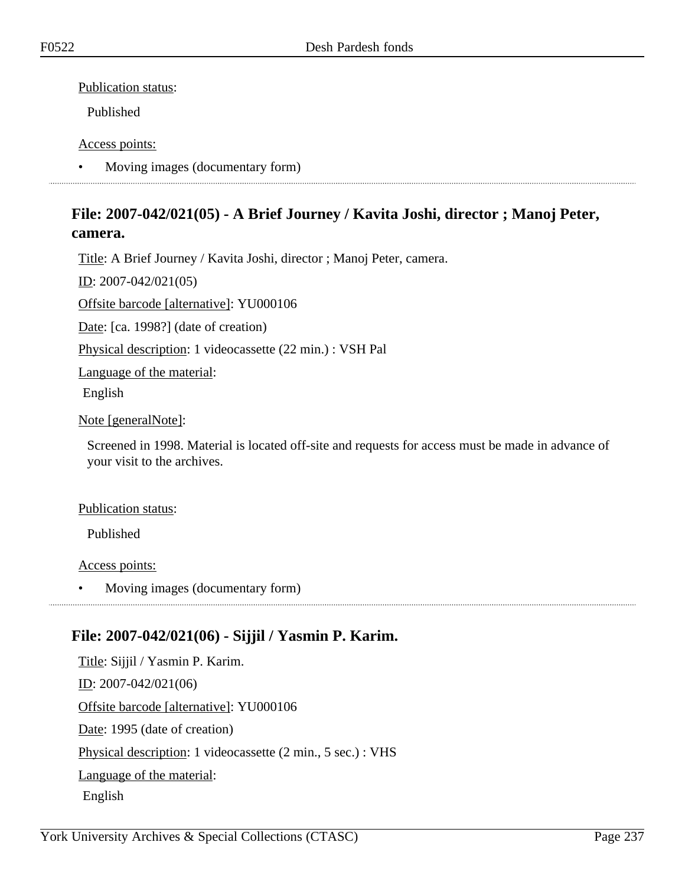Publication status:

Published

Access points:

- Moving images (documentary form)

## File: 2007-042/021(05) - A Brief Journey / Kavita Joshi, director ; Manoj Peter, camera.

Title: A Brief Journey / Kavita Joshi, director ; Manoj Peter, camera.

ID: 2007-042/021(05)

Offsite barcode [alternative]: YU000106

Date: [ca. 1998?] (date of creation)

Physical description: 1 videocassette (22 min.) : VSH Pal

Language of the material:

English

Note [generalNote]:

Screened in 1998. Material is located off-site and requests for access must be made in advance of your visit to the archives.

Publication status:

Published

Access points:

- Moving images (documentary form)

## File: 2007-042/021(06) - Sijjil / Yasmin P. Karim.

Title: Sijjil / Yasmin P. Karim.

ID: 2007-042/021(06)

Offsite barcode [alternative]: YU000106

Date: 1995 (date of creation)

Physical description: 1 videocassette (2 min., 5 sec.) : VHS

Language of the material:

English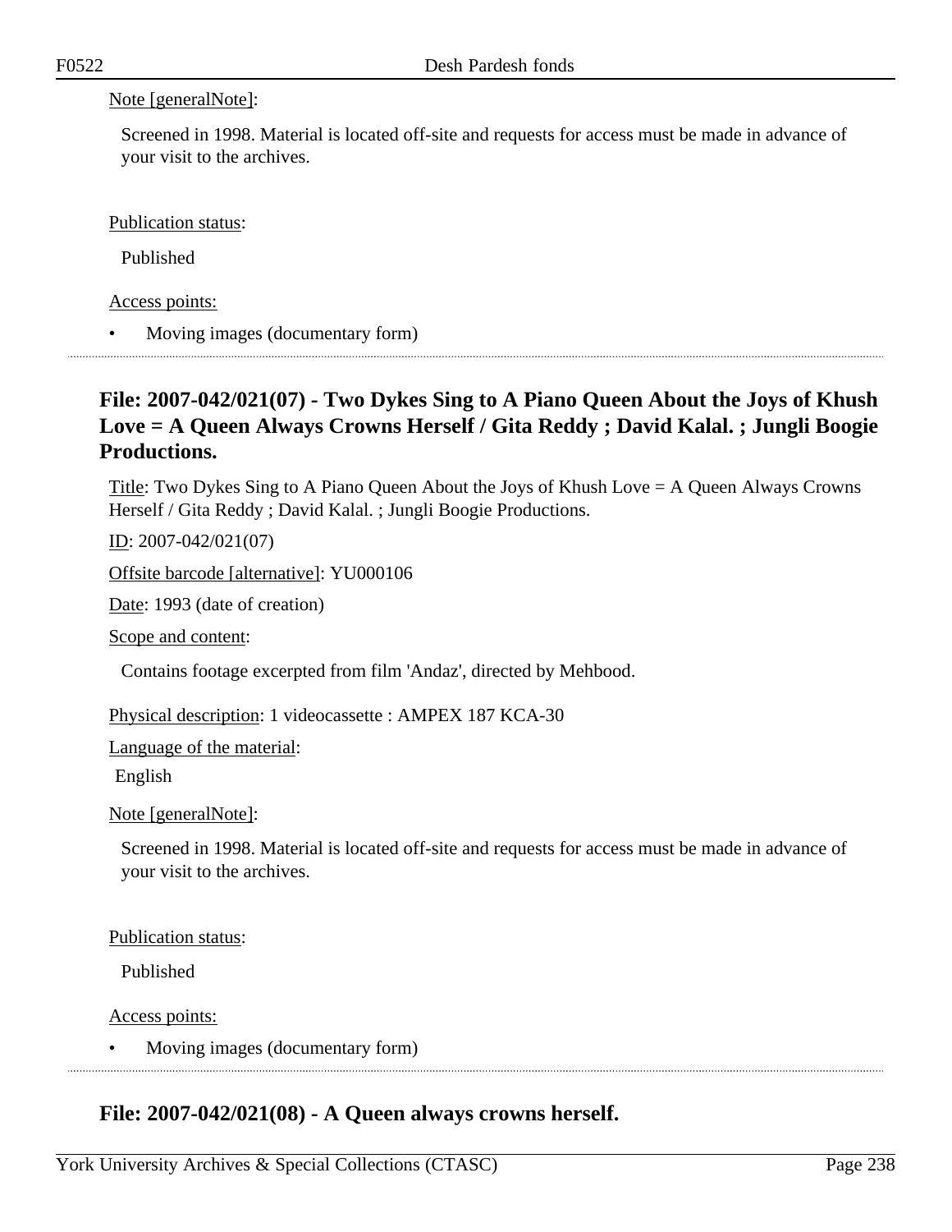Note [generalNote]:

Screened in 1998. Material is located off-site and requests for access must be made in advance of your visit to the archives.

Publication status:

Published

Access points:

- Moving images (documentary form)

## File: 2007-042/021(07) - Two Dykes Sing to A Piano Queen About the Joys of Khush Love = A Queen Always Crowns Herself / Gita Reddy ; David Kalal. ; Jungli Boogie Productions.

Title: Two Dykes Sing to A Piano Queen About the Joys of Khush Love = A Queen Always Crowns Herself / Gita Reddy ; David Kalal. ; Jungli Boogie Productions.

ID: 2007-042/021(07)

Offsite barcode [alternative]: YU000106

Date: 1993 (date of creation)

Scope and content:

Contains footage excerpted from film 'Andaz', directed by Mehbood.

Physical description: 1 videocassette : AMPEX 187 KCA-30

Language of the material:

English

Note [generalNote]:

Screened in 1998. Material is located off-site and requests for access must be made in advance of your visit to the archives.

Publication status:

Published

Access points:

- Moving images (documentary form)

## File: 2007-042/021(08) - A Queen always crowns herself.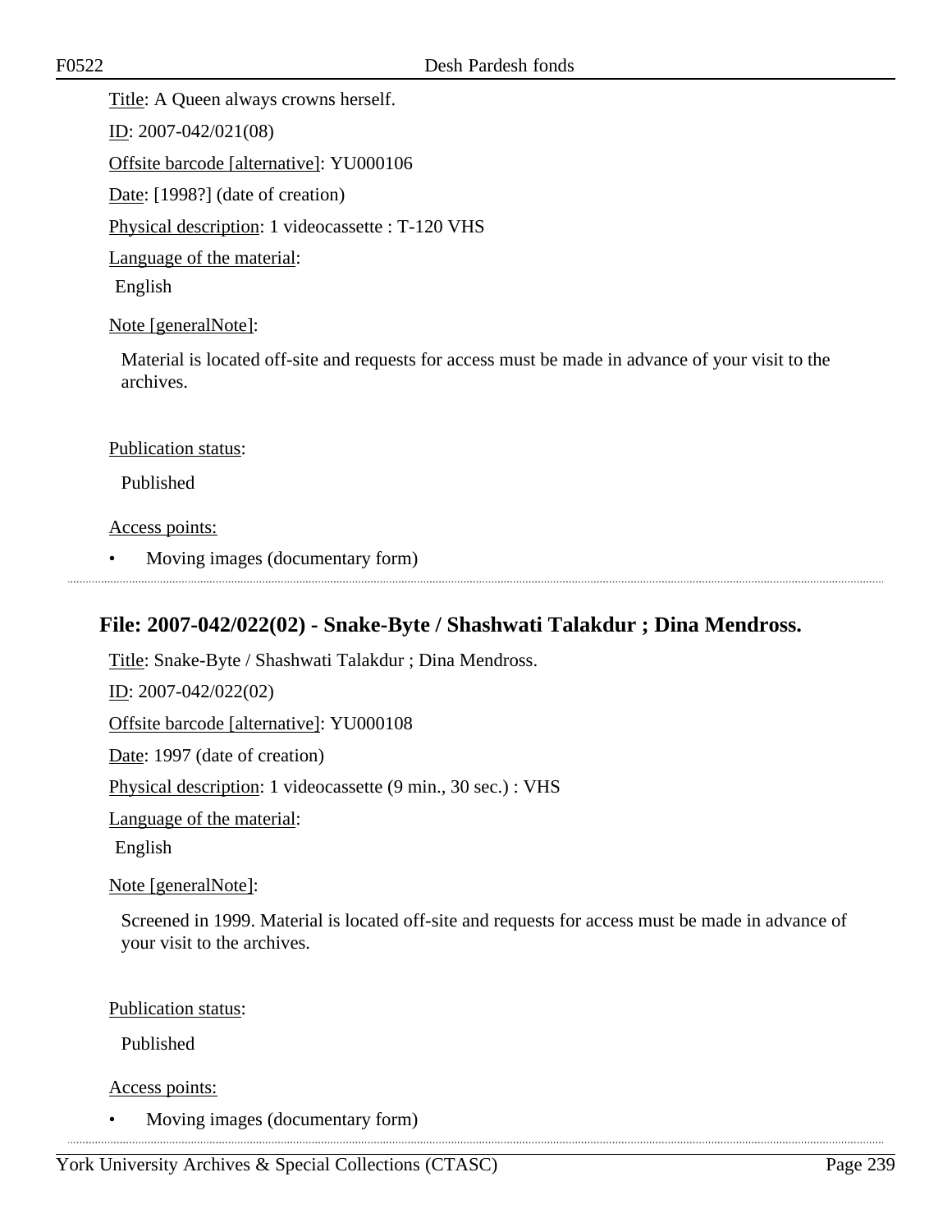Title: A Queen always crowns herself.

ID: 2007-042/021(08)

Offsite barcode [alternative]: YU000106

Date: [1998?] (date of creation)

Physical description: 1 videocassette : T-120 VHS

Language of the material:

English

Note [generalNote]:

Material is located off-site and requests for access must be made in advance of your visit to the archives.

Publication status:

Published

Access points:

- Moving images (documentary form)

## File: 2007-042/022(02) - Snake-Byte / Shashwati Talakdur ; Dina Mendross.

Title: Snake-Byte / Shashwati Talakdur ; Dina Mendross.

ID: 2007-042/022(02)

Offsite barcode [alternative]: YU000108

Date: 1997 (date of creation)

Physical description: 1 videocassette (9 min., 30 sec.) : VHS

Language of the material:

English

Note [generalNote]:

Screened in 1999. Material is located off-site and requests for access must be made in advance of your visit to the archives.

Publication status:

Published

Access points:

- Moving images (documentary form)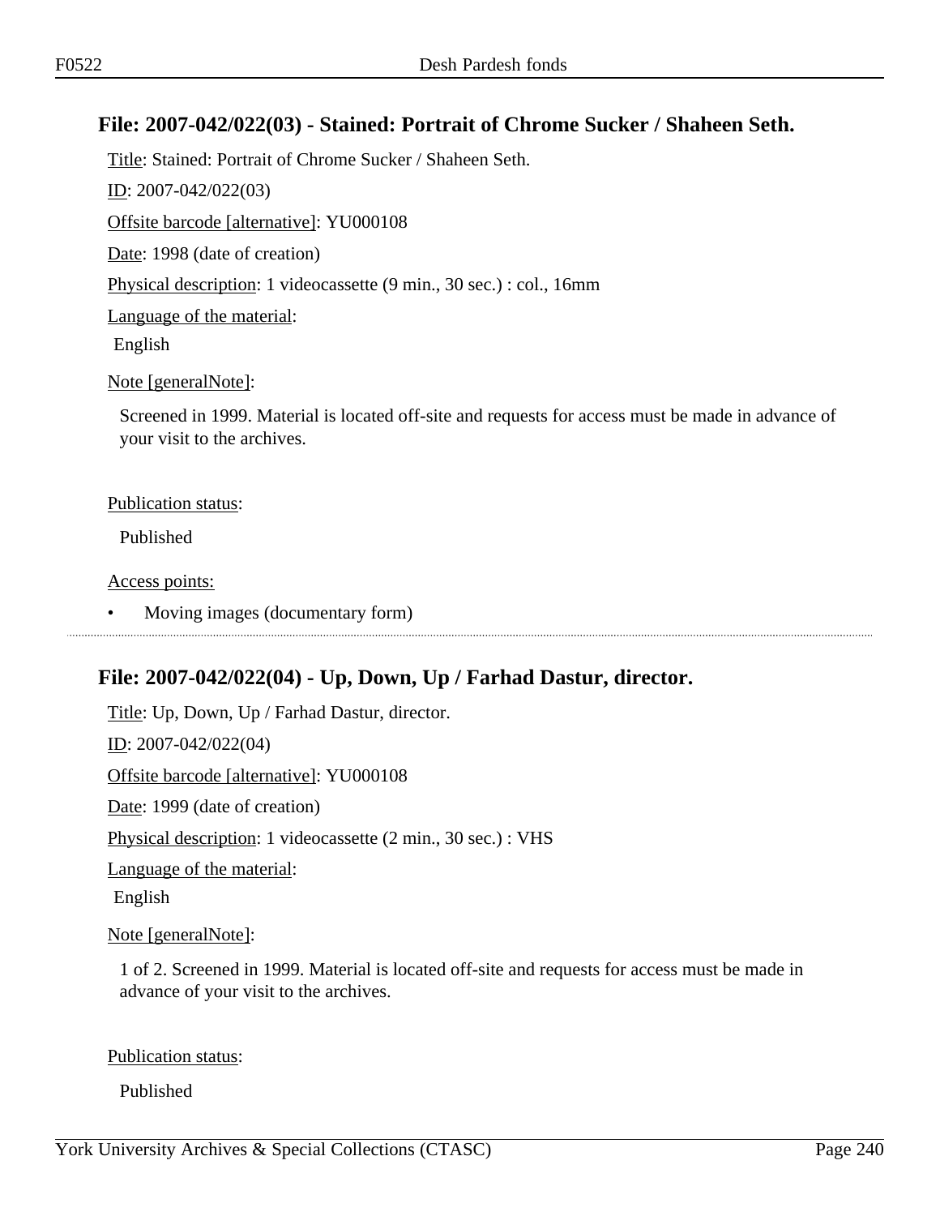## File: 2007-042/022(03) - Stained: Portrait of Chrome Sucker / Shaheen Seth.

Title: Stained: Portrait of Chrome Sucker / Shaheen Seth.

ID: 2007-042/022(03)

Offsite barcode [alternative]: YU000108

Date: 1998 (date of creation)

Physical description: 1 videocassette (9 min., 30 sec.) : col., 16mm

Language of the material:

English

Note [generalNote]:

Screened in 1999. Material is located off-site and requests for access must be made in advance of your visit to the archives.

Publication status:

Published

Access points:

- Moving images (documentary form)

## File: 2007-042/022(04) - Up, Down, Up / Farhad Dastur, director.

Title: Up, Down, Up / Farhad Dastur, director.

ID: 2007-042/022(04)

Offsite barcode [alternative]: YU000108

Date: 1999 (date of creation)

Physical description: 1 videocassette (2 min., 30 sec.) : VHS

Language of the material:

English

Note [generalNote]:

1 of 2. Screened in 1999. Material is located off-site and requests for access must be made in advance of your visit to the archives.

Publication status:

Published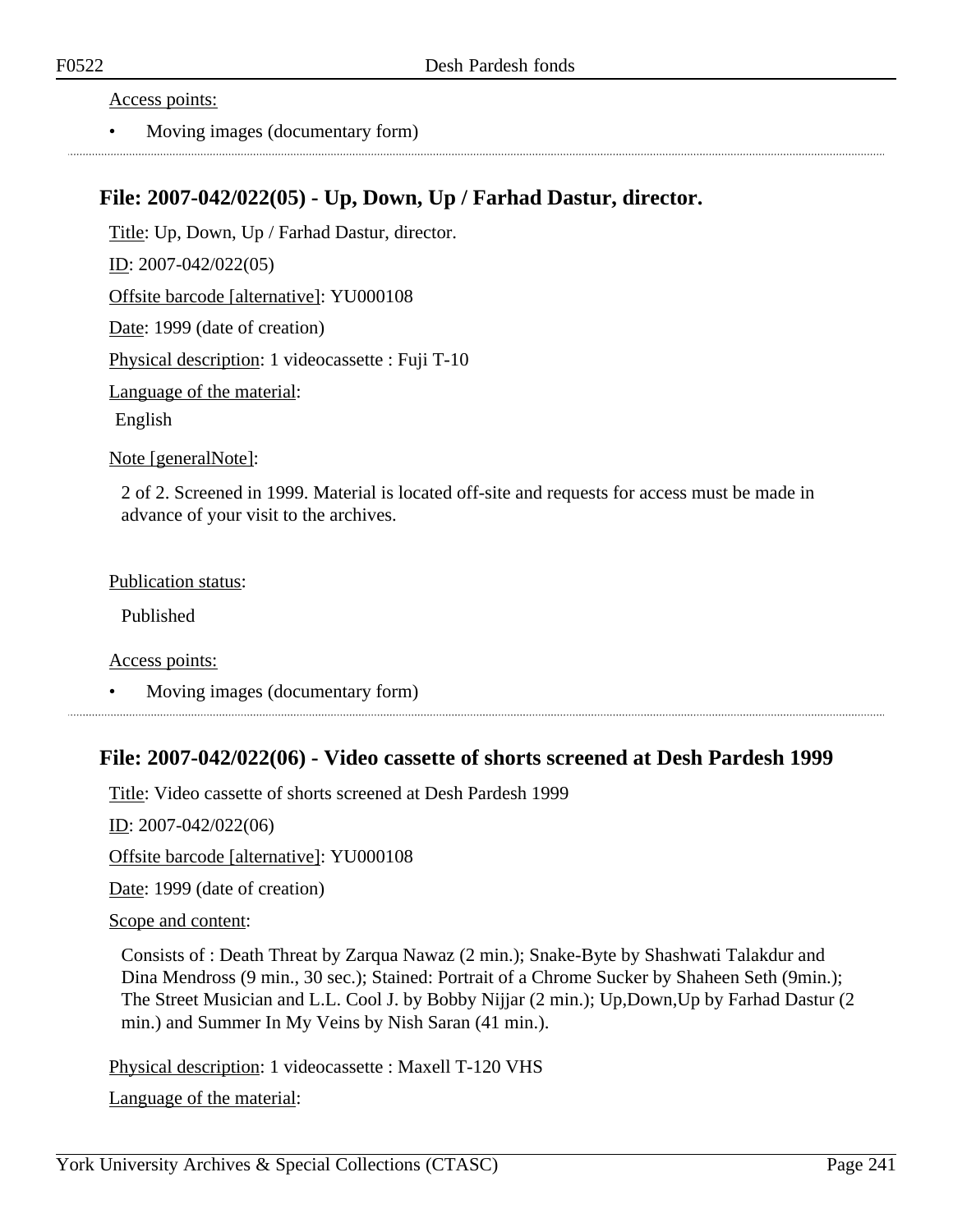Access points:

- Moving images (documentary form)

## File: 2007-042/022(05) - Up, Down, Up / Farhad Dastur, director.

Title: Up, Down, Up / Farhad Dastur, director.

ID: 2007-042/022(05)

Offsite barcode [alternative]: YU000108

Date: 1999 (date of creation)

Physical description: 1 videocassette : Fuji T-10

Language of the material:

English

Note [generalNote]:

2 of 2. Screened in 1999. Material is located off-site and requests for access must be made in advance of your visit to the archives.

Publication status:

Published

Access points:

- Moving images (documentary form)

## File: 2007-042/022(06) - Video cassette of shorts screened at Desh Pardesh 1999

Title: Video cassette of shorts screened at Desh Pardesh 1999

ID: 2007-042/022(06)

Offsite barcode [alternative]: YU000108

Date: 1999 (date of creation)

Scope and content:

Consists of : Death Threat by Zarqua Nawaz (2 min.); Snake-Byte by Shashwati Talakdur and Dina Mendross (9 min., 30 sec.); Stained: Portrait of a Chrome Sucker by Shaheen Seth (9min.); The Street Musician and L.L. Cool J. by Bobby Nijjar (2 min.); Up,Down,Up by Farhad Dastur (2 min.) and Summer In My Veins by Nish Saran (41 min.).

Physical description: 1 videocassette : Maxell T-120 VHS

Language of the material: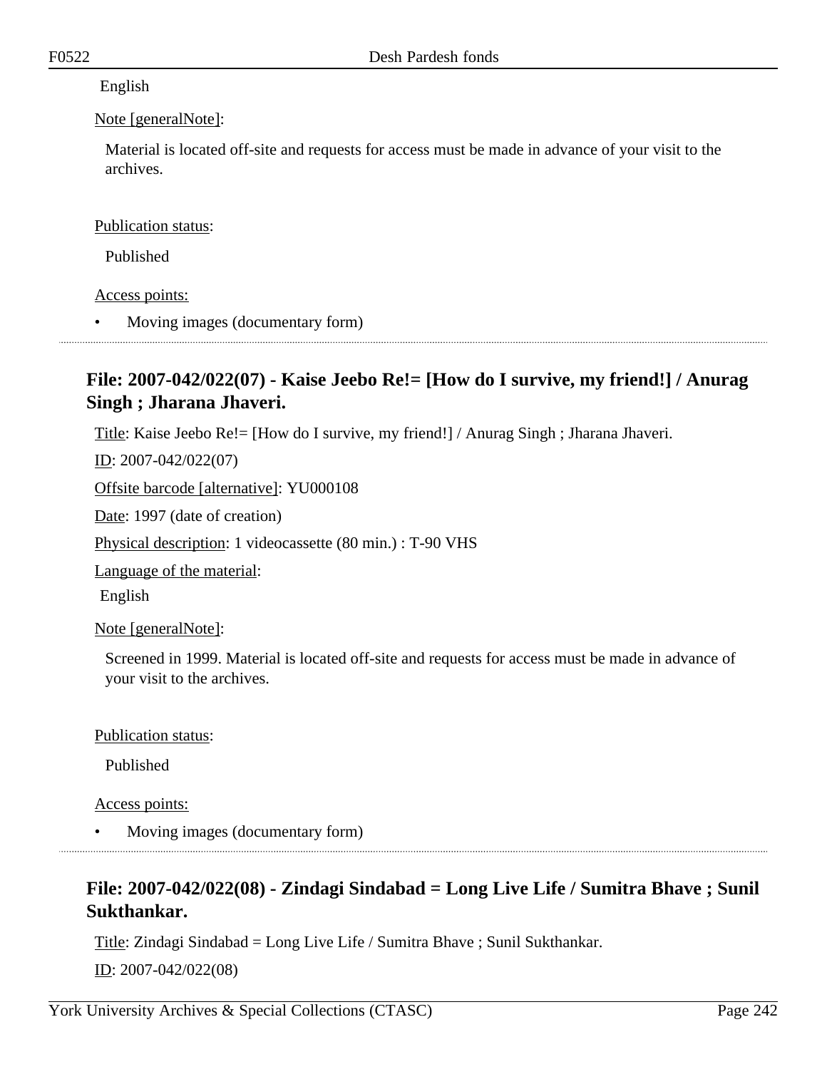English

Note [generalNote]:

Material is located off-site and requests for access must be made in advance of your visit to the archives.

Publication status:

Published

Access points:

- Moving images (documentary form)

## File: 2007-042/022(07) - Kaise Jeebo Re!= [How do I survive, my friend!] / Anurag Singh ; Jharana Jhaveri.

Title: Kaise Jeebo Re!= [How do I survive, my friend!] / Anurag Singh ; Jharana Jhaveri.

ID: 2007-042/022(07)

Offsite barcode [alternative]: YU000108

Date: 1997 (date of creation)

Physical description: 1 videocassette (80 min.) : T-90 VHS

Language of the material:

English

Note [generalNote]:

Screened in 1999. Material is located off-site and requests for access must be made in advance of your visit to the archives.

Publication status:

Published

Access points:

- Moving images (documentary form)

## File: 2007-042/022(08) - Zindagi Sindabad = Long Live Life / Sumitra Bhave ; Sunil Sukthankar.

Title: Zindagi Sindabad = Long Live Life / Sumitra Bhave ; Sunil Sukthankar.

ID: 2007-042/022(08)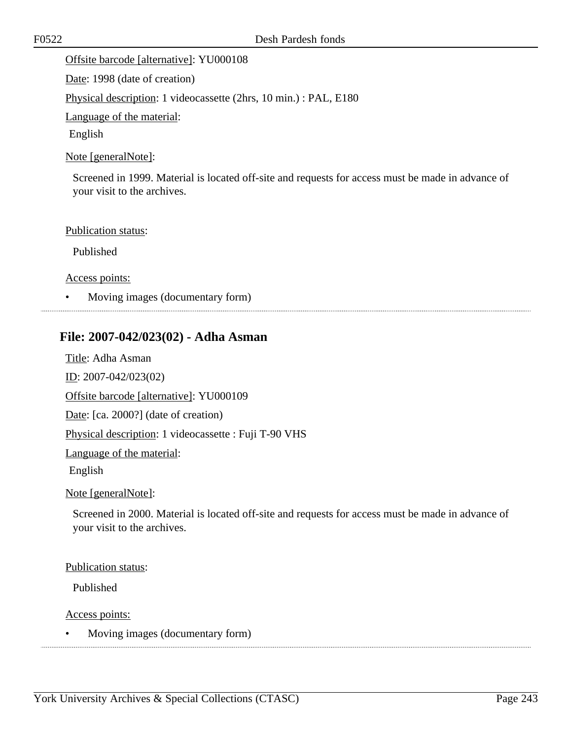Offsite barcode [alternative]: YU000108

Date: 1998 (date of creation)

Physical description: 1 videocassette (2hrs, 10 min.) : PAL, E180

Language of the material:

English

Note [generalNote]:

Screened in 1999. Material is located off-site and requests for access must be made in advance of your visit to the archives.

Publication status:

Published

Access points:

- Moving images (documentary form)

## File: 2007-042/023(02) - Adha Asman

Title: Adha Asman

ID: 2007-042/023(02)

Offsite barcode [alternative]: YU000109

Date: [ca. 2000?] (date of creation)

Physical description: 1 videocassette : Fuji T-90 VHS

Language of the material:

English

Note [generalNote]:

Screened in 2000. Material is located off-site and requests for access must be made in advance of your visit to the archives.

Publication status:

Published

Access points:

- Moving images (documentary form)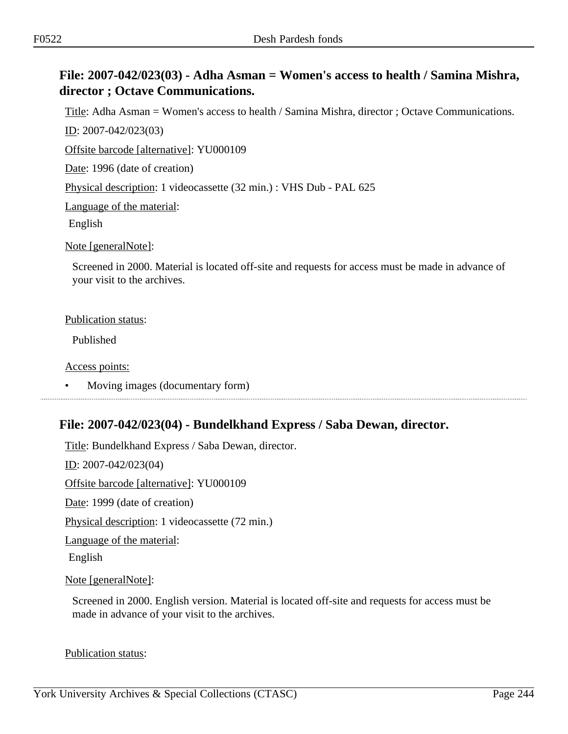## File: 2007-042/023(03) - Adha Asman = Women's access to health / Samina Mishra, director ; Octave Communications.

Title: Adha Asman = Women's access to health / Samina Mishra, director ; Octave Communications.

ID: 2007-042/023(03)

Offsite barcode [alternative]: YU000109

Date: 1996 (date of creation)

Physical description: 1 videocassette (32 min.) : VHS Dub - PAL 625

Language of the material:

English

Note [generalNote]:

Screened in 2000. Material is located off-site and requests for access must be made in advance of your visit to the archives.

Publication status:

Published

Access points:

- Moving images (documentary form)

---

## File: 2007-042/023(04) - Bundelkhand Express / Saba Dewan, director.

Title: Bundelkhand Express / Saba Dewan, director.

ID: 2007-042/023(04)

Offsite barcode [alternative]: YU000109

Date: 1999 (date of creation)

Physical description: 1 videocassette (72 min.)

Language of the material:

English

Note [generalNote]:

Screened in 2000. English version. Material is located off-site and requests for access must be made in advance of your visit to the archives.

Publication status: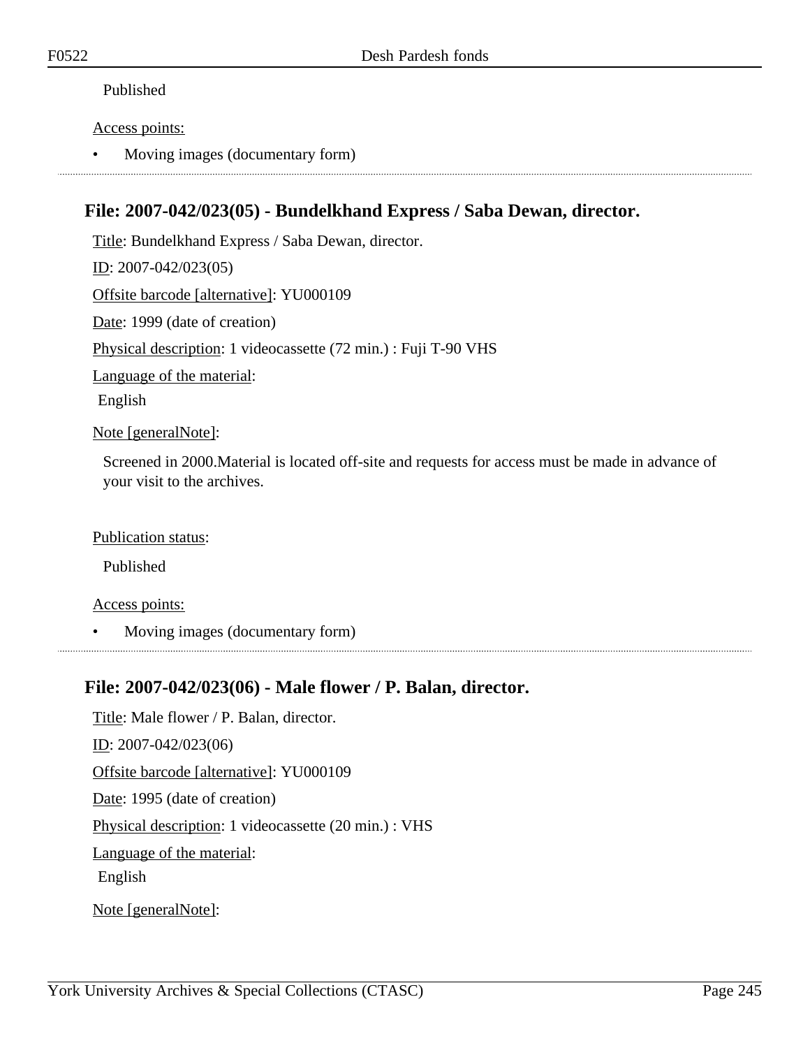Published

Access points:

- Moving images (documentary form)

## File: 2007-042/023(05) - Bundelkhand Express / Saba Dewan, director.

Title: Bundelkhand Express / Saba Dewan, director.

ID: 2007-042/023(05)

Offsite barcode [alternative]: YU000109

Date: 1999 (date of creation)

Physical description: 1 videocassette (72 min.) : Fuji T-90 VHS

Language of the material:

English

Note [generalNote]:

Screened in 2000.Material is located off-site and requests for access must be made in advance of your visit to the archives.

Publication status:

Published

Access points:

- Moving images (documentary form)

## File: 2007-042/023(06) - Male flower / P. Balan, director.

Title: Male flower / P. Balan, director.

ID: 2007-042/023(06)

Offsite barcode [alternative]: YU000109

Date: 1995 (date of creation)

Physical description: 1 videocassette (20 min.) : VHS

Language of the material:

English

Note [generalNote]: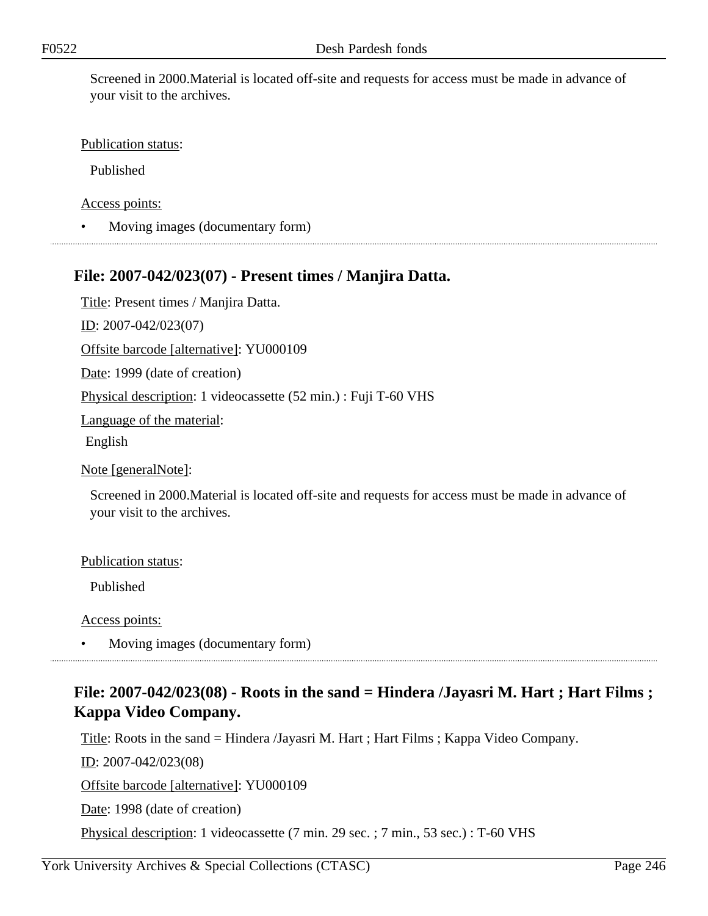Screened in 2000.Material is located off-site and requests for access must be made in advance of your visit to the archives.

Publication status:

Published

Access points:

- Moving images (documentary form)

## File: 2007-042/023(07) - Present times / Manjira Datta.

Title: Present times / Manjira Datta.

ID: 2007-042/023(07)

Offsite barcode [alternative]: YU000109

Date: 1999 (date of creation)

Physical description: 1 videocassette (52 min.) : Fuji T-60 VHS

Language of the material:

English

Note [generalNote]:

Screened in 2000.Material is located off-site and requests for access must be made in advance of your visit to the archives.

Publication status:

Published

Access points:

- Moving images (documentary form)

## File: 2007-042/023(08) - Roots in the sand = Hindera /Jayasri M. Hart ; Hart Films ; Kappa Video Company.

Title: Roots in the sand = Hindera /Jayasri M. Hart ; Hart Films ; Kappa Video Company.

ID: 2007-042/023(08)

Offsite barcode [alternative]: YU000109

Date: 1998 (date of creation)

Physical description: 1 videocassette (7 min. 29 sec. ; 7 min., 53 sec.) : T-60 VHS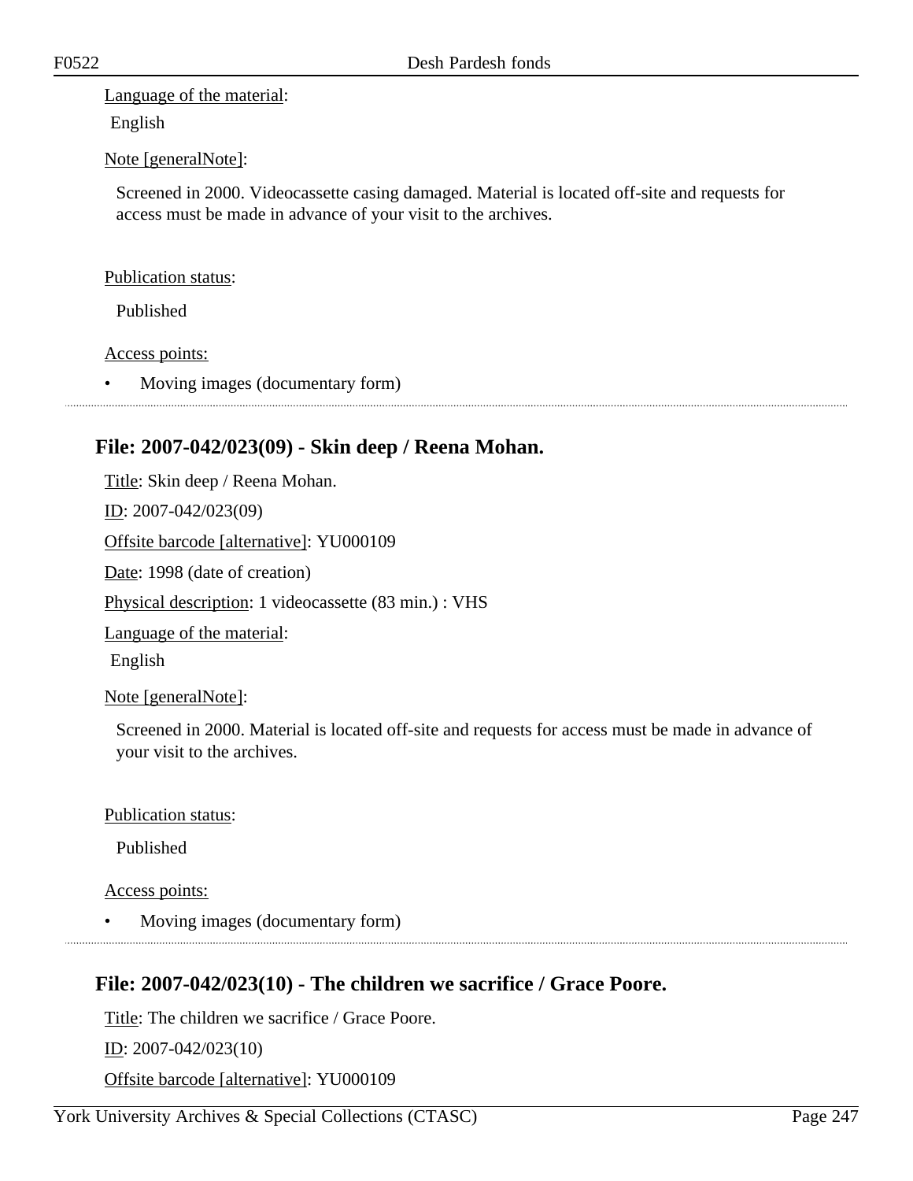Language of the material:

English

Note [generalNote]:

Screened in 2000. Videocassette casing damaged. Material is located off-site and requests for access must be made in advance of your visit to the archives.

Publication status:

Published

Access points:

- Moving images (documentary form)

## File: 2007-042/023(09) - Skin deep / Reena Mohan.

Title: Skin deep / Reena Mohan.

ID: 2007-042/023(09)

Offsite barcode [alternative]: YU000109

Date: 1998 (date of creation)

Physical description: 1 videocassette (83 min.) : VHS

Language of the material:

English

Note [generalNote]:

Screened in 2000. Material is located off-site and requests for access must be made in advance of your visit to the archives.

Publication status:

Published

Access points:

- Moving images (documentary form)

## File: 2007-042/023(10) - The children we sacrifice / Grace Poore.

Title: The children we sacrifice / Grace Poore.

ID: 2007-042/023(10)

Offsite barcode [alternative]: YU000109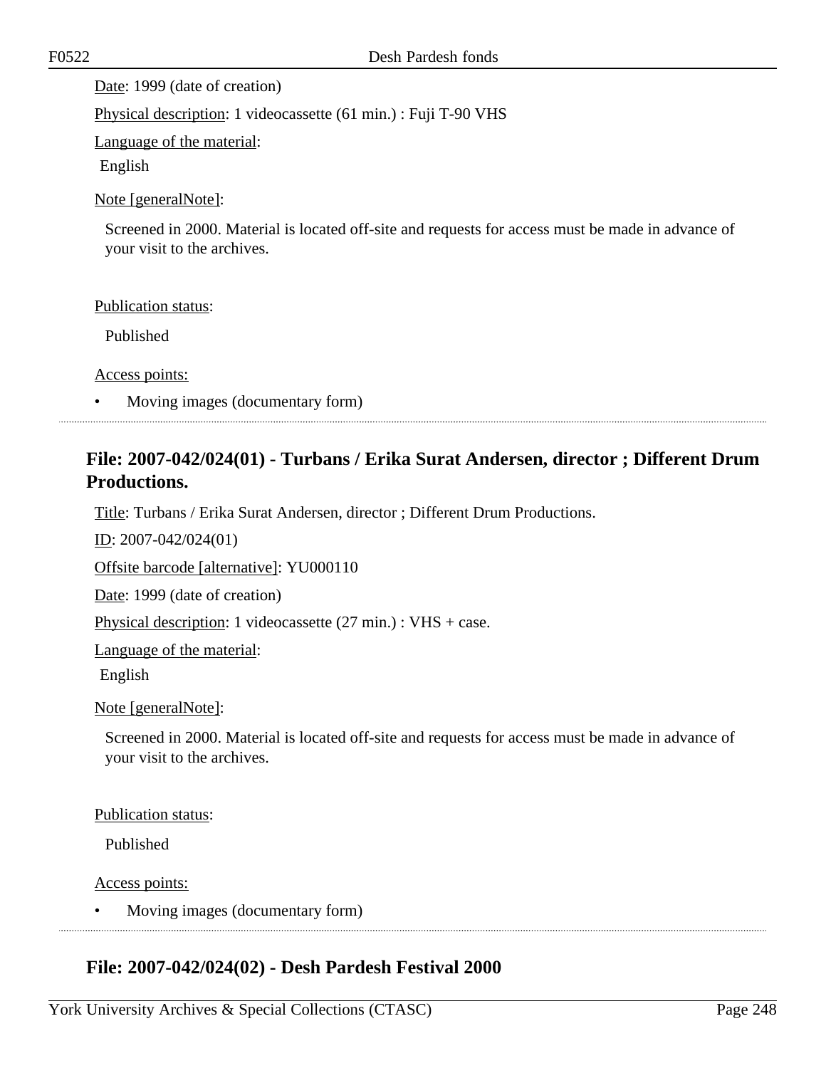Date: 1999 (date of creation)

Physical description: 1 videocassette (61 min.) : Fuji T-90 VHS

Language of the material:

English

Note [generalNote]:

Screened in 2000. Material is located off-site and requests for access must be made in advance of your visit to the archives.

Publication status:

Published

Access points:

- Moving images (documentary form)

---

## File: 2007-042/024(01) - Turbans / Erika Surat Andersen, director ; Different Drum Productions.

Title: Turbans / Erika Surat Andersen, director ; Different Drum Productions.

ID: 2007-042/024(01)

Offsite barcode [alternative]: YU000110

Date: 1999 (date of creation)

Physical description: 1 videocassette (27 min.) : VHS + case.

Language of the material:

English

Note [generalNote]:

Screened in 2000. Material is located off-site and requests for access must be made in advance of your visit to the archives.

Publication status:

Published

Access points:

- Moving images (documentary form)

---

## File: 2007-042/024(02) - Desh Pardesh Festival 2000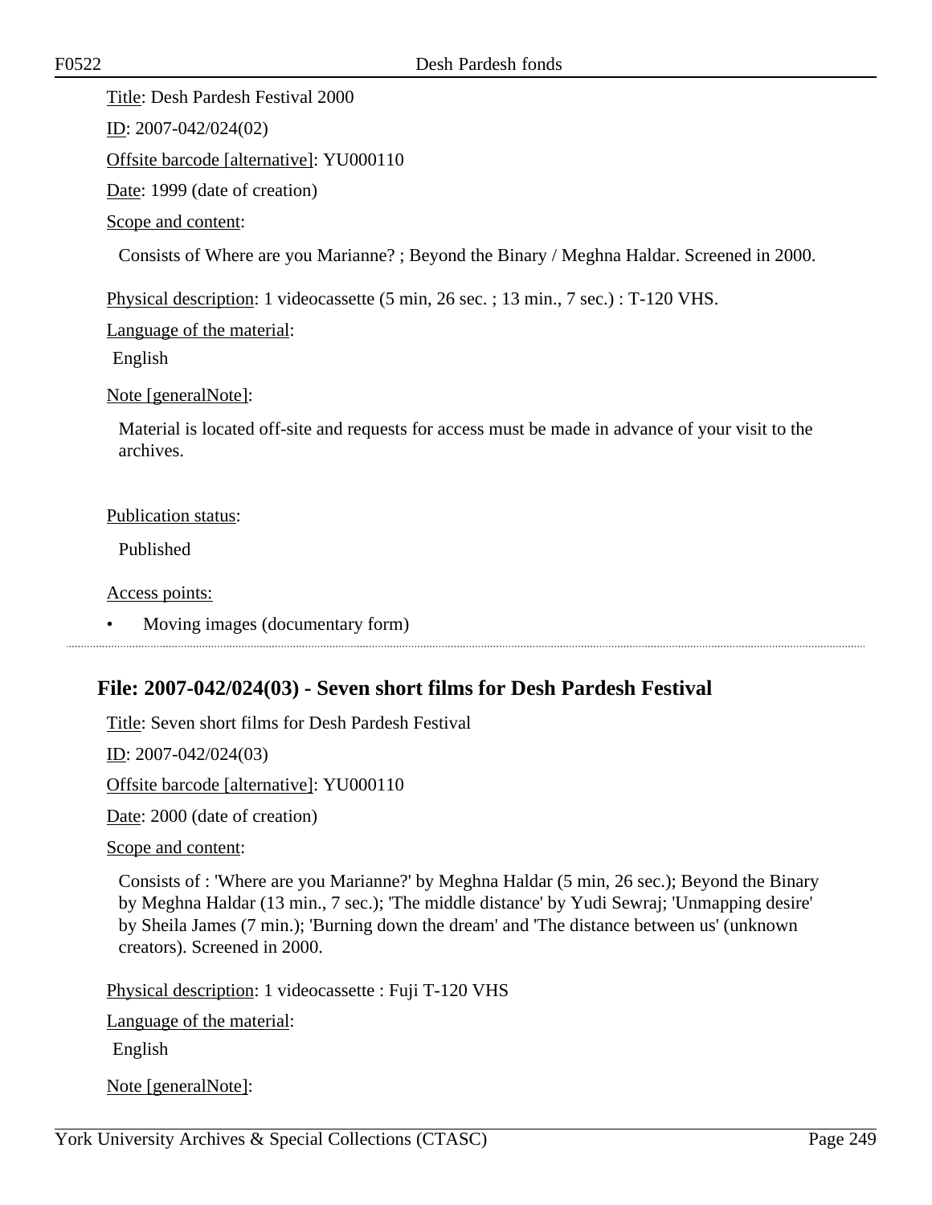Title: Desh Pardesh Festival 2000

ID: 2007-042/024(02)

Offsite barcode [alternative]: YU000110

Date: 1999 (date of creation)

Scope and content:

Consists of Where are you Marianne? ; Beyond the Binary / Meghna Haldar. Screened in 2000.

Physical description: 1 videocassette (5 min, 26 sec. ; 13 min., 7 sec.) : T-120 VHS.

Language of the material:

English

Note [generalNote]:

Material is located off-site and requests for access must be made in advance of your visit to the archives.

Publication status:

Published

Access points:

- Moving images (documentary form)

---

## File: 2007-042/024(03) - Seven short films for Desh Pardesh Festival

Title: Seven short films for Desh Pardesh Festival

ID: 2007-042/024(03)

Offsite barcode [alternative]: YU000110

Date: 2000 (date of creation)

Scope and content:

Consists of : 'Where are you Marianne?' by Meghna Haldar (5 min, 26 sec.); Beyond the Binary by Meghna Haldar (13 min., 7 sec.); 'The middle distance' by Yudi Sewraj; 'Unmapping desire' by Sheila James (7 min.); 'Burning down the dream' and 'The distance between us' (unknown creators). Screened in 2000.

Physical description: 1 videocassette : Fuji T-120 VHS

Language of the material:

English

Note [generalNote]: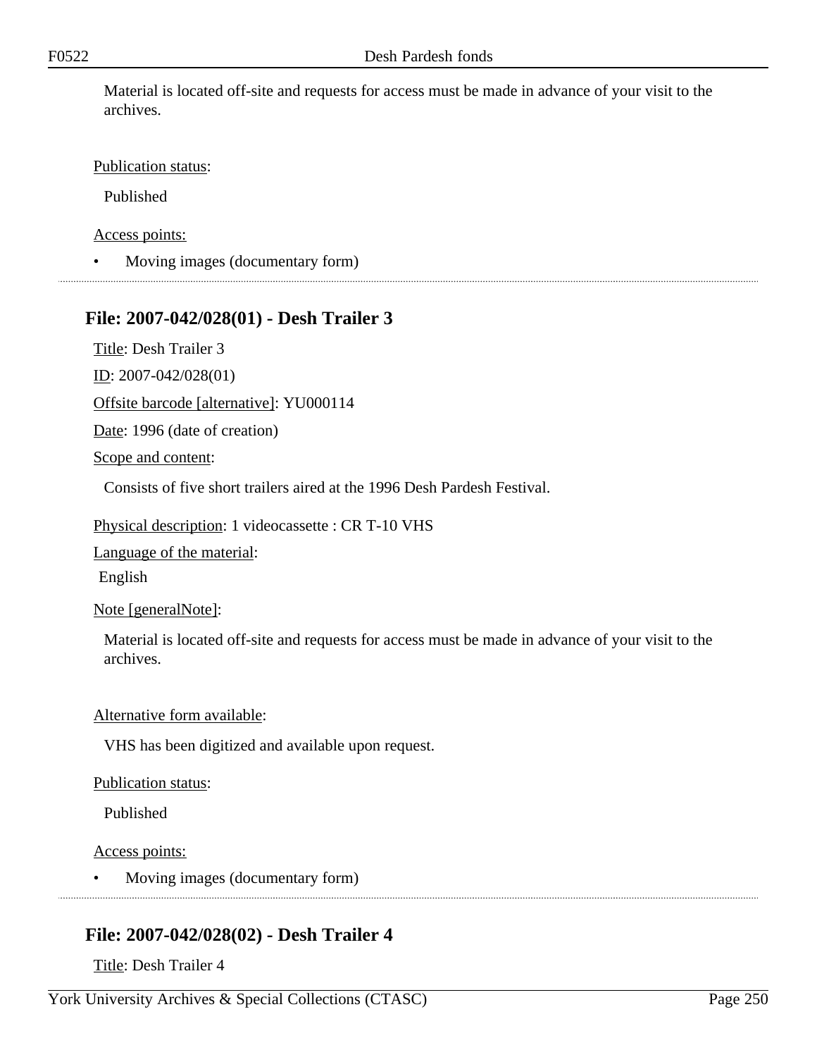Material is located off-site and requests for access must be made in advance of your visit to the archives.

Publication status:

Published

Access points:

- Moving images (documentary form)

---

## File: 2007-042/028(01) - Desh Trailer 3

Title: Desh Trailer 3

ID: 2007-042/028(01)

Offsite barcode [alternative]: YU000114

Date: 1996 (date of creation)

Scope and content:

Consists of five short trailers aired at the 1996 Desh Pardesh Festival.

Physical description: 1 videocassette : CR T-10 VHS

Language of the material:

English

Note [generalNote]:

Material is located off-site and requests for access must be made in advance of your visit to the archives.

Alternative form available:

VHS has been digitized and available upon request.

Publication status:

Published

Access points:

- Moving images (documentary form)

---

## File: 2007-042/028(02) - Desh Trailer 4

Title: Desh Trailer 4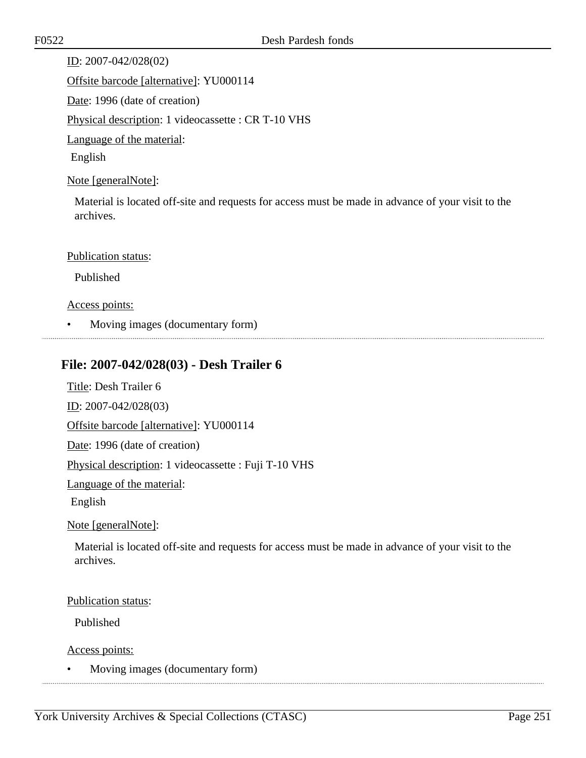ID: 2007-042/028(02)

Offsite barcode [alternative]: YU000114

Date: 1996 (date of creation)

Physical description: 1 videocassette : CR T-10 VHS

Language of the material:

English

Note [generalNote]:

Material is located off-site and requests for access must be made in advance of your visit to the archives.

Publication status:

Published

Access points:

- Moving images (documentary form)

## File: 2007-042/028(03) - Desh Trailer 6

Title: Desh Trailer 6

ID: 2007-042/028(03)

Offsite barcode [alternative]: YU000114

Date: 1996 (date of creation)

Physical description: 1 videocassette : Fuji T-10 VHS

Language of the material:

English

Note [generalNote]:

Material is located off-site and requests for access must be made in advance of your visit to the archives.

Publication status:

Published

Access points:

- Moving images (documentary form)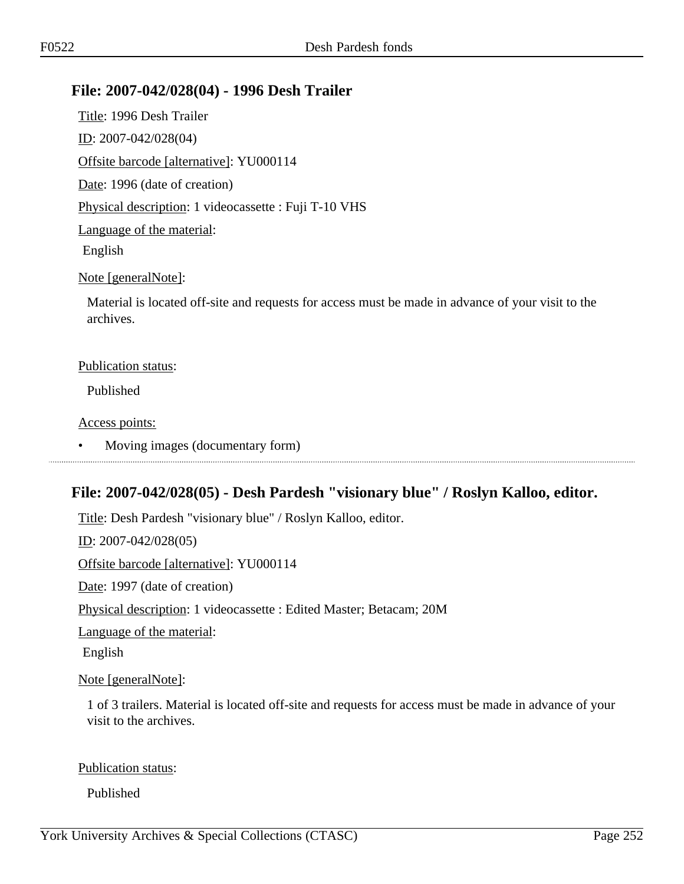## File: 2007-042/028(04) - 1996 Desh Trailer

Title: 1996 Desh Trailer

ID: 2007-042/028(04)

Offsite barcode [alternative]: YU000114

Date: 1996 (date of creation)

Physical description: 1 videocassette : Fuji T-10 VHS

Language of the material:

English

Note [generalNote]:

Material is located off-site and requests for access must be made in advance of your visit to the archives.

Publication status:

Published

Access points:

- Moving images (documentary form)

---

## File: 2007-042/028(05) - Desh Pardesh "visionary blue" / Roslyn Kalloo, editor.

Title: Desh Pardesh "visionary blue" / Roslyn Kalloo, editor.

ID: 2007-042/028(05)

Offsite barcode [alternative]: YU000114

Date: 1997 (date of creation)

Physical description: 1 videocassette : Edited Master; Betacam; 20M

Language of the material:

English

Note [generalNote]:

1 of 3 trailers. Material is located off-site and requests for access must be made in advance of your visit to the archives.

Publication status:

Published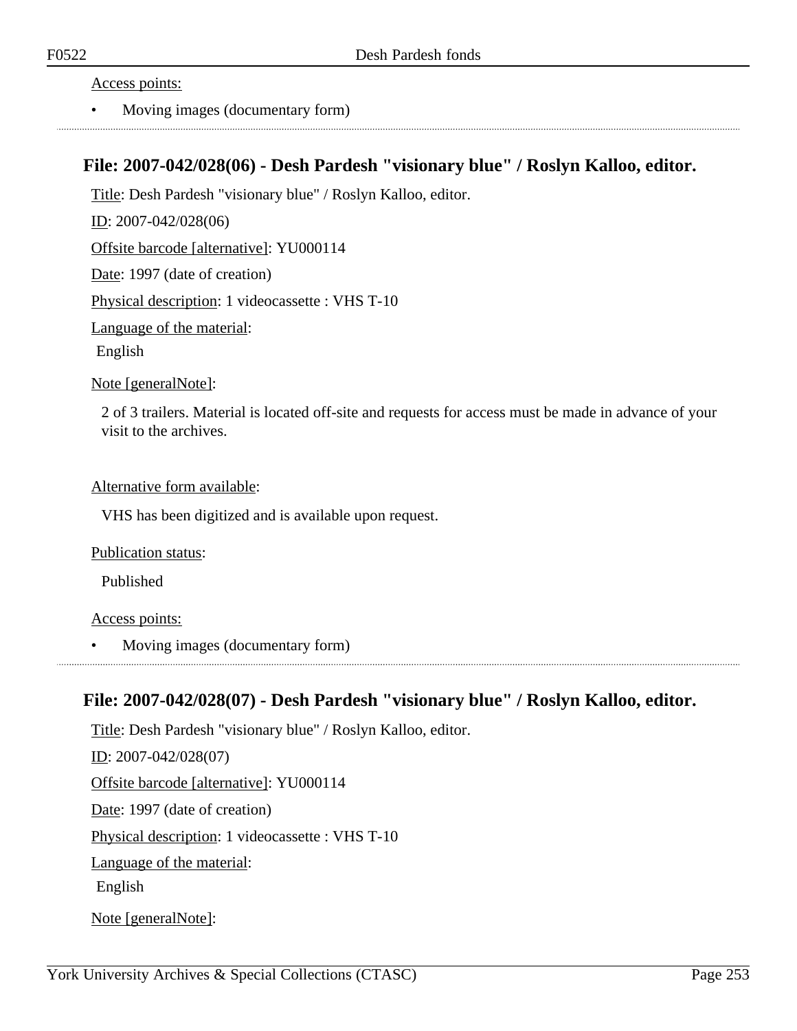Access points:

- Moving images (documentary form)

## File: 2007-042/028(06) - Desh Pardesh "visionary blue" / Roslyn Kalloo, editor.

Title: Desh Pardesh "visionary blue" / Roslyn Kalloo, editor.

ID: 2007-042/028(06)

Offsite barcode [alternative]: YU000114

Date: 1997 (date of creation)

Physical description: 1 videocassette : VHS T-10

Language of the material:

English

Note [generalNote]:

2 of 3 trailers. Material is located off-site and requests for access must be made in advance of your visit to the archives.

Alternative form available:

VHS has been digitized and is available upon request.

Publication status:

Published

Access points:

- Moving images (documentary form)

## File: 2007-042/028(07) - Desh Pardesh "visionary blue" / Roslyn Kalloo, editor.

Title: Desh Pardesh "visionary blue" / Roslyn Kalloo, editor.

ID: 2007-042/028(07)

Offsite barcode [alternative]: YU000114

Date: 1997 (date of creation)

Physical description: 1 videocassette : VHS T-10

Language of the material:

English

Note [generalNote]: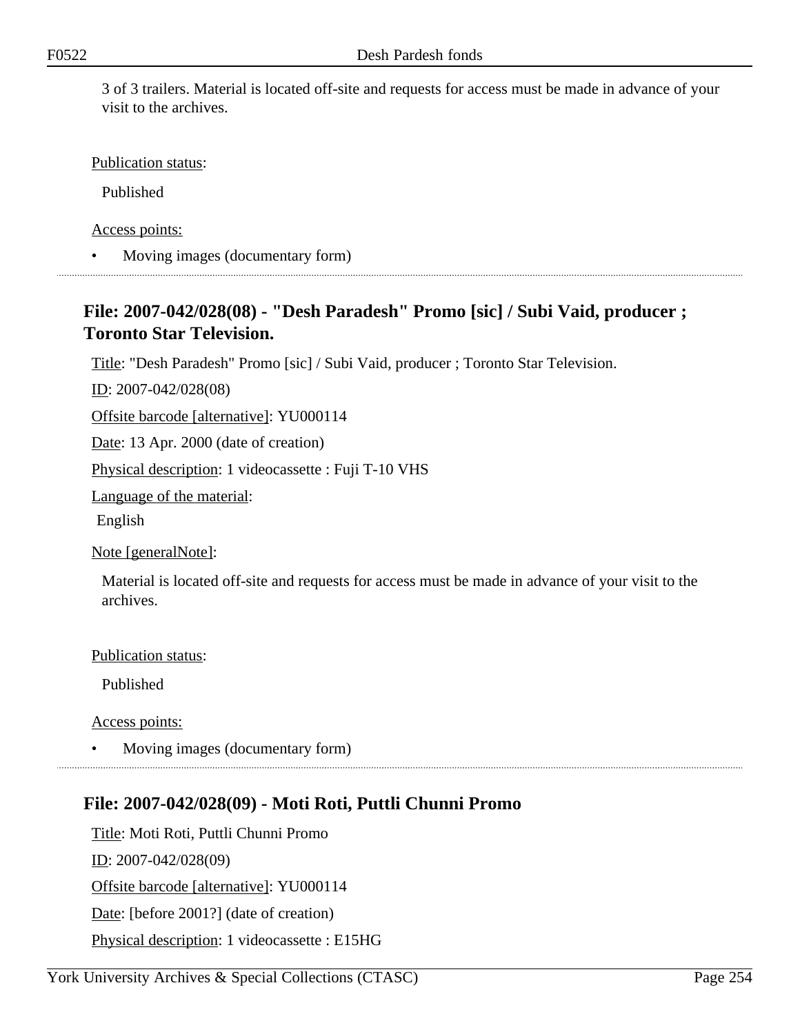3 of 3 trailers. Material is located off-site and requests for access must be made in advance of your visit to the archives.

Publication status:

Published

Access points:

- Moving images (documentary form)

## File: 2007-042/028(08) - "Desh Paradesh" Promo [sic] / Subi Vaid, producer ; Toronto Star Television.

Title: "Desh Paradesh" Promo [sic] / Subi Vaid, producer ; Toronto Star Television.

ID: 2007-042/028(08)

Offsite barcode [alternative]: YU000114

Date: 13 Apr. 2000 (date of creation)

Physical description: 1 videocassette : Fuji T-10 VHS

Language of the material:

English

Note [generalNote]:

Material is located off-site and requests for access must be made in advance of your visit to the archives.

Publication status:

Published

Access points:

- Moving images (documentary form)

## File: 2007-042/028(09) - Moti Roti, Puttli Chunni Promo

Title: Moti Roti, Puttli Chunni Promo

ID: 2007-042/028(09)

Offsite barcode [alternative]: YU000114

Date: [before 2001?] (date of creation)

Physical description: 1 videocassette : E15HG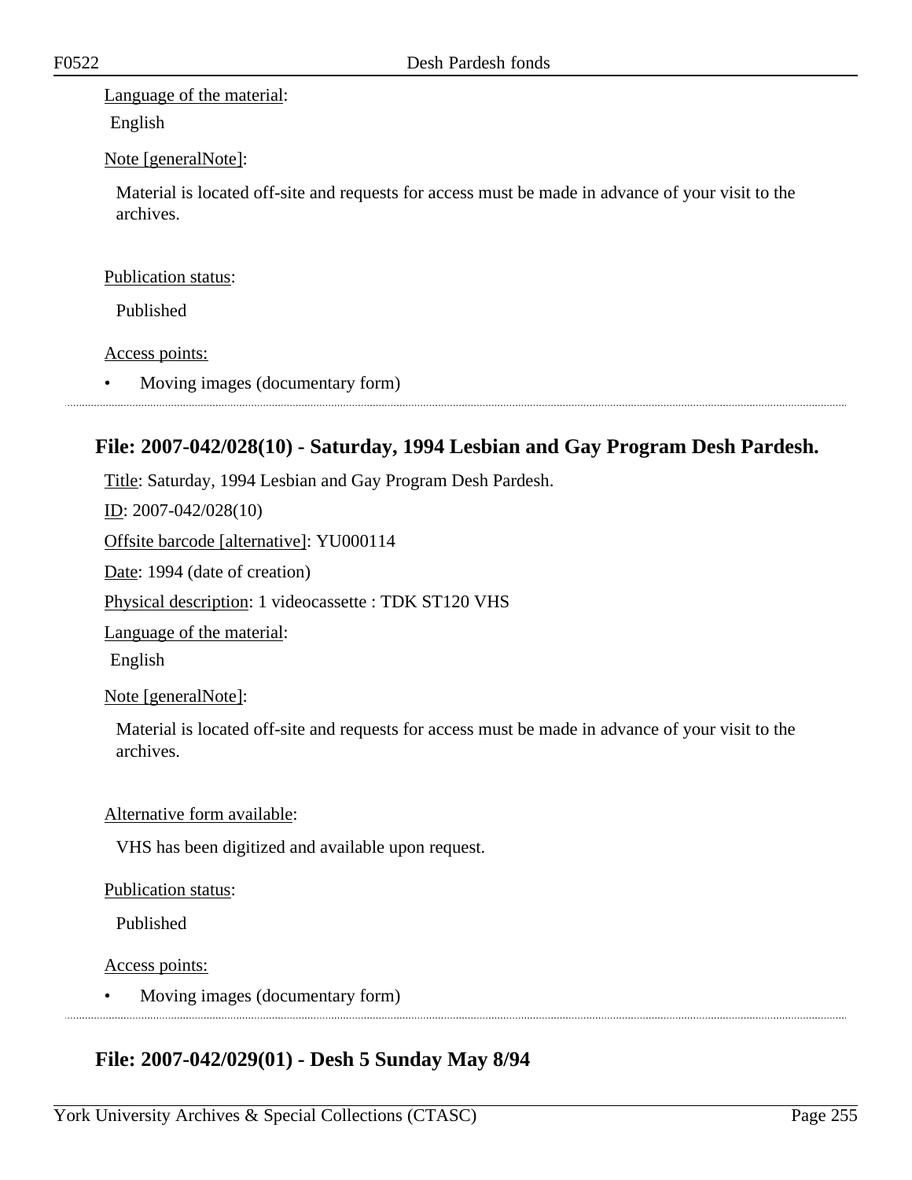Language of the material:

English

Note [generalNote]:

Material is located off-site and requests for access must be made in advance of your visit to the archives.

Publication status:

Published

Access points:

- Moving images (documentary form)

## File: 2007-042/028(10) - Saturday, 1994 Lesbian and Gay Program Desh Pardesh.

Title: Saturday, 1994 Lesbian and Gay Program Desh Pardesh.

ID: 2007-042/028(10)

Offsite barcode [alternative]: YU000114

Date: 1994 (date of creation)

Physical description: 1 videocassette : TDK ST120 VHS

Language of the material:

English

Note [generalNote]:

Material is located off-site and requests for access must be made in advance of your visit to the archives.

Alternative form available:

VHS has been digitized and available upon request.

Publication status:

Published

Access points:

- Moving images (documentary form)

## File: 2007-042/029(01) - Desh 5 Sunday May 8/94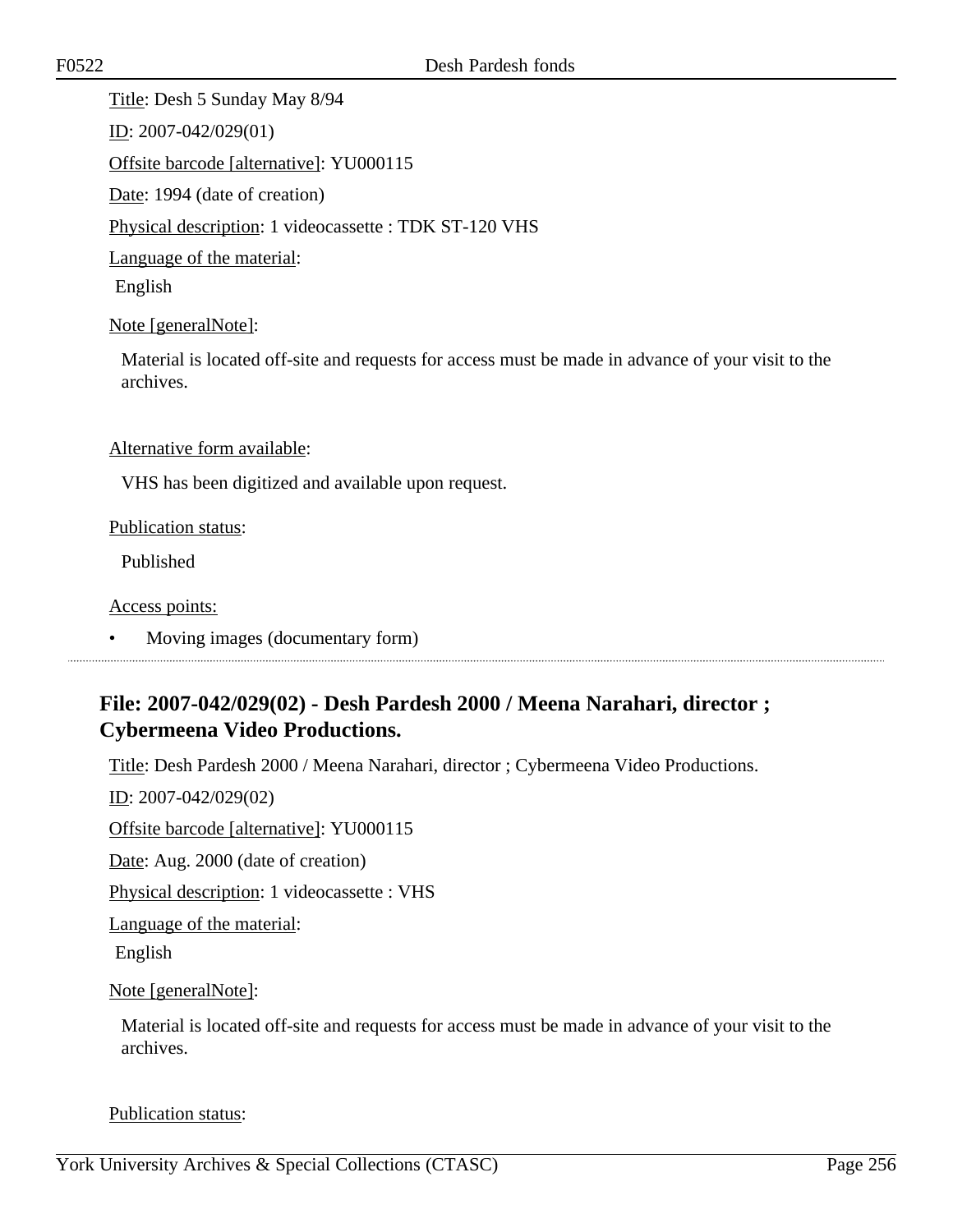Title: Desh 5 Sunday May 8/94

ID: 2007-042/029(01)

Offsite barcode [alternative]: YU000115

Date: 1994 (date of creation)

Physical description: 1 videocassette : TDK ST-120 VHS

Language of the material:

English

Note [generalNote]:

Material is located off-site and requests for access must be made in advance of your visit to the archives.

Alternative form available:

VHS has been digitized and available upon request.

Publication status:

Published

Access points:

- Moving images (documentary form)

---

### File: 2007-042/029(02) - Desh Pardesh 2000 / Meena Narahari, director ; Cybermeena Video Productions.

Title: Desh Pardesh 2000 / Meena Narahari, director ; Cybermeena Video Productions.

ID: 2007-042/029(02)

Offsite barcode [alternative]: YU000115

Date: Aug. 2000 (date of creation)

Physical description: 1 videocassette : VHS

Language of the material:

English

Note [generalNote]:

Material is located off-site and requests for access must be made in advance of your visit to the archives.

Publication status: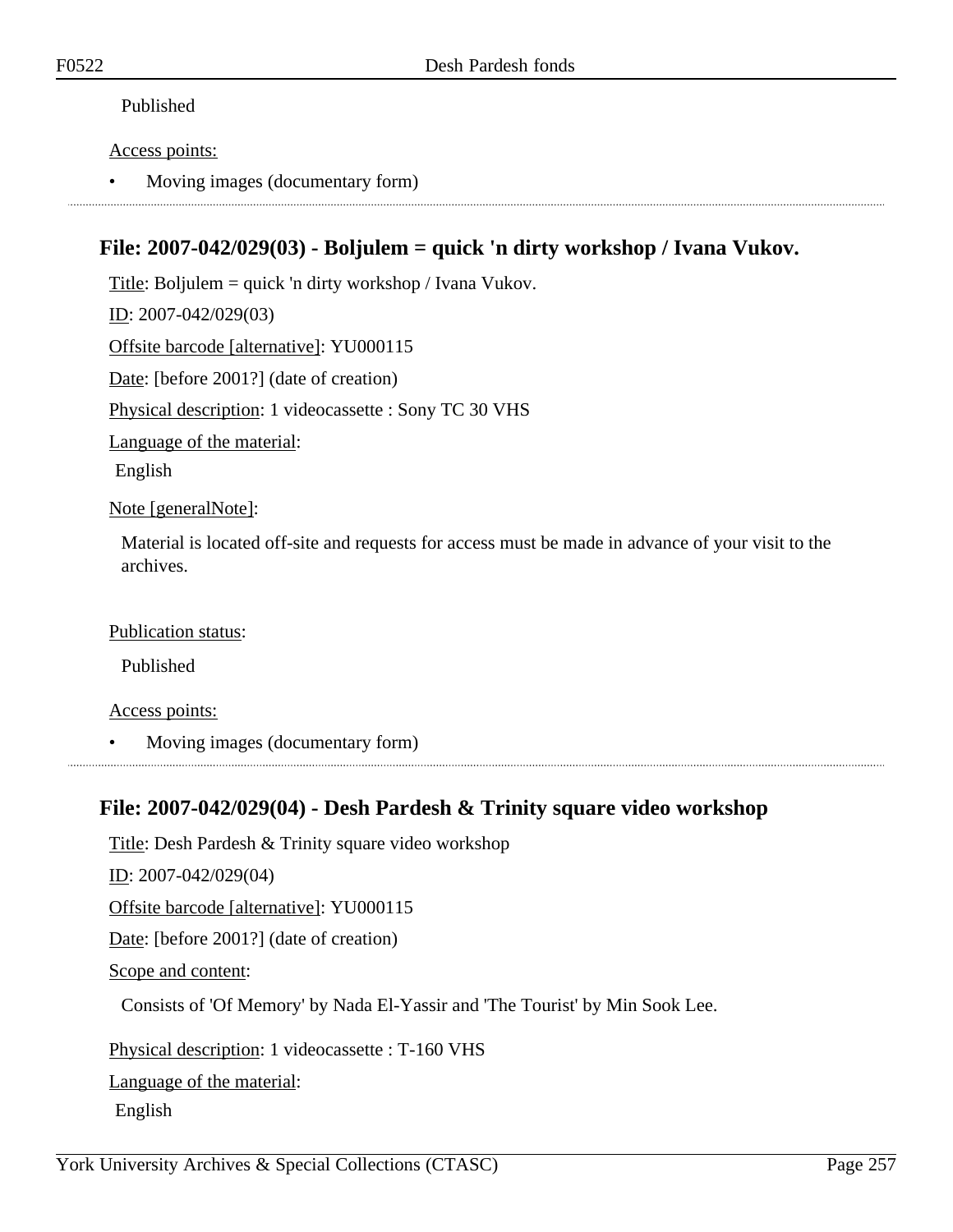Published

Access points:

- Moving images (documentary form)

---

## File: 2007-042/029(03) - Boljulem = quick 'n dirty workshop / Ivana Vukov.

Title: Boljulem = quick 'n dirty workshop / Ivana Vukov.

ID: 2007-042/029(03)

Offsite barcode [alternative]: YU000115

Date: [before 2001?] (date of creation)

Physical description: 1 videocassette : Sony TC 30 VHS

Language of the material:

English

Note [generalNote]:

Material is located off-site and requests for access must be made in advance of your visit to the archives.

Publication status:

Published

Access points:

- Moving images (documentary form)

---

## File: 2007-042/029(04) - Desh Pardesh & Trinity square video workshop

Title: Desh Pardesh & Trinity square video workshop

ID: 2007-042/029(04)

Offsite barcode [alternative]: YU000115

Date: [before 2001?] (date of creation)

Scope and content:

Consists of 'Of Memory' by Nada El-Yassir and 'The Tourist' by Min Sook Lee.

Physical description: 1 videocassette : T-160 VHS

Language of the material:

English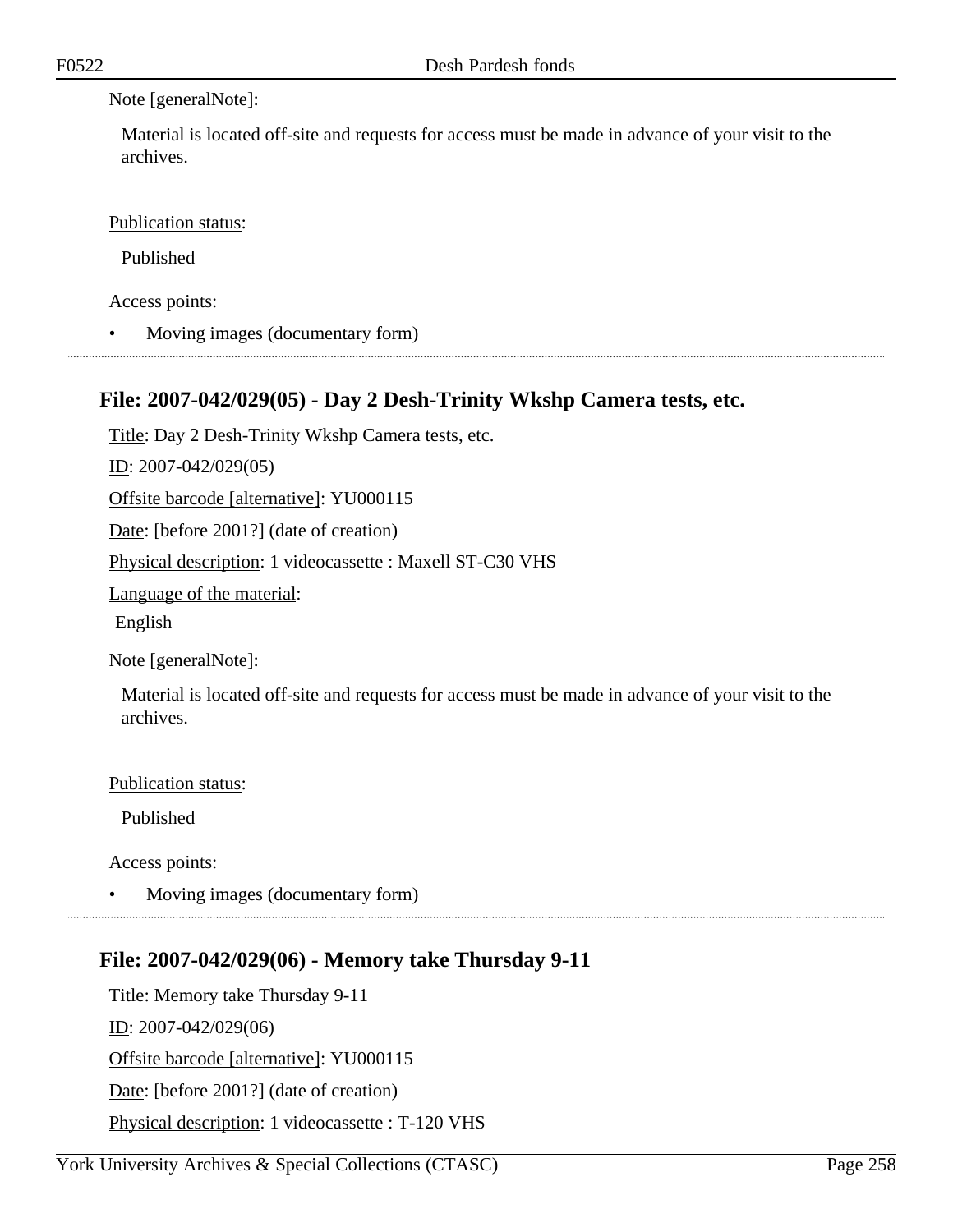Note [generalNote]:

Material is located off-site and requests for access must be made in advance of your visit to the archives.

Publication status:

Published

Access points:

- Moving images (documentary form)

## File: 2007-042/029(05) - Day 2 Desh-Trinity Wkshp Camera tests, etc.

Title: Day 2 Desh-Trinity Wkshp Camera tests, etc.

ID: 2007-042/029(05)

Offsite barcode [alternative]: YU000115

Date: [before 2001?] (date of creation)

Physical description: 1 videocassette : Maxell ST-C30 VHS

Language of the material:

English

Note [generalNote]:

Material is located off-site and requests for access must be made in advance of your visit to the archives.

Publication status:

Published

Access points:

- Moving images (documentary form)

## File: 2007-042/029(06) - Memory take Thursday 9-11

Title: Memory take Thursday 9-11

ID: 2007-042/029(06)

Offsite barcode [alternative]: YU000115

Date: [before 2001?] (date of creation)

Physical description: 1 videocassette : T-120 VHS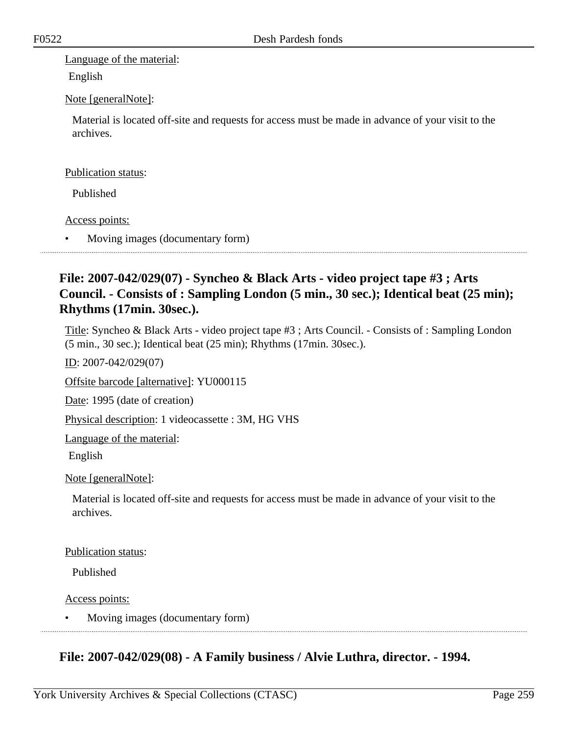Language of the material:

English

Note [generalNote]:

Material is located off-site and requests for access must be made in advance of your visit to the archives.

Publication status:

Published

Access points:

- Moving images (documentary form)

## File: 2007-042/029(07) - Syncheo & Black Arts - video project tape #3 ; Arts Council. - Consists of : Sampling London (5 min., 30 sec.); Identical beat (25 min); Rhythms (17min. 30sec.).

Title: Syncheo & Black Arts - video project tape #3 ; Arts Council. - Consists of : Sampling London (5 min., 30 sec.); Identical beat (25 min); Rhythms (17min. 30sec.).

ID: 2007-042/029(07)

Offsite barcode [alternative]: YU000115

Date: 1995 (date of creation)

Physical description: 1 videocassette : 3M, HG VHS

Language of the material:

English

Note [generalNote]:

Material is located off-site and requests for access must be made in advance of your visit to the archives.

Publication status:

Published

Access points:

- Moving images (documentary form)

## File: 2007-042/029(08) - A Family business / Alvie Luthra, director. - 1994.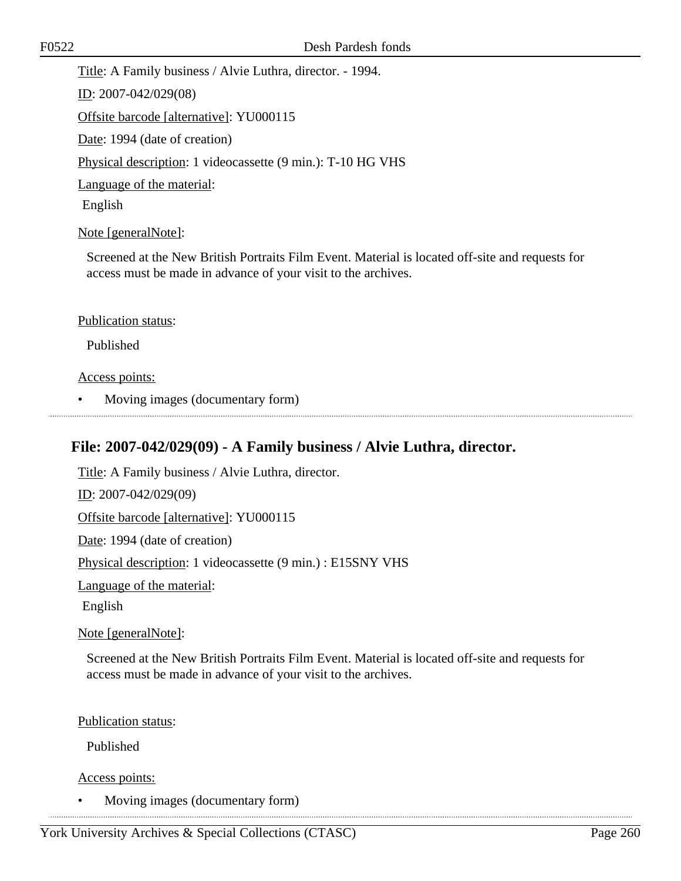Title: A Family business / Alvie Luthra, director. - 1994.

ID: 2007-042/029(08)

Offsite barcode [alternative]: YU000115

Date: 1994 (date of creation)

Physical description: 1 videocassette (9 min.): T-10 HG VHS

Language of the material:

English

Note [generalNote]:

Screened at the New British Portraits Film Event. Material is located off-site and requests for access must be made in advance of your visit to the archives.

Publication status:

Published

Access points:

- Moving images (documentary form)

## File: 2007-042/029(09) - A Family business / Alvie Luthra, director.

Title: A Family business / Alvie Luthra, director.

ID: 2007-042/029(09)

Offsite barcode [alternative]: YU000115

Date: 1994 (date of creation)

Physical description: 1 videocassette (9 min.) : E15SNY VHS

Language of the material:

English

Note [generalNote]:

Screened at the New British Portraits Film Event. Material is located off-site and requests for access must be made in advance of your visit to the archives.

Publication status:

Published

Access points:

- Moving images (documentary form)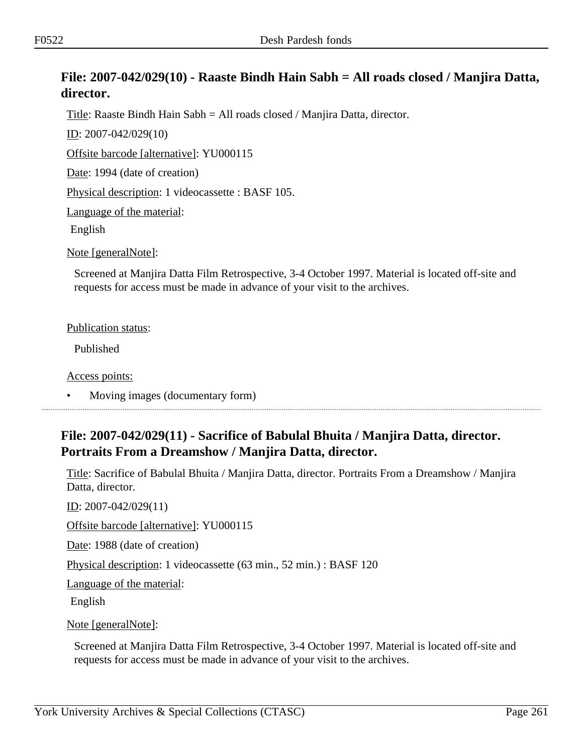## File: 2007-042/029(10) - Raaste Bindh Hain Sabh = All roads closed / Manjira Datta, director.

Title: Raaste Bindh Hain Sabh = All roads closed / Manjira Datta, director.

ID: 2007-042/029(10)

Offsite barcode [alternative]: YU000115

Date: 1994 (date of creation)

Physical description: 1 videocassette : BASF 105.

Language of the material:

English

Note [generalNote]:

Screened at Manjira Datta Film Retrospective, 3-4 October 1997. Material is located off-site and requests for access must be made in advance of your visit to the archives.

Publication status:

Published

Access points:

- Moving images (documentary form)

## File: 2007-042/029(11) - Sacrifice of Babulal Bhuita / Manjira Datta, director. Portraits From a Dreamshow / Manjira Datta, director.

Title: Sacrifice of Babulal Bhuita / Manjira Datta, director. Portraits From a Dreamshow / Manjira Datta, director.

ID: 2007-042/029(11)

Offsite barcode [alternative]: YU000115

Date: 1988 (date of creation)

Physical description: 1 videocassette (63 min., 52 min.) : BASF 120

Language of the material:

English

Note [generalNote]:

Screened at Manjira Datta Film Retrospective, 3-4 October 1997. Material is located off-site and requests for access must be made in advance of your visit to the archives.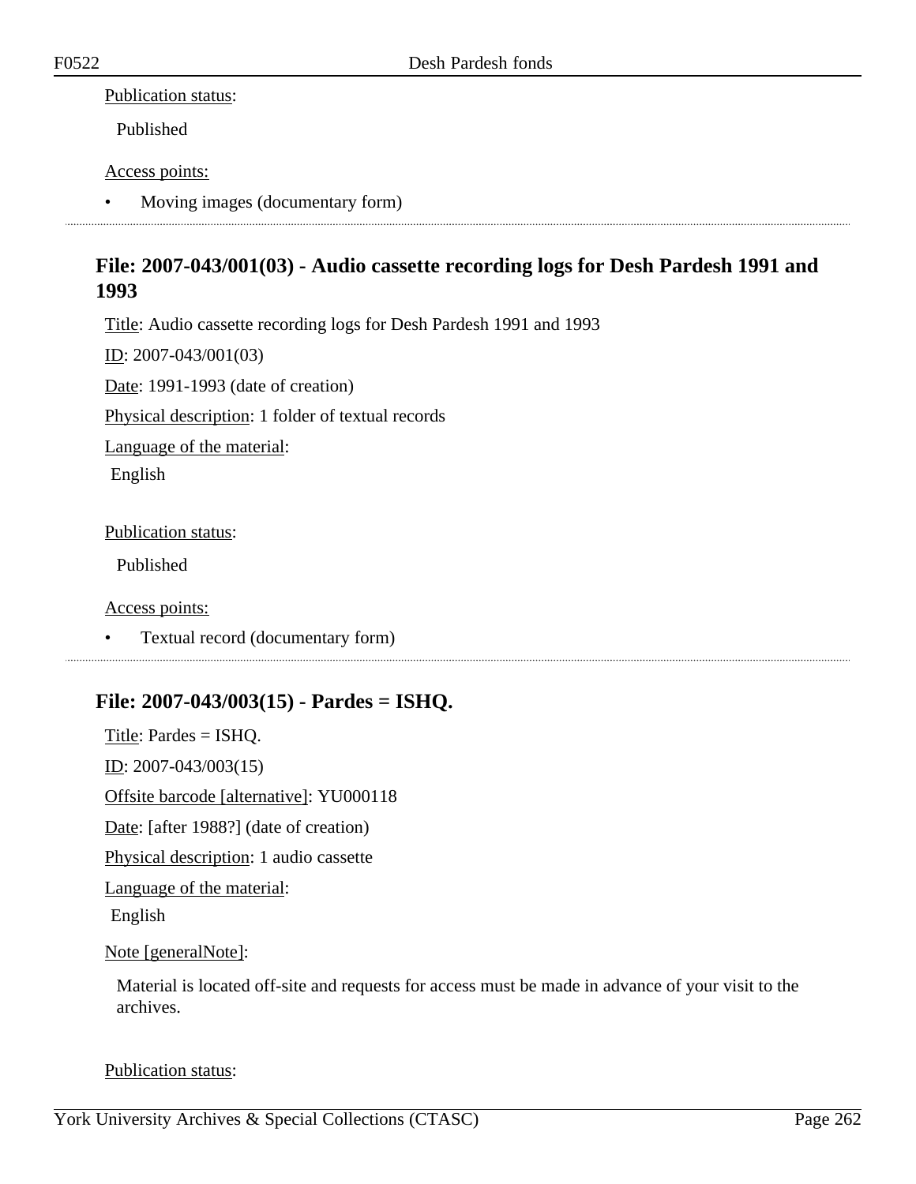Publication status:

Published

Access points:

- Moving images (documentary form)

---

## File: 2007-043/001(03) - Audio cassette recording logs for Desh Pardesh 1991 and 1993

Title: Audio cassette recording logs for Desh Pardesh 1991 and 1993

ID: 2007-043/001(03)

Date: 1991-1993 (date of creation)

Physical description: 1 folder of textual records

Language of the material:

English

Publication status:

Published

Access points:

- Textual record (documentary form)

---

## File: 2007-043/003(15) - Pardes = ISHQ.

Title: Pardes = ISHQ.

ID: 2007-043/003(15)

Offsite barcode [alternative]: YU000118

Date: [after 1988?] (date of creation)

Physical description: 1 audio cassette

Language of the material:

English

Note [generalNote]:

Material is located off-site and requests for access must be made in advance of your visit to the archives.

Publication status: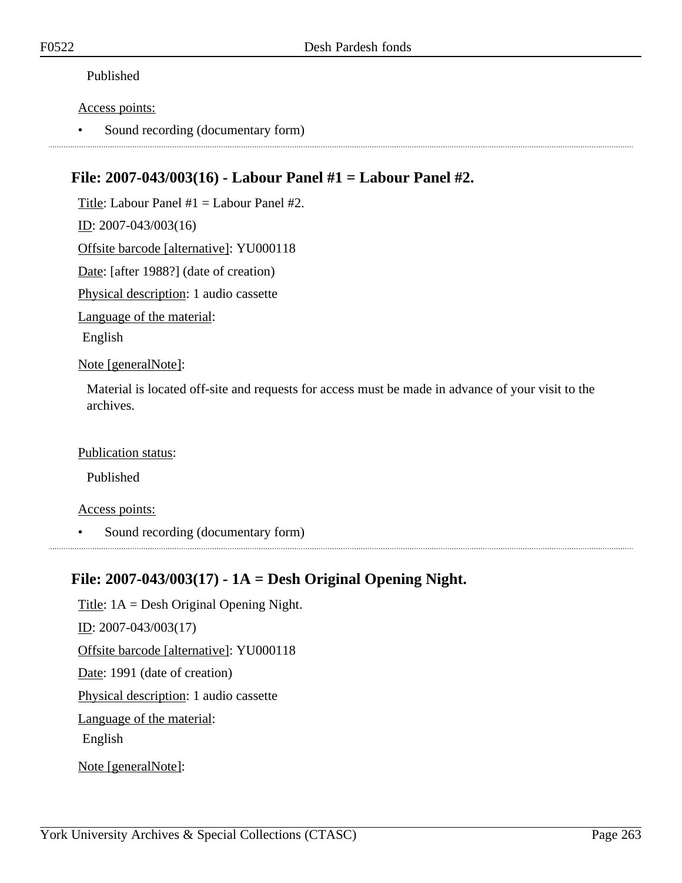Published

Access points:

- Sound recording (documentary form)

---

## File: 2007-043/003(16) - Labour Panel #1 = Labour Panel #2.

Title: Labour Panel #1 = Labour Panel #2.

ID: 2007-043/003(16)

Offsite barcode [alternative]: YU000118

Date: [after 1988?] (date of creation)

Physical description: 1 audio cassette

Language of the material:

English

Note [generalNote]:

Material is located off-site and requests for access must be made in advance of your visit to the archives.

Publication status:

Published

Access points:

- Sound recording (documentary form)

---

## File: 2007-043/003(17) - 1A = Desh Original Opening Night.

Title: 1A = Desh Original Opening Night.

ID: 2007-043/003(17)

Offsite barcode [alternative]: YU000118

Date: 1991 (date of creation)

Physical description: 1 audio cassette

Language of the material:

English

Note [generalNote]: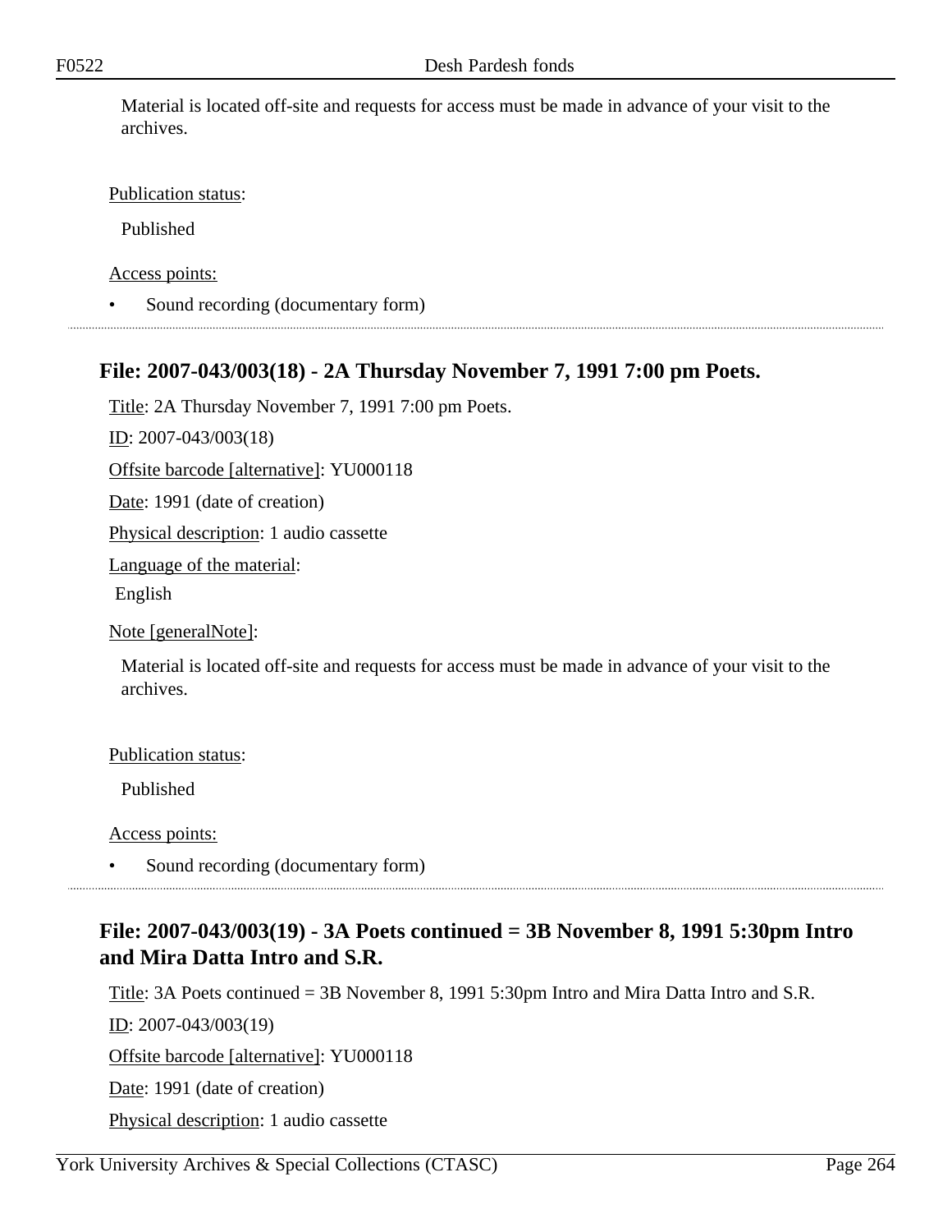Material is located off-site and requests for access must be made in advance of your visit to the archives.

Publication status:

Published

Access points:

- Sound recording (documentary form)

## File: 2007-043/003(18) - 2A Thursday November 7, 1991 7:00 pm Poets.

Title: 2A Thursday November 7, 1991 7:00 pm Poets.

ID: 2007-043/003(18)

Offsite barcode [alternative]: YU000118

Date: 1991 (date of creation)

Physical description: 1 audio cassette

Language of the material:

English

Note [generalNote]:

Material is located off-site and requests for access must be made in advance of your visit to the archives.

Publication status:

Published

Access points:

- Sound recording (documentary form)

## File: 2007-043/003(19) - 3A Poets continued = 3B November 8, 1991 5:30pm Intro and Mira Datta Intro and S.R.

Title: 3A Poets continued = 3B November 8, 1991 5:30pm Intro and Mira Datta Intro and S.R.

ID: 2007-043/003(19)

Offsite barcode [alternative]: YU000118

Date: 1991 (date of creation)

Physical description: 1 audio cassette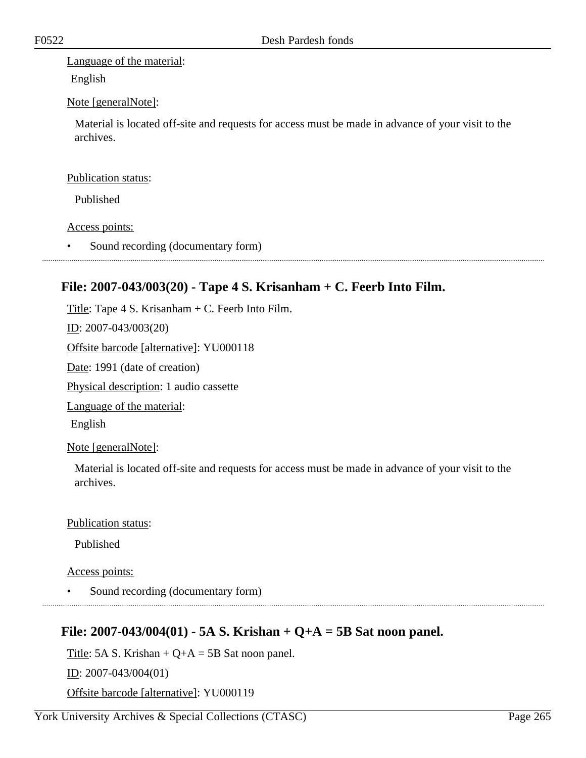Language of the material:

English

Note [generalNote]:

Material is located off-site and requests for access must be made in advance of your visit to the archives.

Publication status:

Published

Access points:

- Sound recording (documentary form)

## File: 2007-043/003(20) - Tape 4 S. Krisanham + C. Feerb Into Film.

Title: Tape 4 S. Krisanham + C. Feerb Into Film.

ID: 2007-043/003(20)

Offsite barcode [alternative]: YU000118

Date: 1991 (date of creation)

Physical description: 1 audio cassette

Language of the material:

English

Note [generalNote]:

Material is located off-site and requests for access must be made in advance of your visit to the archives.

Publication status:

Published

Access points:

- Sound recording (documentary form)

## File: 2007-043/004(01) - 5A S. Krishan + Q+A = 5B Sat noon panel.

Title: 5A S. Krishan + Q+A = 5B Sat noon panel.

ID: 2007-043/004(01)

Offsite barcode [alternative]: YU000119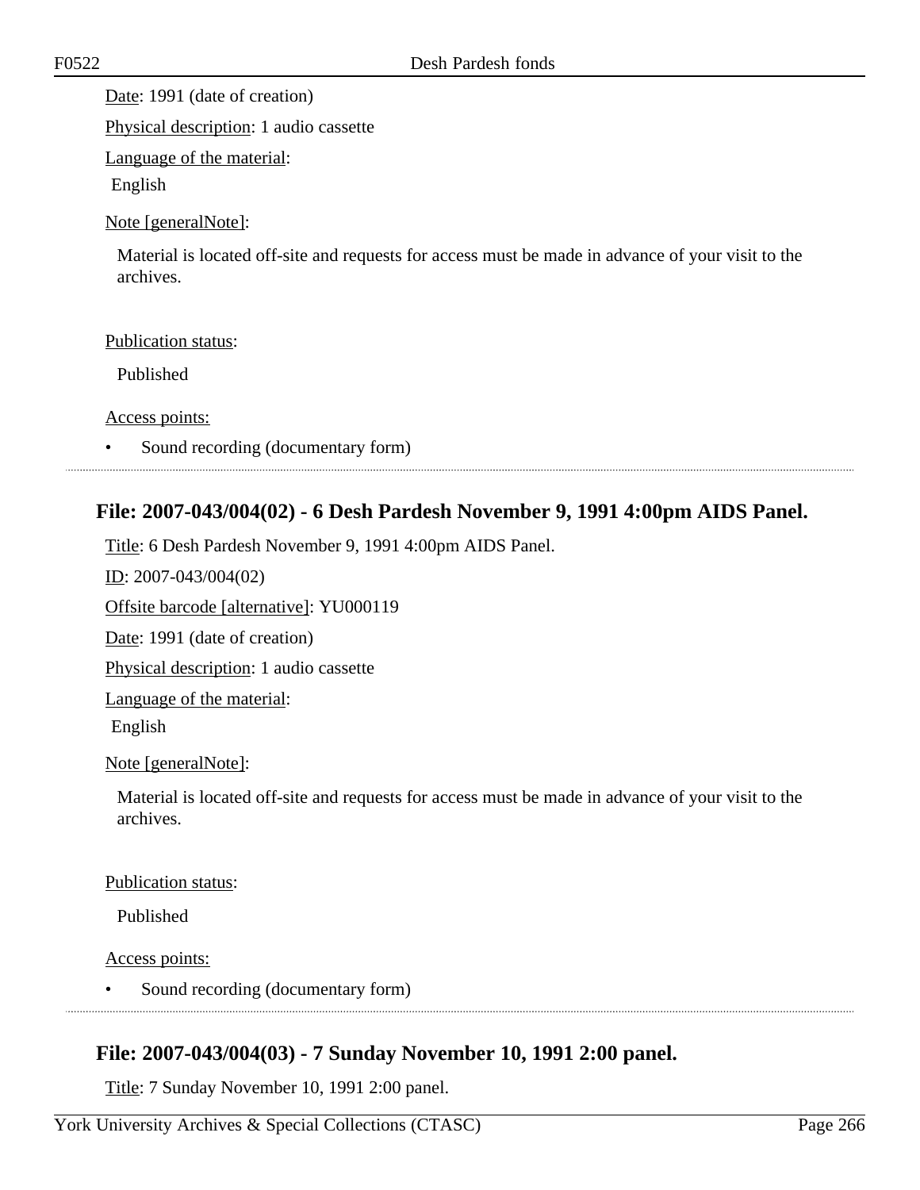Date: 1991 (date of creation)

Physical description: 1 audio cassette

Language of the material:

English

Note [generalNote]:

Material is located off-site and requests for access must be made in advance of your visit to the archives.

Publication status:

Published

Access points:

- Sound recording (documentary form)

## File: 2007-043/004(02) - 6 Desh Pardesh November 9, 1991 4:00pm AIDS Panel.

Title: 6 Desh Pardesh November 9, 1991 4:00pm AIDS Panel.

ID: 2007-043/004(02)

Offsite barcode [alternative]: YU000119

Date: 1991 (date of creation)

Physical description: 1 audio cassette

Language of the material:

English

Note [generalNote]:

Material is located off-site and requests for access must be made in advance of your visit to the archives.

Publication status:

Published

Access points:

- Sound recording (documentary form)

## File: 2007-043/004(03) - 7 Sunday November 10, 1991 2:00 panel.

Title: 7 Sunday November 10, 1991 2:00 panel.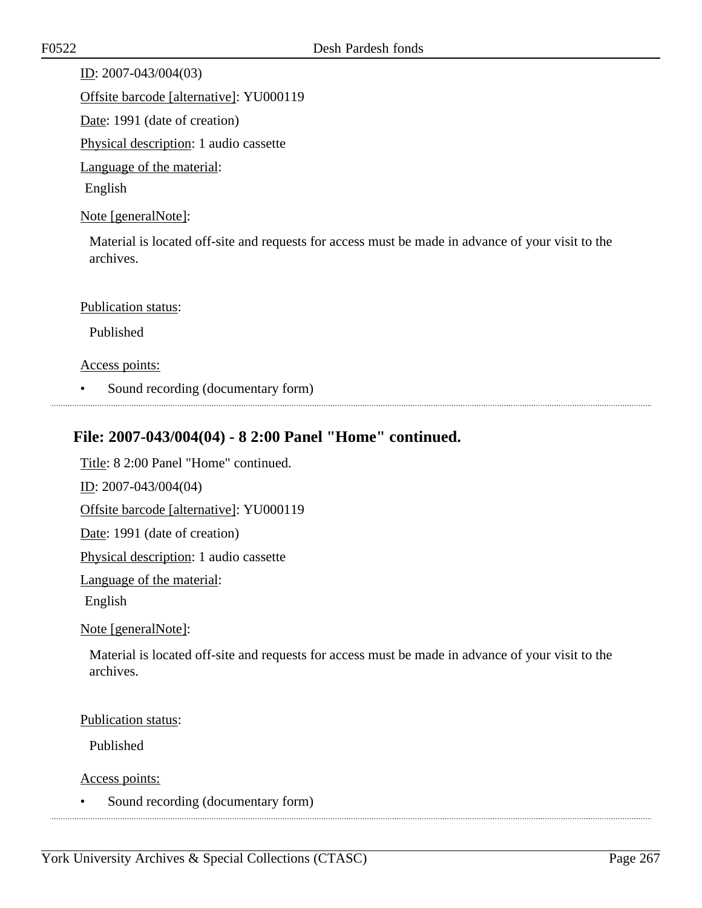ID: 2007-043/004(03)

Offsite barcode [alternative]: YU000119

Date: 1991 (date of creation)

Physical description: 1 audio cassette

Language of the material:

English

Note [generalNote]:

Material is located off-site and requests for access must be made in advance of your visit to the archives.

Publication status:

Published

Access points:

- Sound recording (documentary form)

## File: 2007-043/004(04) - 8 2:00 Panel "Home" continued.

Title: 8 2:00 Panel "Home" continued.

ID: 2007-043/004(04)

Offsite barcode [alternative]: YU000119

Date: 1991 (date of creation)

Physical description: 1 audio cassette

Language of the material:

English

Note [generalNote]:

Material is located off-site and requests for access must be made in advance of your visit to the archives.

Publication status:

Published

Access points:

- Sound recording (documentary form)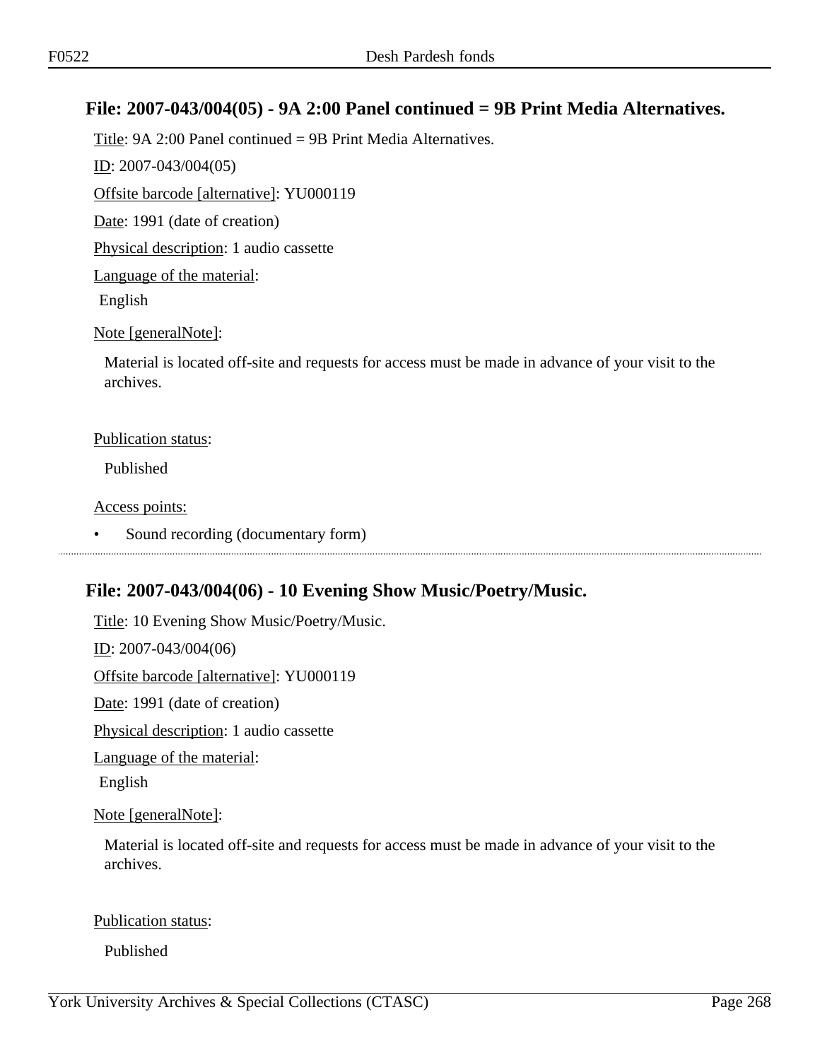## File: 2007-043/004(05) - 9A 2:00 Panel continued = 9B Print Media Alternatives.

Title: 9A 2:00 Panel continued = 9B Print Media Alternatives.

ID: 2007-043/004(05)

Offsite barcode [alternative]: YU000119

Date: 1991 (date of creation)

Physical description: 1 audio cassette

Language of the material:

English

Note [generalNote]:

Material is located off-site and requests for access must be made in advance of your visit to the archives.

Publication status:

Published

Access points:

- Sound recording (documentary form)

---

## File: 2007-043/004(06) - 10 Evening Show Music/Poetry/Music.

Title: 10 Evening Show Music/Poetry/Music.

ID: 2007-043/004(06)

Offsite barcode [alternative]: YU000119

Date: 1991 (date of creation)

Physical description: 1 audio cassette

Language of the material:

English

Note [generalNote]:

Material is located off-site and requests for access must be made in advance of your visit to the archives.

Publication status:

Published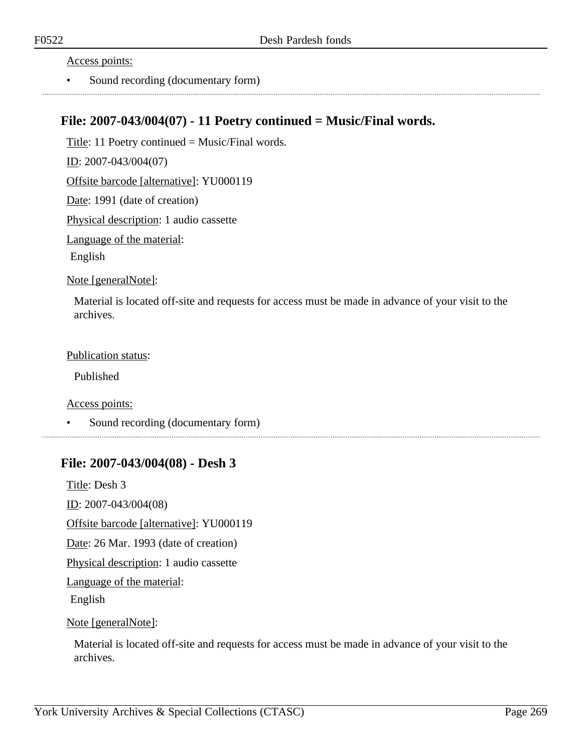Access points:

- Sound recording (documentary form)

---

## File: 2007-043/004(07) - 11 Poetry continued = Music/Final words.

Title: 11 Poetry continued = Music/Final words.

ID: 2007-043/004(07)

Offsite barcode [alternative]: YU000119

Date: 1991 (date of creation)

Physical description: 1 audio cassette

Language of the material:

English

Note [generalNote]:

Material is located off-site and requests for access must be made in advance of your visit to the archives.

Publication status:

Published

Access points:

- Sound recording (documentary form)

---

## File: 2007-043/004(08) - Desh 3

Title: Desh 3

ID: 2007-043/004(08)

Offsite barcode [alternative]: YU000119

Date: 26 Mar. 1993 (date of creation)

Physical description: 1 audio cassette

Language of the material:

English

Note [generalNote]:

Material is located off-site and requests for access must be made in advance of your visit to the archives.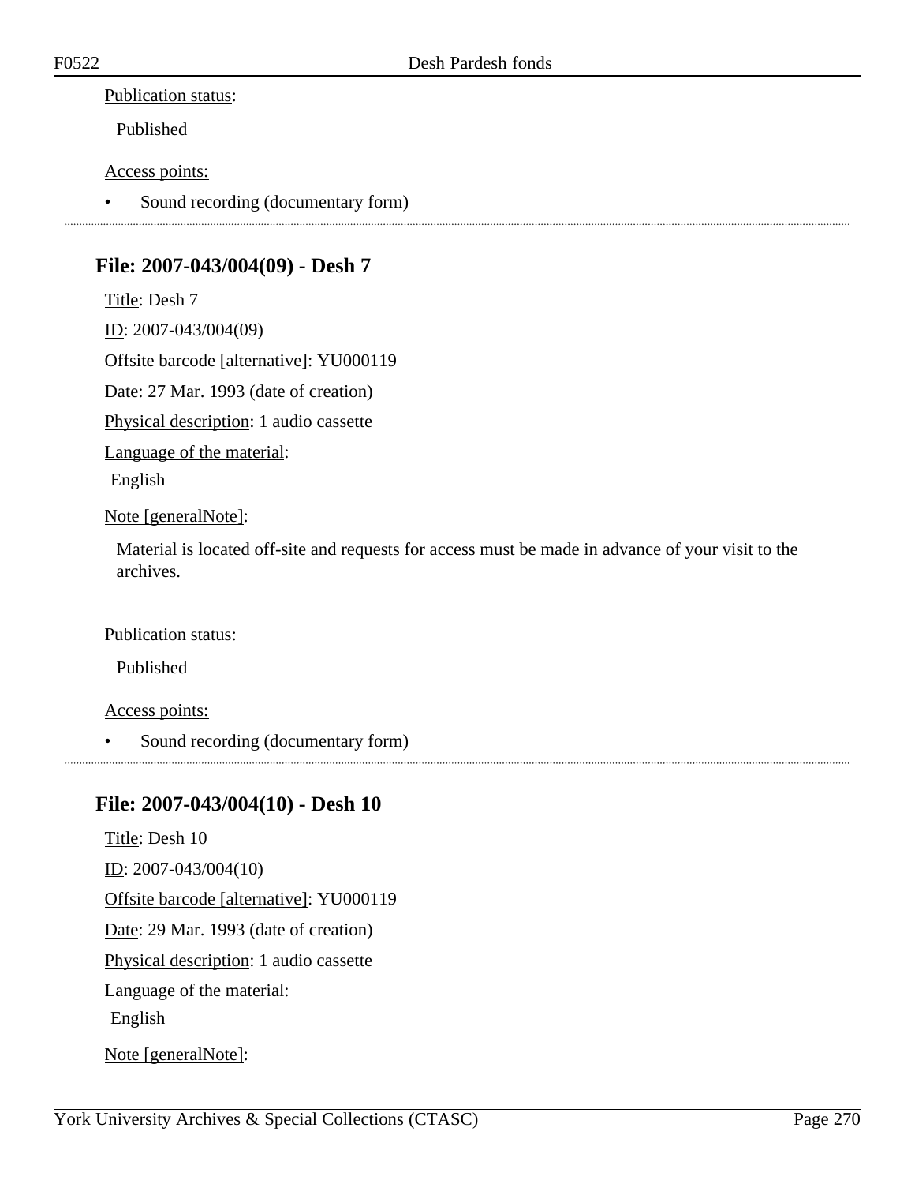Publication status:

Published

Access points:

- Sound recording (documentary form)

## File: 2007-043/004(09) - Desh 7

Title: Desh 7

ID: 2007-043/004(09)

Offsite barcode [alternative]: YU000119

Date: 27 Mar. 1993 (date of creation)

Physical description: 1 audio cassette

Language of the material:

English

Note [generalNote]:

Material is located off-site and requests for access must be made in advance of your visit to the archives.

Publication status:

Published

Access points:

- Sound recording (documentary form)

## File: 2007-043/004(10) - Desh 10

Title: Desh 10

ID: 2007-043/004(10)

Offsite barcode [alternative]: YU000119

Date: 29 Mar. 1993 (date of creation)

Physical description: 1 audio cassette

Language of the material:

English

Note [generalNote]: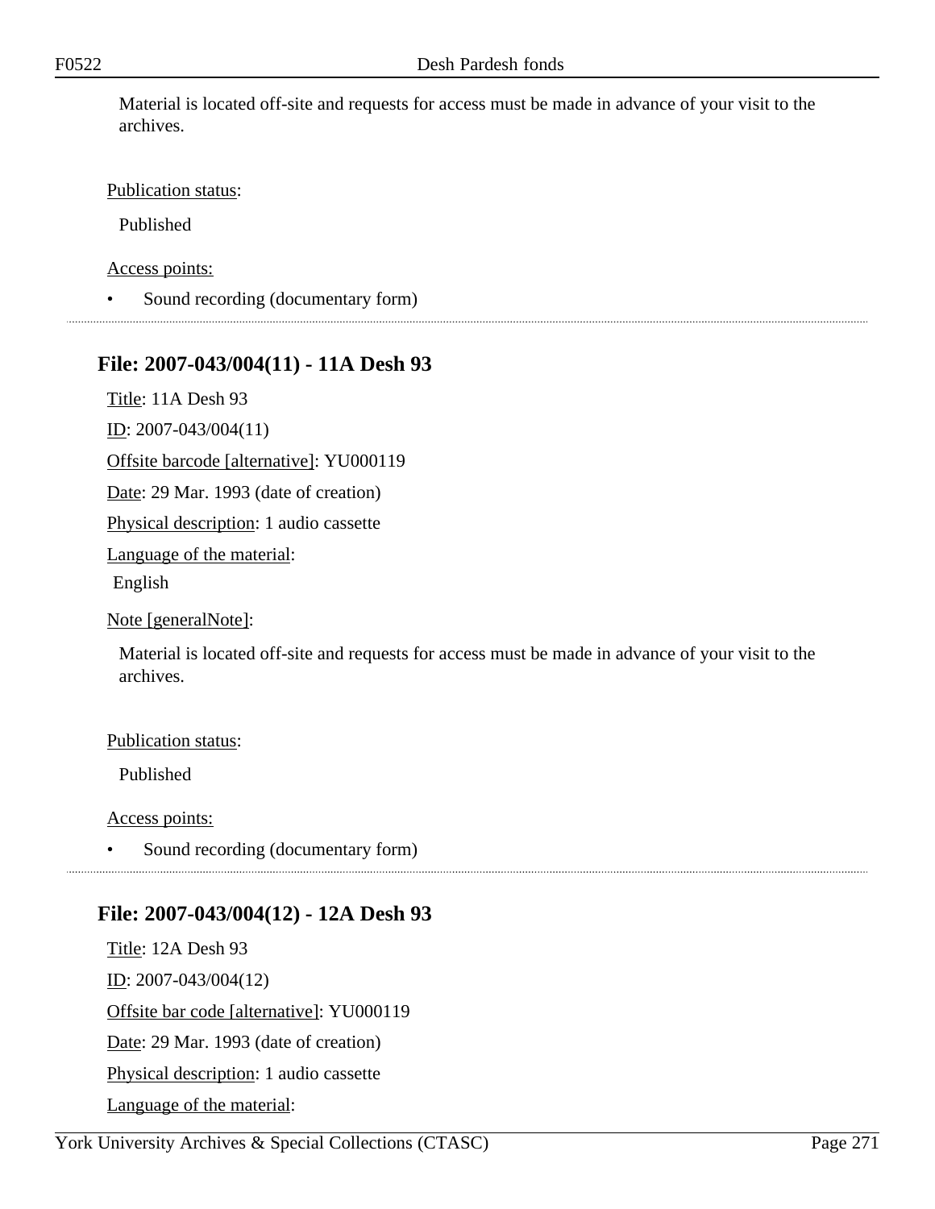Material is located off-site and requests for access must be made in advance of your visit to the archives.

Publication status:

Published

Access points:

- Sound recording (documentary form)

---

## File: 2007-043/004(11) - 11A Desh 93

Title: 11A Desh 93

ID: 2007-043/004(11)

Offsite barcode [alternative]: YU000119

Date: 29 Mar. 1993 (date of creation)

Physical description: 1 audio cassette

Language of the material:

English

Note [generalNote]:

Material is located off-site and requests for access must be made in advance of your visit to the archives.

Publication status:

Published

Access points:

- Sound recording (documentary form)

---

## File: 2007-043/004(12) - 12A Desh 93

Title: 12A Desh 93

ID: 2007-043/004(12)

Offsite bar code [alternative]: YU000119

Date: 29 Mar. 1993 (date of creation)

Physical description: 1 audio cassette

Language of the material: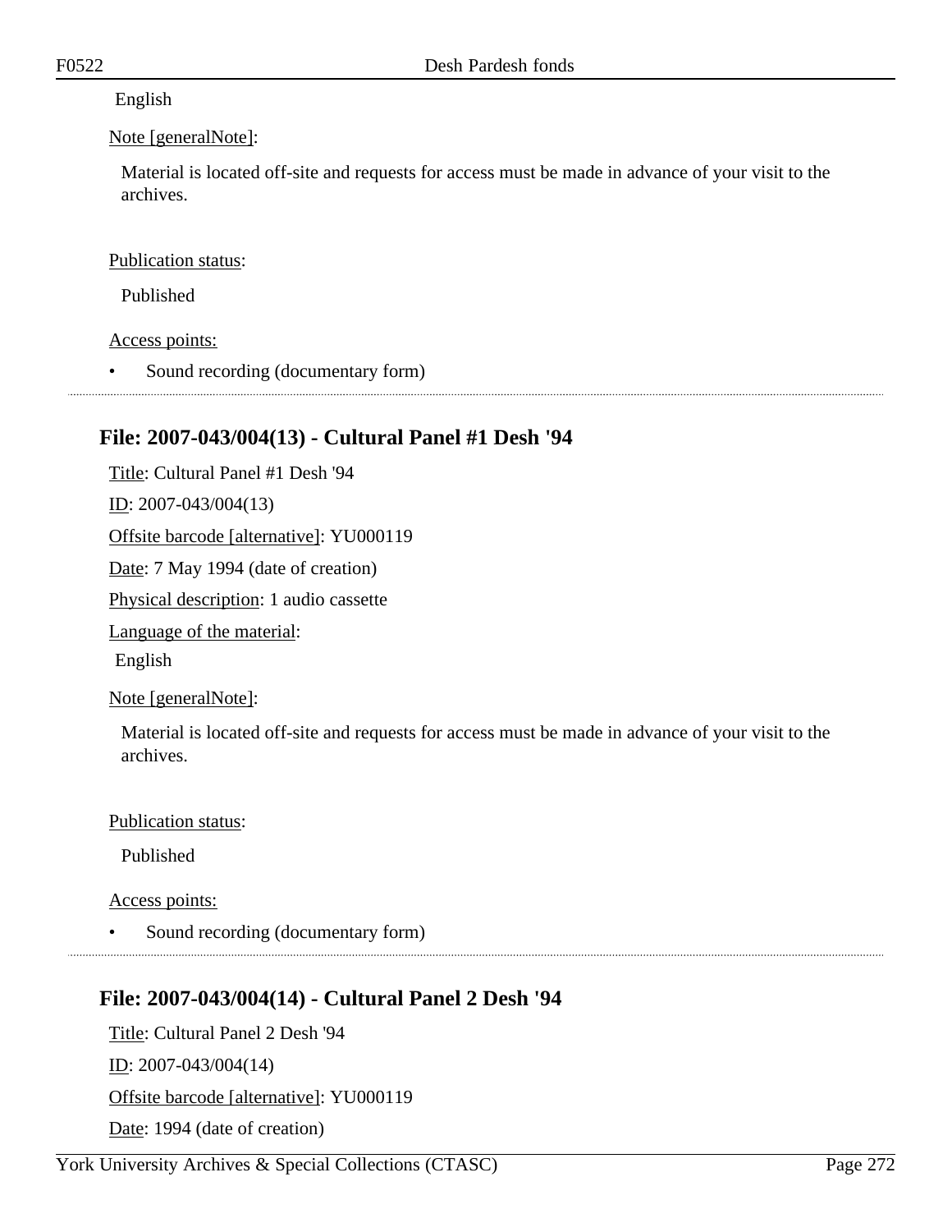English

Note [generalNote]:

Material is located off-site and requests for access must be made in advance of your visit to the archives.

Publication status:

Published

Access points:

- Sound recording (documentary form)

---

## File: 2007-043/004(13) - Cultural Panel #1 Desh '94

Title: Cultural Panel #1 Desh '94

ID: 2007-043/004(13)

Offsite barcode [alternative]: YU000119

Date: 7 May 1994 (date of creation)

Physical description: 1 audio cassette

Language of the material:

English

Note [generalNote]:

Material is located off-site and requests for access must be made in advance of your visit to the archives.

Publication status:

Published

Access points:

- Sound recording (documentary form)

---

## File: 2007-043/004(14) - Cultural Panel 2 Desh '94

Title: Cultural Panel 2 Desh '94

ID: 2007-043/004(14)

Offsite barcode [alternative]: YU000119

Date: 1994 (date of creation)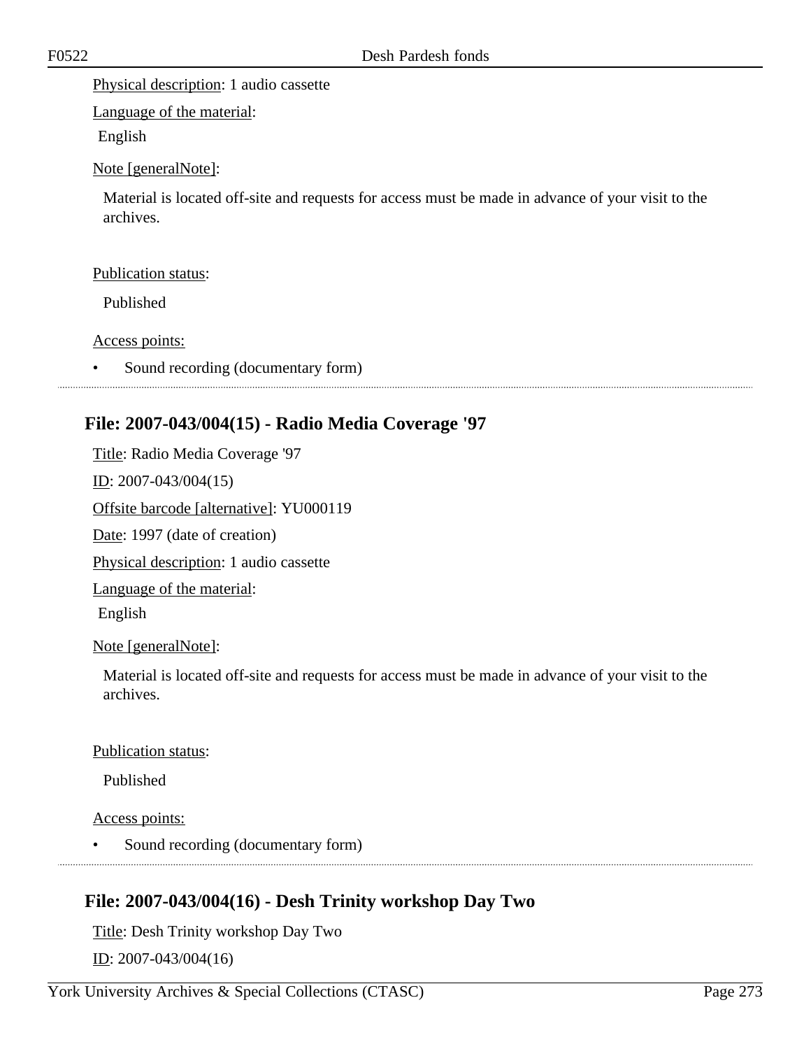Physical description: 1 audio cassette

Language of the material:

English

Note [generalNote]:

Material is located off-site and requests for access must be made in advance of your visit to the archives.

Publication status:

Published

Access points:

- Sound recording (documentary form)

## File: 2007-043/004(15) - Radio Media Coverage '97

Title: Radio Media Coverage '97

ID: 2007-043/004(15)

Offsite barcode [alternative]: YU000119

Date: 1997 (date of creation)

Physical description: 1 audio cassette

Language of the material:

English

Note [generalNote]:

Material is located off-site and requests for access must be made in advance of your visit to the archives.

Publication status:

Published

Access points:

- Sound recording (documentary form)

## File: 2007-043/004(16) - Desh Trinity workshop Day Two

Title: Desh Trinity workshop Day Two

ID: 2007-043/004(16)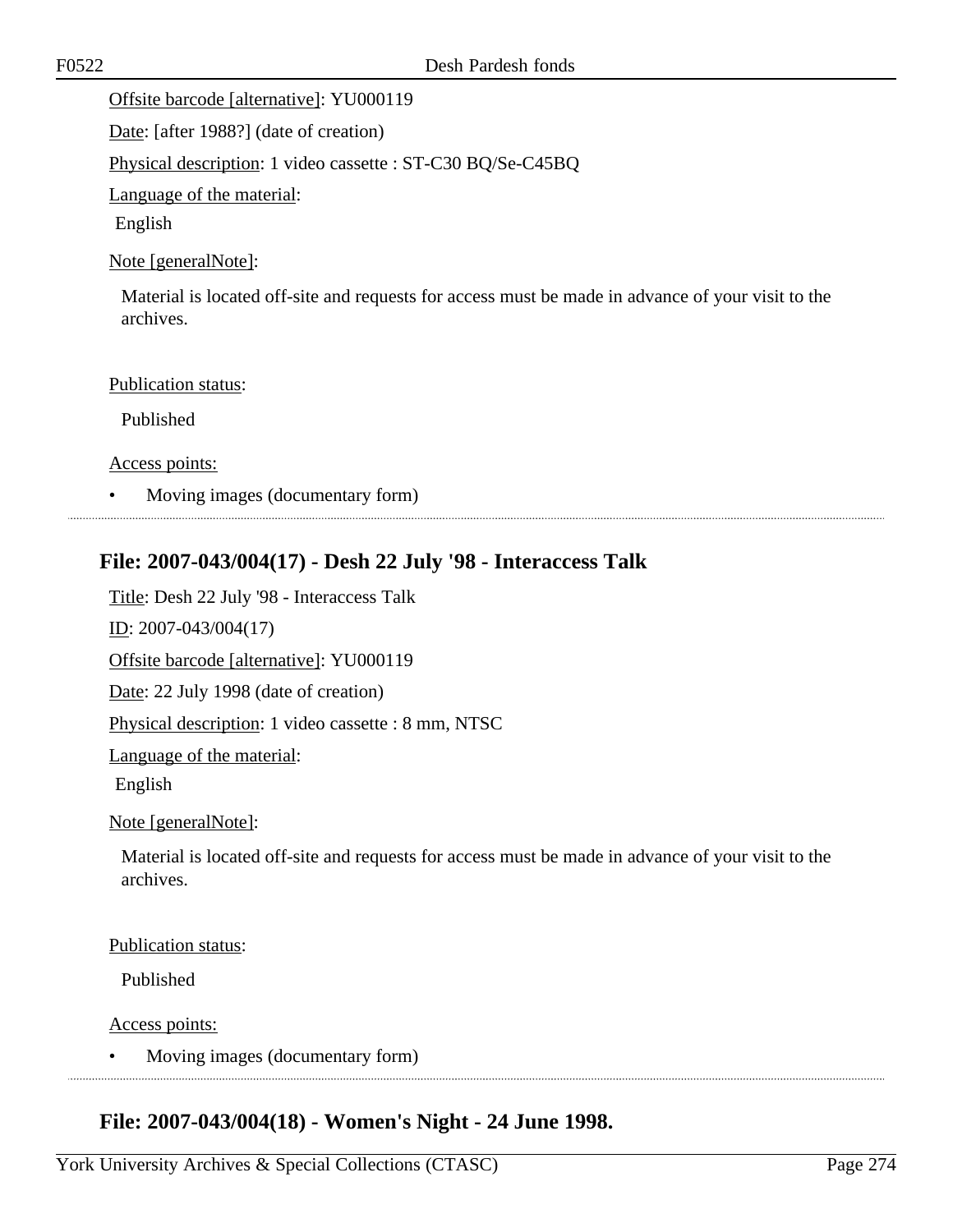Offsite barcode [alternative]: YU000119

Date: [after 1988?] (date of creation)

Physical description: 1 video cassette : ST-C30 BQ/Se-C45BQ

Language of the material:

English

Note [generalNote]:

Material is located off-site and requests for access must be made in advance of your visit to the archives.

Publication status:

Published

Access points:

- Moving images (documentary form)

## File: 2007-043/004(17) - Desh 22 July '98 - Interaccess Talk

Title: Desh 22 July '98 - Interaccess Talk

ID: 2007-043/004(17)

Offsite barcode [alternative]: YU000119

Date: 22 July 1998 (date of creation)

Physical description: 1 video cassette : 8 mm, NTSC

Language of the material:

English

Note [generalNote]:

Material is located off-site and requests for access must be made in advance of your visit to the archives.

Publication status:

Published

Access points:

- Moving images (documentary form)

## File: 2007-043/004(18) - Women's Night - 24 June 1998.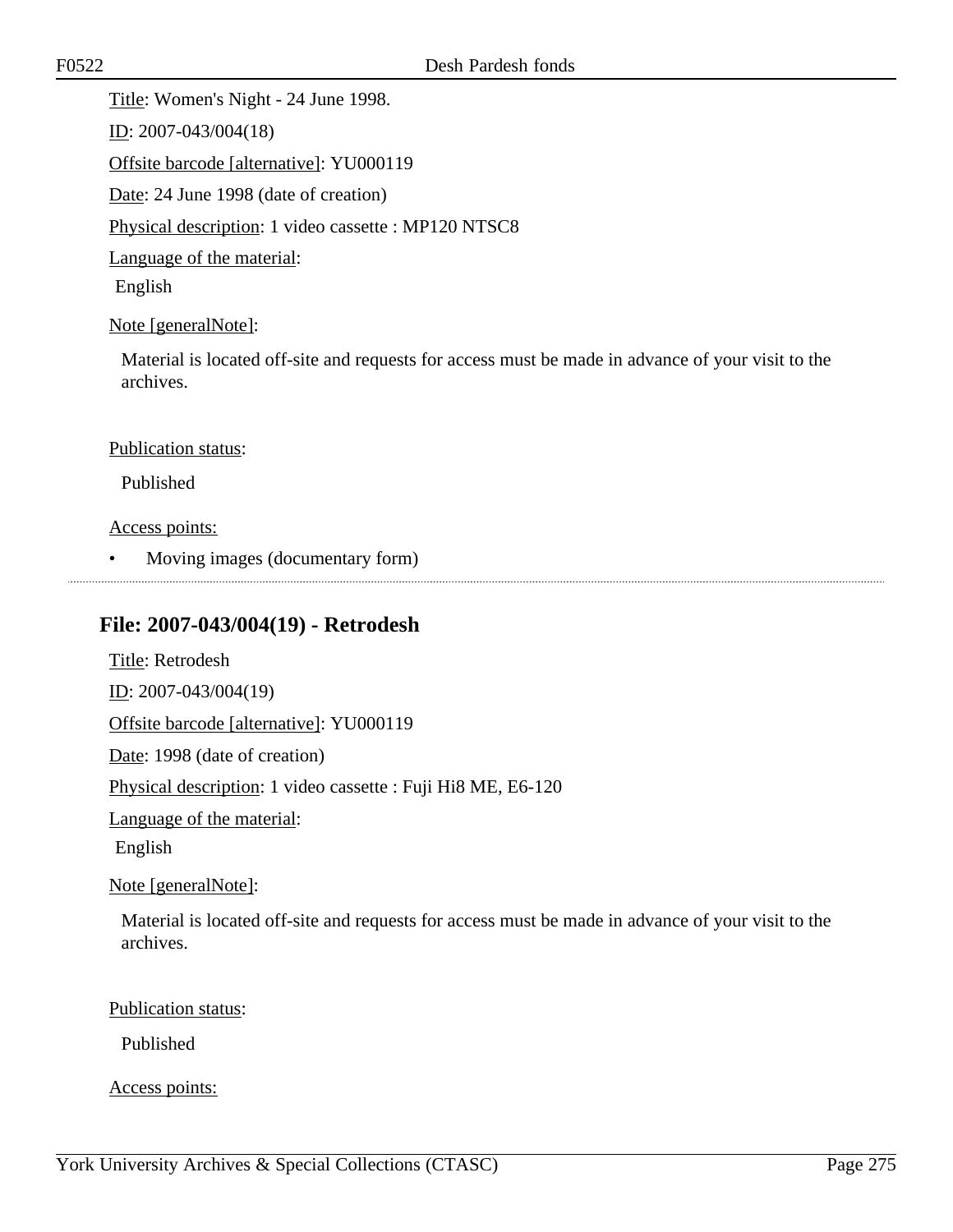Title: Women's Night - 24 June 1998.

ID: 2007-043/004(18)

Offsite barcode [alternative]: YU000119

Date: 24 June 1998 (date of creation)

Physical description: 1 video cassette : MP120 NTSC8

Language of the material:

English

Note [generalNote]:

Material is located off-site and requests for access must be made in advance of your visit to the archives.

Publication status:

Published

Access points:

- Moving images (documentary form)

---

## File: 2007-043/004(19) - Retrodesh

Title: Retrodesh

ID: 2007-043/004(19)

Offsite barcode [alternative]: YU000119

Date: 1998 (date of creation)

Physical description: 1 video cassette : Fuji Hi8 ME, E6-120

Language of the material:

English

Note [generalNote]:

Material is located off-site and requests for access must be made in advance of your visit to the archives.

Publication status:

Published

Access points: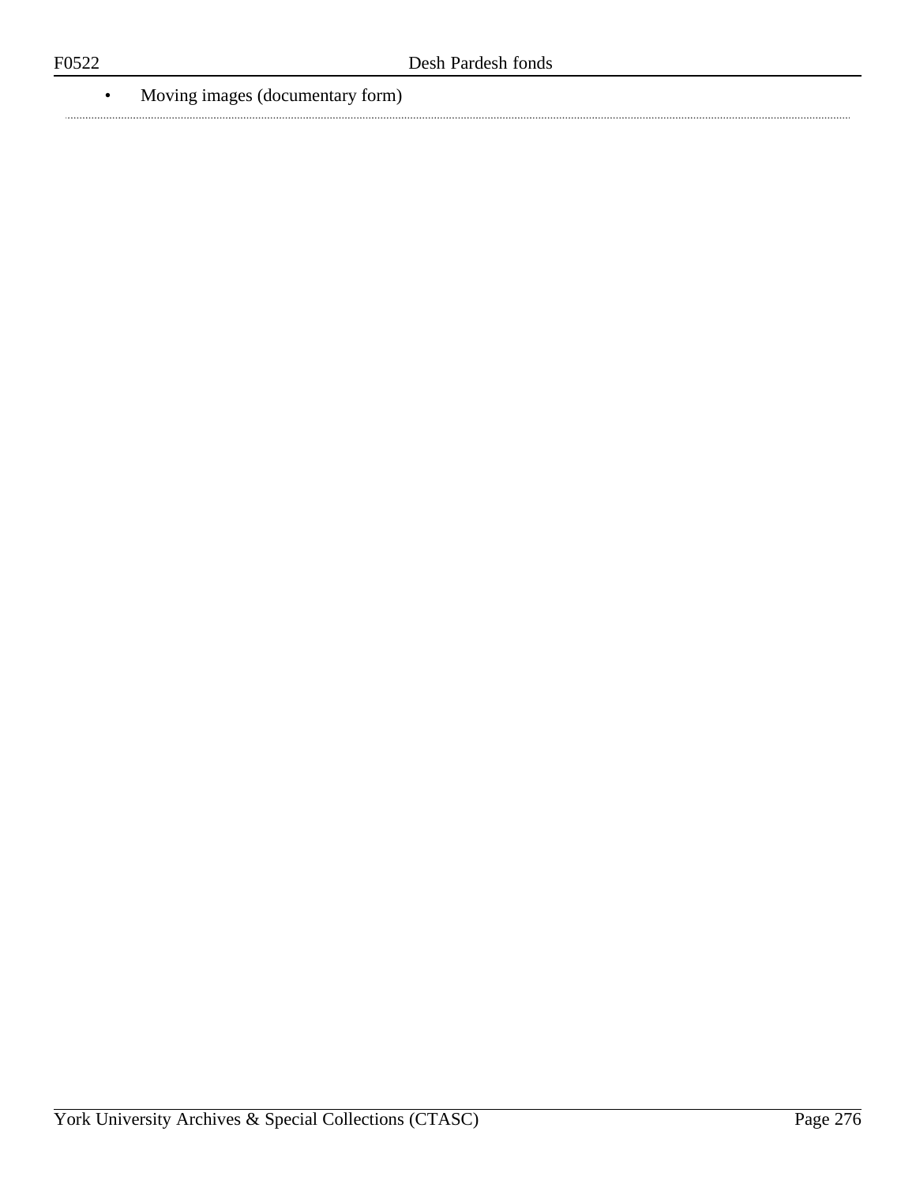- Moving images (documentary form)